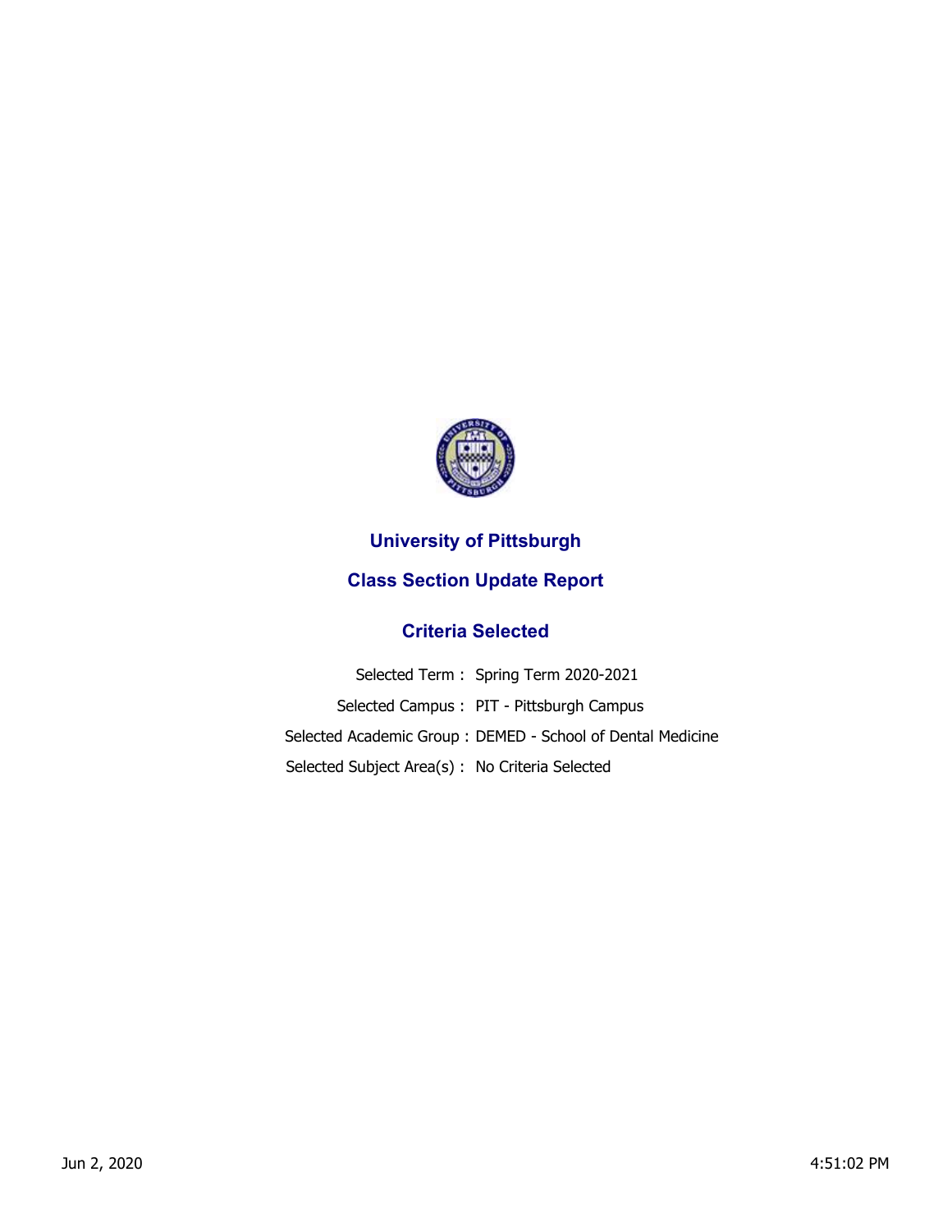# University of Pittsburgh

## Class Section Update Report

### Criteria Selected

| | |
|---|---|
| Selected Term : | Spring Term 2020-2021 |
| Selected Campus : | PIT - Pittsburgh Campus |
| Selected Academic Group : | DEMED - School of Dental Medicine |
| Selected Subject Area(s) : | No Criteria Selected |

Jun 2, 2020 4:51:02 PM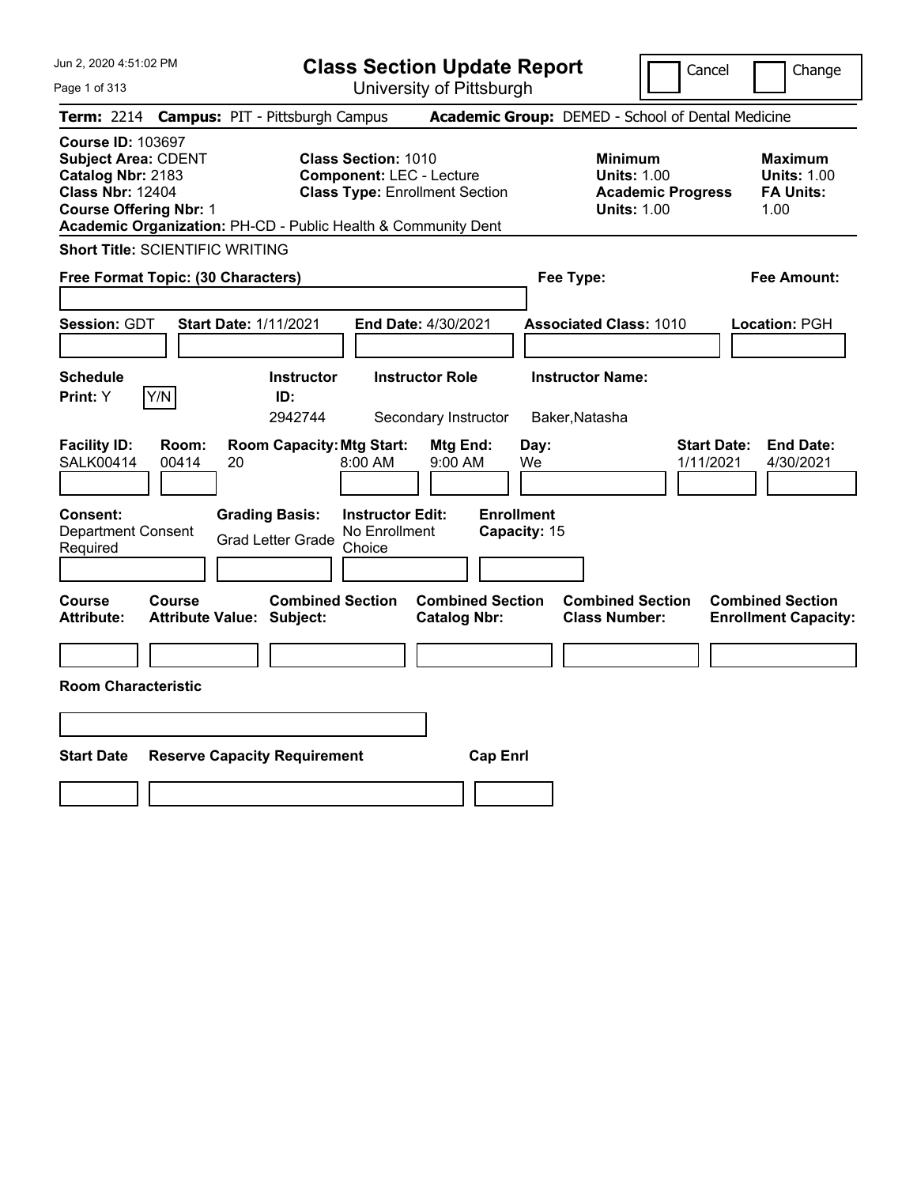# Class Section Update Report

University of Pittsburgh

Cancel | Change

**Term:** 2214 **Campus:** PIT - Pittsburgh Campus **Academic Group:** DEMED - School of Dental Medicine

**Course ID:** 103697
**Subject Area:** CDENT
**Catalog Nbr:** 2183
**Class Nbr:** 12404
**Course Offering Nbr:** 1
**Academic Organization:** PH-CD - Public Health & Community Dent

**Class Section:** 1010
**Component:** LEC - Lecture
**Class Type:** Enrollment Section

**Minimum Units:** 1.00
**Academic Progress Units:** 1.00

**Maximum Units:** 1.00
**FA Units:** 1.00

**Short Title:** SCIENTIFIC WRITING

**Free Format Topic: (30 Characters)**

**Fee Type:**

**Fee Amount:**

**Session:** GDT **Start Date:** 1/11/2021 **End Date:** 4/30/2021 **Associated Class:** 1010 **Location:** PGH

| Schedule Print | Instructor ID | Instructor Role | Instructor Name |
|---|---|---|---|
| Y (Y/N) | 2942744 | Secondary Instructor | Baker,Natasha |

| Facility ID | Room | Room Capacity | Mtg Start | Mtg End | Day | Start Date | End Date |
|---|---|---|---|---|---|---|---|
| SALK00414 | 00414 | 20 | 8:00 AM | 9:00 AM | We | 1/11/2021 | 4/30/2021 |

| Consent | Grading Basis | Instructor Edit | Enrollment Capacity |
|---|---|---|---|
| Department Consent Required | Grad Letter Grade | No Enrollment Choice | 15 |

| Course Attribute | Course Attribute Value | Combined Section Subject | Combined Section Catalog Nbr | Combined Section Class Number | Combined Section Enrollment Capacity |
|---|---|---|---|---|---|
| | | | | | |

**Room Characteristic**

| Start Date | Reserve Capacity Requirement | Cap Enrl |
|---|---|---|
| | | |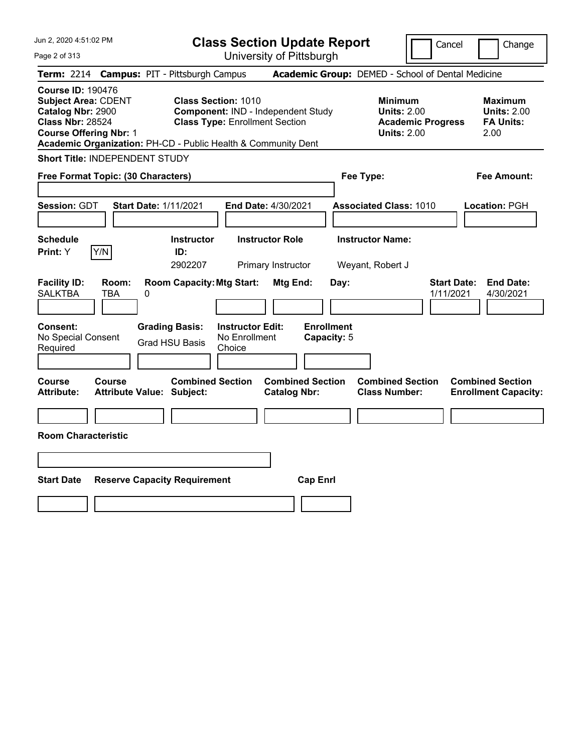# Class Section Update Report

University of Pittsburgh

Cancel | Change

**Term:** 2214 **Campus:** PIT - Pittsburgh Campus **Academic Group:** DEMED - School of Dental Medicine

**Course ID:** 190476
**Subject Area:** CDENT
**Catalog Nbr:** 2900
**Class Nbr:** 28524
**Course Offering Nbr:** 1
**Academic Organization:** PH-CD - Public Health & Community Dent

**Class Section:** 1010
**Component:** IND - Independent Study
**Class Type:** Enrollment Section

**Minimum**
**Units:** 2.00
**Academic Progress Units:** 2.00

**Maximum**
**Units:** 2.00
**FA Units:** 2.00

**Short Title:** INDEPENDENT STUDY

**Free Format Topic: (30 Characters)**

**Fee Type:**

**Fee Amount:**

**Session:** GDT **Start Date:** 1/11/2021 **End Date:** 4/30/2021 **Associated Class:** 1010 **Location:** PGH

| Schedule Print | Instructor ID | Instructor Role | Instructor Name |
|---|---|---|---|
| Y (Y/N) | 2902207 | Primary Instructor | Weyant, Robert J |

| Facility ID | Room | Room Capacity | Mtg Start | Mtg End | Day | Start Date | End Date |
|---|---|---|---|---|---|---|---|
| SALKTBA | TBA | 0 | | | | 1/11/2021 | 4/30/2021 |

| Consent | Grading Basis | Instructor Edit | Enrollment Capacity |
|---|---|---|---|
| No Special Consent Required | Grad HSU Basis | No Enrollment Choice | 5 |

| Course Attribute | Course Attribute Value | Combined Section Subject | Combined Section Catalog Nbr | Combined Section Class Number | Combined Section Enrollment Capacity |
|---|---|---|---|---|---|
| | | | | | |

**Room Characteristic**

| Start Date | Reserve Capacity Requirement | Cap Enrl |
|---|---|---|
| | | |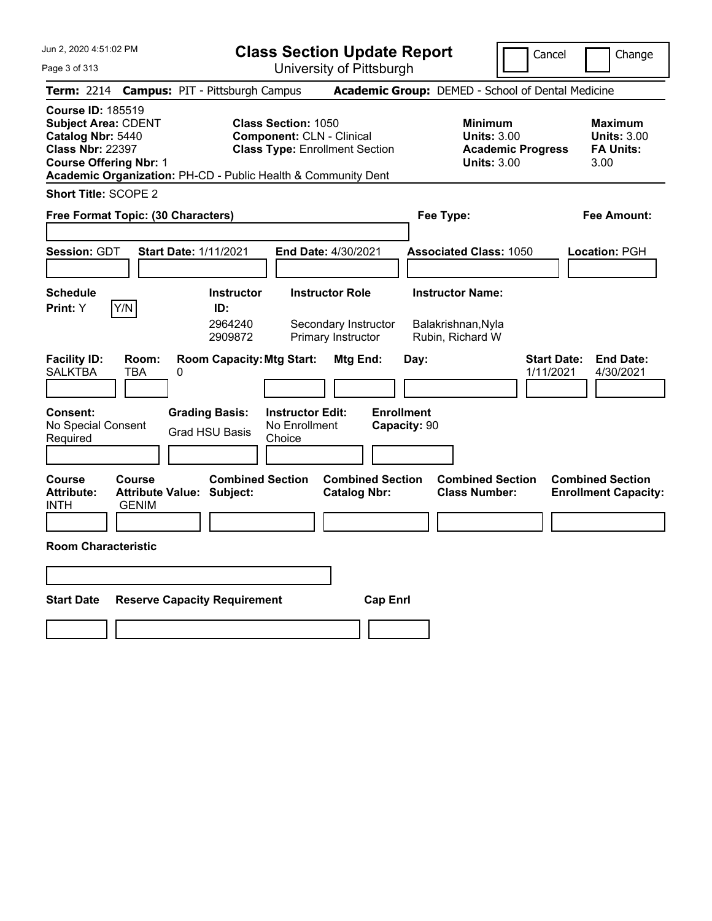# Class Section Update Report

University of Pittsburgh

Cancel | Change

**Term:** 2214 **Campus:** PIT - Pittsburgh Campus **Academic Group:** DEMED - School of Dental Medicine

**Course ID:** 185519
**Subject Area:** CDENT
**Catalog Nbr:** 5440
**Class Nbr:** 22397
**Course Offering Nbr:** 1
**Academic Organization:** PH-CD - Public Health & Community Dent

**Class Section:** 1050
**Component:** CLN - Clinical
**Class Type:** Enrollment Section

**Minimum Units:** 3.00
**Academic Progress Units:** 3.00

**Maximum Units:** 3.00
**FA Units:** 3.00

**Short Title:** SCOPE 2

**Free Format Topic: (30 Characters)**

**Fee Type:**

**Fee Amount:**

**Session:** GDT **Start Date:** 1/11/2021 **End Date:** 4/30/2021 **Associated Class:** 1050 **Location:** PGH

**Schedule Print:** Y Y/N

| Instructor ID: | Instructor Role | Instructor Name: |
|---|---|---|
| 2964240 | Secondary Instructor | Balakrishnan,Nyla |
| 2909872 | Primary Instructor | Rubin, Richard W |

| Facility ID: | Room: | Room Capacity: | Mtg Start: | Mtg End: | Day: | Start Date: | End Date: |
|---|---|---|---|---|---|---|---|
| SALKTBA | TBA | 0 | | | | 1/11/2021 | 4/30/2021 |

**Consent:** No Special Consent Required

**Grading Basis:** Grad HSU Basis

**Instructor Edit:** No Enrollment Choice

**Enrollment Capacity:** 90

| Course Attribute: | Course Attribute Value: | Combined Section Subject: | Combined Section Catalog Nbr: | Combined Section Class Number: | Combined Section Enrollment Capacity: |
|---|---|---|---|---|---|
| INTH | GENIM | | | | |

**Room Characteristic**

| Start Date | Reserve Capacity Requirement | Cap Enrl |
|---|---|---|
| | | |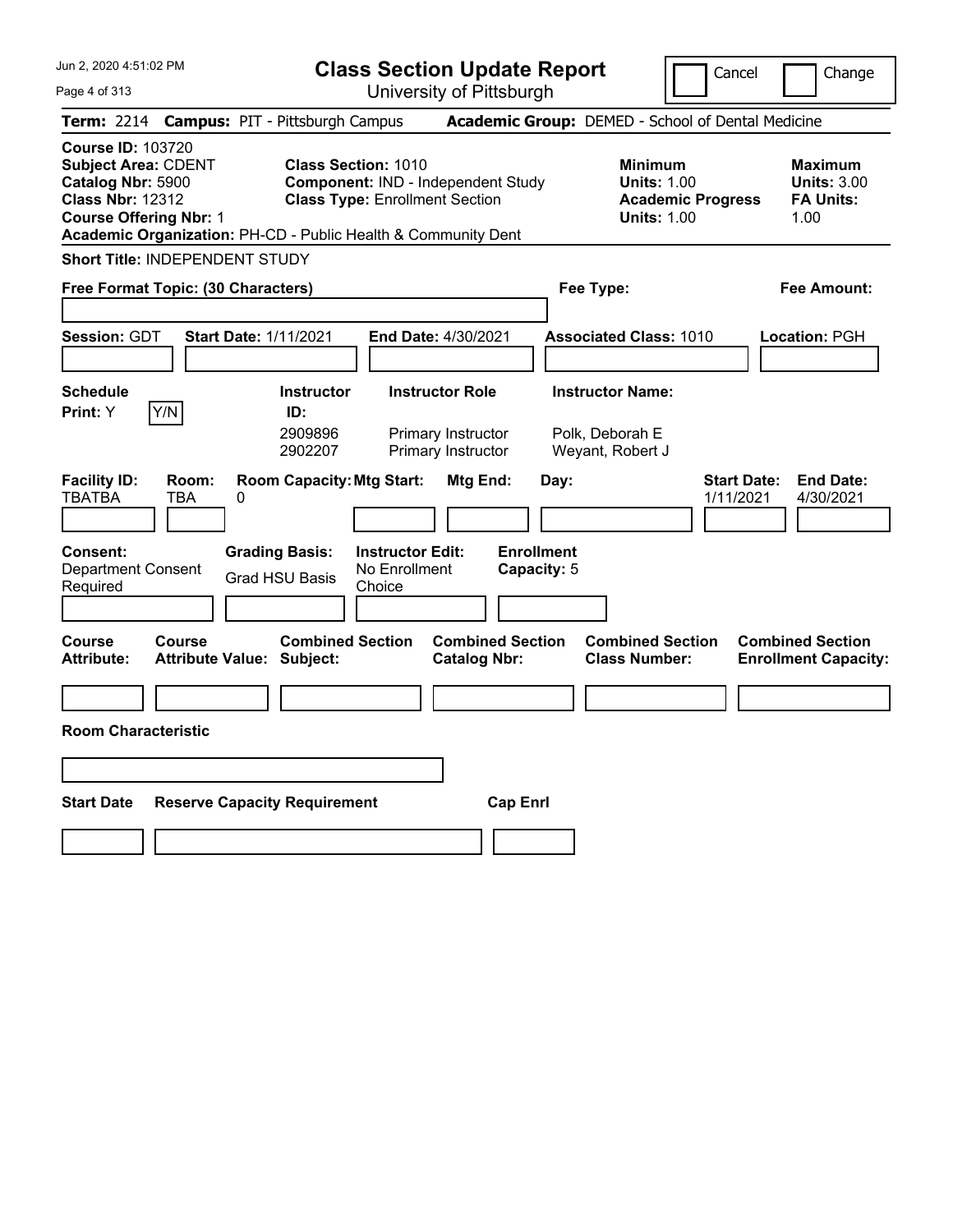# Class Section Update Report

University of Pittsburgh

Jun 2, 2020 4:51:02 PM

Cancel | Change

**Term:** 2214 **Campus:** PIT - Pittsburgh Campus **Academic Group:** DEMED - School of Dental Medicine

**Course ID:** 103720
**Subject Area:** CDENT
**Catalog Nbr:** 5900
**Class Nbr:** 12312
**Course Offering Nbr:** 1
**Academic Organization:** PH-CD - Public Health & Community Dent

**Class Section:** 1010
**Component:** IND - Independent Study
**Class Type:** Enrollment Section

**Minimum**
**Units:** 1.00
**Academic Progress Units:** 1.00

**Maximum**
**Units:** 3.00
**FA Units:** 1.00

**Short Title:** INDEPENDENT STUDY

**Free Format Topic: (30 Characters)**

**Fee Type:**

**Fee Amount:**

**Session:** GDT **Start Date:** 1/11/2021 **End Date:** 4/30/2021 **Associated Class:** 1010 **Location:** PGH

**Schedule Print:** Y Y/N

| Instructor ID | Instructor Role | Instructor Name |
|---|---|---|
| 2909896 | Primary Instructor | Polk, Deborah E |
| 2902207 | Primary Instructor | Weyant, Robert J |

| Facility ID | Room | Room Capacity | Mtg Start | Mtg End | Day | Start Date | End Date |
|---|---|---|---|---|---|---|---|
| TBATBA | TBA | 0 | | | | 1/11/2021 | 4/30/2021 |

**Consent:** Department Consent Required
**Grading Basis:** Grad HSU Basis
**Instructor Edit:** No Enrollment Choice
**Enrollment Capacity:** 5

| Course Attribute | Course Attribute Value | Combined Section Subject | Combined Section Catalog Nbr | Combined Section Class Number | Combined Section Enrollment Capacity |
|---|---|---|---|---|---|
| | | | | | |

**Room Characteristic**

| Start Date | Reserve Capacity Requirement | Cap Enrl |
|---|---|---|
| | | |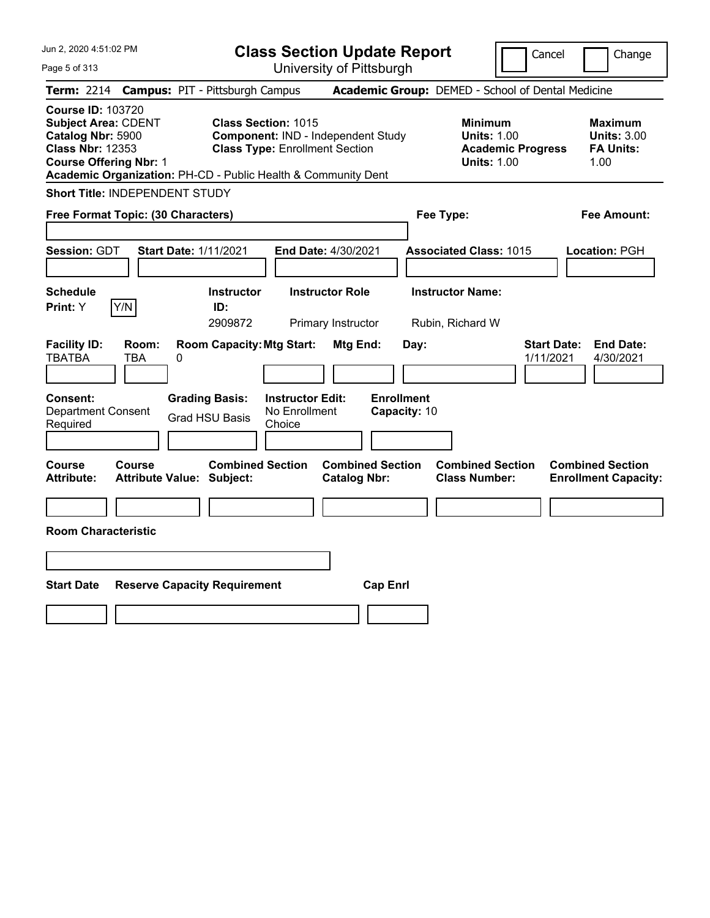# Class Section Update Report

University of Pittsburgh

Jun 2, 2020 4:51:02 PM

Cancel | Change

**Term:** 2214 **Campus:** PIT - Pittsburgh Campus **Academic Group:** DEMED - School of Dental Medicine

**Course ID:** 103720
**Subject Area:** CDENT
**Catalog Nbr:** 5900
**Class Nbr:** 12353
**Course Offering Nbr:** 1
**Academic Organization:** PH-CD - Public Health & Community Dent

**Class Section:** 1015
**Component:** IND - Independent Study
**Class Type:** Enrollment Section

**Minimum Units:** 1.00
**Academic Progress Units:** 1.00

**Maximum Units:** 3.00
**FA Units:** 1.00

**Short Title:** INDEPENDENT STUDY

**Free Format Topic: (30 Characters)**

**Fee Type:**

**Fee Amount:**

**Session:** GDT **Start Date:** 1/11/2021 **End Date:** 4/30/2021 **Associated Class:** 1015 **Location:** PGH

| Schedule Print | Instructor ID | Instructor Role | Instructor Name |
|---|---|---|---|
| Y (Y/N) | 2909872 | Primary Instructor | Rubin, Richard W |

| Facility ID | Room | Room Capacity | Mtg Start | Mtg End | Day | Start Date | End Date |
|---|---|---|---|---|---|---|---|
| TBATBA | TBA | 0 | | | | 1/11/2021 | 4/30/2021 |

**Consent:** Department Consent Required
**Grading Basis:** Grad HSU Basis
**Instructor Edit:** No Enrollment Choice
**Enrollment Capacity:** 10

| Course Attribute | Course Attribute Value | Combined Section Subject | Combined Section Catalog Nbr | Combined Section Class Number | Combined Section Enrollment Capacity |
|---|---|---|---|---|---|
| | | | | | |

**Room Characteristic**

| Start Date | Reserve Capacity Requirement | Cap Enrl |
|---|---|---|
| | | |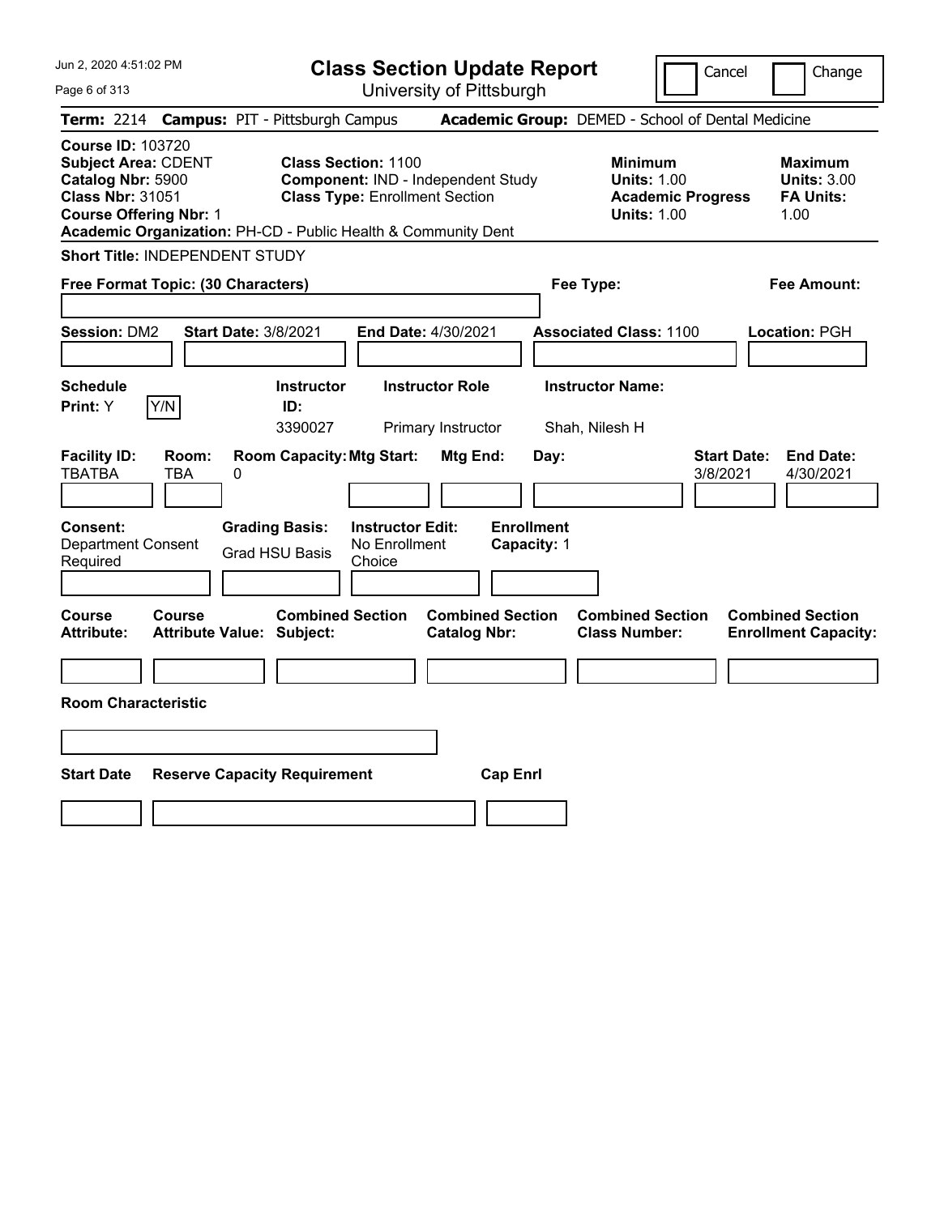# Class Section Update Report

University of Pittsburgh

Cancel | Change

**Term:** 2214 **Campus:** PIT - Pittsburgh Campus **Academic Group:** DEMED - School of Dental Medicine

**Course ID:** 103720
**Subject Area:** CDENT
**Catalog Nbr:** 5900
**Class Nbr:** 31051
**Course Offering Nbr:** 1
**Academic Organization:** PH-CD - Public Health & Community Dent

**Class Section:** 1100
**Component:** IND - Independent Study
**Class Type:** Enrollment Section

**Minimum**
**Units:** 1.00
**Academic Progress Units:** 1.00

**Maximum**
**Units:** 3.00
**FA Units:** 1.00

**Short Title:** INDEPENDENT STUDY

**Free Format Topic: (30 Characters)**

**Fee Type:**

**Fee Amount:**

**Session:** DM2 **Start Date:** 3/8/2021 **End Date:** 4/30/2021 **Associated Class:** 1100 **Location:** PGH

| Schedule Print | Instructor ID | Instructor Role | Instructor Name |
|---|---|---|---|
| Y | 3390027 | Primary Instructor | Shah, Nilesh H |

| Facility ID | Room | Room Capacity | Mtg Start | Mtg End | Day | Start Date | End Date |
|---|---|---|---|---|---|---|---|
| TBATBA | TBA | 0 | | | | 3/8/2021 | 4/30/2021 |

| Consent | Grading Basis | Instructor Edit | Enrollment Capacity |
|---|---|---|---|
| Department Consent Required | Grad HSU Basis | No Enrollment Choice | 1 |

| Course Attribute | Course Attribute Value | Combined Section Subject | Combined Section Catalog Nbr | Combined Section Class Number | Combined Section Enrollment Capacity |
|---|---|---|---|---|---|
| | | | | | |

**Room Characteristic**

| Start Date | Reserve Capacity Requirement | Cap Enrl |
|---|---|---|
| | | |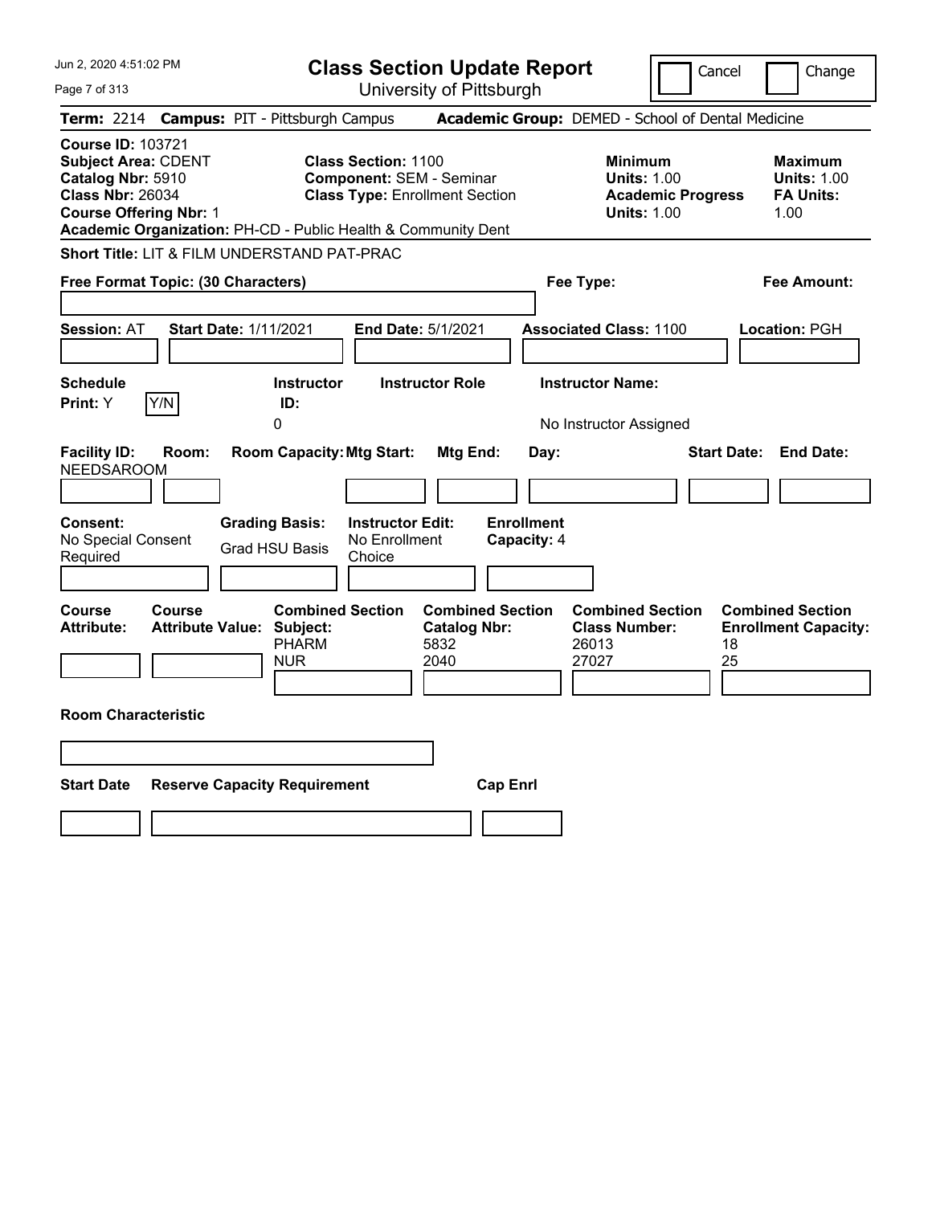Jun 2, 2020 4:51:02 PM

# Class Section Update Report

University of Pittsburgh

Cancel | Change

**Term:** 2214 **Campus:** PIT - Pittsburgh Campus **Academic Group:** DEMED - School of Dental Medicine

**Course ID:** 103721
**Subject Area:** CDENT
**Catalog Nbr:** 5910
**Class Nbr:** 26034
**Course Offering Nbr:** 1
**Academic Organization:** PH-CD - Public Health & Community Dent

**Class Section:** 1100
**Component:** SEM - Seminar
**Class Type:** Enrollment Section

**Minimum Units:** 1.00
**Academic Progress Units:** 1.00

**Maximum Units:** 1.00
**FA Units:** 1.00

**Short Title:** LIT & FILM UNDERSTAND PAT-PRAC

**Free Format Topic: (30 Characters)**

**Fee Type:**

**Fee Amount:**

**Session:** AT **Start Date:** 1/11/2021 **End Date:** 5/1/2021 **Associated Class:** 1100 **Location:** PGH

**Schedule Print:** Y Y/N

**Instructor ID:** 0

**Instructor Role**

**Instructor Name:** No Instructor Assigned

**Facility ID:** NEEDSAROOM **Room:** **Room Capacity:** **Mtg Start:** **Mtg End:** **Day:** **Start Date:** **End Date:**

**Consent:** No Special Consent Required

**Grading Basis:** Grad HSU Basis

**Instructor Edit:** No Enrollment Choice

**Enrollment Capacity:** 4

| Course Attribute: | Course Attribute Value: | Combined Section Subject: | Combined Section Catalog Nbr: | Combined Section Class Number: | Combined Section Enrollment Capacity: |
|---|---|---|---|---|---|
| | | PHARM | 5832 | 26013 | 18 |
| | | NUR | 2040 | 27027 | 25 |

**Room Characteristic**

**Start Date** **Reserve Capacity Requirement** **Cap Enrl**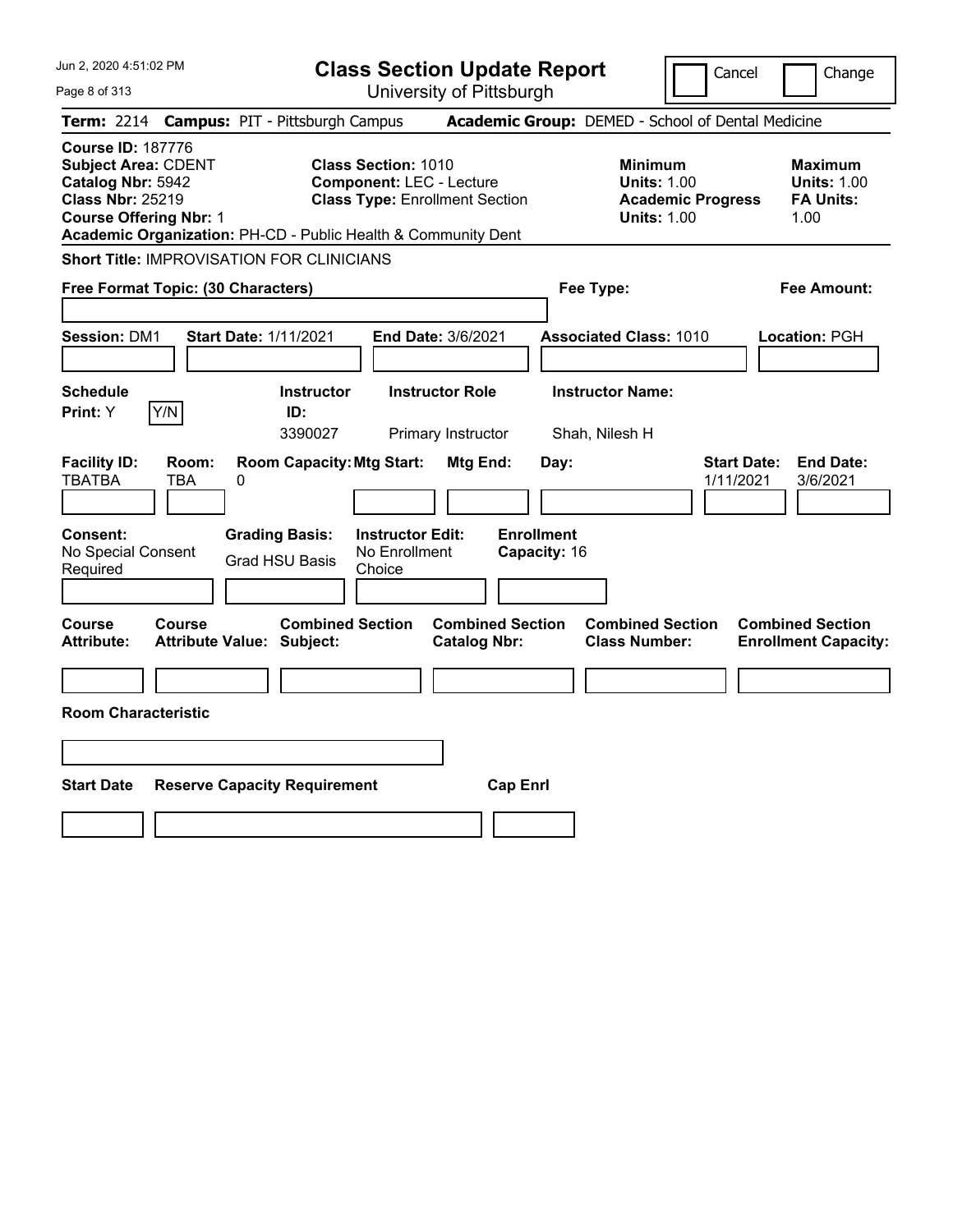# Class Section Update Report

University of Pittsburgh

Jun 2, 2020 4:51:02 PM

Cancel | Change

**Term:** 2214 **Campus:** PIT - Pittsburgh Campus **Academic Group:** DEMED - School of Dental Medicine

**Course ID:** 187776
**Subject Area:** CDENT
**Catalog Nbr:** 5942
**Class Nbr:** 25219
**Course Offering Nbr:** 1
**Academic Organization:** PH-CD - Public Health & Community Dent

**Class Section:** 1010
**Component:** LEC - Lecture
**Class Type:** Enrollment Section

**Minimum Units:** 1.00
**Academic Progress Units:** 1.00

**Maximum Units:** 1.00
**FA Units:** 1.00

**Short Title:** IMPROVISATION FOR CLINICIANS

**Free Format Topic: (30 Characters)**

**Fee Type:**

**Fee Amount:**

**Session:** DM1 **Start Date:** 1/11/2021 **End Date:** 3/6/2021 **Associated Class:** 1010 **Location:** PGH

| Schedule Print | Instructor ID | Instructor Role | Instructor Name |
|---|---|---|---|
| Y | 3390027 | Primary Instructor | Shah, Nilesh H |

| Facility ID | Room | Room Capacity | Mtg Start | Mtg End | Day | Start Date | End Date |
|---|---|---|---|---|---|---|---|
| TBATBA | TBA | 0 | | | | 1/11/2021 | 3/6/2021 |

| Consent | Grading Basis | Instructor Edit | Enrollment Capacity |
|---|---|---|---|
| No Special Consent Required | Grad HSU Basis | No Enrollment Choice | 16 |

| Course Attribute | Course Attribute Value | Combined Section Subject | Combined Section Catalog Nbr | Combined Section Class Number | Combined Section Enrollment Capacity |
|---|---|---|---|---|---|
| | | | | | |

**Room Characteristic**

| Start Date | Reserve Capacity Requirement | Cap Enrl |
|---|---|---|
| | | |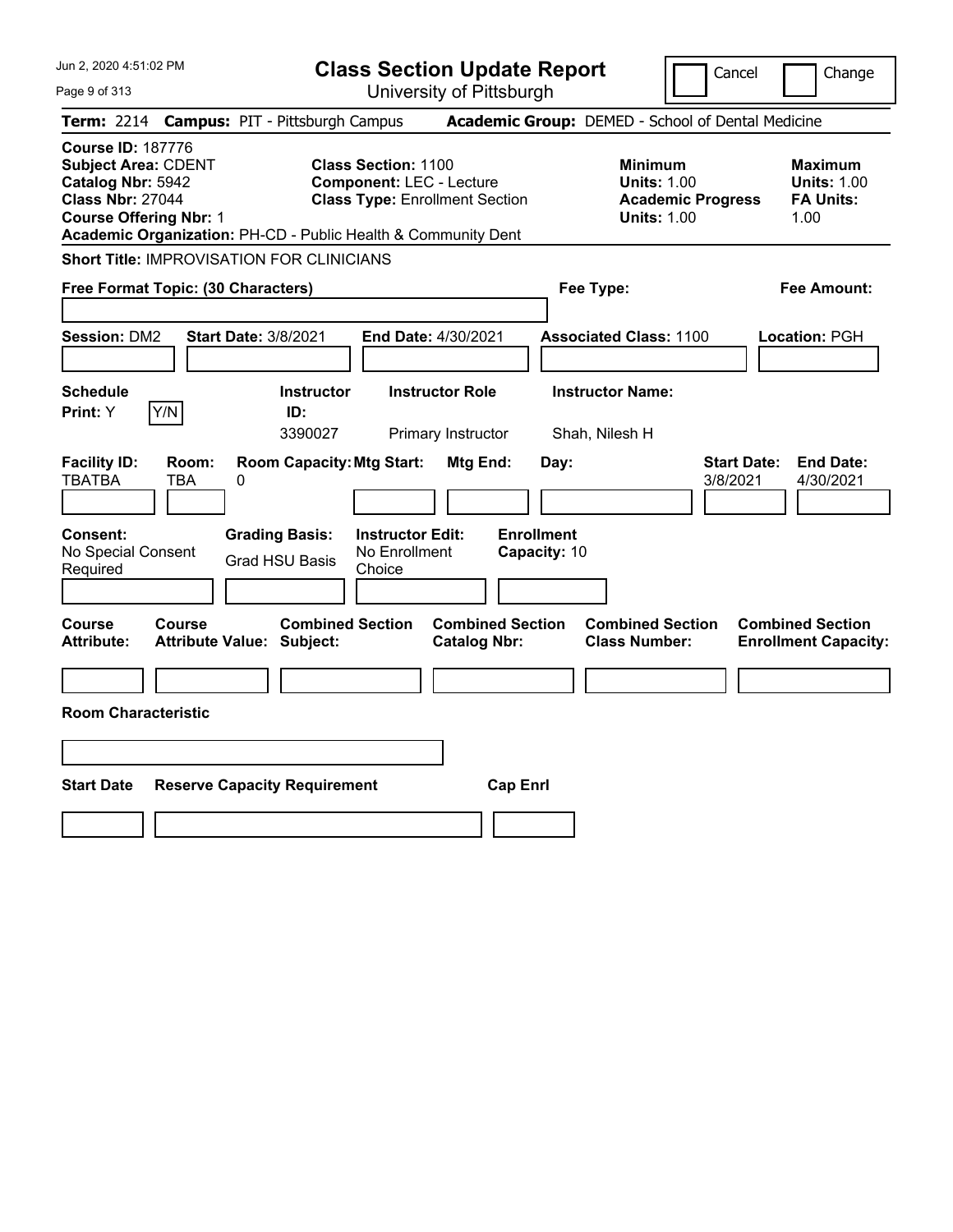# Class Section Update Report

University of Pittsburgh

Cancel | Change

**Term:** 2214 **Campus:** PIT - Pittsburgh Campus **Academic Group:** DEMED - School of Dental Medicine

**Course ID:** 187776
**Subject Area:** CDENT
**Catalog Nbr:** 5942
**Class Nbr:** 27044
**Course Offering Nbr:** 1
**Academic Organization:** PH-CD - Public Health & Community Dent

**Class Section:** 1100
**Component:** LEC - Lecture
**Class Type:** Enrollment Section

**Minimum Units:** 1.00
**Academic Progress Units:** 1.00

**Maximum Units:** 1.00
**FA Units:** 1.00

**Short Title:** IMPROVISATION FOR CLINICIANS

**Free Format Topic: (30 Characters)**

**Fee Type:**

**Fee Amount:**

**Session:** DM2 **Start Date:** 3/8/2021 **End Date:** 4/30/2021 **Associated Class:** 1100 **Location:** PGH

| Schedule Print: | Instructor ID: | Instructor Role | Instructor Name: |
|---|---|---|---|
| Y | 3390027 | Primary Instructor | Shah, Nilesh H |

| Facility ID: | Room: | Room Capacity: | Mtg Start: | Mtg End: | Day: | Start Date: | End Date: |
|---|---|---|---|---|---|---|---|
| TBATBA | TBA | 0 | | | | 3/8/2021 | 4/30/2021 |

**Consent:** No Special Consent Required
**Grading Basis:** Grad HSU Basis
**Instructor Edit:** No Enrollment Choice
**Enrollment Capacity:** 10

| Course Attribute: | Course Attribute Value: | Combined Section Subject: | Combined Section Catalog Nbr: | Combined Section Class Number: | Combined Section Enrollment Capacity: |
|---|---|---|---|---|---|
| | | | | | |

**Room Characteristic**

| Start Date | Reserve Capacity Requirement | Cap Enrl |
|---|---|---|
| | | |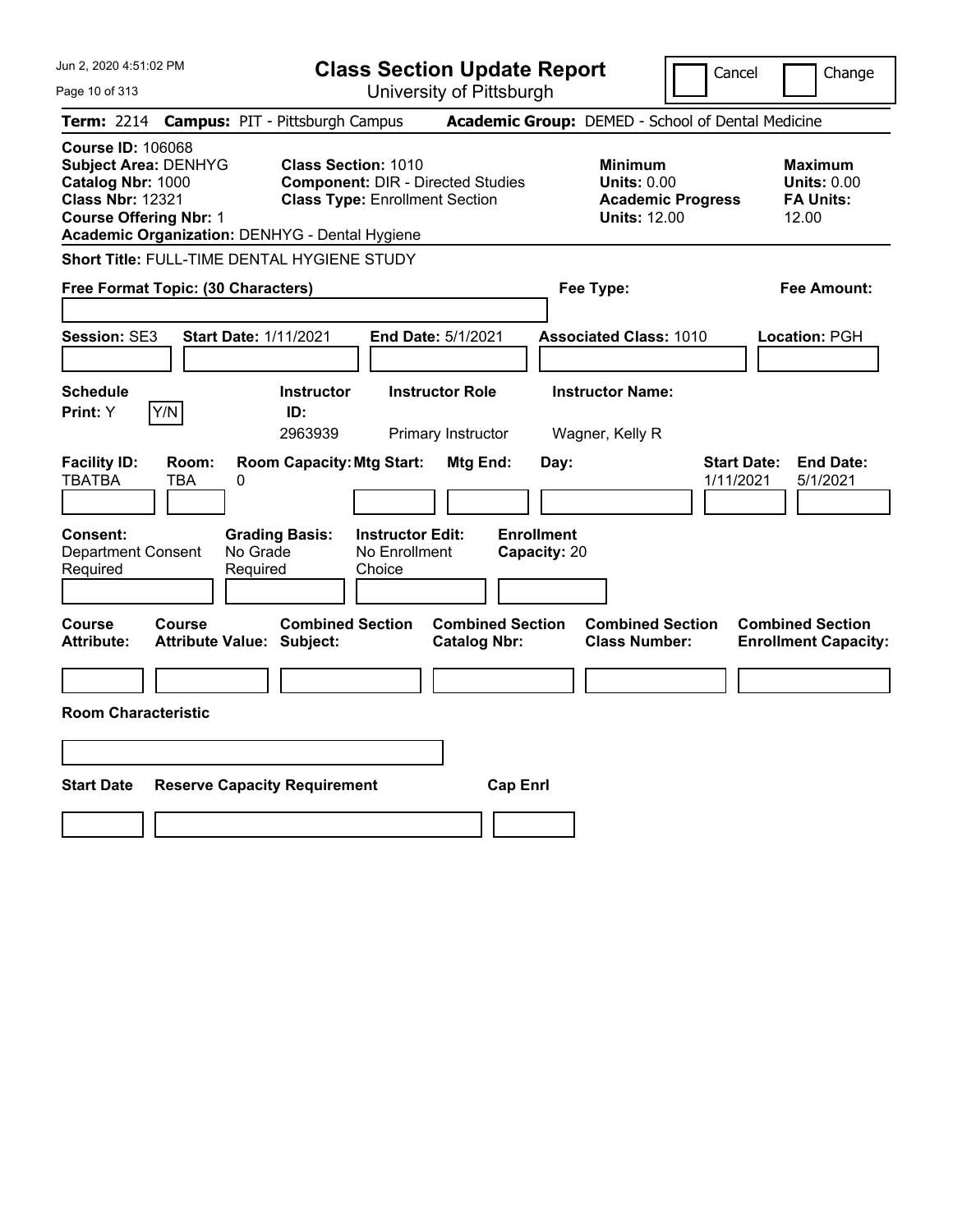# Class Section Update Report

University of Pittsburgh

Cancel | Change

**Term:** 2214 **Campus:** PIT - Pittsburgh Campus **Academic Group:** DEMED - School of Dental Medicine

**Course ID:** 106068
**Subject Area:** DENHYG
**Catalog Nbr:** 1000
**Class Nbr:** 12321
**Course Offering Nbr:** 1
**Academic Organization:** DENHYG - Dental Hygiene

**Class Section:** 1010
**Component:** DIR - Directed Studies
**Class Type:** Enrollment Section

**Minimum**
**Units:** 0.00
**Academic Progress Units:** 12.00

**Maximum**
**Units:** 0.00
**FA Units:** 12.00

**Short Title:** FULL-TIME DENTAL HYGIENE STUDY

**Free Format Topic: (30 Characters)**

**Fee Type:**

**Fee Amount:**

**Session:** SE3 **Start Date:** 1/11/2021 **End Date:** 5/1/2021 **Associated Class:** 1010 **Location:** PGH

| Schedule Print: | Instructor ID: | Instructor Role | Instructor Name: |
|---|---|---|---|
| Y | 2963939 | Primary Instructor | Wagner, Kelly R |

| Facility ID: | Room: | Room Capacity: | Mtg Start: | Mtg End: | Day: | Start Date: | End Date: |
|---|---|---|---|---|---|---|---|
| TBATBA | TBA | 0 | | | | 1/11/2021 | 5/1/2021 |

| Consent: | Grading Basis: | Instructor Edit: | Enrollment Capacity: |
|---|---|---|---|
| Department Consent Required | No Grade Required | No Enrollment Choice | 20 |

| Course Attribute: | Course Attribute Value: | Combined Section Subject: | Combined Section Catalog Nbr: | Combined Section Class Number: | Combined Section Enrollment Capacity: |
|---|---|---|---|---|---|
| | | | | | |

**Room Characteristic**

| Start Date | Reserve Capacity Requirement | Cap Enrl |
|---|---|---|
| | | |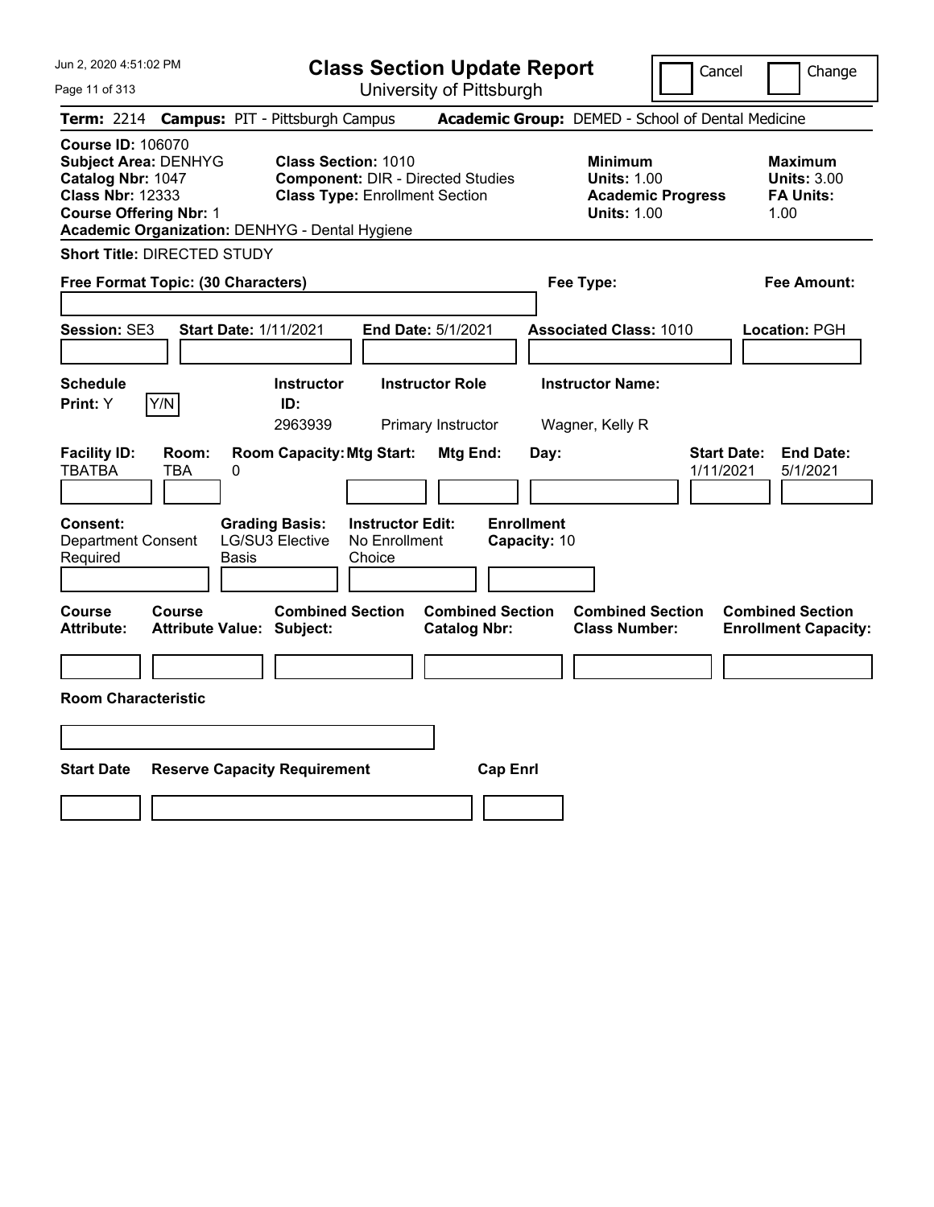# Class Section Update Report

University of Pittsburgh

Cancel | Change

**Term:** 2214 **Campus:** PIT - Pittsburgh Campus **Academic Group:** DEMED - School of Dental Medicine

**Course ID:** 106070
**Subject Area:** DENHYG
**Catalog Nbr:** 1047
**Class Nbr:** 12333
**Course Offering Nbr:** 1
**Academic Organization:** DENHYG - Dental Hygiene

**Class Section:** 1010
**Component:** DIR - Directed Studies
**Class Type:** Enrollment Section

| | Minimum | Maximum |
|---|---|---|
| Units | 1.00 | 3.00 |
| Academic Progress Units / FA Units | 1.00 | 1.00 |

**Short Title:** DIRECTED STUDY

**Free Format Topic: (30 Characters)**

**Fee Type:**

**Fee Amount:**

**Session:** SE3 **Start Date:** 1/11/2021 **End Date:** 5/1/2021 **Associated Class:** 1010 **Location:** PGH

| Schedule Print | Instructor ID | Instructor Role | Instructor Name |
|---|---|---|---|
| Y | 2963939 | Primary Instructor | Wagner, Kelly R |

| Facility ID | Room | Room Capacity | Mtg Start | Mtg End | Day | Start Date | End Date |
|---|---|---|---|---|---|---|---|
| TBATBA | TBA | 0 | | | | 1/11/2021 | 5/1/2021 |

**Consent:** Department Consent Required
**Grading Basis:** LG/SU3 Elective Basis
**Instructor Edit:** No Enrollment Choice
**Enrollment Capacity:** 10

| Course Attribute | Course Attribute Value | Combined Section Subject | Combined Section Catalog Nbr | Combined Section Class Number | Combined Section Enrollment Capacity |
|---|---|---|---|---|---|
| | | | | | |

**Room Characteristic**

| Start Date | Reserve Capacity Requirement | Cap Enrl |
|---|---|---|
| | | |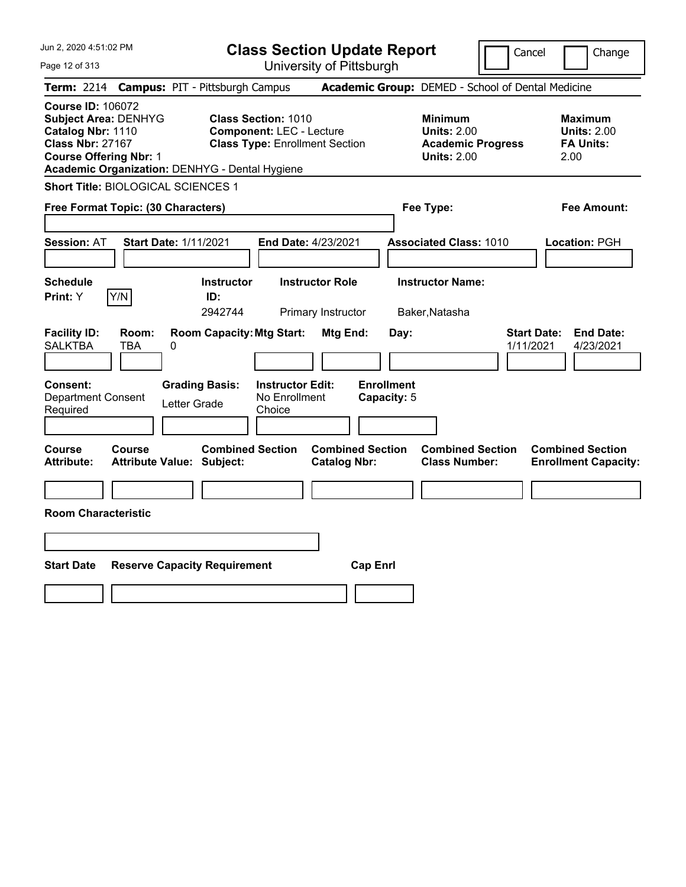# Class Section Update Report

University of Pittsburgh

Cancel Change

**Term:** 2214 **Campus:** PIT - Pittsburgh Campus **Academic Group:** DEMED - School of Dental Medicine

**Course ID:** 106072
**Subject Area:** DENHYG
**Catalog Nbr:** 1110
**Class Nbr:** 27167
**Course Offering Nbr:** 1
**Academic Organization:** DENHYG - Dental Hygiene

**Class Section:** 1010
**Component:** LEC - Lecture
**Class Type:** Enrollment Section

**Minimum**
**Units:** 2.00
**Academic Progress Units:** 2.00

**Maximum**
**Units:** 2.00
**FA Units:** 2.00

**Short Title:** BIOLOGICAL SCIENCES 1

**Free Format Topic: (30 Characters)**

**Fee Type:**

**Fee Amount:**

**Session:** AT **Start Date:** 1/11/2021 **End Date:** 4/23/2021 **Associated Class:** 1010 **Location:** PGH

| Schedule Print: | Instructor ID: | Instructor Role | Instructor Name: |
|---|---|---|---|
| Y Y/N | 2942744 | Primary Instructor | Baker,Natasha |

| Facility ID: | Room: | Room Capacity: | Mtg Start: | Mtg End: | Day: | Start Date: | End Date: |
|---|---|---|---|---|---|---|---|
| SALKTBA | TBA | 0 | | | | 1/11/2021 | 4/23/2021 |

| Consent: | Grading Basis: | Instructor Edit: | Enrollment Capacity: |
|---|---|---|---|
| Department Consent Required | Letter Grade | No Enrollment Choice | 5 |

| Course Attribute: | Course Attribute Value: | Combined Section Subject: | Combined Section Catalog Nbr: | Combined Section Class Number: | Combined Section Enrollment Capacity: |
|---|---|---|---|---|---|
| | | | | | |

**Room Characteristic**

| Start Date | Reserve Capacity Requirement | Cap Enrl |
|---|---|---|
| | | |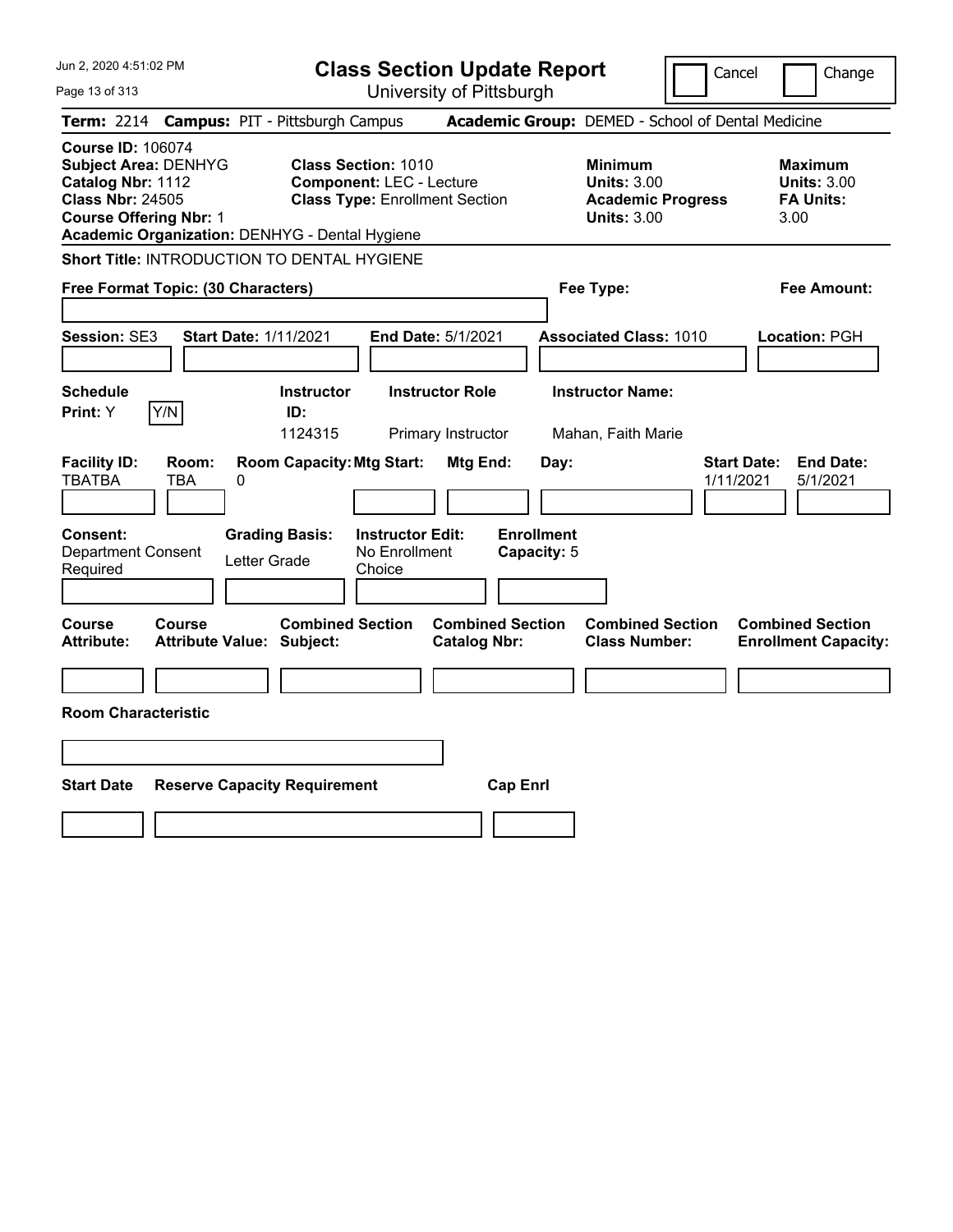Jun 2, 2020 4:51:02 PM

# Class Section Update Report

University of Pittsburgh

Cancel | Change

**Term:** 2214 **Campus:** PIT - Pittsburgh Campus **Academic Group:** DEMED - School of Dental Medicine

**Course ID:** 106074
**Subject Area:** DENHYG
**Catalog Nbr:** 1112
**Class Nbr:** 24505
**Course Offering Nbr:** 1
**Academic Organization:** DENHYG - Dental Hygiene

**Class Section:** 1010
**Component:** LEC - Lecture
**Class Type:** Enrollment Section

**Minimum Units:** 3.00
**Academic Progress Units:** 3.00

**Maximum Units:** 3.00
**FA Units:** 3.00

**Short Title:** INTRODUCTION TO DENTAL HYGIENE

**Free Format Topic: (30 Characters)**

**Fee Type:**

**Fee Amount:**

**Session:** SE3 **Start Date:** 1/11/2021 **End Date:** 5/1/2021 **Associated Class:** 1010 **Location:** PGH

| Schedule Print | Instructor ID | Instructor Role | Instructor Name |
|---|---|---|---|
| Y | 1124315 | Primary Instructor | Mahan, Faith Marie |

| Facility ID | Room | Room Capacity | Mtg Start | Mtg End | Day | Start Date | End Date |
|---|---|---|---|---|---|---|---|
| TBATBA | TBA | 0 | | | | 1/11/2021 | 5/1/2021 |

**Consent:** Department Consent Required
**Grading Basis:** Letter Grade
**Instructor Edit:** No Enrollment Choice
**Enrollment Capacity:** 5

| Course Attribute | Course Attribute Value | Combined Section Subject | Combined Section Catalog Nbr | Combined Section Class Number | Combined Section Enrollment Capacity |
|---|---|---|---|---|---|
| | | | | | |

**Room Characteristic**

| Start Date | Reserve Capacity Requirement | Cap Enrl |
|---|---|---|
| | | |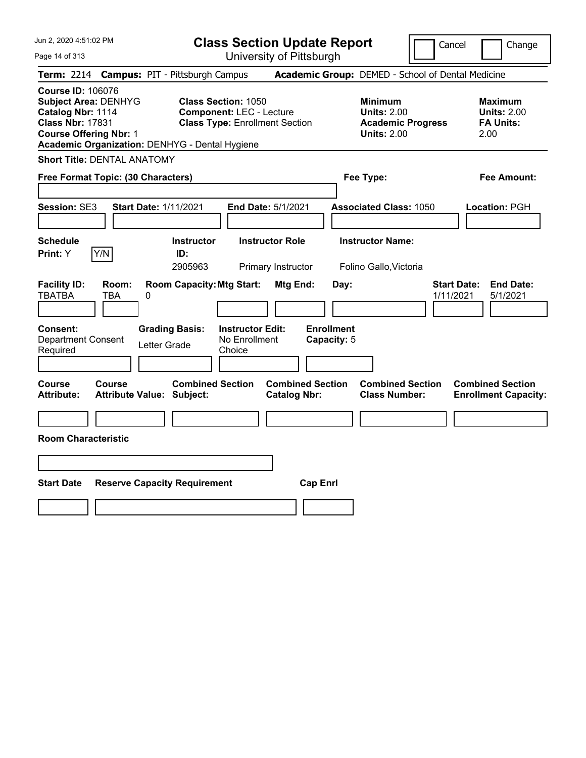Jun 2, 2020 4:51:02 PM

# Class Section Update Report

University of Pittsburgh

Cancel | Change

**Term:** 2214 **Campus:** PIT - Pittsburgh Campus **Academic Group:** DEMED - School of Dental Medicine

**Course ID:** 106076
**Subject Area:** DENHYG
**Catalog Nbr:** 1114
**Class Nbr:** 17831
**Course Offering Nbr:** 1
**Academic Organization:** DENHYG - Dental Hygiene

**Class Section:** 1050
**Component:** LEC - Lecture
**Class Type:** Enrollment Section

**Minimum Units:** 2.00
**Academic Progress Units:** 2.00

**Maximum Units:** 2.00
**FA Units:** 2.00

**Short Title:** DENTAL ANATOMY

**Free Format Topic: (30 Characters)**

**Fee Type:**

**Fee Amount:**

**Session:** SE3 **Start Date:** 1/11/2021 **End Date:** 5/1/2021 **Associated Class:** 1050 **Location:** PGH

| Schedule Print: | Instructor ID: | Instructor Role | Instructor Name: |
|---|---|---|---|
| Y [Y/N] | 2905963 | Primary Instructor | Folino Gallo,Victoria |

| Facility ID: | Room: | Room Capacity: | Mtg Start: | Mtg End: | Day: | Start Date: | End Date: |
|---|---|---|---|---|---|---|---|
| TBATBA | TBA | 0 | | | | 1/11/2021 | 5/1/2021 |

| Consent: | Grading Basis: | Instructor Edit: | Enrollment Capacity: |
|---|---|---|---|
| Department Consent Required | Letter Grade | No Enrollment Choice | 5 |

| Course Attribute: | Course Attribute Value: | Combined Section Subject: | Combined Section Catalog Nbr: | Combined Section Class Number: | Combined Section Enrollment Capacity: |
|---|---|---|---|---|---|
| | | | | | |

**Room Characteristic**

| Start Date | Reserve Capacity Requirement | Cap Enrl |
|---|---|---|
| | | |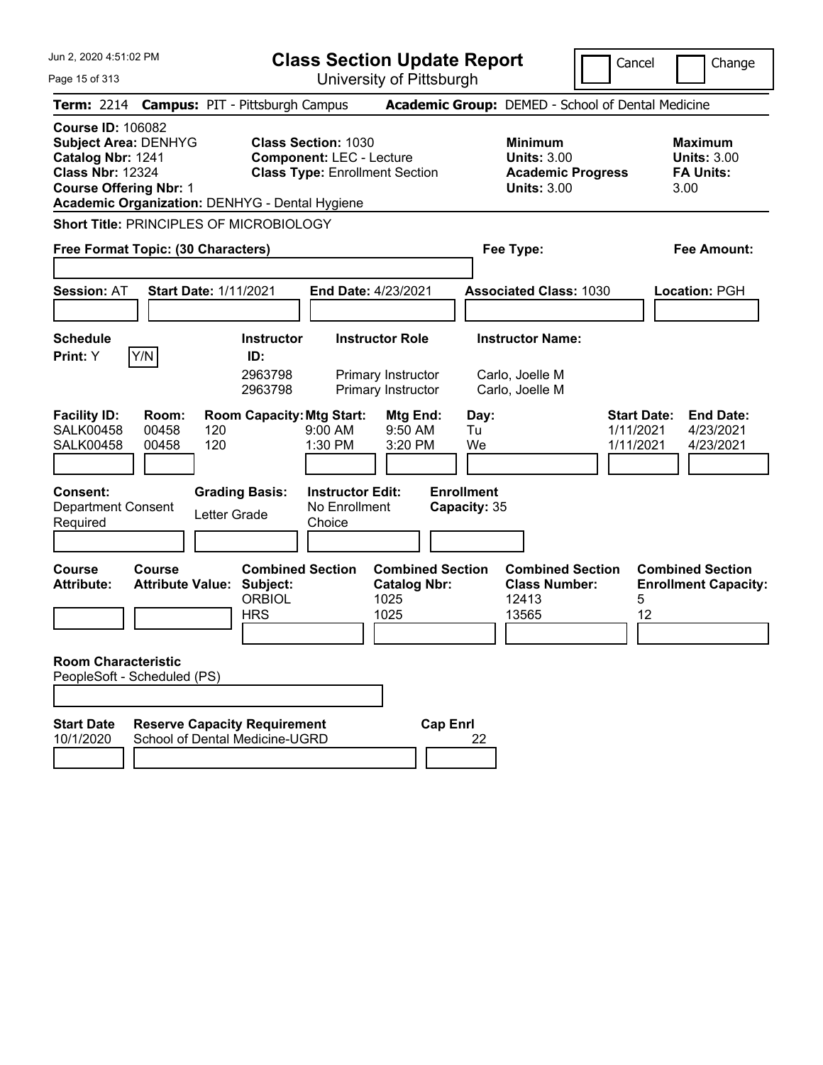# Class Section Update Report

University of Pittsburgh

Cancel | Change

**Term:** 2214 **Campus:** PIT - Pittsburgh Campus **Academic Group:** DEMED - School of Dental Medicine

**Course ID:** 106082
**Subject Area:** DENHYG
**Catalog Nbr:** 1241
**Class Nbr:** 12324
**Course Offering Nbr:** 1
**Academic Organization:** DENHYG - Dental Hygiene

**Class Section:** 1030
**Component:** LEC - Lecture
**Class Type:** Enrollment Section

**Minimum Units:** 3.00
**Academic Progress Units:** 3.00

**Maximum Units:** 3.00
**FA Units:** 3.00

**Short Title:** PRINCIPLES OF MICROBIOLOGY

**Free Format Topic: (30 Characters)**

**Fee Type:**

**Fee Amount:**

**Session:** AT **Start Date:** 1/11/2021 **End Date:** 4/23/2021 **Associated Class:** 1030 **Location:** PGH

**Schedule Print:** Y Y/N

| Instructor ID: | Instructor Role | Instructor Name: |
|---|---|---|
| 2963798 | Primary Instructor | Carlo, Joelle M |
| 2963798 | Primary Instructor | Carlo, Joelle M |

| Facility ID: | Room: | Room Capacity: | Mtg Start: | Mtg End: | Day: | Start Date: | End Date: |
|---|---|---|---|---|---|---|---|
| SALK00458 | 00458 | 120 | 9:00 AM | 9:50 AM | Tu | 1/11/2021 | 4/23/2021 |
| SALK00458 | 00458 | 120 | 1:30 PM | 3:20 PM | We | 1/11/2021 | 4/23/2021 |

**Consent:** Department Consent Required
**Grading Basis:** Letter Grade
**Instructor Edit:** No Enrollment Choice
**Enrollment Capacity:** 35

**Course Attribute:**
**Course Attribute Value:**

| Combined Section Subject: | Combined Section Catalog Nbr: | Combined Section Class Number: | Combined Section Enrollment Capacity: |
|---|---|---|---|
| ORBIOL | 1025 | 12413 | 5 |
| HRS | 1025 | 13565 | 12 |

**Room Characteristic**
PeopleSoft - Scheduled (PS)

| Start Date | Reserve Capacity Requirement | Cap Enrl |
|---|---|---|
| 10/1/2020 | School of Dental Medicine-UGRD | 22 |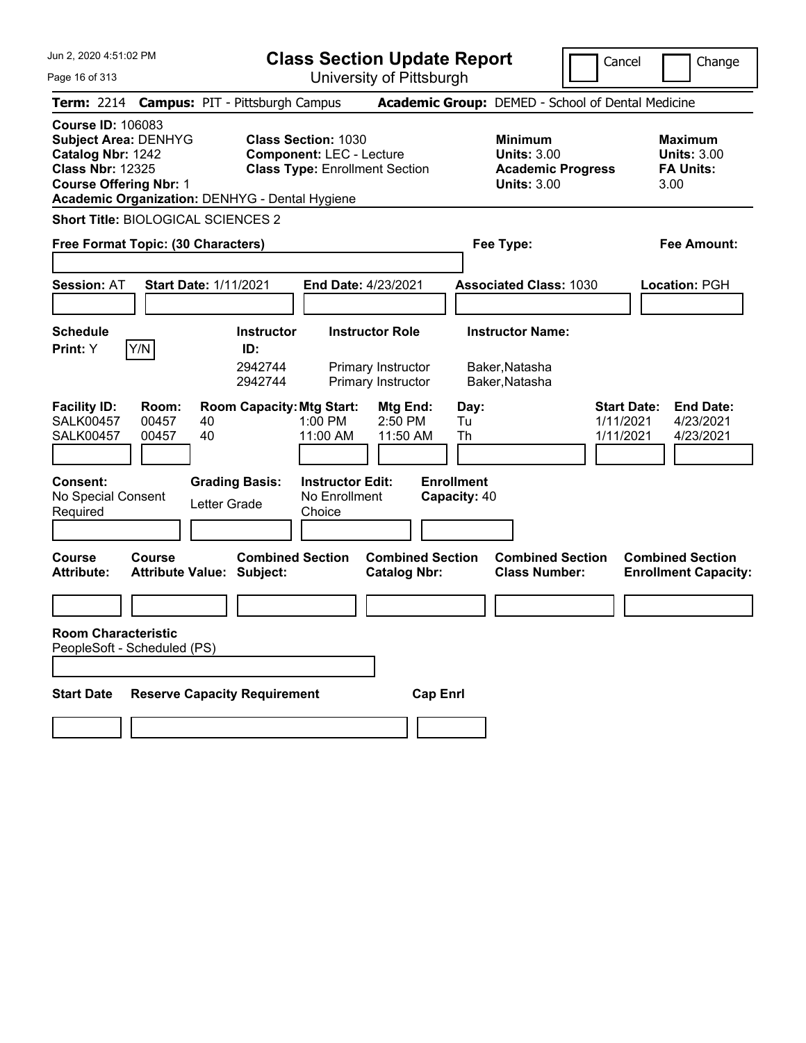# Class Section Update Report

University of Pittsburgh

Cancel Change

**Term:** 2214 **Campus:** PIT - Pittsburgh Campus **Academic Group:** DEMED - School of Dental Medicine

**Course ID:** 106083
**Subject Area:** DENHYG
**Catalog Nbr:** 1242
**Class Nbr:** 12325
**Course Offering Nbr:** 1
**Academic Organization:** DENHYG - Dental Hygiene

**Class Section:** 1030
**Component:** LEC - Lecture
**Class Type:** Enrollment Section

**Minimum Units:** 3.00
**Academic Progress Units:** 3.00

**Maximum Units:** 3.00
**FA Units:** 3.00

**Short Title:** BIOLOGICAL SCIENCES 2

**Free Format Topic: (30 Characters)**

**Fee Type:**

**Fee Amount:**

**Session:** AT **Start Date:** 1/11/2021 **End Date:** 4/23/2021 **Associated Class:** 1030 **Location:** PGH

**Schedule Print:** Y Y/N

| Instructor ID: | Instructor Role | Instructor Name: |
|---|---|---|
| 2942744 | Primary Instructor | Baker,Natasha |
| 2942744 | Primary Instructor | Baker,Natasha |

| Facility ID: | Room: | Room Capacity: | Mtg Start: | Mtg End: | Day: | Start Date: | End Date: |
|---|---|---|---|---|---|---|---|
| SALK00457 | 00457 | 40 | 1:00 PM | 2:50 PM | Tu | 1/11/2021 | 4/23/2021 |
| SALK00457 | 00457 | 40 | 11:00 AM | 11:50 AM | Th | 1/11/2021 | 4/23/2021 |

**Consent:** No Special Consent Required
**Grading Basis:** Letter Grade
**Instructor Edit:** No Enrollment Choice
**Enrollment Capacity:** 40

| Course Attribute: | Course Attribute Value: | Combined Section Subject: | Combined Section Catalog Nbr: | Combined Section Class Number: | Combined Section Enrollment Capacity: |
|---|---|---|---|---|---|
| | | | | | |

**Room Characteristic**
PeopleSoft - Scheduled (PS)

| Start Date | Reserve Capacity Requirement | Cap Enrl |
|---|---|---|
| | | |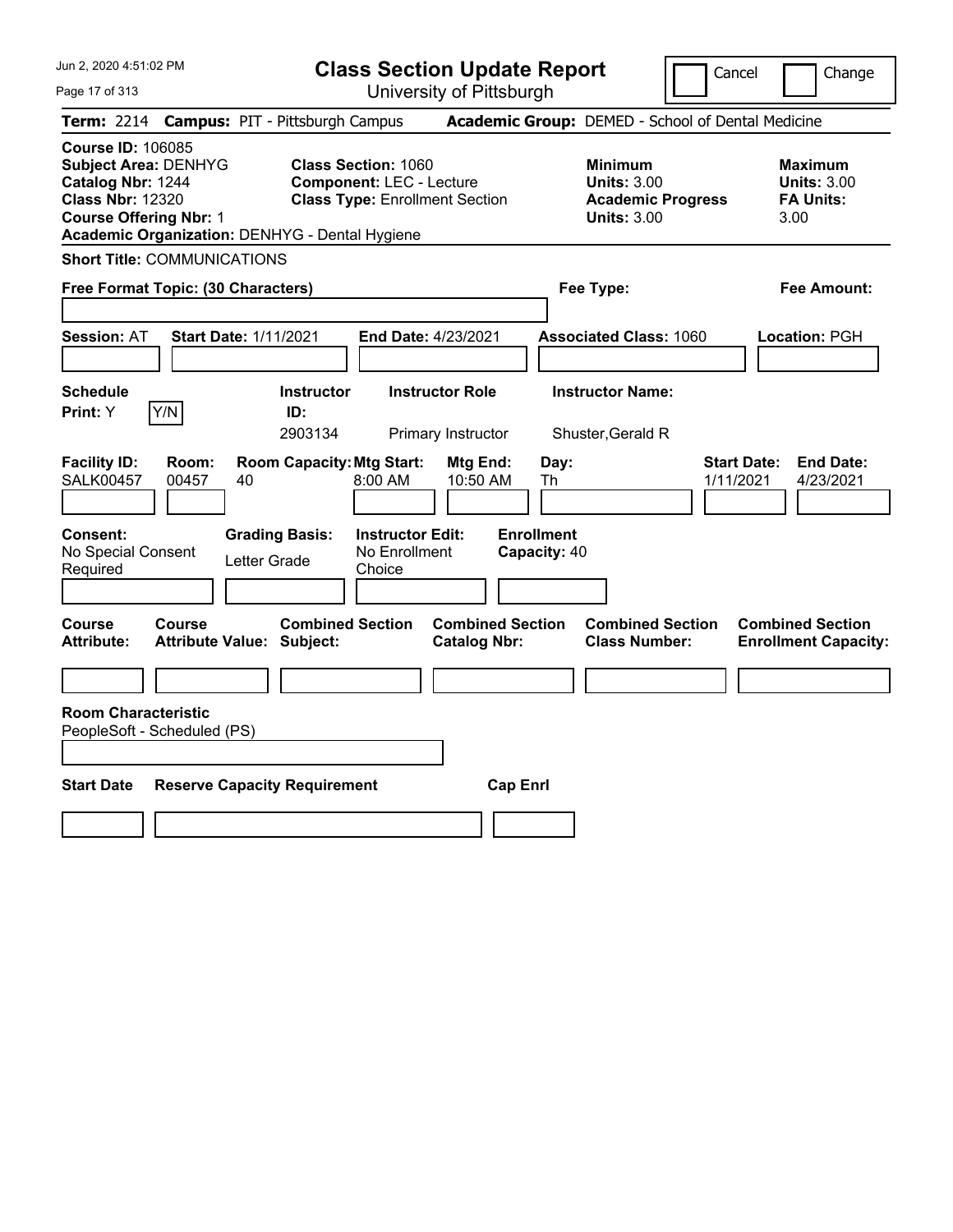# Class Section Update Report

University of Pittsburgh

Cancel | Change

**Term:** 2214 **Campus:** PIT - Pittsburgh Campus **Academic Group:** DEMED - School of Dental Medicine

**Course ID:** 106085
**Subject Area:** DENHYG
**Catalog Nbr:** 1244
**Class Nbr:** 12320
**Course Offering Nbr:** 1
**Academic Organization:** DENHYG - Dental Hygiene

**Class Section:** 1060
**Component:** LEC - Lecture
**Class Type:** Enrollment Section

**Minimum**
**Units:** 3.00
**Academic Progress Units:** 3.00

**Maximum**
**Units:** 3.00
**FA Units:** 3.00

**Short Title:** COMMUNICATIONS

**Free Format Topic: (30 Characters)**

**Fee Type:**

**Fee Amount:**

**Session:** AT **Start Date:** 1/11/2021 **End Date:** 4/23/2021 **Associated Class:** 1060 **Location:** PGH

| Schedule Print: | Instructor ID: | Instructor Role | Instructor Name: |
|---|---|---|---|
| Y (Y/N) | 2903134 | Primary Instructor | Shuster,Gerald R |

| Facility ID: | Room: | Room Capacity: | Mtg Start: | Mtg End: | Day: | Start Date: | End Date: |
|---|---|---|---|---|---|---|---|
| SALK00457 | 00457 | 40 | 8:00 AM | 10:50 AM | Th | 1/11/2021 | 4/23/2021 |

| Consent: | Grading Basis: | Instructor Edit: | Enrollment Capacity: |
|---|---|---|---|
| No Special Consent Required | Letter Grade | No Enrollment Choice | 40 |

| Course Attribute: | Course Attribute Value: | Combined Section Subject: | Combined Section Catalog Nbr: | Combined Section Class Number: | Combined Section Enrollment Capacity: |
|---|---|---|---|---|---|
| | | | | | |

**Room Characteristic**
PeopleSoft - Scheduled (PS)

| Start Date | Reserve Capacity Requirement | Cap Enrl |
|---|---|---|
| | | |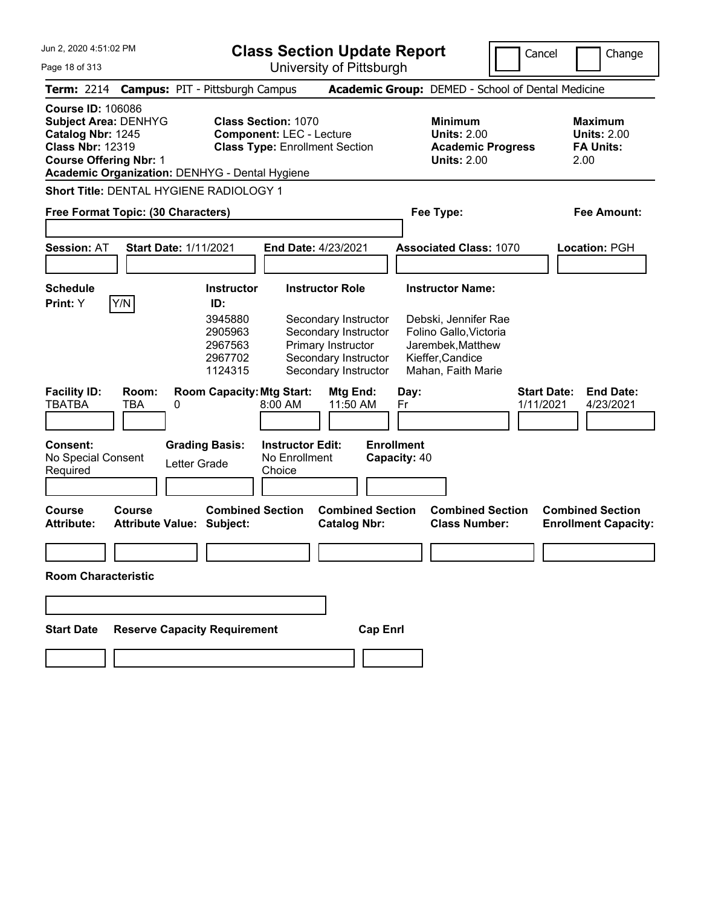# Class Section Update Report

University of Pittsburgh

Cancel | Change

**Term:** 2214 **Campus:** PIT - Pittsburgh Campus **Academic Group:** DEMED - School of Dental Medicine

**Course ID:** 106086
**Subject Area:** DENHYG
**Catalog Nbr:** 1245
**Class Nbr:** 12319
**Course Offering Nbr:** 1
**Academic Organization:** DENHYG - Dental Hygiene

**Class Section:** 1070
**Component:** LEC - Lecture
**Class Type:** Enrollment Section

**Minimum Units:** 2.00
**Academic Progress Units:** 2.00

**Maximum Units:** 2.00
**FA Units:** 2.00

**Short Title:** DENTAL HYGIENE RADIOLOGY 1

**Free Format Topic: (30 Characters)**

**Fee Type:**

**Fee Amount:**

**Session:** AT **Start Date:** 1/11/2021 **End Date:** 4/23/2021 **Associated Class:** 1070 **Location:** PGH

**Schedule Print:** Y Y/N

| Instructor ID | Instructor Role | Instructor Name |
|---|---|---|
| 3945880 | Secondary Instructor | Debski, Jennifer Rae |
| 2905963 | Secondary Instructor | Folino Gallo,Victoria |
| 2967563 | Primary Instructor | Jarembek,Matthew |
| 2967702 | Secondary Instructor | Kieffer,Candice |
| 1124315 | Secondary Instructor | Mahan, Faith Marie |

| Facility ID: | Room: | Room Capacity: | Mtg Start: | Mtg End: | Day: | Start Date: | End Date: |
|---|---|---|---|---|---|---|---|
| TBATBA | TBA | 0 | 8:00 AM | 11:50 AM | Fr | 1/11/2021 | 4/23/2021 |

**Consent:** No Special Consent Required

**Grading Basis:** Letter Grade

**Instructor Edit:** No Enrollment Choice

**Enrollment Capacity:** 40

| Course Attribute: | Course Attribute Value: | Combined Section Subject: | Combined Section Catalog Nbr: | Combined Section Class Number: | Combined Section Enrollment Capacity: |
|---|---|---|---|---|---|
| | | | | | |

**Room Characteristic**

| Start Date | Reserve Capacity Requirement | Cap Enrl |
|---|---|---|
| | | |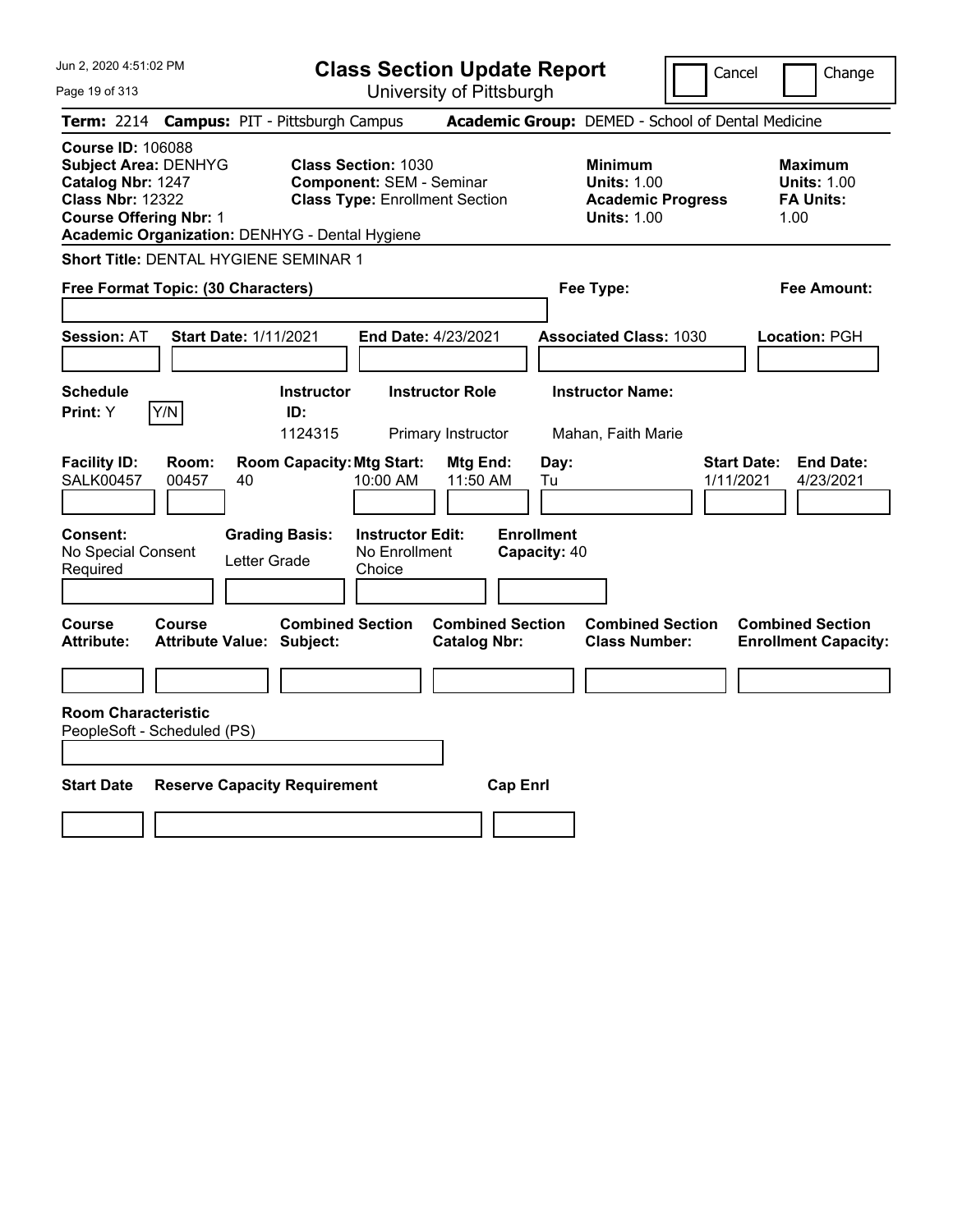# Class Section Update Report

University of Pittsburgh

Cancel | Change

Jun 2, 2020 4:51:02 PM

**Term:** 2214 **Campus:** PIT - Pittsburgh Campus **Academic Group:** DEMED - School of Dental Medicine

**Course ID:** 106088
**Subject Area:** DENHYG
**Catalog Nbr:** 1247
**Class Nbr:** 12322
**Course Offering Nbr:** 1
**Academic Organization:** DENHYG - Dental Hygiene

**Class Section:** 1030
**Component:** SEM - Seminar
**Class Type:** Enrollment Section

**Minimum Units:** 1.00
**Academic Progress Units:** 1.00

**Maximum Units:** 1.00
**FA Units:** 1.00

**Short Title:** DENTAL HYGIENE SEMINAR 1

**Free Format Topic: (30 Characters)**

**Fee Type:**

**Fee Amount:**

**Session:** AT **Start Date:** 1/11/2021 **End Date:** 4/23/2021 **Associated Class:** 1030 **Location:** PGH

| Schedule Print | Instructor ID | Instructor Role | Instructor Name |
|---|---|---|---|
| Y (Y/N) | 1124315 | Primary Instructor | Mahan, Faith Marie |

| Facility ID | Room | Room Capacity | Mtg Start | Mtg End | Day | Start Date | End Date |
|---|---|---|---|---|---|---|---|
| SALK00457 | 00457 | 40 | 10:00 AM | 11:50 AM | Tu | 1/11/2021 | 4/23/2021 |

**Consent:** No Special Consent Required
**Grading Basis:** Letter Grade
**Instructor Edit:** No Enrollment Choice
**Enrollment Capacity:** 40

| Course Attribute | Course Attribute Value | Combined Section Subject | Combined Section Catalog Nbr | Combined Section Class Number | Combined Section Enrollment Capacity |
|---|---|---|---|---|---|
| | | | | | |

**Room Characteristic**
PeopleSoft - Scheduled (PS)

| Start Date | Reserve Capacity Requirement | Cap Enrl |
|---|---|---|
| | | |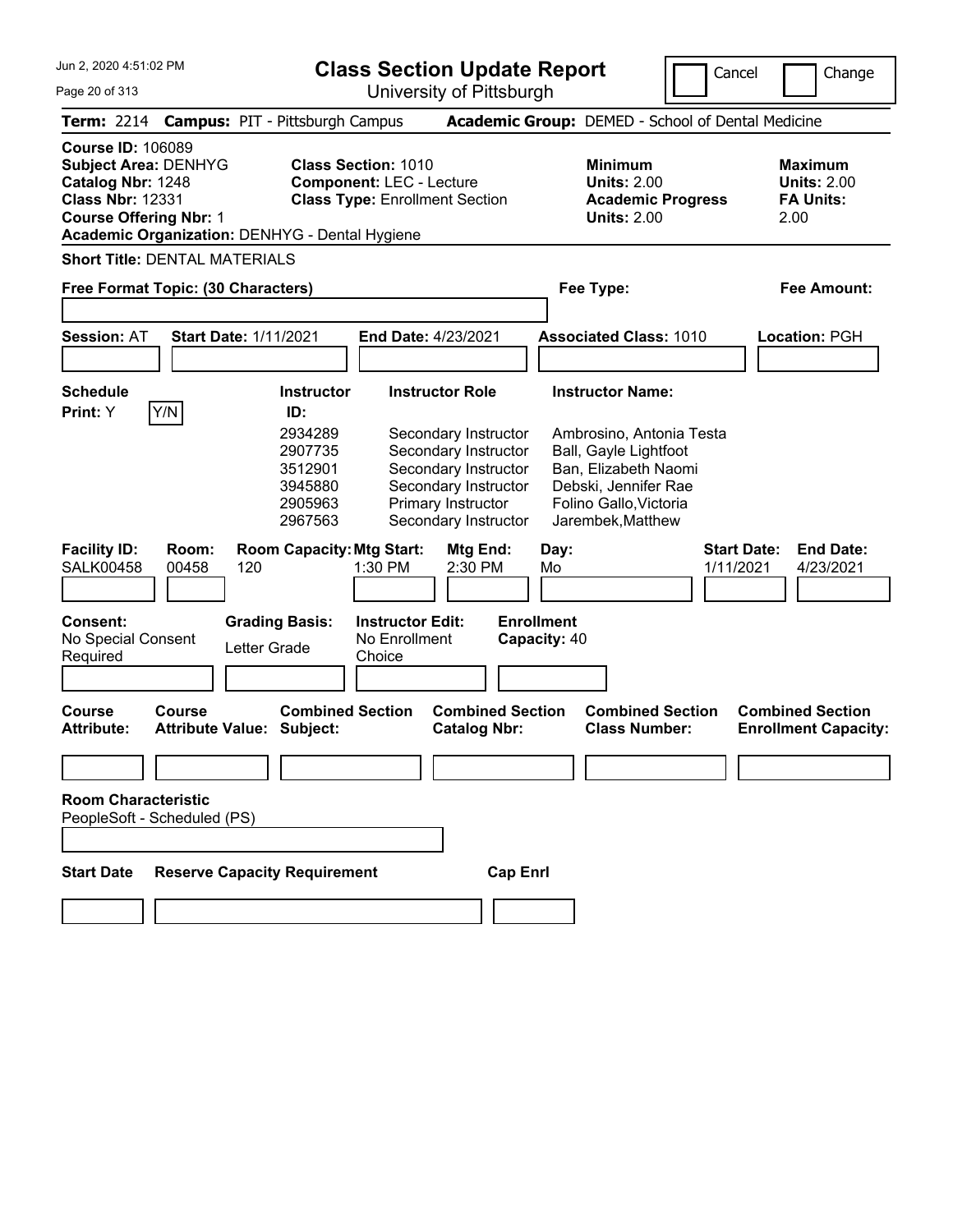# Class Section Update Report

University of Pittsburgh

Cancel | Change

Jun 2, 2020 4:51:02 PM

**Term:** 2214 **Campus:** PIT - Pittsburgh Campus **Academic Group:** DEMED - School of Dental Medicine

**Course ID:** 106089
**Subject Area:** DENHYG
**Catalog Nbr:** 1248
**Class Nbr:** 12331
**Course Offering Nbr:** 1
**Academic Organization:** DENHYG - Dental Hygiene

**Class Section:** 1010
**Component:** LEC - Lecture
**Class Type:** Enrollment Section

**Minimum Units:** 2.00
**Academic Progress Units:** 2.00

**Maximum Units:** 2.00
**FA Units:** 2.00

**Short Title:** DENTAL MATERIALS

**Free Format Topic: (30 Characters)**

**Fee Type:**

**Fee Amount:**

**Session:** AT **Start Date:** 1/11/2021 **End Date:** 4/23/2021 **Associated Class:** 1010 **Location:** PGH

**Schedule Print:** Y [Y/N]

| Instructor ID: | Instructor Role | Instructor Name: |
|---|---|---|
| 2934289 | Secondary Instructor | Ambrosino, Antonia Testa |
| 2907735 | Secondary Instructor | Ball, Gayle Lightfoot |
| 3512901 | Secondary Instructor | Ban, Elizabeth Naomi |
| 3945880 | Secondary Instructor | Debski, Jennifer Rae |
| 2905963 | Primary Instructor | Folino Gallo,Victoria |
| 2967563 | Secondary Instructor | Jarembek,Matthew |

| Facility ID: | Room: | Room Capacity: | Mtg Start: | Mtg End: | Day: | Start Date: | End Date: |
|---|---|---|---|---|---|---|---|
| SALK00458 | 00458 | 120 | 1:30 PM | 2:30 PM | Mo | 1/11/2021 | 4/23/2021 |

**Consent:** No Special Consent Required
**Grading Basis:** Letter Grade
**Instructor Edit:** No Enrollment Choice
**Enrollment Capacity:** 40

| Course Attribute: | Course Attribute Value: | Combined Section Subject: | Combined Section Catalog Nbr: | Combined Section Class Number: | Combined Section Enrollment Capacity: |
|---|---|---|---|---|---|
| | | | | | |

**Room Characteristic**
PeopleSoft - Scheduled (PS)

| Start Date | Reserve Capacity Requirement | Cap Enrl |
|---|---|---|
| | | |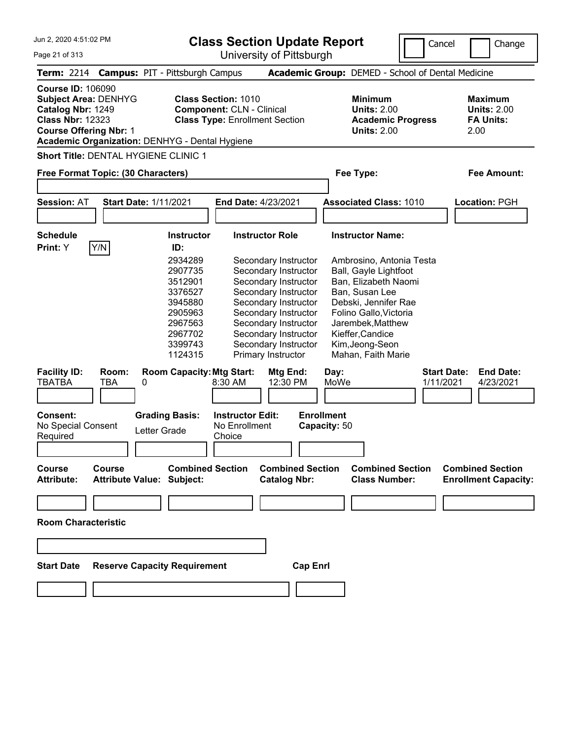# Class Section Update Report

University of Pittsburgh

Cancel | Change

**Term:** 2214 **Campus:** PIT - Pittsburgh Campus **Academic Group:** DEMED - School of Dental Medicine

**Course ID:** 106090
**Subject Area:** DENHYG
**Catalog Nbr:** 1249
**Class Nbr:** 12323
**Course Offering Nbr:** 1
**Academic Organization:** DENHYG - Dental Hygiene

**Class Section:** 1010
**Component:** CLN - Clinical
**Class Type:** Enrollment Section

**Minimum Units:** 2.00
**Academic Progress Units:** 2.00

**Maximum Units:** 2.00
**FA Units:** 2.00

**Short Title:** DENTAL HYGIENE CLINIC 1

**Free Format Topic: (30 Characters)**

**Fee Type:**

**Fee Amount:**

**Session:** AT **Start Date:** 1/11/2021 **End Date:** 4/23/2021 **Associated Class:** 1010 **Location:** PGH

**Schedule Print:** Y Y/N

| Instructor ID: | Instructor Role | Instructor Name: |
|---|---|---|
| 2934289 | Secondary Instructor | Ambrosino, Antonia Testa |
| 2907735 | Secondary Instructor | Ball, Gayle Lightfoot |
| 3512901 | Secondary Instructor | Ban, Elizabeth Naomi |
| 3376527 | Secondary Instructor | Ban, Susan Lee |
| 3945880 | Secondary Instructor | Debski, Jennifer Rae |
| 2905963 | Secondary Instructor | Folino Gallo,Victoria |
| 2967563 | Secondary Instructor | Jarembek,Matthew |
| 2967702 | Secondary Instructor | Kieffer,Candice |
| 3399743 | Secondary Instructor | Kim,Jeong-Seon |
| 1124315 | Primary Instructor | Mahan, Faith Marie |

| Facility ID: | Room: | Room Capacity: | Mtg Start: | Mtg End: | Day: | Start Date: | End Date: |
|---|---|---|---|---|---|---|---|
| TBATBA | TBA | 0 | 8:30 AM | 12:30 PM | MoWe | 1/11/2021 | 4/23/2021 |

**Consent:** No Special Consent Required

**Grading Basis:** Letter Grade

**Instructor Edit:** No Enrollment Choice

**Enrollment Capacity:** 50

| Course Attribute: | Course Attribute Value: | Combined Section Subject: | Combined Section Catalog Nbr: | Combined Section Class Number: | Combined Section Enrollment Capacity: |
|---|---|---|---|---|---|
| | | | | | |

**Room Characteristic**

| Start Date | Reserve Capacity Requirement | Cap Enrl |
|---|---|---|
| | | |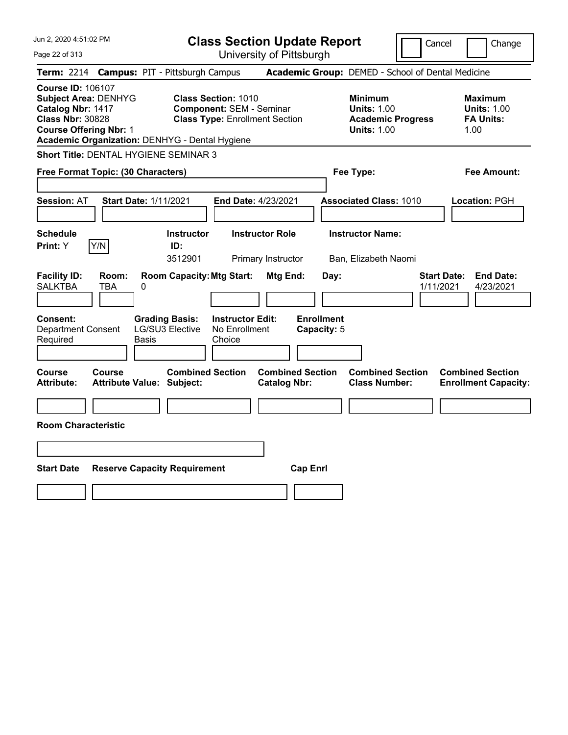# Class Section Update Report

University of Pittsburgh

Cancel ☐ Change ☐

**Term:** 2214 **Campus:** PIT - Pittsburgh Campus **Academic Group:** DEMED - School of Dental Medicine

**Course ID:** 106107
**Subject Area:** DENHYG
**Catalog Nbr:** 1417
**Class Nbr:** 30828
**Course Offering Nbr:** 1
**Academic Organization:** DENHYG - Dental Hygiene

**Class Section:** 1010
**Component:** SEM - Seminar
**Class Type:** Enrollment Section

**Minimum Units:** 1.00
**Academic Progress Units:** 1.00

**Maximum Units:** 1.00
**FA Units:** 1.00

**Short Title:** DENTAL HYGIENE SEMINAR 3

**Free Format Topic: (30 Characters)**

**Fee Type:**

**Fee Amount:**

**Session:** AT **Start Date:** 1/11/2021 **End Date:** 4/23/2021 **Associated Class:** 1010 **Location:** PGH

| Schedule Print | Instructor ID | Instructor Role | Instructor Name |
|---|---|---|---|
| Y | 3512901 | Primary Instructor | Ban, Elizabeth Naomi |

| Facility ID | Room | Room Capacity | Mtg Start | Mtg End | Day | Start Date | End Date |
|---|---|---|---|---|---|---|---|
| SALKTBA | TBA | 0 | | | | 1/11/2021 | 4/23/2021 |

**Consent:** Department Consent Required
**Grading Basis:** LG/SU3 Elective Basis
**Instructor Edit:** No Enrollment Choice
**Enrollment Capacity:** 5

| Course Attribute | Course Attribute Value | Combined Section Subject | Combined Section Catalog Nbr | Combined Section Class Number | Combined Section Enrollment Capacity |
|---|---|---|---|---|---|
| | | | | | |

**Room Characteristic**

| Start Date | Reserve Capacity Requirement | Cap Enrl |
|---|---|---|
| | | |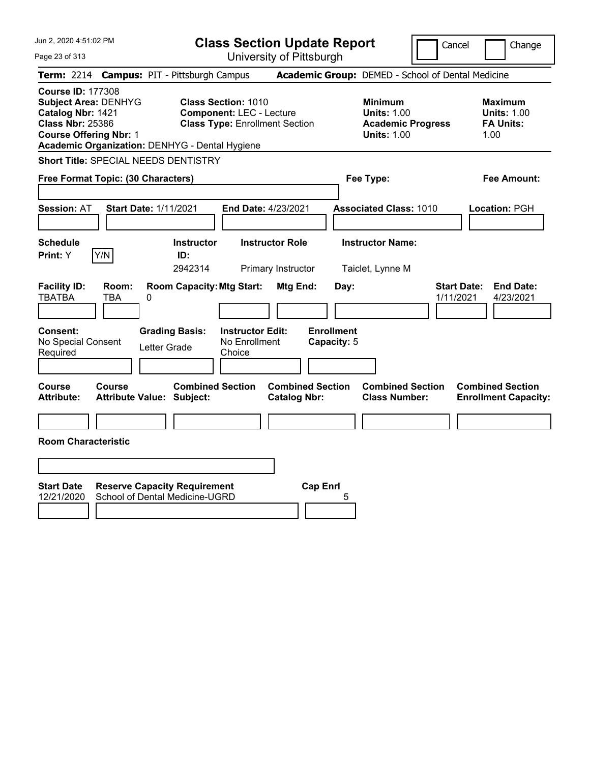# Class Section Update Report

University of Pittsburgh

Cancel | Change

**Term:** 2214 **Campus:** PIT - Pittsburgh Campus **Academic Group:** DEMED - School of Dental Medicine

**Course ID:** 177308
**Subject Area:** DENHYG
**Catalog Nbr:** 1421
**Class Nbr:** 25386
**Course Offering Nbr:** 1
**Academic Organization:** DENHYG - Dental Hygiene

**Class Section:** 1010
**Component:** LEC - Lecture
**Class Type:** Enrollment Section

**Minimum Units:** 1.00
**Academic Progress Units:** 1.00

**Maximum Units:** 1.00
**FA Units:** 1.00

**Short Title:** SPECIAL NEEDS DENTISTRY

**Free Format Topic: (30 Characters)**

**Fee Type:**

**Fee Amount:**

**Session:** AT **Start Date:** 1/11/2021 **End Date:** 4/23/2021 **Associated Class:** 1010 **Location:** PGH

| Schedule Print | | Instructor ID | Instructor Role | Instructor Name |
|---|---|---|---|---|
| Y | Y/N | 2942314 | Primary Instructor | Taiclet, Lynne M |

| Facility ID | Room | Room Capacity | Mtg Start | Mtg End | Day | Start Date | End Date |
|---|---|---|---|---|---|---|---|
| TBATBA | TBA | 0 | | | | 1/11/2021 | 4/23/2021 |

**Consent:** No Special Consent Required
**Grading Basis:** Letter Grade
**Instructor Edit:** No Enrollment Choice
**Enrollment Capacity:** 5

| Course Attribute | Course Attribute Value | Combined Section Subject | Combined Section Catalog Nbr | Combined Section Class Number | Combined Section Enrollment Capacity |
|---|---|---|---|---|---|
| | | | | | |

**Room Characteristic**

| Start Date | Reserve Capacity Requirement | Cap Enrl |
|---|---|---|
| 12/21/2020 | School of Dental Medicine-UGRD | 5 |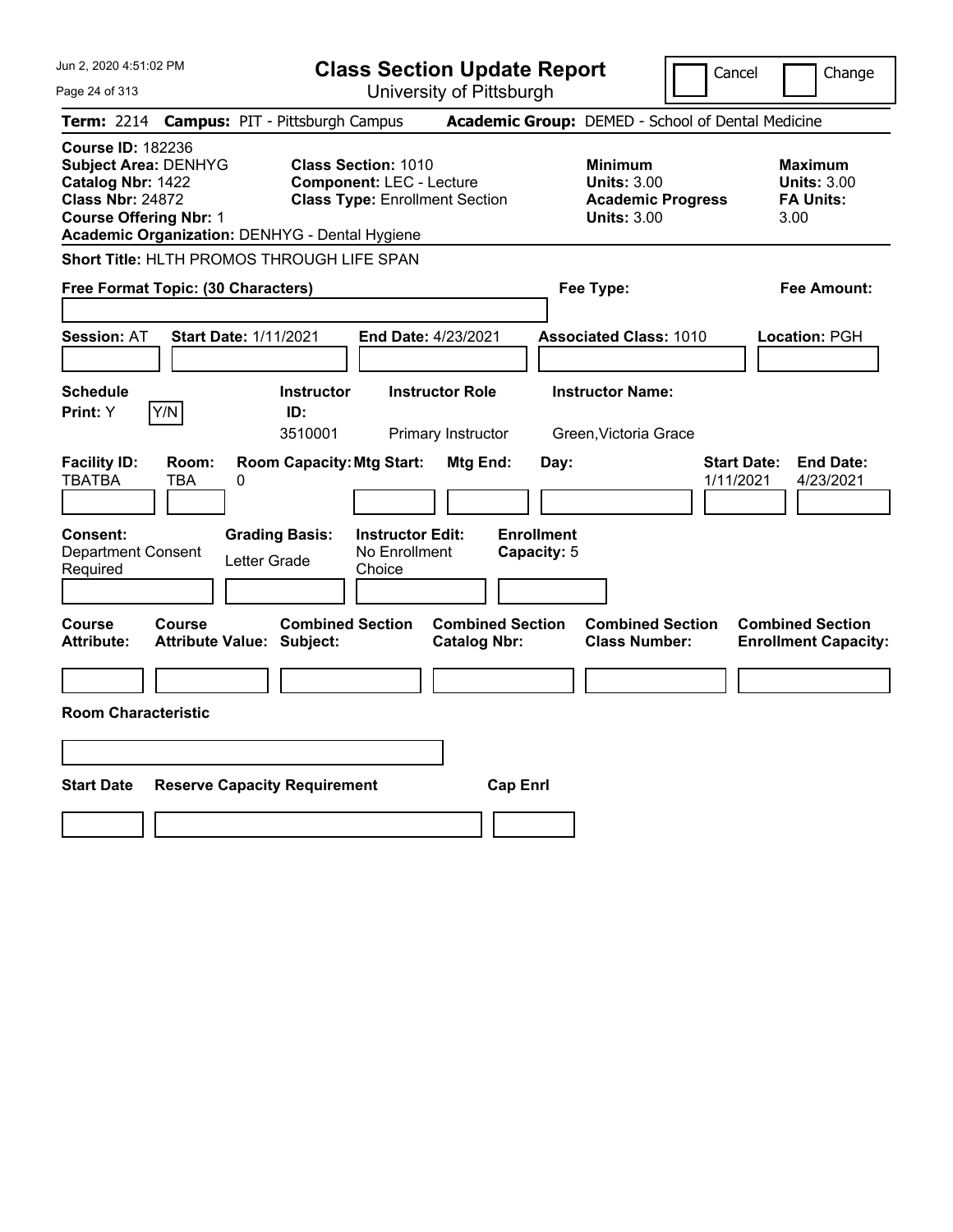# Class Section Update Report

University of Pittsburgh

Cancel | Change

**Term:** 2214 **Campus:** PIT - Pittsburgh Campus **Academic Group:** DEMED - School of Dental Medicine

**Course ID:** 182236
**Subject Area:** DENHYG
**Catalog Nbr:** 1422
**Class Nbr:** 24872
**Course Offering Nbr:** 1
**Academic Organization:** DENHYG - Dental Hygiene

**Class Section:** 1010
**Component:** LEC - Lecture
**Class Type:** Enrollment Section

**Minimum**
**Units:** 3.00
**Academic Progress Units:** 3.00

**Maximum**
**Units:** 3.00
**FA Units:** 3.00

**Short Title:** HLTH PROMOS THROUGH LIFE SPAN

**Free Format Topic: (30 Characters)**

**Fee Type:**

**Fee Amount:**

**Session:** AT **Start Date:** 1/11/2021 **End Date:** 4/23/2021 **Associated Class:** 1010 **Location:** PGH

| Schedule Print | Instructor ID | Instructor Role | Instructor Name |
|---|---|---|---|
| Y (Y/N) | 3510001 | Primary Instructor | Green,Victoria Grace |

| Facility ID | Room | Room Capacity | Mtg Start | Mtg End | Day | Start Date | End Date |
|---|---|---|---|---|---|---|---|
| TBATBA | TBA | 0 | | | | 1/11/2021 | 4/23/2021 |

**Consent:** Department Consent Required
**Grading Basis:** Letter Grade
**Instructor Edit:** No Enrollment Choice
**Enrollment Capacity:** 5

| Course Attribute | Course Attribute Value | Combined Section Subject | Combined Section Catalog Nbr | Combined Section Class Number | Combined Section Enrollment Capacity |
|---|---|---|---|---|---|
| | | | | | |

**Room Characteristic**

| Start Date | Reserve Capacity Requirement | Cap Enrl |
|---|---|---|
| | | |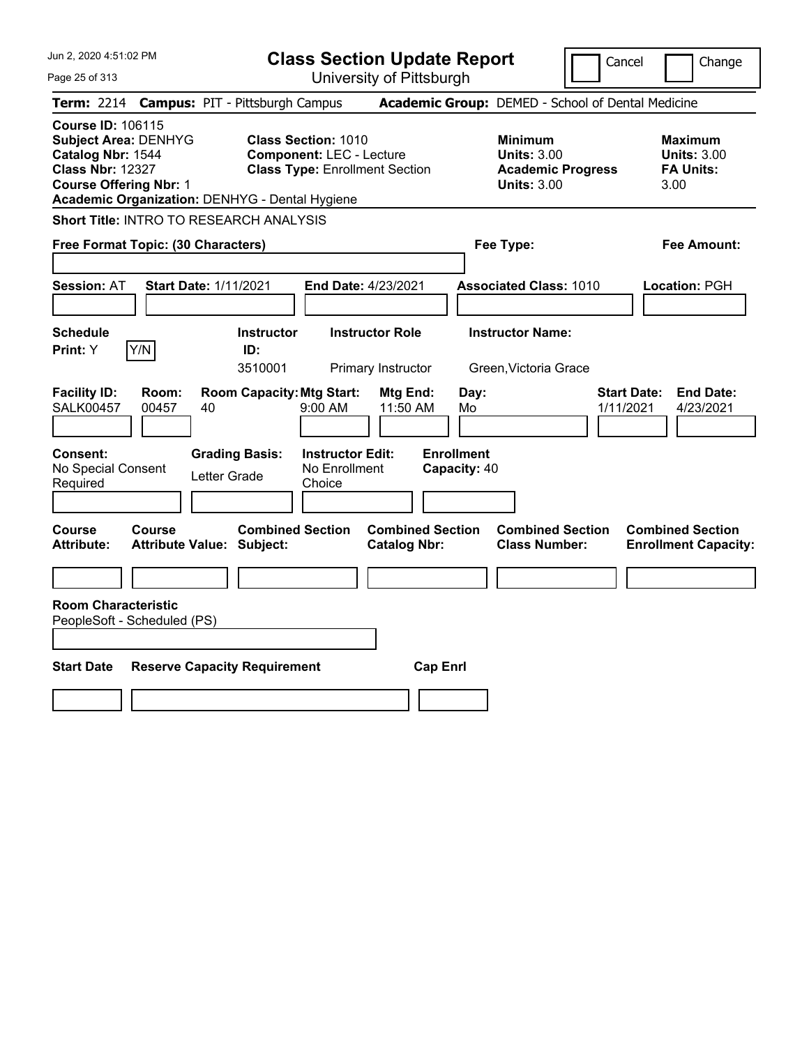Jun 2, 2020 4:51:02 PM

# Class Section Update Report

University of Pittsburgh

Cancel | Change

**Term:** 2214 **Campus:** PIT - Pittsburgh Campus **Academic Group:** DEMED - School of Dental Medicine

**Course ID:** 106115
**Subject Area:** DENHYG
**Catalog Nbr:** 1544
**Class Nbr:** 12327
**Course Offering Nbr:** 1
**Academic Organization:** DENHYG - Dental Hygiene

**Class Section:** 1010
**Component:** LEC - Lecture
**Class Type:** Enrollment Section

**Minimum Units:** 3.00
**Academic Progress Units:** 3.00

**Maximum Units:** 3.00
**FA Units:** 3.00

**Short Title:** INTRO TO RESEARCH ANALYSIS

**Free Format Topic: (30 Characters)**

**Fee Type:**

**Fee Amount:**

**Session:** AT **Start Date:** 1/11/2021 **End Date:** 4/23/2021 **Associated Class:** 1010 **Location:** PGH

| Schedule Print | Instructor ID | Instructor Role | Instructor Name |
|---|---|---|---|
| Y (Y/N) | 3510001 | Primary Instructor | Green,Victoria Grace |

| Facility ID | Room | Room Capacity | Mtg Start | Mtg End | Day | Start Date | End Date |
|---|---|---|---|---|---|---|---|
| SALK00457 | 00457 | 40 | 9:00 AM | 11:50 AM | Mo | 1/11/2021 | 4/23/2021 |

| Consent | Grading Basis | Instructor Edit | Enrollment Capacity |
|---|---|---|---|
| No Special Consent Required | Letter Grade | No Enrollment Choice | 40 |

| Course Attribute | Course Attribute Value | Combined Section Subject | Combined Section Catalog Nbr | Combined Section Class Number | Combined Section Enrollment Capacity |
|---|---|---|---|---|---|
| | | | | | |

**Room Characteristic**
PeopleSoft - Scheduled (PS)

| Start Date | Reserve Capacity Requirement | Cap Enrl |
|---|---|---|
| | | |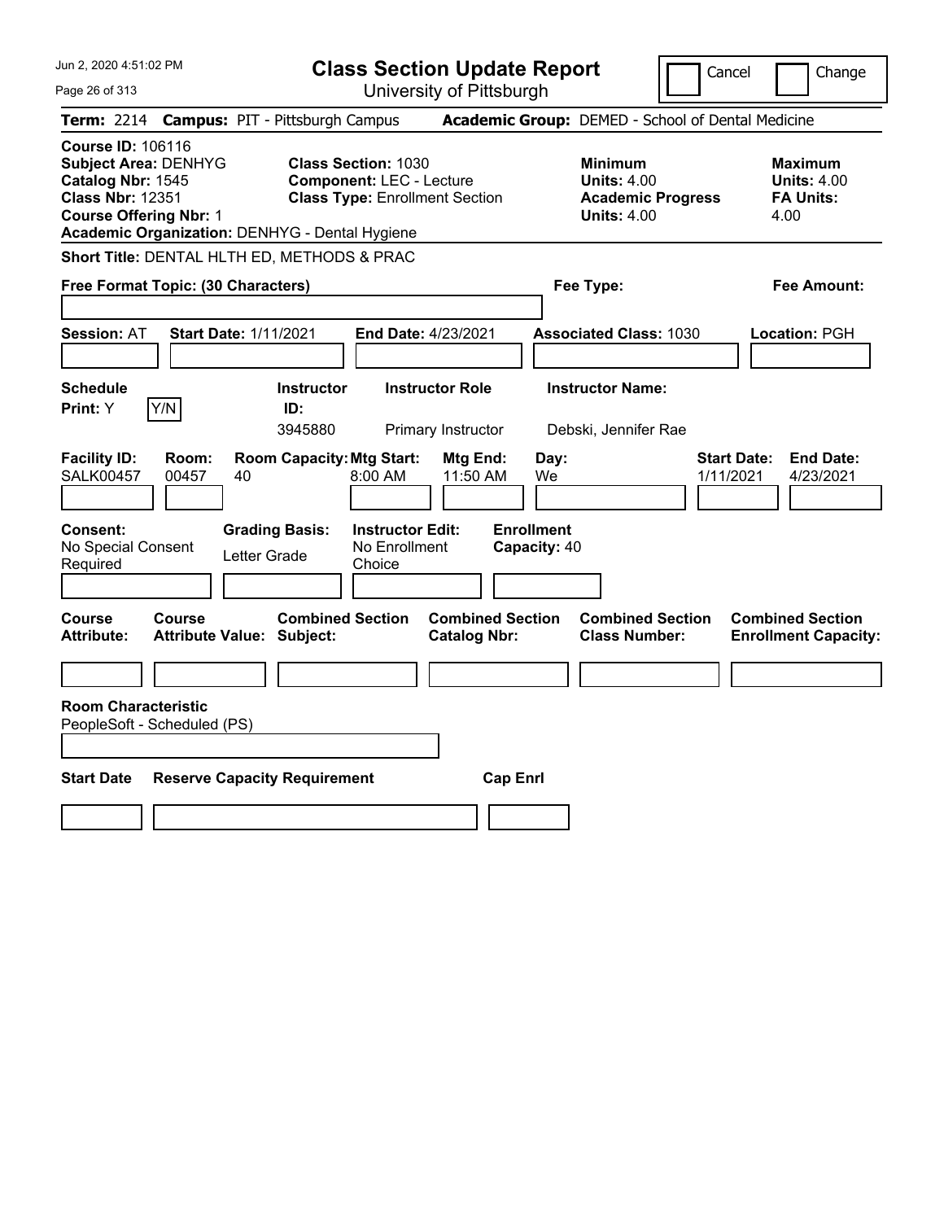# Class Section Update Report

University of Pittsburgh

Cancel | Change

**Term:** 2214 **Campus:** PIT - Pittsburgh Campus **Academic Group:** DEMED - School of Dental Medicine

**Course ID:** 106116
**Subject Area:** DENHYG
**Catalog Nbr:** 1545
**Class Nbr:** 12351
**Course Offering Nbr:** 1
**Academic Organization:** DENHYG - Dental Hygiene

**Class Section:** 1030
**Component:** LEC - Lecture
**Class Type:** Enrollment Section

**Minimum Units:** 4.00
**Academic Progress Units:** 4.00

**Maximum Units:** 4.00
**FA Units:** 4.00

**Short Title:** DENTAL HLTH ED, METHODS & PRAC

**Free Format Topic: (30 Characters)**

**Fee Type:**

**Fee Amount:**

**Session:** AT **Start Date:** 1/11/2021 **End Date:** 4/23/2021 **Associated Class:** 1030 **Location:** PGH

| Schedule Print | Instructor ID | Instructor Role | Instructor Name |
|---|---|---|---|
| Y | 3945880 | Primary Instructor | Debski, Jennifer Rae |

| Facility ID | Room | Room Capacity | Mtg Start | Mtg End | Day | Start Date | End Date |
|---|---|---|---|---|---|---|---|
| SALK00457 | 00457 | 40 | 8:00 AM | 11:50 AM | We | 1/11/2021 | 4/23/2021 |

| Consent | Grading Basis | Instructor Edit | Enrollment Capacity |
|---|---|---|---|
| No Special Consent Required | Letter Grade | No Enrollment Choice | 40 |

| Course Attribute | Course Attribute Value | Combined Section Subject | Combined Section Catalog Nbr | Combined Section Class Number | Combined Section Enrollment Capacity |
|---|---|---|---|---|---|
| | | | | | |

**Room Characteristic**
PeopleSoft - Scheduled (PS)

| Start Date | Reserve Capacity Requirement | Cap Enrl |
|---|---|---|
| | | |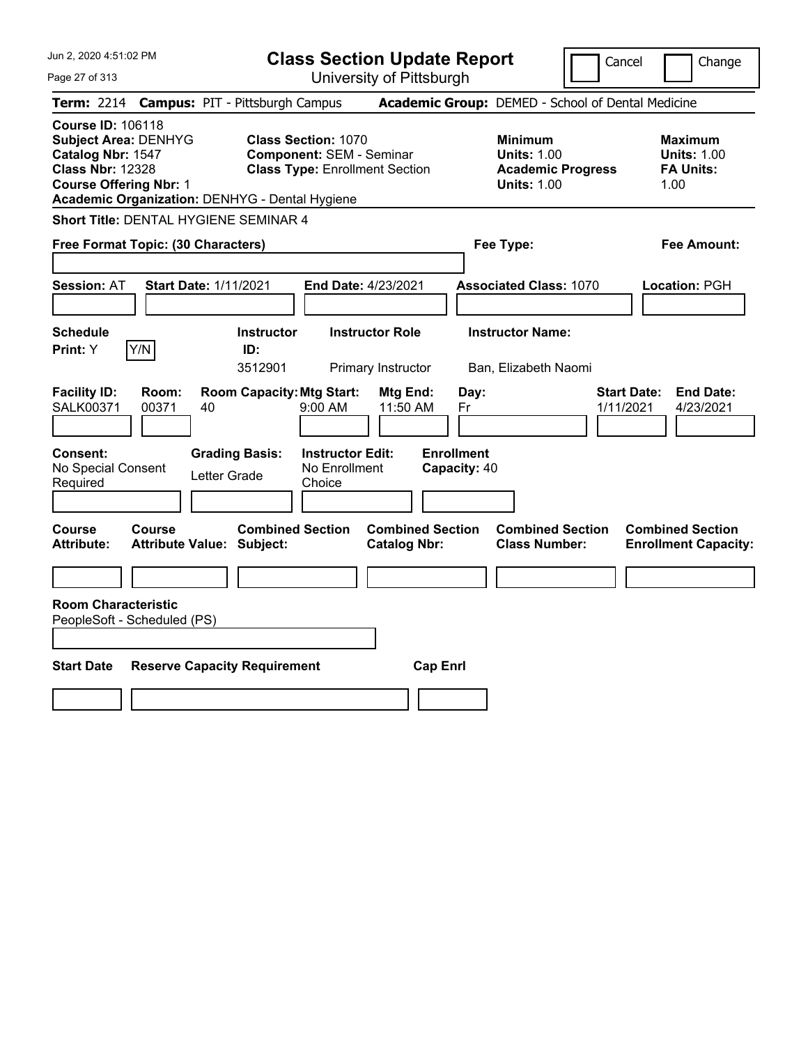Jun 2, 2020 4:51:02 PM

# Class Section Update Report

University of Pittsburgh

Cancel | Change

**Term:** 2214 **Campus:** PIT - Pittsburgh Campus **Academic Group:** DEMED - School of Dental Medicine

**Course ID:** 106118
**Subject Area:** DENHYG
**Catalog Nbr:** 1547
**Class Nbr:** 12328
**Course Offering Nbr:** 1
**Academic Organization:** DENHYG - Dental Hygiene

**Class Section:** 1070
**Component:** SEM - Seminar
**Class Type:** Enrollment Section

**Minimum Units:** 1.00
**Academic Progress Units:** 1.00

**Maximum Units:** 1.00
**FA Units:** 1.00

**Short Title:** DENTAL HYGIENE SEMINAR 4

**Free Format Topic: (30 Characters)**

**Fee Type:**

**Fee Amount:**

**Session:** AT **Start Date:** 1/11/2021 **End Date:** 4/23/2021 **Associated Class:** 1070 **Location:** PGH

| Schedule Print: | Instructor ID: | Instructor Role | Instructor Name: |
|---|---|---|---|
| Y (Y/N) | 3512901 | Primary Instructor | Ban, Elizabeth Naomi |

| Facility ID: | Room: | Room Capacity: | Mtg Start: | Mtg End: | Day: | Start Date: | End Date: |
|---|---|---|---|---|---|---|---|
| SALK00371 | 00371 | 40 | 9:00 AM | 11:50 AM | Fr | 1/11/2021 | 4/23/2021 |

| Consent: | Grading Basis: | Instructor Edit: | Enrollment Capacity: |
|---|---|---|---|
| No Special Consent Required | Letter Grade | No Enrollment Choice | 40 |

| Course Attribute: | Course Attribute Value: | Combined Section Subject: | Combined Section Catalog Nbr: | Combined Section Class Number: | Combined Section Enrollment Capacity: |
|---|---|---|---|---|---|
| | | | | | |

**Room Characteristic**
PeopleSoft - Scheduled (PS)

| Start Date | Reserve Capacity Requirement | Cap Enrl |
|---|---|---|
| | | |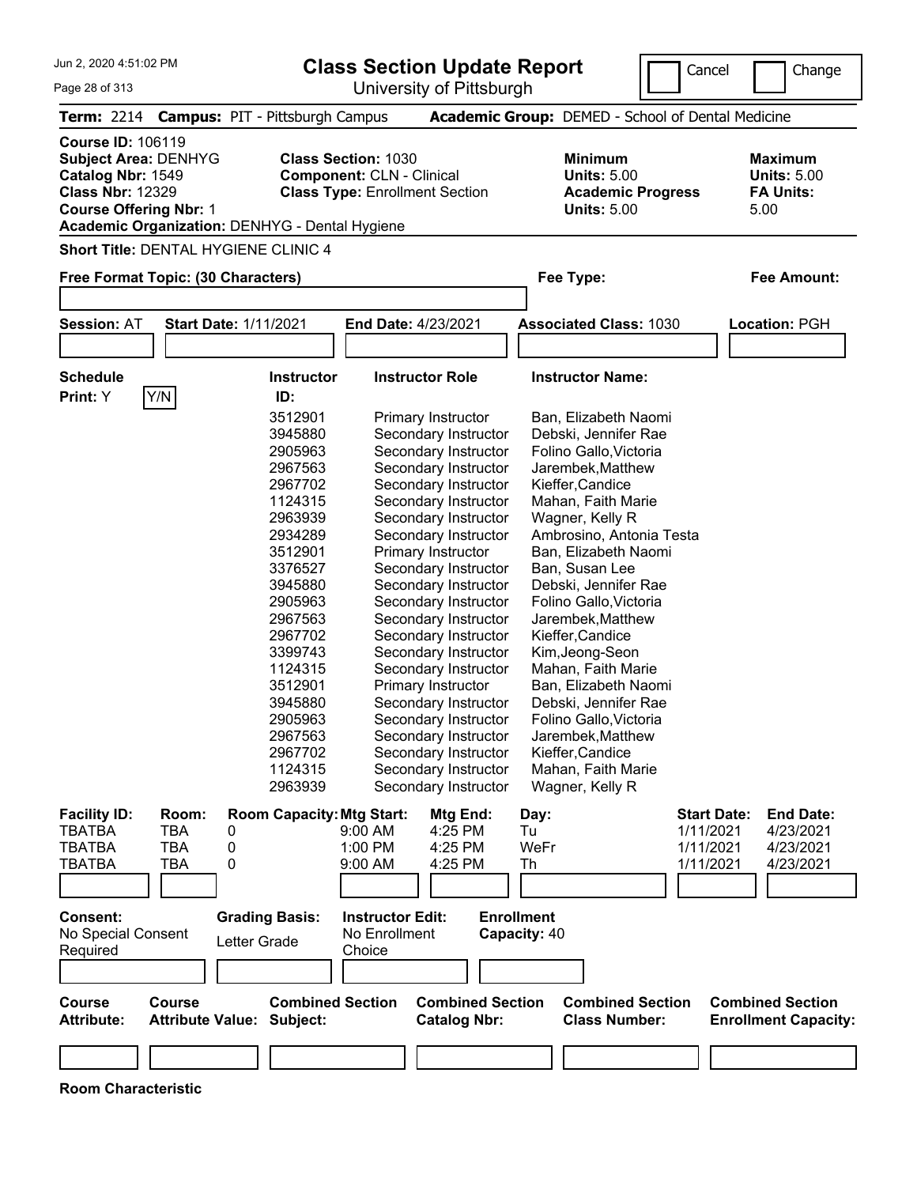# Class Section Update Report

University of Pittsburgh

Cancel | Change

**Term:** 2214 **Campus:** PIT - Pittsburgh Campus **Academic Group:** DEMED - School of Dental Medicine

**Course ID:** 106119
**Subject Area:** DENHYG
**Catalog Nbr:** 1549
**Class Nbr:** 12329
**Course Offering Nbr:** 1
**Academic Organization:** DENHYG - Dental Hygiene

**Class Section:** 1030
**Component:** CLN - Clinical
**Class Type:** Enrollment Section

**Minimum Units:** 5.00
**Academic Progress Units:** 5.00

**Maximum Units:** 5.00
**FA Units:** 5.00

**Short Title:** DENTAL HYGIENE CLINIC 4

**Free Format Topic: (30 Characters)**

**Fee Type:**

**Fee Amount:**

**Session:** AT **Start Date:** 1/11/2021 **End Date:** 4/23/2021 **Associated Class:** 1030 **Location:** PGH

**Schedule Print:** Y [Y/N]

| Instructor ID: | Instructor Role | Instructor Name: |
|---|---|---|
| 3512901 | Primary Instructor | Ban, Elizabeth Naomi |
| 3945880 | Secondary Instructor | Debski, Jennifer Rae |
| 2905963 | Secondary Instructor | Folino Gallo,Victoria |
| 2967563 | Secondary Instructor | Jarembek,Matthew |
| 2967702 | Secondary Instructor | Kieffer,Candice |
| 1124315 | Secondary Instructor | Mahan, Faith Marie |
| 2963939 | Secondary Instructor | Wagner, Kelly R |
| 2934289 | Secondary Instructor | Ambrosino, Antonia Testa |
| 3512901 | Primary Instructor | Ban, Elizabeth Naomi |
| 3376527 | Secondary Instructor | Ban, Susan Lee |
| 3945880 | Secondary Instructor | Debski, Jennifer Rae |
| 2905963 | Secondary Instructor | Folino Gallo,Victoria |
| 2967563 | Secondary Instructor | Jarembek,Matthew |
| 2967702 | Secondary Instructor | Kieffer,Candice |
| 3399743 | Secondary Instructor | Kim,Jeong-Seon |
| 1124315 | Secondary Instructor | Mahan, Faith Marie |
| 3512901 | Primary Instructor | Ban, Elizabeth Naomi |
| 3945880 | Secondary Instructor | Debski, Jennifer Rae |
| 2905963 | Secondary Instructor | Folino Gallo,Victoria |
| 2967563 | Secondary Instructor | Jarembek,Matthew |
| 2967702 | Secondary Instructor | Kieffer,Candice |
| 1124315 | Secondary Instructor | Mahan, Faith Marie |
| 2963939 | Secondary Instructor | Wagner, Kelly R |

| Facility ID: | Room: | Room Capacity: | Mtg Start: | Mtg End: | Day: | Start Date: | End Date: |
|---|---|---|---|---|---|---|---|
| TBATBA | TBA | 0 | 9:00 AM | 4:25 PM | Tu | 1/11/2021 | 4/23/2021 |
| TBATBA | TBA | 0 | 1:00 PM | 4:25 PM | WeFr | 1/11/2021 | 4/23/2021 |
| TBATBA | TBA | 0 | 9:00 AM | 4:25 PM | Th | 1/11/2021 | 4/23/2021 |

**Consent:** No Special Consent Required

**Grading Basis:** Letter Grade

**Instructor Edit:** No Enrollment Choice

**Enrollment Capacity:** 40

| Course Attribute: | Course Attribute Value: | Combined Section Subject: | Combined Section Catalog Nbr: | Combined Section Class Number: | Combined Section Enrollment Capacity: |
|---|---|---|---|---|---|
| | | | | | |

**Room Characteristic**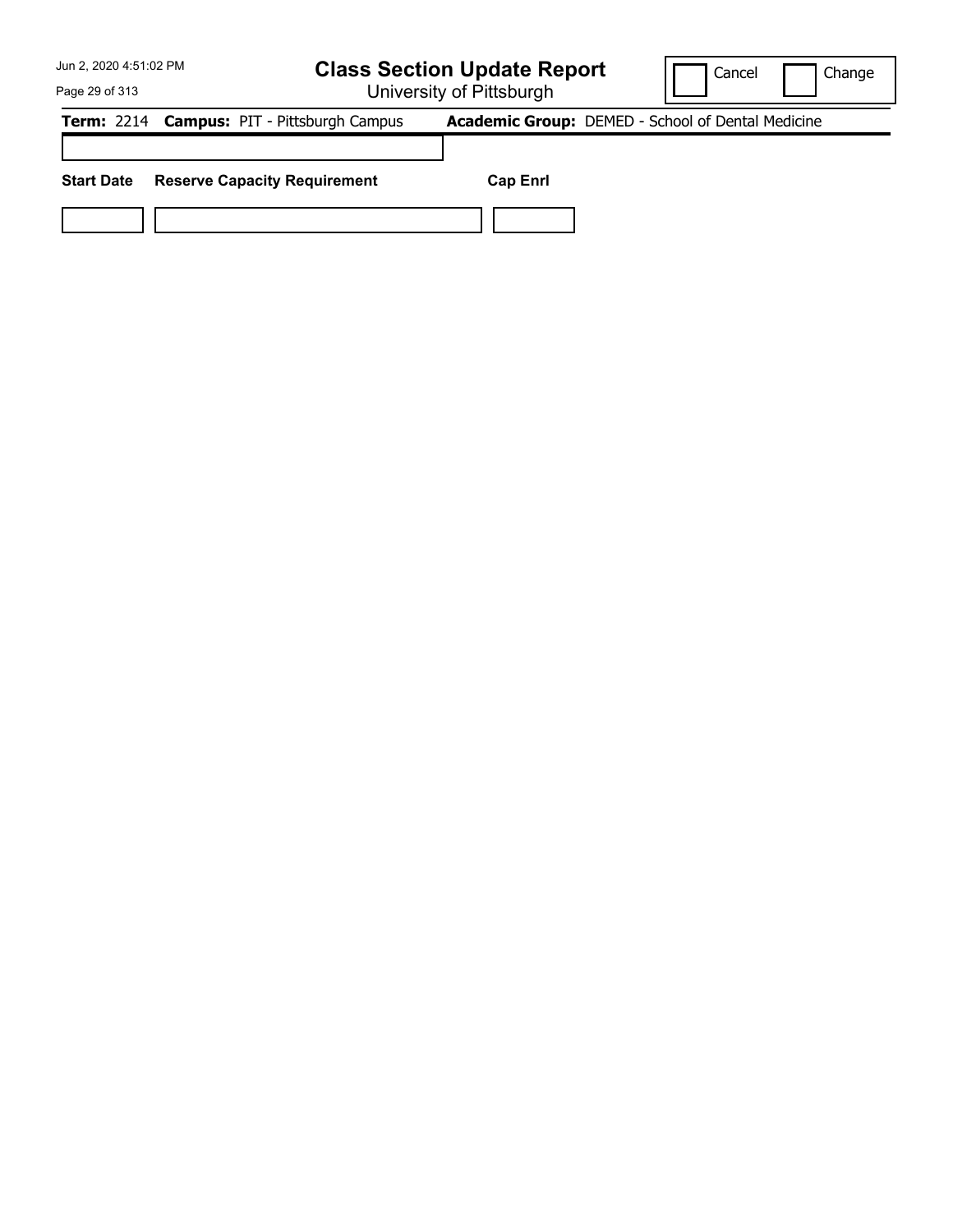# Class Section Update Report

University of Pittsburgh

Cancel Change

**Term:** 2214 **Campus:** PIT - Pittsburgh Campus **Academic Group:** DEMED - School of Dental Medicine

| Start Date | Reserve Capacity Requirement | Cap Enrl |
| --- | --- | --- |
| | | |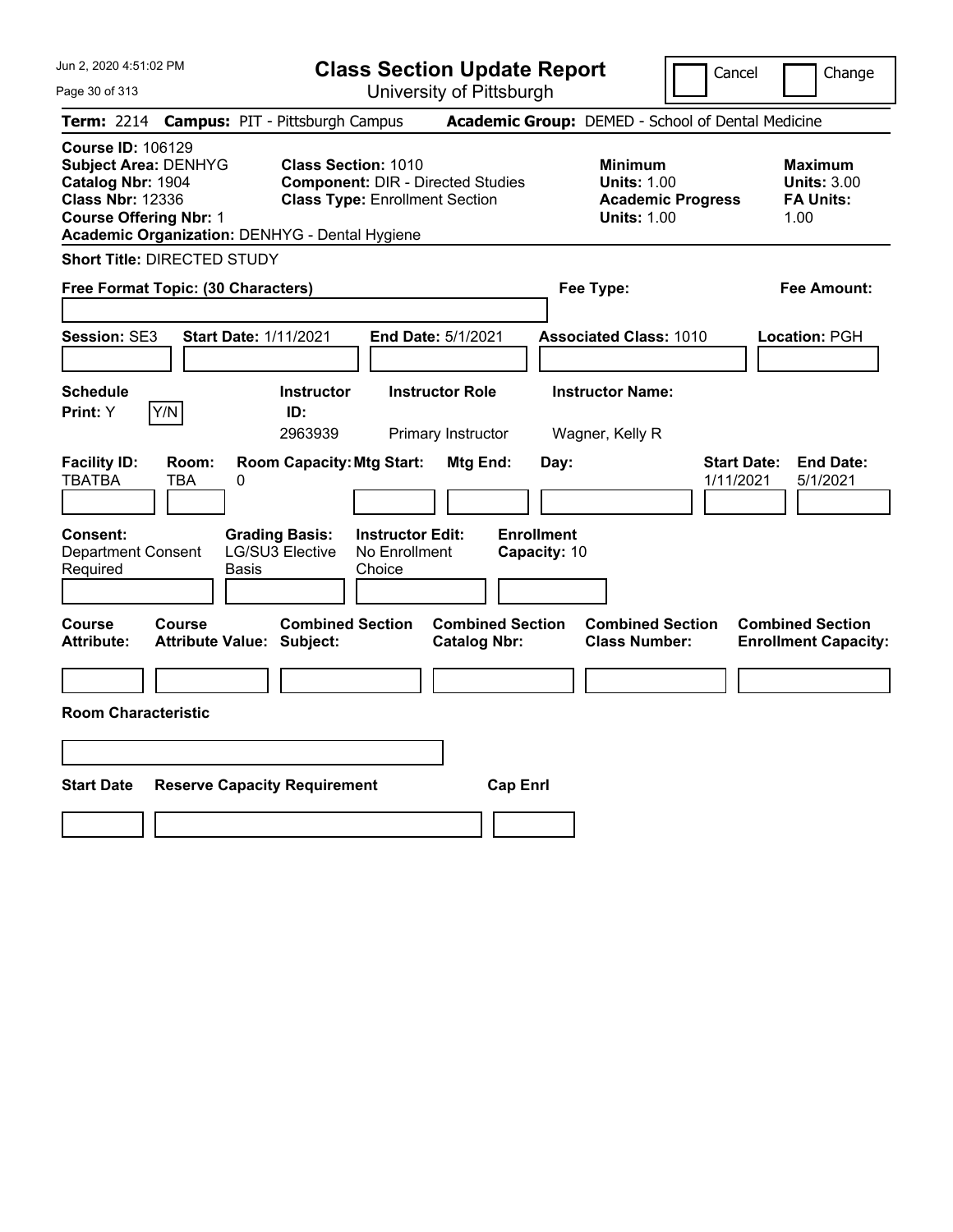# Class Section Update Report

University of Pittsburgh

Cancel | Change

**Term:** 2214 **Campus:** PIT - Pittsburgh Campus **Academic Group:** DEMED - School of Dental Medicine

**Course ID:** 106129
**Subject Area:** DENHYG
**Catalog Nbr:** 1904
**Class Nbr:** 12336
**Course Offering Nbr:** 1
**Academic Organization:** DENHYG - Dental Hygiene

**Class Section:** 1010
**Component:** DIR - Directed Studies
**Class Type:** Enrollment Section

**Minimum**
**Units:** 1.00
**Academic Progress Units:** 1.00

**Maximum**
**Units:** 3.00
**FA Units:** 1.00

**Short Title:** DIRECTED STUDY

**Free Format Topic: (30 Characters)**

**Fee Type:**

**Fee Amount:**

**Session:** SE3 **Start Date:** 1/11/2021 **End Date:** 5/1/2021 **Associated Class:** 1010 **Location:** PGH

| Schedule Print | Instructor ID | Instructor Role | Instructor Name |
|---|---|---|---|
| Y (Y/N) | 2963939 | Primary Instructor | Wagner, Kelly R |

| Facility ID | Room | Room Capacity | Mtg Start | Mtg End | Day | Start Date | End Date |
|---|---|---|---|---|---|---|---|
| TBATBA | TBA | 0 | | | | 1/11/2021 | 5/1/2021 |

**Consent:** Department Consent Required
**Grading Basis:** LG/SU3 Elective Basis
**Instructor Edit:** No Enrollment Choice
**Enrollment Capacity:** 10

| Course Attribute | Course Attribute Value | Combined Section Subject | Combined Section Catalog Nbr | Combined Section Class Number | Combined Section Enrollment Capacity |
|---|---|---|---|---|---|
| | | | | | |

**Room Characteristic**

| Start Date | Reserve Capacity Requirement | Cap Enrl |
|---|---|---|
| | | |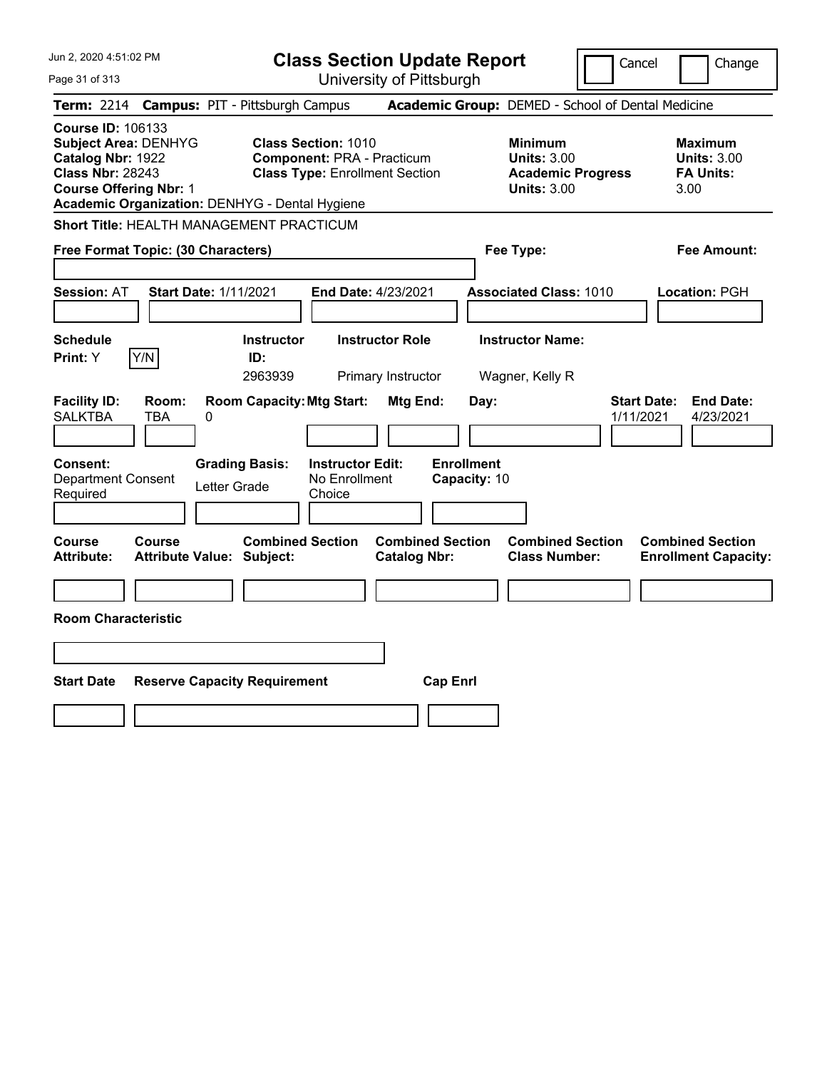Jun 2, 2020 4:51:02 PM

# Class Section Update Report

University of Pittsburgh

Cancel | Change

**Term:** 2214 **Campus:** PIT - Pittsburgh Campus **Academic Group:** DEMED - School of Dental Medicine

**Course ID:** 106133
**Subject Area:** DENHYG
**Catalog Nbr:** 1922
**Class Nbr:** 28243
**Course Offering Nbr:** 1
**Academic Organization:** DENHYG - Dental Hygiene

**Class Section:** 1010
**Component:** PRA - Practicum
**Class Type:** Enrollment Section

**Minimum Units:** 3.00
**Academic Progress Units:** 3.00

**Maximum Units:** 3.00
**FA Units:** 3.00

**Short Title:** HEALTH MANAGEMENT PRACTICUM

**Free Format Topic: (30 Characters)**

**Fee Type:**

**Fee Amount:**

**Session:** AT **Start Date:** 1/11/2021 **End Date:** 4/23/2021 **Associated Class:** 1010 **Location:** PGH

| Schedule Print | Instructor ID | Instructor Role | Instructor Name |
|---|---|---|---|
| Y (Y/N) | 2963939 | Primary Instructor | Wagner, Kelly R |

| Facility ID | Room | Room Capacity | Mtg Start | Mtg End | Day | Start Date | End Date |
|---|---|---|---|---|---|---|---|
| SALKTBA | TBA | 0 | | | | 1/11/2021 | 4/23/2021 |

**Consent:** Department Consent Required
**Grading Basis:** Letter Grade
**Instructor Edit:** No Enrollment Choice
**Enrollment Capacity:** 10

| Course Attribute | Course Attribute Value | Combined Section Subject | Combined Section Catalog Nbr | Combined Section Class Number | Combined Section Enrollment Capacity |
|---|---|---|---|---|---|
| | | | | | |

**Room Characteristic**

| Start Date | Reserve Capacity Requirement | Cap Enrl |
|---|---|---|
| | | |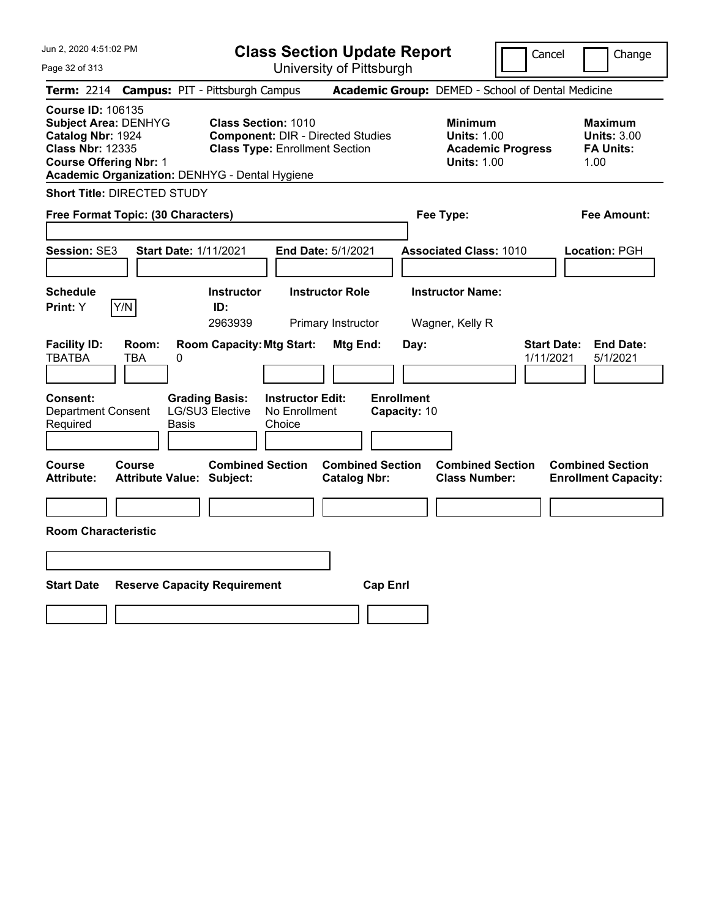# Class Section Update Report

University of Pittsburgh

Cancel | Change

**Term:** 2214 **Campus:** PIT - Pittsburgh Campus **Academic Group:** DEMED - School of Dental Medicine

**Course ID:** 106135
**Subject Area:** DENHYG
**Catalog Nbr:** 1924
**Class Nbr:** 12335
**Course Offering Nbr:** 1
**Academic Organization:** DENHYG - Dental Hygiene

**Class Section:** 1010
**Component:** DIR - Directed Studies
**Class Type:** Enrollment Section

**Minimum**
**Units:** 1.00
**Academic Progress Units:** 1.00

**Maximum**
**Units:** 3.00
**FA Units:** 1.00

**Short Title:** DIRECTED STUDY

**Free Format Topic: (30 Characters)**

**Fee Type:**

**Fee Amount:**

**Session:** SE3 **Start Date:** 1/11/2021 **End Date:** 5/1/2021 **Associated Class:** 1010 **Location:** PGH

| Schedule Print: | | Instructor ID: | Instructor Role | Instructor Name: |
|---|---|---|---|---|
| Y | Y/N | 2963939 | Primary Instructor | Wagner, Kelly R |

| Facility ID: | Room: | Room Capacity: | Mtg Start: | Mtg End: | Day: | Start Date: | End Date: |
|---|---|---|---|---|---|---|---|
| TBATBA | TBA | 0 | | | | 1/11/2021 | 5/1/2021 |

| Consent: | Grading Basis: | Instructor Edit: | Enrollment Capacity: |
|---|---|---|---|
| Department Consent Required | LG/SU3 Elective Basis | No Enrollment Choice | 10 |

| Course Attribute: | Course Attribute Value: | Combined Section Subject: | Combined Section Catalog Nbr: | Combined Section Class Number: | Combined Section Enrollment Capacity: |
|---|---|---|---|---|---|
| | | | | | |

**Room Characteristic**

| Start Date | Reserve Capacity Requirement | Cap Enrl |
|---|---|---|
| | | |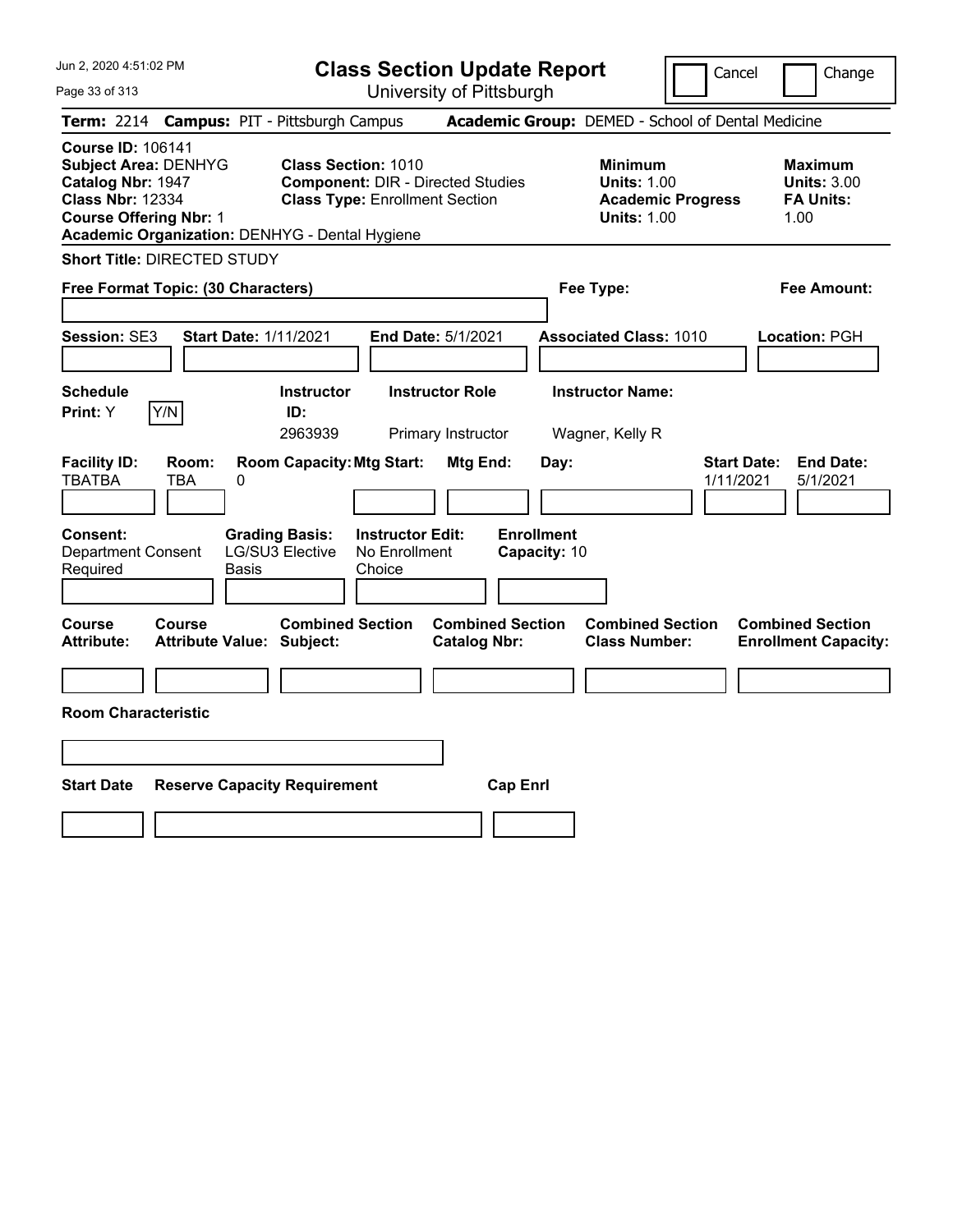Jun 2, 2020 4:51:02 PM

# Class Section Update Report

University of Pittsburgh

Cancel | Change

**Term:** 2214 **Campus:** PIT - Pittsburgh Campus **Academic Group:** DEMED - School of Dental Medicine

**Course ID:** 106141
**Subject Area:** DENHYG
**Catalog Nbr:** 1947
**Class Nbr:** 12334
**Course Offering Nbr:** 1
**Academic Organization:** DENHYG - Dental Hygiene

**Class Section:** 1010
**Component:** DIR - Directed Studies
**Class Type:** Enrollment Section

**Minimum**
**Units:** 1.00
**Academic Progress Units:** 1.00

**Maximum**
**Units:** 3.00
**FA Units:** 1.00

**Short Title:** DIRECTED STUDY

**Free Format Topic: (30 Characters)**

**Fee Type:**

**Fee Amount:**

**Session:** SE3 **Start Date:** 1/11/2021 **End Date:** 5/1/2021 **Associated Class:** 1010 **Location:** PGH

| Schedule Print | Instructor ID | Instructor Role | Instructor Name |
|---|---|---|---|
| Y | 2963939 | Primary Instructor | Wagner, Kelly R |

| Facility ID | Room | Room Capacity | Mtg Start | Mtg End | Day | Start Date | End Date |
|---|---|---|---|---|---|---|---|
| TBATBA | TBA | 0 | | | | 1/11/2021 | 5/1/2021 |

**Consent:** Department Consent Required
**Grading Basis:** LG/SU3 Elective Basis
**Instructor Edit:** No Enrollment Choice
**Enrollment Capacity:** 10

| Course Attribute | Course Attribute Value | Combined Section Subject | Combined Section Catalog Nbr | Combined Section Class Number | Combined Section Enrollment Capacity |
|---|---|---|---|---|---|
| | | | | | |

**Room Characteristic**

| Start Date | Reserve Capacity Requirement | Cap Enrl |
|---|---|---|
| | | |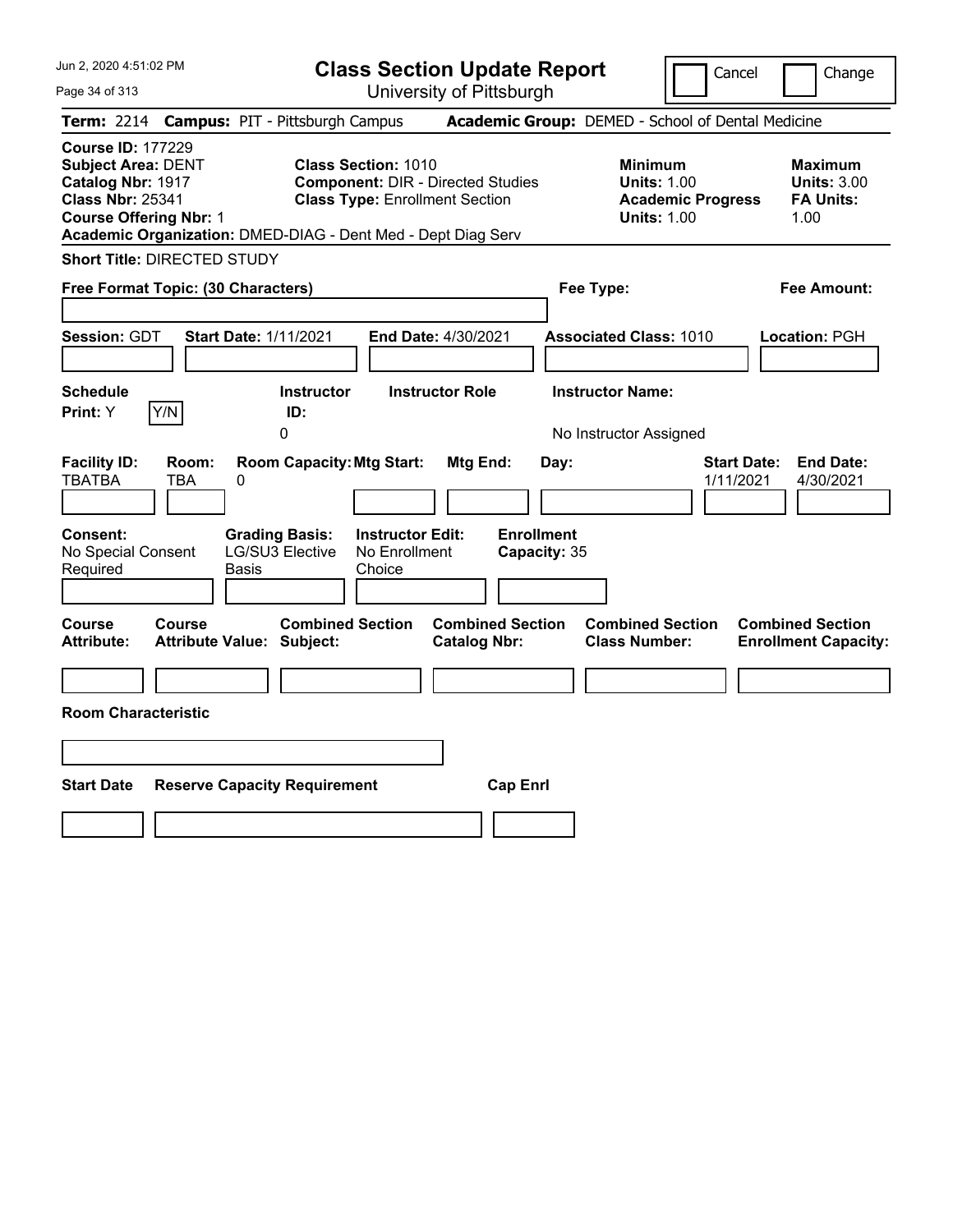# Class Section Update Report

University of Pittsburgh

Cancel | Change

**Term:** 2214 **Campus:** PIT - Pittsburgh Campus **Academic Group:** DEMED - School of Dental Medicine

**Course ID:** 177229
**Subject Area:** DENT
**Catalog Nbr:** 1917
**Class Nbr:** 25341
**Course Offering Nbr:** 1
**Academic Organization:** DMED-DIAG - Dent Med - Dept Diag Serv

**Class Section:** 1010
**Component:** DIR - Directed Studies
**Class Type:** Enrollment Section

**Minimum**
**Units:** 1.00
**Academic Progress Units:** 1.00

**Maximum**
**Units:** 3.00
**FA Units:** 1.00

**Short Title:** DIRECTED STUDY

**Free Format Topic: (30 Characters)**

**Fee Type:**

**Fee Amount:**

**Session:** GDT **Start Date:** 1/11/2021 **End Date:** 4/30/2021 **Associated Class:** 1010 **Location:** PGH

| Schedule Print: | | Instructor ID: | Instructor Role | Instructor Name: |
|---|---|---|---|---|
| Y | Y/N | 0 | | No Instructor Assigned |

| Facility ID: | Room: | Room Capacity: | Mtg Start: | Mtg End: | Day: | Start Date: | End Date: |
|---|---|---|---|---|---|---|---|
| TBATBA | TBA | 0 | | | | 1/11/2021 | 4/30/2021 |

| Consent: | Grading Basis: | Instructor Edit: | Enrollment Capacity: |
|---|---|---|---|
| No Special Consent Required | LG/SU3 Elective Basis | No Enrollment Choice | 35 |

| Course Attribute: | Course Attribute Value: | Combined Section Subject: | Combined Section Catalog Nbr: | Combined Section Class Number: | Combined Section Enrollment Capacity: |
|---|---|---|---|---|---|
| | | | | | |

**Room Characteristic**

| Start Date | Reserve Capacity Requirement | Cap Enrl |
|---|---|---|
| | | |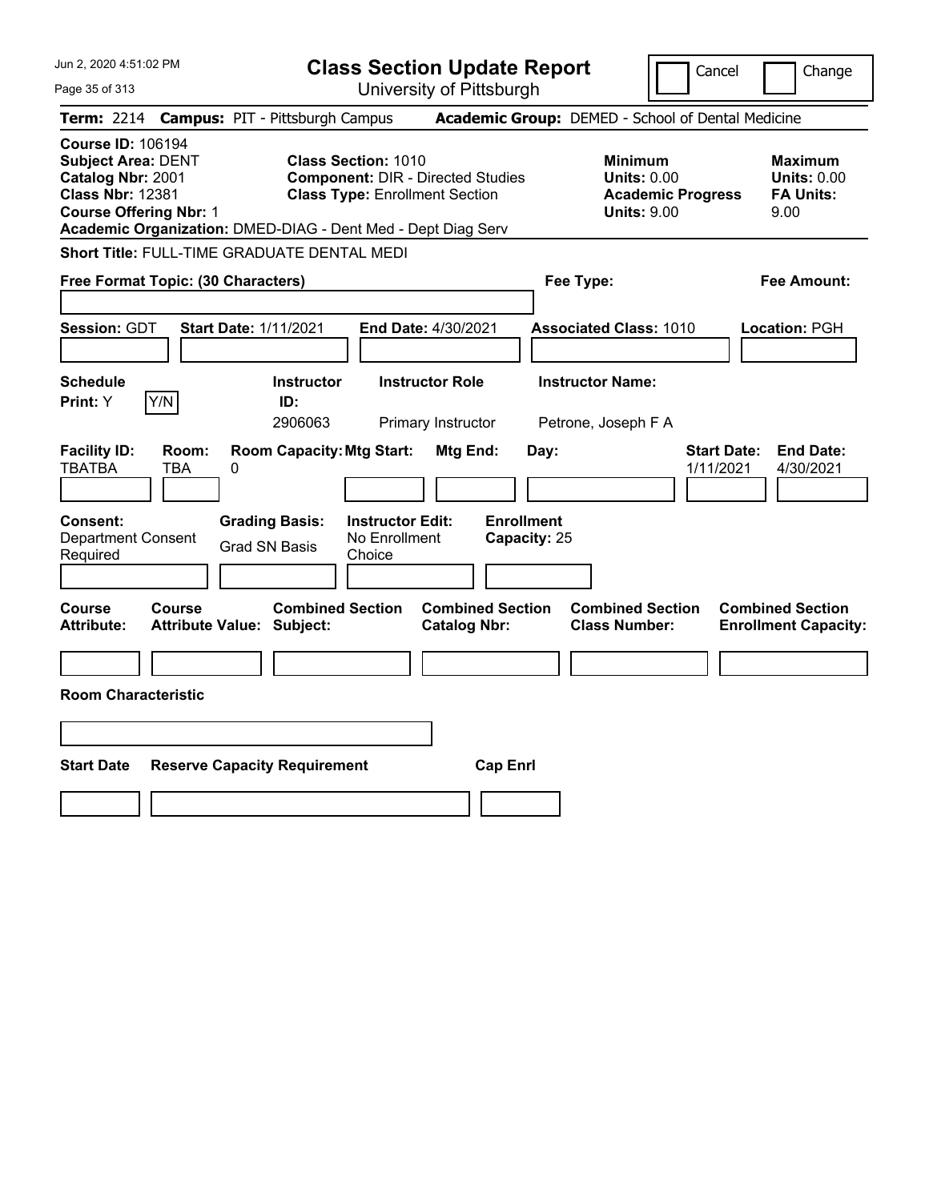# Class Section Update Report

University of Pittsburgh

Cancel | Change

**Term:** 2214 **Campus:** PIT - Pittsburgh Campus **Academic Group:** DEMED - School of Dental Medicine

**Course ID:** 106194
**Subject Area:** DENT
**Catalog Nbr:** 2001
**Class Nbr:** 12381
**Course Offering Nbr:** 1
**Academic Organization:** DMED-DIAG - Dent Med - Dept Diag Serv

**Class Section:** 1010
**Component:** DIR - Directed Studies
**Class Type:** Enrollment Section

| | Minimum | Maximum |
|---|---|---|
| Units | 0.00 | 0.00 |
| Academic Progress / FA Units | 9.00 | 9.00 |

**Short Title:** FULL-TIME GRADUATE DENTAL MEDI

**Free Format Topic: (30 Characters)**
**Fee Type:**
**Fee Amount:**

**Session:** GDT **Start Date:** 1/11/2021 **End Date:** 4/30/2021 **Associated Class:** 1010 **Location:** PGH

**Schedule Print:** Y

| Instructor ID | Instructor Role | Instructor Name |
|---|---|---|
| 2906063 | Primary Instructor | Petrone, Joseph F A |

| Facility ID | Room | Room Capacity | Mtg Start | Mtg End | Day | Start Date | End Date |
|---|---|---|---|---|---|---|---|
| TBATBA | TBA | 0 | | | | 1/11/2021 | 4/30/2021 |

**Consent:** Department Consent Required
**Grading Basis:** Grad SN Basis
**Instructor Edit:** No Enrollment Choice
**Enrollment Capacity:** 25

| Course Attribute | Course Attribute Value | Combined Section Subject | Combined Section Catalog Nbr | Combined Section Class Number | Combined Section Enrollment Capacity |
|---|---|---|---|---|---|
| | | | | | |

**Room Characteristic**

| Start Date | Reserve Capacity Requirement | Cap Enrl |
|---|---|---|
| | | |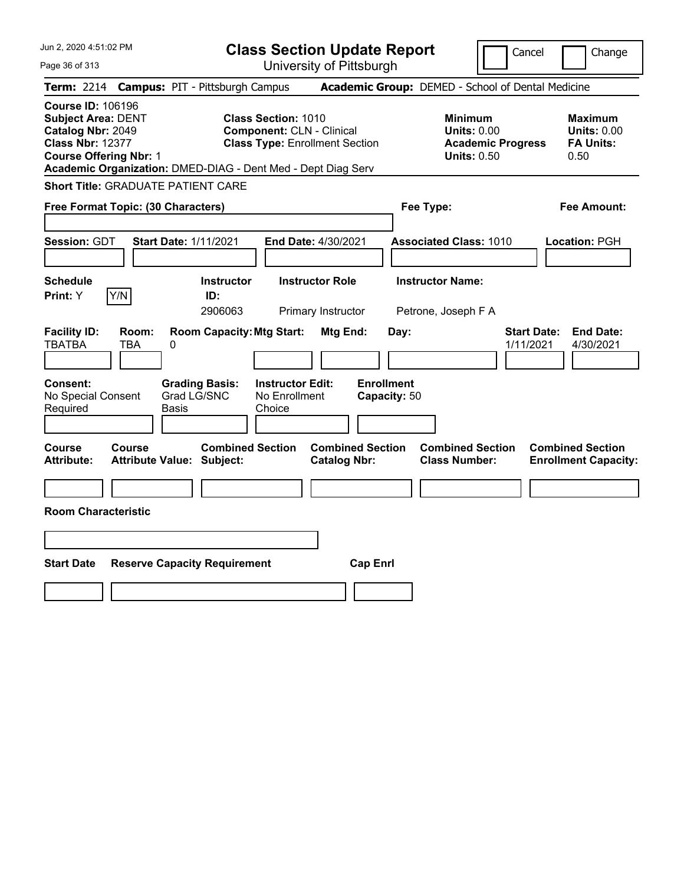# Class Section Update Report

University of Pittsburgh

Cancel | Change

**Term:** 2214 **Campus:** PIT - Pittsburgh Campus **Academic Group:** DEMED - School of Dental Medicine

**Course ID:** 106196
**Subject Area:** DENT
**Catalog Nbr:** 2049
**Class Nbr:** 12377
**Course Offering Nbr:** 1
**Academic Organization:** DMED-DIAG - Dent Med - Dept Diag Serv

**Class Section:** 1010
**Component:** CLN - Clinical
**Class Type:** Enrollment Section

**Minimum Units:** 0.00
**Academic Progress Units:** 0.50

**Maximum Units:** 0.00
**FA Units:** 0.50

**Short Title:** GRADUATE PATIENT CARE

**Free Format Topic: (30 Characters)**

**Fee Type:**

**Fee Amount:**

**Session:** GDT **Start Date:** 1/11/2021 **End Date:** 4/30/2021 **Associated Class:** 1010 **Location:** PGH

| Schedule Print | Instructor ID | Instructor Role | Instructor Name |
|---|---|---|---|
| Y | 2906063 | Primary Instructor | Petrone, Joseph F A |

| Facility ID | Room | Room Capacity | Mtg Start | Mtg End | Day | Start Date | End Date |
|---|---|---|---|---|---|---|---|
| TBATBA | TBA | 0 | | | | 1/11/2021 | 4/30/2021 |

**Consent:** No Special Consent Required
**Grading Basis:** Grad LG/SNC Basis
**Instructor Edit:** No Enrollment Choice
**Enrollment Capacity:** 50

| Course Attribute | Course Attribute Value | Combined Section Subject | Combined Section Catalog Nbr | Combined Section Class Number | Combined Section Enrollment Capacity |
|---|---|---|---|---|---|
| | | | | | |

**Room Characteristic**

| Start Date | Reserve Capacity Requirement | Cap Enrl |
|---|---|---|
| | | |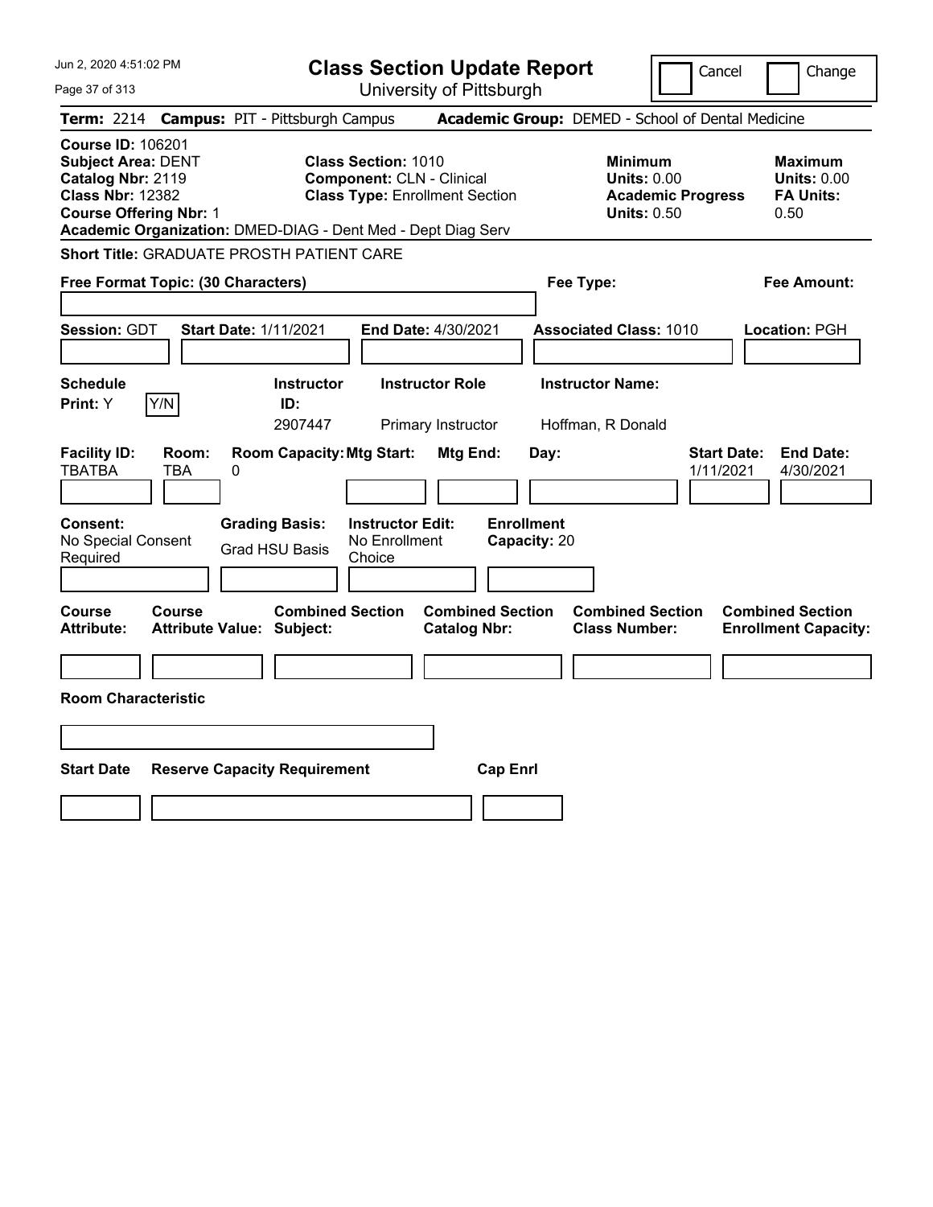# Class Section Update Report

University of Pittsburgh

Cancel | Change

**Term:** 2214 **Campus:** PIT - Pittsburgh Campus **Academic Group:** DEMED - School of Dental Medicine

**Course ID:** 106201
**Subject Area:** DENT
**Catalog Nbr:** 2119
**Class Nbr:** 12382
**Course Offering Nbr:** 1

**Class Section:** 1010
**Component:** CLN - Clinical
**Class Type:** Enrollment Section

| | Minimum | Maximum |
|---|---|---|
| Units | 0.00 | 0.00 |
| Academic Progress / FA Units | 0.50 | 0.50 |

**Academic Organization:** DMED-DIAG - Dent Med - Dept Diag Serv

**Short Title:** GRADUATE PROSTH PATIENT CARE

**Free Format Topic: (30 Characters)**

**Fee Type:**

**Fee Amount:**

**Session:** GDT **Start Date:** 1/11/2021 **End Date:** 4/30/2021 **Associated Class:** 1010 **Location:** PGH

| Schedule Print | Instructor ID | Instructor Role | Instructor Name |
|---|---|---|---|
| Y (Y/N) | 2907447 | Primary Instructor | Hoffman, R Donald |

| Facility ID | Room | Room Capacity | Mtg Start | Mtg End | Day | Start Date | End Date |
|---|---|---|---|---|---|---|---|
| TBATBA | TBA | 0 | | | | 1/11/2021 | 4/30/2021 |

**Consent:** No Special Consent Required
**Grading Basis:** Grad HSU Basis
**Instructor Edit:** No Enrollment Choice
**Enrollment Capacity:** 20

| Course Attribute | Course Attribute Value | Combined Section Subject | Combined Section Catalog Nbr | Combined Section Class Number | Combined Section Enrollment Capacity |
|---|---|---|---|---|---|
| | | | | | |

**Room Characteristic**

| Start Date | Reserve Capacity Requirement | Cap Enrl |
|---|---|---|
| | | |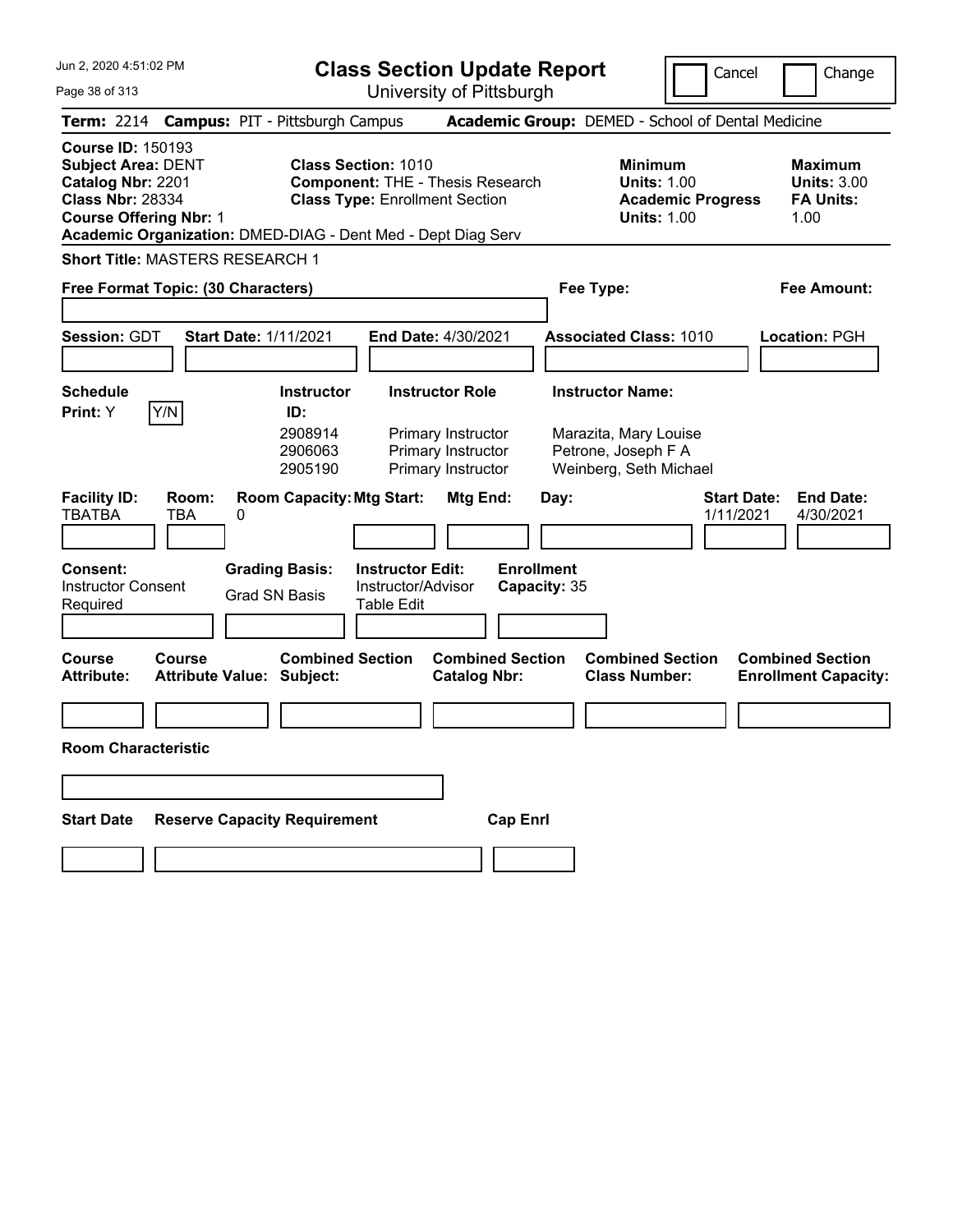# Class Section Update Report

University of Pittsburgh

Cancel | Change

**Term:** 2214 **Campus:** PIT - Pittsburgh Campus **Academic Group:** DEMED - School of Dental Medicine

**Course ID:** 150193
**Subject Area:** DENT
**Catalog Nbr:** 2201
**Class Nbr:** 28334
**Course Offering Nbr:** 1

**Class Section:** 1010
**Component:** THE - Thesis Research
**Class Type:** Enrollment Section

**Minimum Units:** 1.00
**Academic Progress Units:** 1.00

**Maximum Units:** 3.00
**FA Units:** 1.00

**Academic Organization:** DMED-DIAG - Dent Med - Dept Diag Serv

**Short Title:** MASTERS RESEARCH 1

**Free Format Topic: (30 Characters)**

**Fee Type:**

**Fee Amount:**

**Session:** GDT **Start Date:** 1/11/2021 **End Date:** 4/30/2021 **Associated Class:** 1010 **Location:** PGH

**Schedule Print:** Y Y/N

| Instructor ID: | Instructor Role | Instructor Name: |
| --- | --- | --- |
| 2908914 | Primary Instructor | Marazita, Mary Louise |
| 2906063 | Primary Instructor | Petrone, Joseph F A |
| 2905190 | Primary Instructor | Weinberg, Seth Michael |

| Facility ID: | Room: | Room Capacity: | Mtg Start: | Mtg End: | Day: | Start Date: | End Date: |
| --- | --- | --- | --- | --- | --- | --- | --- |
| TBATBA | TBA | 0 | | | | 1/11/2021 | 4/30/2021 |

**Consent:** Instructor Consent Required

**Grading Basis:** Grad SN Basis

**Instructor Edit:** Instructor/Advisor Table Edit

**Enrollment Capacity:** 35

| Course Attribute: | Course Attribute Value: | Combined Section Subject: | Combined Section Catalog Nbr: | Combined Section Class Number: | Combined Section Enrollment Capacity: |
| --- | --- | --- | --- | --- | --- |
| | | | | | |

**Room Characteristic**

| Start Date | Reserve Capacity Requirement | Cap Enrl |
| --- | --- | --- |
| | | |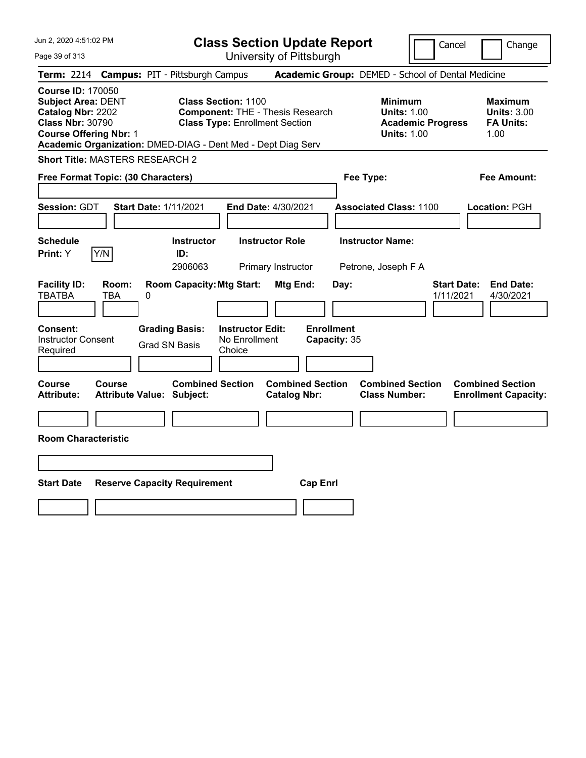# Class Section Update Report

University of Pittsburgh

Cancel | Change

**Term:** 2214 **Campus:** PIT - Pittsburgh Campus **Academic Group:** DEMED - School of Dental Medicine

**Course ID:** 170050
**Subject Area:** DENT
**Catalog Nbr:** 2202
**Class Nbr:** 30790
**Course Offering Nbr:** 1

**Class Section:** 1100
**Component:** THE - Thesis Research
**Class Type:** Enrollment Section

**Minimum Units:** 1.00
**Academic Progress Units:** 1.00

**Maximum Units:** 3.00
**FA Units:** 1.00

**Academic Organization:** DMED-DIAG - Dent Med - Dept Diag Serv

**Short Title:** MASTERS RESEARCH 2

**Free Format Topic: (30 Characters)**

**Fee Type:**

**Fee Amount:**

**Session:** GDT **Start Date:** 1/11/2021 **End Date:** 4/30/2021 **Associated Class:** 1100 **Location:** PGH

| Schedule Print | Instructor ID | Instructor Role | Instructor Name |
|---|---|---|---|
| Y (Y/N) | 2906063 | Primary Instructor | Petrone, Joseph F A |

| Facility ID | Room | Room Capacity | Mtg Start | Mtg End | Day | Start Date | End Date |
|---|---|---|---|---|---|---|---|
| TBATBA | TBA | 0 | | | | 1/11/2021 | 4/30/2021 |

| Consent | Grading Basis | Instructor Edit | Enrollment Capacity |
|---|---|---|---|
| Instructor Consent Required | Grad SN Basis | No Enrollment Choice | 35 |

| Course Attribute | Course Attribute Value | Combined Section Subject | Combined Section Catalog Nbr | Combined Section Class Number | Combined Section Enrollment Capacity |
|---|---|---|---|---|---|
| | | | | | |

**Room Characteristic**

| Start Date | Reserve Capacity Requirement | Cap Enrl |
|---|---|---|
| | | |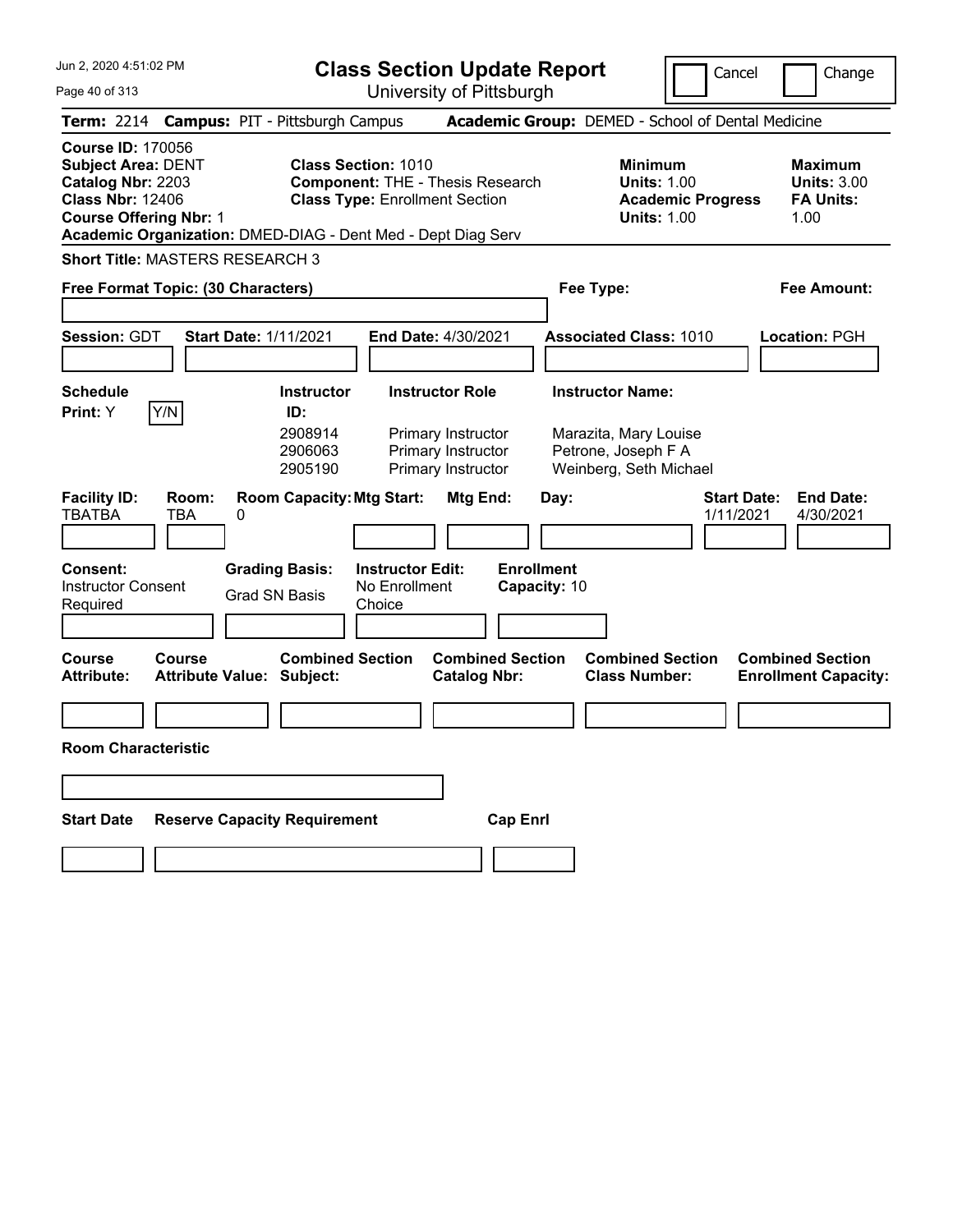# Class Section Update Report

University of Pittsburgh

Jun 2, 2020 4:51:02 PM

Cancel | Change

**Term:** 2214 **Campus:** PIT - Pittsburgh Campus **Academic Group:** DEMED - School of Dental Medicine

**Course ID:** 170056
**Subject Area:** DENT
**Catalog Nbr:** 2203
**Class Nbr:** 12406
**Course Offering Nbr:** 1

**Class Section:** 1010
**Component:** THE - Thesis Research
**Class Type:** Enrollment Section

**Minimum Units:** 1.00
**Academic Progress Units:** 1.00

**Maximum Units:** 3.00
**FA Units:** 1.00

**Academic Organization:** DMED-DIAG - Dent Med - Dept Diag Serv

**Short Title:** MASTERS RESEARCH 3

**Free Format Topic: (30 Characters)**

**Fee Type:**

**Fee Amount:**

**Session:** GDT **Start Date:** 1/11/2021 **End Date:** 4/30/2021 **Associated Class:** 1010 **Location:** PGH

**Schedule Print:** Y [Y/N]

| Instructor ID: | Instructor Role | Instructor Name: |
|---|---|---|
| 2908914 | Primary Instructor | Marazita, Mary Louise |
| 2906063 | Primary Instructor | Petrone, Joseph F A |
| 2905190 | Primary Instructor | Weinberg, Seth Michael |

| Facility ID: | Room: | Room Capacity: | Mtg Start: | Mtg End: | Day: | Start Date: | End Date: |
|---|---|---|---|---|---|---|---|
| TBATBA | TBA | 0 | | | | 1/11/2021 | 4/30/2021 |

**Consent:** Instructor Consent Required

**Grading Basis:** Grad SN Basis

**Instructor Edit:** No Enrollment Choice

**Enrollment Capacity:** 10

| Course Attribute: | Course Attribute Value: | Combined Section Subject: | Combined Section Catalog Nbr: | Combined Section Class Number: | Combined Section Enrollment Capacity: |
|---|---|---|---|---|---|
| | | | | | |

**Room Characteristic**

| Start Date | Reserve Capacity Requirement | Cap Enrl |
|---|---|---|
| | | |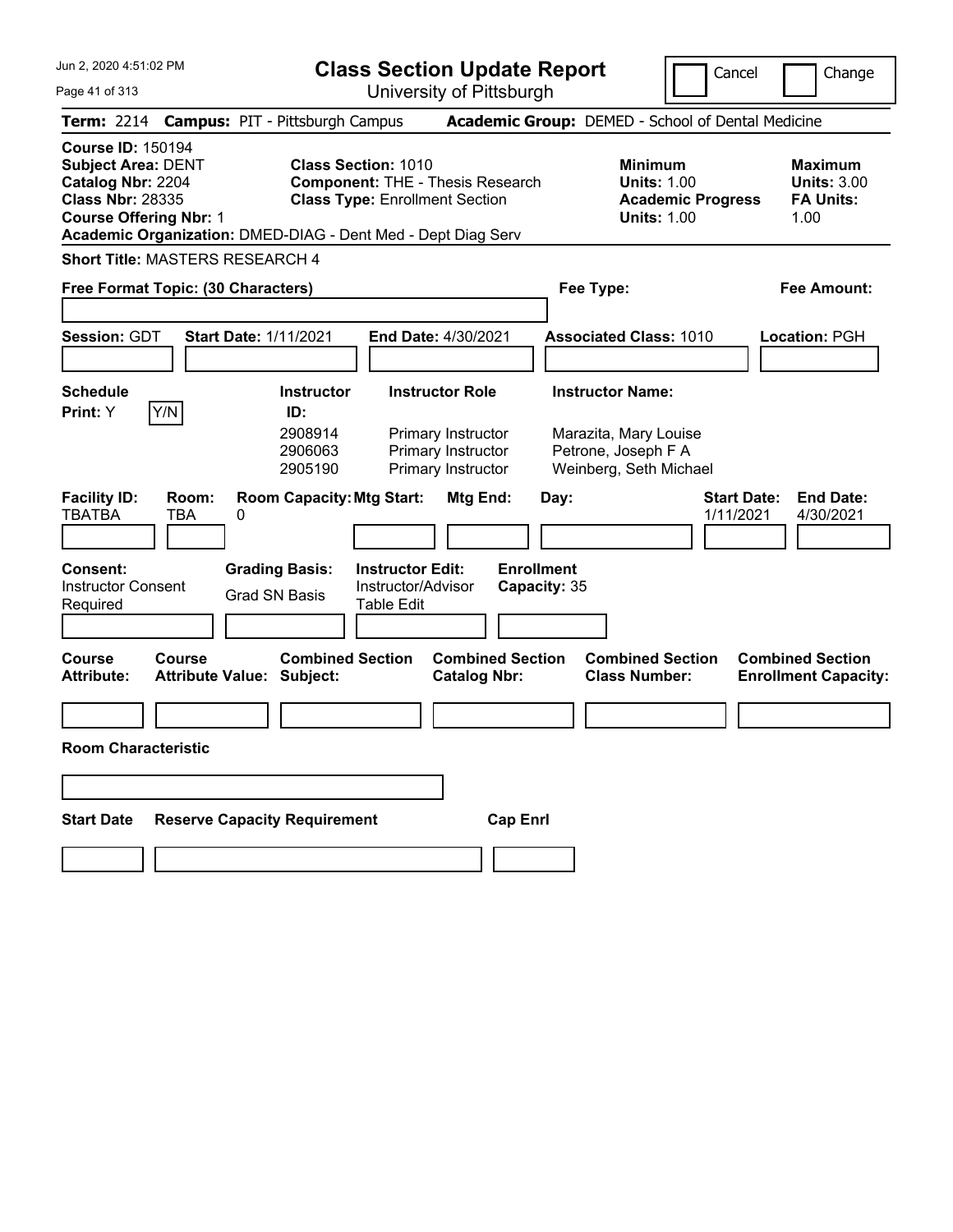# Class Section Update Report

University of Pittsburgh

Cancel | Change

**Term:** 2214 **Campus:** PIT - Pittsburgh Campus **Academic Group:** DEMED - School of Dental Medicine

**Course ID:** 150194
**Subject Area:** DENT
**Catalog Nbr:** 2204
**Class Nbr:** 28335
**Course Offering Nbr:** 1
**Academic Organization:** DMED-DIAG - Dent Med - Dept Diag Serv

**Class Section:** 1010
**Component:** THE - Thesis Research
**Class Type:** Enrollment Section

**Minimum Units:** 1.00
**Academic Progress Units:** 1.00

**Maximum Units:** 3.00
**FA Units:** 1.00

**Short Title:** MASTERS RESEARCH 4

**Free Format Topic: (30 Characters)**

**Fee Type:**

**Fee Amount:**

**Session:** GDT **Start Date:** 1/11/2021 **End Date:** 4/30/2021 **Associated Class:** 1010 **Location:** PGH

**Schedule Print:** Y Y/N

| Instructor ID: | Instructor Role | Instructor Name: |
|---|---|---|
| 2908914 | Primary Instructor | Marazita, Mary Louise |
| 2906063 | Primary Instructor | Petrone, Joseph F A |
| 2905190 | Primary Instructor | Weinberg, Seth Michael |

| Facility ID: | Room: | Room Capacity: | Mtg Start: | Mtg End: | Day: | Start Date: | End Date: |
|---|---|---|---|---|---|---|---|
| TBATBA | TBA | 0 | | | | 1/11/2021 | 4/30/2021 |

**Consent:** Instructor Consent Required
**Grading Basis:** Grad SN Basis
**Instructor Edit:** Instructor/Advisor Table Edit
**Enrollment Capacity:** 35

| Course Attribute: | Course Attribute Value: | Combined Section Subject: | Combined Section Catalog Nbr: | Combined Section Class Number: | Combined Section Enrollment Capacity: |
|---|---|---|---|---|---|
| | | | | | |

**Room Characteristic**

| Start Date | Reserve Capacity Requirement | Cap Enrl |
|---|---|---|
| | | |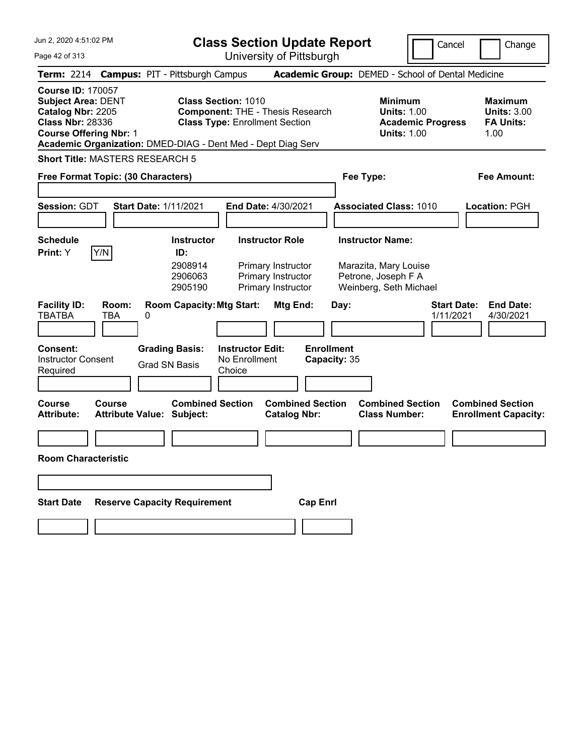Jun 2, 2020 4:51:02 PM

# Class Section Update Report

University of Pittsburgh

Cancel | Change

**Term:** 2214 **Campus:** PIT - Pittsburgh Campus **Academic Group:** DEMED - School of Dental Medicine

**Course ID:** 170057
**Subject Area:** DENT
**Catalog Nbr:** 2205
**Class Nbr:** 28336
**Course Offering Nbr:** 1

**Class Section:** 1010
**Component:** THE - Thesis Research
**Class Type:** Enrollment Section

**Minimum Units:** 1.00
**Academic Progress Units:** 1.00

**Maximum Units:** 3.00
**FA Units:** 1.00

**Academic Organization:** DMED-DIAG - Dent Med - Dept Diag Serv

**Short Title:** MASTERS RESEARCH 5

**Free Format Topic: (30 Characters)**

**Fee Type:**

**Fee Amount:**

**Session:** GDT **Start Date:** 1/11/2021 **End Date:** 4/30/2021 **Associated Class:** 1010 **Location:** PGH

**Schedule Print:** Y Y/N

| Instructor ID: | Instructor Role | Instructor Name: |
|---|---|---|
| 2908914 | Primary Instructor | Marazita, Mary Louise |
| 2906063 | Primary Instructor | Petrone, Joseph F A |
| 2905190 | Primary Instructor | Weinberg, Seth Michael |

| Facility ID: | Room: | Room Capacity: | Mtg Start: | Mtg End: | Day: | Start Date: | End Date: |
|---|---|---|---|---|---|---|---|
| TBATBA | TBA | 0 | | | | 1/11/2021 | 4/30/2021 |

**Consent:** Instructor Consent Required

**Grading Basis:** Grad SN Basis

**Instructor Edit:** No Enrollment Choice

**Enrollment Capacity:** 35

| Course Attribute: | Course Attribute Value: | Combined Section Subject: | Combined Section Catalog Nbr: | Combined Section Class Number: | Combined Section Enrollment Capacity: |
|---|---|---|---|---|---|
| | | | | | |

**Room Characteristic**

| Start Date | Reserve Capacity Requirement | Cap Enrl |
|---|---|---|
| | | |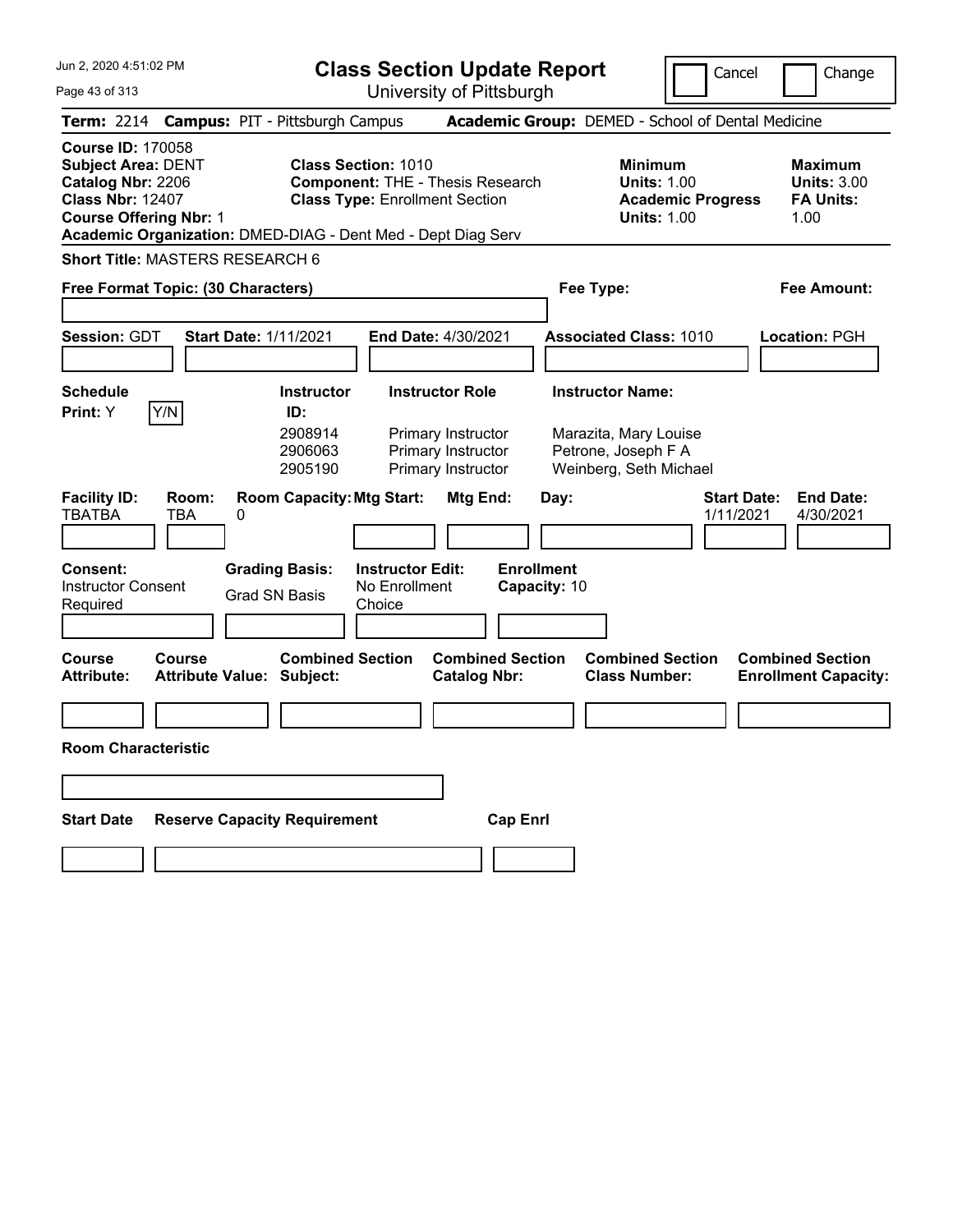Jun 2, 2020 4:51:02 PM

# Class Section Update Report

University of Pittsburgh

Cancel | Change

**Term:** 2214 **Campus:** PIT - Pittsburgh Campus **Academic Group:** DEMED - School of Dental Medicine

**Course ID:** 170058
**Subject Area:** DENT
**Catalog Nbr:** 2206
**Class Nbr:** 12407
**Course Offering Nbr:** 1

**Class Section:** 1010
**Component:** THE - Thesis Research
**Class Type:** Enrollment Section

**Minimum Units:** 1.00
**Academic Progress Units:** 1.00

**Maximum Units:** 3.00
**FA Units:** 1.00

**Academic Organization:** DMED-DIAG - Dent Med - Dept Diag Serv

**Short Title:** MASTERS RESEARCH 6

**Free Format Topic: (30 Characters)**

**Fee Type:**

**Fee Amount:**

**Session:** GDT **Start Date:** 1/11/2021 **End Date:** 4/30/2021 **Associated Class:** 1010 **Location:** PGH

**Schedule Print:** Y Y/N

| Instructor ID | Instructor Role | Instructor Name |
|---|---|---|
| 2908914 | Primary Instructor | Marazita, Mary Louise |
| 2906063 | Primary Instructor | Petrone, Joseph F A |
| 2905190 | Primary Instructor | Weinberg, Seth Michael |

| Facility ID | Room | Room Capacity | Mtg Start | Mtg End | Day | Start Date | End Date |
|---|---|---|---|---|---|---|---|
| TBATBA | TBA | 0 | | | | 1/11/2021 | 4/30/2021 |

**Consent:** Instructor Consent Required
**Grading Basis:** Grad SN Basis
**Instructor Edit:** No Enrollment Choice
**Enrollment Capacity:** 10

| Course Attribute | Course Attribute Value | Combined Section Subject | Combined Section Catalog Nbr | Combined Section Class Number | Combined Section Enrollment Capacity |
|---|---|---|---|---|---|
| | | | | | |

**Room Characteristic**

| Start Date | Reserve Capacity Requirement | Cap Enrl |
|---|---|---|
| | | |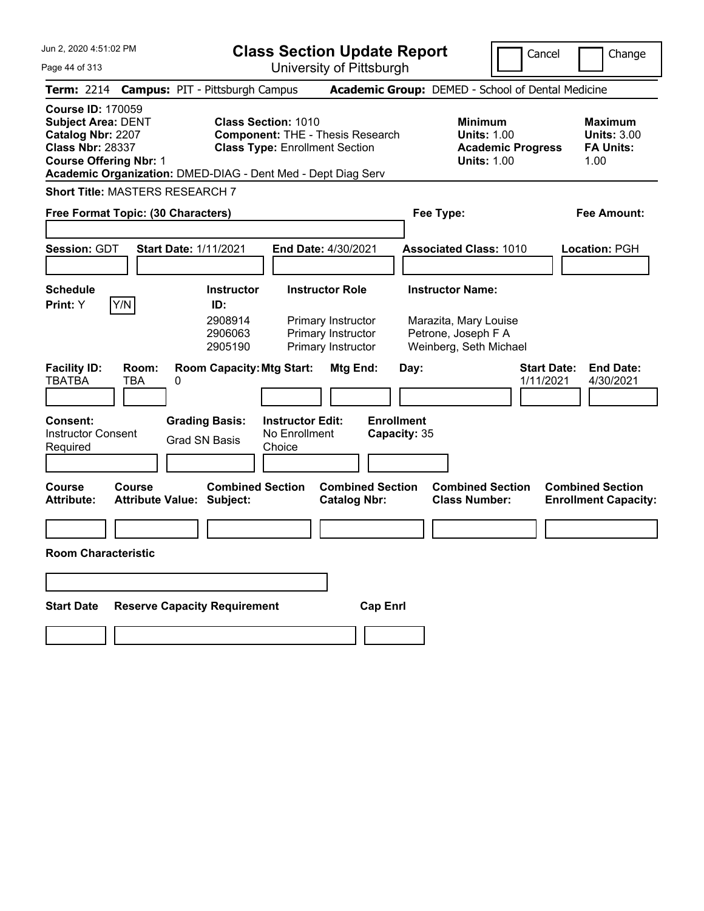# Class Section Update Report

University of Pittsburgh

Jun 2, 2020 4:51:02 PM

Cancel | Change

**Term:** 2214 **Campus:** PIT - Pittsburgh Campus **Academic Group:** DEMED - School of Dental Medicine

**Course ID:** 170059
**Subject Area:** DENT
**Catalog Nbr:** 2207
**Class Nbr:** 28337
**Course Offering Nbr:** 1
**Academic Organization:** DMED-DIAG - Dent Med - Dept Diag Serv

**Class Section:** 1010
**Component:** THE - Thesis Research
**Class Type:** Enrollment Section

**Minimum**
**Units:** 1.00
**Academic Progress Units:** 1.00

**Maximum**
**Units:** 3.00
**FA Units:** 1.00

**Short Title:** MASTERS RESEARCH 7

**Free Format Topic: (30 Characters)**

**Fee Type:**

**Fee Amount:**

**Session:** GDT **Start Date:** 1/11/2021 **End Date:** 4/30/2021 **Associated Class:** 1010 **Location:** PGH

**Schedule Print:** Y Y/N

| Instructor ID: | Instructor Role | Instructor Name: |
|---|---|---|
| 2908914 | Primary Instructor | Marazita, Mary Louise |
| 2906063 | Primary Instructor | Petrone, Joseph F A |
| 2905190 | Primary Instructor | Weinberg, Seth Michael |

| Facility ID: | Room: | Room Capacity: | Mtg Start: | Mtg End: | Day: | Start Date: | End Date: |
|---|---|---|---|---|---|---|---|
| TBATBA | TBA | 0 | | | | 1/11/2021 | 4/30/2021 |

**Consent:** Instructor Consent Required
**Grading Basis:** Grad SN Basis
**Instructor Edit:** No Enrollment Choice
**Enrollment Capacity:** 35

| Course Attribute: | Course Attribute Value: | Combined Section Subject: | Combined Section Catalog Nbr: | Combined Section Class Number: | Combined Section Enrollment Capacity: |
|---|---|---|---|---|---|
| | | | | | |

**Room Characteristic**

| Start Date | Reserve Capacity Requirement | Cap Enrl |
|---|---|---|
| | | |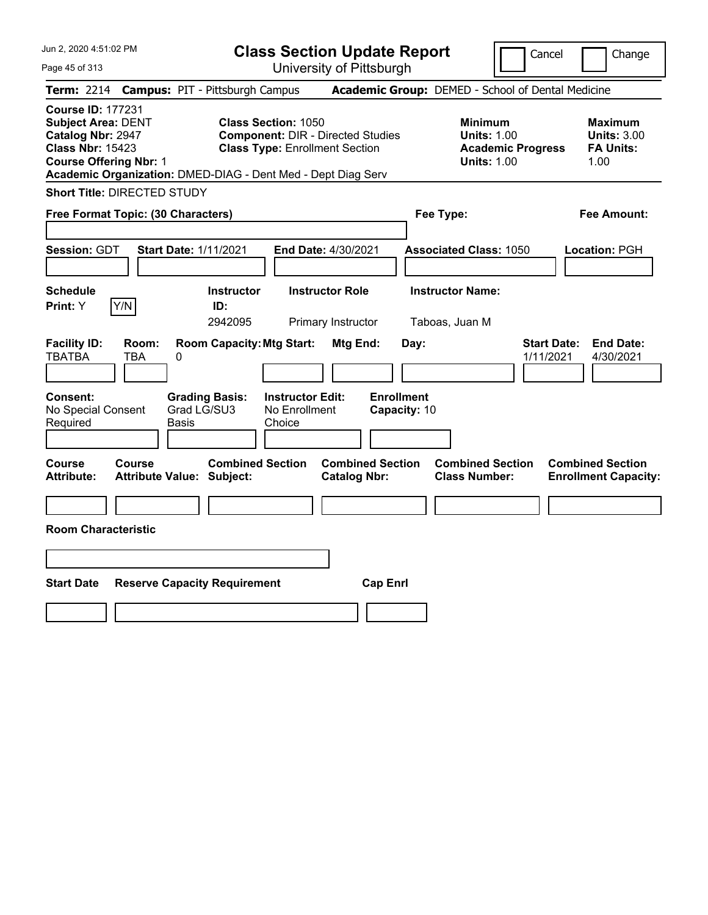# Class Section Update Report

University of Pittsburgh

Cancel | Change

**Term:** 2214 **Campus:** PIT - Pittsburgh Campus **Academic Group:** DEMED - School of Dental Medicine

**Course ID:** 177231
**Subject Area:** DENT
**Catalog Nbr:** 2947
**Class Nbr:** 15423
**Course Offering Nbr:** 1

**Class Section:** 1050
**Component:** DIR - Directed Studies
**Class Type:** Enrollment Section

**Minimum Units:** 1.00
**Academic Progress Units:** 1.00

**Maximum Units:** 3.00
**FA Units:** 1.00

**Academic Organization:** DMED-DIAG - Dent Med - Dept Diag Serv

**Short Title:** DIRECTED STUDY

**Free Format Topic: (30 Characters)**

**Fee Type:**

**Fee Amount:**

**Session:** GDT **Start Date:** 1/11/2021 **End Date:** 4/30/2021 **Associated Class:** 1050 **Location:** PGH

| Schedule Print | | Instructor ID | Instructor Role | Instructor Name |
|---|---|---|---|---|
| Y | Y/N | 2942095 | Primary Instructor | Taboas, Juan M |

| Facility ID | Room | Room Capacity | Mtg Start | Mtg End | Day | Start Date | End Date |
|---|---|---|---|---|---|---|---|
| TBATBA | TBA | 0 | | | | 1/11/2021 | 4/30/2021 |

**Consent:** No Special Consent Required
**Grading Basis:** Grad LG/SU3 Basis
**Instructor Edit:** No Enrollment Choice
**Enrollment Capacity:** 10

| Course Attribute | Course Attribute Value | Combined Section Subject | Combined Section Catalog Nbr | Combined Section Class Number | Combined Section Enrollment Capacity |
|---|---|---|---|---|---|
| | | | | | |

**Room Characteristic**

| Start Date | Reserve Capacity Requirement | Cap Enrl |
|---|---|---|
| | | |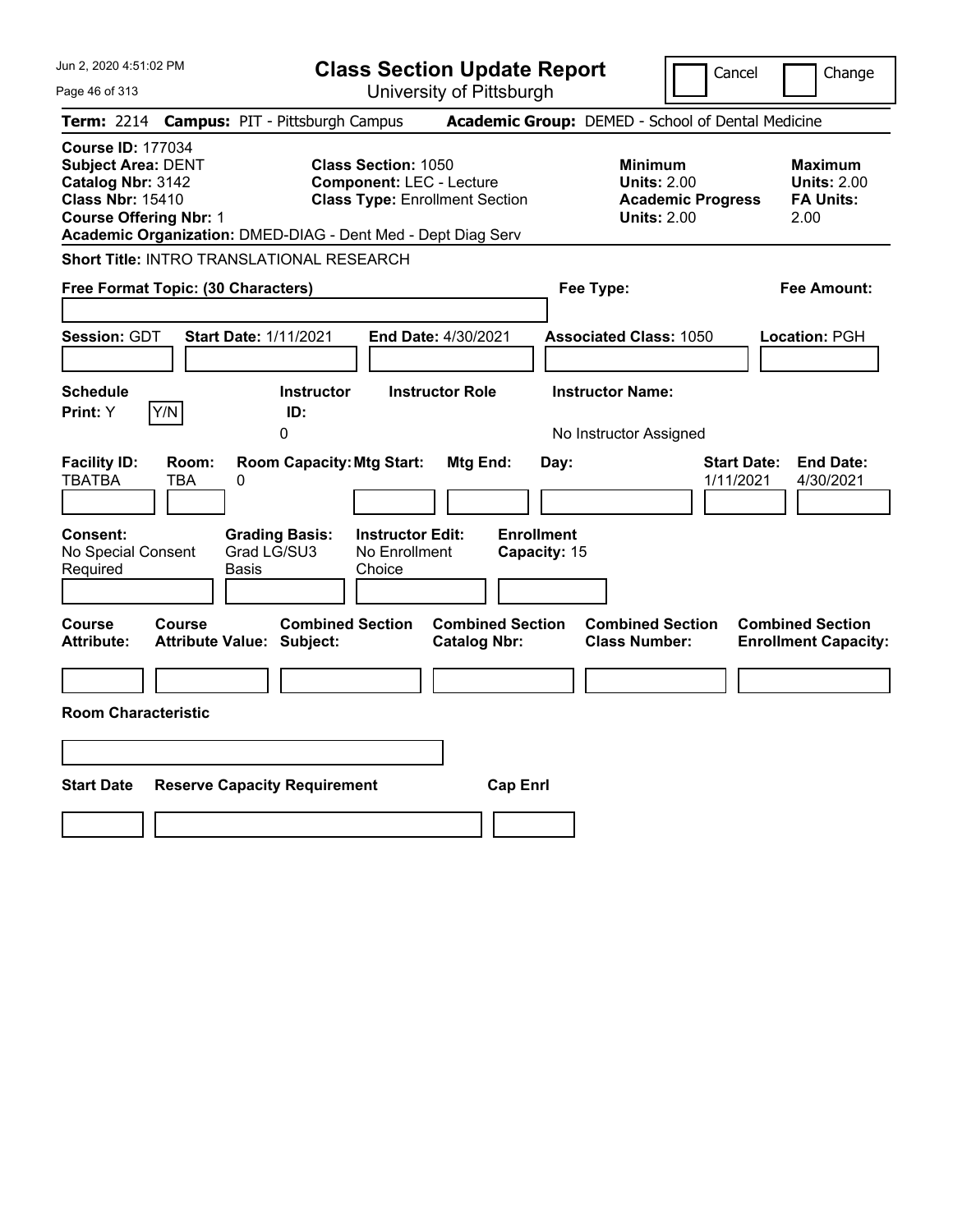# Class Section Update Report

University of Pittsburgh

Cancel | Change

**Term:** 2214 **Campus:** PIT - Pittsburgh Campus **Academic Group:** DEMED - School of Dental Medicine

**Course ID:** 177034
**Subject Area:** DENT
**Catalog Nbr:** 3142
**Class Nbr:** 15410
**Course Offering Nbr:** 1

**Class Section:** 1050
**Component:** LEC - Lecture
**Class Type:** Enrollment Section

**Minimum Units:** 2.00
**Academic Progress Units:** 2.00

**Maximum Units:** 2.00
**FA Units:** 2.00

**Academic Organization:** DMED-DIAG - Dent Med - Dept Diag Serv

**Short Title:** INTRO TRANSLATIONAL RESEARCH

**Free Format Topic: (30 Characters)**

**Fee Type:**

**Fee Amount:**

**Session:** GDT **Start Date:** 1/11/2021 **End Date:** 4/30/2021 **Associated Class:** 1050 **Location:** PGH

| Schedule Print | Instructor ID | Instructor Role | Instructor Name |
|---|---|---|---|
| Y | 0 | | No Instructor Assigned |

| Facility ID | Room | Room Capacity | Mtg Start | Mtg End | Day | Start Date | End Date |
|---|---|---|---|---|---|---|---|
| TBATBA | TBA | 0 | | | | 1/11/2021 | 4/30/2021 |

| Consent | Grading Basis | Instructor Edit | Enrollment Capacity |
|---|---|---|---|
| No Special Consent Required | Grad LG/SU3 Basis | No Enrollment Choice | 15 |

| Course Attribute | Course Attribute Value | Combined Section Subject | Combined Section Catalog Nbr | Combined Section Class Number | Combined Section Enrollment Capacity |
|---|---|---|---|---|---|
| | | | | | |

**Room Characteristic**

| Start Date | Reserve Capacity Requirement | Cap Enrl |
|---|---|---|
| | | |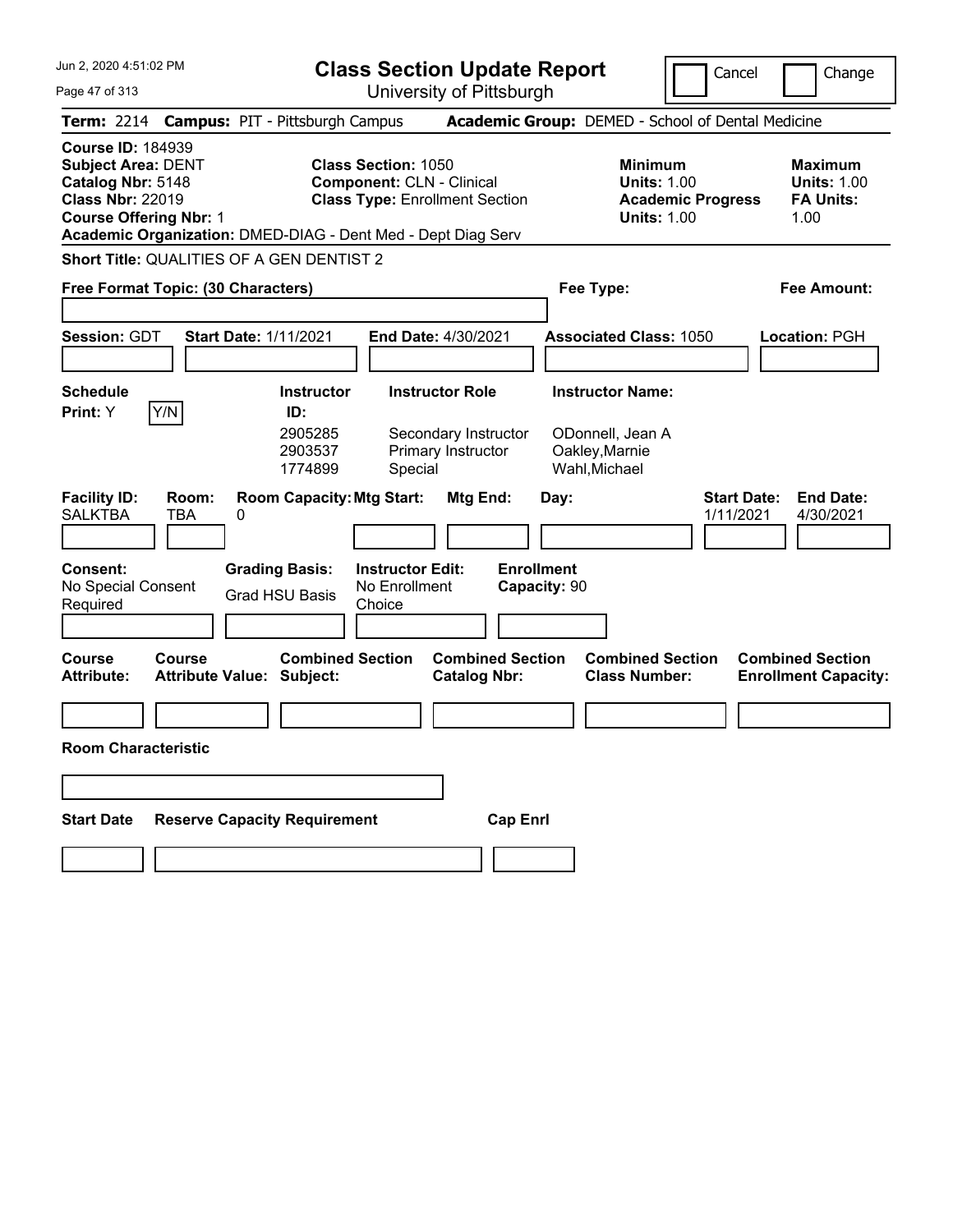# Class Section Update Report

University of Pittsburgh

Jun 2, 2020 4:51:02 PM

Cancel Change

**Term:** 2214 **Campus:** PIT - Pittsburgh Campus **Academic Group:** DEMED - School of Dental Medicine

**Course ID:** 184939
**Subject Area:** DENT
**Catalog Nbr:** 5148
**Class Nbr:** 22019
**Course Offering Nbr:** 1

**Class Section:** 1050
**Component:** CLN - Clinical
**Class Type:** Enrollment Section

**Minimum Units:** 1.00
**Academic Progress Units:** 1.00

**Maximum Units:** 1.00
**FA Units:** 1.00

**Academic Organization:** DMED-DIAG - Dent Med - Dept Diag Serv

**Short Title:** QUALITIES OF A GEN DENTIST 2

**Free Format Topic: (30 Characters)**

**Fee Type:**

**Fee Amount:**

**Session:** GDT **Start Date:** 1/11/2021 **End Date:** 4/30/2021 **Associated Class:** 1050 **Location:** PGH

**Schedule Print:** Y Y/N

| Instructor ID: | Instructor Role | Instructor Name: |
|---|---|---|
| 2905285 | Secondary Instructor | ODonnell, Jean A |
| 2903537 | Primary Instructor | Oakley,Marnie |
| 1774899 | Special | Wahl,Michael |

| Facility ID: | Room: | Room Capacity: | Mtg Start: | Mtg End: | Day: | Start Date: | End Date: |
|---|---|---|---|---|---|---|---|
| SALKTBA | TBA | 0 | | | | 1/11/2021 | 4/30/2021 |

**Consent:** No Special Consent Required

**Grading Basis:** Grad HSU Basis

**Instructor Edit:** No Enrollment Choice

**Enrollment Capacity:** 90

| Course Attribute: | Course Attribute Value: | Combined Section Subject: | Combined Section Catalog Nbr: | Combined Section Class Number: | Combined Section Enrollment Capacity: |
|---|---|---|---|---|---|
| | | | | | |

**Room Characteristic**

| Start Date | Reserve Capacity Requirement | Cap Enrl |
|---|---|---|
| | | |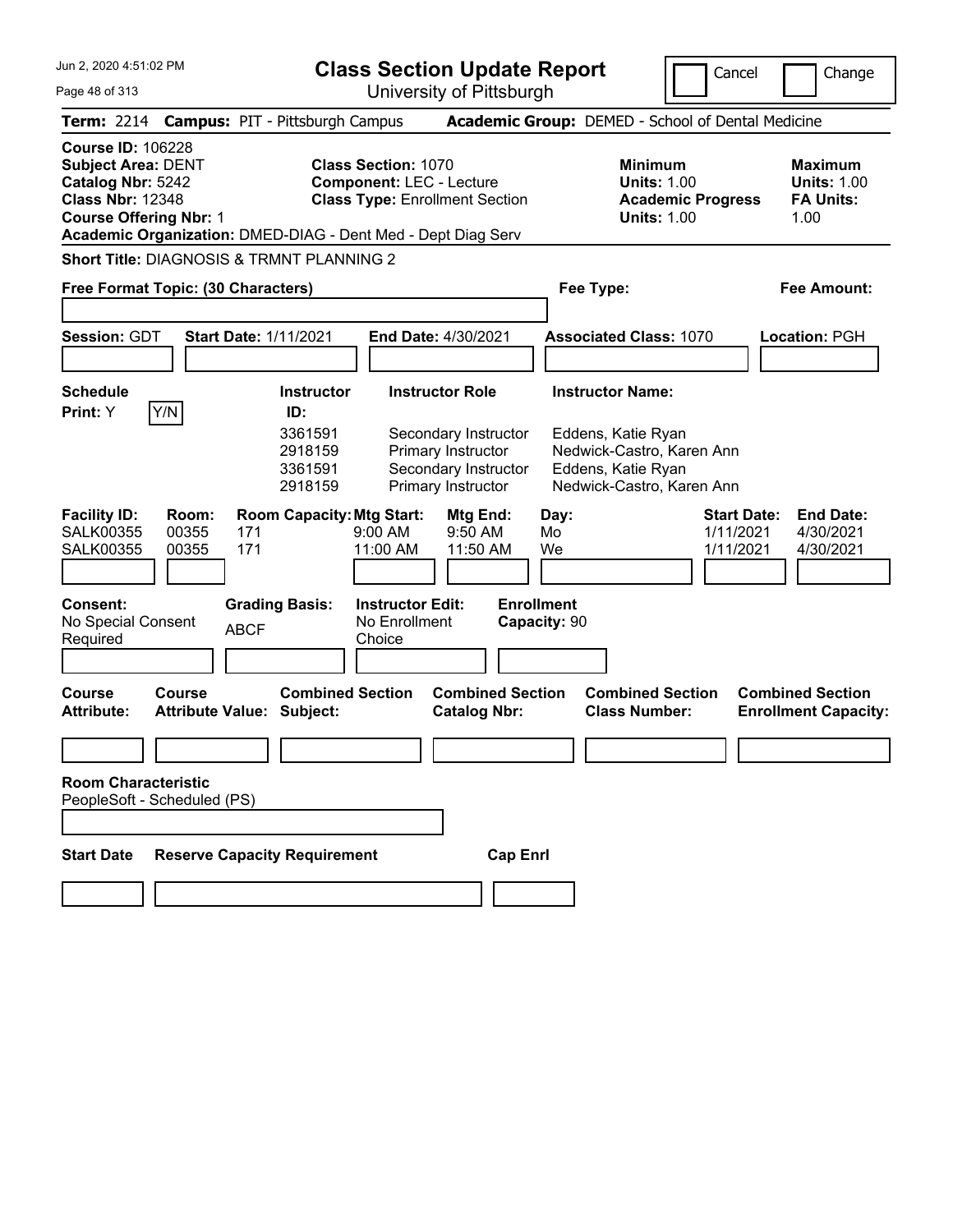Jun 2, 2020 4:51:02 PM

# Class Section Update Report

University of Pittsburgh

Cancel | Change

**Term:** 2214 **Campus:** PIT - Pittsburgh Campus **Academic Group:** DEMED - School of Dental Medicine

**Course ID:** 106228
**Subject Area:** DENT
**Catalog Nbr:** 5242
**Class Nbr:** 12348
**Course Offering Nbr:** 1

**Class Section:** 1070
**Component:** LEC - Lecture
**Class Type:** Enrollment Section

**Minimum Units:** 1.00
**Academic Progress Units:** 1.00

**Maximum Units:** 1.00
**FA Units:** 1.00

**Academic Organization:** DMED-DIAG - Dent Med - Dept Diag Serv

**Short Title:** DIAGNOSIS & TRMNT PLANNING 2

**Free Format Topic: (30 Characters)**

**Fee Type:**

**Fee Amount:**

**Session:** GDT **Start Date:** 1/11/2021 **End Date:** 4/30/2021 **Associated Class:** 1070 **Location:** PGH

**Schedule Print:** Y Y/N

| Instructor ID: | Instructor Role | Instructor Name: |
|---|---|---|
| 3361591 | Secondary Instructor | Eddens, Katie Ryan |
| 2918159 | Primary Instructor | Nedwick-Castro, Karen Ann |
| 3361591 | Secondary Instructor | Eddens, Katie Ryan |
| 2918159 | Primary Instructor | Nedwick-Castro, Karen Ann |

| Facility ID: | Room: | Room Capacity: | Mtg Start: | Mtg End: | Day: | Start Date: | End Date: |
|---|---|---|---|---|---|---|---|
| SALK00355 | 00355 | 171 | 9:00 AM | 9:50 AM | Mo | 1/11/2021 | 4/30/2021 |
| SALK00355 | 00355 | 171 | 11:00 AM | 11:50 AM | We | 1/11/2021 | 4/30/2021 |

**Consent:** No Special Consent Required
**Grading Basis:** ABCF
**Instructor Edit:** No Enrollment Choice
**Enrollment Capacity:** 90

| Course Attribute: | Course Attribute Value: | Combined Section Subject: | Combined Section Catalog Nbr: | Combined Section Class Number: | Combined Section Enrollment Capacity: |
|---|---|---|---|---|---|
| | | | | | |

**Room Characteristic**
PeopleSoft - Scheduled (PS)

| Start Date | Reserve Capacity Requirement | Cap Enrl |
|---|---|---|
| | | |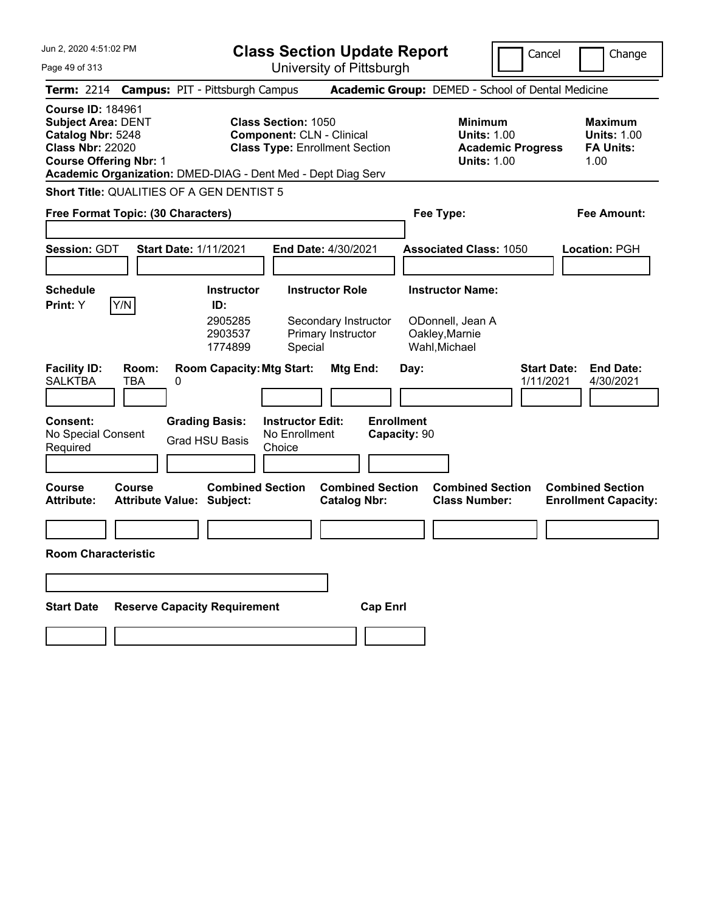# Class Section Update Report

University of Pittsburgh

Jun 2, 2020 4:51:02 PM

Cancel | Change

**Term:** 2214 **Campus:** PIT - Pittsburgh Campus **Academic Group:** DEMED - School of Dental Medicine

**Course ID:** 184961
**Subject Area:** DENT
**Catalog Nbr:** 5248
**Class Nbr:** 22020
**Course Offering Nbr:** 1
**Academic Organization:** DMED-DIAG - Dent Med - Dept Diag Serv

**Class Section:** 1050
**Component:** CLN - Clinical
**Class Type:** Enrollment Section

**Minimum Units:** 1.00
**Academic Progress Units:** 1.00

**Maximum Units:** 1.00
**FA Units:** 1.00

**Short Title:** QUALITIES OF A GEN DENTIST 5

**Free Format Topic: (30 Characters)**

**Fee Type:**

**Fee Amount:**

**Session:** GDT **Start Date:** 1/11/2021 **End Date:** 4/30/2021 **Associated Class:** 1050 **Location:** PGH

**Schedule Print:** Y [Y/N]

| Instructor ID: | Instructor Role | Instructor Name: |
|---|---|---|
| 2905285 | Secondary Instructor | ODonnell, Jean A |
| 2903537 | Primary Instructor | Oakley,Marnie |
| 1774899 | Special | Wahl,Michael |

| Facility ID: | Room: | Room Capacity: | Mtg Start: | Mtg End: | Day: | Start Date: | End Date: |
|---|---|---|---|---|---|---|---|
| SALKTBA | TBA | 0 | | | | 1/11/2021 | 4/30/2021 |

**Consent:** No Special Consent Required

**Grading Basis:** Grad HSU Basis

**Instructor Edit:** No Enrollment Choice

**Enrollment Capacity:** 90

| Course Attribute: | Course Attribute Value: | Combined Section Subject: | Combined Section Catalog Nbr: | Combined Section Class Number: | Combined Section Enrollment Capacity: |
|---|---|---|---|---|---|
| | | | | | |

**Room Characteristic**

| Start Date | Reserve Capacity Requirement | Cap Enrl |
|---|---|---|
| | | |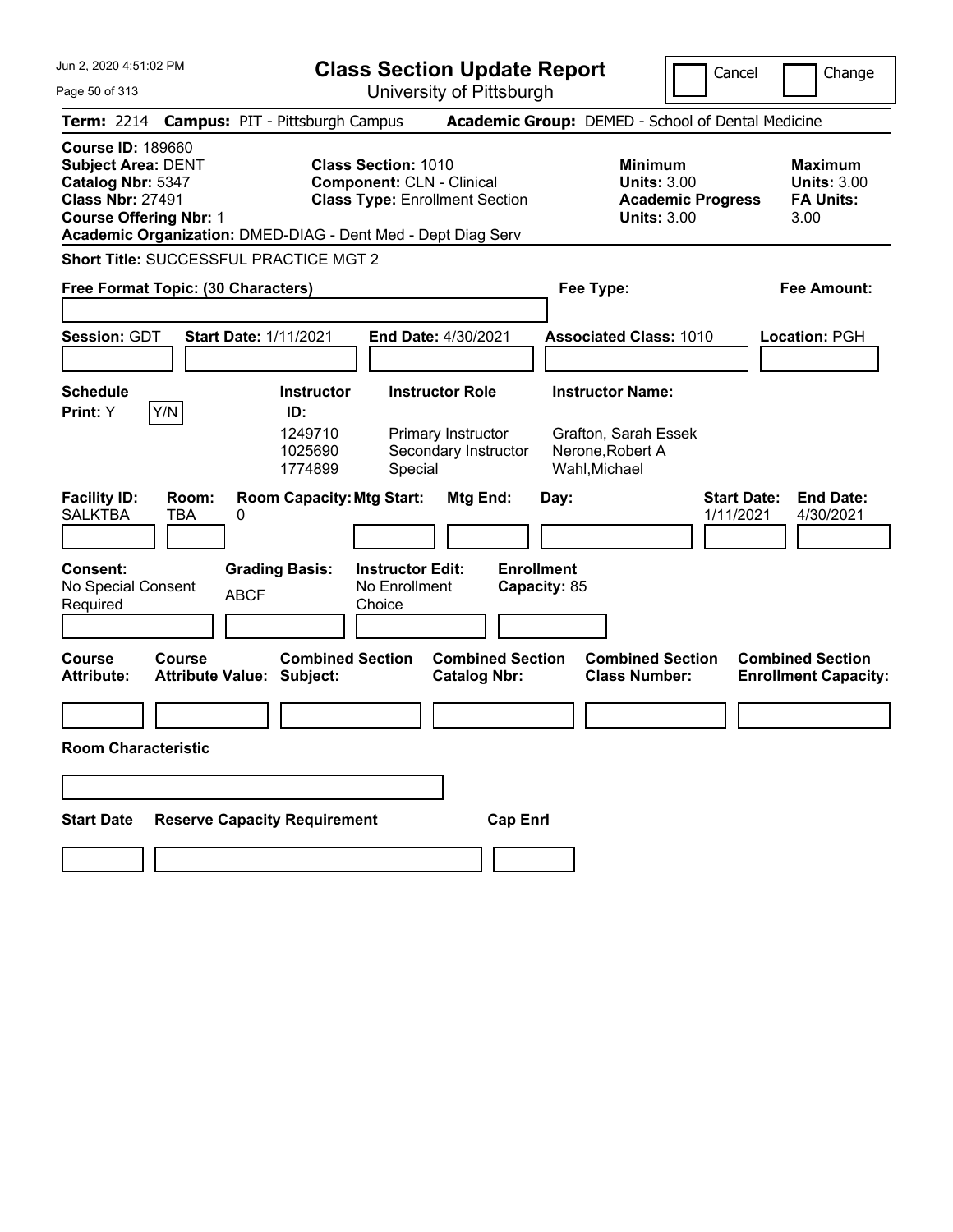Jun 2, 2020 4:51:02 PM

# Class Section Update Report

University of Pittsburgh

Cancel | Change

**Term:** 2214 **Campus:** PIT - Pittsburgh Campus **Academic Group:** DEMED - School of Dental Medicine

**Course ID:** 189660
**Subject Area:** DENT
**Catalog Nbr:** 5347
**Class Nbr:** 27491
**Course Offering Nbr:** 1

**Class Section:** 1010
**Component:** CLN - Clinical
**Class Type:** Enrollment Section

**Minimum Units:** 3.00
**Academic Progress Units:** 3.00

**Maximum Units:** 3.00
**FA Units:** 3.00

**Academic Organization:** DMED-DIAG - Dent Med - Dept Diag Serv

**Short Title:** SUCCESSFUL PRACTICE MGT 2

**Free Format Topic: (30 Characters)**

**Fee Type:**

**Fee Amount:**

**Session:** GDT **Start Date:** 1/11/2021 **End Date:** 4/30/2021 **Associated Class:** 1010 **Location:** PGH

**Schedule Print:** Y  Y/N

| Instructor ID | Instructor Role | Instructor Name |
|---|---|---|
| 1249710 | Primary Instructor | Grafton, Sarah Essek |
| 1025690 | Secondary Instructor | Nerone,Robert A |
| 1774899 | Special | Wahl,Michael |

| Facility ID: | Room: | Room Capacity: | Mtg Start: | Mtg End: | Day: | Start Date: | End Date: |
|---|---|---|---|---|---|---|---|
| SALKTBA | TBA | 0 | | | | 1/11/2021 | 4/30/2021 |

**Consent:** No Special Consent Required
**Grading Basis:** ABCF
**Instructor Edit:** No Enrollment Choice
**Enrollment Capacity:** 85

| Course Attribute: | Course Attribute Value: | Combined Section Subject: | Combined Section Catalog Nbr: | Combined Section Class Number: | Combined Section Enrollment Capacity: |
|---|---|---|---|---|---|
| | | | | | |

**Room Characteristic**

| Start Date | Reserve Capacity Requirement | Cap Enrl |
|---|---|---|
| | | |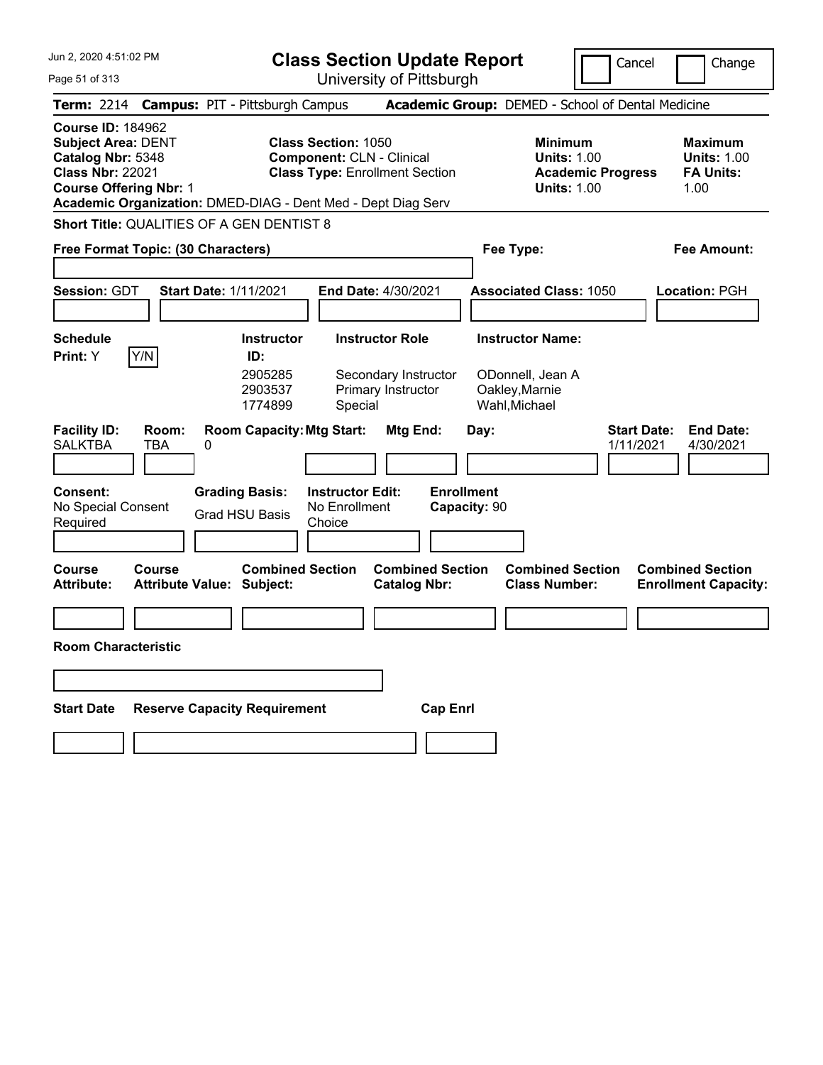# Class Section Update Report

University of Pittsburgh

Cancel | Change

**Term:** 2214 **Campus:** PIT - Pittsburgh Campus **Academic Group:** DEMED - School of Dental Medicine

**Course ID:** 184962
**Subject Area:** DENT
**Catalog Nbr:** 5348
**Class Nbr:** 22021
**Course Offering Nbr:** 1

**Class Section:** 1050
**Component:** CLN - Clinical
**Class Type:** Enrollment Section

**Minimum Units:** 1.00
**Academic Progress Units:** 1.00

**Maximum Units:** 1.00
**FA Units:** 1.00

**Academic Organization:** DMED-DIAG - Dent Med - Dept Diag Serv

**Short Title:** QUALITIES OF A GEN DENTIST 8

**Free Format Topic: (30 Characters)**

**Fee Type:**

**Fee Amount:**

**Session:** GDT **Start Date:** 1/11/2021 **End Date:** 4/30/2021 **Associated Class:** 1050 **Location:** PGH

**Schedule Print:** Y [Y/N]

| Instructor ID: | Instructor Role | Instructor Name: |
|---|---|---|
| 2905285 | Secondary Instructor | ODonnell, Jean A |
| 2903537 | Primary Instructor | Oakley,Marnie |
| 1774899 | Special | Wahl,Michael |

| Facility ID: | Room: | Room Capacity: | Mtg Start: | Mtg End: | Day: | Start Date: | End Date: |
|---|---|---|---|---|---|---|---|
| SALKTBA | TBA | 0 | | | | 1/11/2021 | 4/30/2021 |

**Consent:** No Special Consent Required

**Grading Basis:** Grad HSU Basis

**Instructor Edit:** No Enrollment Choice

**Enrollment Capacity:** 90

| Course Attribute: | Course Attribute Value: | Combined Section Subject: | Combined Section Catalog Nbr: | Combined Section Class Number: | Combined Section Enrollment Capacity: |
|---|---|---|---|---|---|
| | | | | | |

**Room Characteristic**

| Start Date | Reserve Capacity Requirement | Cap Enrl |
|---|---|---|
| | | |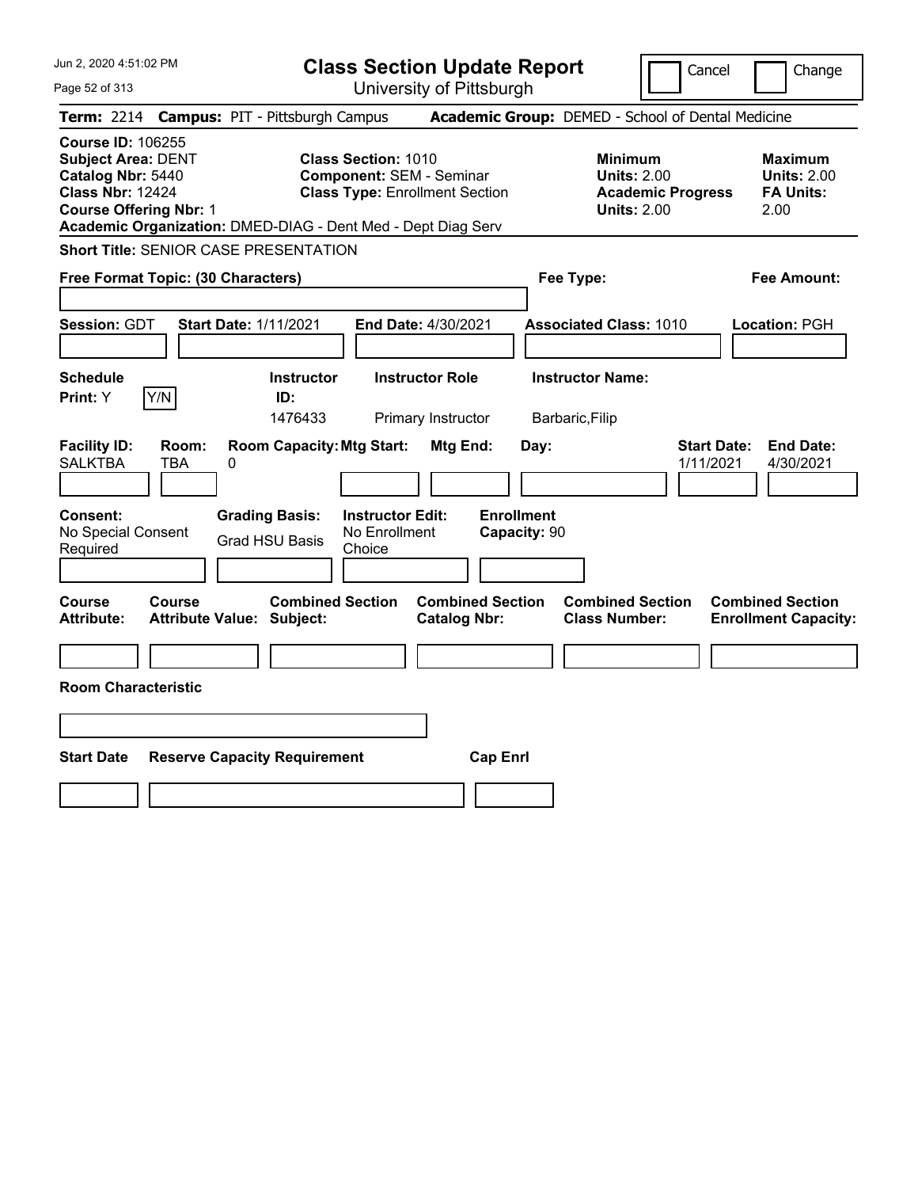# Class Section Update Report

University of Pittsburgh

Cancel | Change

**Term:** 2214 **Campus:** PIT - Pittsburgh Campus **Academic Group:** DEMED - School of Dental Medicine

**Course ID:** 106255
**Subject Area:** DENT
**Catalog Nbr:** 5440
**Class Nbr:** 12424
**Course Offering Nbr:** 1
**Academic Organization:** DMED-DIAG - Dent Med - Dept Diag Serv

**Class Section:** 1010
**Component:** SEM - Seminar
**Class Type:** Enrollment Section

**Minimum**
**Units:** 2.00
**Academic Progress Units:** 2.00

**Maximum**
**Units:** 2.00
**FA Units:** 2.00

**Short Title:** SENIOR CASE PRESENTATION

**Free Format Topic: (30 Characters)**

**Fee Type:**

**Fee Amount:**

**Session:** GDT **Start Date:** 1/11/2021 **End Date:** 4/30/2021 **Associated Class:** 1010 **Location:** PGH

| Schedule Print: | Instructor ID: | Instructor Role | Instructor Name: |
|---|---|---|---|
| Y (Y/N) | 1476433 | Primary Instructor | Barbaric,Filip |

| Facility ID: | Room: | Room Capacity: | Mtg Start: | Mtg End: | Day: | Start Date: | End Date: |
|---|---|---|---|---|---|---|---|
| SALKTBA | TBA | 0 | | | | 1/11/2021 | 4/30/2021 |

| Consent: | Grading Basis: | Instructor Edit: | Enrollment Capacity: |
|---|---|---|---|
| No Special Consent Required | Grad HSU Basis | No Enrollment Choice | 90 |

| Course Attribute: | Course Attribute Value: | Combined Section Subject: | Combined Section Catalog Nbr: | Combined Section Class Number: | Combined Section Enrollment Capacity: |
|---|---|---|---|---|---|
| | | | | | |

**Room Characteristic**

| Start Date | Reserve Capacity Requirement | Cap Enrl |
|---|---|---|
| | | |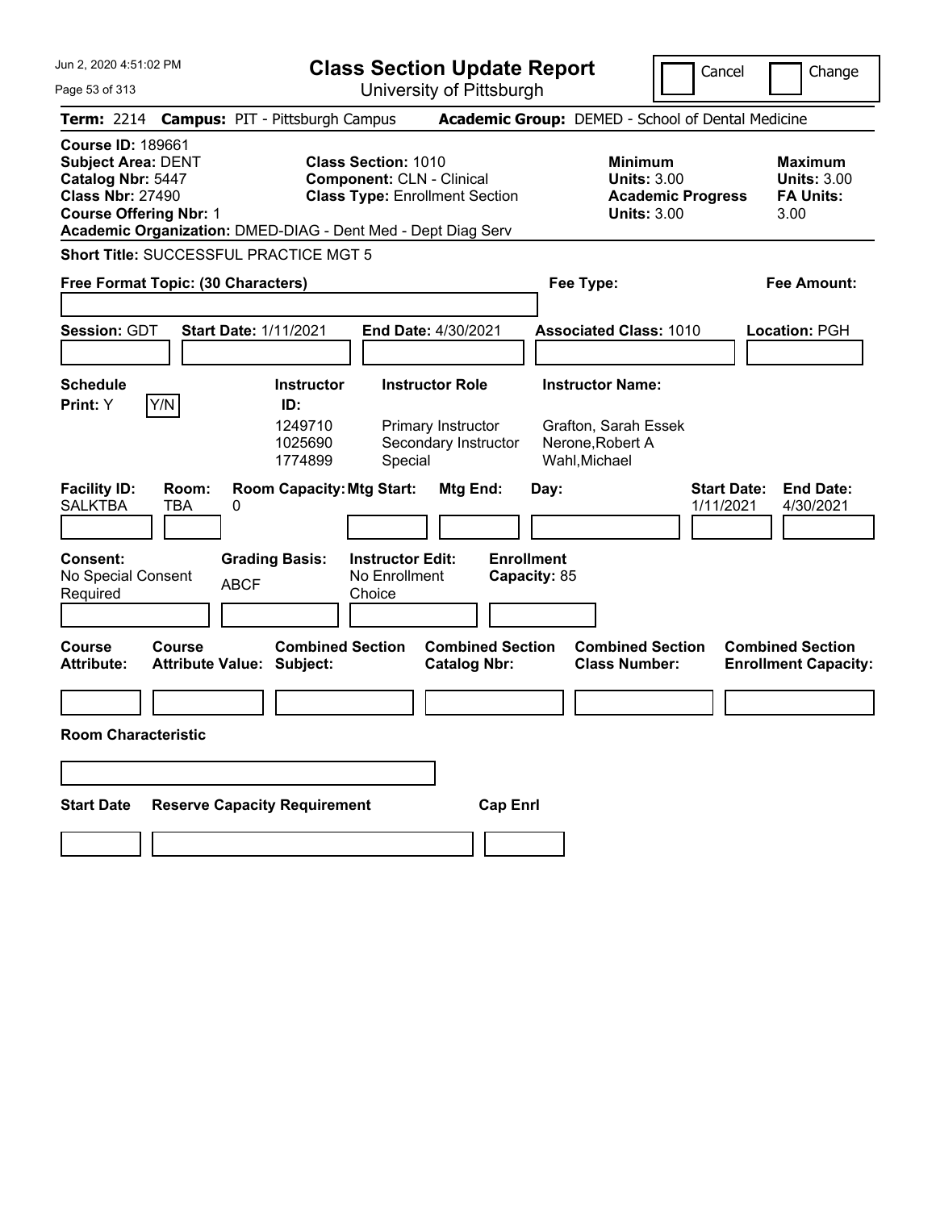Jun 2, 2020 4:51:02 PM

# Class Section Update Report

University of Pittsburgh

Cancel | Change

**Term:** 2214 **Campus:** PIT - Pittsburgh Campus **Academic Group:** DEMED - School of Dental Medicine

**Course ID:** 189661
**Subject Area:** DENT
**Catalog Nbr:** 5447
**Class Nbr:** 27490
**Course Offering Nbr:** 1

**Class Section:** 1010
**Component:** CLN - Clinical
**Class Type:** Enrollment Section

**Minimum Units:** 3.00
**Academic Progress Units:** 3.00

**Maximum Units:** 3.00
**FA Units:** 3.00

**Academic Organization:** DMED-DIAG - Dent Med - Dept Diag Serv

**Short Title:** SUCCESSFUL PRACTICE MGT 5

**Free Format Topic: (30 Characters)**

**Fee Type:**

**Fee Amount:**

**Session:** GDT **Start Date:** 1/11/2021 **End Date:** 4/30/2021 **Associated Class:** 1010 **Location:** PGH

**Schedule Print:** Y Y/N

| Instructor ID: | Instructor Role | Instructor Name: |
| --- | --- | --- |
| 1249710 | Primary Instructor | Grafton, Sarah Essek |
| 1025690 | Secondary Instructor | Nerone,Robert A |
| 1774899 | Special | Wahl,Michael |

| Facility ID: | Room: | Room Capacity: | Mtg Start: | Mtg End: | Day: | Start Date: | End Date: |
| --- | --- | --- | --- | --- | --- | --- | --- |
| SALKTBA | TBA | 0 | | | | 1/11/2021 | 4/30/2021 |

**Consent:** No Special Consent Required
**Grading Basis:** ABCF
**Instructor Edit:** No Enrollment Choice
**Enrollment Capacity:** 85

| Course Attribute: | Course Attribute Value: | Combined Section Subject: | Combined Section Catalog Nbr: | Combined Section Class Number: | Combined Section Enrollment Capacity: |
| --- | --- | --- | --- | --- | --- |
| | | | | | |

**Room Characteristic**

| Start Date | Reserve Capacity Requirement | Cap Enrl |
| --- | --- | --- |
| | | |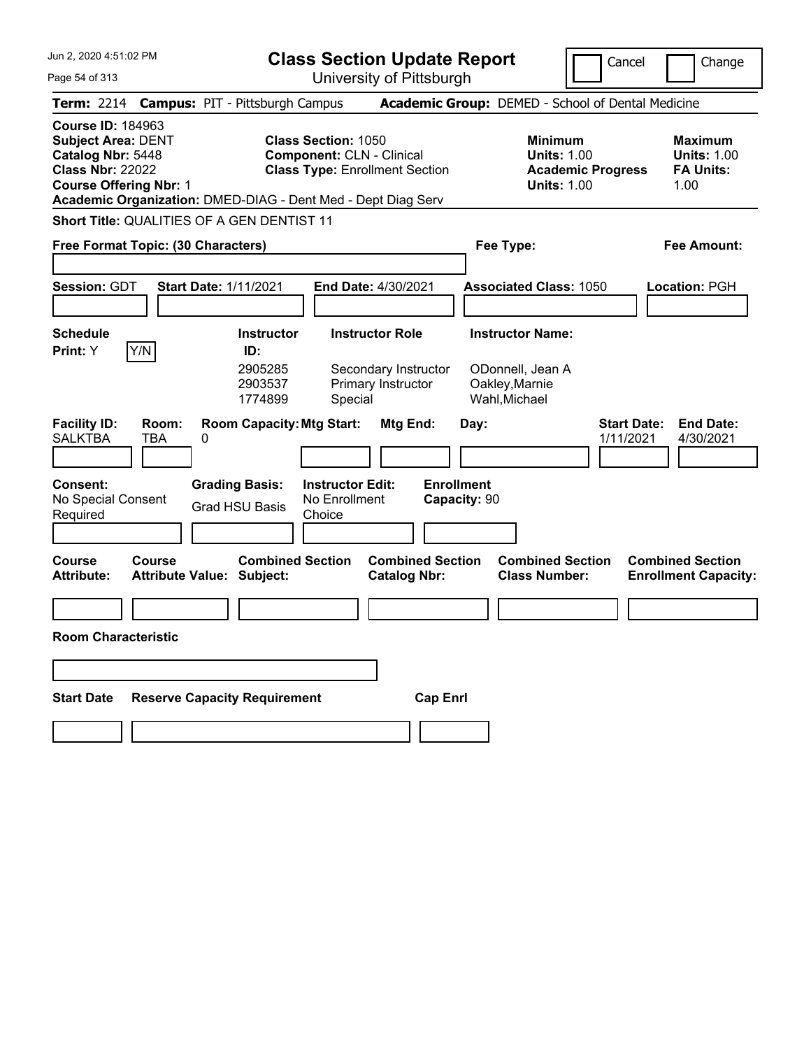# Class Section Update Report

University of Pittsburgh

Jun 2, 2020 4:51:02 PM

Cancel | Change

**Term:** 2214 **Campus:** PIT - Pittsburgh Campus **Academic Group:** DEMED - School of Dental Medicine

**Course ID:** 184963
**Subject Area:** DENT
**Catalog Nbr:** 5448
**Class Nbr:** 22022
**Course Offering Nbr:** 1
**Academic Organization:** DMED-DIAG - Dent Med - Dept Diag Serv

**Class Section:** 1050
**Component:** CLN - Clinical
**Class Type:** Enrollment Section

**Minimum Units:** 1.00
**Academic Progress Units:** 1.00

**Maximum Units:** 1.00
**FA Units:** 1.00

**Short Title:** QUALITIES OF A GEN DENTIST 11

**Free Format Topic: (30 Characters)**

**Fee Type:**

**Fee Amount:**

**Session:** GDT **Start Date:** 1/11/2021 **End Date:** 4/30/2021 **Associated Class:** 1050 **Location:** PGH

**Schedule Print:** Y Y/N

| Instructor ID: | Instructor Role | Instructor Name: |
|---|---|---|
| 2905285 | Secondary Instructor | ODonnell, Jean A |
| 2903537 | Primary Instructor | Oakley,Marnie |
| 1774899 | Special | Wahl,Michael |

| Facility ID: | Room: | Room Capacity: | Mtg Start: | Mtg End: | Day: | Start Date: | End Date: |
|---|---|---|---|---|---|---|---|
| SALKTBA | TBA | 0 | | | | 1/11/2021 | 4/30/2021 |

**Consent:** No Special Consent Required

**Grading Basis:** Grad HSU Basis

**Instructor Edit:** No Enrollment Choice

**Enrollment Capacity:** 90

| Course Attribute: | Course Attribute Value: | Combined Section Subject: | Combined Section Catalog Nbr: | Combined Section Class Number: | Combined Section Enrollment Capacity: |
|---|---|---|---|---|---|
| | | | | | |

**Room Characteristic**

| Start Date | Reserve Capacity Requirement | Cap Enrl |
|---|---|---|
| | | |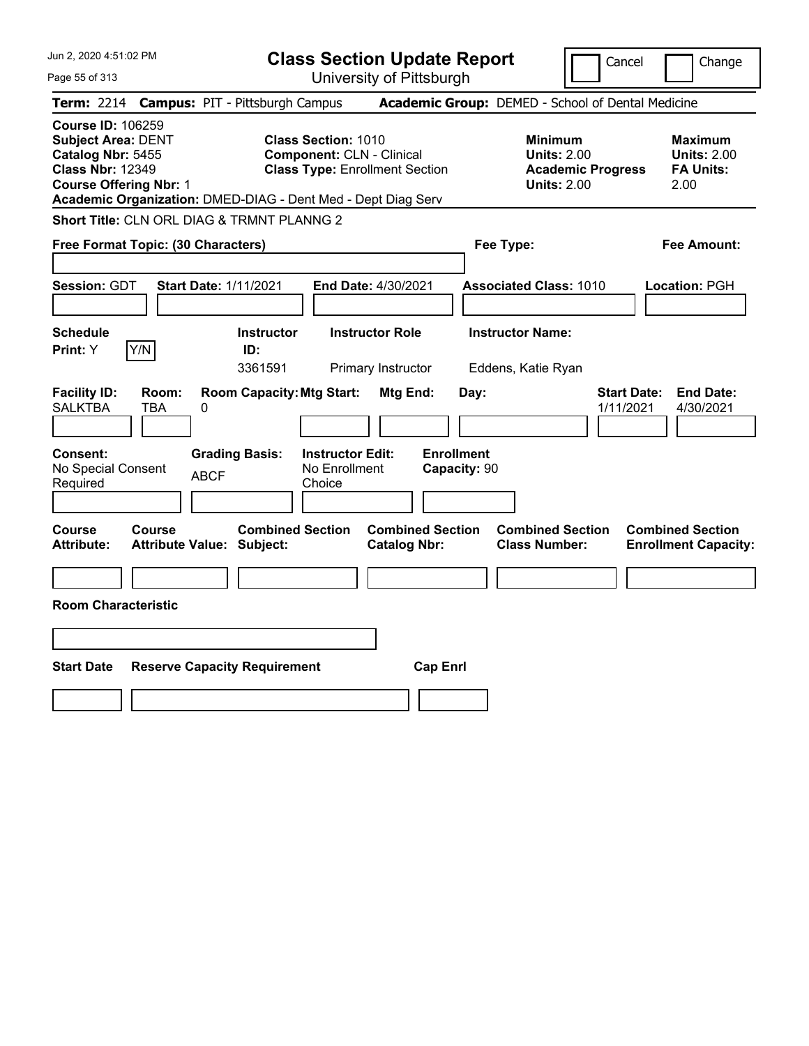# Class Section Update Report

University of Pittsburgh

Jun 2, 2020 4:51:02 PM

Cancel | Change

**Term:** 2214 **Campus:** PIT - Pittsburgh Campus **Academic Group:** DEMED - School of Dental Medicine

**Course ID:** 106259
**Subject Area:** DENT
**Catalog Nbr:** 5455
**Class Nbr:** 12349
**Course Offering Nbr:** 1
**Academic Organization:** DMED-DIAG - Dent Med - Dept Diag Serv

**Class Section:** 1010
**Component:** CLN - Clinical
**Class Type:** Enrollment Section

**Minimum**
**Units:** 2.00
**Academic Progress Units:** 2.00

**Maximum**
**Units:** 2.00
**FA Units:** 2.00

**Short Title:** CLN ORL DIAG & TRMNT PLANNG 2

**Free Format Topic: (30 Characters)**

**Fee Type:**

**Fee Amount:**

**Session:** GDT **Start Date:** 1/11/2021 **End Date:** 4/30/2021 **Associated Class:** 1010 **Location:** PGH

| Schedule Print | Instructor ID | Instructor Role | Instructor Name |
|---|---|---|---|
| Y | 3361591 | Primary Instructor | Eddens, Katie Ryan |

| Facility ID | Room | Room Capacity | Mtg Start | Mtg End | Day | Start Date | End Date |
|---|---|---|---|---|---|---|---|
| SALKTBA | TBA | 0 | | | | 1/11/2021 | 4/30/2021 |

| Consent | Grading Basis | Instructor Edit | Enrollment Capacity |
|---|---|---|---|
| No Special Consent Required | ABCF | No Enrollment Choice | 90 |

| Course Attribute | Course Attribute Value | Combined Section Subject | Combined Section Catalog Nbr | Combined Section Class Number | Combined Section Enrollment Capacity |
|---|---|---|---|---|---|
| | | | | | |

**Room Characteristic**

| Start Date | Reserve Capacity Requirement | Cap Enrl |
|---|---|---|
| | | |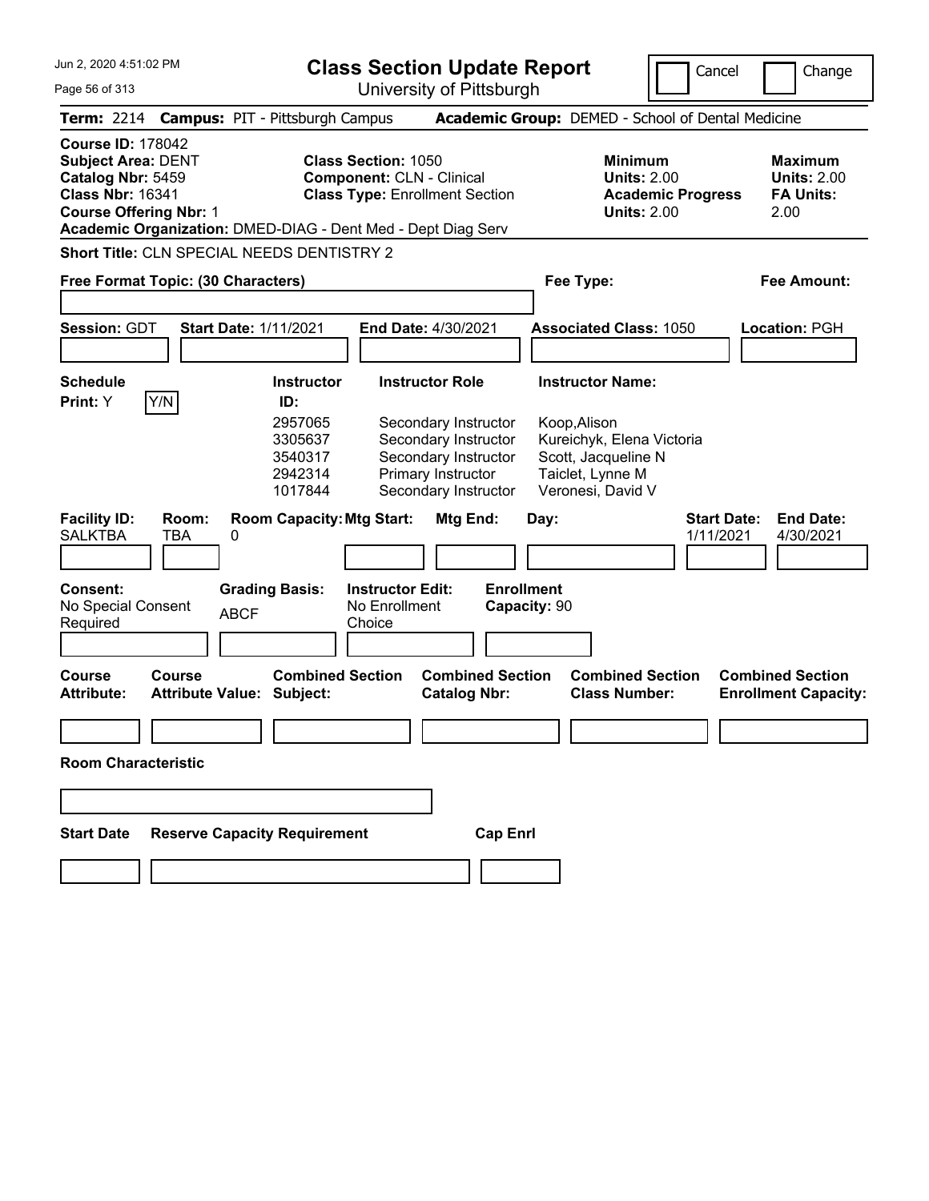Jun 2, 2020 4:51:02 PM

# Class Section Update Report

University of Pittsburgh

Cancel | Change

**Term:** 2214 **Campus:** PIT - Pittsburgh Campus **Academic Group:** DEMED - School of Dental Medicine

**Course ID:** 178042
**Subject Area:** DENT
**Catalog Nbr:** 5459
**Class Nbr:** 16341
**Course Offering Nbr:** 1
**Academic Organization:** DMED-DIAG - Dent Med - Dept Diag Serv

**Class Section:** 1050
**Component:** CLN - Clinical
**Class Type:** Enrollment Section

**Minimum Units:** 2.00
**Academic Progress Units:** 2.00

**Maximum Units:** 2.00
**FA Units:** 2.00

**Short Title:** CLN SPECIAL NEEDS DENTISTRY 2

**Free Format Topic: (30 Characters)**

**Fee Type:**

**Fee Amount:**

**Session:** GDT **Start Date:** 1/11/2021 **End Date:** 4/30/2021 **Associated Class:** 1050 **Location:** PGH

**Schedule Print:** Y

| Instructor ID | Instructor Role | Instructor Name |
| --- | --- | --- |
| 2957065 | Secondary Instructor | Koop,Alison |
| 3305637 | Secondary Instructor | Kureichyk, Elena Victoria |
| 3540317 | Secondary Instructor | Scott, Jacqueline N |
| 2942314 | Primary Instructor | Taiclet, Lynne M |
| 1017844 | Secondary Instructor | Veronesi, David V |

| Facility ID | Room | Room Capacity | Mtg Start | Mtg End | Day | Start Date | End Date |
| --- | --- | --- | --- | --- | --- | --- | --- |
| SALKTBA | TBA | 0 | | | | 1/11/2021 | 4/30/2021 |

**Consent:** No Special Consent Required
**Grading Basis:** ABCF
**Instructor Edit:** No Enrollment Choice
**Enrollment Capacity:** 90

| Course Attribute | Course Attribute Value | Combined Section Subject | Combined Section Catalog Nbr | Combined Section Class Number | Combined Section Enrollment Capacity |
| --- | --- | --- | --- | --- | --- |
| | | | | | |

**Room Characteristic**

| Start Date | Reserve Capacity Requirement | Cap Enrl |
| --- | --- | --- |
| | | |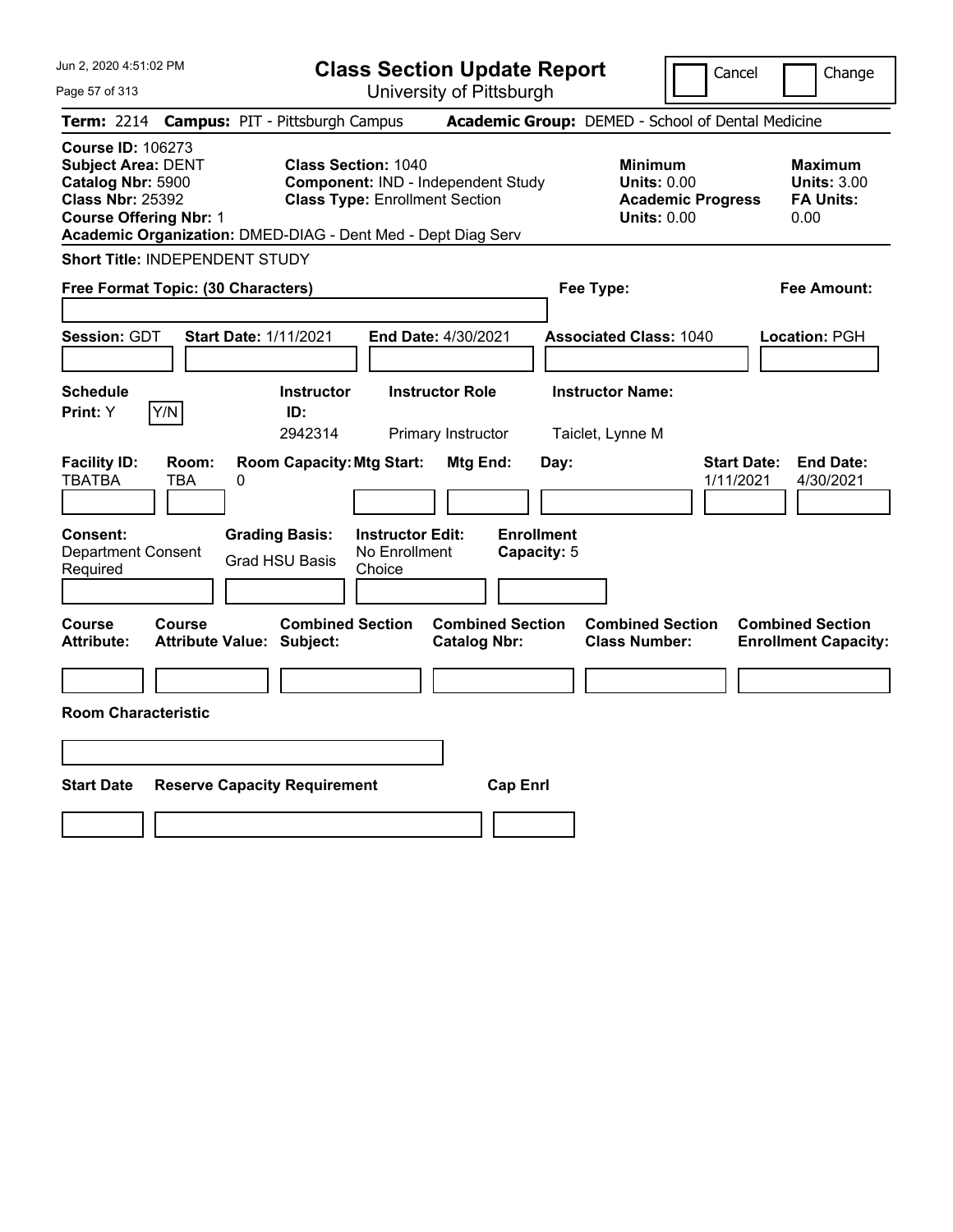# Class Section Update Report

University of Pittsburgh

Cancel | Change

**Term:** 2214 **Campus:** PIT - Pittsburgh Campus **Academic Group:** DEMED - School of Dental Medicine

**Course ID:** 106273
**Subject Area:** DENT
**Catalog Nbr:** 5900
**Class Nbr:** 25392
**Course Offering Nbr:** 1

**Class Section:** 1040
**Component:** IND - Independent Study
**Class Type:** Enrollment Section

**Minimum Units:** 0.00
**Academic Progress Units:** 0.00

**Maximum Units:** 3.00
**FA Units:** 0.00

**Academic Organization:** DMED-DIAG - Dent Med - Dept Diag Serv

**Short Title:** INDEPENDENT STUDY

**Free Format Topic: (30 Characters)**

**Fee Type:**

**Fee Amount:**

**Session:** GDT **Start Date:** 1/11/2021 **End Date:** 4/30/2021 **Associated Class:** 1040 **Location:** PGH

| Schedule Print | Y/N | Instructor ID | Instructor Role | Instructor Name |
|---|---|---|---|---|
| Y | | 2942314 | Primary Instructor | Taiclet, Lynne M |

| Facility ID | Room | Room Capacity | Mtg Start | Mtg End | Day | Start Date | End Date |
|---|---|---|---|---|---|---|---|
| TBATBA | TBA | 0 | | | | 1/11/2021 | 4/30/2021 |

| Consent | Grading Basis | Instructor Edit | Enrollment Capacity |
|---|---|---|---|
| Department Consent Required | Grad HSU Basis | No Enrollment Choice | 5 |

| Course Attribute | Course Attribute Value | Combined Section Subject | Combined Section Catalog Nbr | Combined Section Class Number | Combined Section Enrollment Capacity |
|---|---|---|---|---|---|
| | | | | | |

**Room Characteristic**

| Start Date | Reserve Capacity Requirement | Cap Enrl |
|---|---|---|
| | | |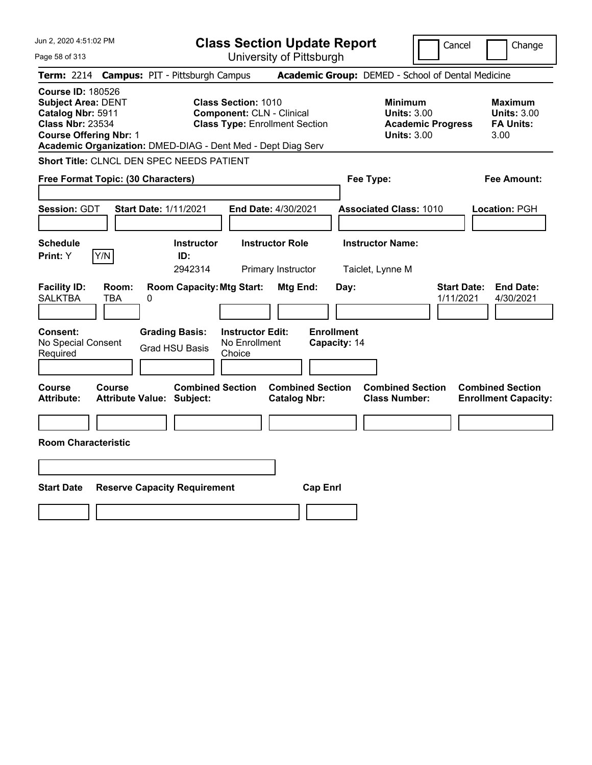Jun 2, 2020 4:51:02 PM

# Class Section Update Report

University of Pittsburgh

Cancel | Change

**Term:** 2214 **Campus:** PIT - Pittsburgh Campus **Academic Group:** DEMED - School of Dental Medicine

**Course ID:** 180526
**Subject Area:** DENT
**Catalog Nbr:** 5911
**Class Nbr:** 23534
**Course Offering Nbr:** 1

**Class Section:** 1010
**Component:** CLN - Clinical
**Class Type:** Enrollment Section

**Minimum Units:** 3.00
**Academic Progress Units:** 3.00

**Maximum Units:** 3.00
**FA Units:** 3.00

**Academic Organization:** DMED-DIAG - Dent Med - Dept Diag Serv

**Short Title:** CLNCL DEN SPEC NEEDS PATIENT

**Free Format Topic: (30 Characters)**

**Fee Type:**

**Fee Amount:**

**Session:** GDT **Start Date:** 1/11/2021 **End Date:** 4/30/2021 **Associated Class:** 1010 **Location:** PGH

| Schedule Print: | Instructor ID: | Instructor Role | Instructor Name: |
|---|---|---|---|
| Y | 2942314 | Primary Instructor | Taiclet, Lynne M |

| Facility ID: | Room: | Room Capacity: | Mtg Start: | Mtg End: | Day: | Start Date: | End Date: |
|---|---|---|---|---|---|---|---|
| SALKTBA | TBA | 0 | | | | 1/11/2021 | 4/30/2021 |

| Consent: | Grading Basis: | Instructor Edit: | Enrollment Capacity: |
|---|---|---|---|
| No Special Consent Required | Grad HSU Basis | No Enrollment Choice | 14 |

| Course Attribute: | Course Attribute Value: | Combined Section Subject: | Combined Section Catalog Nbr: | Combined Section Class Number: | Combined Section Enrollment Capacity: |
|---|---|---|---|---|---|
| | | | | | |

**Room Characteristic**

| Start Date | Reserve Capacity Requirement | Cap Enrl |
|---|---|---|
| | | |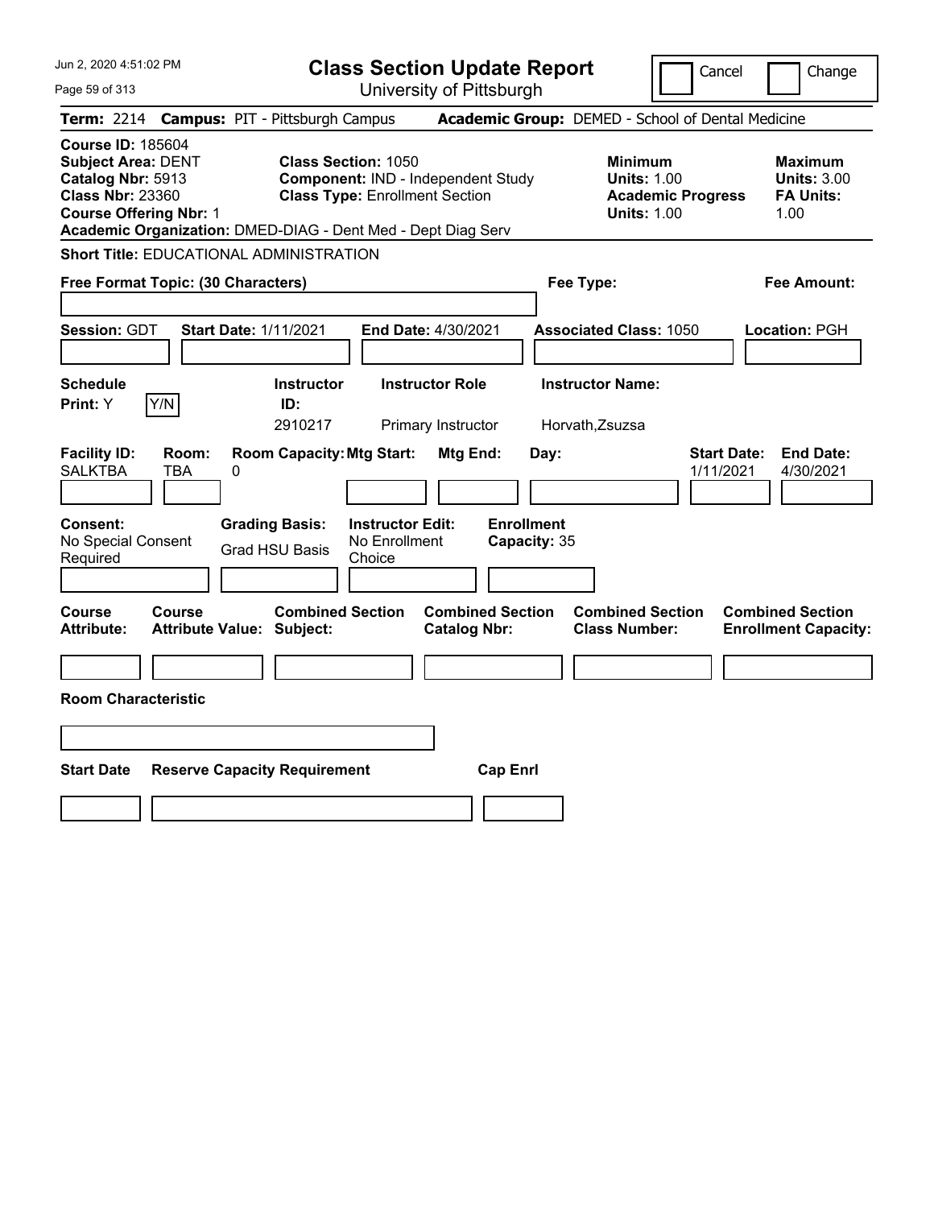# Class Section Update Report

University of Pittsburgh

Cancel | Change

**Term:** 2214 **Campus:** PIT - Pittsburgh Campus **Academic Group:** DEMED - School of Dental Medicine

**Course ID:** 185604
**Subject Area:** DENT
**Catalog Nbr:** 5913
**Class Nbr:** 23360
**Course Offering Nbr:** 1
**Academic Organization:** DMED-DIAG - Dent Med - Dept Diag Serv

**Class Section:** 1050
**Component:** IND - Independent Study
**Class Type:** Enrollment Section

**Minimum**
**Units:** 1.00
**Academic Progress Units:** 1.00

**Maximum**
**Units:** 3.00
**FA Units:** 1.00

**Short Title:** EDUCATIONAL ADMINISTRATION

**Free Format Topic: (30 Characters)**

**Fee Type:**

**Fee Amount:**

**Session:** GDT **Start Date:** 1/11/2021 **End Date:** 4/30/2021 **Associated Class:** 1050 **Location:** PGH

| Schedule Print | Instructor ID | Instructor Role | Instructor Name |
|---|---|---|---|
| Y | 2910217 | Primary Instructor | Horvath,Zsuzsa |

| Facility ID | Room | Room Capacity | Mtg Start | Mtg End | Day | Start Date | End Date |
|---|---|---|---|---|---|---|---|
| SALKTBA | TBA | 0 | | | | 1/11/2021 | 4/30/2021 |

**Consent:** No Special Consent Required
**Grading Basis:** Grad HSU Basis
**Instructor Edit:** No Enrollment Choice
**Enrollment Capacity:** 35

| Course Attribute | Course Attribute Value | Combined Section Subject | Combined Section Catalog Nbr | Combined Section Class Number | Combined Section Enrollment Capacity |
|---|---|---|---|---|---|
| | | | | | |

**Room Characteristic**

| Start Date | Reserve Capacity Requirement | Cap Enrl |
|---|---|---|
| | | |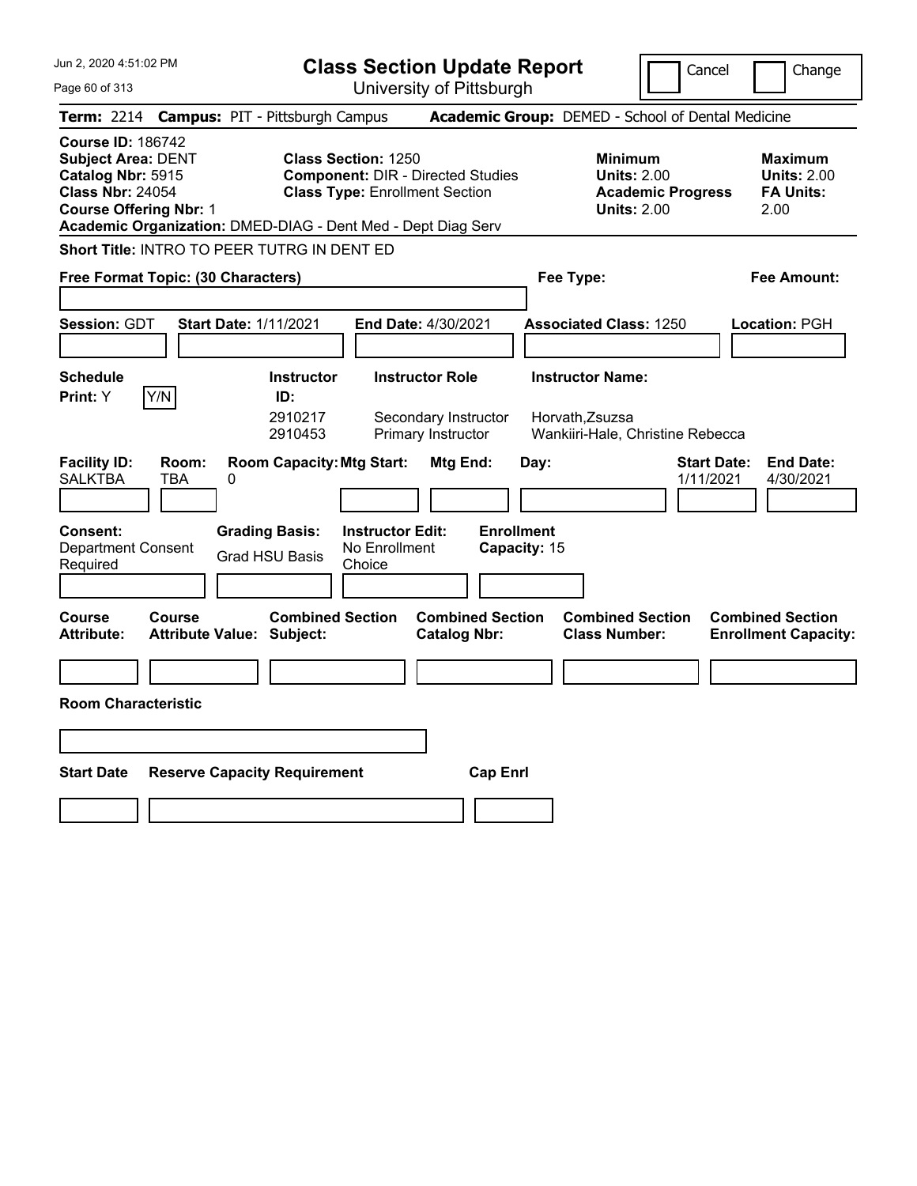# Class Section Update Report

University of Pittsburgh

Jun 2, 2020 4:51:02 PM

Cancel | Change

**Term:** 2214 **Campus:** PIT - Pittsburgh Campus **Academic Group:** DEMED - School of Dental Medicine

**Course ID:** 186742
**Subject Area:** DENT
**Catalog Nbr:** 5915
**Class Nbr:** 24054
**Course Offering Nbr:** 1

**Class Section:** 1250
**Component:** DIR - Directed Studies
**Class Type:** Enrollment Section

**Minimum Units:** 2.00
**Academic Progress Units:** 2.00

**Maximum Units:** 2.00
**FA Units:** 2.00

**Academic Organization:** DMED-DIAG - Dent Med - Dept Diag Serv

**Short Title:** INTRO TO PEER TUTRG IN DENT ED

**Free Format Topic: (30 Characters)**

**Fee Type:**

**Fee Amount:**

**Session:** GDT **Start Date:** 1/11/2021 **End Date:** 4/30/2021 **Associated Class:** 1250 **Location:** PGH

**Schedule Print:** Y Y/N

| Instructor ID | Instructor Role | Instructor Name |
| --- | --- | --- |
| 2910217 | Secondary Instructor | Horvath,Zsuzsa |
| 2910453 | Primary Instructor | Wankiiri-Hale, Christine Rebecca |

| Facility ID | Room | Room Capacity | Mtg Start | Mtg End | Day | Start Date | End Date |
| --- | --- | --- | --- | --- | --- | --- | --- |
| SALKTBA | TBA | 0 | | | | 1/11/2021 | 4/30/2021 |

**Consent:** Department Consent Required

**Grading Basis:** Grad HSU Basis

**Instructor Edit:** No Enrollment Choice

**Enrollment Capacity:** 15

| Course Attribute | Course Attribute Value | Combined Section Subject | Combined Section Catalog Nbr | Combined Section Class Number | Combined Section Enrollment Capacity |
| --- | --- | --- | --- | --- | --- |
| | | | | | |

**Room Characteristic**

| Start Date | Reserve Capacity Requirement | Cap Enrl |
| --- | --- | --- |
| | | |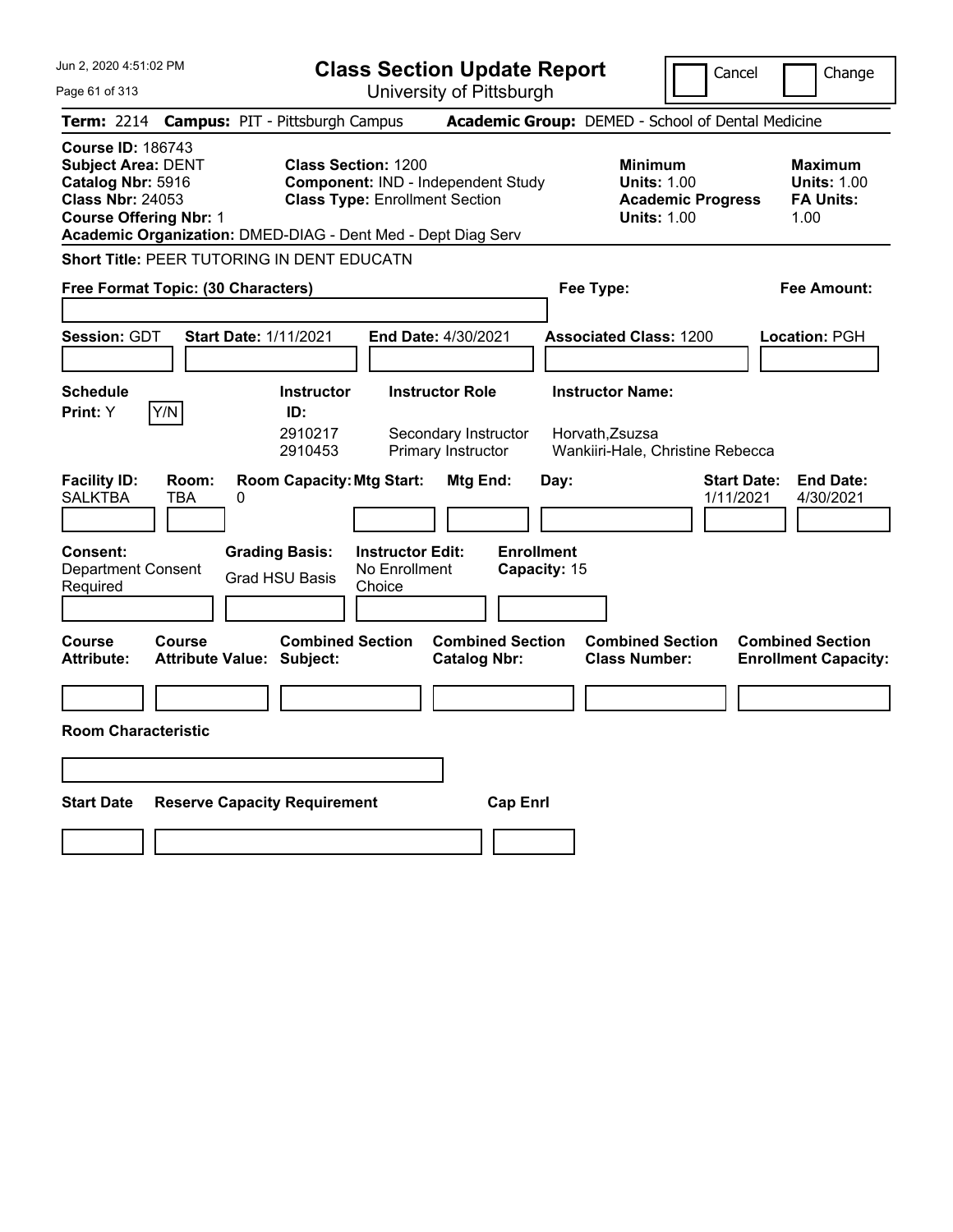# Class Section Update Report

University of Pittsburgh

Cancel | Change

**Term:** 2214 **Campus:** PIT - Pittsburgh Campus **Academic Group:** DEMED - School of Dental Medicine

**Course ID:** 186743
**Subject Area:** DENT
**Catalog Nbr:** 5916
**Class Nbr:** 24053
**Course Offering Nbr:** 1

**Class Section:** 1200
**Component:** IND - Independent Study
**Class Type:** Enrollment Section

**Minimum Units:** 1.00
**Academic Progress Units:** 1.00

**Maximum Units:** 1.00
**FA Units:** 1.00

**Academic Organization:** DMED-DIAG - Dent Med - Dept Diag Serv

**Short Title:** PEER TUTORING IN DENT EDUCATN

**Free Format Topic: (30 Characters)**

**Fee Type:**

**Fee Amount:**

**Session:** GDT **Start Date:** 1/11/2021 **End Date:** 4/30/2021 **Associated Class:** 1200 **Location:** PGH

**Schedule Print:** Y Y/N

| Instructor ID: | Instructor Role | Instructor Name: |
|---|---|---|
| 2910217 | Secondary Instructor | Horvath,Zsuzsa |
| 2910453 | Primary Instructor | Wankiiri-Hale, Christine Rebecca |

| Facility ID: | Room: | Room Capacity: | Mtg Start: | Mtg End: | Day: | Start Date: | End Date: |
|---|---|---|---|---|---|---|---|
| SALKTBA | TBA | 0 | | | | 1/11/2021 | 4/30/2021 |

**Consent:** Department Consent Required

**Grading Basis:** Grad HSU Basis

**Instructor Edit:** No Enrollment Choice

**Enrollment Capacity:** 15

| Course Attribute: | Course Attribute Value: | Combined Section Subject: | Combined Section Catalog Nbr: | Combined Section Class Number: | Combined Section Enrollment Capacity: |
|---|---|---|---|---|---|
| | | | | | |

**Room Characteristic**

| Start Date | Reserve Capacity Requirement | Cap Enrl |
|---|---|---|
| | | |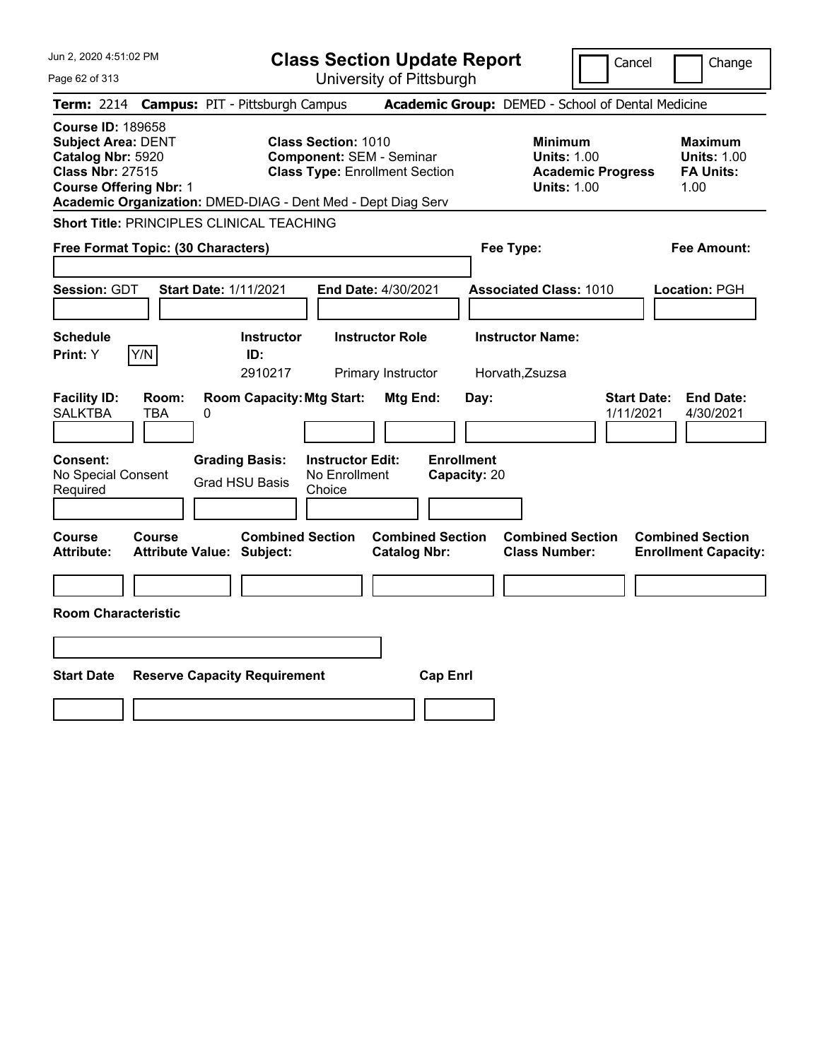# Class Section Update Report

University of Pittsburgh

Cancel | Change

**Term:** 2214 **Campus:** PIT - Pittsburgh Campus **Academic Group:** DEMED - School of Dental Medicine

**Course ID:** 189658
**Subject Area:** DENT
**Catalog Nbr:** 5920
**Class Nbr:** 27515
**Course Offering Nbr:** 1
**Academic Organization:** DMED-DIAG - Dent Med - Dept Diag Serv

**Class Section:** 1010
**Component:** SEM - Seminar
**Class Type:** Enrollment Section

**Minimum**
**Units:** 1.00
**Academic Progress Units:** 1.00

**Maximum**
**Units:** 1.00
**FA Units:** 1.00

**Short Title:** PRINCIPLES CLINICAL TEACHING

**Free Format Topic: (30 Characters)**

**Fee Type:**

**Fee Amount:**

**Session:** GDT **Start Date:** 1/11/2021 **End Date:** 4/30/2021 **Associated Class:** 1010 **Location:** PGH

| Schedule Print | Instructor ID | Instructor Role | Instructor Name |
|---|---|---|---|
| Y (Y/N) | 2910217 | Primary Instructor | Horvath,Zsuzsa |

| Facility ID | Room | Room Capacity | Mtg Start | Mtg End | Day | Start Date | End Date |
|---|---|---|---|---|---|---|---|
| SALKTBA | TBA | 0 | | | | 1/11/2021 | 4/30/2021 |

**Consent:** No Special Consent Required
**Grading Basis:** Grad HSU Basis
**Instructor Edit:** No Enrollment Choice
**Enrollment Capacity:** 20

| Course Attribute | Course Attribute Value | Combined Section Subject | Combined Section Catalog Nbr | Combined Section Class Number | Combined Section Enrollment Capacity |
|---|---|---|---|---|---|
| | | | | | |

**Room Characteristic**

| Start Date | Reserve Capacity Requirement | Cap Enrl |
|---|---|---|
| | | |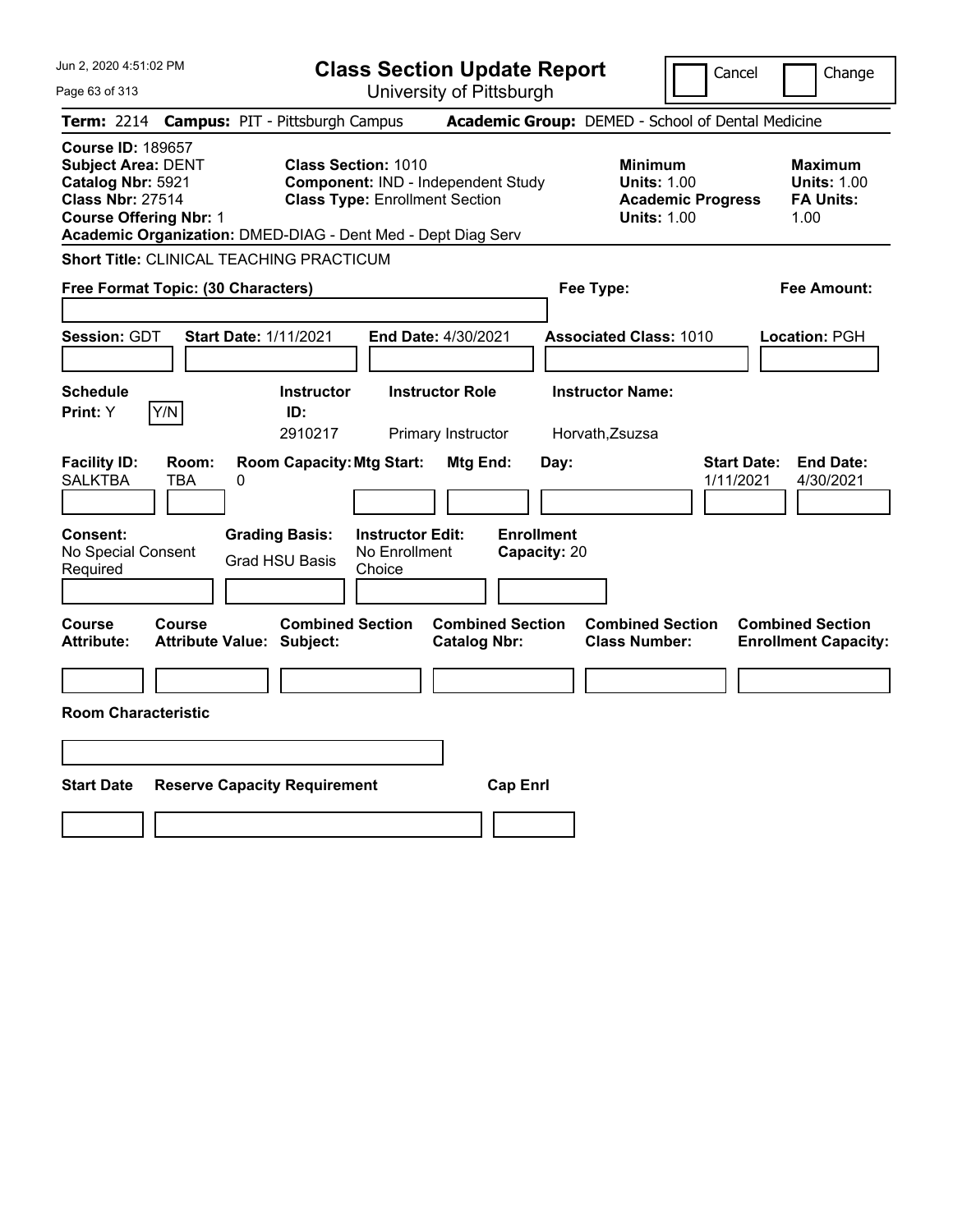Jun 2, 2020 4:51:02 PM

# Class Section Update Report

University of Pittsburgh

Cancel | Change

**Term:** 2214 **Campus:** PIT - Pittsburgh Campus **Academic Group:** DEMED - School of Dental Medicine

**Course ID:** 189657
**Subject Area:** DENT
**Catalog Nbr:** 5921
**Class Nbr:** 27514
**Course Offering Nbr:** 1
**Academic Organization:** DMED-DIAG - Dent Med - Dept Diag Serv

**Class Section:** 1010
**Component:** IND - Independent Study
**Class Type:** Enrollment Section

**Minimum**
**Units:** 1.00
**Academic Progress Units:** 1.00

**Maximum**
**Units:** 1.00
**FA Units:** 1.00

**Short Title:** CLINICAL TEACHING PRACTICUM

**Free Format Topic: (30 Characters)**

**Fee Type:**

**Fee Amount:**

**Session:** GDT **Start Date:** 1/11/2021 **End Date:** 4/30/2021 **Associated Class:** 1010 **Location:** PGH

| Schedule Print: | Instructor ID: | Instructor Role | Instructor Name: |
|---|---|---|---|
| Y Y/N | 2910217 | Primary Instructor | Horvath,Zsuzsa |

| Facility ID: | Room: | Room Capacity: | Mtg Start: | Mtg End: | Day: | Start Date: | End Date: |
|---|---|---|---|---|---|---|---|
| SALKTBA | TBA | 0 | | | | 1/11/2021 | 4/30/2021 |

| Consent: | Grading Basis: | Instructor Edit: | Enrollment Capacity: |
|---|---|---|---|
| No Special Consent Required | Grad HSU Basis | No Enrollment Choice | 20 |

| Course Attribute: | Course Attribute Value: | Combined Section Subject: | Combined Section Catalog Nbr: | Combined Section Class Number: | Combined Section Enrollment Capacity: |
|---|---|---|---|---|---|
| | | | | | |

**Room Characteristic**

| Start Date | Reserve Capacity Requirement | Cap Enrl |
|---|---|---|
| | | |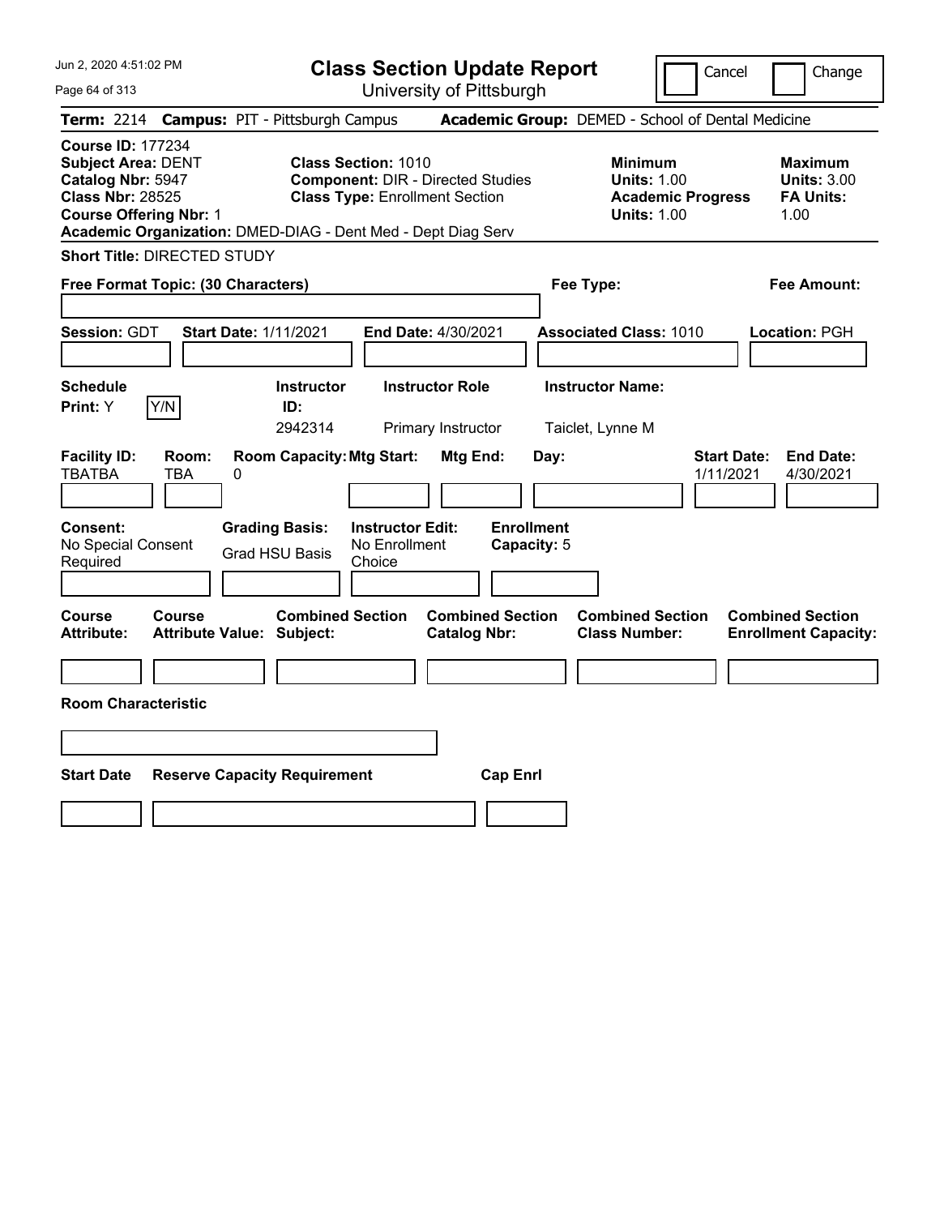# Class Section Update Report

University of Pittsburgh

Cancel | Change

**Term:** 2214 **Campus:** PIT - Pittsburgh Campus **Academic Group:** DEMED - School of Dental Medicine

**Course ID:** 177234
**Subject Area:** DENT
**Catalog Nbr:** 5947
**Class Nbr:** 28525
**Course Offering Nbr:** 1
**Academic Organization:** DMED-DIAG - Dent Med - Dept Diag Serv

**Class Section:** 1010
**Component:** DIR - Directed Studies
**Class Type:** Enrollment Section

**Minimum**
**Units:** 1.00
**Academic Progress Units:** 1.00

**Maximum**
**Units:** 3.00
**FA Units:** 1.00

**Short Title:** DIRECTED STUDY

**Free Format Topic: (30 Characters)**

**Fee Type:**

**Fee Amount:**

**Session:** GDT **Start Date:** 1/11/2021 **End Date:** 4/30/2021 **Associated Class:** 1010 **Location:** PGH

| Schedule Print: | Instructor ID: | Instructor Role | Instructor Name: |
|---|---|---|---|
| Y (Y/N) | 2942314 | Primary Instructor | Taiclet, Lynne M |

| Facility ID: | Room: | Room Capacity: | Mtg Start: | Mtg End: | Day: | Start Date: | End Date: |
|---|---|---|---|---|---|---|---|
| TBATBA | TBA | 0 | | | | 1/11/2021 | 4/30/2021 |

| Consent: | Grading Basis: | Instructor Edit: | Enrollment Capacity: |
|---|---|---|---|
| No Special Consent Required | Grad HSU Basis | No Enrollment Choice | 5 |

| Course Attribute: | Course Attribute Value: | Combined Section Subject: | Combined Section Catalog Nbr: | Combined Section Class Number: | Combined Section Enrollment Capacity: |
|---|---|---|---|---|---|
| | | | | | |

**Room Characteristic**

| Start Date | Reserve Capacity Requirement | Cap Enrl |
|---|---|---|
| | | |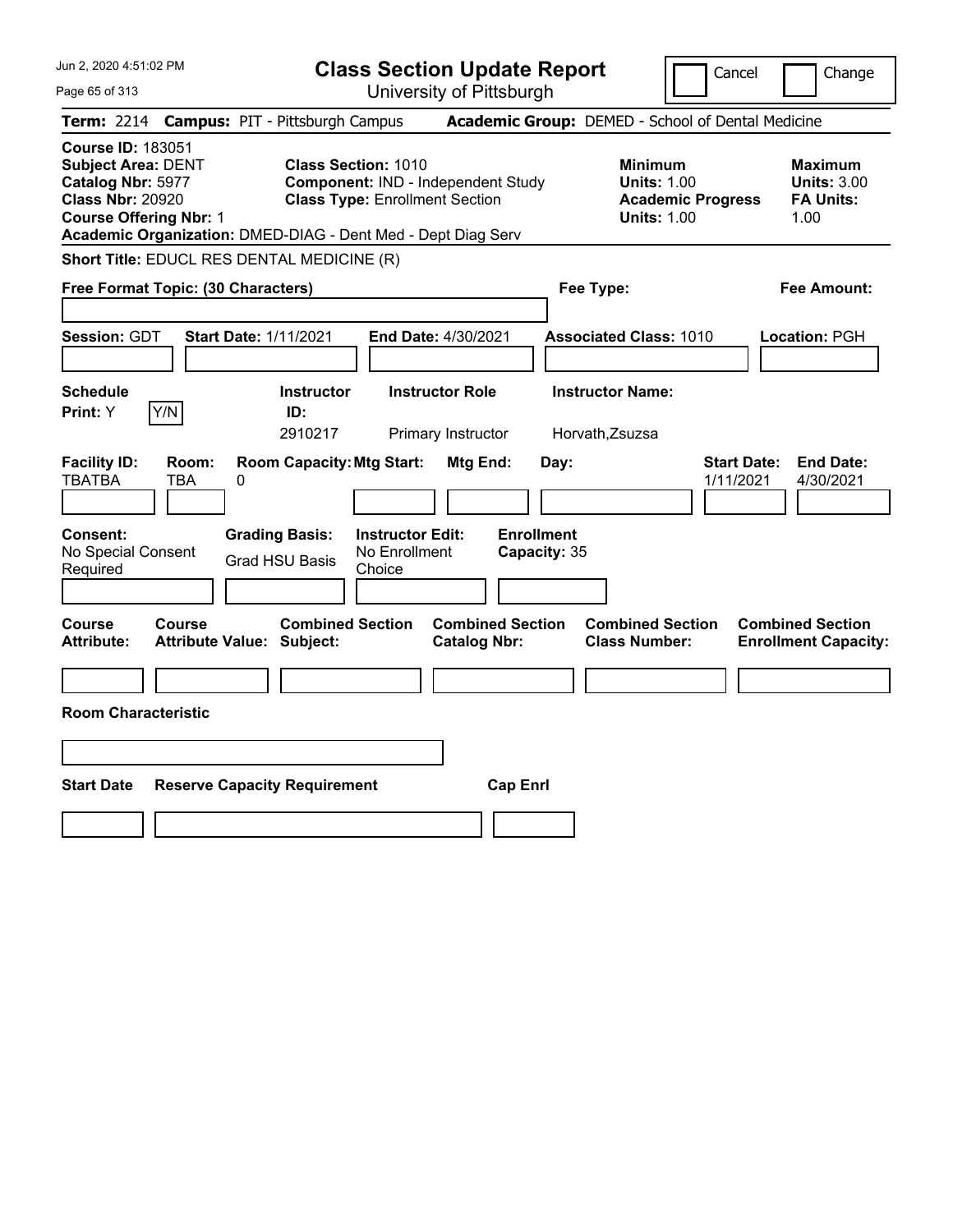# Class Section Update Report

University of Pittsburgh

Jun 2, 2020 4:51:02 PM

Cancel | Change

**Term:** 2214 **Campus:** PIT - Pittsburgh Campus **Academic Group:** DEMED - School of Dental Medicine

**Course ID:** 183051
**Subject Area:** DENT
**Catalog Nbr:** 5977
**Class Nbr:** 20920
**Course Offering Nbr:** 1
**Academic Organization:** DMED-DIAG - Dent Med - Dept Diag Serv

**Class Section:** 1010
**Component:** IND - Independent Study
**Class Type:** Enrollment Section

**Minimum Units:** 1.00
**Academic Progress Units:** 1.00

**Maximum Units:** 3.00
**FA Units:** 1.00

**Short Title:** EDUCL RES DENTAL MEDICINE (R)

**Free Format Topic: (30 Characters)**

**Fee Type:**

**Fee Amount:**

**Session:** GDT **Start Date:** 1/11/2021 **End Date:** 4/30/2021 **Associated Class:** 1010 **Location:** PGH

| Schedule Print | Instructor ID | Instructor Role | Instructor Name |
|---|---|---|---|
| Y | 2910217 | Primary Instructor | Horvath,Zsuzsa |

| Facility ID | Room | Room Capacity | Mtg Start | Mtg End | Day | Start Date | End Date |
|---|---|---|---|---|---|---|---|
| TBATBA | TBA | 0 | | | | 1/11/2021 | 4/30/2021 |

**Consent:** No Special Consent Required
**Grading Basis:** Grad HSU Basis
**Instructor Edit:** No Enrollment Choice
**Enrollment Capacity:** 35

| Course Attribute | Course Attribute Value | Combined Section Subject | Combined Section Catalog Nbr | Combined Section Class Number | Combined Section Enrollment Capacity |
|---|---|---|---|---|---|
| | | | | | |

**Room Characteristic**

| Start Date | Reserve Capacity Requirement | Cap Enrl |
|---|---|---|
| | | |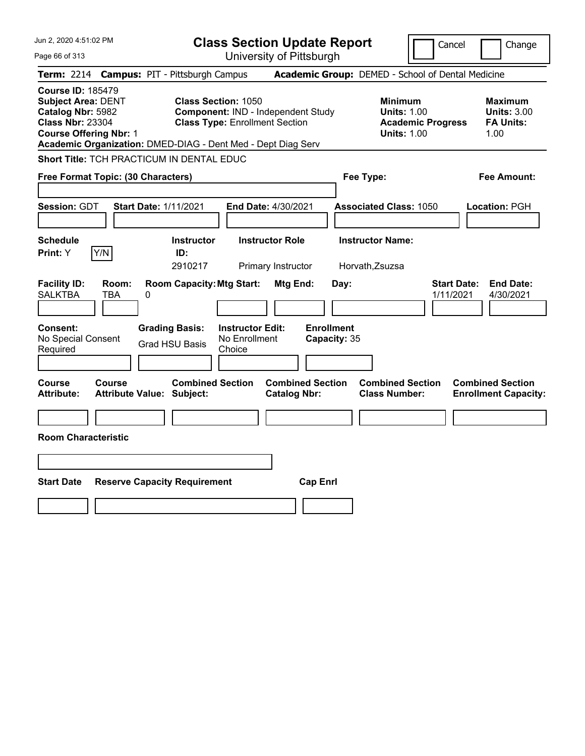# Class Section Update Report

University of Pittsburgh

Cancel | Change

**Term:** 2214 **Campus:** PIT - Pittsburgh Campus **Academic Group:** DEMED - School of Dental Medicine

**Course ID:** 185479
**Subject Area:** DENT
**Catalog Nbr:** 5982
**Class Nbr:** 23304
**Course Offering Nbr:** 1
**Academic Organization:** DMED-DIAG - Dent Med - Dept Diag Serv

**Class Section:** 1050
**Component:** IND - Independent Study
**Class Type:** Enrollment Section

**Minimum**
**Units:** 1.00
**Academic Progress Units:** 1.00

**Maximum**
**Units:** 3.00
**FA Units:** 1.00

**Short Title:** TCH PRACTICUM IN DENTAL EDUC

**Free Format Topic: (30 Characters)**

**Fee Type:**

**Fee Amount:**

**Session:** GDT **Start Date:** 1/11/2021 **End Date:** 4/30/2021 **Associated Class:** 1050 **Location:** PGH

| Schedule Print | Instructor ID | Instructor Role | Instructor Name |
|---|---|---|---|
| Y | 2910217 | Primary Instructor | Horvath,Zsuzsa |

| Facility ID | Room | Room Capacity | Mtg Start | Mtg End | Day | Start Date | End Date |
|---|---|---|---|---|---|---|---|
| SALKTBA | TBA | 0 | | | | 1/11/2021 | 4/30/2021 |

**Consent:** No Special Consent Required
**Grading Basis:** Grad HSU Basis
**Instructor Edit:** No Enrollment Choice
**Enrollment Capacity:** 35

| Course Attribute | Course Attribute Value | Combined Section Subject | Combined Section Catalog Nbr | Combined Section Class Number | Combined Section Enrollment Capacity |
|---|---|---|---|---|---|
| | | | | | |

**Room Characteristic**

| Start Date | Reserve Capacity Requirement | Cap Enrl |
|---|---|---|
| | | |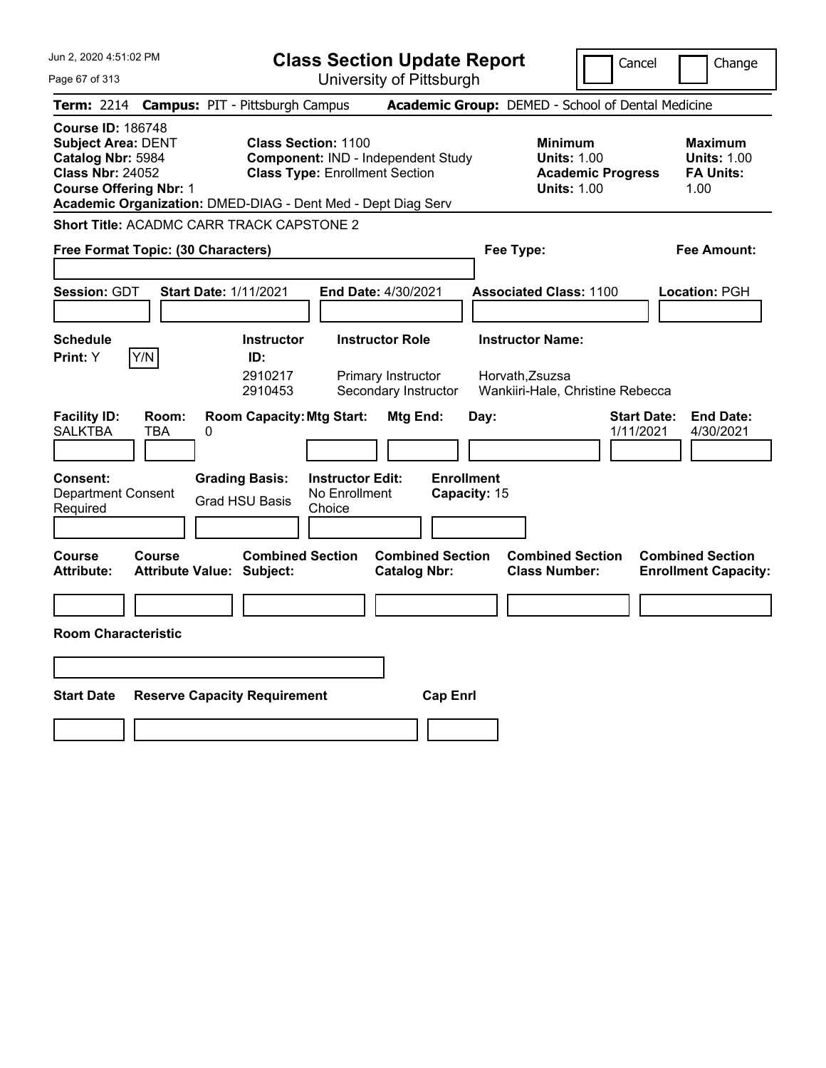# Class Section Update Report

University of Pittsburgh

Jun 2, 2020 4:51:02 PM

Cancel | Change

**Term:** 2214 **Campus:** PIT - Pittsburgh Campus **Academic Group:** DEMED - School of Dental Medicine

**Course ID:** 186748
**Subject Area:** DENT
**Catalog Nbr:** 5984
**Class Nbr:** 24052
**Course Offering Nbr:** 1
**Academic Organization:** DMED-DIAG - Dent Med - Dept Diag Serv

**Class Section:** 1100
**Component:** IND - Independent Study
**Class Type:** Enrollment Section

**Minimum**
**Units:** 1.00
**Academic Progress Units:** 1.00

**Maximum**
**Units:** 1.00
**FA Units:** 1.00

**Short Title:** ACADMC CARR TRACK CAPSTONE 2

**Free Format Topic: (30 Characters)**

**Fee Type:**

**Fee Amount:**

**Session:** GDT **Start Date:** 1/11/2021 **End Date:** 4/30/2021 **Associated Class:** 1100 **Location:** PGH

**Schedule Print:** Y [Y/N]

| Instructor ID | Instructor Role | Instructor Name |
|---|---|---|
| 2910217 | Primary Instructor | Horvath,Zsuzsa |
| 2910453 | Secondary Instructor | Wankiiri-Hale, Christine Rebecca |

| Facility ID | Room | Room Capacity | Mtg Start | Mtg End | Day | Start Date | End Date |
|---|---|---|---|---|---|---|---|
| SALKTBA | TBA | 0 | | | | 1/11/2021 | 4/30/2021 |

**Consent:** Department Consent Required
**Grading Basis:** Grad HSU Basis
**Instructor Edit:** No Enrollment Choice
**Enrollment Capacity:** 15

| Course Attribute | Course Attribute Value | Combined Section Subject | Combined Section Catalog Nbr | Combined Section Class Number | Combined Section Enrollment Capacity |
|---|---|---|---|---|---|
| | | | | | |

**Room Characteristic**

| Start Date | Reserve Capacity Requirement | Cap Enrl |
|---|---|---|
| | | |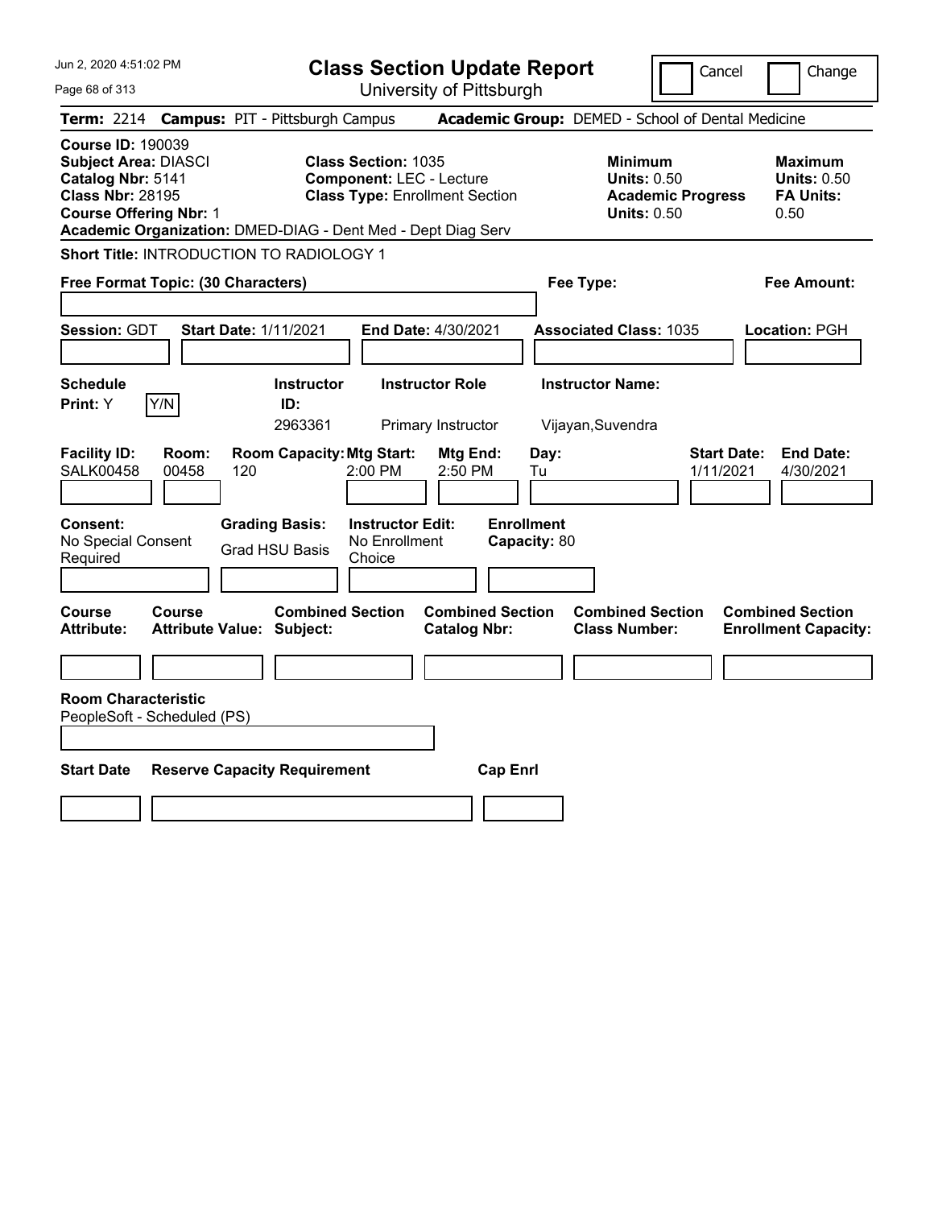# Class Section Update Report

University of Pittsburgh

Cancel | Change

**Term:** 2214 **Campus:** PIT - Pittsburgh Campus **Academic Group:** DEMED - School of Dental Medicine

**Course ID:** 190039
**Subject Area:** DIASCI
**Catalog Nbr:** 5141
**Class Nbr:** 28195
**Course Offering Nbr:** 1

**Class Section:** 1035
**Component:** LEC - Lecture
**Class Type:** Enrollment Section

**Minimum Units:** 0.50
**Academic Progress Units:** 0.50

**Maximum Units:** 0.50
**FA Units:** 0.50

**Academic Organization:** DMED-DIAG - Dent Med - Dept Diag Serv

**Short Title:** INTRODUCTION TO RADIOLOGY 1

**Free Format Topic: (30 Characters)**

**Fee Type:**

**Fee Amount:**

**Session:** GDT **Start Date:** 1/11/2021 **End Date:** 4/30/2021 **Associated Class:** 1035 **Location:** PGH

| Schedule Print: | Instructor ID: | Instructor Role | Instructor Name: |
|---|---|---|---|
| Y (Y/N) | 2963361 | Primary Instructor | Vijayan,Suvendra |

| Facility ID: | Room: | Room Capacity: | Mtg Start: | Mtg End: | Day: | Start Date: | End Date: |
|---|---|---|---|---|---|---|---|
| SALK00458 | 00458 | 120 | 2:00 PM | 2:50 PM | Tu | 1/11/2021 | 4/30/2021 |

| Consent: | Grading Basis: | Instructor Edit: | Enrollment Capacity: |
|---|---|---|---|
| No Special Consent Required | Grad HSU Basis | No Enrollment Choice | 80 |

| Course Attribute: | Course Attribute Value: | Combined Section Subject: | Combined Section Catalog Nbr: | Combined Section Class Number: | Combined Section Enrollment Capacity: |
|---|---|---|---|---|---|
| | | | | | |

**Room Characteristic**
PeopleSoft - Scheduled (PS)

| Start Date | Reserve Capacity Requirement | Cap Enrl |
|---|---|---|
| | | |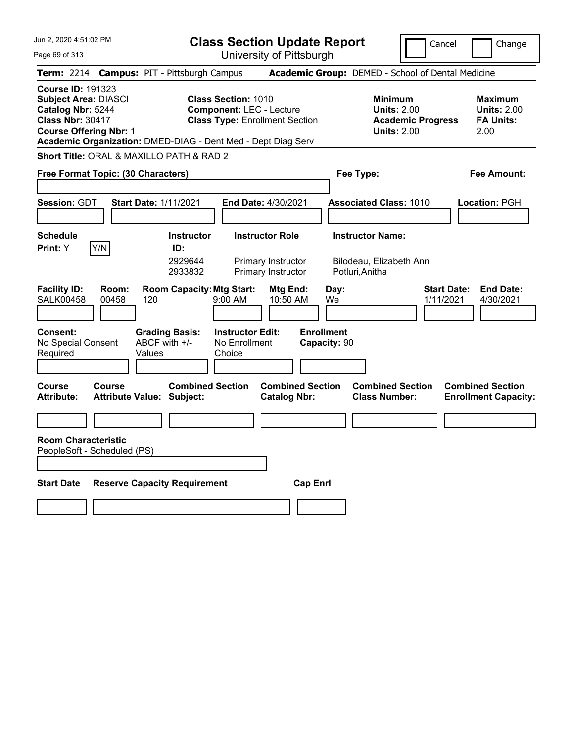# Class Section Update Report

University of Pittsburgh

Cancel | Change

**Term:** 2214 **Campus:** PIT - Pittsburgh Campus **Academic Group:** DEMED - School of Dental Medicine

**Course ID:** 191323
**Subject Area:** DIASCI
**Catalog Nbr:** 5244
**Class Nbr:** 30417
**Course Offering Nbr:** 1
**Academic Organization:** DMED-DIAG - Dent Med - Dept Diag Serv

**Class Section:** 1010
**Component:** LEC - Lecture
**Class Type:** Enrollment Section

| | Minimum | Maximum |
|---|---|---|
| Units | 2.00 | 2.00 |
| Academic Progress / FA Units | 2.00 | 2.00 |

**Short Title:** ORAL & MAXILLO PATH & RAD 2

**Free Format Topic: (30 Characters)**

**Fee Type:**

**Fee Amount:**

**Session:** GDT **Start Date:** 1/11/2021 **End Date:** 4/30/2021 **Associated Class:** 1010 **Location:** PGH

**Schedule Print:** Y

| Instructor ID | Instructor Role | Instructor Name |
|---|---|---|
| 2929644 | Primary Instructor | Bilodeau, Elizabeth Ann |
| 2933832 | Primary Instructor | Potluri,Anitha |

| Facility ID | Room | Room Capacity | Mtg Start | Mtg End | Day | Start Date | End Date |
|---|---|---|---|---|---|---|---|
| SALK00458 | 00458 | 120 | 9:00 AM | 10:50 AM | We | 1/11/2021 | 4/30/2021 |

**Consent:** No Special Consent Required
**Grading Basis:** ABCF with +/- Values
**Instructor Edit:** No Enrollment Choice
**Enrollment Capacity:** 90

| Course Attribute | Course Attribute Value | Combined Section Subject | Combined Section Catalog Nbr | Combined Section Class Number | Combined Section Enrollment Capacity |
|---|---|---|---|---|---|
| | | | | | |

**Room Characteristic**
PeopleSoft - Scheduled (PS)

| Start Date | Reserve Capacity Requirement | Cap Enrl |
|---|---|---|
| | | |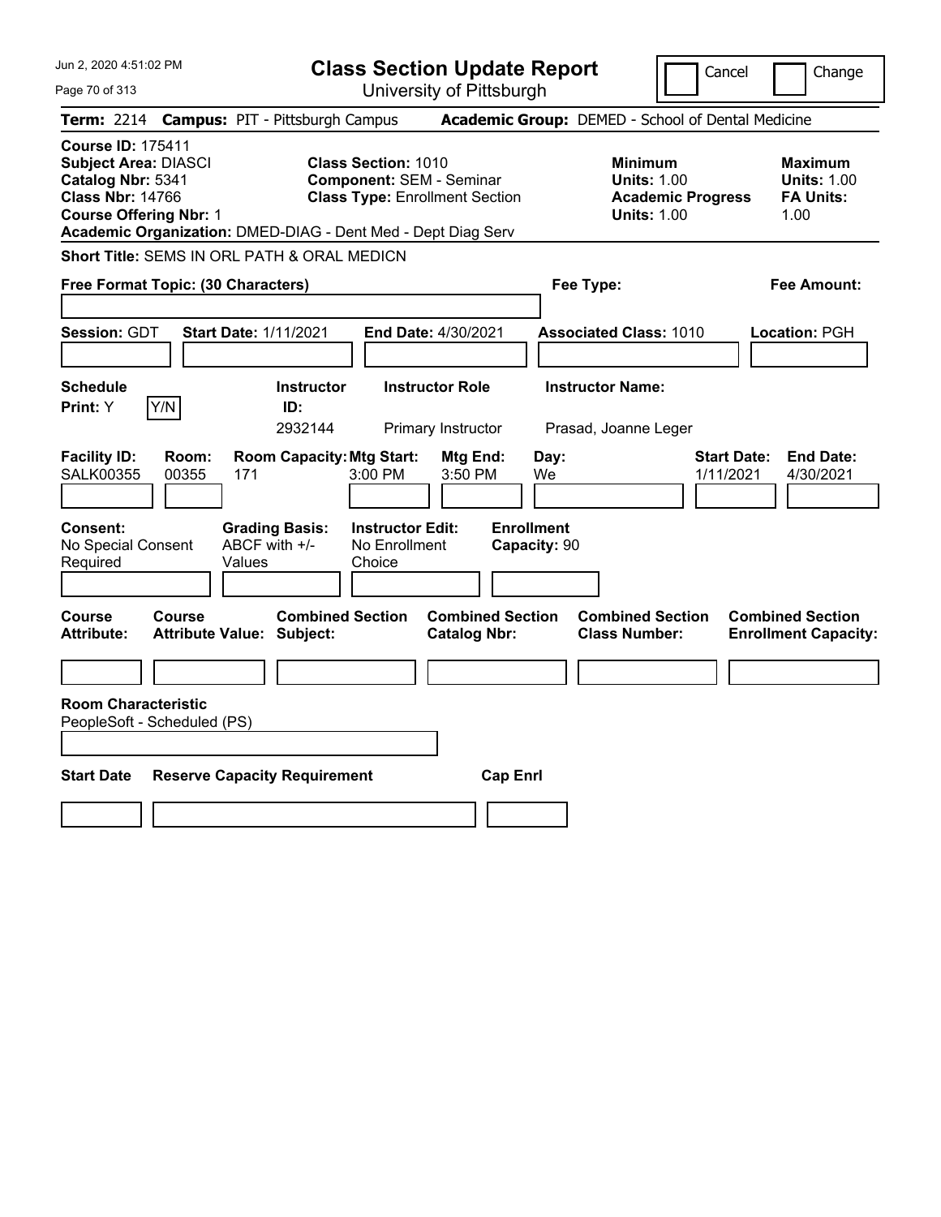# Class Section Update Report

University of Pittsburgh

Jun 2, 2020 4:51:02 PM

Cancel | Change

**Term:** 2214 **Campus:** PIT - Pittsburgh Campus **Academic Group:** DEMED - School of Dental Medicine

**Course ID:** 175411
**Subject Area:** DIASCI
**Catalog Nbr:** 5341
**Class Nbr:** 14766
**Course Offering Nbr:** 1
**Academic Organization:** DMED-DIAG - Dent Med - Dept Diag Serv

**Class Section:** 1010
**Component:** SEM - Seminar
**Class Type:** Enrollment Section

**Minimum Units:** 1.00
**Academic Progress Units:** 1.00

**Maximum Units:** 1.00
**FA Units:** 1.00

**Short Title:** SEMS IN ORL PATH & ORAL MEDICN

**Free Format Topic: (30 Characters)**

**Fee Type:**

**Fee Amount:**

**Session:** GDT **Start Date:** 1/11/2021 **End Date:** 4/30/2021 **Associated Class:** 1010 **Location:** PGH

| Schedule Print | Instructor ID | Instructor Role | Instructor Name |
|---|---|---|---|
| Y | 2932144 | Primary Instructor | Prasad, Joanne Leger |

| Facility ID | Room | Room Capacity | Mtg Start | Mtg End | Day | Start Date | End Date |
|---|---|---|---|---|---|---|---|
| SALK00355 | 00355 | 171 | 3:00 PM | 3:50 PM | We | 1/11/2021 | 4/30/2021 |

| Consent | Grading Basis | Instructor Edit | Enrollment Capacity |
|---|---|---|---|
| No Special Consent Required | ABCF with +/- Values | No Enrollment Choice | 90 |

| Course Attribute | Course Attribute Value | Combined Section Subject | Combined Section Catalog Nbr | Combined Section Class Number | Combined Section Enrollment Capacity |
|---|---|---|---|---|---|
| | | | | | |

**Room Characteristic**
PeopleSoft - Scheduled (PS)

| Start Date | Reserve Capacity Requirement | Cap Enrl |
|---|---|---|
| | | |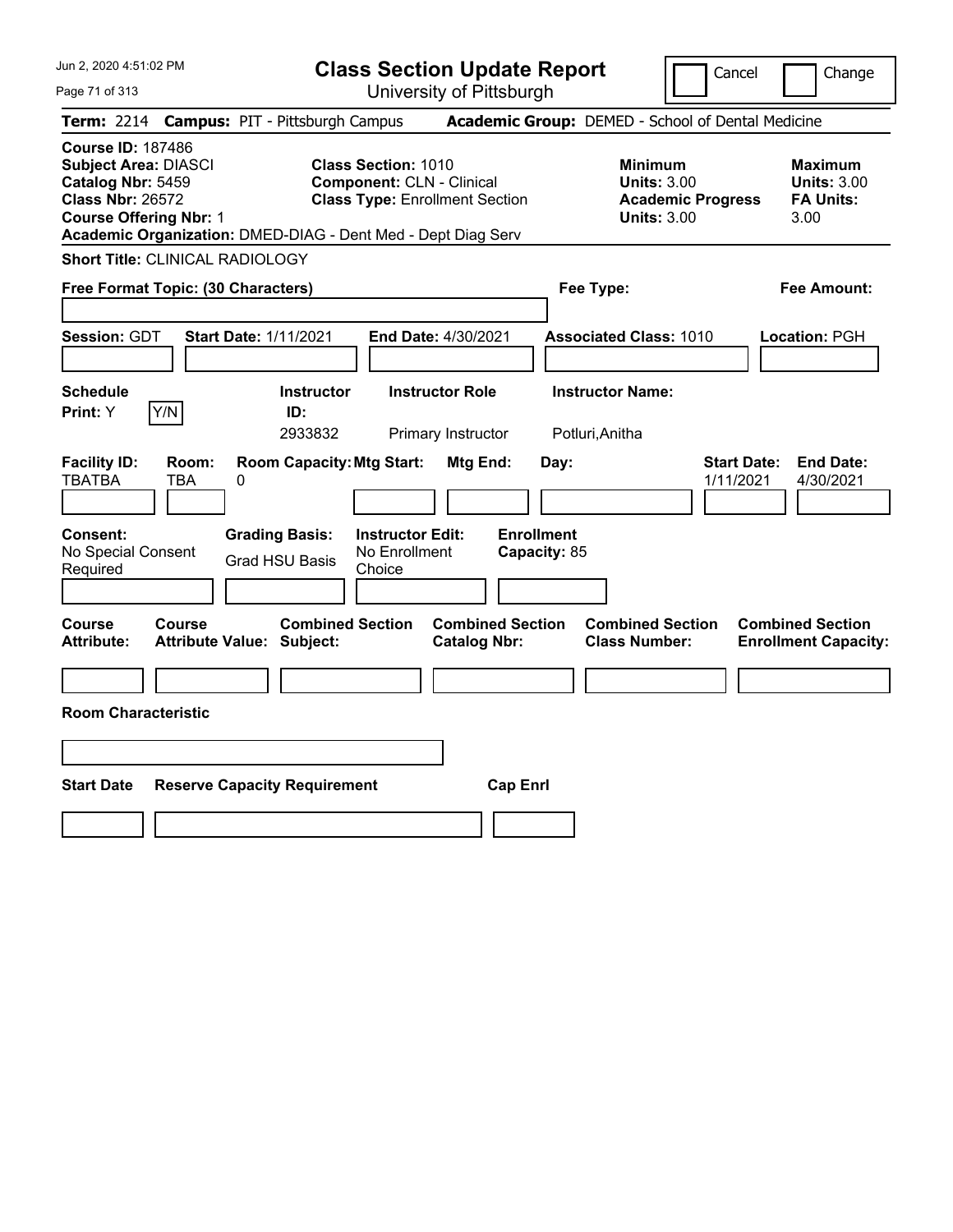Jun 2, 2020 4:51:02 PM

# Class Section Update Report

University of Pittsburgh

Cancel | Change

**Term:** 2214 **Campus:** PIT - Pittsburgh Campus **Academic Group:** DEMED - School of Dental Medicine

**Course ID:** 187486
**Subject Area:** DIASCI
**Catalog Nbr:** 5459
**Class Nbr:** 26572
**Course Offering Nbr:** 1

**Class Section:** 1010
**Component:** CLN - Clinical
**Class Type:** Enrollment Section

**Minimum Units:** 3.00
**Academic Progress Units:** 3.00

**Maximum Units:** 3.00
**FA Units:** 3.00

**Academic Organization:** DMED-DIAG - Dent Med - Dept Diag Serv

**Short Title:** CLINICAL RADIOLOGY

**Free Format Topic: (30 Characters)**

**Fee Type:**

**Fee Amount:**

**Session:** GDT **Start Date:** 1/11/2021 **End Date:** 4/30/2021 **Associated Class:** 1010 **Location:** PGH

| Schedule Print | Instructor ID | Instructor Role | Instructor Name |
|---|---|---|---|
| Y (Y/N) | 2933832 | Primary Instructor | Potluri,Anitha |

| Facility ID | Room | Room Capacity | Mtg Start | Mtg End | Day | Start Date | End Date |
|---|---|---|---|---|---|---|---|
| TBATBA | TBA | 0 | | | | 1/11/2021 | 4/30/2021 |

| Consent | Grading Basis | Instructor Edit | Enrollment Capacity |
|---|---|---|---|
| No Special Consent Required | Grad HSU Basis | No Enrollment Choice | 85 |

| Course Attribute | Course Attribute Value | Combined Section Subject | Combined Section Catalog Nbr | Combined Section Class Number | Combined Section Enrollment Capacity |
|---|---|---|---|---|---|
| | | | | | |

**Room Characteristic**

| Start Date | Reserve Capacity Requirement | Cap Enrl |
|---|---|---|
| | | |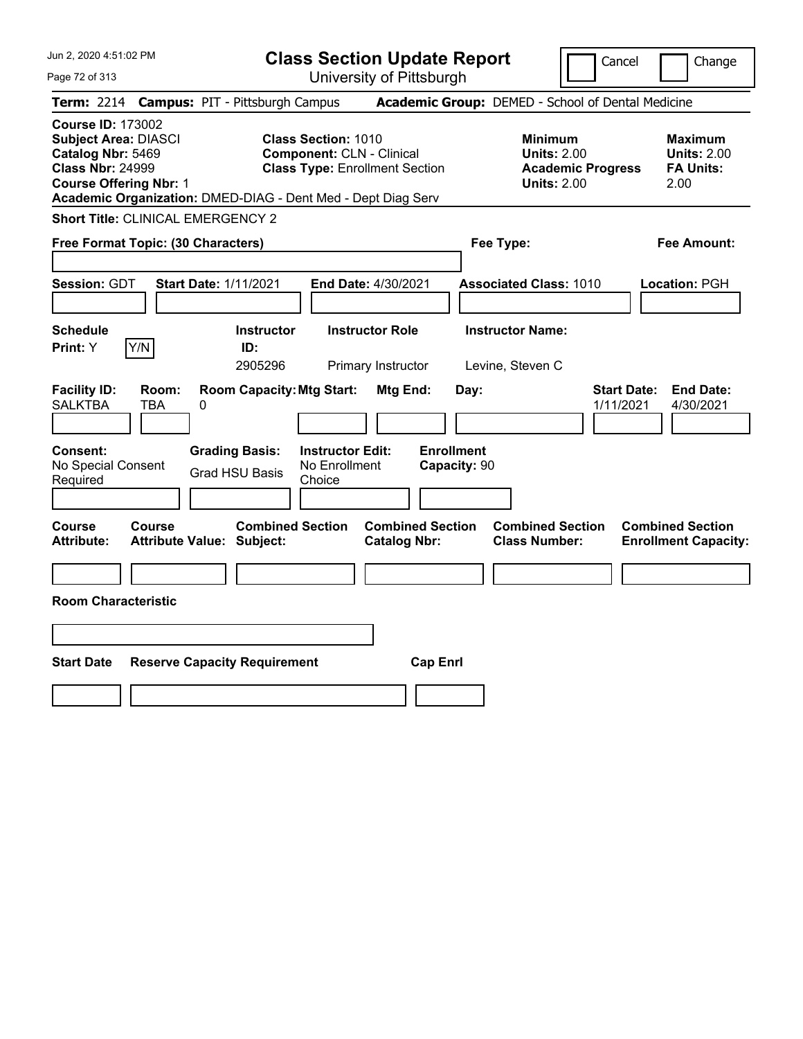Jun 2, 2020 4:51:02 PM

# Class Section Update Report

University of Pittsburgh

Cancel | Change

**Term:** 2214 **Campus:** PIT - Pittsburgh Campus **Academic Group:** DEMED - School of Dental Medicine

**Course ID:** 173002
**Subject Area:** DIASCI
**Catalog Nbr:** 5469
**Class Nbr:** 24999
**Course Offering Nbr:** 1
**Academic Organization:** DMED-DIAG - Dent Med - Dept Diag Serv

**Class Section:** 1010
**Component:** CLN - Clinical
**Class Type:** Enrollment Section

**Minimum Units:** 2.00
**Academic Progress Units:** 2.00

**Maximum Units:** 2.00
**FA Units:** 2.00

**Short Title:** CLINICAL EMERGENCY 2

**Free Format Topic: (30 Characters)**

**Fee Type:**

**Fee Amount:**

**Session:** GDT **Start Date:** 1/11/2021 **End Date:** 4/30/2021 **Associated Class:** 1010 **Location:** PGH

| Schedule Print: | Instructor ID: | Instructor Role | Instructor Name: |
|---|---|---|---|
| Y [Y/N] | 2905296 | Primary Instructor | Levine, Steven C |

| Facility ID: | Room: | Room Capacity: | Mtg Start: | Mtg End: | Day: | Start Date: | End Date: |
|---|---|---|---|---|---|---|---|
| SALKTBA | TBA | 0 | | | | 1/11/2021 | 4/30/2021 |

| Consent: | Grading Basis: | Instructor Edit: | Enrollment Capacity: |
|---|---|---|---|
| No Special Consent Required | Grad HSU Basis | No Enrollment Choice | 90 |

| Course Attribute: | Course Attribute Value: | Combined Section Subject: | Combined Section Catalog Nbr: | Combined Section Class Number: | Combined Section Enrollment Capacity: |
|---|---|---|---|---|---|
| | | | | | |

**Room Characteristic**

| Start Date | Reserve Capacity Requirement | Cap Enrl |
|---|---|---|
| | | |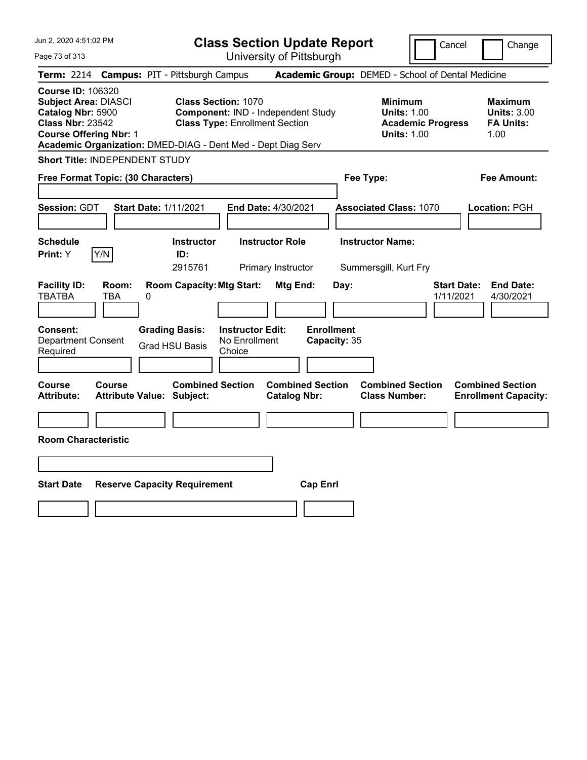# Class Section Update Report

University of Pittsburgh

Cancel | Change

**Term:** 2214 **Campus:** PIT - Pittsburgh Campus **Academic Group:** DEMED - School of Dental Medicine

**Course ID:** 106320
**Subject Area:** DIASCI
**Catalog Nbr:** 5900
**Class Nbr:** 23542
**Course Offering Nbr:** 1

**Class Section:** 1070
**Component:** IND - Independent Study
**Class Type:** Enrollment Section

**Minimum**
**Units:** 1.00
**Academic Progress Units:** 1.00

**Maximum**
**Units:** 3.00
**FA Units:** 1.00

**Academic Organization:** DMED-DIAG - Dent Med - Dept Diag Serv

**Short Title:** INDEPENDENT STUDY

**Free Format Topic: (30 Characters)**

**Fee Type:**

**Fee Amount:**

**Session:** GDT **Start Date:** 1/11/2021 **End Date:** 4/30/2021 **Associated Class:** 1070 **Location:** PGH

| Schedule Print | Instructor ID | Instructor Role | Instructor Name |
|---|---|---|---|
| Y | 2915761 | Primary Instructor | Summersgill, Kurt Fry |

| Facility ID | Room | Room Capacity | Mtg Start | Mtg End | Day | Start Date | End Date |
|---|---|---|---|---|---|---|---|
| TBATBA | TBA | 0 | | | | 1/11/2021 | 4/30/2021 |

**Consent:** Department Consent Required
**Grading Basis:** Grad HSU Basis
**Instructor Edit:** No Enrollment Choice
**Enrollment Capacity:** 35

| Course Attribute | Course Attribute Value | Combined Section Subject | Combined Section Catalog Nbr | Combined Section Class Number | Combined Section Enrollment Capacity |
|---|---|---|---|---|---|
| | | | | | |

**Room Characteristic**

| Start Date | Reserve Capacity Requirement | Cap Enrl |
|---|---|---|
| | | |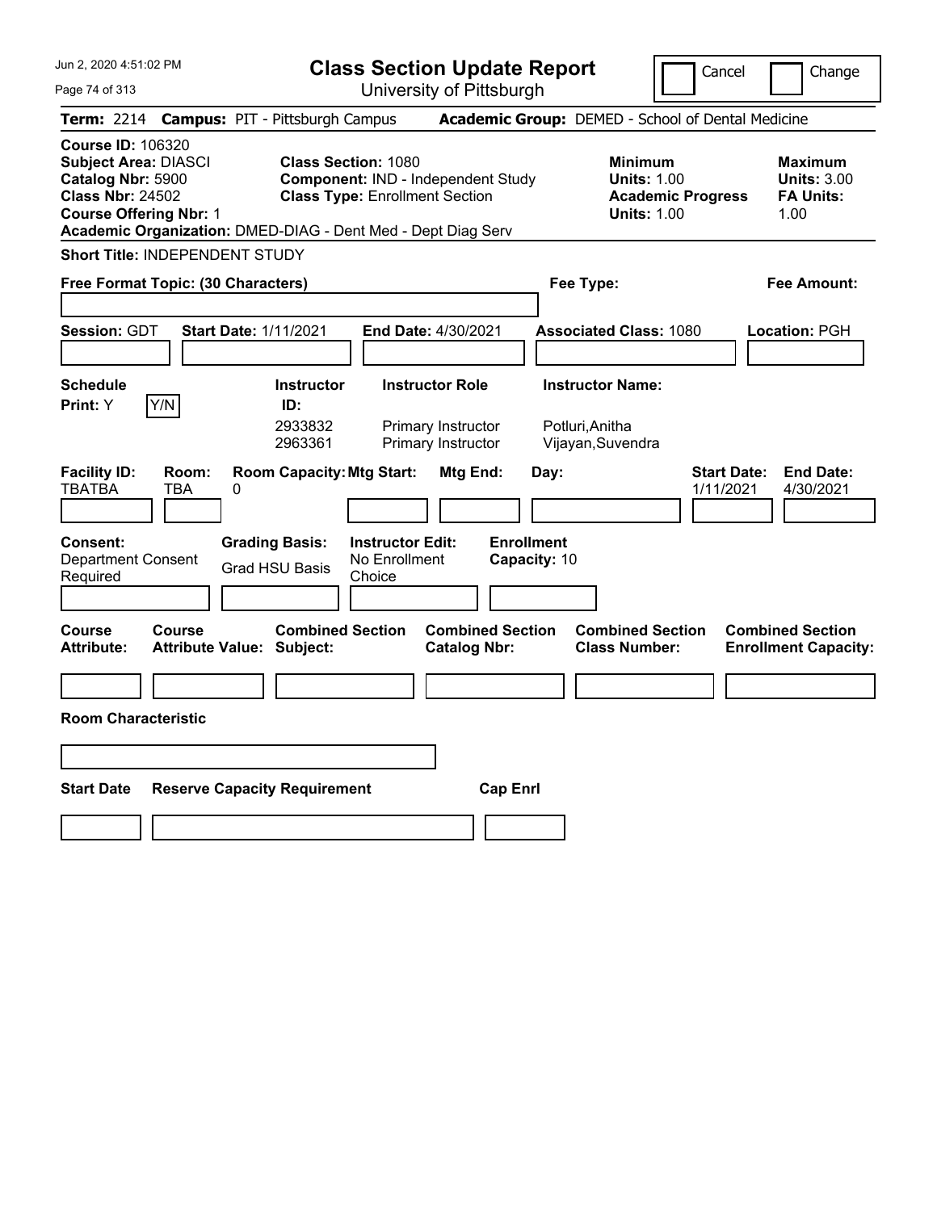# Class Section Update Report

University of Pittsburgh

Cancel | Change

**Term:** 2214 **Campus:** PIT - Pittsburgh Campus **Academic Group:** DEMED - School of Dental Medicine

**Course ID:** 106320
**Subject Area:** DIASCI
**Catalog Nbr:** 5900
**Class Nbr:** 24502
**Course Offering Nbr:** 1
**Academic Organization:** DMED-DIAG - Dent Med - Dept Diag Serv

**Class Section:** 1080
**Component:** IND - Independent Study
**Class Type:** Enrollment Section

**Minimum Units:** 1.00
**Academic Progress Units:** 1.00

**Maximum Units:** 3.00
**FA Units:** 1.00

**Short Title:** INDEPENDENT STUDY

**Free Format Topic: (30 Characters)**

**Fee Type:**

**Fee Amount:**

**Session:** GDT **Start Date:** 1/11/2021 **End Date:** 4/30/2021 **Associated Class:** 1080 **Location:** PGH

**Schedule Print:** Y [Y/N]

| Instructor ID | Instructor Role | Instructor Name |
| --- | --- | --- |
| 2933832 | Primary Instructor | Potluri,Anitha |
| 2963361 | Primary Instructor | Vijayan,Suvendra |

| Facility ID: | Room: | Room Capacity: | Mtg Start: | Mtg End: | Day: | Start Date: | End Date: |
| --- | --- | --- | --- | --- | --- | --- | --- |
| TBATBA | TBA | 0 | | | | 1/11/2021 | 4/30/2021 |

**Consent:** Department Consent Required
**Grading Basis:** Grad HSU Basis
**Instructor Edit:** No Enrollment Choice
**Enrollment Capacity:** 10

| Course Attribute: | Course Attribute Value: | Combined Section Subject: | Combined Section Catalog Nbr: | Combined Section Class Number: | Combined Section Enrollment Capacity: |
| --- | --- | --- | --- | --- | --- |
| | | | | | |

**Room Characteristic**

| Start Date | Reserve Capacity Requirement | Cap Enrl |
| --- | --- | --- |
| | | |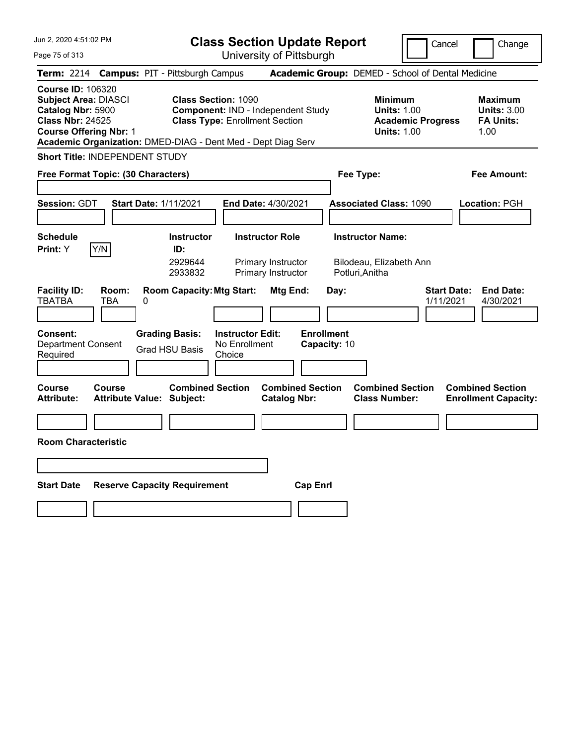# Class Section Update Report

University of Pittsburgh

Cancel | Change

Jun 2, 2020 4:51:02 PM

**Term:** 2214 **Campus:** PIT - Pittsburgh Campus **Academic Group:** DEMED - School of Dental Medicine

**Course ID:** 106320
**Subject Area:** DIASCI
**Catalog Nbr:** 5900
**Class Nbr:** 24525
**Course Offering Nbr:** 1
**Academic Organization:** DMED-DIAG - Dent Med - Dept Diag Serv

**Class Section:** 1090
**Component:** IND - Independent Study
**Class Type:** Enrollment Section

**Minimum**
**Units:** 1.00
**Academic Progress Units:** 1.00

**Maximum**
**Units:** 3.00
**FA Units:** 1.00

**Short Title:** INDEPENDENT STUDY

**Free Format Topic: (30 Characters)**

**Fee Type:**

**Fee Amount:**

**Session:** GDT **Start Date:** 1/11/2021 **End Date:** 4/30/2021 **Associated Class:** 1090 **Location:** PGH

**Schedule Print:** Y Y/N

| Instructor ID: | Instructor Role | Instructor Name: |
|---|---|---|
| 2929644 | Primary Instructor | Bilodeau, Elizabeth Ann |
| 2933832 | Primary Instructor | Potluri,Anitha |

| Facility ID: | Room: | Room Capacity: | Mtg Start: | Mtg End: | Day: | Start Date: | End Date: |
|---|---|---|---|---|---|---|---|
| TBATBA | TBA | 0 | | | | 1/11/2021 | 4/30/2021 |

**Consent:** Department Consent Required
**Grading Basis:** Grad HSU Basis
**Instructor Edit:** No Enrollment Choice
**Enrollment Capacity:** 10

| Course Attribute: | Course Attribute Value: | Combined Section Subject: | Combined Section Catalog Nbr: | Combined Section Class Number: | Combined Section Enrollment Capacity: |
|---|---|---|---|---|---|
| | | | | | |

**Room Characteristic**

| Start Date | Reserve Capacity Requirement | Cap Enrl |
|---|---|---|
| | | |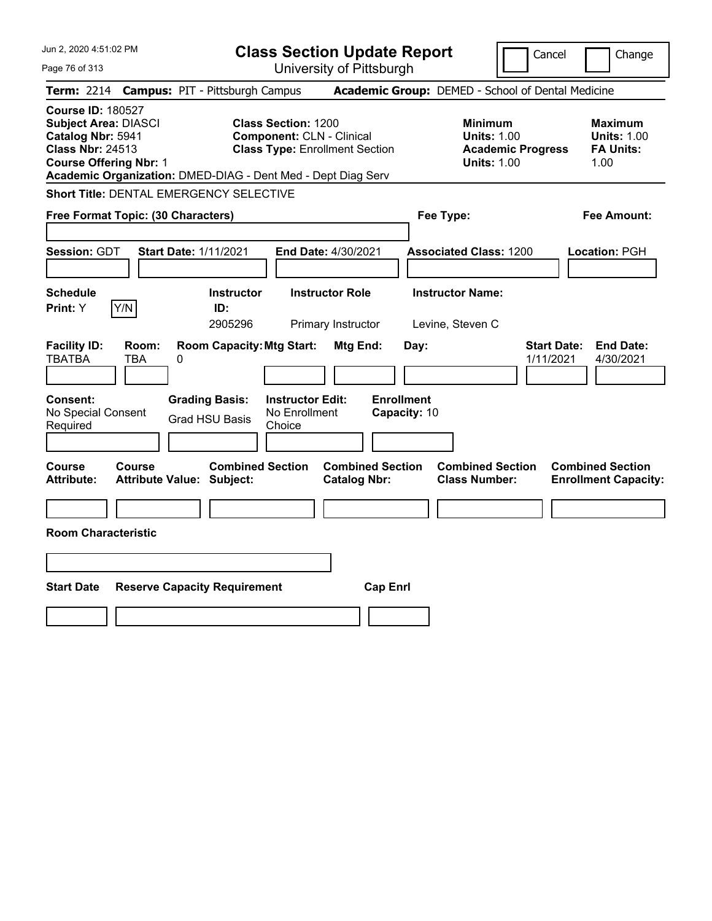# Class Section Update Report

University of Pittsburgh

Jun 2, 2020 4:51:02 PM

Cancel | Change

**Term:** 2214 **Campus:** PIT - Pittsburgh Campus **Academic Group:** DEMED - School of Dental Medicine

**Course ID:** 180527
**Subject Area:** DIASCI
**Catalog Nbr:** 5941
**Class Nbr:** 24513
**Course Offering Nbr:** 1
**Academic Organization:** DMED-DIAG - Dent Med - Dept Diag Serv

**Class Section:** 1200
**Component:** CLN - Clinical
**Class Type:** Enrollment Section

**Minimum Units:** 1.00
**Academic Progress Units:** 1.00

**Maximum Units:** 1.00
**FA Units:** 1.00

**Short Title:** DENTAL EMERGENCY SELECTIVE

**Free Format Topic: (30 Characters)**

**Fee Type:**

**Fee Amount:**

**Session:** GDT **Start Date:** 1/11/2021 **End Date:** 4/30/2021 **Associated Class:** 1200 **Location:** PGH

| Schedule Print | Instructor ID | Instructor Role | Instructor Name |
|---|---|---|---|
| Y | 2905296 | Primary Instructor | Levine, Steven C |

| Facility ID | Room | Room Capacity | Mtg Start | Mtg End | Day | Start Date | End Date |
|---|---|---|---|---|---|---|---|
| TBATBA | TBA | 0 | | | | 1/11/2021 | 4/30/2021 |

| Consent | Grading Basis | Instructor Edit | Enrollment Capacity |
|---|---|---|---|
| No Special Consent Required | Grad HSU Basis | No Enrollment Choice | 10 |

| Course Attribute | Course Attribute Value | Combined Section Subject | Combined Section Catalog Nbr | Combined Section Class Number | Combined Section Enrollment Capacity |
|---|---|---|---|---|---|
| | | | | | |

**Room Characteristic**

| Start Date | Reserve Capacity Requirement | Cap Enrl |
|---|---|---|
| | | |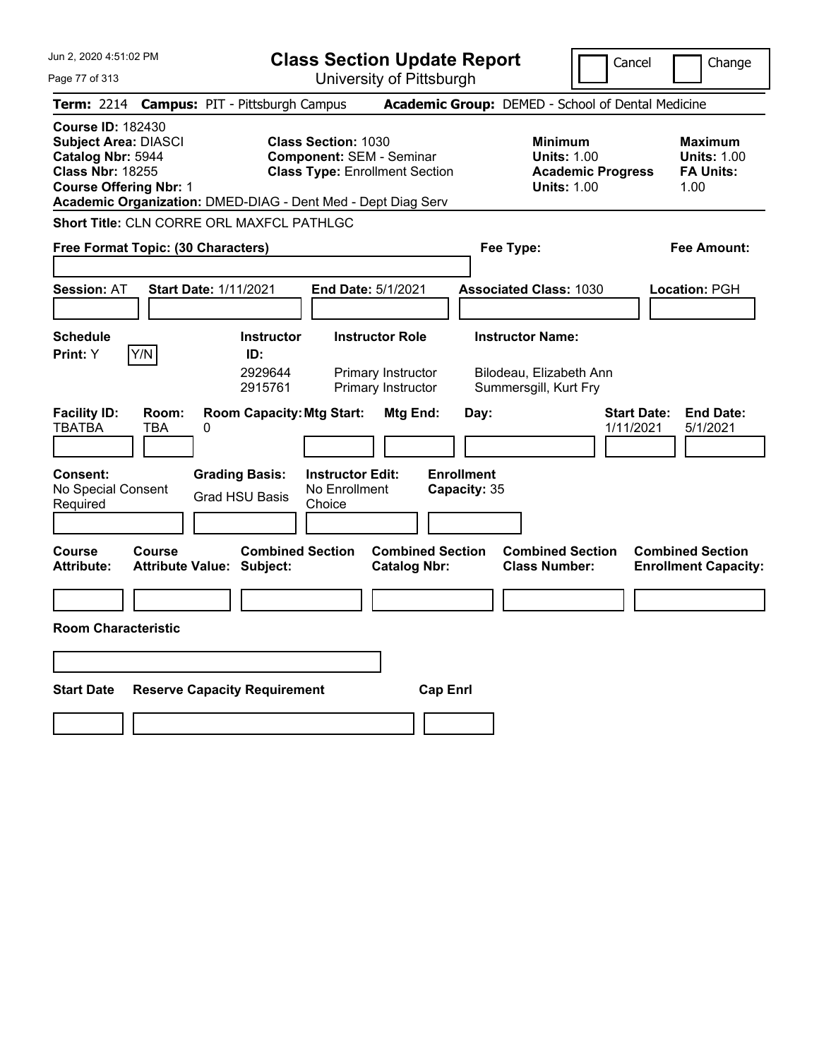# Class Section Update Report

University of Pittsburgh

Cancel | Change

**Term:** 2214 **Campus:** PIT - Pittsburgh Campus **Academic Group:** DEMED - School of Dental Medicine

**Course ID:** 182430
**Subject Area:** DIASCI
**Catalog Nbr:** 5944
**Class Nbr:** 18255
**Course Offering Nbr:** 1
**Academic Organization:** DMED-DIAG - Dent Med - Dept Diag Serv

**Class Section:** 1030
**Component:** SEM - Seminar
**Class Type:** Enrollment Section

**Minimum Units:** 1.00
**Academic Progress Units:** 1.00

**Maximum Units:** 1.00
**FA Units:** 1.00

**Short Title:** CLN CORRE ORL MAXFCL PATHLGC

**Free Format Topic: (30 Characters)**

**Fee Type:**

**Fee Amount:**

**Session:** AT **Start Date:** 1/11/2021 **End Date:** 5/1/2021 **Associated Class:** 1030 **Location:** PGH

**Schedule Print:** Y Y/N

| Instructor ID: | Instructor Role | Instructor Name: |
|---|---|---|
| 2929644 | Primary Instructor | Bilodeau, Elizabeth Ann |
| 2915761 | Primary Instructor | Summersgill, Kurt Fry |

| Facility ID: | Room: | Room Capacity: | Mtg Start: | Mtg End: | Day: | Start Date: | End Date: |
|---|---|---|---|---|---|---|---|
| TBATBA | TBA | 0 | | | | 1/11/2021 | 5/1/2021 |

**Consent:** No Special Consent Required
**Grading Basis:** Grad HSU Basis
**Instructor Edit:** No Enrollment Choice
**Enrollment Capacity:** 35

| Course Attribute: | Course Attribute Value: | Combined Section Subject: | Combined Section Catalog Nbr: | Combined Section Class Number: | Combined Section Enrollment Capacity: |
|---|---|---|---|---|---|
| | | | | | |

**Room Characteristic**

| Start Date | Reserve Capacity Requirement | Cap Enrl |
|---|---|---|
| | | |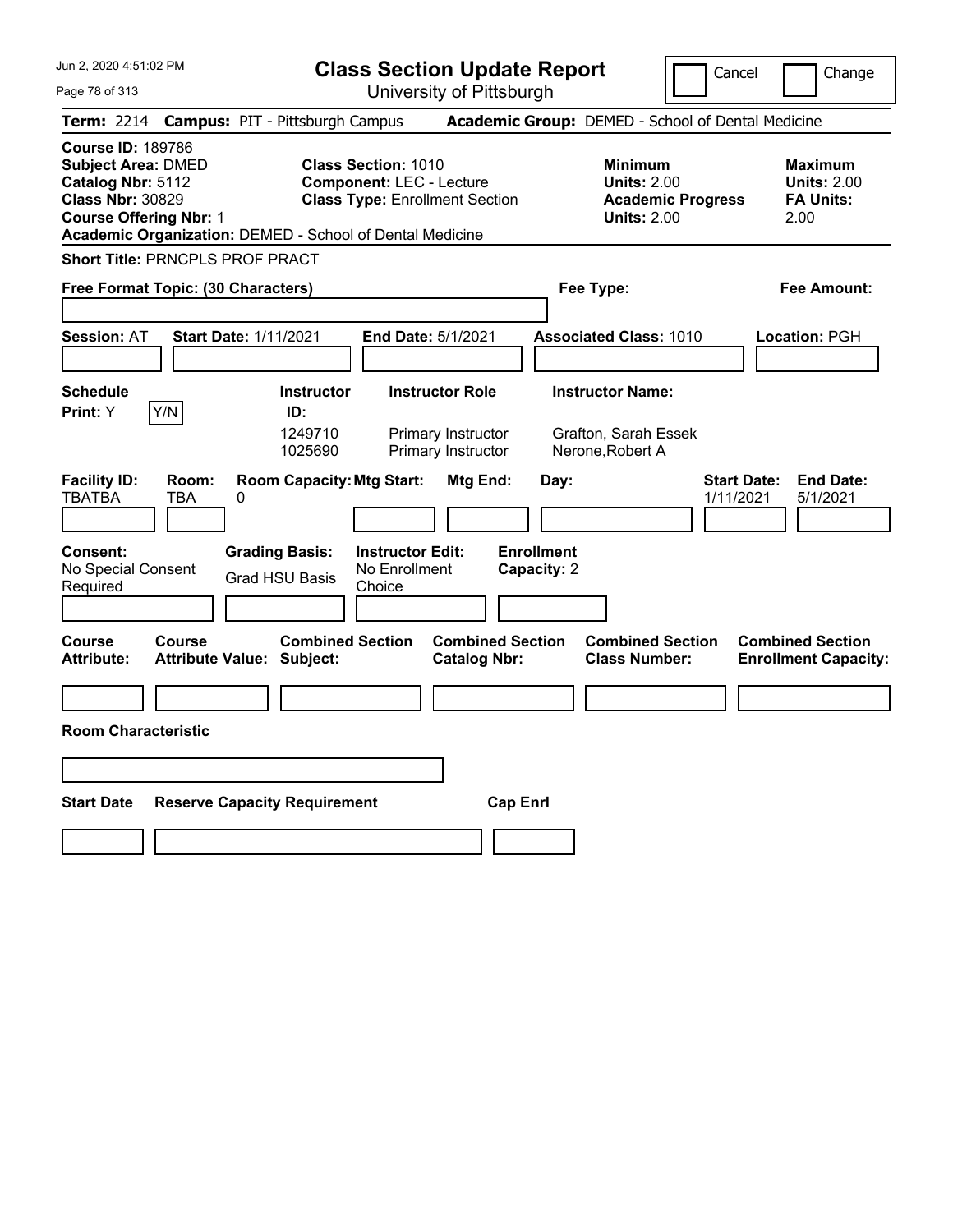# Class Section Update Report

University of Pittsburgh

Cancel | Change

**Term:** 2214 **Campus:** PIT - Pittsburgh Campus **Academic Group:** DEMED - School of Dental Medicine

**Course ID:** 189786
**Subject Area:** DMED
**Catalog Nbr:** 5112
**Class Nbr:** 30829
**Course Offering Nbr:** 1
**Academic Organization:** DEMED - School of Dental Medicine

**Class Section:** 1010
**Component:** LEC - Lecture
**Class Type:** Enrollment Section

**Minimum**
**Units:** 2.00
**Academic Progress Units:** 2.00

**Maximum**
**Units:** 2.00
**FA Units:** 2.00

**Short Title:** PRNCPLS PROF PRACT

**Free Format Topic: (30 Characters)**

**Fee Type:**

**Fee Amount:**

**Session:** AT **Start Date:** 1/11/2021 **End Date:** 5/1/2021 **Associated Class:** 1010 **Location:** PGH

**Schedule Print:** Y Y/N

| Instructor ID: | Instructor Role | Instructor Name: |
|---|---|---|
| 1249710 | Primary Instructor | Grafton, Sarah Essek |
| 1025690 | Primary Instructor | Nerone,Robert A |

| Facility ID: | Room: | Room Capacity: | Mtg Start: | Mtg End: | Day: | Start Date: | End Date: |
|---|---|---|---|---|---|---|---|
| TBATBA | TBA | 0 | | | | 1/11/2021 | 5/1/2021 |

**Consent:** No Special Consent Required
**Grading Basis:** Grad HSU Basis
**Instructor Edit:** No Enrollment Choice
**Enrollment Capacity:** 2

| Course Attribute: | Course Attribute Value: | Combined Section Subject: | Combined Section Catalog Nbr: | Combined Section Class Number: | Combined Section Enrollment Capacity: |
|---|---|---|---|---|---|
| | | | | | |

**Room Characteristic**

| Start Date | Reserve Capacity Requirement | Cap Enrl |
|---|---|---|
| | | |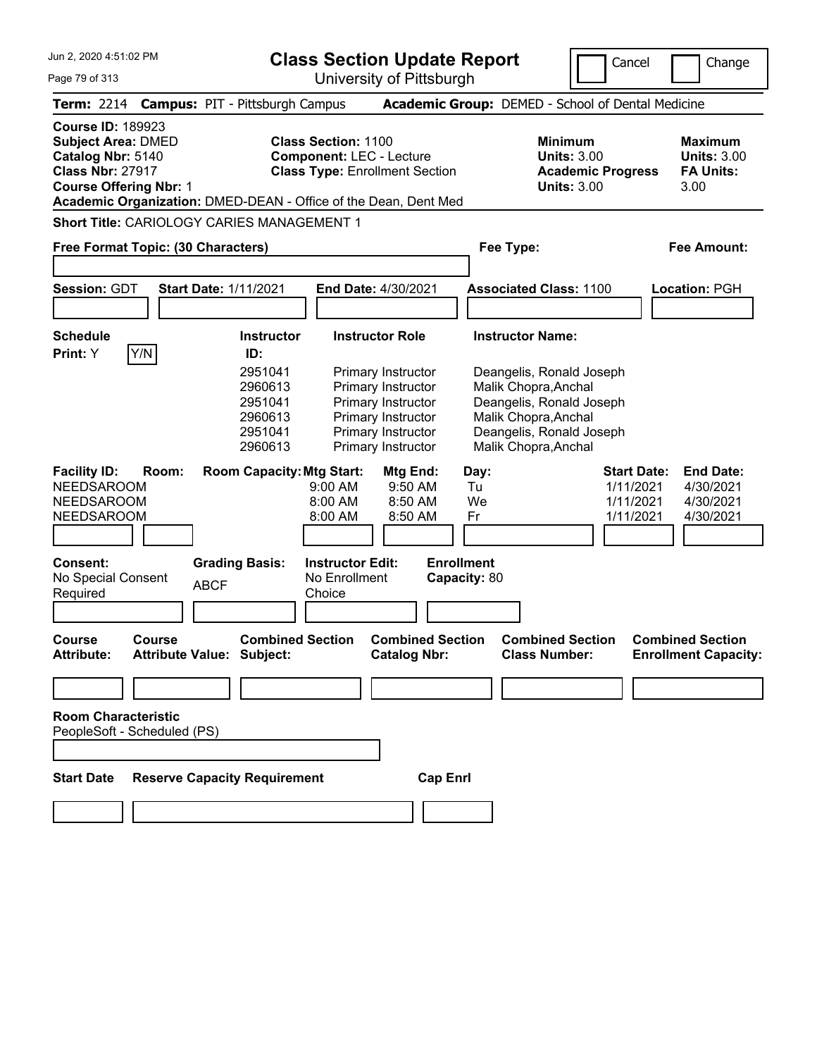# Class Section Update Report

University of Pittsburgh

Cancel | Change

**Term:** 2214 **Campus:** PIT - Pittsburgh Campus **Academic Group:** DEMED - School of Dental Medicine

**Course ID:** 189923
**Subject Area:** DMED
**Catalog Nbr:** 5140
**Class Nbr:** 27917
**Course Offering Nbr:** 1
**Academic Organization:** DMED-DEAN - Office of the Dean, Dent Med

**Class Section:** 1100
**Component:** LEC - Lecture
**Class Type:** Enrollment Section

**Minimum Units:** 3.00
**Academic Progress Units:** 3.00

**Maximum Units:** 3.00
**FA Units:** 3.00

**Short Title:** CARIOLOGY CARIES MANAGEMENT 1

**Free Format Topic: (30 Characters)**

**Fee Type:**

**Fee Amount:**

**Session:** GDT **Start Date:** 1/11/2021 **End Date:** 4/30/2021 **Associated Class:** 1100 **Location:** PGH

**Schedule Print:** Y Y/N

| Instructor ID: | Instructor Role | Instructor Name: |
|---|---|---|
| 2951041 | Primary Instructor | Deangelis, Ronald Joseph |
| 2960613 | Primary Instructor | Malik Chopra,Anchal |
| 2951041 | Primary Instructor | Deangelis, Ronald Joseph |
| 2960613 | Primary Instructor | Malik Chopra,Anchal |
| 2951041 | Primary Instructor | Deangelis, Ronald Joseph |
| 2960613 | Primary Instructor | Malik Chopra,Anchal |

| Facility ID: | Room: | Room Capacity: | Mtg Start: | Mtg End: | Day: | Start Date: | End Date: |
|---|---|---|---|---|---|---|---|
| NEEDSAROOM | | | 9:00 AM | 9:50 AM | Tu | 1/11/2021 | 4/30/2021 |
| NEEDSAROOM | | | 8:00 AM | 8:50 AM | We | 1/11/2021 | 4/30/2021 |
| NEEDSAROOM | | | 8:00 AM | 8:50 AM | Fr | 1/11/2021 | 4/30/2021 |

**Consent:** No Special Consent Required

**Grading Basis:** ABCF

**Instructor Edit:** No Enrollment Choice

**Enrollment Capacity:** 80

| Course Attribute: | Course Attribute Value: | Combined Section Subject: | Combined Section Catalog Nbr: | Combined Section Class Number: | Combined Section Enrollment Capacity: |
|---|---|---|---|---|---|
| | | | | | |

**Room Characteristic**
PeopleSoft - Scheduled (PS)

| Start Date | Reserve Capacity Requirement | Cap Enrl |
|---|---|---|
| | | |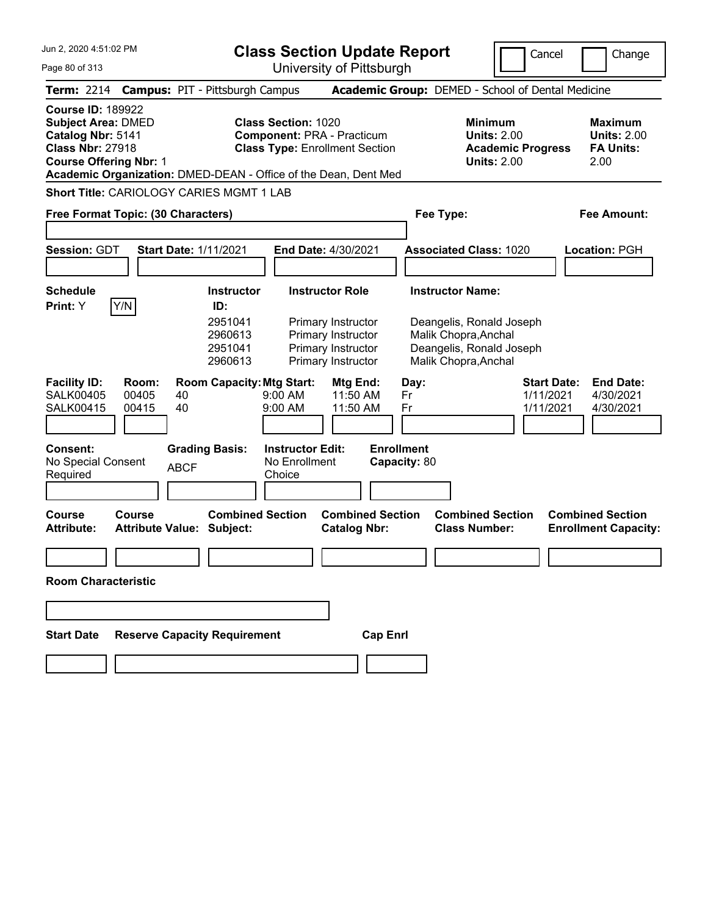Jun 2, 2020 4:51:02 PM

# Class Section Update Report

University of Pittsburgh

Cancel | Change

**Term:** 2214 **Campus:** PIT - Pittsburgh Campus **Academic Group:** DEMED - School of Dental Medicine

**Course ID:** 189922
**Subject Area:** DMED
**Catalog Nbr:** 5141
**Class Nbr:** 27918
**Course Offering Nbr:** 1
**Academic Organization:** DMED-DEAN - Office of the Dean, Dent Med

**Class Section:** 1020
**Component:** PRA - Practicum
**Class Type:** Enrollment Section

**Minimum Units:** 2.00
**Academic Progress Units:** 2.00

**Maximum Units:** 2.00
**FA Units:** 2.00

**Short Title:** CARIOLOGY CARIES MGMT 1 LAB

**Free Format Topic: (30 Characters)**

**Fee Type:**

**Fee Amount:**

**Session:** GDT **Start Date:** 1/11/2021 **End Date:** 4/30/2021 **Associated Class:** 1020 **Location:** PGH

**Schedule Print:** Y Y/N

| Instructor ID: | Instructor Role | Instructor Name: |
|---|---|---|
| 2951041 | Primary Instructor | Deangelis, Ronald Joseph |
| 2960613 | Primary Instructor | Malik Chopra,Anchal |
| 2951041 | Primary Instructor | Deangelis, Ronald Joseph |
| 2960613 | Primary Instructor | Malik Chopra,Anchal |

| Facility ID: | Room: | Room Capacity: | Mtg Start: | Mtg End: | Day: | Start Date: | End Date: |
|---|---|---|---|---|---|---|---|
| SALK00405 | 00405 | 40 | 9:00 AM | 11:50 AM | Fr | 1/11/2021 | 4/30/2021 |
| SALK00415 | 00415 | 40 | 9:00 AM | 11:50 AM | Fr | 1/11/2021 | 4/30/2021 |

**Consent:** No Special Consent Required
**Grading Basis:** ABCF
**Instructor Edit:** No Enrollment Choice
**Enrollment Capacity:** 80

| Course Attribute: | Course Attribute Value: | Combined Section Subject: | Combined Section Catalog Nbr: | Combined Section Class Number: | Combined Section Enrollment Capacity: |
|---|---|---|---|---|---|
| | | | | | |

**Room Characteristic**

| Start Date | Reserve Capacity Requirement | Cap Enrl |
|---|---|---|
| | | |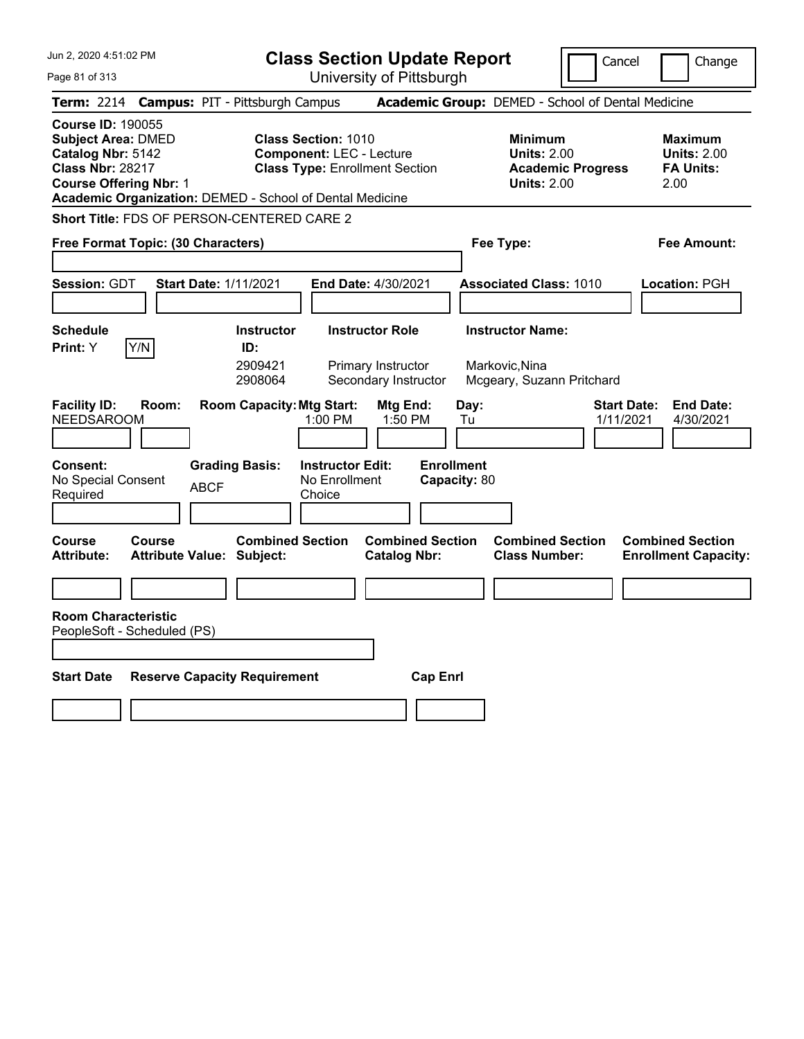# Class Section Update Report

University of Pittsburgh

Jun 2, 2020 4:51:02 PM

Cancel | Change

**Term:** 2214 **Campus:** PIT - Pittsburgh Campus **Academic Group:** DEMED - School of Dental Medicine

**Course ID:** 190055
**Subject Area:** DMED
**Catalog Nbr:** 5142
**Class Nbr:** 28217
**Course Offering Nbr:** 1
**Academic Organization:** DEMED - School of Dental Medicine

**Class Section:** 1010
**Component:** LEC - Lecture
**Class Type:** Enrollment Section

**Minimum**
**Units:** 2.00
**Academic Progress Units:** 2.00

**Maximum**
**Units:** 2.00
**FA Units:** 2.00

**Short Title:** FDS OF PERSON-CENTERED CARE 2

**Free Format Topic: (30 Characters)**

**Fee Type:**

**Fee Amount:**

**Session:** GDT **Start Date:** 1/11/2021 **End Date:** 4/30/2021 **Associated Class:** 1010 **Location:** PGH

**Schedule Print:** Y Y/N

| Instructor ID: | Instructor Role | Instructor Name: |
| --- | --- | --- |
| 2909421 | Primary Instructor | Markovic,Nina |
| 2908064 | Secondary Instructor | Mcgeary, Suzann Pritchard |

| Facility ID: | Room: | Room Capacity: | Mtg Start: | Mtg End: | Day: | Start Date: | End Date: |
| --- | --- | --- | --- | --- | --- | --- | --- |
| NEEDSAROOM | | | 1:00 PM | 1:50 PM | Tu | 1/11/2021 | 4/30/2021 |

**Consent:** No Special Consent Required
**Grading Basis:** ABCF
**Instructor Edit:** No Enrollment Choice
**Enrollment Capacity:** 80

| Course Attribute: | Course Attribute Value: | Combined Section Subject: | Combined Section Catalog Nbr: | Combined Section Class Number: | Combined Section Enrollment Capacity: |
| --- | --- | --- | --- | --- | --- |
| | | | | | |

**Room Characteristic**
PeopleSoft - Scheduled (PS)

| Start Date | Reserve Capacity Requirement | Cap Enrl |
| --- | --- | --- |
| | | |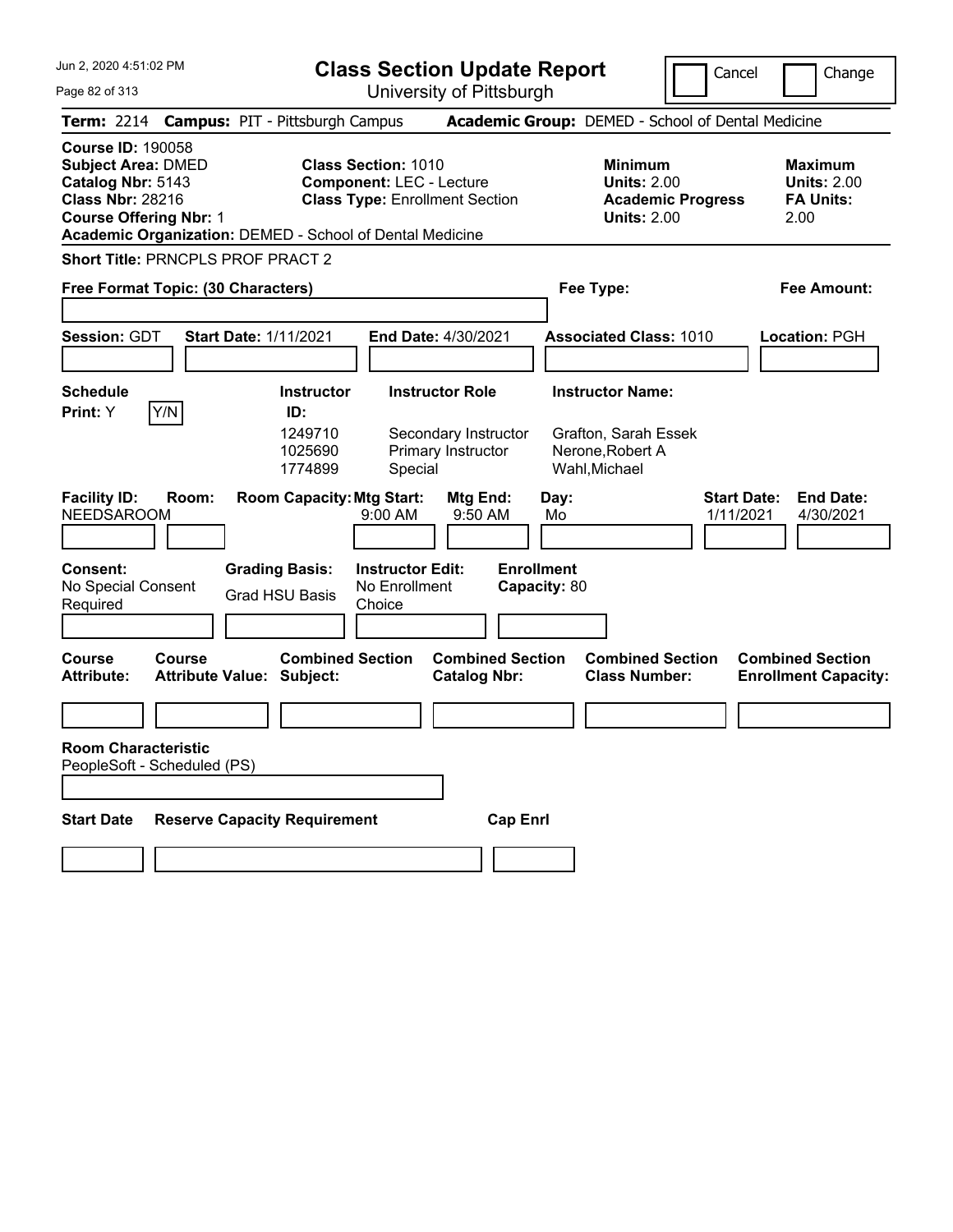# Class Section Update Report

University of Pittsburgh

Cancel | Change

**Term:** 2214 **Campus:** PIT - Pittsburgh Campus **Academic Group:** DEMED - School of Dental Medicine

**Course ID:** 190058
**Subject Area:** DMED
**Catalog Nbr:** 5143
**Class Nbr:** 28216
**Course Offering Nbr:** 1
**Academic Organization:** DEMED - School of Dental Medicine

**Class Section:** 1010
**Component:** LEC - Lecture
**Class Type:** Enrollment Section

**Minimum Units:** 2.00
**Academic Progress Units:** 2.00

**Maximum Units:** 2.00
**FA Units:** 2.00

**Short Title:** PRNCPLS PROF PRACT 2

**Free Format Topic: (30 Characters)**

**Fee Type:**

**Fee Amount:**

**Session:** GDT **Start Date:** 1/11/2021 **End Date:** 4/30/2021 **Associated Class:** 1010 **Location:** PGH

**Schedule Print:** Y Y/N

| Instructor ID | Instructor Role | Instructor Name |
|---|---|---|
| 1249710 | Secondary Instructor | Grafton, Sarah Essek |
| 1025690 | Primary Instructor | Nerone,Robert A |
| 1774899 | Special | Wahl,Michael |

| Facility ID | Room | Room Capacity | Mtg Start | Mtg End | Day | Start Date | End Date |
|---|---|---|---|---|---|---|---|
| NEEDSAROOM | | | 9:00 AM | 9:50 AM | Mo | 1/11/2021 | 4/30/2021 |

**Consent:** No Special Consent Required
**Grading Basis:** Grad HSU Basis
**Instructor Edit:** No Enrollment Choice
**Enrollment Capacity:** 80

| Course Attribute | Course Attribute Value | Combined Section Subject | Combined Section Catalog Nbr | Combined Section Class Number | Combined Section Enrollment Capacity |
|---|---|---|---|---|---|
| | | | | | |

**Room Characteristic**
PeopleSoft - Scheduled (PS)

| Start Date | Reserve Capacity Requirement | Cap Enrl |
|---|---|---|
| | | |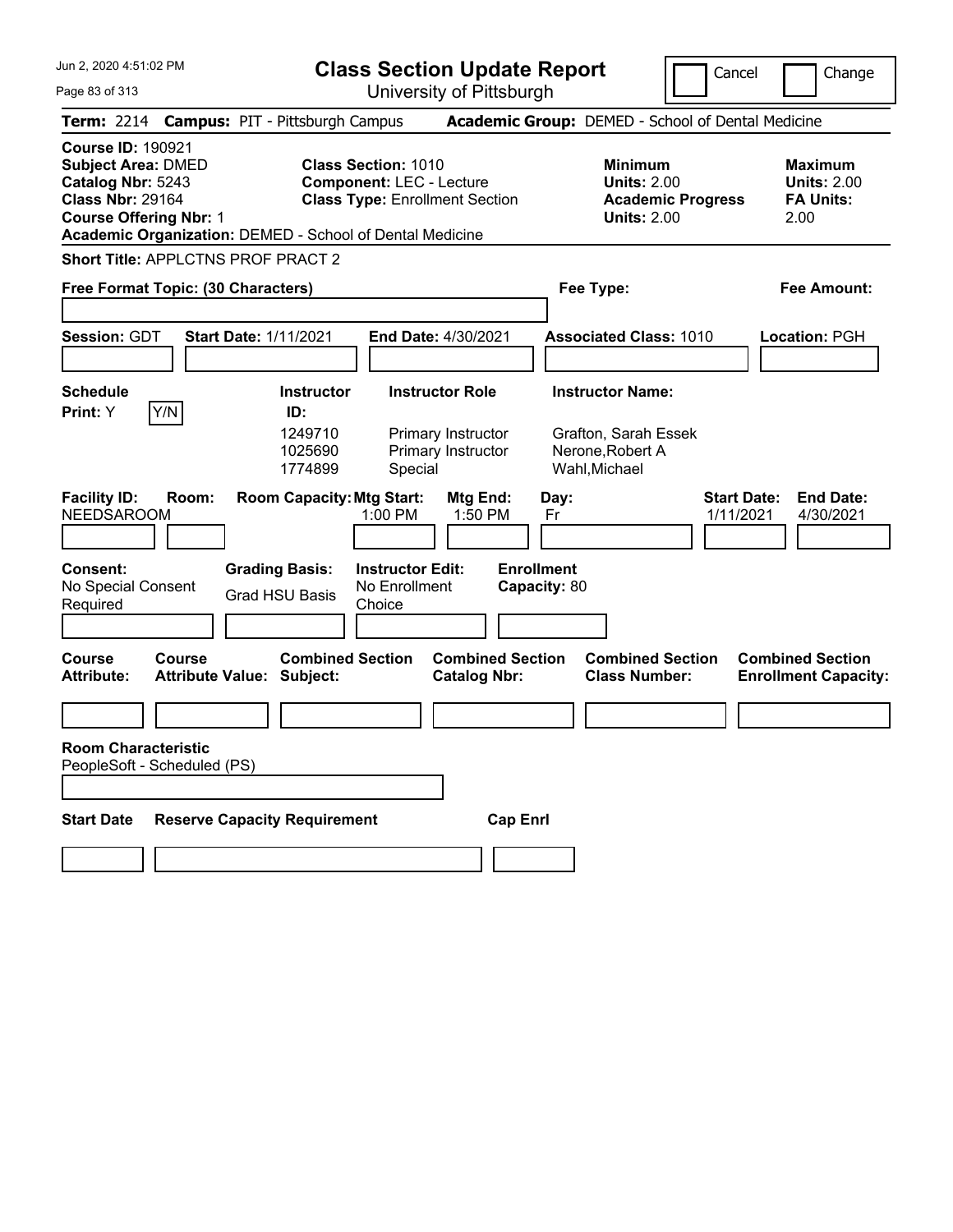# Class Section Update Report

University of Pittsburgh

Cancel | Change

**Term:** 2214 **Campus:** PIT - Pittsburgh Campus **Academic Group:** DEMED - School of Dental Medicine

**Course ID:** 190921
**Subject Area:** DMED
**Catalog Nbr:** 5243
**Class Nbr:** 29164
**Course Offering Nbr:** 1
**Academic Organization:** DEMED - School of Dental Medicine

**Class Section:** 1010
**Component:** LEC - Lecture
**Class Type:** Enrollment Section

**Minimum**
**Units:** 2.00
**Academic Progress Units:** 2.00

**Maximum**
**Units:** 2.00
**FA Units:** 2.00

**Short Title:** APPLCTNS PROF PRACT 2

**Free Format Topic: (30 Characters)**

**Fee Type:**

**Fee Amount:**

**Session:** GDT **Start Date:** 1/11/2021 **End Date:** 4/30/2021 **Associated Class:** 1010 **Location:** PGH

**Schedule Print:** Y Y/N

| Instructor ID: | Instructor Role | Instructor Name: |
|---|---|---|
| 1249710 | Primary Instructor | Grafton, Sarah Essek |
| 1025690 | Primary Instructor | Nerone,Robert A |
| 1774899 | Special | Wahl,Michael |

| Facility ID: | Room: | Room Capacity: | Mtg Start: | Mtg End: | Day: | Start Date: | End Date: |
|---|---|---|---|---|---|---|---|
| NEEDSAROOM | | | 1:00 PM | 1:50 PM | Fr | 1/11/2021 | 4/30/2021 |

**Consent:** No Special Consent Required

**Grading Basis:** Grad HSU Basis

**Instructor Edit:** No Enrollment Choice

**Enrollment Capacity:** 80

| Course Attribute: | Course Attribute Value: | Combined Section Subject: | Combined Section Catalog Nbr: | Combined Section Class Number: | Combined Section Enrollment Capacity: |
|---|---|---|---|---|---|
| | | | | | |

**Room Characteristic**
PeopleSoft - Scheduled (PS)

| Start Date | Reserve Capacity Requirement | Cap Enrl |
|---|---|---|
| | | |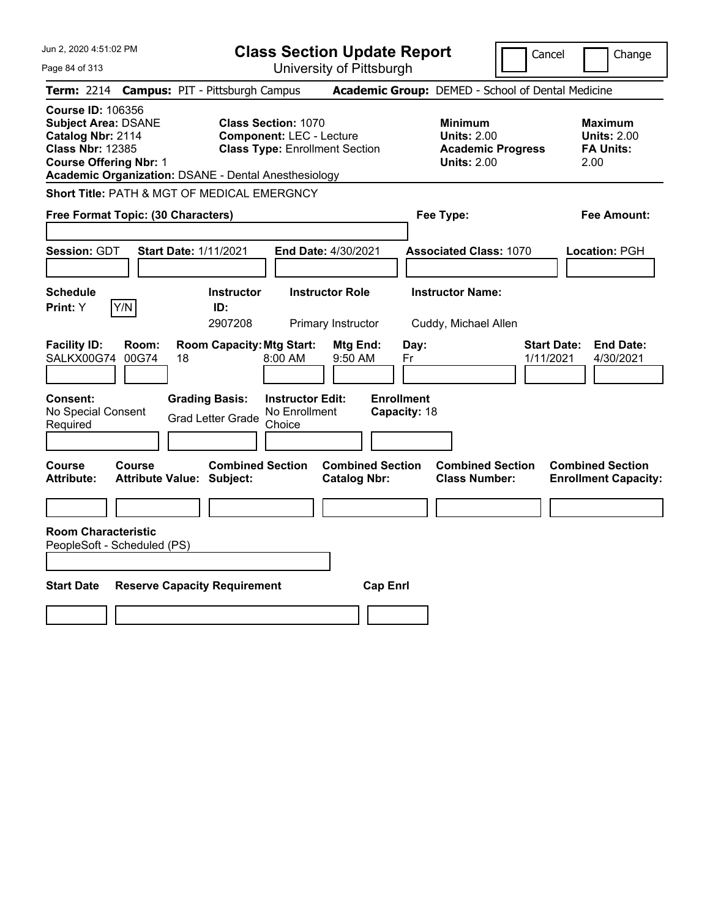# Class Section Update Report

University of Pittsburgh

Cancel | Change

**Term:** 2214 **Campus:** PIT - Pittsburgh Campus **Academic Group:** DEMED - School of Dental Medicine

**Course ID:** 106356
**Subject Area:** DSANE
**Catalog Nbr:** 2114
**Class Nbr:** 12385
**Course Offering Nbr:** 1
**Academic Organization:** DSANE - Dental Anesthesiology

**Class Section:** 1070
**Component:** LEC - Lecture
**Class Type:** Enrollment Section

**Minimum**
**Units:** 2.00
**Academic Progress Units:** 2.00

**Maximum**
**Units:** 2.00
**FA Units:** 2.00

**Short Title:** PATH & MGT OF MEDICAL EMERGNCY

**Free Format Topic: (30 Characters)**

**Fee Type:**

**Fee Amount:**

**Session:** GDT **Start Date:** 1/11/2021 **End Date:** 4/30/2021 **Associated Class:** 1070 **Location:** PGH

| Schedule Print | Instructor ID | Instructor Role | Instructor Name |
|---|---|---|---|
| Y (Y/N) | 2907208 | Primary Instructor | Cuddy, Michael Allen |

| Facility ID | Room | Room Capacity | Mtg Start | Mtg End | Day | Start Date | End Date |
|---|---|---|---|---|---|---|---|
| SALKX00G74 | 00G74 | 18 | 8:00 AM | 9:50 AM | Fr | 1/11/2021 | 4/30/2021 |

| Consent | Grading Basis | Instructor Edit | Enrollment Capacity |
|---|---|---|---|
| No Special Consent Required | Grad Letter Grade | No Enrollment Choice | 18 |

| Course Attribute | Course Attribute Value | Combined Section Subject | Combined Section Catalog Nbr | Combined Section Class Number | Combined Section Enrollment Capacity |
|---|---|---|---|---|---|
| | | | | | |

**Room Characteristic**
PeopleSoft - Scheduled (PS)

| Start Date | Reserve Capacity Requirement | Cap Enrl |
|---|---|---|
| | | |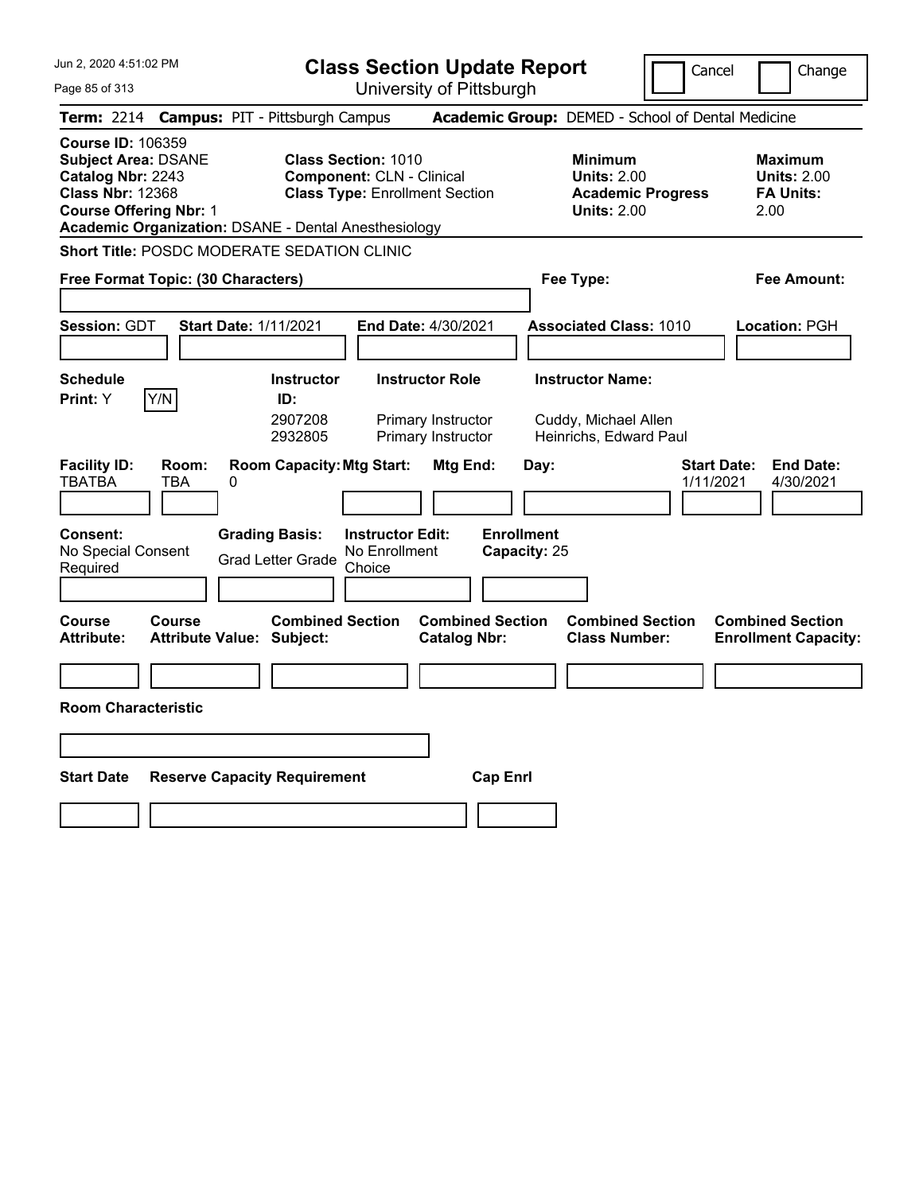# Class Section Update Report

University of Pittsburgh

Cancel | Change

**Term:** 2214 **Campus:** PIT - Pittsburgh Campus **Academic Group:** DEMED - School of Dental Medicine

**Course ID:** 106359
**Subject Area:** DSANE
**Catalog Nbr:** 2243
**Class Nbr:** 12368
**Course Offering Nbr:** 1
**Academic Organization:** DSANE - Dental Anesthesiology

**Class Section:** 1010
**Component:** CLN - Clinical
**Class Type:** Enrollment Section

**Minimum Units:** 2.00
**Academic Progress Units:** 2.00

**Maximum Units:** 2.00
**FA Units:** 2.00

**Short Title:** POSDC MODERATE SEDATION CLINIC

**Free Format Topic: (30 Characters)**

**Fee Type:**

**Fee Amount:**

**Session:** GDT **Start Date:** 1/11/2021 **End Date:** 4/30/2021 **Associated Class:** 1010 **Location:** PGH

**Schedule Print:** Y Y/N

| Instructor ID: | Instructor Role | Instructor Name: |
|---|---|---|
| 2907208 | Primary Instructor | Cuddy, Michael Allen |
| 2932805 | Primary Instructor | Heinrichs, Edward Paul |

| Facility ID: | Room: | Room Capacity: | Mtg Start: | Mtg End: | Day: | Start Date: | End Date: |
|---|---|---|---|---|---|---|---|
| TBATBA | TBA | 0 | | | | 1/11/2021 | 4/30/2021 |

**Consent:** No Special Consent Required

**Grading Basis:** Grad Letter Grade

**Instructor Edit:** No Enrollment Choice

**Enrollment Capacity:** 25

| Course Attribute: | Course Attribute Value: | Combined Section Subject: | Combined Section Catalog Nbr: | Combined Section Class Number: | Combined Section Enrollment Capacity: |
|---|---|---|---|---|---|
| | | | | | |

**Room Characteristic**

| Start Date | Reserve Capacity Requirement | Cap Enrl |
|---|---|---|
| | | |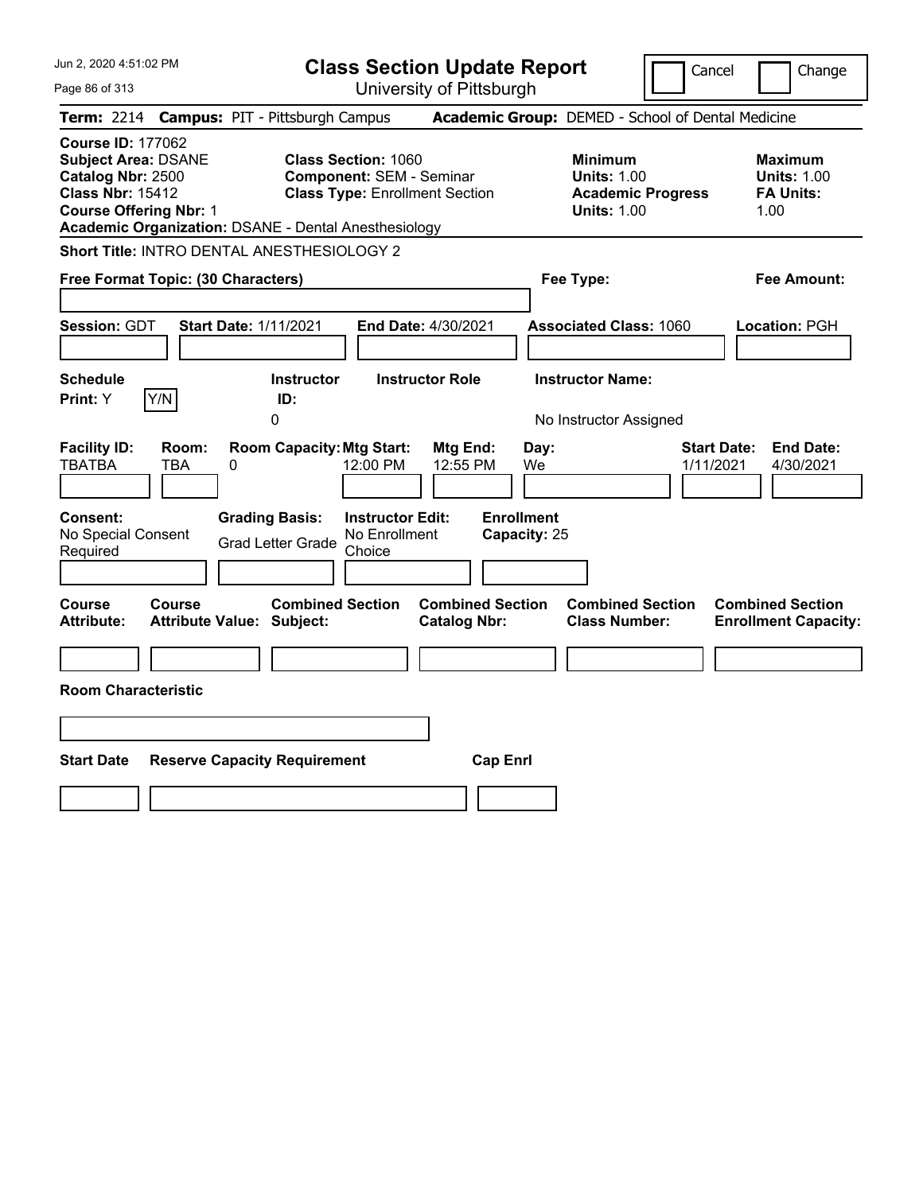# Class Section Update Report

University of Pittsburgh

Cancel | Change

**Term:** 2214 **Campus:** PIT - Pittsburgh Campus **Academic Group:** DEMED - School of Dental Medicine

**Course ID:** 177062
**Subject Area:** DSANE
**Catalog Nbr:** 2500
**Class Nbr:** 15412
**Course Offering Nbr:** 1
**Academic Organization:** DSANE - Dental Anesthesiology

**Class Section:** 1060
**Component:** SEM - Seminar
**Class Type:** Enrollment Section

**Minimum Units:** 1.00
**Academic Progress Units:** 1.00

**Maximum Units:** 1.00
**FA Units:** 1.00

**Short Title:** INTRO DENTAL ANESTHESIOLOGY 2

**Free Format Topic: (30 Characters)**

**Fee Type:**

**Fee Amount:**

**Session:** GDT **Start Date:** 1/11/2021 **End Date:** 4/30/2021 **Associated Class:** 1060 **Location:** PGH

| Schedule Print | Instructor ID | Instructor Role | Instructor Name |
|---|---|---|---|
| Y (Y/N) | 0 | | No Instructor Assigned |

| Facility ID | Room | Room Capacity | Mtg Start | Mtg End | Day | Start Date | End Date |
|---|---|---|---|---|---|---|---|
| TBATBA | TBA | 0 | 12:00 PM | 12:55 PM | We | 1/11/2021 | 4/30/2021 |

| Consent | Grading Basis | Instructor Edit | Enrollment Capacity |
|---|---|---|---|
| No Special Consent Required | Grad Letter Grade | No Enrollment Choice | 25 |

| Course Attribute | Course Attribute Value | Combined Section Subject | Combined Section Catalog Nbr | Combined Section Class Number | Combined Section Enrollment Capacity |
|---|---|---|---|---|---|
| | | | | | |

**Room Characteristic**

| Start Date | Reserve Capacity Requirement | Cap Enrl |
|---|---|---|
| | | |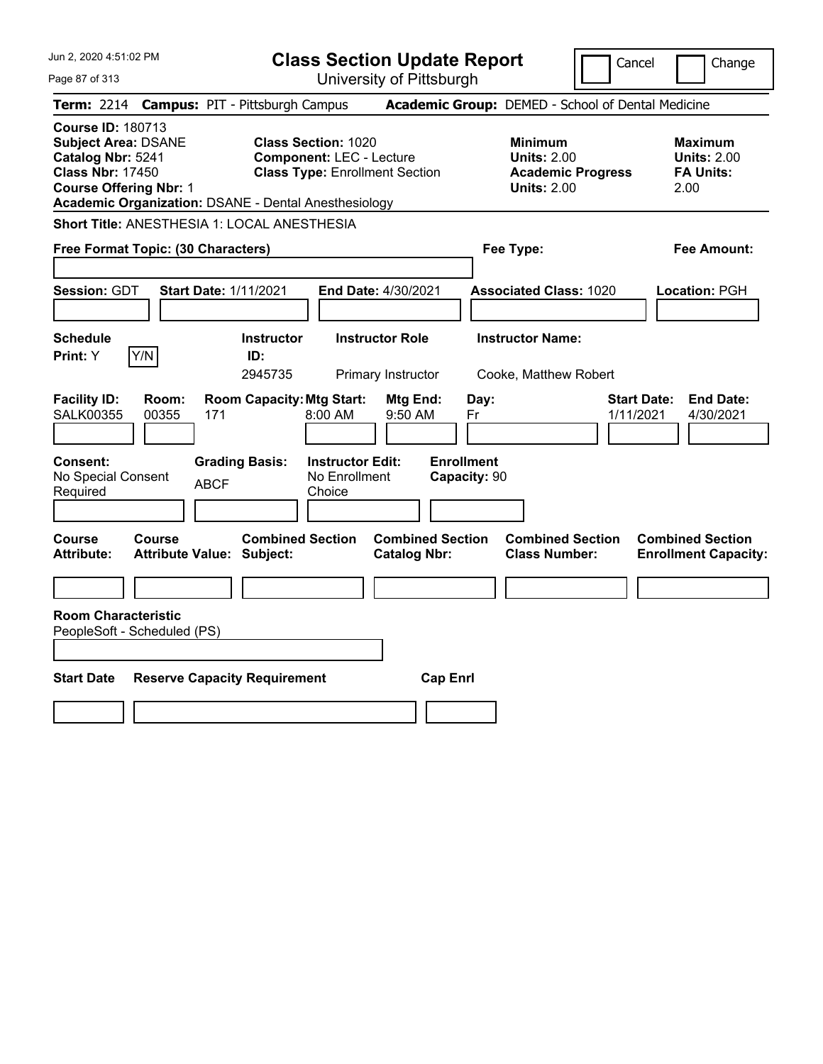# Class Section Update Report

University of Pittsburgh

Jun 2, 2020 4:51:02 PM

Cancel | Change

**Term:** 2214 **Campus:** PIT - Pittsburgh Campus **Academic Group:** DEMED - School of Dental Medicine

**Course ID:** 180713
**Subject Area:** DSANE
**Catalog Nbr:** 5241
**Class Nbr:** 17450
**Course Offering Nbr:** 1
**Academic Organization:** DSANE - Dental Anesthesiology

**Class Section:** 1020
**Component:** LEC - Lecture
**Class Type:** Enrollment Section

**Minimum Units:** 2.00
**Academic Progress Units:** 2.00

**Maximum Units:** 2.00
**FA Units:** 2.00

**Short Title:** ANESTHESIA 1: LOCAL ANESTHESIA

**Free Format Topic: (30 Characters)**

**Fee Type:**

**Fee Amount:**

**Session:** GDT **Start Date:** 1/11/2021 **End Date:** 4/30/2021 **Associated Class:** 1020 **Location:** PGH

| Schedule Print | Instructor ID | Instructor Role | Instructor Name |
|---|---|---|---|
| Y (Y/N) | 2945735 | Primary Instructor | Cooke, Matthew Robert |

| Facility ID | Room | Room Capacity | Mtg Start | Mtg End | Day | Start Date | End Date |
|---|---|---|---|---|---|---|---|
| SALK00355 | 00355 | 171 | 8:00 AM | 9:50 AM | Fr | 1/11/2021 | 4/30/2021 |

**Consent:** No Special Consent Required
**Grading Basis:** ABCF
**Instructor Edit:** No Enrollment Choice
**Enrollment Capacity:** 90

| Course Attribute | Course Attribute Value | Combined Section Subject | Combined Section Catalog Nbr | Combined Section Class Number | Combined Section Enrollment Capacity |
|---|---|---|---|---|---|
| | | | | | |

**Room Characteristic**
PeopleSoft - Scheduled (PS)

| Start Date | Reserve Capacity Requirement | Cap Enrl |
|---|---|---|
| | | |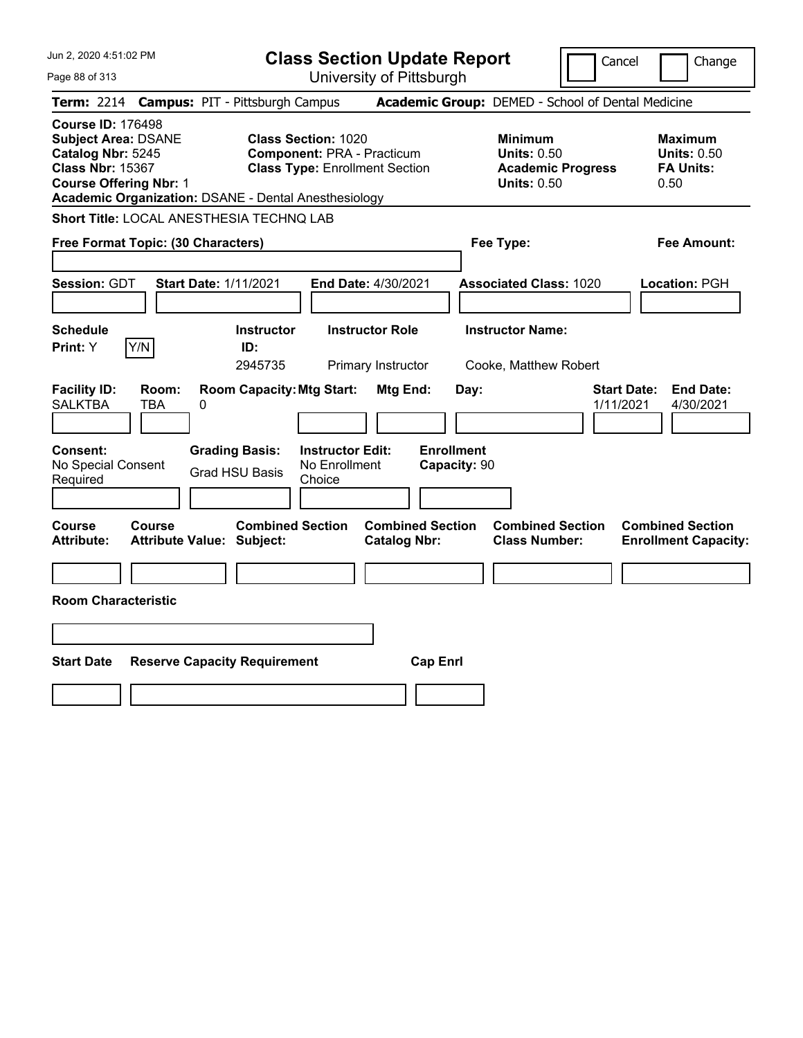# Class Section Update Report

University of Pittsburgh

Cancel | Change

**Term:** 2214 **Campus:** PIT - Pittsburgh Campus **Academic Group:** DEMED - School of Dental Medicine

**Course ID:** 176498
**Subject Area:** DSANE
**Catalog Nbr:** 5245
**Class Nbr:** 15367
**Course Offering Nbr:** 1
**Academic Organization:** DSANE - Dental Anesthesiology

**Class Section:** 1020
**Component:** PRA - Practicum
**Class Type:** Enrollment Section

**Minimum**
**Units:** 0.50
**Academic Progress**
**Units:** 0.50

**Maximum**
**Units:** 0.50
**FA Units:** 0.50

**Short Title:** LOCAL ANESTHESIA TECHNQ LAB

**Free Format Topic: (30 Characters)**

**Fee Type:**

**Fee Amount:**

**Session:** GDT **Start Date:** 1/11/2021 **End Date:** 4/30/2021 **Associated Class:** 1020 **Location:** PGH

| Schedule Print: | Instructor ID: | Instructor Role | Instructor Name: |
|---|---|---|---|
| Y | 2945735 | Primary Instructor | Cooke, Matthew Robert |

| Facility ID: | Room: | Room Capacity: | Mtg Start: | Mtg End: | Day: | Start Date: | End Date: |
|---|---|---|---|---|---|---|---|
| SALKTBA | TBA | 0 | | | | 1/11/2021 | 4/30/2021 |

| Consent: | Grading Basis: | Instructor Edit: | Enrollment Capacity: |
|---|---|---|---|
| No Special Consent Required | Grad HSU Basis | No Enrollment Choice | 90 |

| Course Attribute: | Course Attribute Value: | Combined Section Subject: | Combined Section Catalog Nbr: | Combined Section Class Number: | Combined Section Enrollment Capacity: |
|---|---|---|---|---|---|
| | | | | | |

**Room Characteristic**

| Start Date | Reserve Capacity Requirement | Cap Enrl |
|---|---|---|
| | | |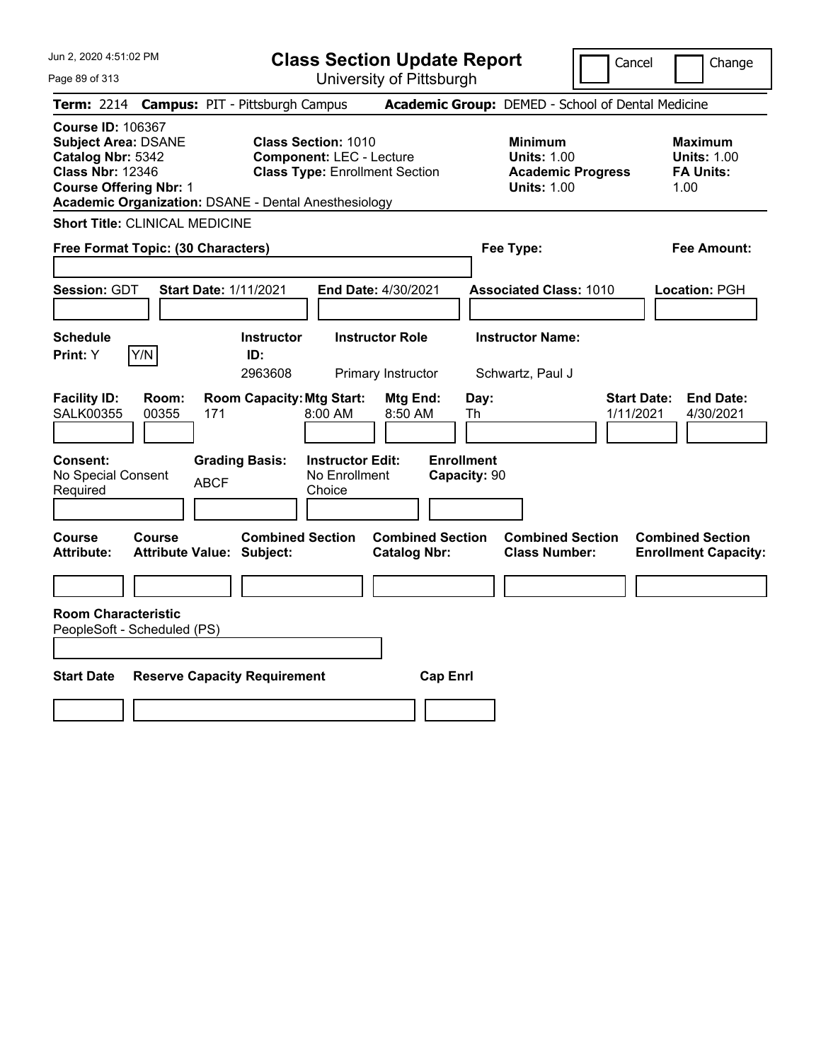# Class Section Update Report

University of Pittsburgh

Jun 2, 2020 4:51:02 PM

Cancel | Change

**Term:** 2214 **Campus:** PIT - Pittsburgh Campus **Academic Group:** DEMED - School of Dental Medicine

**Course ID:** 106367
**Subject Area:** DSANE
**Catalog Nbr:** 5342
**Class Nbr:** 12346
**Course Offering Nbr:** 1
**Academic Organization:** DSANE - Dental Anesthesiology

**Class Section:** 1010
**Component:** LEC - Lecture
**Class Type:** Enrollment Section

**Minimum Units:** 1.00
**Academic Progress Units:** 1.00

**Maximum Units:** 1.00
**FA Units:** 1.00

**Short Title:** CLINICAL MEDICINE

**Free Format Topic: (30 Characters)**

**Fee Type:**

**Fee Amount:**

**Session:** GDT **Start Date:** 1/11/2021 **End Date:** 4/30/2021 **Associated Class:** 1010 **Location:** PGH

| Schedule Print | Instructor ID | Instructor Role | Instructor Name |
|---|---|---|---|
| Y | 2963608 | Primary Instructor | Schwartz, Paul J |

| Facility ID | Room | Room Capacity | Mtg Start | Mtg End | Day | Start Date | End Date |
|---|---|---|---|---|---|---|---|
| SALK00355 | 00355 | 171 | 8:00 AM | 8:50 AM | Th | 1/11/2021 | 4/30/2021 |

| Consent | Grading Basis | Instructor Edit | Enrollment Capacity |
|---|---|---|---|
| No Special Consent Required | ABCF | No Enrollment Choice | 90 |

| Course Attribute | Course Attribute Value | Combined Section Subject | Combined Section Catalog Nbr | Combined Section Class Number | Combined Section Enrollment Capacity |
|---|---|---|---|---|---|
| | | | | | |

**Room Characteristic**
PeopleSoft - Scheduled (PS)

| Start Date | Reserve Capacity Requirement | Cap Enrl |
|---|---|---|
| | | |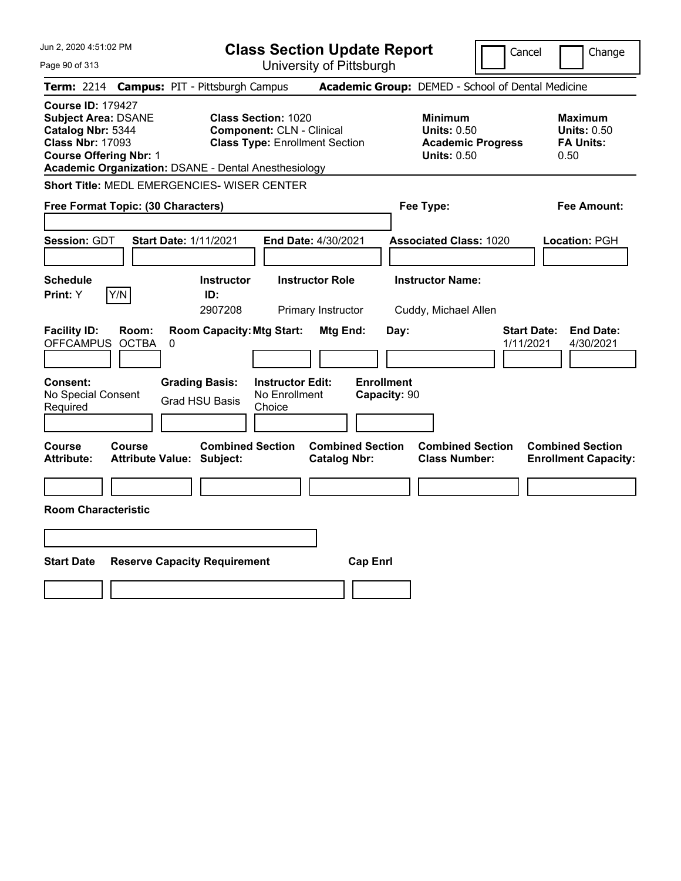# Class Section Update Report

University of Pittsburgh

Cancel | Change

**Term:** 2214 **Campus:** PIT - Pittsburgh Campus **Academic Group:** DEMED - School of Dental Medicine

**Course ID:** 179427
**Subject Area:** DSANE
**Catalog Nbr:** 5344
**Class Nbr:** 17093
**Course Offering Nbr:** 1
**Academic Organization:** DSANE - Dental Anesthesiology

**Class Section:** 1020
**Component:** CLN - Clinical
**Class Type:** Enrollment Section

**Minimum**
**Units:** 0.50
**Academic Progress Units:** 0.50

**Maximum**
**Units:** 0.50
**FA Units:** 0.50

**Short Title:** MEDL EMERGENCIES- WISER CENTER

**Free Format Topic: (30 Characters)**

**Fee Type:**

**Fee Amount:**

**Session:** GDT **Start Date:** 1/11/2021 **End Date:** 4/30/2021 **Associated Class:** 1020 **Location:** PGH

**Schedule Print:** Y Y/N

| Instructor ID: | Instructor Role | Instructor Name: |
| --- | --- | --- |
| 2907208 | Primary Instructor | Cuddy, Michael Allen |

| Facility ID: | Room: | Room Capacity: | Mtg Start: | Mtg End: | Day: | Start Date: | End Date: |
| --- | --- | --- | --- | --- | --- | --- | --- |
| OFFCAMPUS | OCTBA | 0 | | | | 1/11/2021 | 4/30/2021 |

**Consent:** No Special Consent Required
**Grading Basis:** Grad HSU Basis
**Instructor Edit:** No Enrollment Choice
**Enrollment Capacity:** 90

| Course Attribute: | Course Attribute Value: | Combined Section Subject: | Combined Section Catalog Nbr: | Combined Section Class Number: | Combined Section Enrollment Capacity: |
| --- | --- | --- | --- | --- | --- |
| | | | | | |

**Room Characteristic**

| Start Date | Reserve Capacity Requirement | Cap Enrl |
| --- | --- | --- |
| | | |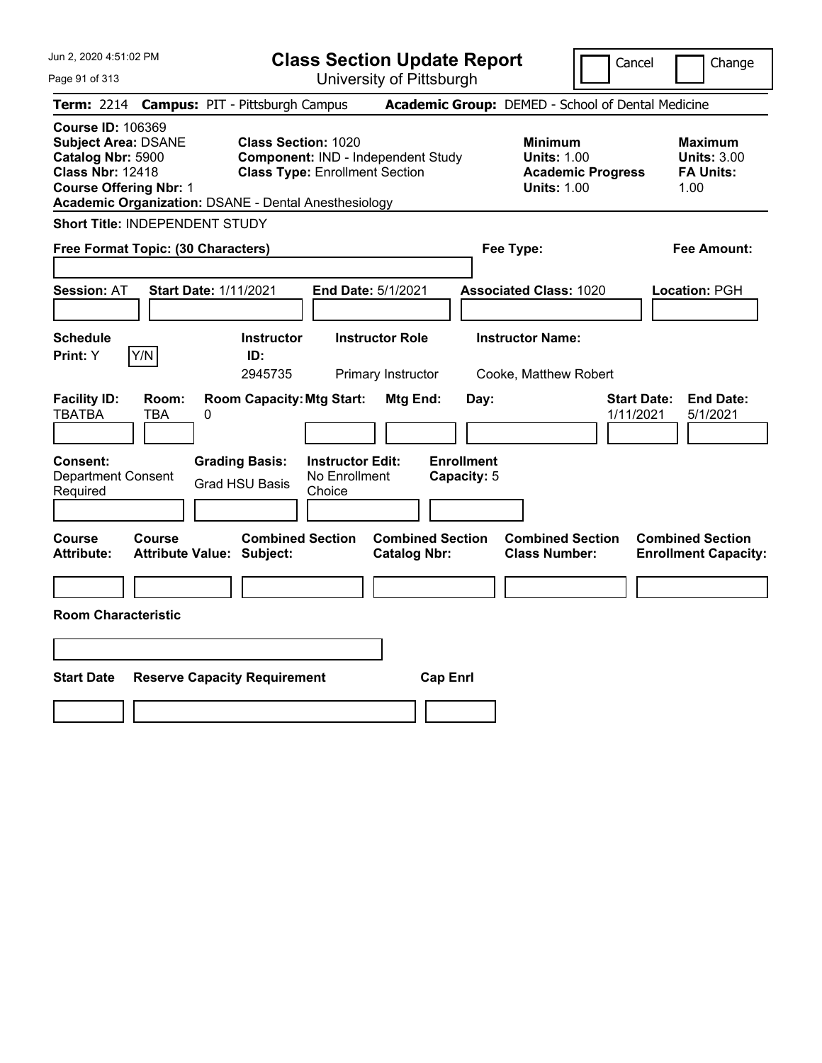# Class Section Update Report

University of Pittsburgh

Jun 2, 2020 4:51:02 PM

Cancel | Change

**Term:** 2214 **Campus:** PIT - Pittsburgh Campus **Academic Group:** DEMED - School of Dental Medicine

**Course ID:** 106369
**Subject Area:** DSANE
**Catalog Nbr:** 5900
**Class Nbr:** 12418
**Course Offering Nbr:** 1
**Academic Organization:** DSANE - Dental Anesthesiology

**Class Section:** 1020
**Component:** IND - Independent Study
**Class Type:** Enrollment Section

**Minimum Units:** 1.00
**Academic Progress Units:** 1.00

**Maximum Units:** 3.00
**FA Units:** 1.00

**Short Title:** INDEPENDENT STUDY

**Free Format Topic: (30 Characters)**

**Fee Type:**

**Fee Amount:**

**Session:** AT **Start Date:** 1/11/2021 **End Date:** 5/1/2021 **Associated Class:** 1020 **Location:** PGH

| Schedule Print | Y/N | Instructor ID | Instructor Role | Instructor Name |
|---|---|---|---|---|
| Y | | 2945735 | Primary Instructor | Cooke, Matthew Robert |

| Facility ID | Room | Room Capacity | Mtg Start | Mtg End | Day | Start Date | End Date |
|---|---|---|---|---|---|---|---|
| TBATBA | TBA | 0 | | | | 1/11/2021 | 5/1/2021 |

**Consent:** Department Consent Required
**Grading Basis:** Grad HSU Basis
**Instructor Edit:** No Enrollment Choice
**Enrollment Capacity:** 5

| Course Attribute | Course Attribute Value | Combined Section Subject | Combined Section Catalog Nbr | Combined Section Class Number | Combined Section Enrollment Capacity |
|---|---|---|---|---|---|
| | | | | | |

**Room Characteristic**

| Start Date | Reserve Capacity Requirement | Cap Enrl |
|---|---|---|
| | | |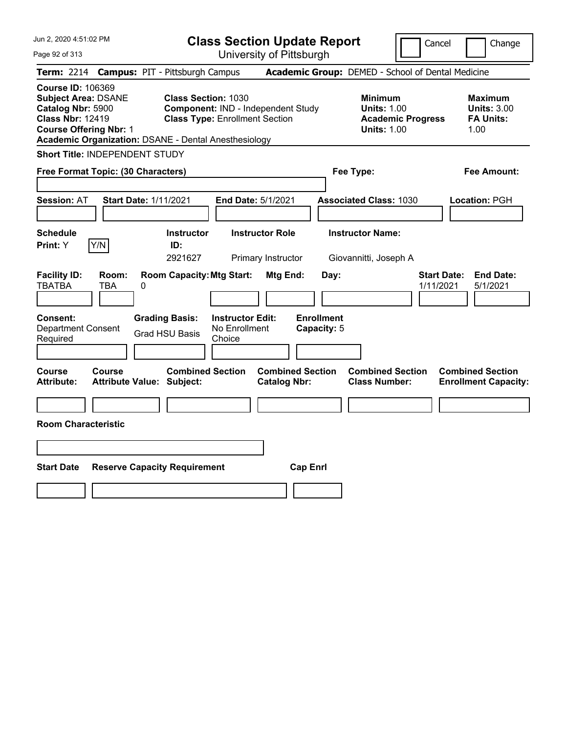# Class Section Update Report

University of Pittsburgh

Cancel ☐ Change ☐

**Term:** 2214 **Campus:** PIT - Pittsburgh Campus **Academic Group:** DEMED - School of Dental Medicine

**Course ID:** 106369
**Subject Area:** DSANE
**Catalog Nbr:** 5900
**Class Nbr:** 12419
**Course Offering Nbr:** 1
**Academic Organization:** DSANE - Dental Anesthesiology

**Class Section:** 1030
**Component:** IND - Independent Study
**Class Type:** Enrollment Section

**Minimum Units:** 1.00
**Academic Progress Units:** 1.00

**Maximum Units:** 3.00
**FA Units:** 1.00

**Short Title:** INDEPENDENT STUDY

**Free Format Topic: (30 Characters)**

**Fee Type:**

**Fee Amount:**

**Session:** AT **Start Date:** 1/11/2021 **End Date:** 5/1/2021 **Associated Class:** 1030 **Location:** PGH

| Schedule Print: | Instructor ID: | Instructor Role | Instructor Name: |
|---|---|---|---|
| Y | 2921627 | Primary Instructor | Giovannitti, Joseph A |

| Facility ID: | Room: | Room Capacity: | Mtg Start: | Mtg End: | Day: | Start Date: | End Date: |
|---|---|---|---|---|---|---|---|
| TBATBA | TBA | 0 | | | | 1/11/2021 | 5/1/2021 |

| Consent: | Grading Basis: | Instructor Edit: | Enrollment Capacity: |
|---|---|---|---|
| Department Consent Required | Grad HSU Basis | No Enrollment Choice | 5 |

| Course Attribute: | Course Attribute Value: | Combined Section Subject: | Combined Section Catalog Nbr: | Combined Section Class Number: | Combined Section Enrollment Capacity: |
|---|---|---|---|---|---|
| | | | | | |

**Room Characteristic**

| Start Date | Reserve Capacity Requirement | Cap Enrl |
|---|---|---|
| | | |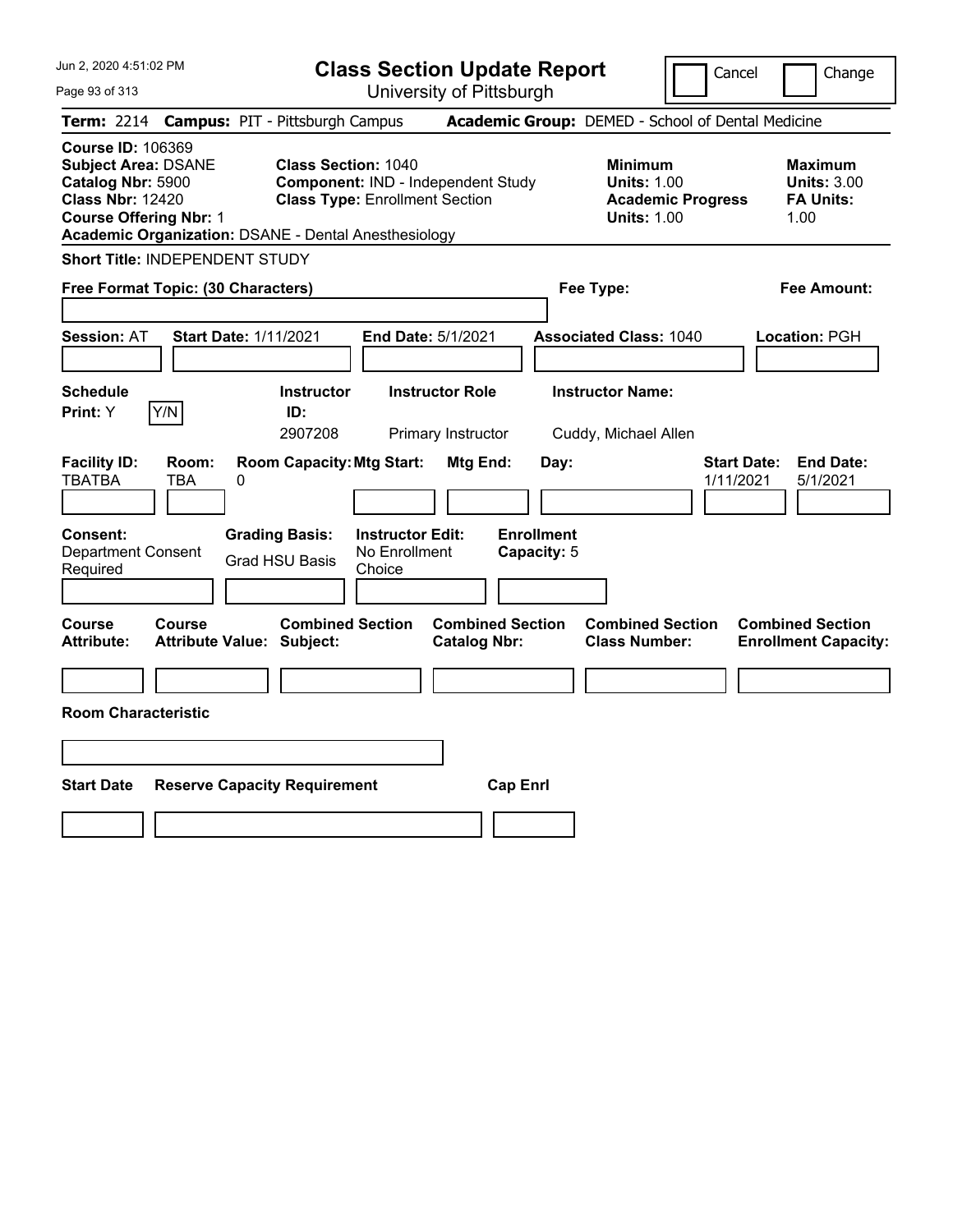Jun 2, 2020 4:51:02 PM

# Class Section Update Report

University of Pittsburgh

Cancel | Change

**Term:** 2214 **Campus:** PIT - Pittsburgh Campus **Academic Group:** DEMED - School of Dental Medicine

**Course ID:** 106369
**Subject Area:** DSANE
**Catalog Nbr:** 5900
**Class Nbr:** 12420
**Course Offering Nbr:** 1
**Academic Organization:** DSANE - Dental Anesthesiology

**Class Section:** 1040
**Component:** IND - Independent Study
**Class Type:** Enrollment Section

**Minimum**
**Units:** 1.00
**Academic Progress Units:** 1.00

**Maximum**
**Units:** 3.00
**FA Units:** 1.00

**Short Title:** INDEPENDENT STUDY

**Free Format Topic: (30 Characters)**

**Fee Type:**

**Fee Amount:**

**Session:** AT **Start Date:** 1/11/2021 **End Date:** 5/1/2021 **Associated Class:** 1040 **Location:** PGH

**Schedule Print:** Y [Y/N]

| Instructor ID: | Instructor Role | Instructor Name: |
|---|---|---|
| 2907208 | Primary Instructor | Cuddy, Michael Allen |

| Facility ID: | Room: | Room Capacity: | Mtg Start: | Mtg End: | Day: | Start Date: | End Date: |
|---|---|---|---|---|---|---|---|
| TBATBA | TBA | 0 | | | | 1/11/2021 | 5/1/2021 |

**Consent:** Department Consent Required
**Grading Basis:** Grad HSU Basis
**Instructor Edit:** No Enrollment Choice
**Enrollment Capacity:** 5

| Course Attribute: | Course Attribute Value: | Combined Section Subject: | Combined Section Catalog Nbr: | Combined Section Class Number: | Combined Section Enrollment Capacity: |
|---|---|---|---|---|---|
| | | | | | |

**Room Characteristic**

| Start Date | Reserve Capacity Requirement | Cap Enrl |
|---|---|---|
| | | |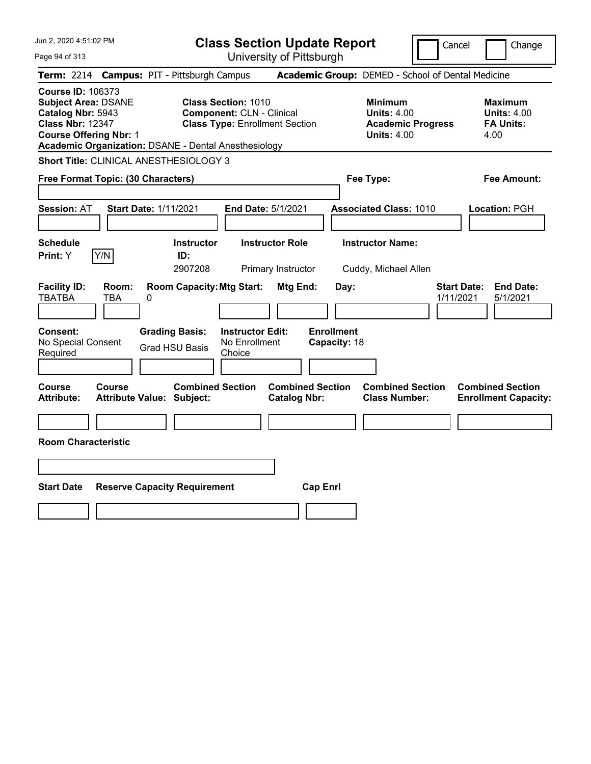# Class Section Update Report

University of Pittsburgh

Cancel | Change

**Term:** 2214 **Campus:** PIT - Pittsburgh Campus **Academic Group:** DEMED - School of Dental Medicine

**Course ID:** 106373
**Subject Area:** DSANE
**Catalog Nbr:** 5943
**Class Nbr:** 12347
**Course Offering Nbr:** 1
**Academic Organization:** DSANE - Dental Anesthesiology

**Class Section:** 1010
**Component:** CLN - Clinical
**Class Type:** Enrollment Section

**Minimum**
**Units:** 4.00
**Academic Progress Units:** 4.00

**Maximum**
**Units:** 4.00
**FA Units:** 4.00

**Short Title:** CLINICAL ANESTHESIOLOGY 3

**Free Format Topic: (30 Characters)**

**Fee Type:**

**Fee Amount:**

**Session:** AT **Start Date:** 1/11/2021 **End Date:** 5/1/2021 **Associated Class:** 1010 **Location:** PGH

**Schedule Print:** Y [Y/N]

| Instructor ID | Instructor Role | Instructor Name |
|---|---|---|
| 2907208 | Primary Instructor | Cuddy, Michael Allen |

| Facility ID | Room | Room Capacity | Mtg Start | Mtg End | Day | Start Date | End Date |
|---|---|---|---|---|---|---|---|
| TBATBA | TBA | 0 | | | | 1/11/2021 | 5/1/2021 |

**Consent:** No Special Consent Required
**Grading Basis:** Grad HSU Basis
**Instructor Edit:** No Enrollment Choice
**Enrollment Capacity:** 18

| Course Attribute | Course Attribute Value | Combined Section Subject | Combined Section Catalog Nbr | Combined Section Class Number | Combined Section Enrollment Capacity |
|---|---|---|---|---|---|
| | | | | | |

**Room Characteristic**

| Start Date | Reserve Capacity Requirement | Cap Enrl |
|---|---|---|
| | | |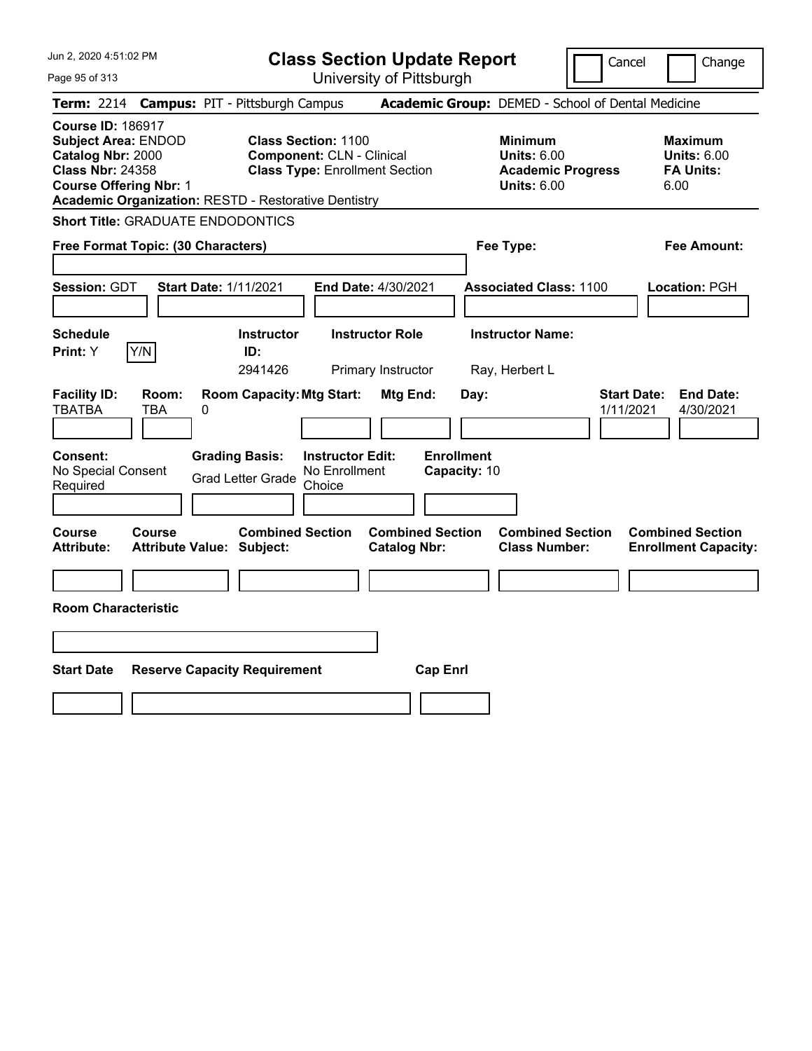# Class Section Update Report

University of Pittsburgh

Jun 2, 2020 4:51:02 PM

Cancel | Change

**Term:** 2214 **Campus:** PIT - Pittsburgh Campus **Academic Group:** DEMED - School of Dental Medicine

**Course ID:** 186917
**Subject Area:** ENDOD
**Catalog Nbr:** 2000
**Class Nbr:** 24358
**Course Offering Nbr:** 1
**Academic Organization:** RESTD - Restorative Dentistry

**Class Section:** 1100
**Component:** CLN - Clinical
**Class Type:** Enrollment Section

**Minimum**
**Units:** 6.00
**Academic Progress Units:** 6.00

**Maximum**
**Units:** 6.00
**FA Units:** 6.00

**Short Title:** GRADUATE ENDODONTICS

**Free Format Topic: (30 Characters)**

**Fee Type:**

**Fee Amount:**

**Session:** GDT **Start Date:** 1/11/2021 **End Date:** 4/30/2021 **Associated Class:** 1100 **Location:** PGH

| Schedule Print: | Instructor ID: | Instructor Role | Instructor Name: |
|---|---|---|---|
| Y (Y/N) | 2941426 | Primary Instructor | Ray, Herbert L |

| Facility ID: | Room: | Room Capacity: | Mtg Start: | Mtg End: | Day: | Start Date: | End Date: |
|---|---|---|---|---|---|---|---|
| TBATBA | TBA | 0 | | | | 1/11/2021 | 4/30/2021 |

| Consent: | Grading Basis: | Instructor Edit: | Enrollment Capacity: |
|---|---|---|---|
| No Special Consent Required | Grad Letter Grade | No Enrollment Choice | 10 |

| Course Attribute: | Course Attribute Value: | Combined Section Subject: | Combined Section Catalog Nbr: | Combined Section Class Number: | Combined Section Enrollment Capacity: |
|---|---|---|---|---|---|
| | | | | | |

**Room Characteristic**

| Start Date | Reserve Capacity Requirement | Cap Enrl |
|---|---|---|
| | | |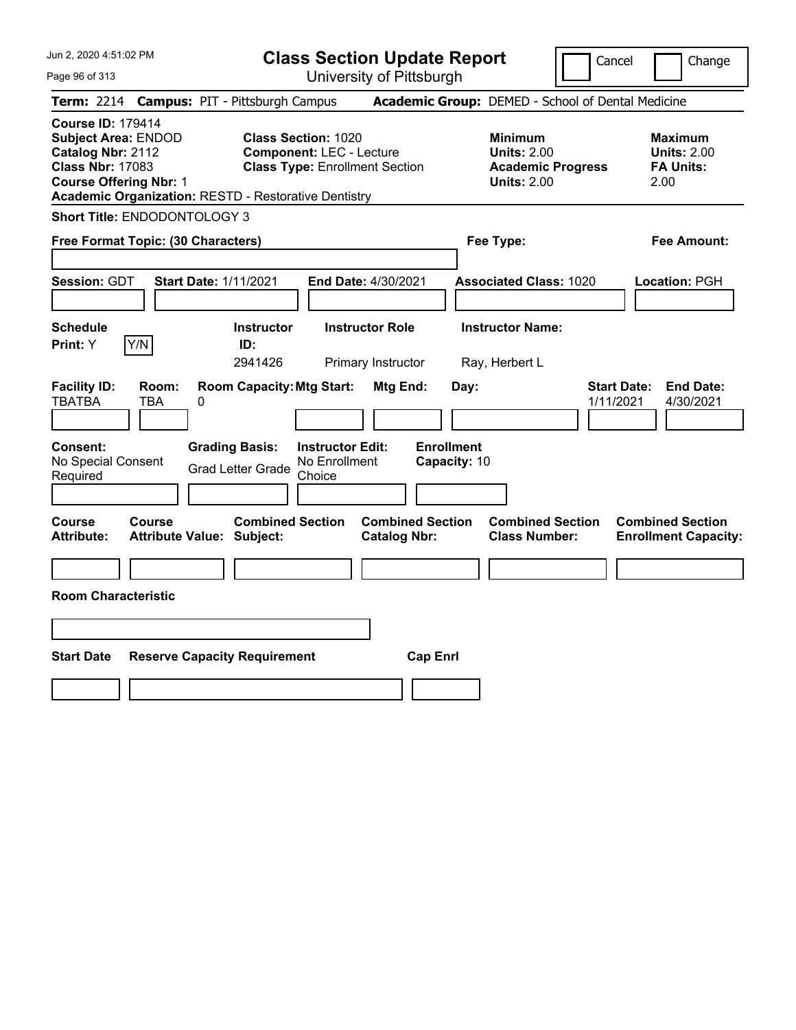# Class Section Update Report

University of Pittsburgh

Cancel | Change

**Term:** 2214 **Campus:** PIT - Pittsburgh Campus **Academic Group:** DEMED - School of Dental Medicine

**Course ID:** 179414
**Subject Area:** ENDOD
**Catalog Nbr:** 2112
**Class Nbr:** 17083
**Course Offering Nbr:** 1
**Academic Organization:** RESTD - Restorative Dentistry

**Class Section:** 1020
**Component:** LEC - Lecture
**Class Type:** Enrollment Section

**Minimum**
**Units:** 2.00
**Academic Progress Units:** 2.00

**Maximum**
**Units:** 2.00
**FA Units:** 2.00

**Short Title:** ENDODONTOLOGY 3

**Free Format Topic: (30 Characters)**

**Fee Type:**

**Fee Amount:**

**Session:** GDT **Start Date:** 1/11/2021 **End Date:** 4/30/2021 **Associated Class:** 1020 **Location:** PGH

| Schedule Print: | Instructor ID: | Instructor Role | Instructor Name: |
|---|---|---|---|
| Y [Y/N] | 2941426 | Primary Instructor | Ray, Herbert L |

| Facility ID: | Room: | Room Capacity: | Mtg Start: | Mtg End: | Day: | Start Date: | End Date: |
|---|---|---|---|---|---|---|---|
| TBATBA | TBA | 0 | | | | 1/11/2021 | 4/30/2021 |

| Consent: | Grading Basis: | Instructor Edit: | Enrollment Capacity: |
|---|---|---|---|
| No Special Consent Required | Grad Letter Grade | No Enrollment Choice | 10 |

| Course Attribute: | Course Attribute Value: | Combined Section Subject: | Combined Section Catalog Nbr: | Combined Section Class Number: | Combined Section Enrollment Capacity: |
|---|---|---|---|---|---|
| | | | | | |

**Room Characteristic**

| Start Date | Reserve Capacity Requirement | Cap Enrl |
|---|---|---|
| | | |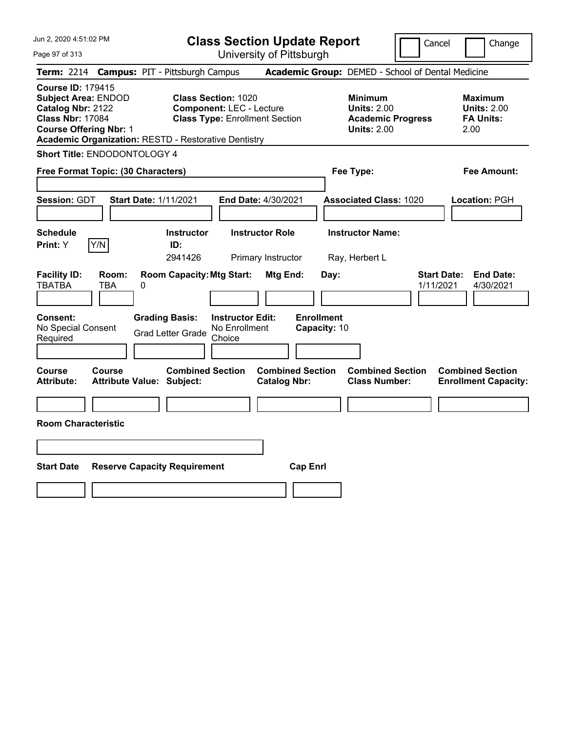# Class Section Update Report

University of Pittsburgh

Cancel | Change

**Term:** 2214 **Campus:** PIT - Pittsburgh Campus **Academic Group:** DEMED - School of Dental Medicine

**Course ID:** 179415
**Subject Area:** ENDOD
**Catalog Nbr:** 2122
**Class Nbr:** 17084
**Course Offering Nbr:** 1
**Academic Organization:** RESTD - Restorative Dentistry

**Class Section:** 1020
**Component:** LEC - Lecture
**Class Type:** Enrollment Section

**Minimum Units:** 2.00
**Academic Progress Units:** 2.00

**Maximum Units:** 2.00
**FA Units:** 2.00

**Short Title:** ENDODONTOLOGY 4

**Free Format Topic: (30 Characters)**

**Fee Type:**

**Fee Amount:**

**Session:** GDT **Start Date:** 1/11/2021 **End Date:** 4/30/2021 **Associated Class:** 1020 **Location:** PGH

| Schedule Print | Instructor ID | Instructor Role | Instructor Name |
|---|---|---|---|
| Y | 2941426 | Primary Instructor | Ray, Herbert L |

| Facility ID | Room | Room Capacity | Mtg Start | Mtg End | Day | Start Date | End Date |
|---|---|---|---|---|---|---|---|
| TBATBA | TBA | 0 | | | | 1/11/2021 | 4/30/2021 |

**Consent:** No Special Consent Required
**Grading Basis:** Grad Letter Grade
**Instructor Edit:** No Enrollment Choice
**Enrollment Capacity:** 10

| Course Attribute | Course Attribute Value | Combined Section Subject | Combined Section Catalog Nbr | Combined Section Class Number | Combined Section Enrollment Capacity |
|---|---|---|---|---|---|
| | | | | | |

**Room Characteristic**

| Start Date | Reserve Capacity Requirement | Cap Enrl |
|---|---|---|
| | | |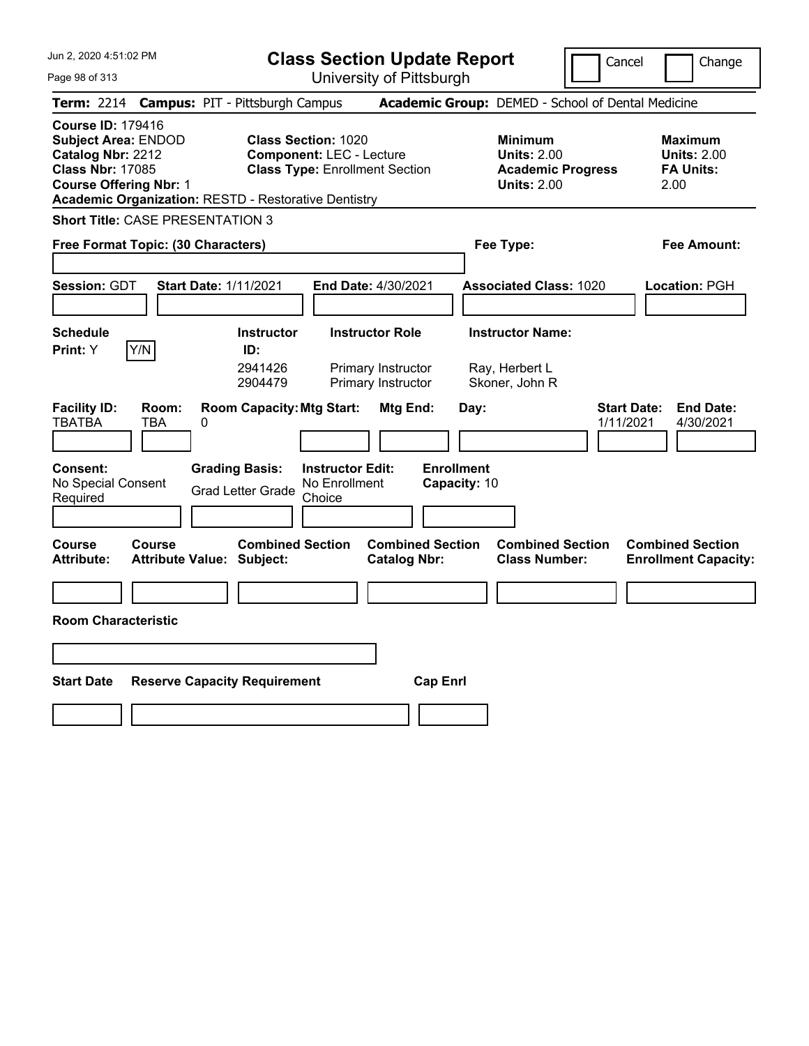Jun 2, 2020 4:51:02 PM

# Class Section Update Report

University of Pittsburgh

Cancel | Change

**Term:** 2214 **Campus:** PIT - Pittsburgh Campus **Academic Group:** DEMED - School of Dental Medicine

**Course ID:** 179416
**Subject Area:** ENDOD
**Catalog Nbr:** 2212
**Class Nbr:** 17085
**Course Offering Nbr:** 1
**Academic Organization:** RESTD - Restorative Dentistry

**Class Section:** 1020
**Component:** LEC - Lecture
**Class Type:** Enrollment Section

**Minimum Units:** 2.00
**Academic Progress Units:** 2.00

**Maximum Units:** 2.00
**FA Units:** 2.00

**Short Title:** CASE PRESENTATION 3

**Free Format Topic: (30 Characters)**

**Fee Type:**

**Fee Amount:**

**Session:** GDT **Start Date:** 1/11/2021 **End Date:** 4/30/2021 **Associated Class:** 1020 **Location:** PGH

**Schedule Print:** Y Y/N

| Instructor ID: | Instructor Role | Instructor Name: |
|---|---|---|
| 2941426 | Primary Instructor | Ray, Herbert L |
| 2904479 | Primary Instructor | Skoner, John R |

| Facility ID: | Room: | Room Capacity: | Mtg Start: | Mtg End: | Day: | Start Date: | End Date: |
|---|---|---|---|---|---|---|---|
| TBATBA | TBA | 0 | | | | 1/11/2021 | 4/30/2021 |

**Consent:** No Special Consent Required
**Grading Basis:** Grad Letter Grade
**Instructor Edit:** No Enrollment Choice
**Enrollment Capacity:** 10

| Course Attribute: | Course Attribute Value: | Combined Section Subject: | Combined Section Catalog Nbr: | Combined Section Class Number: | Combined Section Enrollment Capacity: |
|---|---|---|---|---|---|
| | | | | | |

**Room Characteristic**

| Start Date | Reserve Capacity Requirement | Cap Enrl |
|---|---|---|
| | | |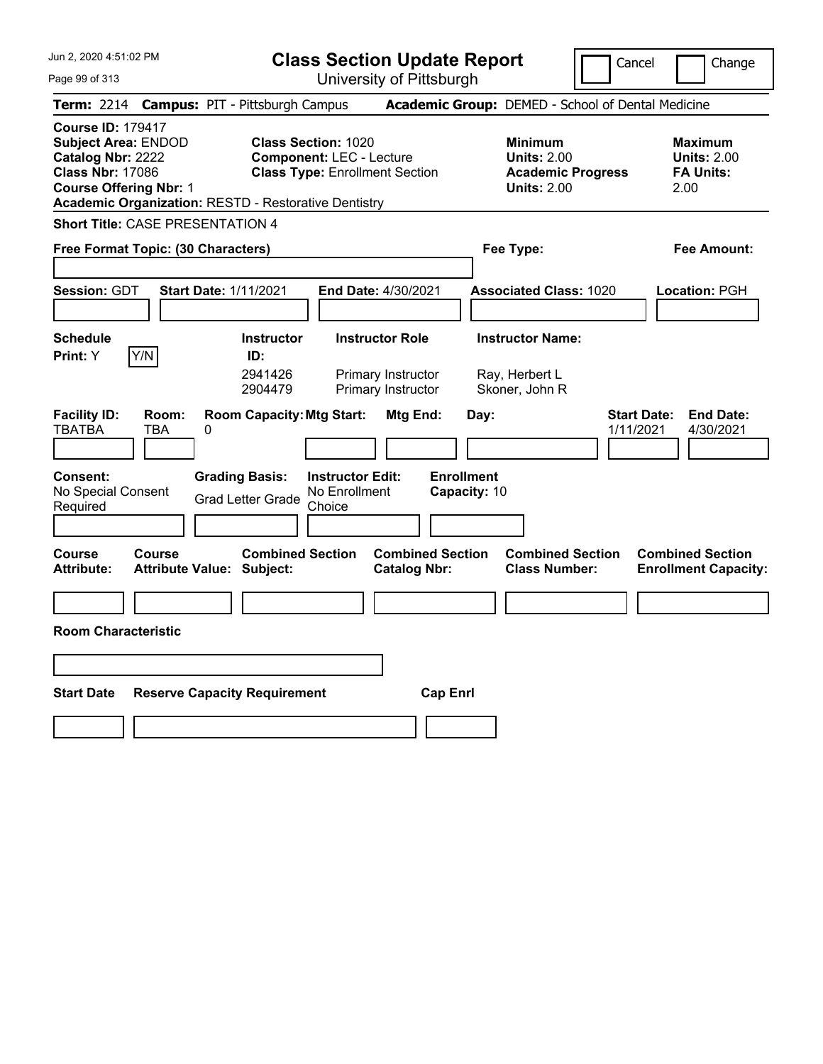# Class Section Update Report

University of Pittsburgh

Cancel | Change

**Term:** 2214 **Campus:** PIT - Pittsburgh Campus **Academic Group:** DEMED - School of Dental Medicine

**Course ID:** 179417
**Subject Area:** ENDOD
**Catalog Nbr:** 2222
**Class Nbr:** 17086
**Course Offering Nbr:** 1
**Academic Organization:** RESTD - Restorative Dentistry

**Class Section:** 1020
**Component:** LEC - Lecture
**Class Type:** Enrollment Section

**Minimum Units:** 2.00
**Academic Progress Units:** 2.00

**Maximum Units:** 2.00
**FA Units:** 2.00

**Short Title:** CASE PRESENTATION 4

**Free Format Topic: (30 Characters)**

**Fee Type:**

**Fee Amount:**

**Session:** GDT **Start Date:** 1/11/2021 **End Date:** 4/30/2021 **Associated Class:** 1020 **Location:** PGH

**Schedule Print:** Y Y/N

| Instructor ID: | Instructor Role | Instructor Name: |
|---|---|---|
| 2941426 | Primary Instructor | Ray, Herbert L |
| 2904479 | Primary Instructor | Skoner, John R |

| Facility ID: | Room: | Room Capacity: | Mtg Start: | Mtg End: | Day: | Start Date: | End Date: |
|---|---|---|---|---|---|---|---|
| TBATBA | TBA | 0 | | | | 1/11/2021 | 4/30/2021 |

**Consent:** No Special Consent Required

**Grading Basis:** Grad Letter Grade

**Instructor Edit:** No Enrollment Choice

**Enrollment Capacity:** 10

| Course Attribute: | Course Attribute Value: | Combined Section Subject: | Combined Section Catalog Nbr: | Combined Section Class Number: | Combined Section Enrollment Capacity: |
|---|---|---|---|---|---|
| | | | | | |

**Room Characteristic**

| Start Date | Reserve Capacity Requirement | Cap Enrl |
|---|---|---|
| | | |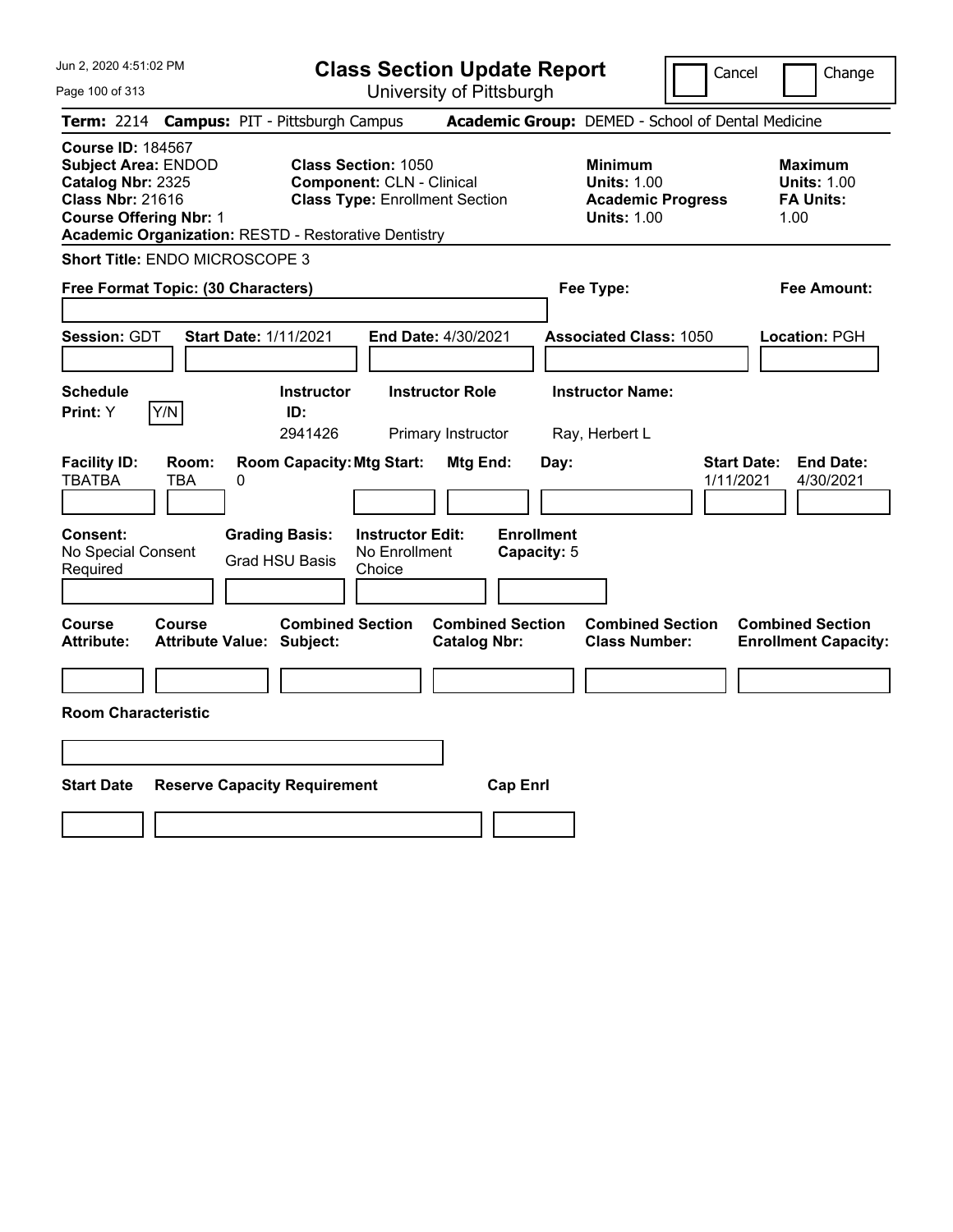Jun 2, 2020 4:51:02 PM

# Class Section Update Report

University of Pittsburgh

Cancel | Change

**Term:** 2214 **Campus:** PIT - Pittsburgh Campus **Academic Group:** DEMED - School of Dental Medicine

**Course ID:** 184567
**Subject Area:** ENDOD
**Catalog Nbr:** 2325
**Class Nbr:** 21616
**Course Offering Nbr:** 1
**Academic Organization:** RESTD - Restorative Dentistry

**Class Section:** 1050
**Component:** CLN - Clinical
**Class Type:** Enrollment Section

**Minimum Units:** 1.00
**Academic Progress Units:** 1.00

**Maximum Units:** 1.00
**FA Units:** 1.00

**Short Title:** ENDO MICROSCOPE 3

**Free Format Topic: (30 Characters)**

**Fee Type:**

**Fee Amount:**

**Session:** GDT **Start Date:** 1/11/2021 **End Date:** 4/30/2021 **Associated Class:** 1050 **Location:** PGH

| Schedule Print | Instructor ID | Instructor Role | Instructor Name |
|---|---|---|---|
| Y | 2941426 | Primary Instructor | Ray, Herbert L |

| Facility ID | Room | Room Capacity | Mtg Start | Mtg End | Day | Start Date | End Date |
|---|---|---|---|---|---|---|---|
| TBATBA | TBA | 0 | | | | 1/11/2021 | 4/30/2021 |

| Consent | Grading Basis | Instructor Edit | Enrollment Capacity |
|---|---|---|---|
| No Special Consent Required | Grad HSU Basis | No Enrollment Choice | 5 |

| Course Attribute | Course Attribute Value | Combined Section Subject | Combined Section Catalog Nbr | Combined Section Class Number | Combined Section Enrollment Capacity |
|---|---|---|---|---|---|
| | | | | | |

**Room Characteristic**

| Start Date | Reserve Capacity Requirement | Cap Enrl |
|---|---|---|
| | | |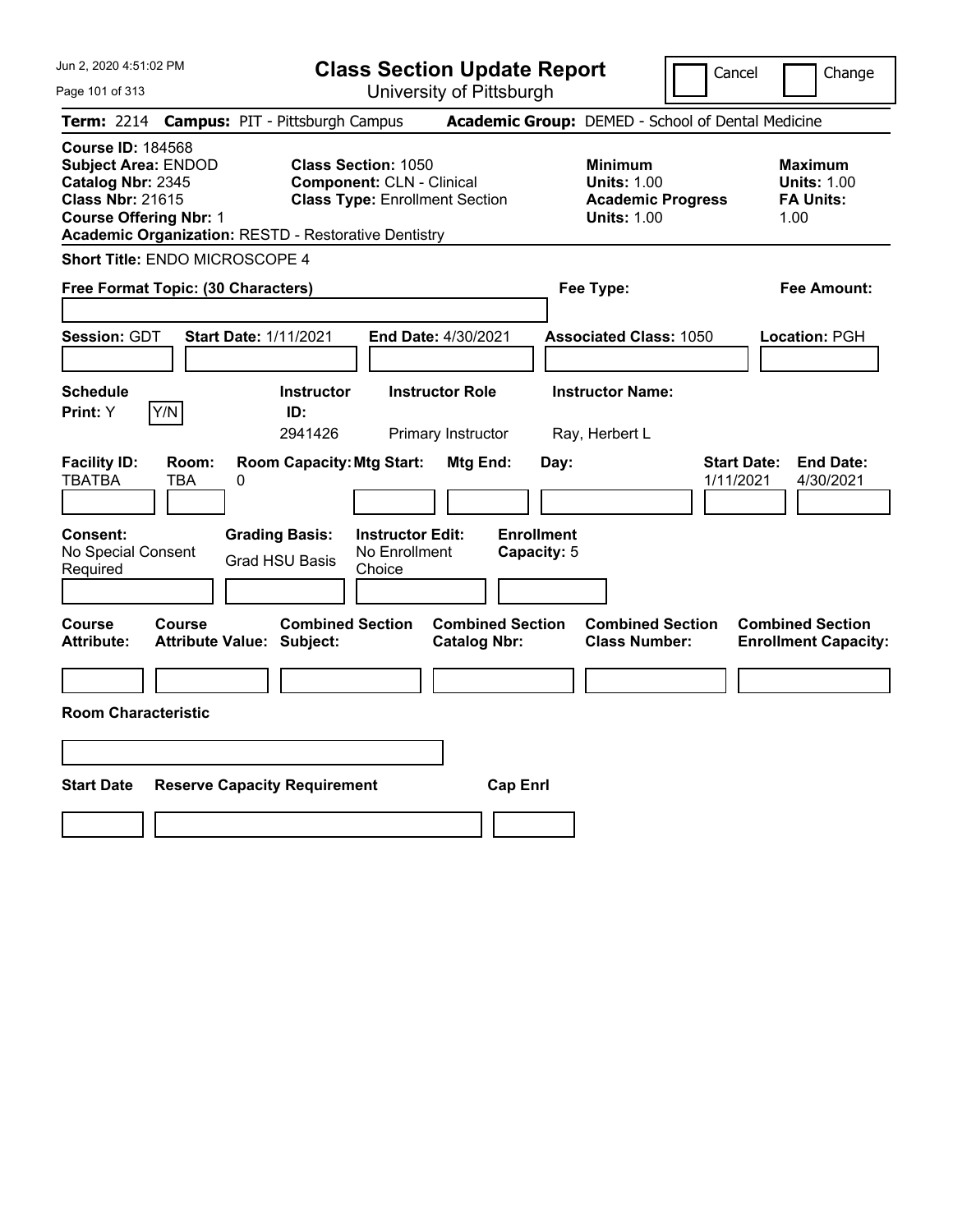Jun 2, 2020 4:51:02 PM

# Class Section Update Report

University of Pittsburgh

Cancel | Change

**Term:** 2214 **Campus:** PIT - Pittsburgh Campus **Academic Group:** DEMED - School of Dental Medicine

**Course ID:** 184568
**Subject Area:** ENDOD
**Catalog Nbr:** 2345
**Class Nbr:** 21615
**Course Offering Nbr:** 1
**Academic Organization:** RESTD - Restorative Dentistry

**Class Section:** 1050
**Component:** CLN - Clinical
**Class Type:** Enrollment Section

**Minimum Units:** 1.00
**Academic Progress Units:** 1.00

**Maximum Units:** 1.00
**FA Units:** 1.00

**Short Title:** ENDO MICROSCOPE 4

**Free Format Topic: (30 Characters)**

**Fee Type:**

**Fee Amount:**

**Session:** GDT **Start Date:** 1/11/2021 **End Date:** 4/30/2021 **Associated Class:** 1050 **Location:** PGH

| Schedule Print | Y/N | Instructor ID | Instructor Role | Instructor Name |
|---|---|---|---|---|
| Y | | 2941426 | Primary Instructor | Ray, Herbert L |

| Facility ID | Room | Room Capacity | Mtg Start | Mtg End | Day | Start Date | End Date |
|---|---|---|---|---|---|---|---|
| TBATBA | TBA | 0 | | | | 1/11/2021 | 4/30/2021 |

| Consent | Grading Basis | Instructor Edit | Enrollment Capacity |
|---|---|---|---|
| No Special Consent Required | Grad HSU Basis | No Enrollment Choice | 5 |

| Course Attribute | Course Attribute Value | Combined Section Subject | Combined Section Catalog Nbr | Combined Section Class Number | Combined Section Enrollment Capacity |
|---|---|---|---|---|---|
| | | | | | |

**Room Characteristic**

| Start Date | Reserve Capacity Requirement | Cap Enrl |
|---|---|---|
| | | |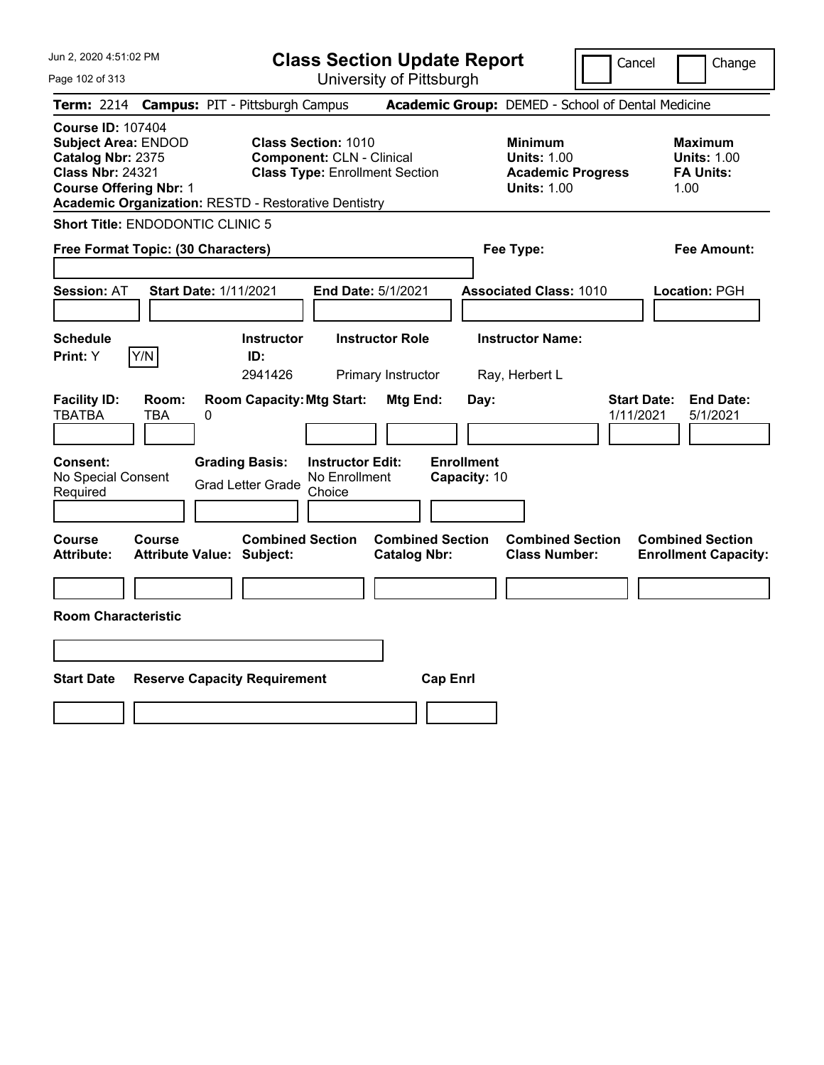# Class Section Update Report

University of Pittsburgh

Cancel | Change

**Term:** 2214 **Campus:** PIT - Pittsburgh Campus **Academic Group:** DEMED - School of Dental Medicine

**Course ID:** 107404
**Subject Area:** ENDOD
**Catalog Nbr:** 2375
**Class Nbr:** 24321
**Course Offering Nbr:** 1
**Academic Organization:** RESTD - Restorative Dentistry

**Class Section:** 1010
**Component:** CLN - Clinical
**Class Type:** Enrollment Section

**Minimum**
**Units:** 1.00
**Academic Progress Units:** 1.00

**Maximum**
**Units:** 1.00
**FA Units:** 1.00

**Short Title:** ENDODONTIC CLINIC 5

**Free Format Topic: (30 Characters)**

**Fee Type:**

**Fee Amount:**

**Session:** AT **Start Date:** 1/11/2021 **End Date:** 5/1/2021 **Associated Class:** 1010 **Location:** PGH

| Schedule Print: | Instructor ID: | Instructor Role | Instructor Name: |
|---|---|---|---|
| Y Y/N | 2941426 | Primary Instructor | Ray, Herbert L |

| Facility ID: | Room: | Room Capacity: | Mtg Start: | Mtg End: | Day: | Start Date: | End Date: |
|---|---|---|---|---|---|---|---|
| TBATBA | TBA | 0 | | | | 1/11/2021 | 5/1/2021 |

| Consent: | Grading Basis: | Instructor Edit: | Enrollment Capacity: |
|---|---|---|---|
| No Special Consent Required | Grad Letter Grade | No Enrollment Choice | 10 |

| Course Attribute: | Course Attribute Value: | Combined Section Subject: | Combined Section Catalog Nbr: | Combined Section Class Number: | Combined Section Enrollment Capacity: |
|---|---|---|---|---|---|
| | | | | | |

**Room Characteristic**

| Start Date | Reserve Capacity Requirement | Cap Enrl |
|---|---|---|
| | | |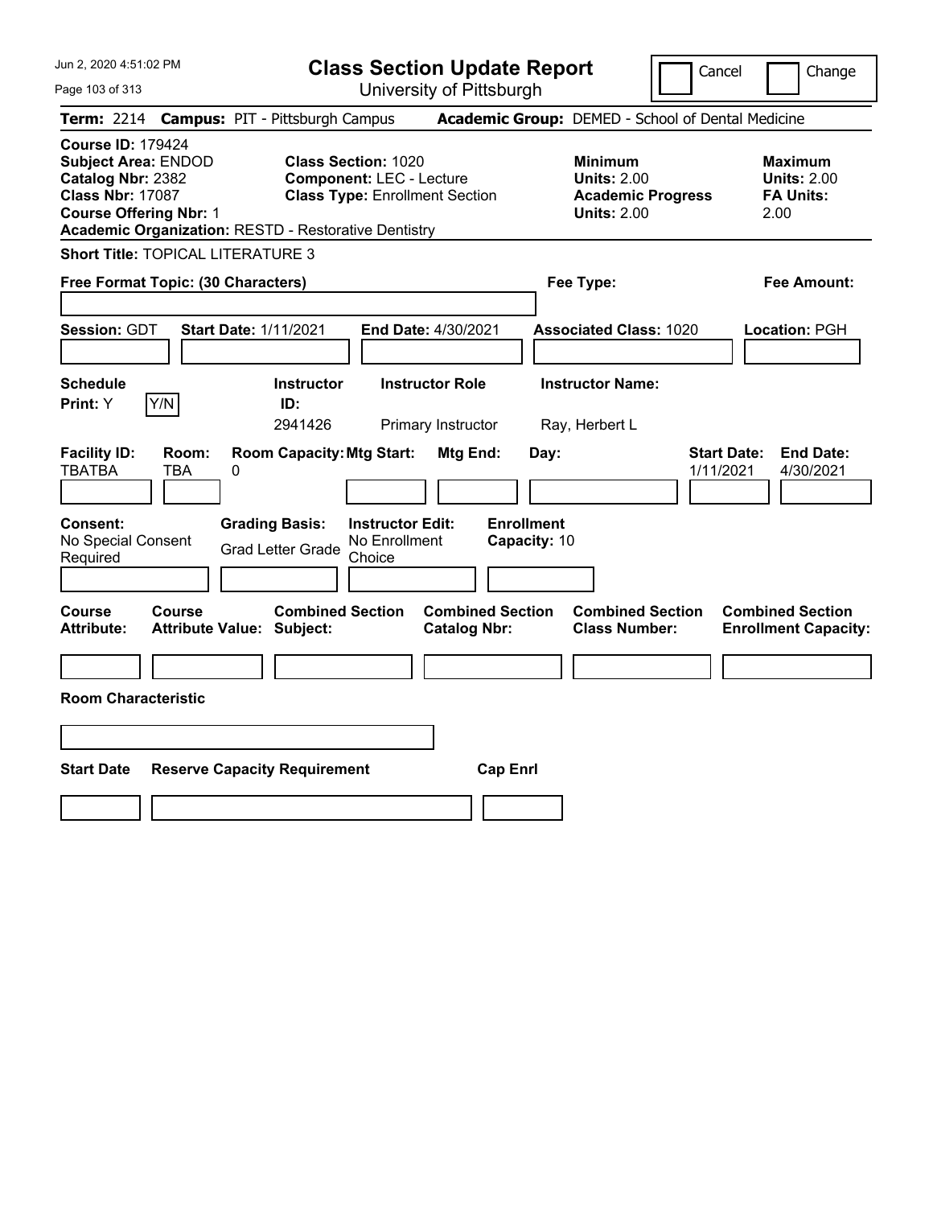Jun 2, 2020 4:51:02 PM

# Class Section Update Report

University of Pittsburgh

Cancel | Change

**Term:** 2214 **Campus:** PIT - Pittsburgh Campus **Academic Group:** DEMED - School of Dental Medicine

**Course ID:** 179424
**Subject Area:** ENDOD
**Catalog Nbr:** 2382
**Class Nbr:** 17087
**Course Offering Nbr:** 1
**Academic Organization:** RESTD - Restorative Dentistry

**Class Section:** 1020
**Component:** LEC - Lecture
**Class Type:** Enrollment Section

**Minimum**
**Units:** 2.00
**Academic Progress Units:** 2.00

**Maximum**
**Units:** 2.00
**FA Units:** 2.00

**Short Title:** TOPICAL LITERATURE 3

**Free Format Topic: (30 Characters)**

**Fee Type:**

**Fee Amount:**

**Session:** GDT **Start Date:** 1/11/2021 **End Date:** 4/30/2021 **Associated Class:** 1020 **Location:** PGH

| Schedule Print | Y/N | Instructor ID | Instructor Role | Instructor Name |
|---|---|---|---|---|
| Y | | 2941426 | Primary Instructor | Ray, Herbert L |

| Facility ID | Room | Room Capacity | Mtg Start | Mtg End | Day | Start Date | End Date |
|---|---|---|---|---|---|---|---|
| TBATBA | TBA | 0 | | | | 1/11/2021 | 4/30/2021 |

| Consent | Grading Basis | Instructor Edit | Enrollment Capacity |
|---|---|---|---|
| No Special Consent Required | Grad Letter Grade | No Enrollment Choice | 10 |

| Course Attribute | Course Attribute Value | Combined Section Subject | Combined Section Catalog Nbr | Combined Section Class Number | Combined Section Enrollment Capacity |
|---|---|---|---|---|---|
| | | | | | |

**Room Characteristic**

| Start Date | Reserve Capacity Requirement | Cap Enrl |
|---|---|---|
| | | |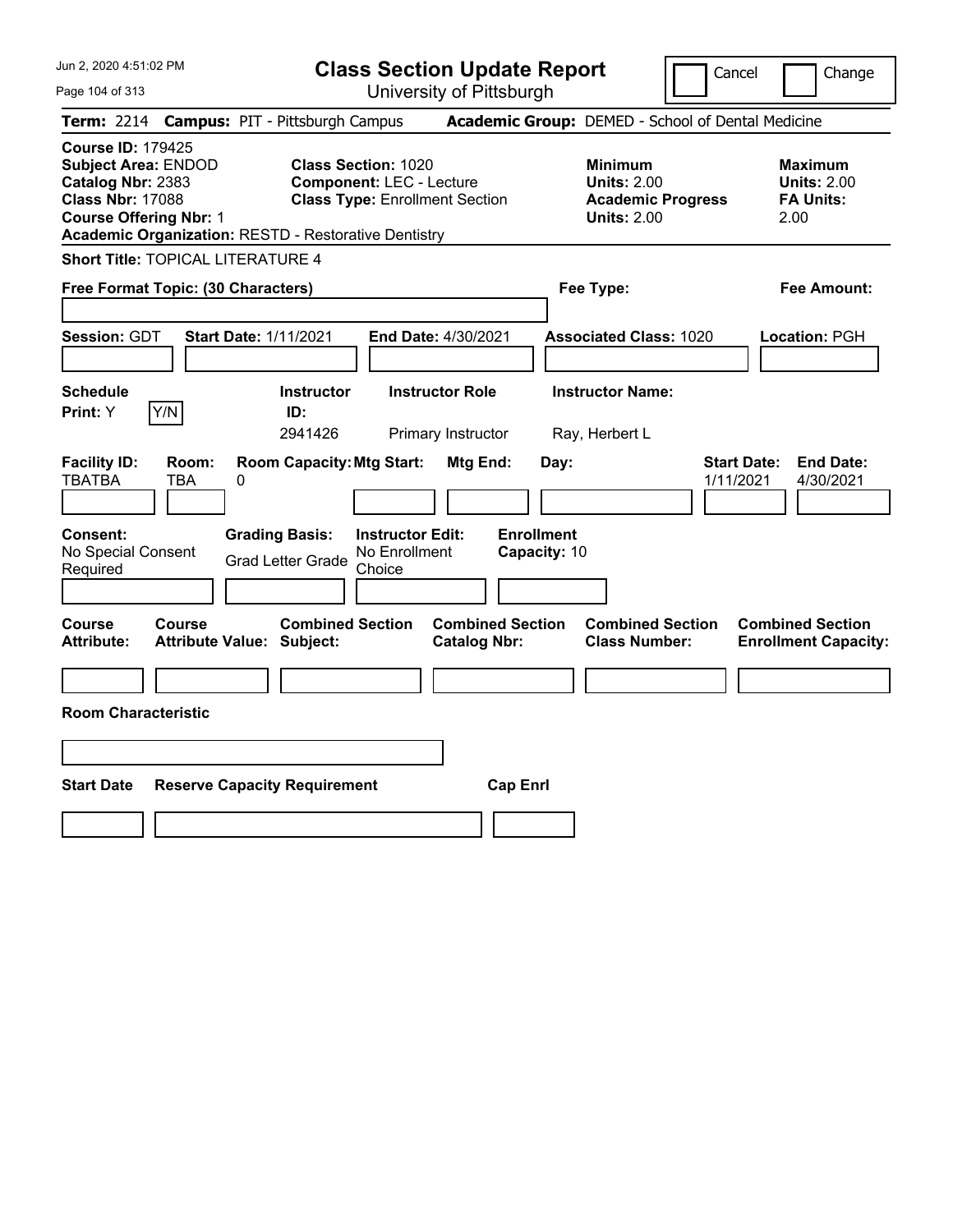Jun 2, 2020 4:51:02 PM

# Class Section Update Report

University of Pittsburgh

Cancel | Change

**Term:** 2214 **Campus:** PIT - Pittsburgh Campus **Academic Group:** DEMED - School of Dental Medicine

**Course ID:** 179425
**Subject Area:** ENDOD
**Catalog Nbr:** 2383
**Class Nbr:** 17088
**Course Offering Nbr:** 1
**Academic Organization:** RESTD - Restorative Dentistry

**Class Section:** 1020
**Component:** LEC - Lecture
**Class Type:** Enrollment Section

**Minimum**
**Units:** 2.00
**Academic Progress Units:** 2.00

**Maximum**
**Units:** 2.00
**FA Units:** 2.00

**Short Title:** TOPICAL LITERATURE 4

**Free Format Topic: (30 Characters)**

**Fee Type:**

**Fee Amount:**

**Session:** GDT **Start Date:** 1/11/2021 **End Date:** 4/30/2021 **Associated Class:** 1020 **Location:** PGH

| Schedule Print: | Instructor ID: | Instructor Role | Instructor Name: |
|---|---|---|---|
| Y | 2941426 | Primary Instructor | Ray, Herbert L |

| Facility ID: | Room: | Room Capacity: | Mtg Start: | Mtg End: | Day: | Start Date: | End Date: |
|---|---|---|---|---|---|---|---|
| TBATBA | TBA | 0 | | | | 1/11/2021 | 4/30/2021 |

| Consent: | Grading Basis: | Instructor Edit: | Enrollment Capacity: |
|---|---|---|---|
| No Special Consent Required | Grad Letter Grade | No Enrollment Choice | 10 |

| Course Attribute: | Course Attribute Value: | Combined Section Subject: | Combined Section Catalog Nbr: | Combined Section Class Number: | Combined Section Enrollment Capacity: |
|---|---|---|---|---|---|
| | | | | | |

**Room Characteristic**

| Start Date | Reserve Capacity Requirement | Cap Enrl |
|---|---|---|
| | | |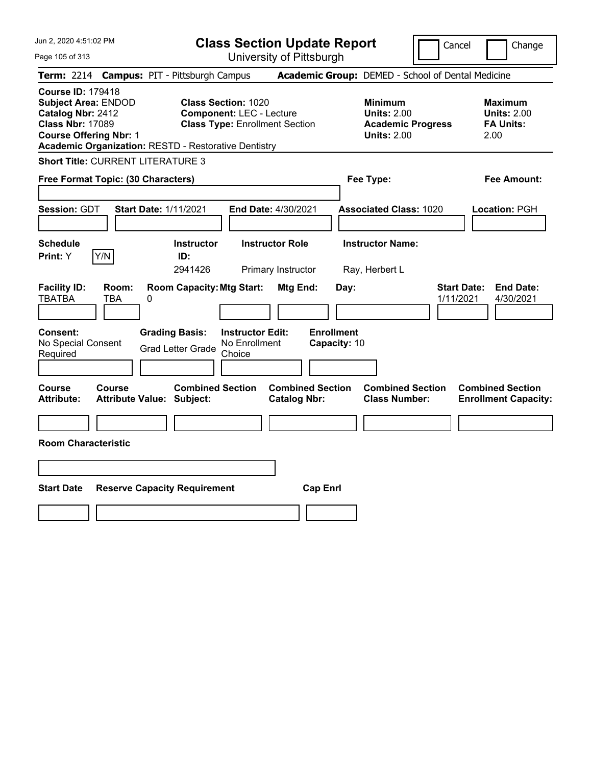# Class Section Update Report

University of Pittsburgh

Jun 2, 2020 4:51:02 PM

Cancel | Change

**Term:** 2214 **Campus:** PIT - Pittsburgh Campus **Academic Group:** DEMED - School of Dental Medicine

**Course ID:** 179418
**Subject Area:** ENDOD
**Catalog Nbr:** 2412
**Class Nbr:** 17089
**Course Offering Nbr:** 1
**Academic Organization:** RESTD - Restorative Dentistry

**Class Section:** 1020
**Component:** LEC - Lecture
**Class Type:** Enrollment Section

**Minimum**
**Units:** 2.00
**Academic Progress Units:** 2.00

**Maximum**
**Units:** 2.00
**FA Units:** 2.00

**Short Title:** CURRENT LITERATURE 3

**Free Format Topic: (30 Characters)**

**Fee Type:**

**Fee Amount:**

**Session:** GDT **Start Date:** 1/11/2021 **End Date:** 4/30/2021 **Associated Class:** 1020 **Location:** PGH

| Schedule Print | Y/N | Instructor ID | Instructor Role | Instructor Name |
|---|---|---|---|---|
| Y | | 2941426 | Primary Instructor | Ray, Herbert L |

| Facility ID | Room | Room Capacity | Mtg Start | Mtg End | Day | Start Date | End Date |
|---|---|---|---|---|---|---|---|
| TBATBA | TBA | 0 | | | | 1/11/2021 | 4/30/2021 |

**Consent:** No Special Consent Required
**Grading Basis:** Grad Letter Grade
**Instructor Edit:** No Enrollment Choice
**Enrollment Capacity:** 10

| Course Attribute | Course Attribute Value | Combined Section Subject | Combined Section Catalog Nbr | Combined Section Class Number | Combined Section Enrollment Capacity |
|---|---|---|---|---|---|
| | | | | | |

**Room Characteristic**

| Start Date | Reserve Capacity Requirement | Cap Enrl |
|---|---|---|
| | | |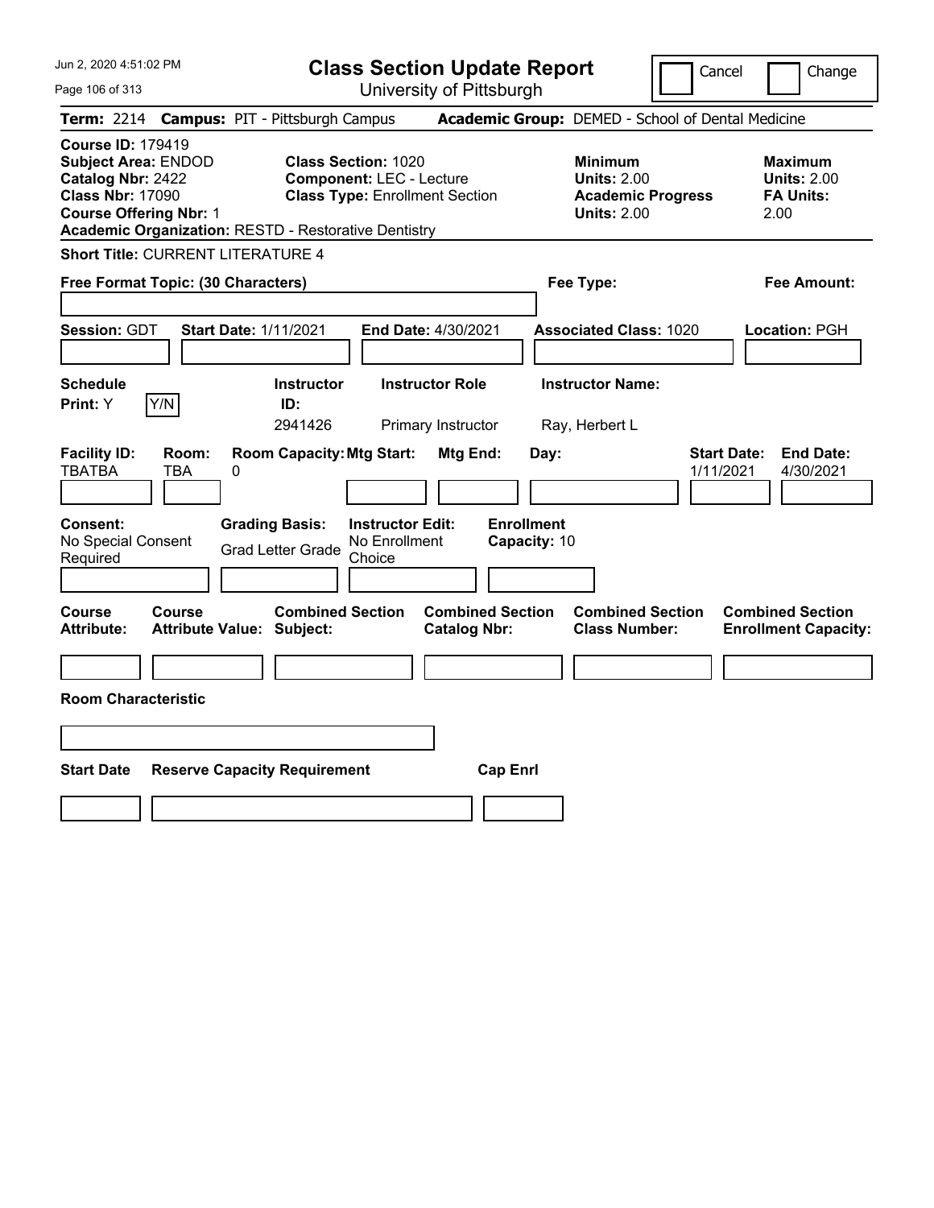# Class Section Update Report

University of Pittsburgh

Jun 2, 2020 4:51:02 PM

Cancel ☐ Change ☐

**Term:** 2214 **Campus:** PIT - Pittsburgh Campus **Academic Group:** DEMED - School of Dental Medicine

**Course ID:** 179419
**Subject Area:** ENDOD
**Catalog Nbr:** 2422
**Class Nbr:** 17090
**Course Offering Nbr:** 1
**Academic Organization:** RESTD - Restorative Dentistry

**Class Section:** 1020
**Component:** LEC - Lecture
**Class Type:** Enrollment Section

**Minimum**
**Units:** 2.00
**Academic Progress Units:** 2.00

**Maximum**
**Units:** 2.00
**FA Units:** 2.00

**Short Title:** CURRENT LITERATURE 4

**Free Format Topic: (30 Characters)**

**Fee Type:**

**Fee Amount:**

**Session:** GDT **Start Date:** 1/11/2021 **End Date:** 4/30/2021 **Associated Class:** 1020 **Location:** PGH

| Schedule Print | Instructor ID | Instructor Role | Instructor Name |
|---|---|---|---|
| Y (Y/N) | 2941426 | Primary Instructor | Ray, Herbert L |

| Facility ID | Room | Room Capacity | Mtg Start | Mtg End | Day | Start Date | End Date |
|---|---|---|---|---|---|---|---|
| TBATBA | TBA | 0 | | | | 1/11/2021 | 4/30/2021 |

**Consent:** No Special Consent Required
**Grading Basis:** Grad Letter Grade
**Instructor Edit:** No Enrollment Choice
**Enrollment Capacity:** 10

| Course Attribute | Course Attribute Value | Combined Section Subject | Combined Section Catalog Nbr | Combined Section Class Number | Combined Section Enrollment Capacity |
|---|---|---|---|---|---|
| | | | | | |

**Room Characteristic**

| Start Date | Reserve Capacity Requirement | Cap Enrl |
|---|---|---|
| | | |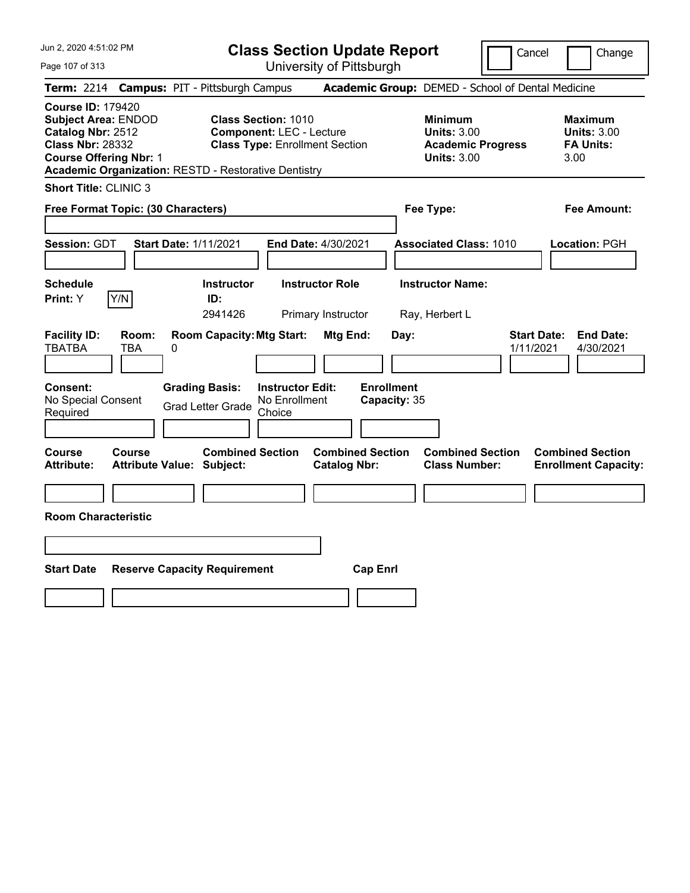# Class Section Update Report

University of Pittsburgh

Jun 2, 2020 4:51:02 PM

Cancel | Change

**Term:** 2214 **Campus:** PIT - Pittsburgh Campus **Academic Group:** DEMED - School of Dental Medicine

**Course ID:** 179420
**Subject Area:** ENDOD
**Catalog Nbr:** 2512
**Class Nbr:** 28332
**Course Offering Nbr:** 1
**Academic Organization:** RESTD - Restorative Dentistry

**Class Section:** 1010
**Component:** LEC - Lecture
**Class Type:** Enrollment Section

**Minimum Units:** 3.00
**Academic Progress Units:** 3.00

**Maximum Units:** 3.00
**FA Units:** 3.00

**Short Title:** CLINIC 3

**Free Format Topic: (30 Characters)**

**Fee Type:**

**Fee Amount:**

**Session:** GDT **Start Date:** 1/11/2021 **End Date:** 4/30/2021 **Associated Class:** 1010 **Location:** PGH

| Schedule Print | Instructor ID | Instructor Role | Instructor Name |
| --- | --- | --- | --- |
| Y | 2941426 | Primary Instructor | Ray, Herbert L |

| Facility ID | Room | Room Capacity | Mtg Start | Mtg End | Day | Start Date | End Date |
| --- | --- | --- | --- | --- | --- | --- | --- |
| TBATBA | TBA | 0 | | | | 1/11/2021 | 4/30/2021 |

**Consent:** No Special Consent Required
**Grading Basis:** Grad Letter Grade
**Instructor Edit:** No Enrollment Choice
**Enrollment Capacity:** 35

| Course Attribute | Course Attribute Value | Combined Section Subject | Combined Section Catalog Nbr | Combined Section Class Number | Combined Section Enrollment Capacity |
| --- | --- | --- | --- | --- | --- |
| | | | | | |

**Room Characteristic**

| Start Date | Reserve Capacity Requirement | Cap Enrl |
| --- | --- | --- |
| | | |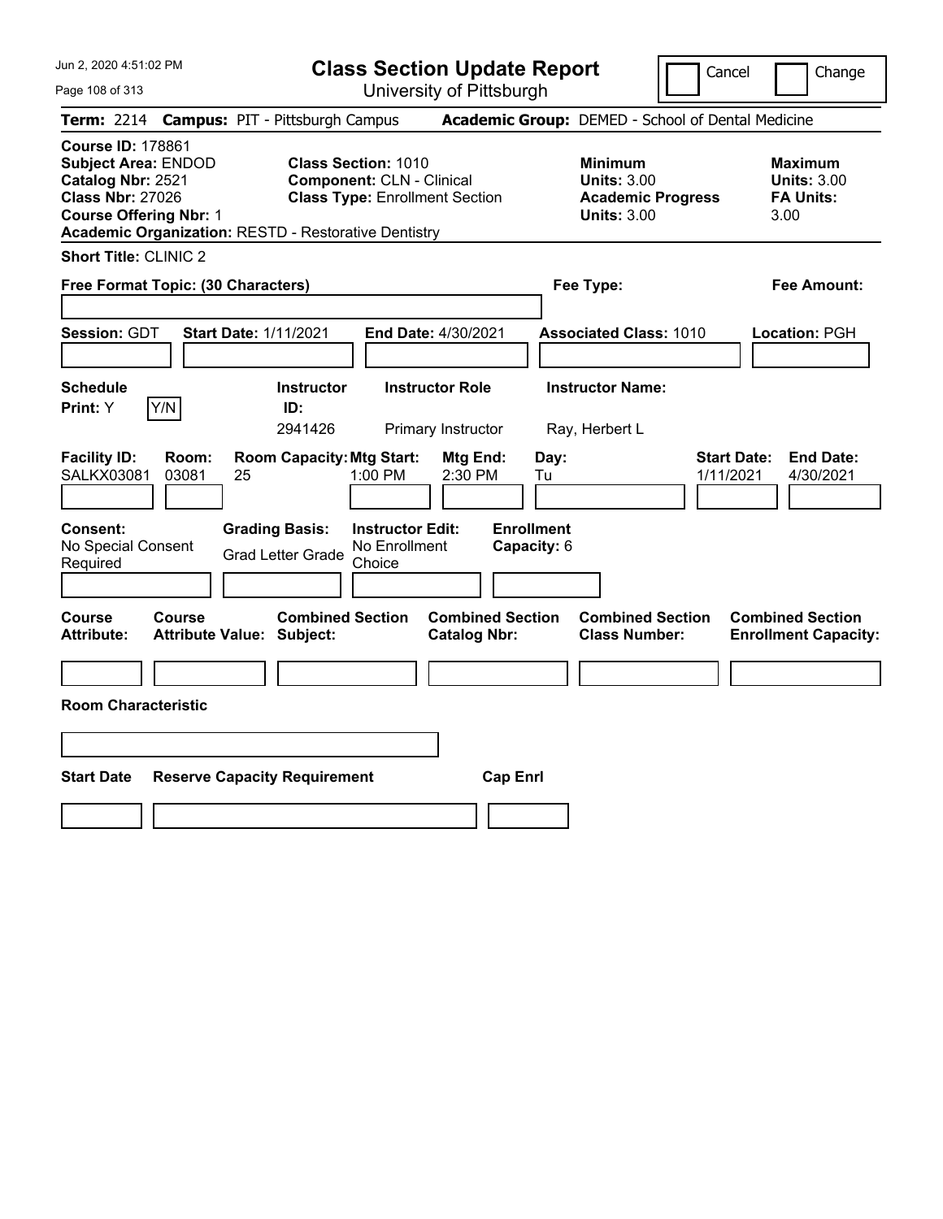# Class Section Update Report

University of Pittsburgh

Cancel | Change

**Term:** 2214 **Campus:** PIT - Pittsburgh Campus **Academic Group:** DEMED - School of Dental Medicine

**Course ID:** 178861
**Subject Area:** ENDOD
**Catalog Nbr:** 2521
**Class Nbr:** 27026
**Course Offering Nbr:** 1
**Academic Organization:** RESTD - Restorative Dentistry

**Class Section:** 1010
**Component:** CLN - Clinical
**Class Type:** Enrollment Section

**Minimum Units:** 3.00
**Academic Progress Units:** 3.00

**Maximum Units:** 3.00
**FA Units:** 3.00

**Short Title:** CLINIC 2

**Free Format Topic: (30 Characters)**

**Fee Type:**

**Fee Amount:**

**Session:** GDT **Start Date:** 1/11/2021 **End Date:** 4/30/2021 **Associated Class:** 1010 **Location:** PGH

| Schedule Print: | Instructor ID: | Instructor Role | Instructor Name: |
|---|---|---|---|
| Y | 2941426 | Primary Instructor | Ray, Herbert L |

| Facility ID: | Room: | Room Capacity: | Mtg Start: | Mtg End: | Day: | Start Date: | End Date: |
|---|---|---|---|---|---|---|---|
| SALKX03081 | 03081 | 25 | 1:00 PM | 2:30 PM | Tu | 1/11/2021 | 4/30/2021 |

| Consent: | Grading Basis: | Instructor Edit: | Enrollment Capacity: |
|---|---|---|---|
| No Special Consent Required | Grad Letter Grade | No Enrollment Choice | 6 |

| Course Attribute: | Course Attribute Value: | Combined Section Subject: | Combined Section Catalog Nbr: | Combined Section Class Number: | Combined Section Enrollment Capacity: |
|---|---|---|---|---|---|
| | | | | | |

**Room Characteristic**

| Start Date | Reserve Capacity Requirement | Cap Enrl |
|---|---|---|
| | | |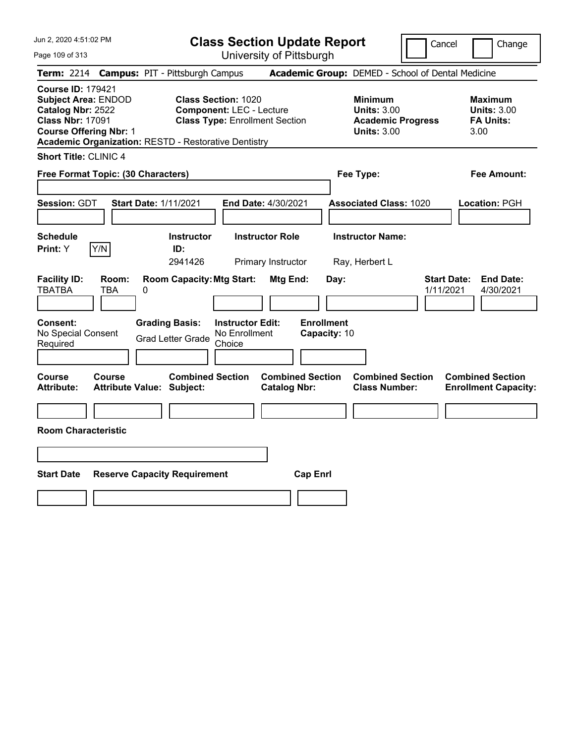# Class Section Update Report

University of Pittsburgh

Cancel | Change

Jun 2, 2020 4:51:02 PM

**Term:** 2214 **Campus:** PIT - Pittsburgh Campus **Academic Group:** DEMED - School of Dental Medicine

**Course ID:** 179421
**Subject Area:** ENDOD
**Catalog Nbr:** 2522
**Class Nbr:** 17091
**Course Offering Nbr:** 1
**Academic Organization:** RESTD - Restorative Dentistry

**Class Section:** 1020
**Component:** LEC - Lecture
**Class Type:** Enrollment Section

**Minimum Units:** 3.00
**Academic Progress Units:** 3.00

**Maximum Units:** 3.00
**FA Units:** 3.00

**Short Title:** CLINIC 4

**Free Format Topic: (30 Characters)**

**Fee Type:**

**Fee Amount:**

**Session:** GDT **Start Date:** 1/11/2021 **End Date:** 4/30/2021 **Associated Class:** 1020 **Location:** PGH

**Schedule Print:** Y [Y/N]

| Instructor ID | Instructor Role | Instructor Name |
|---|---|---|
| 2941426 | Primary Instructor | Ray, Herbert L |

| Facility ID | Room | Room Capacity | Mtg Start | Mtg End | Day | Start Date | End Date |
|---|---|---|---|---|---|---|---|
| TBATBA | TBA | 0 | | | | 1/11/2021 | 4/30/2021 |

**Consent:** No Special Consent Required
**Grading Basis:** Grad Letter Grade
**Instructor Edit:** No Enrollment Choice
**Enrollment Capacity:** 10

| Course Attribute | Course Attribute Value | Combined Section Subject | Combined Section Catalog Nbr | Combined Section Class Number | Combined Section Enrollment Capacity |
|---|---|---|---|---|---|
| | | | | | |

**Room Characteristic**

| Start Date | Reserve Capacity Requirement | Cap Enrl |
|---|---|---|
| | | |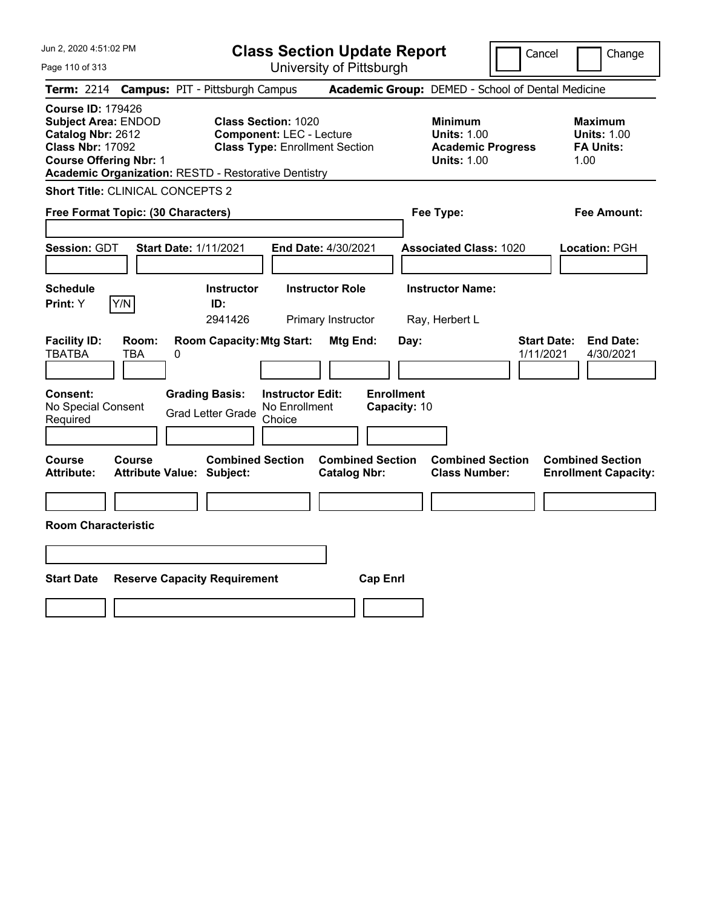# Class Section Update Report

University of Pittsburgh

Cancel | Change

**Term:** 2214 **Campus:** PIT - Pittsburgh Campus **Academic Group:** DEMED - School of Dental Medicine

**Course ID:** 179426
**Subject Area:** ENDOD
**Catalog Nbr:** 2612
**Class Nbr:** 17092
**Course Offering Nbr:** 1
**Academic Organization:** RESTD - Restorative Dentistry

**Class Section:** 1020
**Component:** LEC - Lecture
**Class Type:** Enrollment Section

**Minimum Units:** 1.00
**Academic Progress Units:** 1.00

**Maximum Units:** 1.00
**FA Units:** 1.00

**Short Title:** CLINICAL CONCEPTS 2

**Free Format Topic: (30 Characters)**

**Fee Type:**

**Fee Amount:**

**Session:** GDT **Start Date:** 1/11/2021 **End Date:** 4/30/2021 **Associated Class:** 1020 **Location:** PGH

| Schedule Print | Instructor ID | Instructor Role | Instructor Name |
|---|---|---|---|
| Y (Y/N) | 2941426 | Primary Instructor | Ray, Herbert L |

| Facility ID | Room | Room Capacity | Mtg Start | Mtg End | Day | Start Date | End Date |
|---|---|---|---|---|---|---|---|
| TBATBA | TBA | 0 | | | | 1/11/2021 | 4/30/2021 |

**Consent:** No Special Consent Required
**Grading Basis:** Grad Letter Grade
**Instructor Edit:** No Enrollment Choice
**Enrollment Capacity:** 10

| Course Attribute | Course Attribute Value | Combined Section Subject | Combined Section Catalog Nbr | Combined Section Class Number | Combined Section Enrollment Capacity |
|---|---|---|---|---|---|
| | | | | | |

**Room Characteristic**

| Start Date | Reserve Capacity Requirement | Cap Enrl |
|---|---|---|
| | | |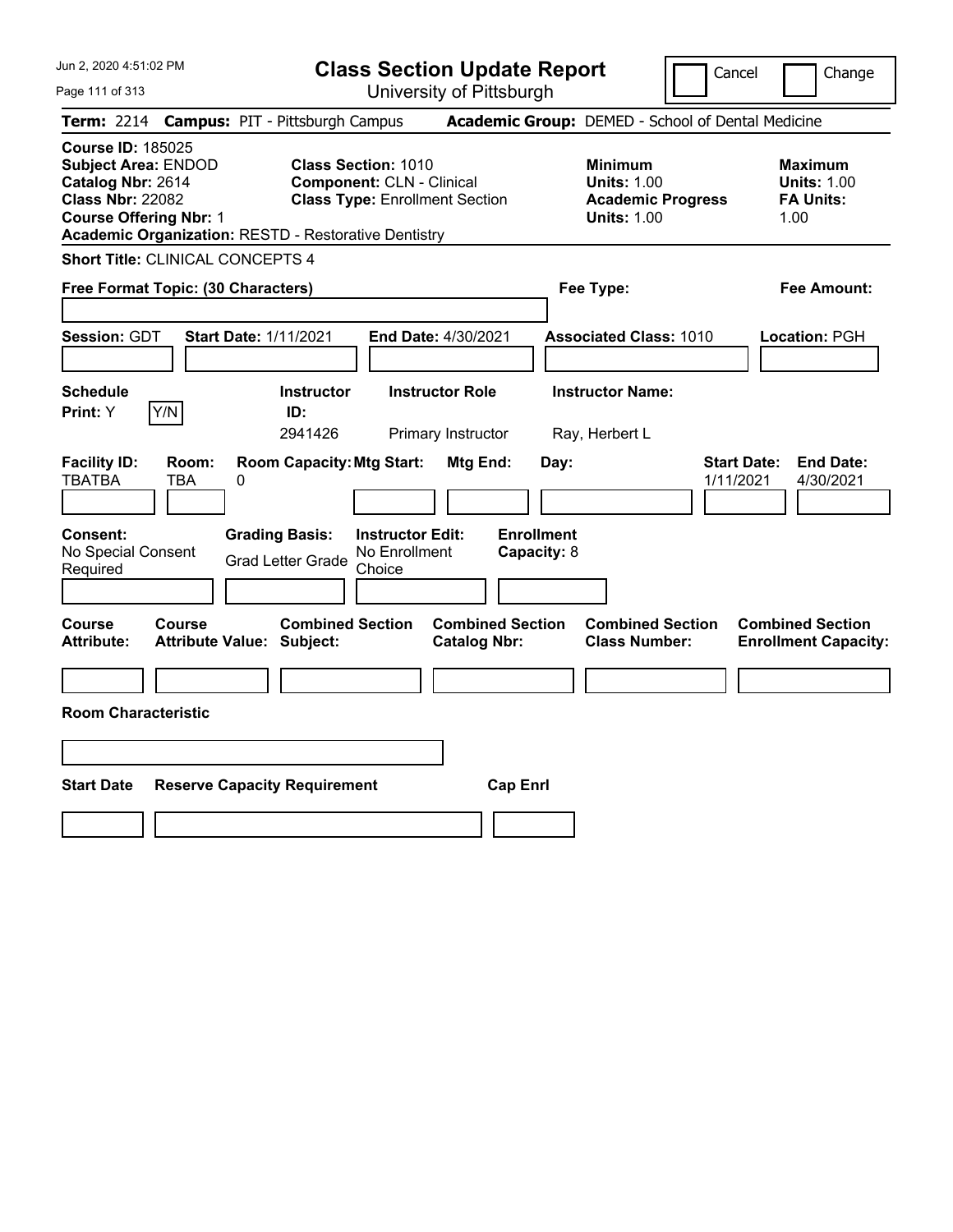Jun 2, 2020 4:51:02 PM

# Class Section Update Report

University of Pittsburgh

Cancel | Change

**Term:** 2214 **Campus:** PIT - Pittsburgh Campus **Academic Group:** DEMED - School of Dental Medicine

**Course ID:** 185025
**Subject Area:** ENDOD
**Catalog Nbr:** 2614
**Class Nbr:** 22082
**Course Offering Nbr:** 1
**Academic Organization:** RESTD - Restorative Dentistry

**Class Section:** 1010
**Component:** CLN - Clinical
**Class Type:** Enrollment Section

**Minimum Units:** 1.00
**Academic Progress Units:** 1.00

**Maximum Units:** 1.00
**FA Units:** 1.00

**Short Title:** CLINICAL CONCEPTS 4

**Free Format Topic: (30 Characters)**

**Fee Type:**

**Fee Amount:**

**Session:** GDT **Start Date:** 1/11/2021 **End Date:** 4/30/2021 **Associated Class:** 1010 **Location:** PGH

| Schedule Print: | Instructor ID: | Instructor Role | Instructor Name: |
|---|---|---|---|
| Y [Y/N] | 2941426 | Primary Instructor | Ray, Herbert L |

| Facility ID: | Room: | Room Capacity: | Mtg Start: | Mtg End: | Day: | Start Date: | End Date: |
|---|---|---|---|---|---|---|---|
| TBATBA | TBA | 0 | | | | 1/11/2021 | 4/30/2021 |

| Consent: | Grading Basis: | Instructor Edit: | Enrollment Capacity: |
|---|---|---|---|
| No Special Consent Required | Grad Letter Grade | No Enrollment Choice | 8 |

| Course Attribute: | Course Attribute Value: | Combined Section Subject: | Combined Section Catalog Nbr: | Combined Section Class Number: | Combined Section Enrollment Capacity: |
|---|---|---|---|---|---|
| | | | | | |

**Room Characteristic**

| Start Date | Reserve Capacity Requirement | Cap Enrl |
|---|---|---|
| | | |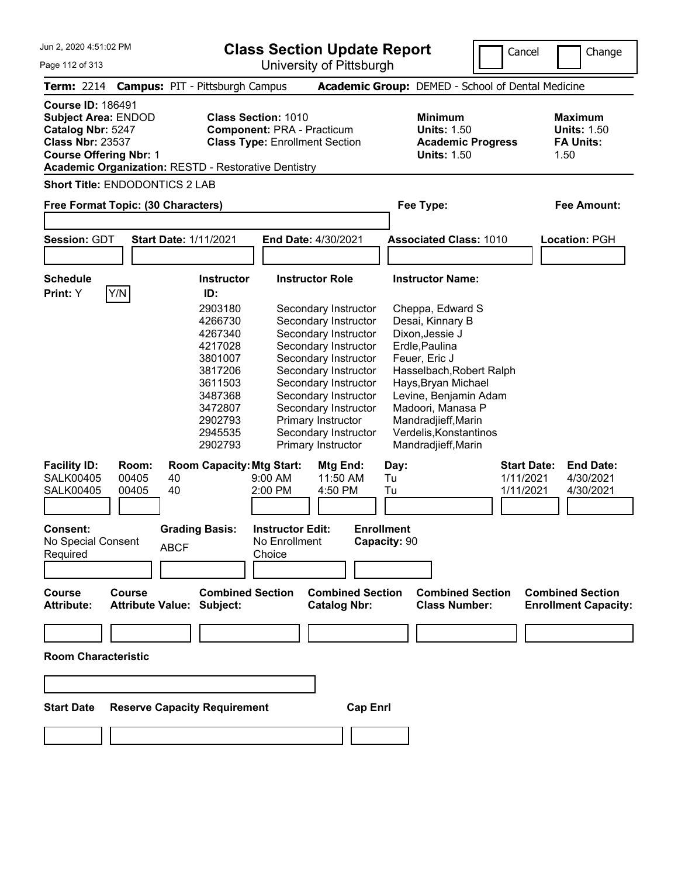# Class Section Update Report

University of Pittsburgh

Cancel | Change

**Term:** 2214 **Campus:** PIT - Pittsburgh Campus **Academic Group:** DEMED - School of Dental Medicine

**Course ID:** 186491
**Subject Area:** ENDOD
**Catalog Nbr:** 5247
**Class Nbr:** 23537
**Course Offering Nbr:** 1
**Academic Organization:** RESTD - Restorative Dentistry

**Class Section:** 1010
**Component:** PRA - Practicum
**Class Type:** Enrollment Section

**Minimum Units:** 1.50
**Academic Progress Units:** 1.50

**Maximum Units:** 1.50
**FA Units:** 1.50

**Short Title:** ENDODONTICS 2 LAB

**Free Format Topic: (30 Characters)**

**Fee Type:**

**Fee Amount:**

**Session:** GDT **Start Date:** 1/11/2021 **End Date:** 4/30/2021 **Associated Class:** 1010 **Location:** PGH

**Schedule Print:** Y Y/N

| Instructor ID: | Instructor Role | Instructor Name: |
|---|---|---|
| 2903180 | Secondary Instructor | Cheppa, Edward S |
| 4266730 | Secondary Instructor | Desai, Kinnary B |
| 4267340 | Secondary Instructor | Dixon,Jessie J |
| 4217028 | Secondary Instructor | Erdle,Paulina |
| 3801007 | Secondary Instructor | Feuer, Eric J |
| 3817206 | Secondary Instructor | Hasselbach,Robert Ralph |
| 3611503 | Secondary Instructor | Hays,Bryan Michael |
| 3487368 | Secondary Instructor | Levine, Benjamin Adam |
| 3472807 | Secondary Instructor | Madoori, Manasa P |
| 2902793 | Primary Instructor | Mandradjieff,Marin |
| 2945535 | Secondary Instructor | Verdelis,Konstantinos |
| 2902793 | Primary Instructor | Mandradjieff,Marin |

| Facility ID: | Room: | Room Capacity: | Mtg Start: | Mtg End: | Day: | Start Date: | End Date: |
|---|---|---|---|---|---|---|---|
| SALK00405 | 00405 | 40 | 9:00 AM | 11:50 AM | Tu | 1/11/2021 | 4/30/2021 |
| SALK00405 | 00405 | 40 | 2:00 PM | 4:50 PM | Tu | 1/11/2021 | 4/30/2021 |

**Consent:** No Special Consent Required

**Grading Basis:** ABCF

**Instructor Edit:** No Enrollment Choice

**Enrollment Capacity:** 90

| Course Attribute: | Course Attribute Value: | Combined Section Subject: | Combined Section Catalog Nbr: | Combined Section Class Number: | Combined Section Enrollment Capacity: |
|---|---|---|---|---|---|
| | | | | | |

**Room Characteristic**

| Start Date | Reserve Capacity Requirement | Cap Enrl |
|---|---|---|
| | | |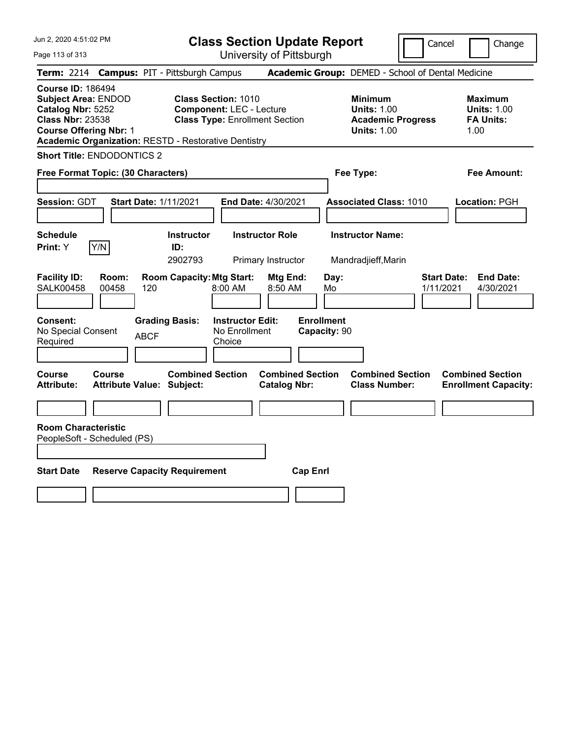Jun 2, 2020 4:51:02 PM

# Class Section Update Report

University of Pittsburgh

Cancel | Change

**Term:** 2214 **Campus:** PIT - Pittsburgh Campus **Academic Group:** DEMED - School of Dental Medicine

**Course ID:** 186494
**Subject Area:** ENDOD
**Catalog Nbr:** 5252
**Class Nbr:** 23538
**Course Offering Nbr:** 1
**Academic Organization:** RESTD - Restorative Dentistry

**Class Section:** 1010
**Component:** LEC - Lecture
**Class Type:** Enrollment Section

**Minimum Units:** 1.00
**Academic Progress Units:** 1.00

**Maximum Units:** 1.00
**FA Units:** 1.00

**Short Title:** ENDODONTICS 2

**Free Format Topic: (30 Characters)**

**Fee Type:**

**Fee Amount:**

**Session:** GDT **Start Date:** 1/11/2021 **End Date:** 4/30/2021 **Associated Class:** 1010 **Location:** PGH

| Schedule Print | Y/N | Instructor ID | Instructor Role | Instructor Name |
|---|---|---|---|---|
| Y | | 2902793 | Primary Instructor | Mandradjieff,Marin |

| Facility ID | Room | Room Capacity | Mtg Start | Mtg End | Day | Start Date | End Date |
|---|---|---|---|---|---|---|---|
| SALK00458 | 00458 | 120 | 8:00 AM | 8:50 AM | Mo | 1/11/2021 | 4/30/2021 |

| Consent | Grading Basis | Instructor Edit | Enrollment Capacity |
|---|---|---|---|
| No Special Consent Required | ABCF | No Enrollment Choice | 90 |

| Course Attribute | Course Attribute Value | Combined Section Subject | Combined Section Catalog Nbr | Combined Section Class Number | Combined Section Enrollment Capacity |
|---|---|---|---|---|---|
| | | | | | |

**Room Characteristic**
PeopleSoft - Scheduled (PS)

| Start Date | Reserve Capacity Requirement | Cap Enrl |
|---|---|---|
| | | |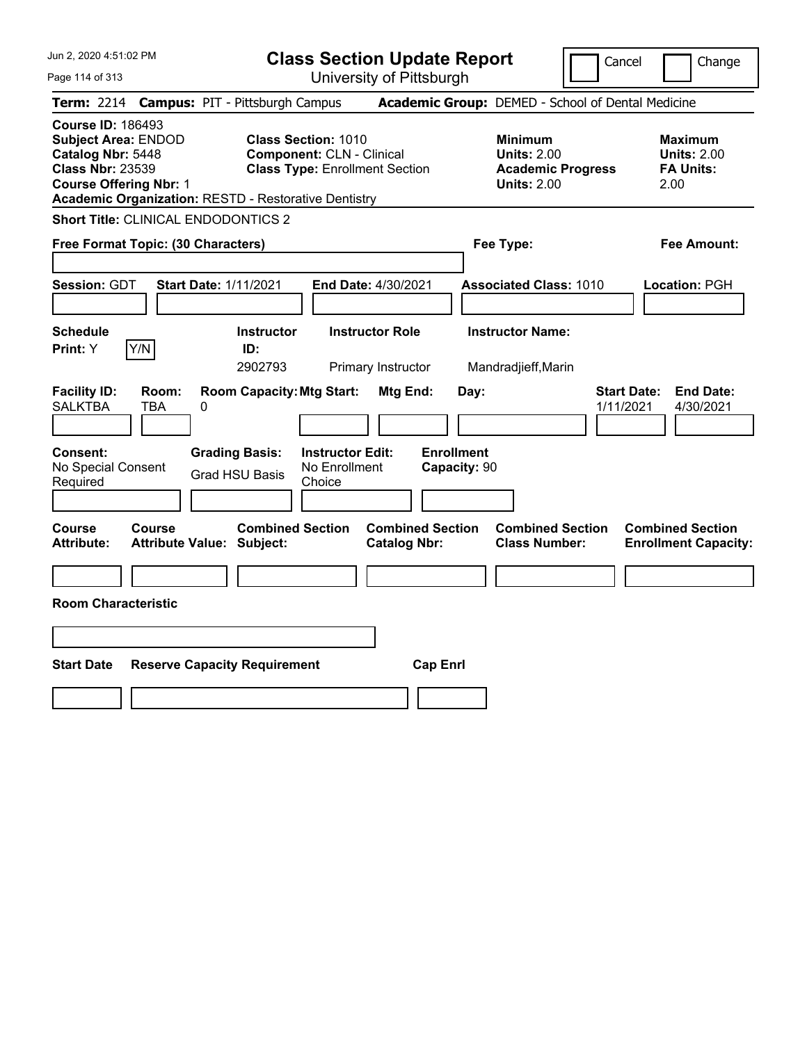# Class Section Update Report

University of Pittsburgh

Jun 2, 2020 4:51:02 PM

Cancel | Change

**Term:** 2214 **Campus:** PIT - Pittsburgh Campus **Academic Group:** DEMED - School of Dental Medicine

**Course ID:** 186493
**Subject Area:** ENDOD
**Catalog Nbr:** 5448
**Class Nbr:** 23539
**Course Offering Nbr:** 1
**Academic Organization:** RESTD - Restorative Dentistry

**Class Section:** 1010
**Component:** CLN - Clinical
**Class Type:** Enrollment Section

**Minimum Units:** 2.00
**Academic Progress Units:** 2.00

**Maximum Units:** 2.00
**FA Units:** 2.00

**Short Title:** CLINICAL ENDODONTICS 2

**Free Format Topic: (30 Characters)**

**Fee Type:**

**Fee Amount:**

**Session:** GDT **Start Date:** 1/11/2021 **End Date:** 4/30/2021 **Associated Class:** 1010 **Location:** PGH

| Schedule Print: | Instructor ID: | Instructor Role | Instructor Name: |
|---|---|---|---|
| Y (Y/N) | 2902793 | Primary Instructor | Mandradjieff,Marin |

| Facility ID: | Room: | Room Capacity: | Mtg Start: | Mtg End: | Day: | Start Date: | End Date: |
|---|---|---|---|---|---|---|---|
| SALKTBA | TBA | 0 | | | | 1/11/2021 | 4/30/2021 |

| Consent: | Grading Basis: | Instructor Edit: | Enrollment Capacity: |
|---|---|---|---|
| No Special Consent Required | Grad HSU Basis | No Enrollment Choice | 90 |

| Course Attribute: | Course Attribute Value: | Combined Section Subject: | Combined Section Catalog Nbr: | Combined Section Class Number: | Combined Section Enrollment Capacity: |
|---|---|---|---|---|---|
| | | | | | |

**Room Characteristic**

| Start Date | Reserve Capacity Requirement | Cap Enrl |
|---|---|---|
| | | |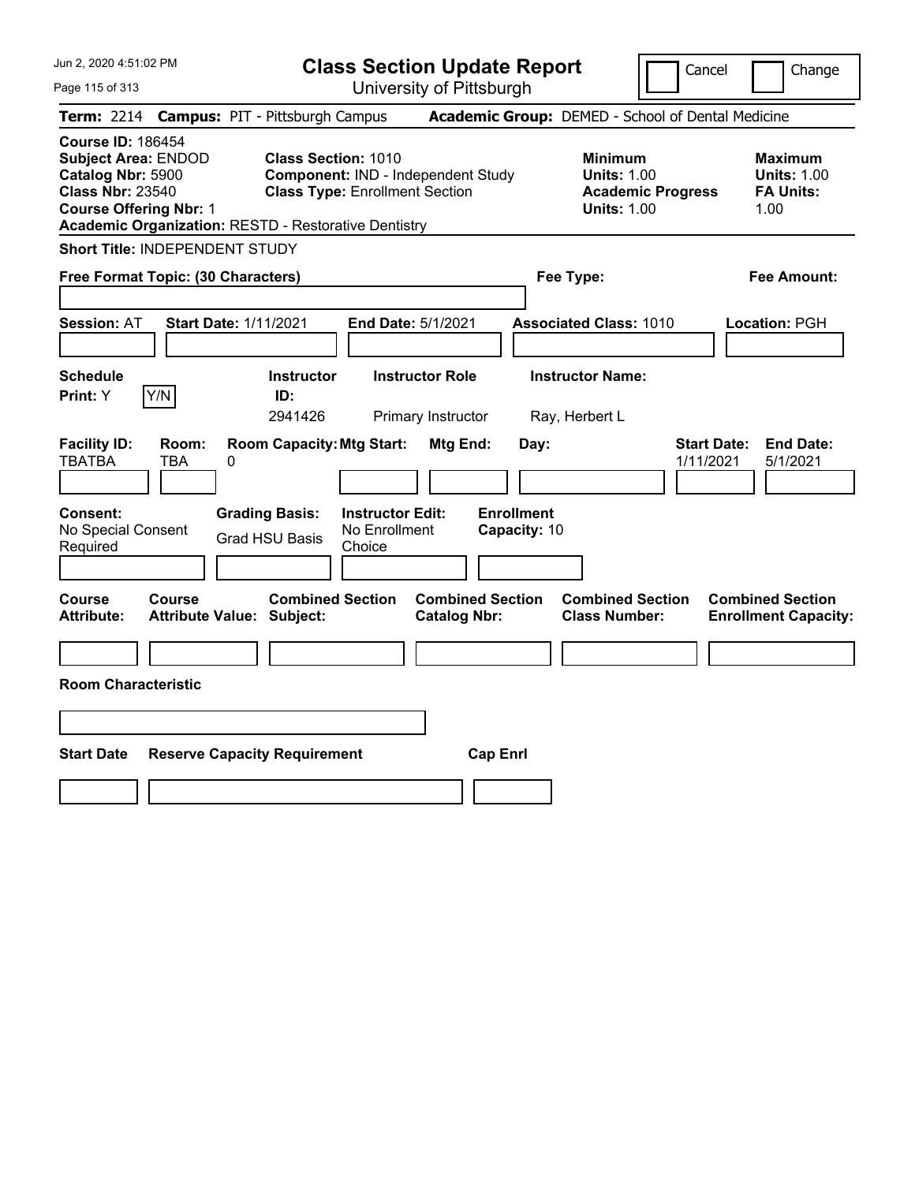Jun 2, 2020 4:51:02 PM

# Class Section Update Report

University of Pittsburgh

Cancel | Change

**Term:** 2214 **Campus:** PIT - Pittsburgh Campus **Academic Group:** DEMED - School of Dental Medicine

**Course ID:** 186454
**Subject Area:** ENDOD
**Catalog Nbr:** 5900
**Class Nbr:** 23540
**Course Offering Nbr:** 1
**Academic Organization:** RESTD - Restorative Dentistry

**Class Section:** 1010
**Component:** IND - Independent Study
**Class Type:** Enrollment Section

**Minimum Units:** 1.00
**Academic Progress Units:** 1.00

**Maximum Units:** 1.00
**FA Units:** 1.00

**Short Title:** INDEPENDENT STUDY

**Free Format Topic: (30 Characters)**

**Fee Type:**

**Fee Amount:**

**Session:** AT **Start Date:** 1/11/2021 **End Date:** 5/1/2021 **Associated Class:** 1010 **Location:** PGH

| Schedule Print | Instructor ID | Instructor Role | Instructor Name |
|---|---|---|---|
| Y (Y/N) | 2941426 | Primary Instructor | Ray, Herbert L |

| Facility ID | Room | Room Capacity | Mtg Start | Mtg End | Day | Start Date | End Date |
|---|---|---|---|---|---|---|---|
| TBATBA | TBA | 0 | | | | 1/11/2021 | 5/1/2021 |

| Consent | Grading Basis | Instructor Edit | Enrollment Capacity |
|---|---|---|---|
| No Special Consent Required | Grad HSU Basis | No Enrollment Choice | 10 |

| Course Attribute | Course Attribute Value | Combined Section Subject | Combined Section Catalog Nbr | Combined Section Class Number | Combined Section Enrollment Capacity |
|---|---|---|---|---|---|
| | | | | | |

**Room Characteristic**

| Start Date | Reserve Capacity Requirement | Cap Enrl |
|---|---|---|
| | | |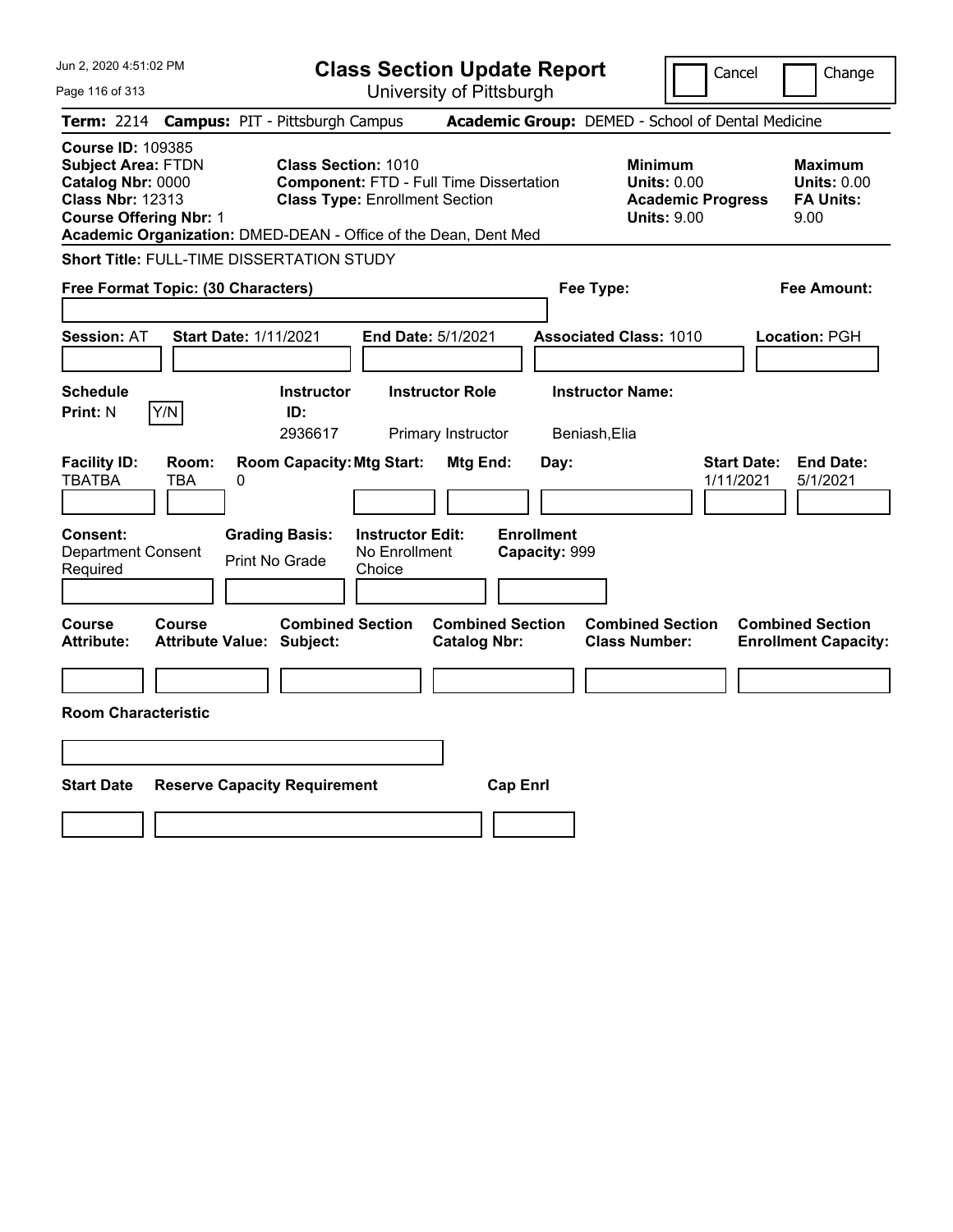# Class Section Update Report

University of Pittsburgh

Cancel | Change

**Term:** 2214 **Campus:** PIT - Pittsburgh Campus **Academic Group:** DEMED - School of Dental Medicine

**Course ID:** 109385
**Subject Area:** FTDN
**Catalog Nbr:** 0000
**Class Nbr:** 12313
**Course Offering Nbr:** 1

**Class Section:** 1010
**Component:** FTD - Full Time Dissertation
**Class Type:** Enrollment Section

**Minimum Units:** 0.00
**Academic Progress Units:** 9.00

**Maximum Units:** 0.00
**FA Units:** 9.00

**Academic Organization:** DMED-DEAN - Office of the Dean, Dent Med

**Short Title:** FULL-TIME DISSERTATION STUDY

**Free Format Topic: (30 Characters)**

**Fee Type:**

**Fee Amount:**

**Session:** AT **Start Date:** 1/11/2021 **End Date:** 5/1/2021 **Associated Class:** 1010 **Location:** PGH

| Schedule Print | | Instructor ID | Instructor Role | Instructor Name |
|---|---|---|---|---|
| N | Y/N | 2936617 | Primary Instructor | Beniash,Elia |

| Facility ID | Room | Room Capacity | Mtg Start | Mtg End | Day | Start Date | End Date |
|---|---|---|---|---|---|---|---|
| TBATBA | TBA | 0 | | | | 1/11/2021 | 5/1/2021 |

**Consent:** Department Consent Required
**Grading Basis:** Print No Grade
**Instructor Edit:** No Enrollment Choice
**Enrollment Capacity:** 999

| Course Attribute | Course Attribute Value | Combined Section Subject | Combined Section Catalog Nbr | Combined Section Class Number | Combined Section Enrollment Capacity |
|---|---|---|---|---|---|
| | | | | | |

**Room Characteristic**

| Start Date | Reserve Capacity Requirement | Cap Enrl |
|---|---|---|
| | | |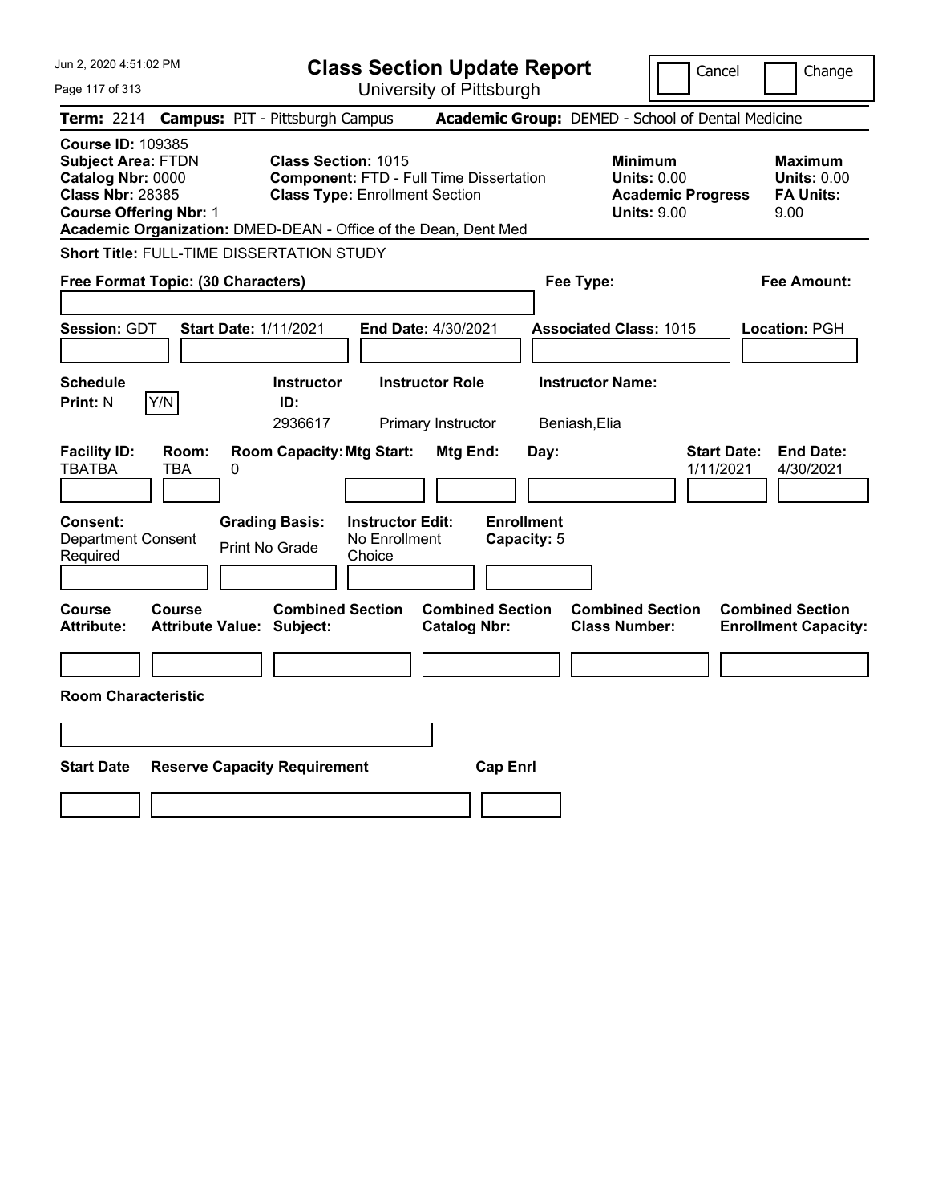# Class Section Update Report

University of Pittsburgh

Jun 2, 2020 4:51:02 PM

Cancel | Change

**Term:** 2214 **Campus:** PIT - Pittsburgh Campus **Academic Group:** DEMED - School of Dental Medicine

**Course ID:** 109385
**Subject Area:** FTDN
**Catalog Nbr:** 0000
**Class Nbr:** 28385
**Course Offering Nbr:** 1

**Class Section:** 1015
**Component:** FTD - Full Time Dissertation
**Class Type:** Enrollment Section

**Minimum Units:** 0.00
**Academic Progress Units:** 9.00

**Maximum Units:** 0.00
**FA Units:** 9.00

**Academic Organization:** DMED-DEAN - Office of the Dean, Dent Med

**Short Title:** FULL-TIME DISSERTATION STUDY

**Free Format Topic: (30 Characters)**

**Fee Type:**

**Fee Amount:**

**Session:** GDT **Start Date:** 1/11/2021 **End Date:** 4/30/2021 **Associated Class:** 1015 **Location:** PGH

| Schedule Print | Instructor ID | Instructor Role | Instructor Name |
|---|---|---|---|
| N (Y/N) | 2936617 | Primary Instructor | Beniash,Elia |

| Facility ID | Room | Room Capacity | Mtg Start | Mtg End | Day | Start Date | End Date |
|---|---|---|---|---|---|---|---|
| TBATBA | TBA | 0 | | | | 1/11/2021 | 4/30/2021 |

| Consent | Grading Basis | Instructor Edit | Enrollment Capacity |
|---|---|---|---|
| Department Consent Required | Print No Grade | No Enrollment Choice | 5 |

| Course Attribute | Course Attribute Value | Combined Section Subject | Combined Section Catalog Nbr | Combined Section Class Number | Combined Section Enrollment Capacity |
|---|---|---|---|---|---|
| | | | | | |

**Room Characteristic**

| Start Date | Reserve Capacity Requirement | Cap Enrl |
|---|---|---|
| | | |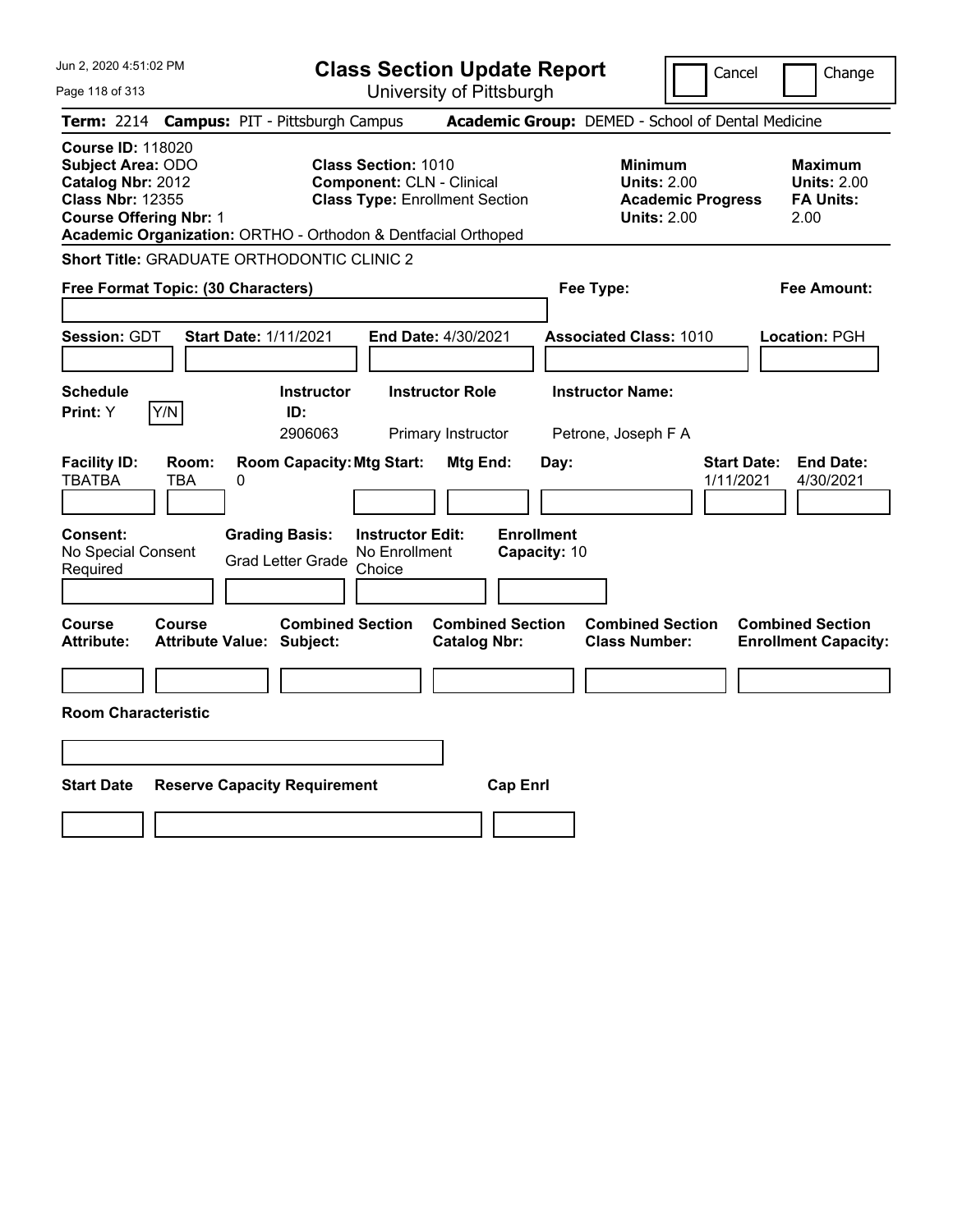# Class Section Update Report

University of Pittsburgh

Cancel | Change

**Term:** 2214 **Campus:** PIT - Pittsburgh Campus **Academic Group:** DEMED - School of Dental Medicine

**Course ID:** 118020
**Subject Area:** ODO
**Catalog Nbr:** 2012
**Class Nbr:** 12355
**Course Offering Nbr:** 1
**Academic Organization:** ORTHO - Orthodon & Dentfacial Orthoped

**Class Section:** 1010
**Component:** CLN - Clinical
**Class Type:** Enrollment Section

| | Minimum | Maximum |
|---|---|---|
| Units | 2.00 | 2.00 |
| Academic Progress Units / FA Units | 2.00 | 2.00 |

**Short Title:** GRADUATE ORTHODONTIC CLINIC 2

**Free Format Topic: (30 Characters)**

**Fee Type:**

**Fee Amount:**

**Session:** GDT **Start Date:** 1/11/2021 **End Date:** 4/30/2021 **Associated Class:** 1010 **Location:** PGH

| Schedule Print | Instructor ID | Instructor Role | Instructor Name |
|---|---|---|---|
| Y | 2906063 | Primary Instructor | Petrone, Joseph F A |

| Facility ID | Room | Room Capacity | Mtg Start | Mtg End | Day | Start Date | End Date |
|---|---|---|---|---|---|---|---|
| TBATBA | TBA | 0 | | | | 1/11/2021 | 4/30/2021 |

**Consent:** No Special Consent Required
**Grading Basis:** Grad Letter Grade
**Instructor Edit:** No Enrollment Choice
**Enrollment Capacity:** 10

| Course Attribute | Course Attribute Value | Combined Section Subject | Combined Section Catalog Nbr | Combined Section Class Number | Combined Section Enrollment Capacity |
|---|---|---|---|---|---|
| | | | | | |

**Room Characteristic**

| Start Date | Reserve Capacity Requirement | Cap Enrl |
|---|---|---|
| | | |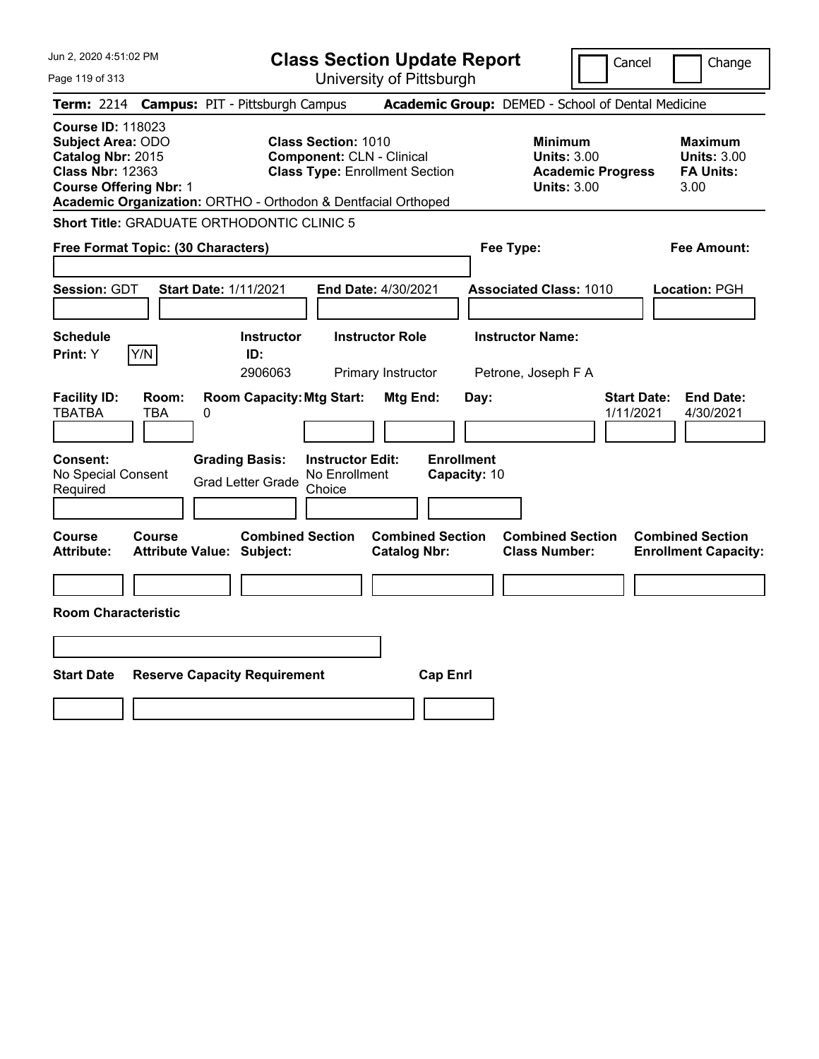# Class Section Update Report

University of Pittsburgh

Cancel | Change

**Term:** 2214 **Campus:** PIT - Pittsburgh Campus **Academic Group:** DEMED - School of Dental Medicine

**Course ID:** 118023
**Subject Area:** ODO
**Catalog Nbr:** 2015
**Class Nbr:** 12363
**Course Offering Nbr:** 1
**Academic Organization:** ORTHO - Orthodon & Dentfacial Orthoped

**Class Section:** 1010
**Component:** CLN - Clinical
**Class Type:** Enrollment Section

**Minimum**
**Units:** 3.00
**Academic Progress Units:** 3.00

**Maximum**
**Units:** 3.00
**FA Units:** 3.00

**Short Title:** GRADUATE ORTHODONTIC CLINIC 5

**Free Format Topic: (30 Characters)**

**Fee Type:**

**Fee Amount:**

**Session:** GDT **Start Date:** 1/11/2021 **End Date:** 4/30/2021 **Associated Class:** 1010 **Location:** PGH

**Schedule Print:** Y [Y/N]

| Instructor ID: | Instructor Role | Instructor Name: |
|---|---|---|
| 2906063 | Primary Instructor | Petrone, Joseph F A |

| Facility ID: | Room: | Room Capacity: | Mtg Start: | Mtg End: | Day: | Start Date: | End Date: |
|---|---|---|---|---|---|---|---|
| TBATBA | TBA | 0 | | | | 1/11/2021 | 4/30/2021 |

**Consent:** No Special Consent Required
**Grading Basis:** Grad Letter Grade
**Instructor Edit:** No Enrollment Choice
**Enrollment Capacity:** 10

| Course Attribute: | Course Attribute Value: | Combined Section Subject: | Combined Section Catalog Nbr: | Combined Section Class Number: | Combined Section Enrollment Capacity: |
|---|---|---|---|---|---|
| | | | | | |

**Room Characteristic**

| Start Date | Reserve Capacity Requirement | Cap Enrl |
|---|---|---|
| | | |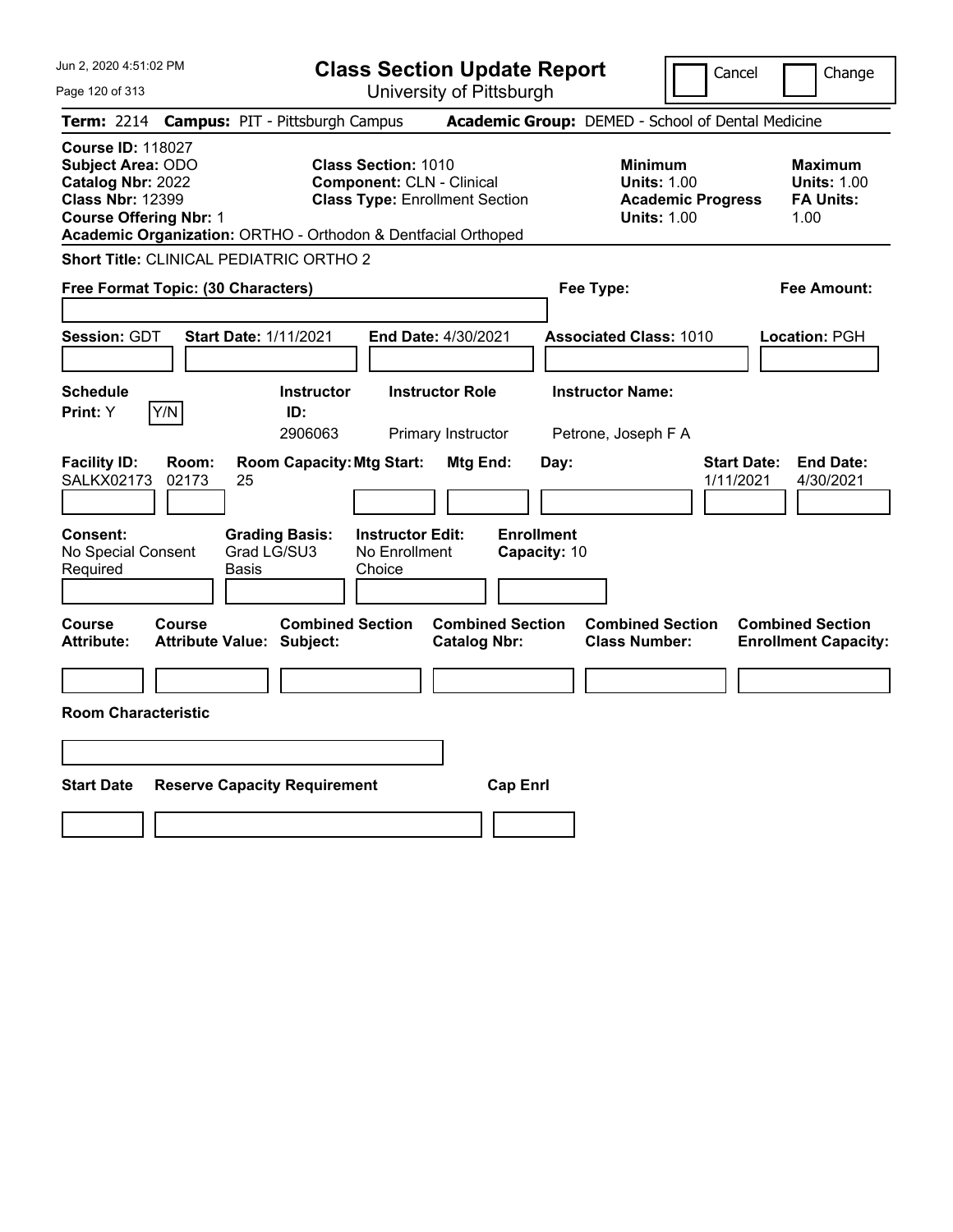# Class Section Update Report

University of Pittsburgh

Jun 2, 2020 4:51:02 PM

Cancel | Change

**Term:** 2214 **Campus:** PIT - Pittsburgh Campus **Academic Group:** DEMED - School of Dental Medicine

**Course ID:** 118027
**Subject Area:** ODO
**Catalog Nbr:** 2022
**Class Nbr:** 12399
**Course Offering Nbr:** 1
**Academic Organization:** ORTHO - Orthodon & Dentfacial Orthoped

**Class Section:** 1010
**Component:** CLN - Clinical
**Class Type:** Enrollment Section

**Minimum**
**Units:** 1.00
**Academic Progress Units:** 1.00

**Maximum**
**Units:** 1.00
**FA Units:** 1.00

**Short Title:** CLINICAL PEDIATRIC ORTHO 2

**Free Format Topic: (30 Characters)**

**Fee Type:**

**Fee Amount:**

**Session:** GDT **Start Date:** 1/11/2021 **End Date:** 4/30/2021 **Associated Class:** 1010 **Location:** PGH

| Schedule Print | Instructor ID | Instructor Role | Instructor Name |
|---|---|---|---|
| Y | 2906063 | Primary Instructor | Petrone, Joseph F A |

| Facility ID | Room | Room Capacity | Mtg Start | Mtg End | Day | Start Date | End Date |
|---|---|---|---|---|---|---|---|
| SALKX02173 | 02173 | 25 | | | | 1/11/2021 | 4/30/2021 |

**Consent:** No Special Consent Required
**Grading Basis:** Grad LG/SU3 Basis
**Instructor Edit:** No Enrollment Choice
**Enrollment Capacity:** 10

| Course Attribute | Course Attribute Value | Combined Section Subject | Combined Section Catalog Nbr | Combined Section Class Number | Combined Section Enrollment Capacity |
|---|---|---|---|---|---|
| | | | | | |

**Room Characteristic**

| Start Date | Reserve Capacity Requirement | Cap Enrl |
|---|---|---|
| | | |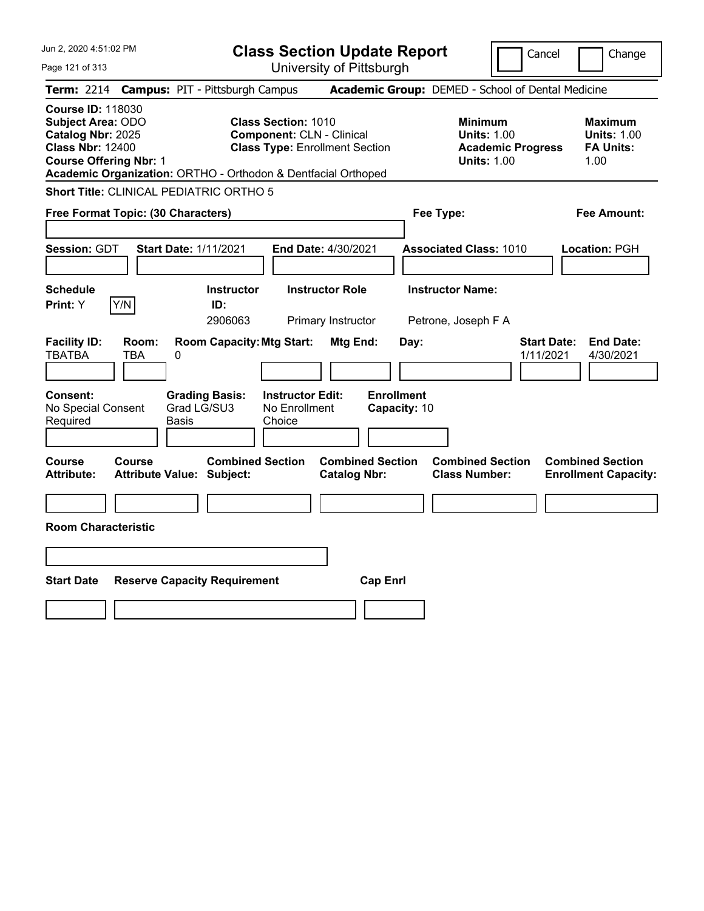# Class Section Update Report

University of Pittsburgh

Cancel | Change

**Term:** 2214 **Campus:** PIT - Pittsburgh Campus **Academic Group:** DEMED - School of Dental Medicine

**Course ID:** 118030
**Subject Area:** ODO
**Catalog Nbr:** 2025
**Class Nbr:** 12400
**Course Offering Nbr:** 1
**Academic Organization:** ORTHO - Orthodon & Dentfacial Orthoped

**Class Section:** 1010
**Component:** CLN - Clinical
**Class Type:** Enrollment Section

**Minimum Units:** 1.00
**Academic Progress Units:** 1.00

**Maximum Units:** 1.00
**FA Units:** 1.00

**Short Title:** CLINICAL PEDIATRIC ORTHO 5

**Free Format Topic: (30 Characters)**

**Fee Type:**

**Fee Amount:**

**Session:** GDT **Start Date:** 1/11/2021 **End Date:** 4/30/2021 **Associated Class:** 1010 **Location:** PGH

| Schedule Print | Instructor ID | Instructor Role | Instructor Name |
|---|---|---|---|
| Y | 2906063 | Primary Instructor | Petrone, Joseph F A |

| Facility ID | Room | Room Capacity | Mtg Start | Mtg End | Day | Start Date | End Date |
|---|---|---|---|---|---|---|---|
| TBATBA | TBA | 0 | | | | 1/11/2021 | 4/30/2021 |

**Consent:** No Special Consent Required
**Grading Basis:** Grad LG/SU3 Basis
**Instructor Edit:** No Enrollment Choice
**Enrollment Capacity:** 10

| Course Attribute | Course Attribute Value | Combined Section Subject | Combined Section Catalog Nbr | Combined Section Class Number | Combined Section Enrollment Capacity |
|---|---|---|---|---|---|
| | | | | | |

**Room Characteristic**

| Start Date | Reserve Capacity Requirement | Cap Enrl |
|---|---|---|
| | | |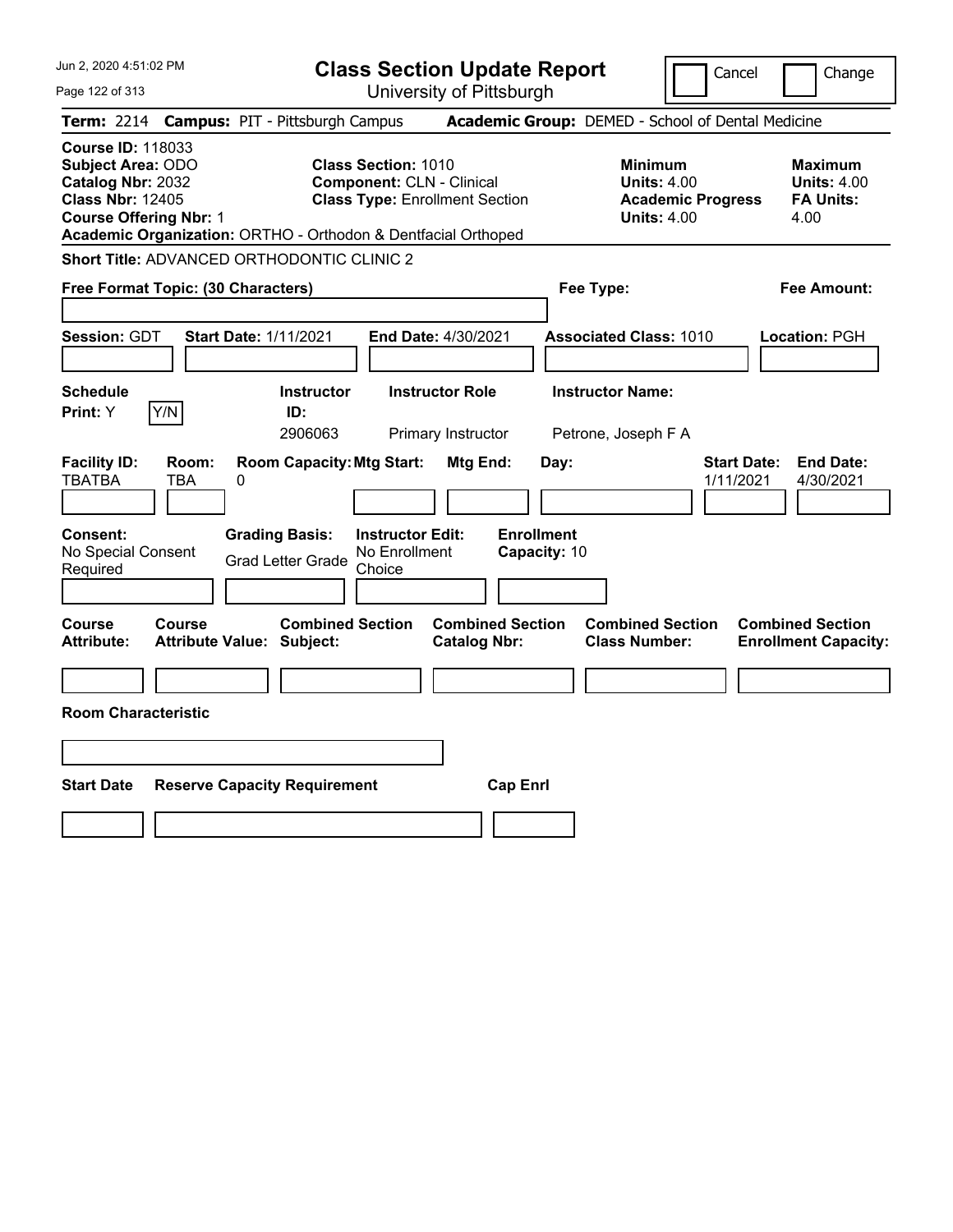# Class Section Update Report

University of Pittsburgh

Cancel | Change

**Term:** 2214 **Campus:** PIT - Pittsburgh Campus **Academic Group:** DEMED - School of Dental Medicine

**Course ID:** 118033
**Subject Area:** ODO
**Catalog Nbr:** 2032
**Class Nbr:** 12405
**Course Offering Nbr:** 1
**Academic Organization:** ORTHO - Orthodon & Dentfacial Orthoped

**Class Section:** 1010
**Component:** CLN - Clinical
**Class Type:** Enrollment Section

**Minimum Units:** 4.00
**Academic Progress Units:** 4.00

**Maximum Units:** 4.00
**FA Units:** 4.00

**Short Title:** ADVANCED ORTHODONTIC CLINIC 2

**Free Format Topic: (30 Characters)**

**Fee Type:**

**Fee Amount:**

**Session:** GDT **Start Date:** 1/11/2021 **End Date:** 4/30/2021 **Associated Class:** 1010 **Location:** PGH

| Schedule Print | Instructor ID | Instructor Role | Instructor Name |
| --- | --- | --- | --- |
| Y (Y/N) | 2906063 | Primary Instructor | Petrone, Joseph F A |

| Facility ID | Room | Room Capacity | Mtg Start | Mtg End | Day | Start Date | End Date |
| --- | --- | --- | --- | --- | --- | --- | --- |
| TBATBA | TBA | 0 | | | | 1/11/2021 | 4/30/2021 |

**Consent:** No Special Consent Required
**Grading Basis:** Grad Letter Grade
**Instructor Edit:** No Enrollment Choice
**Enrollment Capacity:** 10

| Course Attribute | Course Attribute Value | Combined Section Subject | Combined Section Catalog Nbr | Combined Section Class Number | Combined Section Enrollment Capacity |
| --- | --- | --- | --- | --- | --- |
| | | | | | |

**Room Characteristic**

| Start Date | Reserve Capacity Requirement | Cap Enrl |
| --- | --- | --- |
| | | |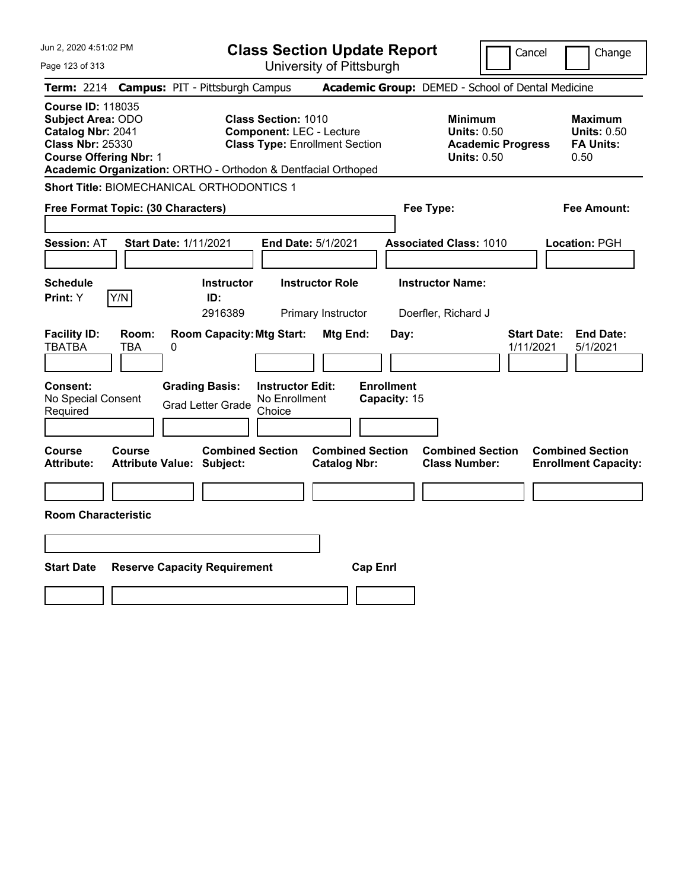# Class Section Update Report

University of Pittsburgh

Cancel | Change

**Term:** 2214 **Campus:** PIT - Pittsburgh Campus **Academic Group:** DEMED - School of Dental Medicine

**Course ID:** 118035
**Subject Area:** ODO
**Catalog Nbr:** 2041
**Class Nbr:** 25330
**Course Offering Nbr:** 1
**Academic Organization:** ORTHO - Orthodon & Dentfacial Orthoped

**Class Section:** 1010
**Component:** LEC - Lecture
**Class Type:** Enrollment Section

**Minimum**
**Units:** 0.50
**Academic Progress Units:** 0.50

**Maximum**
**Units:** 0.50
**FA Units:** 0.50

**Short Title:** BIOMECHANICAL ORTHODONTICS 1

**Free Format Topic: (30 Characters)**

**Fee Type:**

**Fee Amount:**

**Session:** AT **Start Date:** 1/11/2021 **End Date:** 5/1/2021 **Associated Class:** 1010 **Location:** PGH

| Schedule Print: | Y/N | Instructor ID: | Instructor Role | Instructor Name: |
|---|---|---|---|---|
| Y | | 2916389 | Primary Instructor | Doerfler, Richard J |

| Facility ID: | Room: | Room Capacity: | Mtg Start: | Mtg End: | Day: | Start Date: | End Date: |
|---|---|---|---|---|---|---|---|
| TBATBA | TBA | 0 | | | | 1/11/2021 | 5/1/2021 |

| Consent: | Grading Basis: | Instructor Edit: | Enrollment Capacity: |
|---|---|---|---|
| No Special Consent Required | Grad Letter Grade | No Enrollment Choice | 15 |

| Course Attribute: | Course Attribute Value: | Combined Section Subject: | Combined Section Catalog Nbr: | Combined Section Class Number: | Combined Section Enrollment Capacity: |
|---|---|---|---|---|---|
| | | | | | |

**Room Characteristic**

| Start Date | Reserve Capacity Requirement | Cap Enrl |
|---|---|---|
| | | |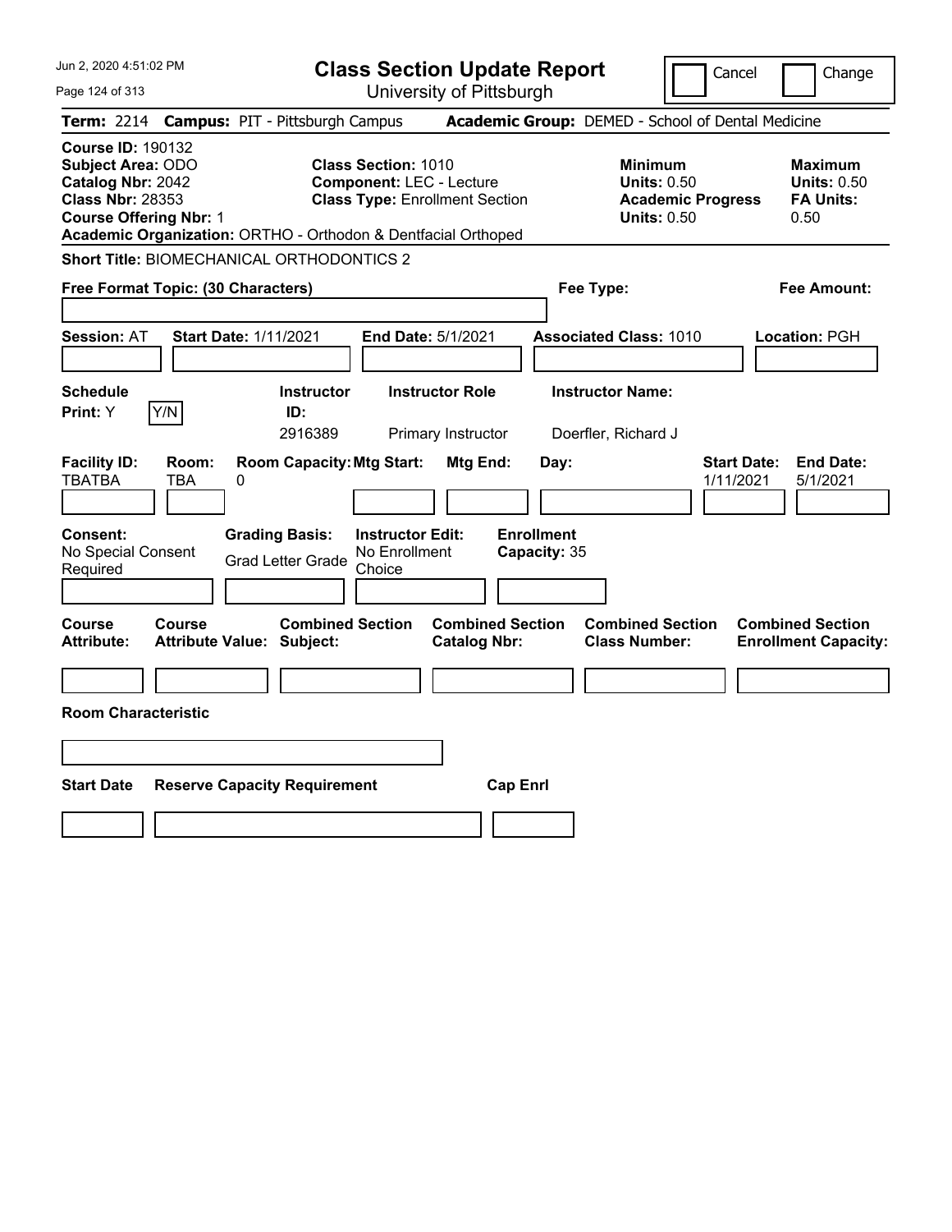# Class Section Update Report

University of Pittsburgh

Cancel | Change

**Term:** 2214 **Campus:** PIT - Pittsburgh Campus **Academic Group:** DEMED - School of Dental Medicine

**Course ID:** 190132
**Subject Area:** ODO
**Catalog Nbr:** 2042
**Class Nbr:** 28353
**Course Offering Nbr:** 1

**Class Section:** 1010
**Component:** LEC - Lecture
**Class Type:** Enrollment Section

**Minimum Units:** 0.50
**Academic Progress Units:** 0.50

**Maximum Units:** 0.50
**FA Units:** 0.50

**Academic Organization:** ORTHO - Orthodon & Dentfacial Orthoped

**Short Title:** BIOMECHANICAL ORTHODONTICS 2

**Free Format Topic: (30 Characters)**

**Fee Type:**

**Fee Amount:**

**Session:** AT **Start Date:** 1/11/2021 **End Date:** 5/1/2021 **Associated Class:** 1010 **Location:** PGH

| Schedule Print | | Instructor ID | Instructor Role | Instructor Name |
|---|---|---|---|---|
| Y | Y/N | 2916389 | Primary Instructor | Doerfler, Richard J |

| Facility ID | Room | Room Capacity | Mtg Start | Mtg End | Day | Start Date | End Date |
|---|---|---|---|---|---|---|---|
| TBATBA | TBA | 0 | | | | 1/11/2021 | 5/1/2021 |

**Consent:** No Special Consent Required

**Grading Basis:** Grad Letter Grade

**Instructor Edit:** No Enrollment Choice

**Enrollment Capacity:** 35

| Course Attribute | Course Attribute Value | Combined Section Subject | Combined Section Catalog Nbr | Combined Section Class Number | Combined Section Enrollment Capacity |
|---|---|---|---|---|---|
| | | | | | |

**Room Characteristic**

| Start Date | Reserve Capacity Requirement | Cap Enrl |
|---|---|---|
| | | |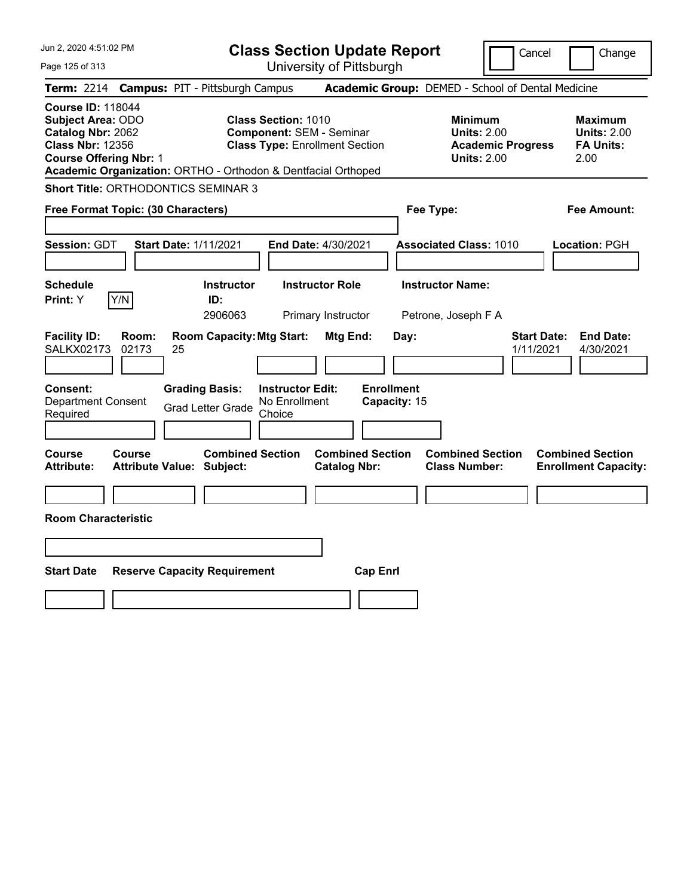Jun 2, 2020 4:51:02 PM

# Class Section Update Report

University of Pittsburgh

Cancel | Change

**Term:** 2214 **Campus:** PIT - Pittsburgh Campus **Academic Group:** DEMED - School of Dental Medicine

**Course ID:** 118044
**Subject Area:** ODO
**Catalog Nbr:** 2062
**Class Nbr:** 12356
**Course Offering Nbr:** 1
**Academic Organization:** ORTHO - Orthodon & Dentfacial Orthoped

**Class Section:** 1010
**Component:** SEM - Seminar
**Class Type:** Enrollment Section

**Minimum Units:** 2.00
**Academic Progress Units:** 2.00

**Maximum Units:** 2.00
**FA Units:** 2.00

**Short Title:** ORTHODONTICS SEMINAR 3

**Free Format Topic: (30 Characters)**

**Fee Type:**

**Fee Amount:**

**Session:** GDT **Start Date:** 1/11/2021 **End Date:** 4/30/2021 **Associated Class:** 1010 **Location:** PGH

| Schedule Print | Instructor ID | Instructor Role | Instructor Name |
|---|---|---|---|
| Y (Y/N) | 2906063 | Primary Instructor | Petrone, Joseph F A |

| Facility ID | Room | Room Capacity | Mtg Start | Mtg End | Day | Start Date | End Date |
|---|---|---|---|---|---|---|---|
| SALKX02173 | 02173 | 25 | | | | 1/11/2021 | 4/30/2021 |

**Consent:** Department Consent Required
**Grading Basis:** Grad Letter Grade
**Instructor Edit:** No Enrollment Choice
**Enrollment Capacity:** 15

| Course Attribute | Course Attribute Value | Combined Section Subject | Combined Section Catalog Nbr | Combined Section Class Number | Combined Section Enrollment Capacity |
|---|---|---|---|---|---|
| | | | | | |

**Room Characteristic**

| Start Date | Reserve Capacity Requirement | Cap Enrl |
|---|---|---|
| | | |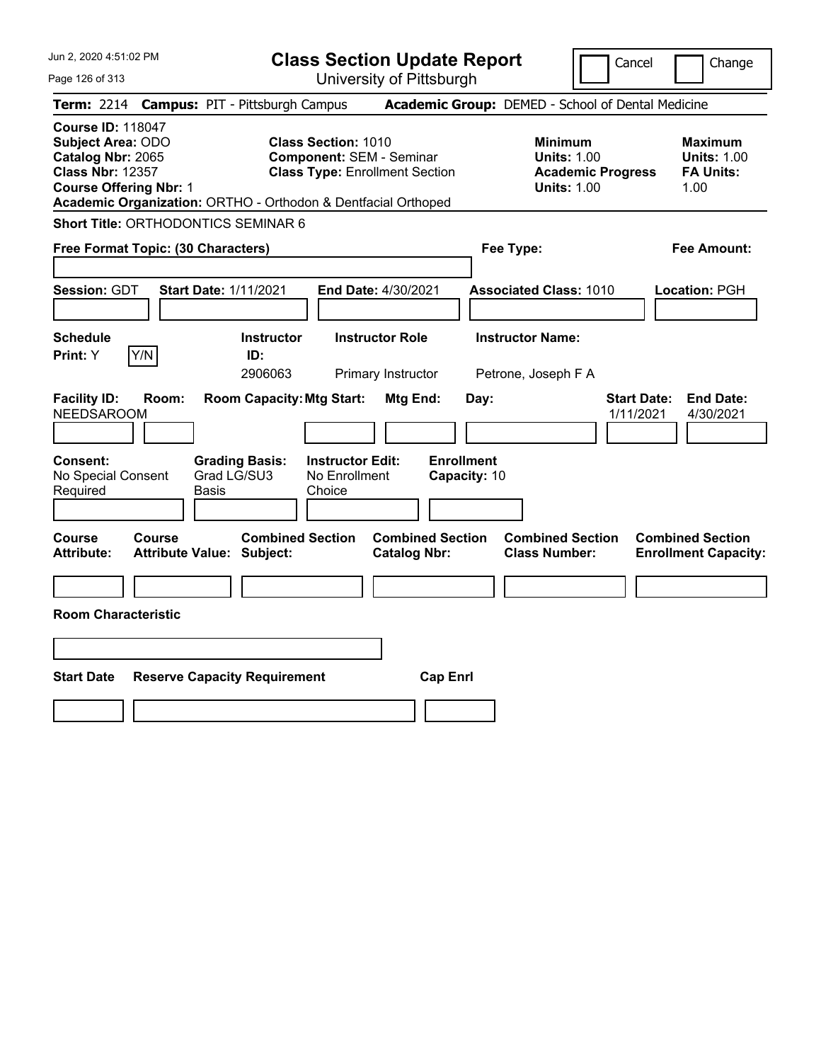# Class Section Update Report

University of Pittsburgh

Cancel | Change

Jun 2, 2020 4:51:02 PM

**Term:** 2214 **Campus:** PIT - Pittsburgh Campus **Academic Group:** DEMED - School of Dental Medicine

**Course ID:** 118047
**Subject Area:** ODO
**Catalog Nbr:** 2065
**Class Nbr:** 12357
**Course Offering Nbr:** 1
**Academic Organization:** ORTHO - Orthodon & Dentfacial Orthoped

**Class Section:** 1010
**Component:** SEM - Seminar
**Class Type:** Enrollment Section

**Minimum Units:** 1.00
**Academic Progress Units:** 1.00

**Maximum Units:** 1.00
**FA Units:** 1.00

**Short Title:** ORTHODONTICS SEMINAR 6

**Free Format Topic: (30 Characters)**

**Fee Type:**

**Fee Amount:**

**Session:** GDT **Start Date:** 1/11/2021 **End Date:** 4/30/2021 **Associated Class:** 1010 **Location:** PGH

| Schedule Print | Instructor ID | Instructor Role | Instructor Name |
|---|---|---|---|
| Y | 2906063 | Primary Instructor | Petrone, Joseph F A |

| Facility ID | Room | Room Capacity | Mtg Start | Mtg End | Day | Start Date | End Date |
|---|---|---|---|---|---|---|---|
| NEEDSAROOM | | | | | | 1/11/2021 | 4/30/2021 |

**Consent:** No Special Consent Required
**Grading Basis:** Grad LG/SU3 Basis
**Instructor Edit:** No Enrollment Choice
**Enrollment Capacity:** 10

| Course Attribute | Course Attribute Value | Combined Section Subject | Combined Section Catalog Nbr | Combined Section Class Number | Combined Section Enrollment Capacity |
|---|---|---|---|---|---|
| | | | | | |

**Room Characteristic**

| Start Date | Reserve Capacity Requirement | Cap Enrl |
|---|---|---|
| | | |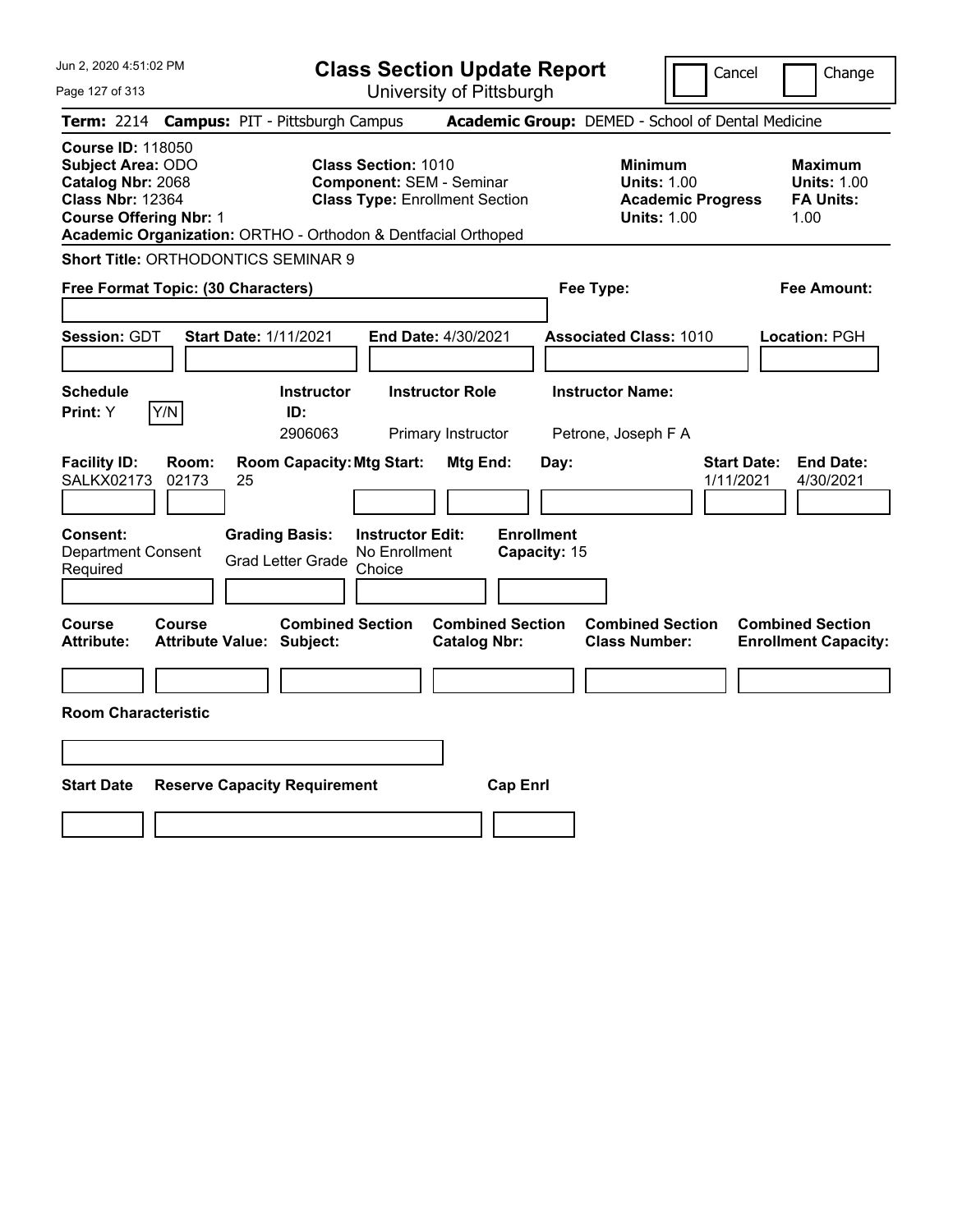Jun 2, 2020 4:51:02 PM

# Class Section Update Report

University of Pittsburgh

Cancel | Change

**Term:** 2214 **Campus:** PIT - Pittsburgh Campus **Academic Group:** DEMED - School of Dental Medicine

**Course ID:** 118050
**Subject Area:** ODO
**Catalog Nbr:** 2068
**Class Nbr:** 12364
**Course Offering Nbr:** 1
**Academic Organization:** ORTHO - Orthodon & Dentfacial Orthoped

**Class Section:** 1010
**Component:** SEM - Seminar
**Class Type:** Enrollment Section

**Minimum Units:** 1.00
**Academic Progress Units:** 1.00

**Maximum Units:** 1.00
**FA Units:** 1.00

**Short Title:** ORTHODONTICS SEMINAR 9

**Free Format Topic: (30 Characters)**

**Fee Type:**

**Fee Amount:**

**Session:** GDT **Start Date:** 1/11/2021 **End Date:** 4/30/2021 **Associated Class:** 1010 **Location:** PGH

| Schedule Print | Instructor ID | Instructor Role | Instructor Name |
|---|---|---|---|
| Y (Y/N) | 2906063 | Primary Instructor | Petrone, Joseph F A |

| Facility ID | Room | Room Capacity | Mtg Start | Mtg End | Day | Start Date | End Date |
|---|---|---|---|---|---|---|---|
| SALKX02173 | 02173 | 25 | | | | 1/11/2021 | 4/30/2021 |

**Consent:** Department Consent Required
**Grading Basis:** Grad Letter Grade
**Instructor Edit:** No Enrollment Choice
**Enrollment Capacity:** 15

| Course Attribute | Course Attribute Value | Combined Section Subject | Combined Section Catalog Nbr | Combined Section Class Number | Combined Section Enrollment Capacity |
|---|---|---|---|---|---|
| | | | | | |

**Room Characteristic**

| Start Date | Reserve Capacity Requirement | Cap Enrl |
|---|---|---|
| | | |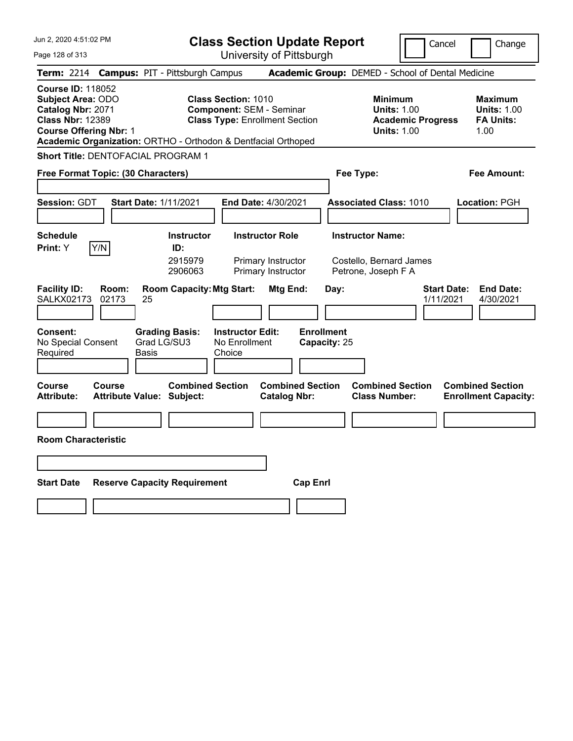# Class Section Update Report

University of Pittsburgh

Cancel | Change

**Term:** 2214 **Campus:** PIT - Pittsburgh Campus **Academic Group:** DEMED - School of Dental Medicine

**Course ID:** 118052
**Subject Area:** ODO
**Catalog Nbr:** 2071
**Class Nbr:** 12389
**Course Offering Nbr:** 1
**Academic Organization:** ORTHO - Orthodon & Dentfacial Orthoped

**Class Section:** 1010
**Component:** SEM - Seminar
**Class Type:** Enrollment Section

**Minimum**
**Units:** 1.00
**Academic Progress Units:** 1.00

**Maximum**
**Units:** 1.00
**FA Units:** 1.00

**Short Title:** DENTOFACIAL PROGRAM 1

**Free Format Topic: (30 Characters)**

**Fee Type:**

**Fee Amount:**

**Session:** GDT **Start Date:** 1/11/2021 **End Date:** 4/30/2021 **Associated Class:** 1010 **Location:** PGH

**Schedule Print:** Y Y/N

| Instructor ID: | Instructor Role | Instructor Name: |
|---|---|---|
| 2915979 | Primary Instructor | Costello, Bernard James |
| 2906063 | Primary Instructor | Petrone, Joseph F A |

| Facility ID: | Room: | Room Capacity: | Mtg Start: | Mtg End: | Day: | Start Date: | End Date: |
|---|---|---|---|---|---|---|---|
| SALKX02173 | 02173 | 25 | | | | 1/11/2021 | 4/30/2021 |

**Consent:** No Special Consent Required
**Grading Basis:** Grad LG/SU3 Basis
**Instructor Edit:** No Enrollment Choice
**Enrollment Capacity:** 25

| Course Attribute: | Course Attribute Value: | Combined Section Subject: | Combined Section Catalog Nbr: | Combined Section Class Number: | Combined Section Enrollment Capacity: |
|---|---|---|---|---|---|
| | | | | | |

**Room Characteristic**

| Start Date | Reserve Capacity Requirement | Cap Enrl |
|---|---|---|
| | | |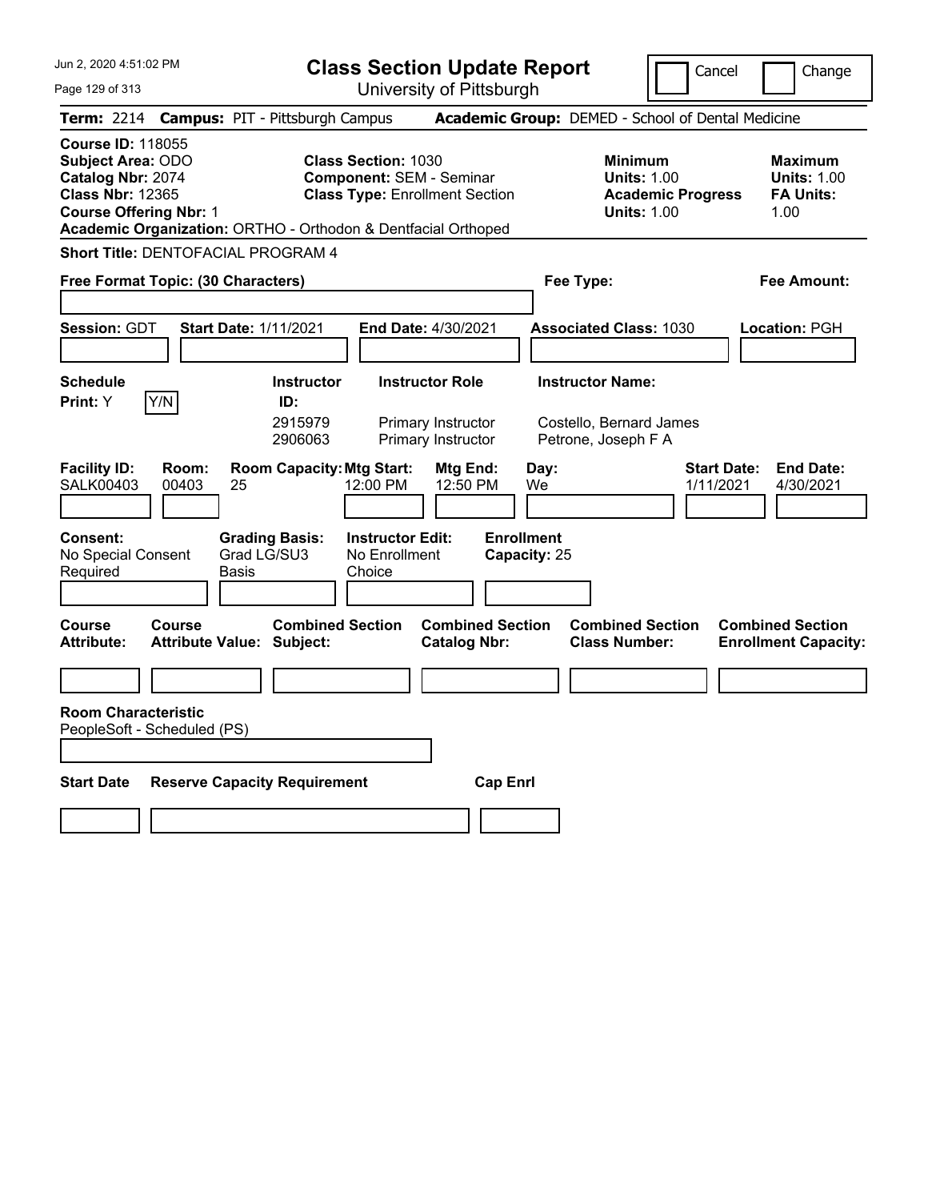# Class Section Update Report

University of Pittsburgh

Jun 2, 2020 4:51:02 PM

Cancel | Change

**Term:** 2214 **Campus:** PIT - Pittsburgh Campus **Academic Group:** DEMED - School of Dental Medicine

**Course ID:** 118055
**Subject Area:** ODO
**Catalog Nbr:** 2074
**Class Nbr:** 12365
**Course Offering Nbr:** 1
**Academic Organization:** ORTHO - Orthodon & Dentfacial Orthoped

**Class Section:** 1030
**Component:** SEM - Seminar
**Class Type:** Enrollment Section

**Minimum**
**Units:** 1.00
**Academic Progress Units:** 1.00

**Maximum**
**Units:** 1.00
**FA Units:** 1.00

**Short Title:** DENTOFACIAL PROGRAM 4

**Free Format Topic: (30 Characters)**

**Fee Type:**

**Fee Amount:**

**Session:** GDT **Start Date:** 1/11/2021 **End Date:** 4/30/2021 **Associated Class:** 1030 **Location:** PGH

**Schedule Print:** Y Y/N

| Instructor ID | Instructor Role | Instructor Name |
|---|---|---|
| 2915979 | Primary Instructor | Costello, Bernard James |
| 2906063 | Primary Instructor | Petrone, Joseph F A |

| Facility ID | Room | Room Capacity | Mtg Start | Mtg End | Day | Start Date | End Date |
|---|---|---|---|---|---|---|---|
| SALK00403 | 00403 | 25 | 12:00 PM | 12:50 PM | We | 1/11/2021 | 4/30/2021 |

**Consent:** No Special Consent Required
**Grading Basis:** Grad LG/SU3 Basis
**Instructor Edit:** No Enrollment Choice
**Enrollment Capacity:** 25

| Course Attribute | Course Attribute Value | Combined Section Subject | Combined Section Catalog Nbr | Combined Section Class Number | Combined Section Enrollment Capacity |
|---|---|---|---|---|---|
| | | | | | |

**Room Characteristic**
PeopleSoft - Scheduled (PS)

| Start Date | Reserve Capacity Requirement | Cap Enrl |
|---|---|---|
| | | |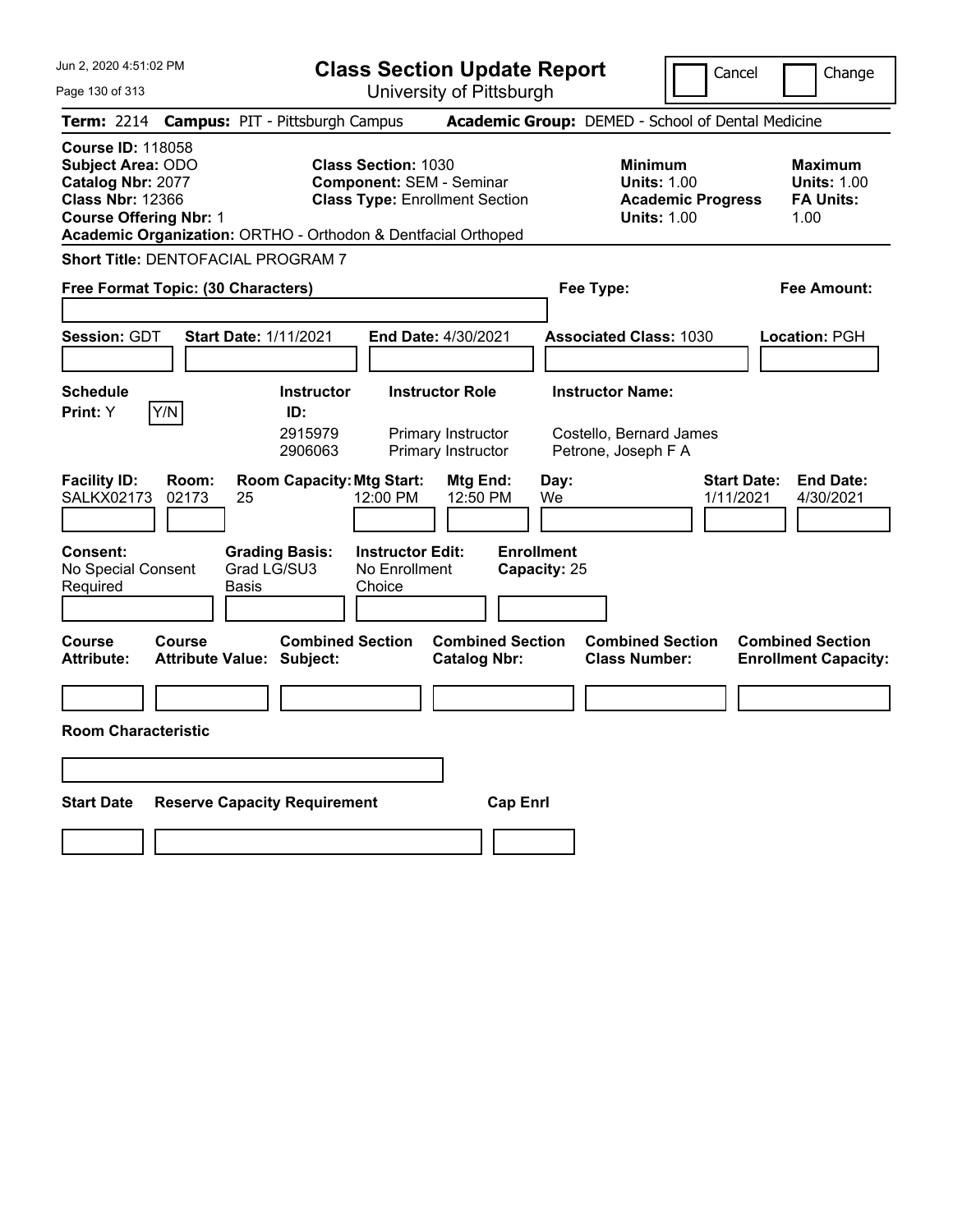# Class Section Update Report

University of Pittsburgh

Jun 2, 2020 4:51:02 PM

Cancel | Change

**Term:** 2214 **Campus:** PIT - Pittsburgh Campus **Academic Group:** DEMED - School of Dental Medicine

**Course ID:** 118058
**Subject Area:** ODO
**Catalog Nbr:** 2077
**Class Nbr:** 12366
**Course Offering Nbr:** 1
**Academic Organization:** ORTHO - Orthodon & Dentfacial Orthoped

**Class Section:** 1030
**Component:** SEM - Seminar
**Class Type:** Enrollment Section

**Minimum Units:** 1.00
**Academic Progress Units:** 1.00

**Maximum Units:** 1.00
**FA Units:** 1.00

**Short Title:** DENTOFACIAL PROGRAM 7

**Free Format Topic: (30 Characters)**

**Fee Type:**

**Fee Amount:**

**Session:** GDT **Start Date:** 1/11/2021 **End Date:** 4/30/2021 **Associated Class:** 1030 **Location:** PGH

**Schedule Print:** Y [Y/N]

| Instructor ID | Instructor Role | Instructor Name |
|---|---|---|
| 2915979 | Primary Instructor | Costello, Bernard James |
| 2906063 | Primary Instructor | Petrone, Joseph F A |

| Facility ID | Room | Room Capacity | Mtg Start | Mtg End | Day | Start Date | End Date |
|---|---|---|---|---|---|---|---|
| SALKX02173 | 02173 | 25 | 12:00 PM | 12:50 PM | We | 1/11/2021 | 4/30/2021 |

**Consent:** No Special Consent Required
**Grading Basis:** Grad LG/SU3 Basis
**Instructor Edit:** No Enrollment Choice
**Enrollment Capacity:** 25

| Course Attribute | Course Attribute Value | Combined Section Subject | Combined Section Catalog Nbr | Combined Section Class Number | Combined Section Enrollment Capacity |
|---|---|---|---|---|---|
| | | | | | |

**Room Characteristic**

| Start Date | Reserve Capacity Requirement | Cap Enrl |
|---|---|---|
| | | |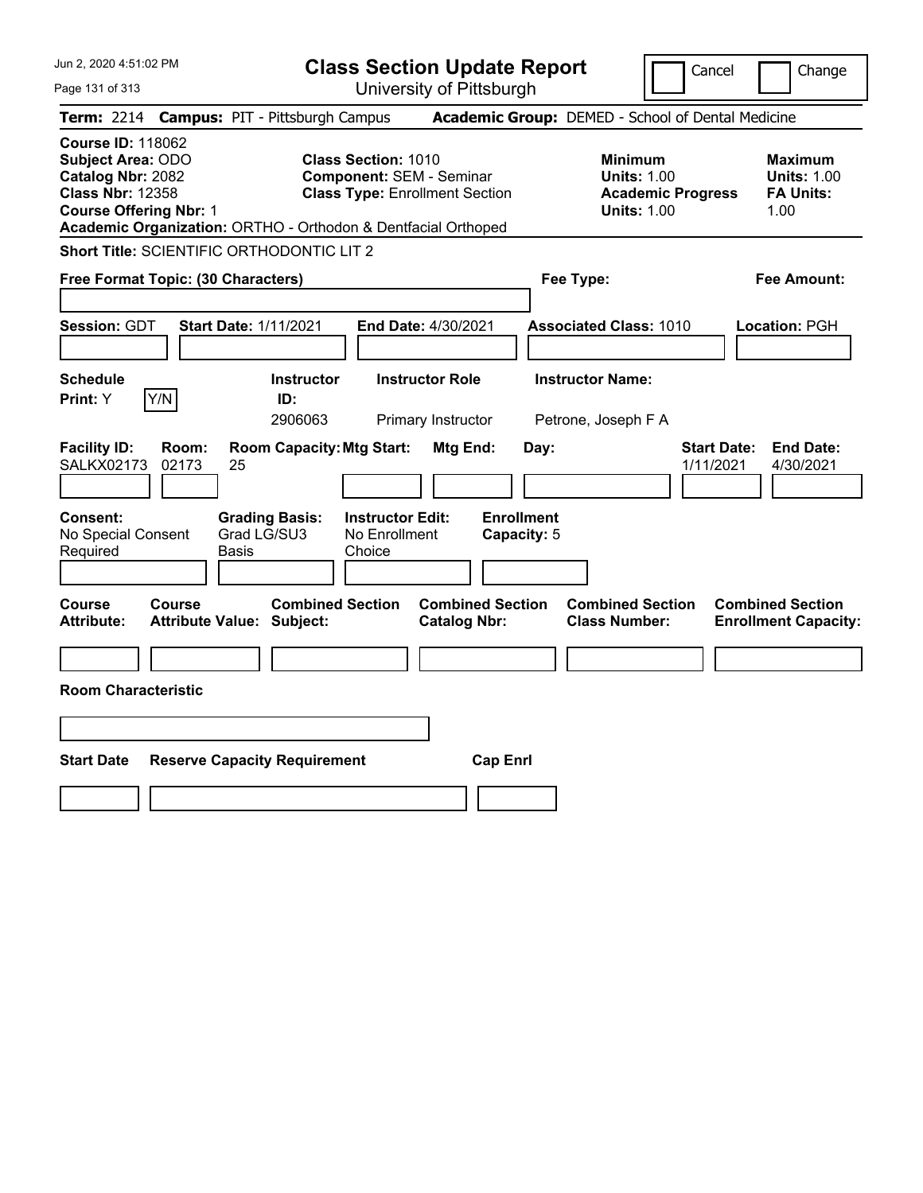# Class Section Update Report

University of Pittsburgh

Cancel | Change

**Term:** 2214 **Campus:** PIT - Pittsburgh Campus **Academic Group:** DEMED - School of Dental Medicine

**Course ID:** 118062
**Subject Area:** ODO
**Catalog Nbr:** 2082
**Class Nbr:** 12358
**Course Offering Nbr:** 1
**Academic Organization:** ORTHO - Orthodon & Dentfacial Orthoped

**Class Section:** 1010
**Component:** SEM - Seminar
**Class Type:** Enrollment Section

**Minimum Units:** 1.00
**Academic Progress Units:** 1.00

**Maximum Units:** 1.00
**FA Units:** 1.00

**Short Title:** SCIENTIFIC ORTHODONTIC LIT 2

**Free Format Topic: (30 Characters)**

**Fee Type:**

**Fee Amount:**

**Session:** GDT **Start Date:** 1/11/2021 **End Date:** 4/30/2021 **Associated Class:** 1010 **Location:** PGH

| Schedule Print | Instructor ID | Instructor Role | Instructor Name |
|---|---|---|---|
| Y (Y/N) | 2906063 | Primary Instructor | Petrone, Joseph F A |

| Facility ID | Room | Room Capacity | Mtg Start | Mtg End | Day | Start Date | End Date |
|---|---|---|---|---|---|---|---|
| SALKX02173 | 02173 | 25 | | | | 1/11/2021 | 4/30/2021 |

**Consent:** No Special Consent Required
**Grading Basis:** Grad LG/SU3 Basis
**Instructor Edit:** No Enrollment Choice
**Enrollment Capacity:** 5

| Course Attribute | Course Attribute Value | Combined Section Subject | Combined Section Catalog Nbr | Combined Section Class Number | Combined Section Enrollment Capacity |
|---|---|---|---|---|---|
| | | | | | |

**Room Characteristic**

| Start Date | Reserve Capacity Requirement | Cap Enrl |
|---|---|---|
| | | |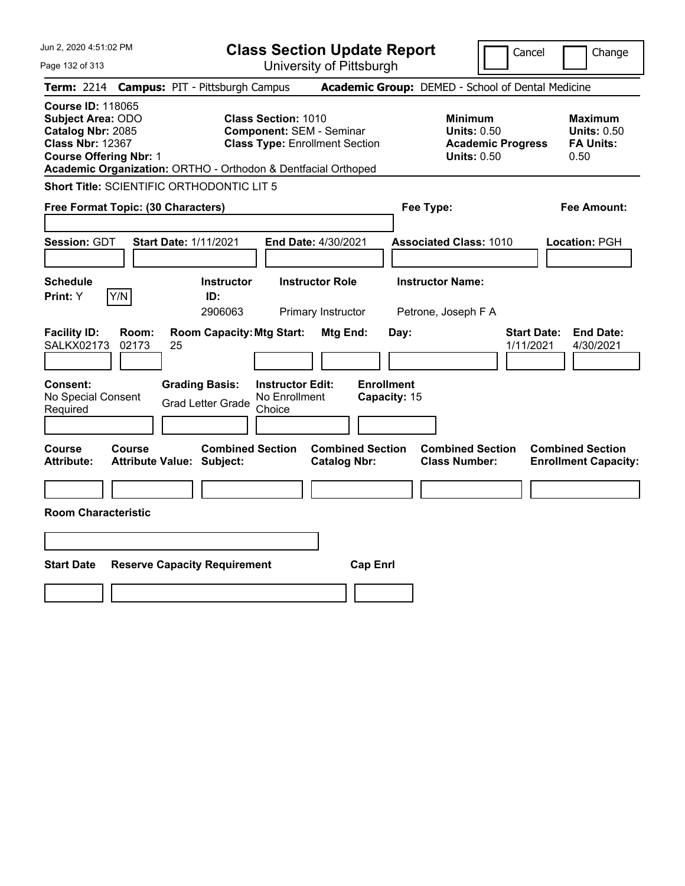# Class Section Update Report

University of Pittsburgh

Cancel | Change

**Term:** 2214 **Campus:** PIT - Pittsburgh Campus **Academic Group:** DEMED - School of Dental Medicine

**Course ID:** 118065
**Subject Area:** ODO
**Catalog Nbr:** 2085
**Class Nbr:** 12367
**Course Offering Nbr:** 1
**Academic Organization:** ORTHO - Orthodon & Dentfacial Orthoped

**Class Section:** 1010
**Component:** SEM - Seminar
**Class Type:** Enrollment Section

**Minimum Units:** 0.50
**Academic Progress Units:** 0.50

**Maximum Units:** 0.50
**FA Units:** 0.50

**Short Title:** SCIENTIFIC ORTHODONTIC LIT 5

**Free Format Topic: (30 Characters)**

**Fee Type:**

**Fee Amount:**

**Session:** GDT **Start Date:** 1/11/2021 **End Date:** 4/30/2021 **Associated Class:** 1010 **Location:** PGH

| Schedule Print: | Instructor ID: | Instructor Role | Instructor Name: |
|---|---|---|---|
| Y [Y/N] | 2906063 | Primary Instructor | Petrone, Joseph F A |

| Facility ID: | Room: | Room Capacity: | Mtg Start: | Mtg End: | Day: | Start Date: | End Date: |
|---|---|---|---|---|---|---|---|
| SALKX02173 | 02173 | 25 | | | | 1/11/2021 | 4/30/2021 |

| Consent: | Grading Basis: | Instructor Edit: | Enrollment Capacity: |
|---|---|---|---|
| No Special Consent Required | Grad Letter Grade | No Enrollment Choice | 15 |

| Course Attribute: | Course Attribute Value: | Combined Section Subject: | Combined Section Catalog Nbr: | Combined Section Class Number: | Combined Section Enrollment Capacity: |
|---|---|---|---|---|---|
| | | | | | |

**Room Characteristic**

| Start Date | Reserve Capacity Requirement | Cap Enrl |
|---|---|---|
| | | |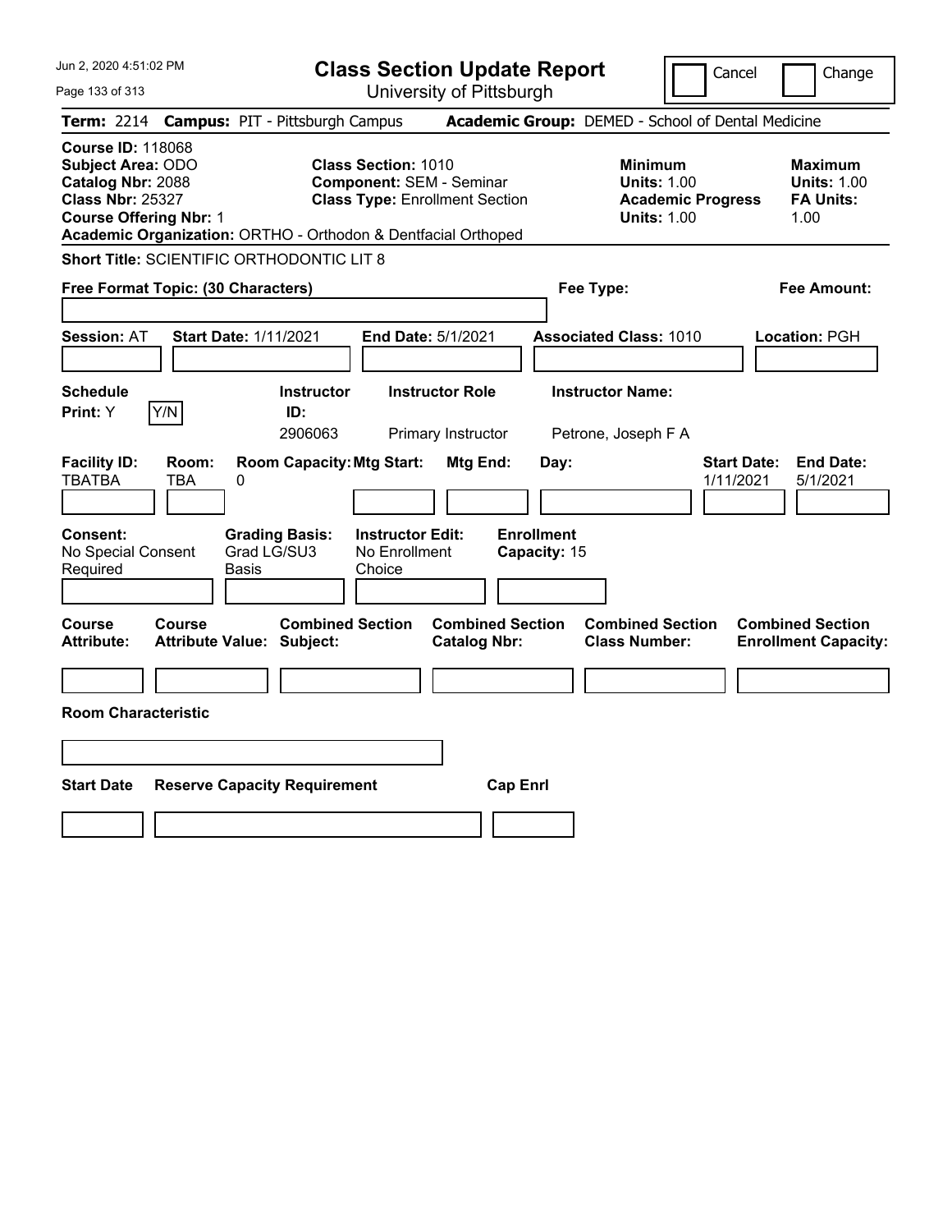Jun 2, 2020 4:51:02 PM

# Class Section Update Report

University of Pittsburgh

Cancel | Change

**Term:** 2214 **Campus:** PIT - Pittsburgh Campus **Academic Group:** DEMED - School of Dental Medicine

**Course ID:** 118068
**Subject Area:** ODO
**Catalog Nbr:** 2088
**Class Nbr:** 25327
**Course Offering Nbr:** 1
**Academic Organization:** ORTHO - Orthodon & Dentfacial Orthoped

**Class Section:** 1010
**Component:** SEM - Seminar
**Class Type:** Enrollment Section

**Minimum Units:** 1.00
**Academic Progress Units:** 1.00

**Maximum Units:** 1.00
**FA Units:** 1.00

**Short Title:** SCIENTIFIC ORTHODONTIC LIT 8

**Free Format Topic: (30 Characters)**

**Fee Type:**

**Fee Amount:**

**Session:** AT **Start Date:** 1/11/2021 **End Date:** 5/1/2021 **Associated Class:** 1010 **Location:** PGH

| Schedule Print: | Instructor ID: | Instructor Role | Instructor Name: |
|---|---|---|---|
| Y | 2906063 | Primary Instructor | Petrone, Joseph F A |

| Facility ID: | Room: | Room Capacity: | Mtg Start: | Mtg End: | Day: | Start Date: | End Date: |
|---|---|---|---|---|---|---|---|
| TBATBA | TBA | 0 | | | | 1/11/2021 | 5/1/2021 |

| Consent: | Grading Basis: | Instructor Edit: | Enrollment Capacity: |
|---|---|---|---|
| No Special Consent Required | Grad LG/SU3 Basis | No Enrollment Choice | 15 |

| Course Attribute: | Course Attribute Value: | Combined Section Subject: | Combined Section Catalog Nbr: | Combined Section Class Number: | Combined Section Enrollment Capacity: |
|---|---|---|---|---|---|
| | | | | | |

**Room Characteristic**

| Start Date | Reserve Capacity Requirement | Cap Enrl |
|---|---|---|
| | | |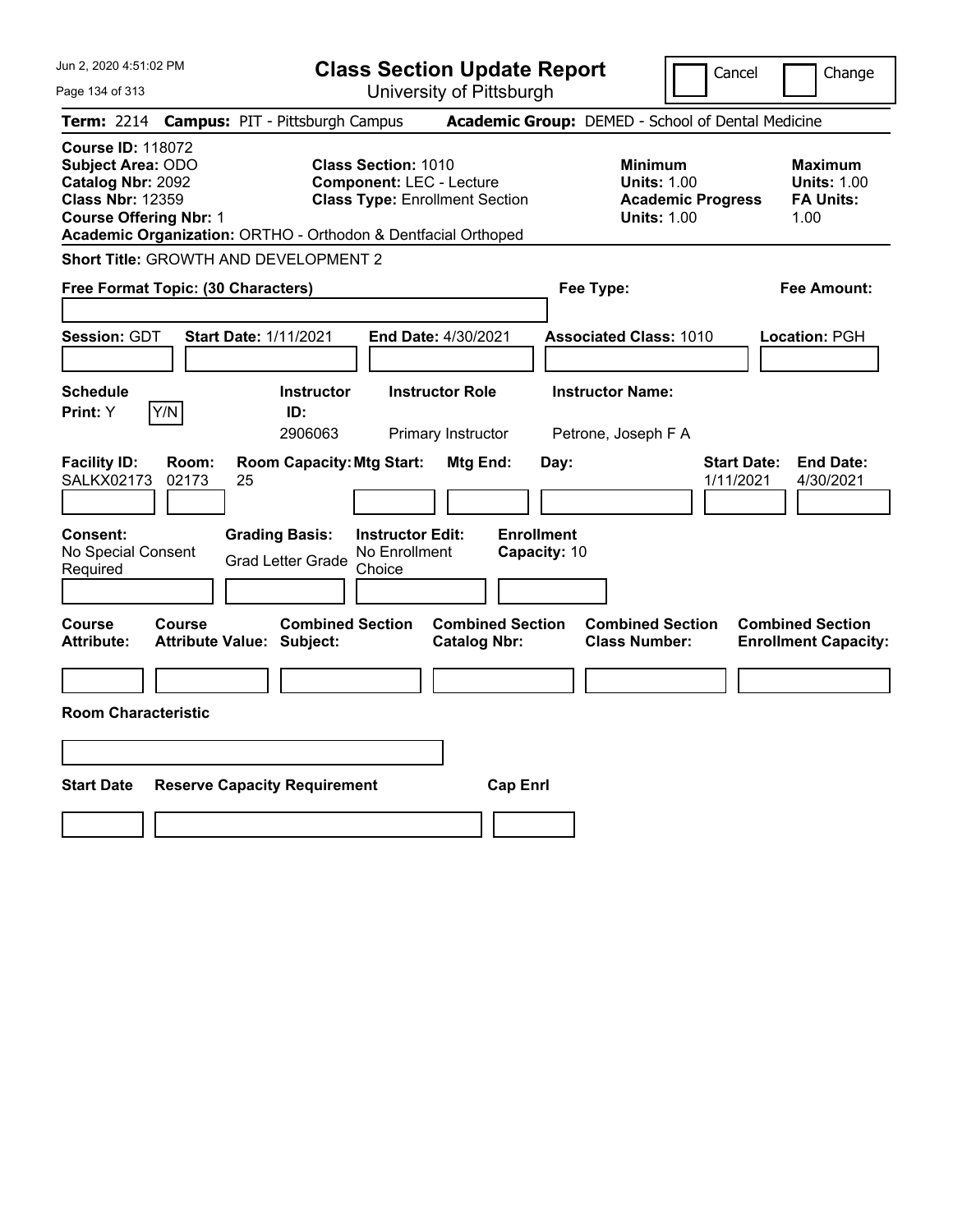# Class Section Update Report

University of Pittsburgh

Jun 2, 2020 4:51:02 PM

Cancel  Change

**Term:** 2214 **Campus:** PIT - Pittsburgh Campus **Academic Group:** DEMED - School of Dental Medicine

**Course ID:** 118072
**Subject Area:** ODO
**Catalog Nbr:** 2092
**Class Nbr:** 12359
**Course Offering Nbr:** 1
**Academic Organization:** ORTHO - Orthodon & Dentfacial Orthoped

**Class Section:** 1010
**Component:** LEC - Lecture
**Class Type:** Enrollment Section

**Minimum Units:** 1.00
**Academic Progress Units:** 1.00

**Maximum Units:** 1.00
**FA Units:** 1.00

**Short Title:** GROWTH AND DEVELOPMENT 2

**Free Format Topic: (30 Characters)**

**Fee Type:**

**Fee Amount:**

**Session:** GDT **Start Date:** 1/11/2021 **End Date:** 4/30/2021 **Associated Class:** 1010 **Location:** PGH

| Schedule Print | Instructor ID | Instructor Role | Instructor Name |
|---|---|---|---|
| Y | 2906063 | Primary Instructor | Petrone, Joseph F A |

| Facility ID | Room | Room Capacity | Mtg Start | Mtg End | Day | Start Date | End Date |
|---|---|---|---|---|---|---|---|
| SALKX02173 | 02173 | 25 | | | | 1/11/2021 | 4/30/2021 |

**Consent:** No Special Consent Required
**Grading Basis:** Grad Letter Grade
**Instructor Edit:** No Enrollment Choice
**Enrollment Capacity:** 10

| Course Attribute | Course Attribute Value | Combined Section Subject | Combined Section Catalog Nbr | Combined Section Class Number | Combined Section Enrollment Capacity |
|---|---|---|---|---|---|
| | | | | | |

**Room Characteristic**

| Start Date | Reserve Capacity Requirement | Cap Enrl |
|---|---|---|
| | | |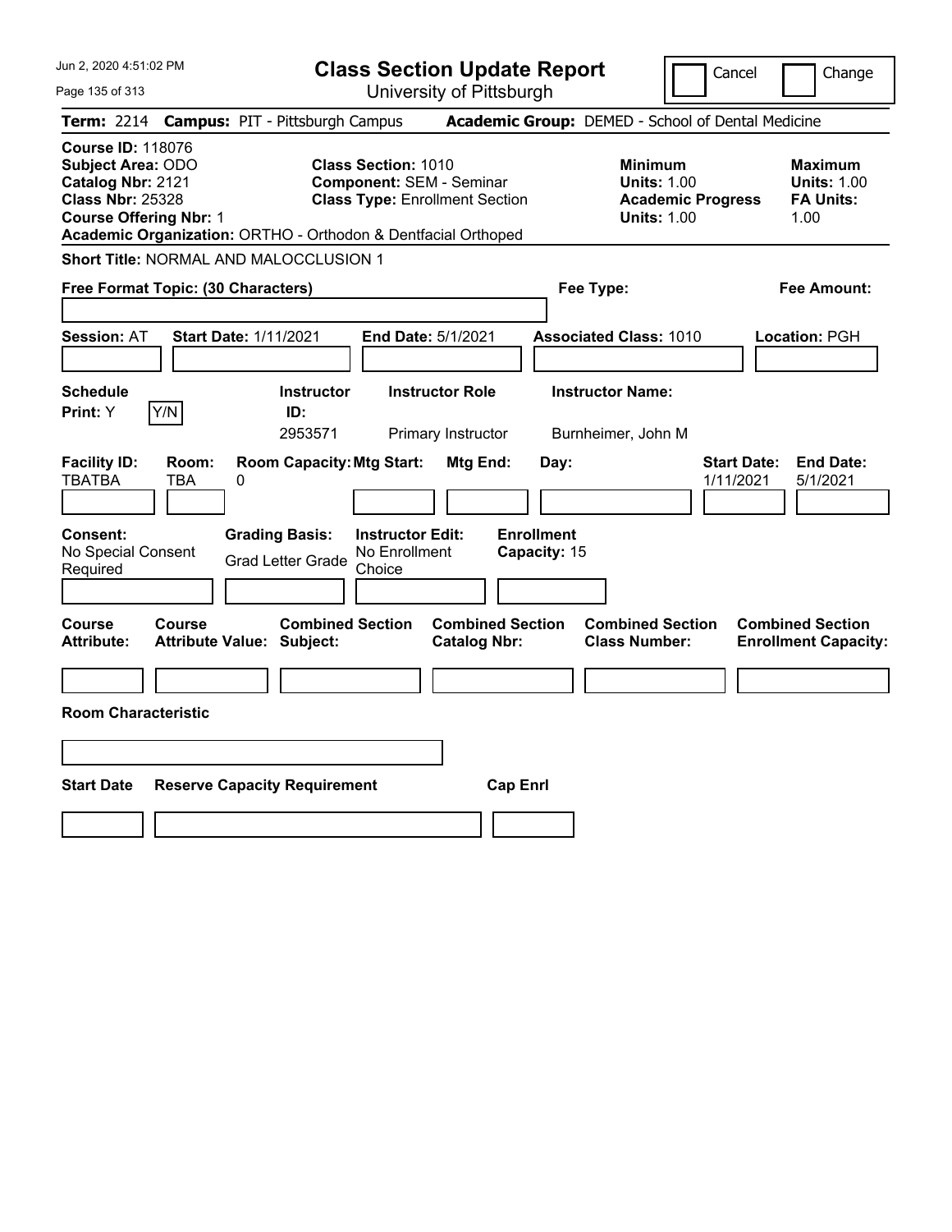# Class Section Update Report

University of Pittsburgh

Jun 2, 2020 4:51:02 PM

Cancel | Change

**Term:** 2214 **Campus:** PIT - Pittsburgh Campus **Academic Group:** DEMED - School of Dental Medicine

**Course ID:** 118076
**Subject Area:** ODO
**Catalog Nbr:** 2121
**Class Nbr:** 25328
**Course Offering Nbr:** 1
**Academic Organization:** ORTHO - Orthodon & Dentfacial Orthoped

**Class Section:** 1010
**Component:** SEM - Seminar
**Class Type:** Enrollment Section

**Minimum**
**Units:** 1.00
**Academic Progress Units:** 1.00

**Maximum**
**Units:** 1.00
**FA Units:** 1.00

**Short Title:** NORMAL AND MALOCCLUSION 1

**Free Format Topic: (30 Characters)**

**Fee Type:**

**Fee Amount:**

**Session:** AT **Start Date:** 1/11/2021 **End Date:** 5/1/2021 **Associated Class:** 1010 **Location:** PGH

| Schedule Print: | Instructor ID: | Instructor Role | Instructor Name: |
|---|---|---|---|
| Y (Y/N) | 2953571 | Primary Instructor | Burnheimer, John M |

| Facility ID: | Room: | Room Capacity: | Mtg Start: | Mtg End: | Day: | Start Date: | End Date: |
|---|---|---|---|---|---|---|---|
| TBATBA | TBA | 0 | | | | 1/11/2021 | 5/1/2021 |

| Consent: | Grading Basis: | Instructor Edit: | Enrollment Capacity: |
|---|---|---|---|
| No Special Consent Required | Grad Letter Grade | No Enrollment Choice | 15 |

| Course Attribute: | Course Attribute Value: | Combined Section Subject: | Combined Section Catalog Nbr: | Combined Section Class Number: | Combined Section Enrollment Capacity: |
|---|---|---|---|---|---|
| | | | | | |

**Room Characteristic**

| Start Date | Reserve Capacity Requirement | Cap Enrl |
|---|---|---|
| | | |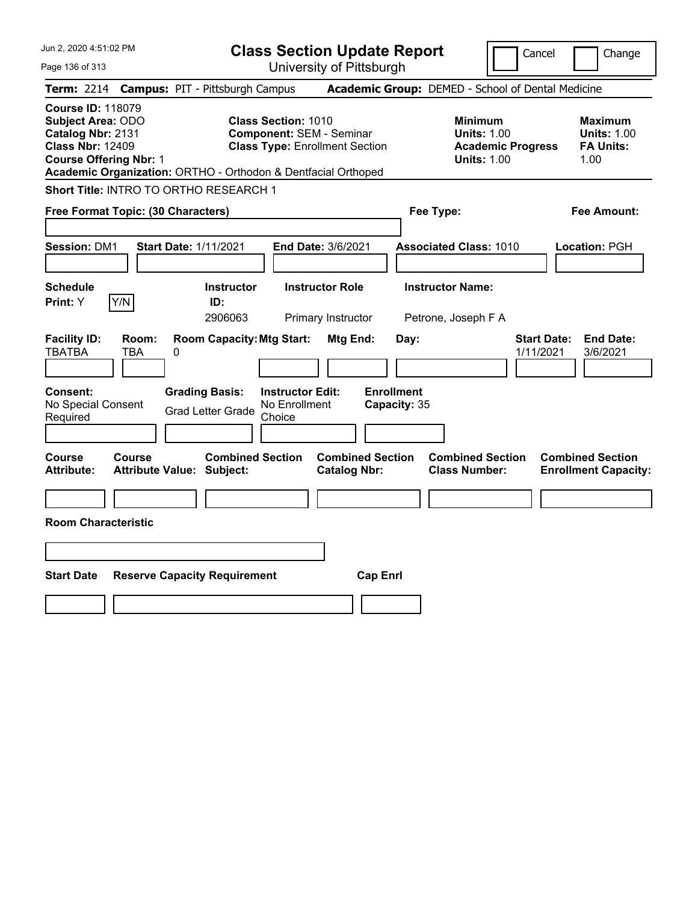# Class Section Update Report

University of Pittsburgh

Cancel | Change

**Term:** 2214 **Campus:** PIT - Pittsburgh Campus **Academic Group:** DEMED - School of Dental Medicine

**Course ID:** 118079
**Subject Area:** ODO
**Catalog Nbr:** 2131
**Class Nbr:** 12409
**Course Offering Nbr:** 1

**Class Section:** 1010
**Component:** SEM - Seminar
**Class Type:** Enrollment Section

**Minimum**
**Units:** 1.00
**Academic Progress Units:** 1.00

**Maximum**
**Units:** 1.00
**FA Units:** 1.00

**Academic Organization:** ORTHO - Orthodon & Dentfacial Orthoped

**Short Title:** INTRO TO ORTHO RESEARCH 1

**Free Format Topic: (30 Characters)**

**Fee Type:**

**Fee Amount:**

**Session:** DM1 **Start Date:** 1/11/2021 **End Date:** 3/6/2021 **Associated Class:** 1010 **Location:** PGH

| Schedule Print | Instructor ID | Instructor Role | Instructor Name |
|---|---|---|---|
| Y (Y/N) | 2906063 | Primary Instructor | Petrone, Joseph F A |

| Facility ID | Room | Room Capacity | Mtg Start | Mtg End | Day | Start Date | End Date |
|---|---|---|---|---|---|---|---|
| TBATBA | TBA | 0 | | | | 1/11/2021 | 3/6/2021 |

| Consent | Grading Basis | Instructor Edit | Enrollment Capacity |
|---|---|---|---|
| No Special Consent Required | Grad Letter Grade | No Enrollment Choice | 35 |

| Course Attribute | Course Attribute Value | Combined Section Subject | Combined Section Catalog Nbr | Combined Section Class Number | Combined Section Enrollment Capacity |
|---|---|---|---|---|---|
| | | | | | |

**Room Characteristic**

| Start Date | Reserve Capacity Requirement | Cap Enrl |
|---|---|---|
| | | |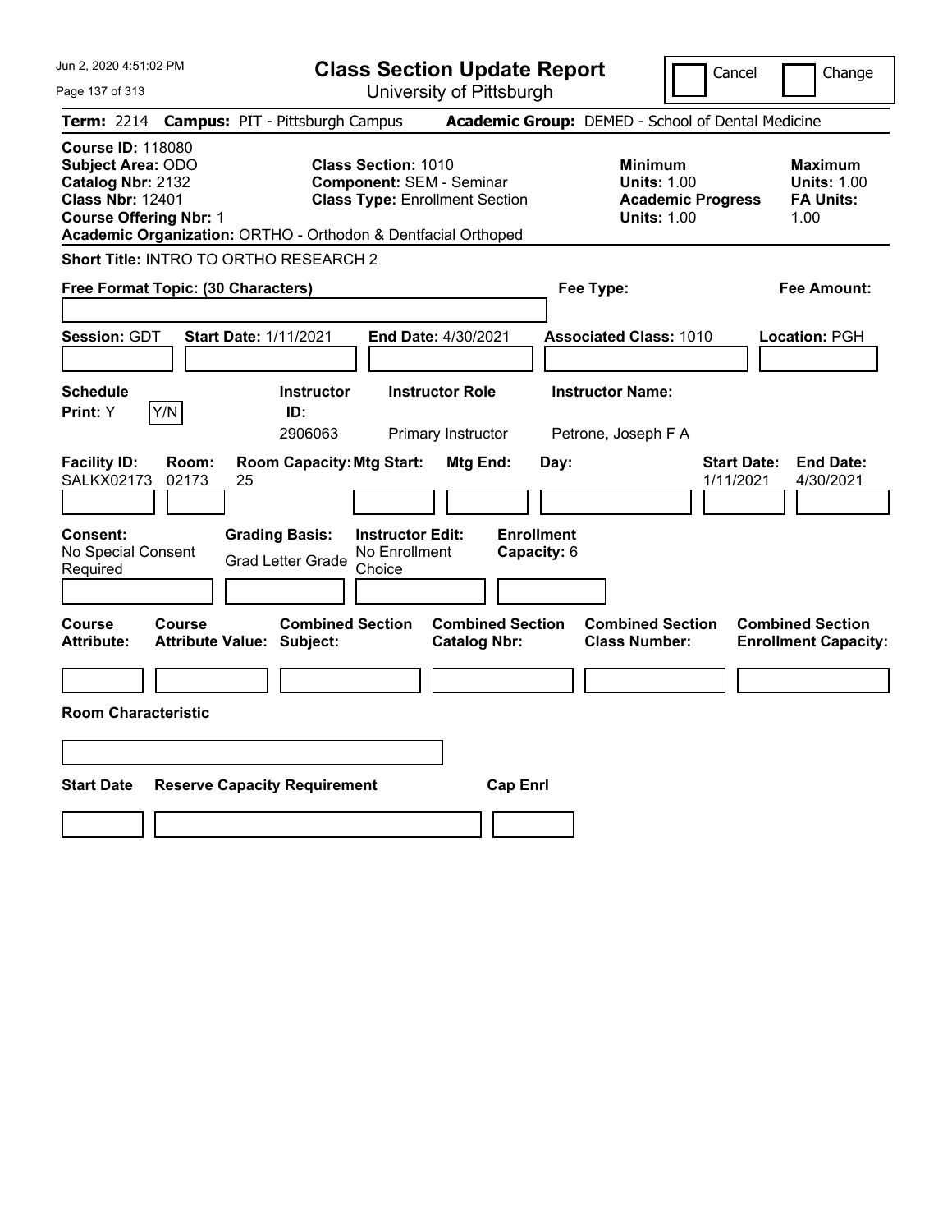Jun 2, 2020 4:51:02 PM

# Class Section Update Report

University of Pittsburgh

Cancel | Change

**Term:** 2214 **Campus:** PIT - Pittsburgh Campus **Academic Group:** DEMED - School of Dental Medicine

**Course ID:** 118080
**Subject Area:** ODO
**Catalog Nbr:** 2132
**Class Nbr:** 12401
**Course Offering Nbr:** 1

**Class Section:** 1010
**Component:** SEM - Seminar
**Class Type:** Enrollment Section

**Minimum Units:** 1.00
**Academic Progress Units:** 1.00

**Maximum Units:** 1.00
**FA Units:** 1.00

**Academic Organization:** ORTHO - Orthodon & Dentfacial Orthoped

**Short Title:** INTRO TO ORTHO RESEARCH 2

**Free Format Topic: (30 Characters)**

**Fee Type:**

**Fee Amount:**

**Session:** GDT **Start Date:** 1/11/2021 **End Date:** 4/30/2021 **Associated Class:** 1010 **Location:** PGH

| Schedule Print | Instructor ID | Instructor Role | Instructor Name |
|---|---|---|---|
| Y (Y/N) | 2906063 | Primary Instructor | Petrone, Joseph F A |

| Facility ID | Room | Room Capacity | Mtg Start | Mtg End | Day | Start Date | End Date |
|---|---|---|---|---|---|---|---|
| SALKX02173 | 02173 | 25 | | | | 1/11/2021 | 4/30/2021 |

**Consent:** No Special Consent Required
**Grading Basis:** Grad Letter Grade
**Instructor Edit:** No Enrollment Choice
**Enrollment Capacity:** 6

| Course Attribute | Course Attribute Value | Combined Section Subject | Combined Section Catalog Nbr | Combined Section Class Number | Combined Section Enrollment Capacity |
|---|---|---|---|---|---|
| | | | | | |

**Room Characteristic**

| Start Date | Reserve Capacity Requirement | Cap Enrl |
|---|---|---|
| | | |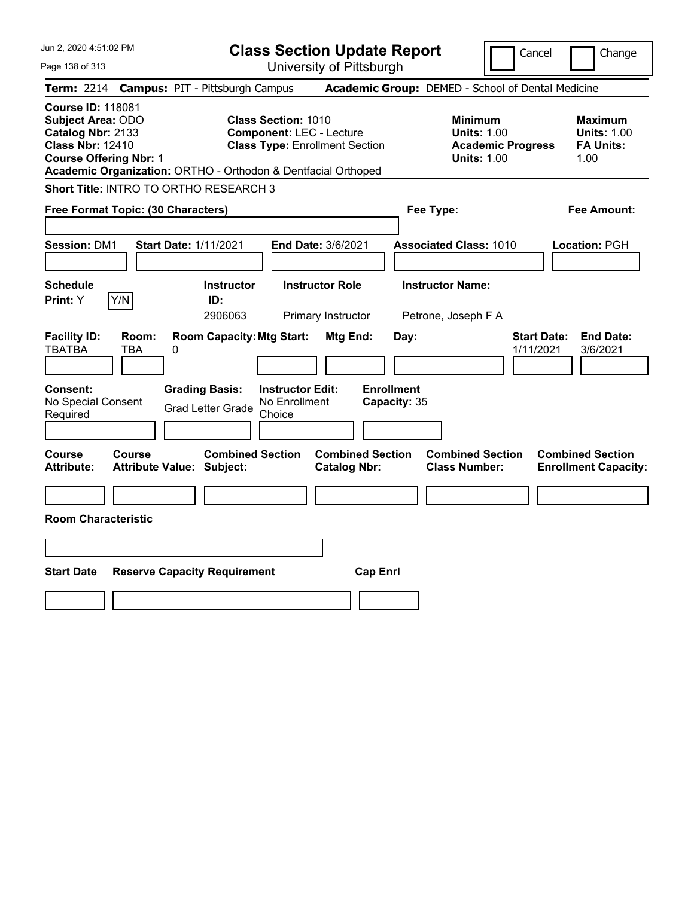Jun 2, 2020 4:51:02 PM

# Class Section Update Report

University of Pittsburgh

Cancel | Change

**Term:** 2214 **Campus:** PIT - Pittsburgh Campus **Academic Group:** DEMED - School of Dental Medicine

**Course ID:** 118081
**Subject Area:** ODO
**Catalog Nbr:** 2133
**Class Nbr:** 12410
**Course Offering Nbr:** 1
**Academic Organization:** ORTHO - Orthodon & Dentfacial Orthoped

**Class Section:** 1010
**Component:** LEC - Lecture
**Class Type:** Enrollment Section

**Minimum Units:** 1.00
**Academic Progress Units:** 1.00

**Maximum Units:** 1.00
**FA Units:** 1.00

**Short Title:** INTRO TO ORTHO RESEARCH 3

**Free Format Topic: (30 Characters)**

**Fee Type:**

**Fee Amount:**

**Session:** DM1 **Start Date:** 1/11/2021 **End Date:** 3/6/2021 **Associated Class:** 1010 **Location:** PGH

| Schedule Print | Instructor ID | Instructor Role | Instructor Name |
|---|---|---|---|
| Y | 2906063 | Primary Instructor | Petrone, Joseph F A |

| Facility ID | Room | Room Capacity | Mtg Start | Mtg End | Day | Start Date | End Date |
|---|---|---|---|---|---|---|---|
| TBATBA | TBA | 0 | | | | 1/11/2021 | 3/6/2021 |

**Consent:** No Special Consent Required
**Grading Basis:** Grad Letter Grade
**Instructor Edit:** No Enrollment Choice
**Enrollment Capacity:** 35

| Course Attribute | Course Attribute Value | Combined Section Subject | Combined Section Catalog Nbr | Combined Section Class Number | Combined Section Enrollment Capacity |
|---|---|---|---|---|---|
| | | | | | |

**Room Characteristic**

| Start Date | Reserve Capacity Requirement | Cap Enrl |
|---|---|---|
| | | |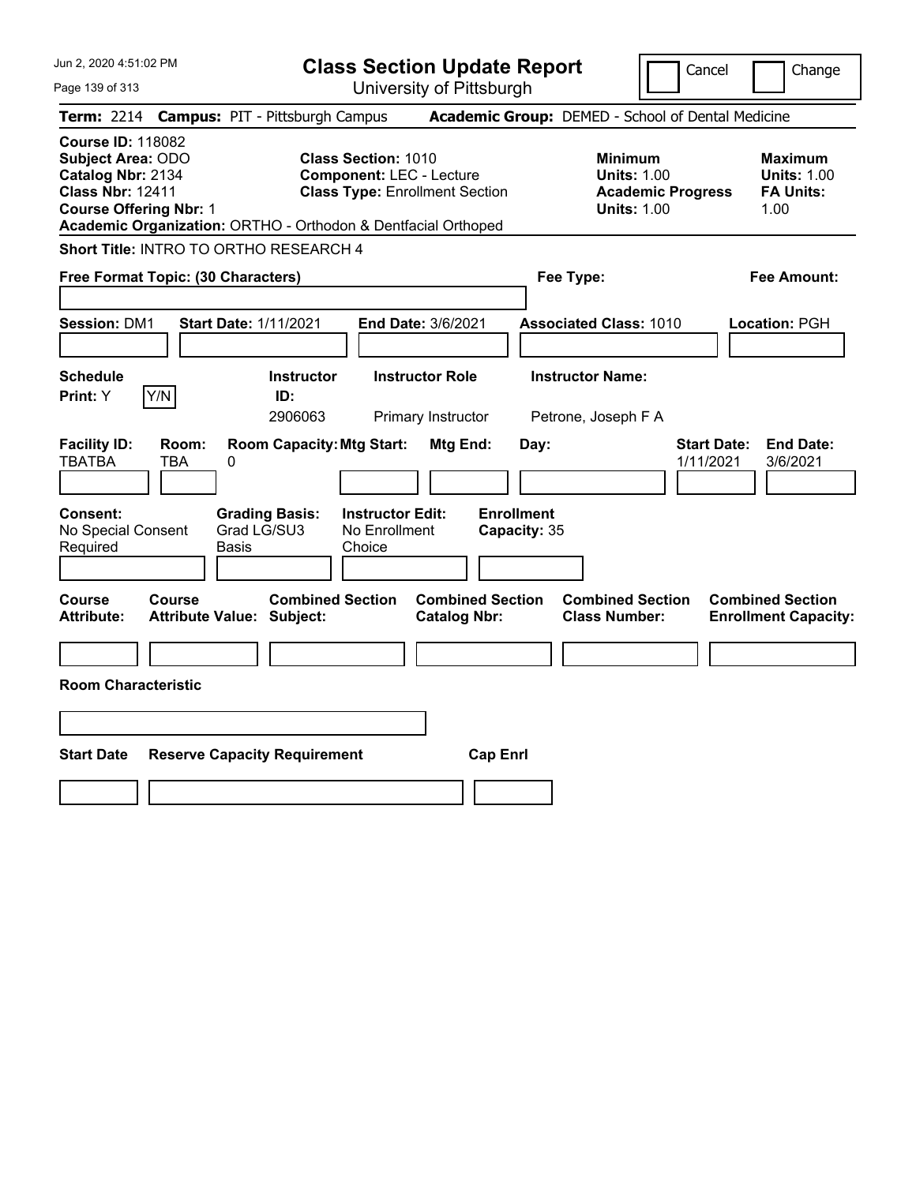# Class Section Update Report

University of Pittsburgh

Cancel | Change

**Term:** 2214 **Campus:** PIT - Pittsburgh Campus **Academic Group:** DEMED - School of Dental Medicine

**Course ID:** 118082
**Subject Area:** ODO
**Catalog Nbr:** 2134
**Class Nbr:** 12411
**Course Offering Nbr:** 1

**Class Section:** 1010
**Component:** LEC - Lecture
**Class Type:** Enrollment Section

**Minimum Units:** 1.00
**Academic Progress Units:** 1.00

**Maximum Units:** 1.00
**FA Units:** 1.00

**Academic Organization:** ORTHO - Orthodon & Dentfacial Orthoped

**Short Title:** INTRO TO ORTHO RESEARCH 4

**Free Format Topic: (30 Characters)**

**Fee Type:**

**Fee Amount:**

**Session:** DM1 **Start Date:** 1/11/2021 **End Date:** 3/6/2021 **Associated Class:** 1010 **Location:** PGH

| Schedule Print | Instructor ID | Instructor Role | Instructor Name |
| --- | --- | --- | --- |
| Y | 2906063 | Primary Instructor | Petrone, Joseph F A |

| Facility ID | Room | Room Capacity | Mtg Start | Mtg End | Day | Start Date | End Date |
| --- | --- | --- | --- | --- | --- | --- | --- |
| TBATBA | TBA | 0 | | | | 1/11/2021 | 3/6/2021 |

**Consent:** No Special Consent Required
**Grading Basis:** Grad LG/SU3 Basis
**Instructor Edit:** No Enrollment Choice
**Enrollment Capacity:** 35

| Course Attribute | Course Attribute Value | Combined Section Subject | Combined Section Catalog Nbr | Combined Section Class Number | Combined Section Enrollment Capacity |
| --- | --- | --- | --- | --- | --- |
| | | | | | |

**Room Characteristic**

| Start Date | Reserve Capacity Requirement | Cap Enrl |
| --- | --- | --- |
| | | |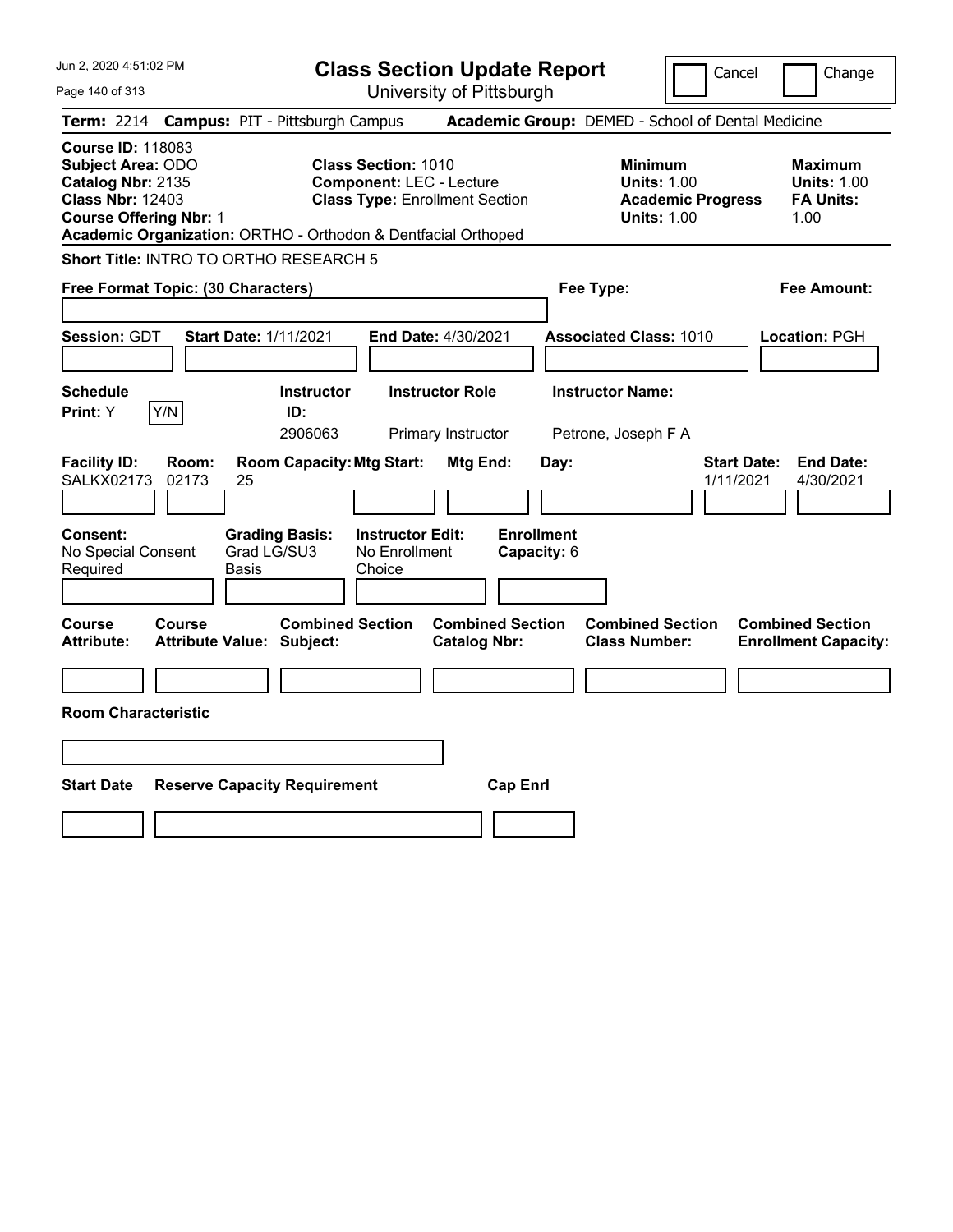# Class Section Update Report

University of Pittsburgh

Cancel | Change

**Term:** 2214 **Campus:** PIT - Pittsburgh Campus **Academic Group:** DEMED - School of Dental Medicine

**Course ID:** 118083
**Subject Area:** ODO
**Catalog Nbr:** 2135
**Class Nbr:** 12403
**Course Offering Nbr:** 1
**Academic Organization:** ORTHO - Orthodon & Dentfacial Orthoped

**Class Section:** 1010
**Component:** LEC - Lecture
**Class Type:** Enrollment Section

**Minimum Units:** 1.00
**Academic Progress Units:** 1.00

**Maximum Units:** 1.00
**FA Units:** 1.00

**Short Title:** INTRO TO ORTHO RESEARCH 5

**Free Format Topic: (30 Characters)**

**Fee Type:**

**Fee Amount:**

**Session:** GDT **Start Date:** 1/11/2021 **End Date:** 4/30/2021 **Associated Class:** 1010 **Location:** PGH

| Schedule Print | Instructor ID | Instructor Role | Instructor Name |
|---|---|---|---|
| Y | 2906063 | Primary Instructor | Petrone, Joseph F A |

| Facility ID | Room | Room Capacity | Mtg Start | Mtg End | Day | Start Date | End Date |
|---|---|---|---|---|---|---|---|
| SALKX02173 | 02173 | 25 | | | | 1/11/2021 | 4/30/2021 |

**Consent:** No Special Consent Required
**Grading Basis:** Grad LG/SU3 Basis
**Instructor Edit:** No Enrollment Choice
**Enrollment Capacity:** 6

| Course Attribute | Course Attribute Value | Combined Section Subject | Combined Section Catalog Nbr | Combined Section Class Number | Combined Section Enrollment Capacity |
|---|---|---|---|---|---|
| | | | | | |

**Room Characteristic**

| Start Date | Reserve Capacity Requirement | Cap Enrl |
|---|---|---|
| | | |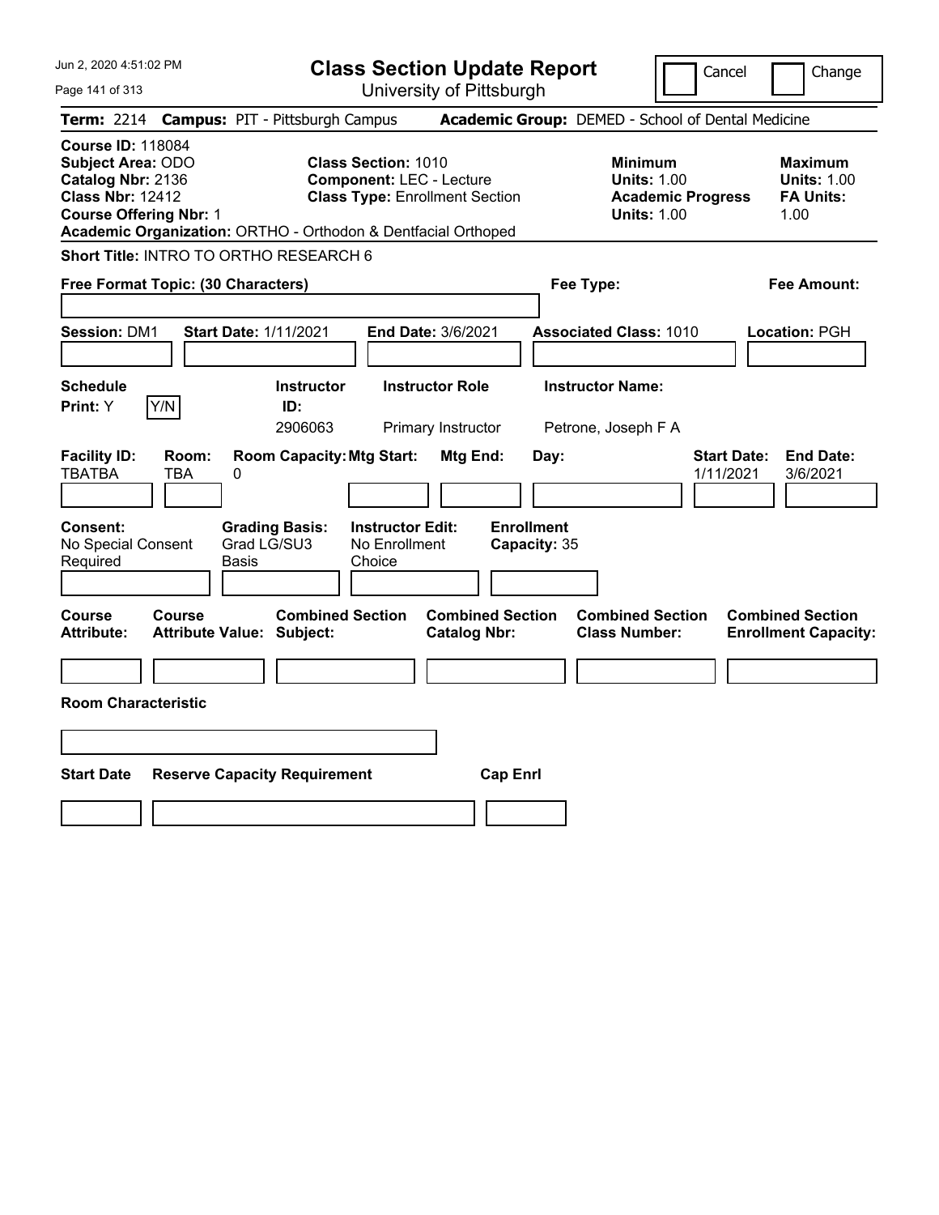# Class Section Update Report

University of Pittsburgh

Cancel | Change

**Term:** 2214 **Campus:** PIT - Pittsburgh Campus **Academic Group:** DEMED - School of Dental Medicine

**Course ID:** 118084
**Subject Area:** ODO
**Catalog Nbr:** 2136
**Class Nbr:** 12412
**Course Offering Nbr:** 1

**Class Section:** 1010
**Component:** LEC - Lecture
**Class Type:** Enrollment Section

**Minimum Units:** 1.00
**Academic Progress Units:** 1.00

**Maximum Units:** 1.00
**FA Units:** 1.00

**Academic Organization:** ORTHO - Orthodon & Dentfacial Orthoped

**Short Title:** INTRO TO ORTHO RESEARCH 6

**Free Format Topic: (30 Characters)**

**Fee Type:**

**Fee Amount:**

**Session:** DM1 **Start Date:** 1/11/2021 **End Date:** 3/6/2021 **Associated Class:** 1010 **Location:** PGH

| Schedule Print | | Instructor ID | Instructor Role | Instructor Name |
|---|---|---|---|---|
| Y | Y/N | 2906063 | Primary Instructor | Petrone, Joseph F A |

| Facility ID | Room | Room Capacity | Mtg Start | Mtg End | Day | Start Date | End Date |
|---|---|---|---|---|---|---|---|
| TBATBA | TBA | 0 | | | | 1/11/2021 | 3/6/2021 |

| Consent | Grading Basis | Instructor Edit | Enrollment Capacity |
|---|---|---|---|
| No Special Consent Required | Grad LG/SU3 Basis | No Enrollment Choice | 35 |

| Course Attribute | Course Attribute Value | Combined Section Subject | Combined Section Catalog Nbr | Combined Section Class Number | Combined Section Enrollment Capacity |
|---|---|---|---|---|---|
| | | | | | |

**Room Characteristic**

| Start Date | Reserve Capacity Requirement | Cap Enrl |
|---|---|---|
| | | |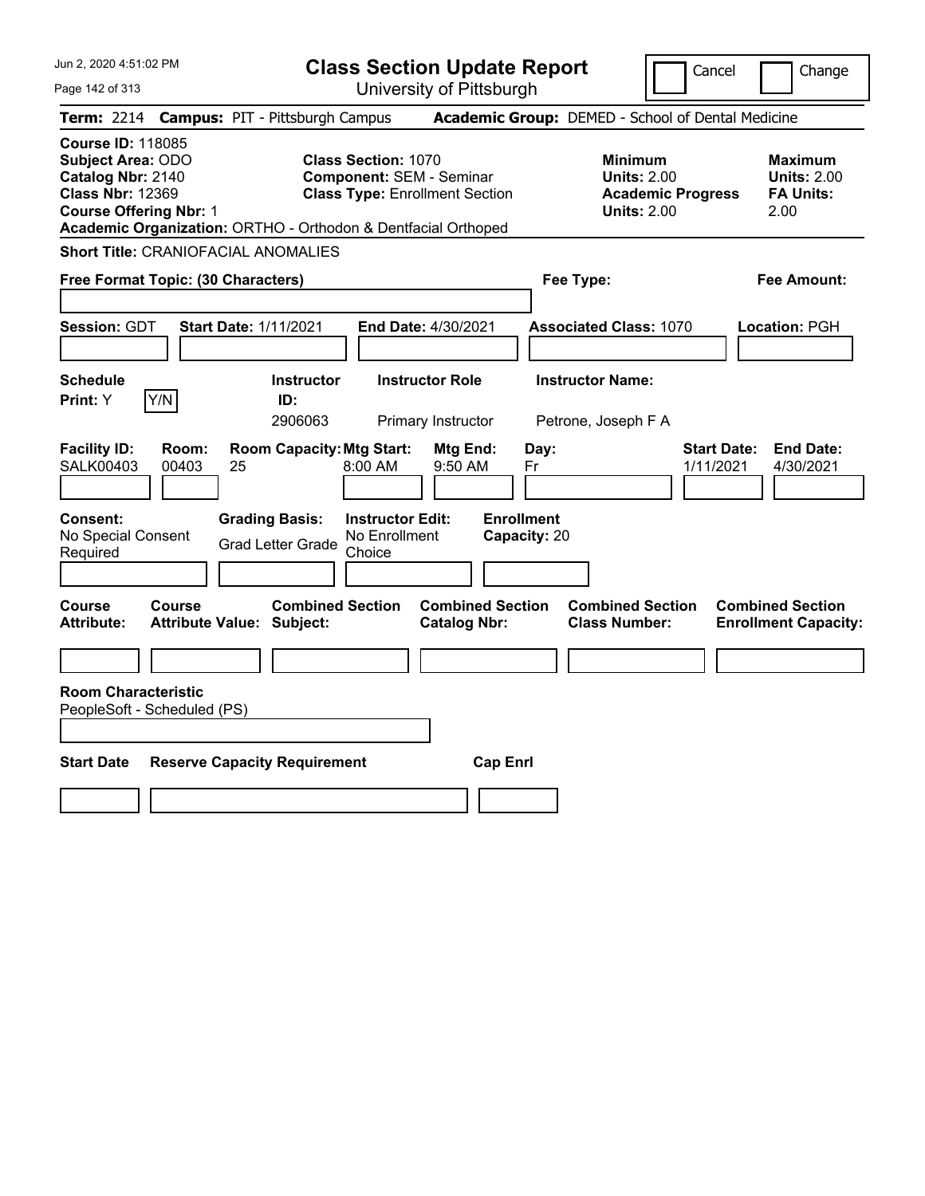# Class Section Update Report

University of Pittsburgh

Cancel | Change

**Term:** 2214 **Campus:** PIT - Pittsburgh Campus **Academic Group:** DEMED - School of Dental Medicine

**Course ID:** 118085
**Subject Area:** ODO
**Catalog Nbr:** 2140
**Class Nbr:** 12369
**Course Offering Nbr:** 1
**Academic Organization:** ORTHO - Orthodon & Dentfacial Orthoped

**Class Section:** 1070
**Component:** SEM - Seminar
**Class Type:** Enrollment Section

**Minimum**
**Units:** 2.00
**Academic Progress Units:** 2.00

**Maximum**
**Units:** 2.00
**FA Units:** 2.00

**Short Title:** CRANIOFACIAL ANOMALIES

**Free Format Topic: (30 Characters)**

**Fee Type:**

**Fee Amount:**

**Session:** GDT **Start Date:** 1/11/2021 **End Date:** 4/30/2021 **Associated Class:** 1070 **Location:** PGH

| Schedule Print: | Instructor ID: | Instructor Role | Instructor Name: |
|---|---|---|---|
| Y [Y/N] | 2906063 | Primary Instructor | Petrone, Joseph F A |

| Facility ID: | Room: | Room Capacity: | Mtg Start: | Mtg End: | Day: | Start Date: | End Date: |
|---|---|---|---|---|---|---|---|
| SALK00403 | 00403 | 25 | 8:00 AM | 9:50 AM | Fr | 1/11/2021 | 4/30/2021 |

| Consent: | Grading Basis: | Instructor Edit: | Enrollment Capacity: |
|---|---|---|---|
| No Special Consent Required | Grad Letter Grade | No Enrollment Choice | 20 |

| Course Attribute: | Course Attribute Value: | Combined Section Subject: | Combined Section Catalog Nbr: | Combined Section Class Number: | Combined Section Enrollment Capacity: |
|---|---|---|---|---|---|
| | | | | | |

**Room Characteristic**
PeopleSoft - Scheduled (PS)

| Start Date | Reserve Capacity Requirement | Cap Enrl |
|---|---|---|
| | | |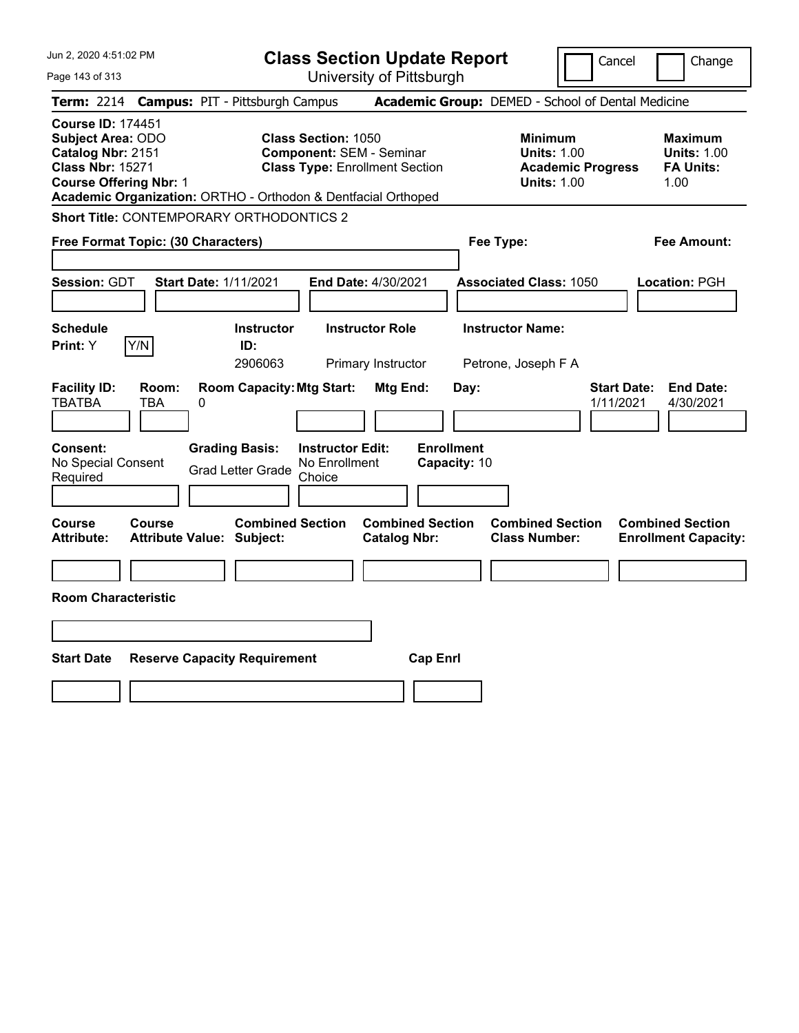# Class Section Update Report

University of Pittsburgh

Cancel | Change

**Term:** 2214 **Campus:** PIT - Pittsburgh Campus **Academic Group:** DEMED - School of Dental Medicine

**Course ID:** 174451
**Subject Area:** ODO
**Catalog Nbr:** 2151
**Class Nbr:** 15271
**Course Offering Nbr:** 1
**Academic Organization:** ORTHO - Orthodon & Dentfacial Orthoped

**Class Section:** 1050
**Component:** SEM - Seminar
**Class Type:** Enrollment Section

**Minimum Units:** 1.00
**Academic Progress Units:** 1.00

**Maximum Units:** 1.00
**FA Units:** 1.00

**Short Title:** CONTEMPORARY ORTHODONTICS 2

**Free Format Topic: (30 Characters)**

**Fee Type:**

**Fee Amount:**

**Session:** GDT **Start Date:** 1/11/2021 **End Date:** 4/30/2021 **Associated Class:** 1050 **Location:** PGH

| Schedule Print | Instructor ID | Instructor Role | Instructor Name |
|---|---|---|---|
| Y | 2906063 | Primary Instructor | Petrone, Joseph F A |

| Facility ID | Room | Room Capacity | Mtg Start | Mtg End | Day | Start Date | End Date |
|---|---|---|---|---|---|---|---|
| TBATBA | TBA | 0 | | | | 1/11/2021 | 4/30/2021 |

**Consent:** No Special Consent Required
**Grading Basis:** Grad Letter Grade
**Instructor Edit:** No Enrollment Choice
**Enrollment Capacity:** 10

| Course Attribute | Course Attribute Value | Combined Section Subject | Combined Section Catalog Nbr | Combined Section Class Number | Combined Section Enrollment Capacity |
|---|---|---|---|---|---|
| | | | | | |

**Room Characteristic**

| Start Date | Reserve Capacity Requirement | Cap Enrl |
|---|---|---|
| | | |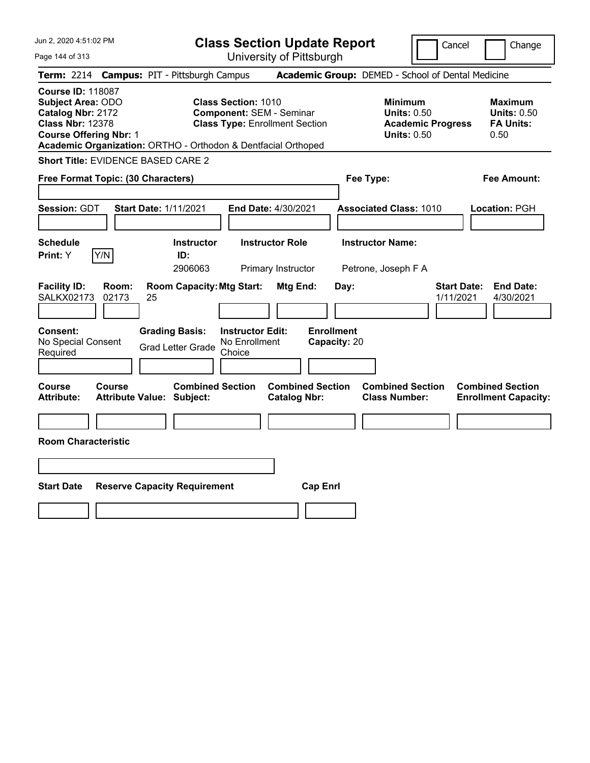# Class Section Update Report

University of Pittsburgh

Cancel | Change

**Term:** 2214 **Campus:** PIT - Pittsburgh Campus **Academic Group:** DEMED - School of Dental Medicine

**Course ID:** 118087
**Subject Area:** ODO
**Catalog Nbr:** 2172
**Class Nbr:** 12378
**Course Offering Nbr:** 1
**Academic Organization:** ORTHO - Orthodon & Dentfacial Orthoped

**Class Section:** 1010
**Component:** SEM - Seminar
**Class Type:** Enrollment Section

**Minimum**
**Units:** 0.50
**Academic Progress Units:** 0.50

**Maximum**
**Units:** 0.50
**FA Units:** 0.50

**Short Title:** EVIDENCE BASED CARE 2

**Free Format Topic: (30 Characters)**

**Fee Type:**

**Fee Amount:**

**Session:** GDT **Start Date:** 1/11/2021 **End Date:** 4/30/2021 **Associated Class:** 1010 **Location:** PGH

| Schedule Print: | | Instructor ID: | Instructor Role | Instructor Name: |
|---|---|---|---|---|
| Y | Y/N | 2906063 | Primary Instructor | Petrone, Joseph F A |

| Facility ID: | Room: | Room Capacity: | Mtg Start: | Mtg End: | Day: | Start Date: | End Date: |
|---|---|---|---|---|---|---|---|
| SALKX02173 | 02173 | 25 | | | | 1/11/2021 | 4/30/2021 |

| Consent: | Grading Basis: | Instructor Edit: | Enrollment Capacity: |
|---|---|---|---|
| No Special Consent Required | Grad Letter Grade | No Enrollment Choice | 20 |

| Course Attribute: | Course Attribute Value: | Combined Section Subject: | Combined Section Catalog Nbr: | Combined Section Class Number: | Combined Section Enrollment Capacity: |
|---|---|---|---|---|---|
| | | | | | |

**Room Characteristic**

| Start Date | Reserve Capacity Requirement | Cap Enrl |
|---|---|---|
| | | |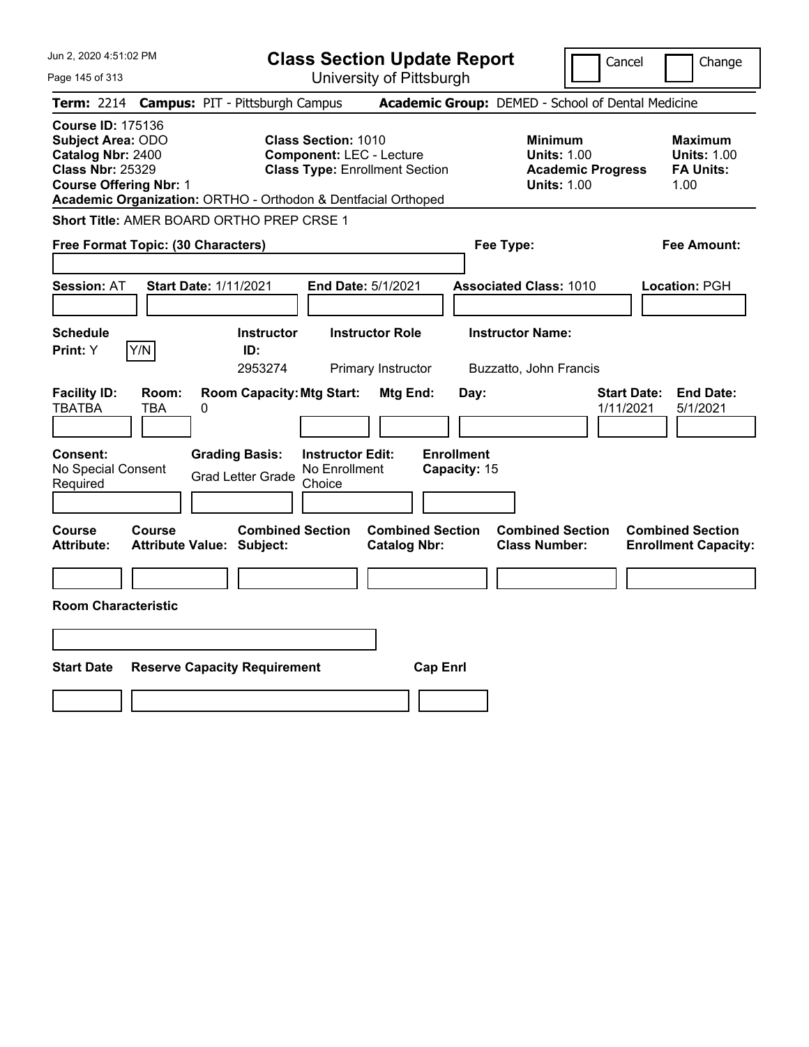# Class Section Update Report

University of Pittsburgh

Jun 2, 2020 4:51:02 PM

Cancel | Change

**Term:** 2214 **Campus:** PIT - Pittsburgh Campus **Academic Group:** DEMED - School of Dental Medicine

**Course ID:** 175136
**Subject Area:** ODO
**Catalog Nbr:** 2400
**Class Nbr:** 25329
**Course Offering Nbr:** 1
**Academic Organization:** ORTHO - Orthodon & Dentfacial Orthoped

**Class Section:** 1010
**Component:** LEC - Lecture
**Class Type:** Enrollment Section

**Minimum Units:** 1.00
**Academic Progress Units:** 1.00

**Maximum Units:** 1.00
**FA Units:** 1.00

**Short Title:** AMER BOARD ORTHO PREP CRSE 1

**Free Format Topic: (30 Characters)**

**Fee Type:**

**Fee Amount:**

**Session:** AT **Start Date:** 1/11/2021 **End Date:** 5/1/2021 **Associated Class:** 1010 **Location:** PGH

| Schedule Print | Instructor ID | Instructor Role | Instructor Name |
|---|---|---|---|
| Y | 2953274 | Primary Instructor | Buzzatto, John Francis |

| Facility ID | Room | Room Capacity | Mtg Start | Mtg End | Day | Start Date | End Date |
|---|---|---|---|---|---|---|---|
| TBATBA | TBA | 0 | | | | 1/11/2021 | 5/1/2021 |

**Consent:** No Special Consent Required
**Grading Basis:** Grad Letter Grade
**Instructor Edit:** No Enrollment Choice
**Enrollment Capacity:** 15

| Course Attribute | Course Attribute Value | Combined Section Subject | Combined Section Catalog Nbr | Combined Section Class Number | Combined Section Enrollment Capacity |
|---|---|---|---|---|---|
| | | | | | |

**Room Characteristic**

| Start Date | Reserve Capacity Requirement | Cap Enrl |
|---|---|---|
| | | |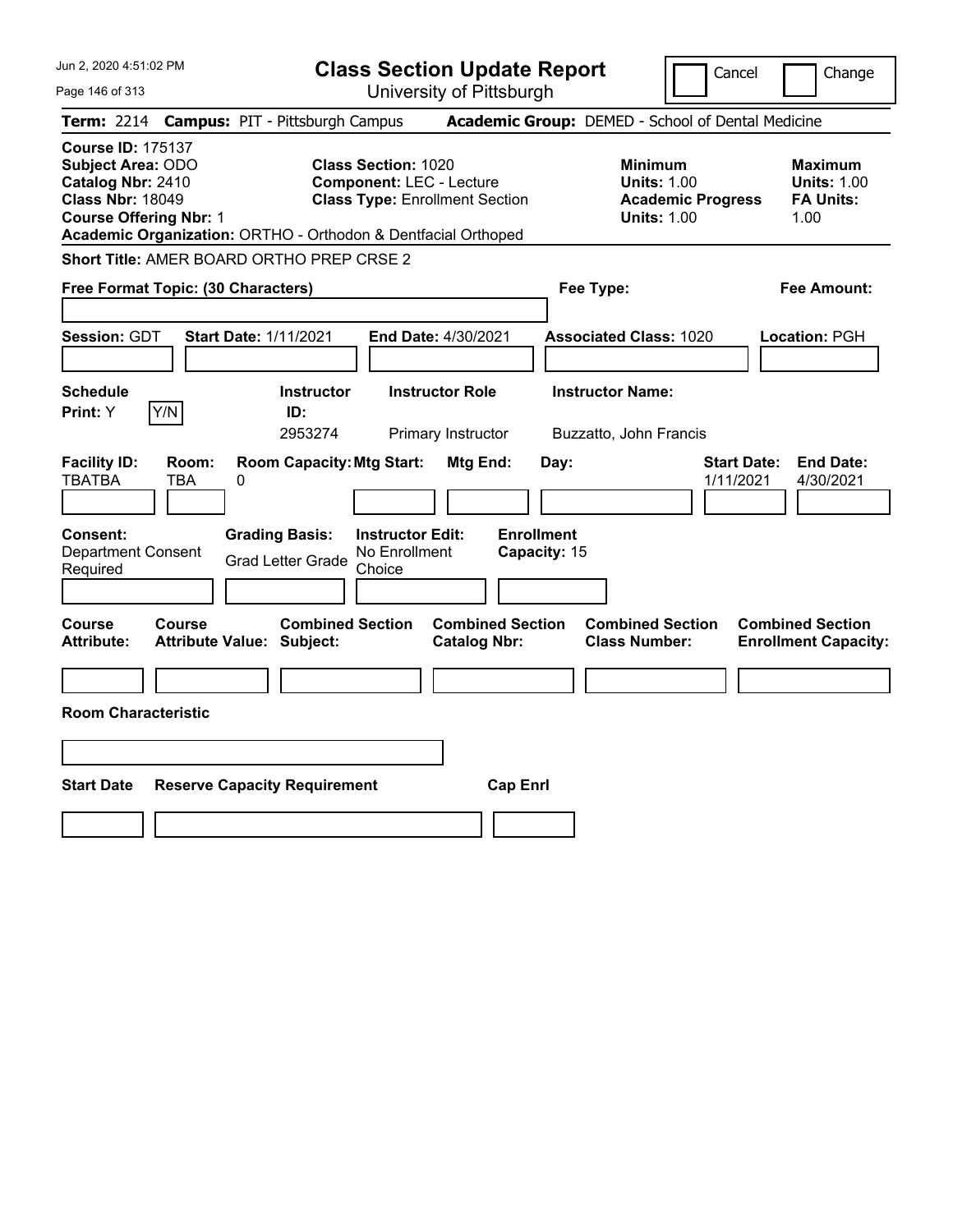# Class Section Update Report

University of Pittsburgh

Cancel | Change

**Term:** 2214 **Campus:** PIT - Pittsburgh Campus **Academic Group:** DEMED - School of Dental Medicine

**Course ID:** 175137
**Subject Area:** ODO
**Catalog Nbr:** 2410
**Class Nbr:** 18049
**Course Offering Nbr:** 1

**Class Section:** 1020
**Component:** LEC - Lecture
**Class Type:** Enrollment Section

**Minimum Units:** 1.00
**Academic Progress Units:** 1.00

**Maximum Units:** 1.00
**FA Units:** 1.00

**Academic Organization:** ORTHO - Orthodon & Dentfacial Orthoped

**Short Title:** AMER BOARD ORTHO PREP CRSE 2

**Free Format Topic: (30 Characters)**

**Fee Type:**

**Fee Amount:**

**Session:** GDT **Start Date:** 1/11/2021 **End Date:** 4/30/2021 **Associated Class:** 1020 **Location:** PGH

| Schedule Print | | Instructor ID | Instructor Role | Instructor Name |
|---|---|---|---|---|
| Y | Y/N | 2953274 | Primary Instructor | Buzzatto, John Francis |

| Facility ID | Room | Room Capacity | Mtg Start | Mtg End | Day | Start Date | End Date |
|---|---|---|---|---|---|---|---|
| TBATBA | TBA | 0 | | | | 1/11/2021 | 4/30/2021 |

| Consent | Grading Basis | Instructor Edit | Enrollment Capacity |
|---|---|---|---|
| Department Consent Required | Grad Letter Grade | No Enrollment Choice | 15 |

| Course Attribute | Course Attribute Value | Combined Section Subject | Combined Section Catalog Nbr | Combined Section Class Number | Combined Section Enrollment Capacity |
|---|---|---|---|---|---|
| | | | | | |

**Room Characteristic**

| Start Date | Reserve Capacity Requirement | Cap Enrl |
|---|---|---|
| | | |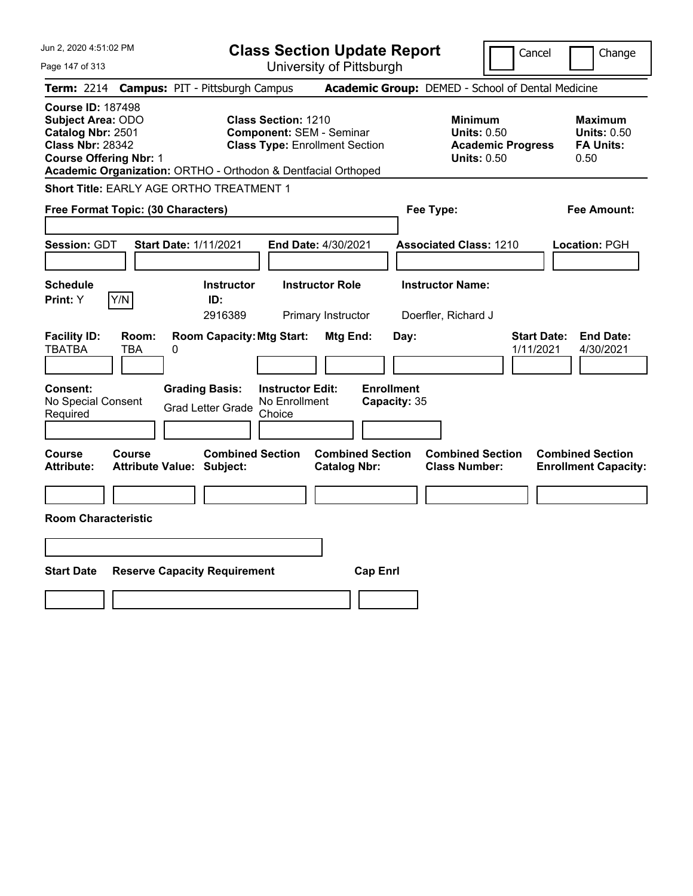Jun 2, 2020 4:51:02 PM

# Class Section Update Report

University of Pittsburgh

Cancel | Change

**Term:** 2214 **Campus:** PIT - Pittsburgh Campus **Academic Group:** DEMED - School of Dental Medicine

**Course ID:** 187498
**Subject Area:** ODO
**Catalog Nbr:** 2501
**Class Nbr:** 28342
**Course Offering Nbr:** 1
**Academic Organization:** ORTHO - Orthodon & Dentfacial Orthoped

**Class Section:** 1210
**Component:** SEM - Seminar
**Class Type:** Enrollment Section

**Minimum Units:** 0.50
**Academic Progress Units:** 0.50

**Maximum Units:** 0.50
**FA Units:** 0.50

**Short Title:** EARLY AGE ORTHO TREATMENT 1

**Free Format Topic: (30 Characters)**

**Fee Type:**

**Fee Amount:**

**Session:** GDT **Start Date:** 1/11/2021 **End Date:** 4/30/2021 **Associated Class:** 1210 **Location:** PGH

| Schedule Print | Instructor ID | Instructor Role | Instructor Name |
|---|---|---|---|
| Y (Y/N) | 2916389 | Primary Instructor | Doerfler, Richard J |

| Facility ID | Room | Room Capacity | Mtg Start | Mtg End | Day | Start Date | End Date |
|---|---|---|---|---|---|---|---|
| TBATBA | TBA | 0 | | | | 1/11/2021 | 4/30/2021 |

**Consent:** No Special Consent Required
**Grading Basis:** Grad Letter Grade
**Instructor Edit:** No Enrollment Choice
**Enrollment Capacity:** 35

| Course Attribute | Course Attribute Value | Combined Section Subject | Combined Section Catalog Nbr | Combined Section Class Number | Combined Section Enrollment Capacity |
|---|---|---|---|---|---|
| | | | | | |

**Room Characteristic**

| Start Date | Reserve Capacity Requirement | Cap Enrl |
|---|---|---|
| | | |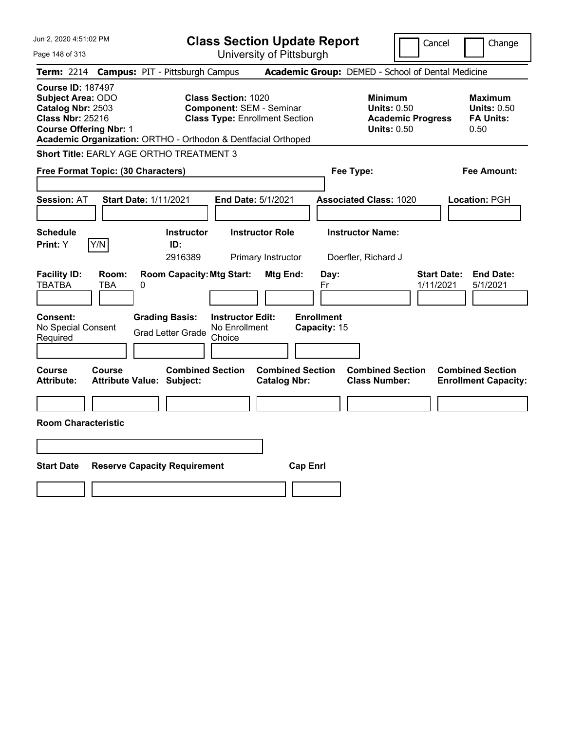Jun 2, 2020 4:51:02 PM

# Class Section Update Report

University of Pittsburgh

Cancel | Change

**Term:** 2214 **Campus:** PIT - Pittsburgh Campus **Academic Group:** DEMED - School of Dental Medicine

**Course ID:** 187497
**Subject Area:** ODO
**Catalog Nbr:** 2503
**Class Nbr:** 25216
**Course Offering Nbr:** 1

**Class Section:** 1020
**Component:** SEM - Seminar
**Class Type:** Enrollment Section

**Minimum Units:** 0.50
**Academic Progress Units:** 0.50

**Maximum Units:** 0.50
**FA Units:** 0.50

**Academic Organization:** ORTHO - Orthodon & Dentfacial Orthoped

**Short Title:** EARLY AGE ORTHO TREATMENT 3

**Free Format Topic: (30 Characters)**

**Fee Type:**

**Fee Amount:**

**Session:** AT **Start Date:** 1/11/2021 **End Date:** 5/1/2021 **Associated Class:** 1020 **Location:** PGH

| Schedule Print | Instructor ID | Instructor Role | Instructor Name |
|---|---|---|---|
| Y [Y/N] | 2916389 | Primary Instructor | Doerfler, Richard J |

| Facility ID | Room | Room Capacity | Mtg Start | Mtg End | Day | Start Date | End Date |
|---|---|---|---|---|---|---|---|
| TBATBA | TBA | 0 | | | Fr | 1/11/2021 | 5/1/2021 |

**Consent:** No Special Consent Required
**Grading Basis:** Grad Letter Grade
**Instructor Edit:** No Enrollment Choice
**Enrollment Capacity:** 15

| Course Attribute | Course Attribute Value | Combined Section Subject | Combined Section Catalog Nbr | Combined Section Class Number | Combined Section Enrollment Capacity |
|---|---|---|---|---|---|
| | | | | | |

**Room Characteristic**

| Start Date | Reserve Capacity Requirement | Cap Enrl |
|---|---|---|
| | | |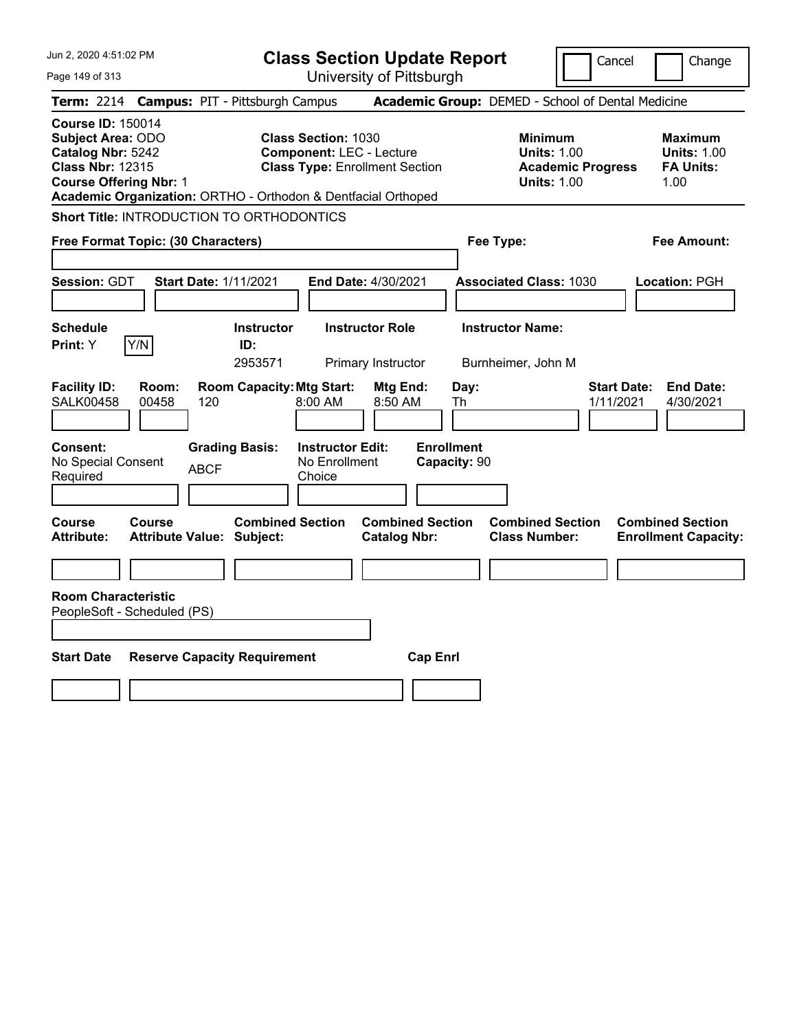# Class Section Update Report

University of Pittsburgh

Cancel | Change

**Term:** 2214 **Campus:** PIT - Pittsburgh Campus **Academic Group:** DEMED - School of Dental Medicine

**Course ID:** 150014
**Subject Area:** ODO
**Catalog Nbr:** 5242
**Class Nbr:** 12315
**Course Offering Nbr:** 1
**Academic Organization:** ORTHO - Orthodon & Dentfacial Orthoped

**Class Section:** 1030
**Component:** LEC - Lecture
**Class Type:** Enrollment Section

**Minimum**
**Units:** 1.00
**Academic Progress Units:** 1.00

**Maximum**
**Units:** 1.00
**FA Units:** 1.00

**Short Title:** INTRODUCTION TO ORTHODONTICS

**Free Format Topic: (30 Characters)**

**Fee Type:**

**Fee Amount:**

**Session:** GDT **Start Date:** 1/11/2021 **End Date:** 4/30/2021 **Associated Class:** 1030 **Location:** PGH

| Schedule Print | Instructor ID | Instructor Role | Instructor Name |
|---|---|---|---|
| Y | 2953571 | Primary Instructor | Burnheimer, John M |

| Facility ID | Room | Room Capacity | Mtg Start | Mtg End | Day | Start Date | End Date |
|---|---|---|---|---|---|---|---|
| SALK00458 | 00458 | 120 | 8:00 AM | 8:50 AM | Th | 1/11/2021 | 4/30/2021 |

| Consent | Grading Basis | Instructor Edit | Enrollment Capacity |
|---|---|---|---|
| No Special Consent Required | ABCF | No Enrollment Choice | 90 |

| Course Attribute | Course Attribute Value | Combined Section Subject | Combined Section Catalog Nbr | Combined Section Class Number | Combined Section Enrollment Capacity |
|---|---|---|---|---|---|
| | | | | | |

**Room Characteristic**
PeopleSoft - Scheduled (PS)

| Start Date | Reserve Capacity Requirement | Cap Enrl |
|---|---|---|
| | | |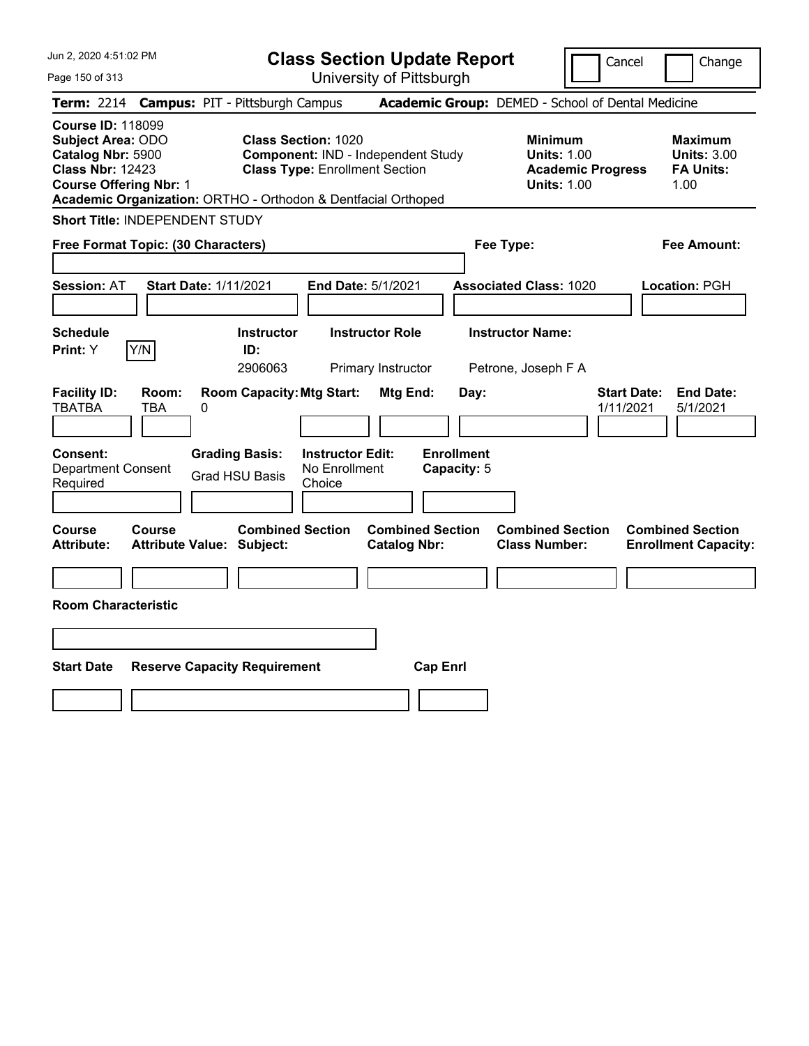# Class Section Update Report

University of Pittsburgh

Jun 2, 2020 4:51:02 PM

Cancel | Change

**Term:** 2214 **Campus:** PIT - Pittsburgh Campus **Academic Group:** DEMED - School of Dental Medicine

**Course ID:** 118099
**Subject Area:** ODO
**Catalog Nbr:** 5900
**Class Nbr:** 12423
**Course Offering Nbr:** 1
**Academic Organization:** ORTHO - Orthodon & Dentfacial Orthoped

**Class Section:** 1020
**Component:** IND - Independent Study
**Class Type:** Enrollment Section

**Minimum**
**Units:** 1.00
**Academic Progress Units:** 1.00

**Maximum**
**Units:** 3.00
**FA Units:** 1.00

**Short Title:** INDEPENDENT STUDY

**Free Format Topic: (30 Characters)**

**Fee Type:**

**Fee Amount:**

**Session:** AT **Start Date:** 1/11/2021 **End Date:** 5/1/2021 **Associated Class:** 1020 **Location:** PGH

| Schedule Print: | Instructor ID: | Instructor Role | Instructor Name: |
|---|---|---|---|
| Y (Y/N) | 2906063 | Primary Instructor | Petrone, Joseph F A |

| Facility ID: | Room: | Room Capacity: | Mtg Start: | Mtg End: | Day: | Start Date: | End Date: |
|---|---|---|---|---|---|---|---|
| TBATBA | TBA | 0 | | | | 1/11/2021 | 5/1/2021 |

**Consent:** Department Consent Required
**Grading Basis:** Grad HSU Basis
**Instructor Edit:** No Enrollment Choice
**Enrollment Capacity:** 5

| Course Attribute: | Course Attribute Value: | Combined Section Subject: | Combined Section Catalog Nbr: | Combined Section Class Number: | Combined Section Enrollment Capacity: |
|---|---|---|---|---|---|
| | | | | | |

**Room Characteristic**

| Start Date | Reserve Capacity Requirement | Cap Enrl |
|---|---|---|
| | | |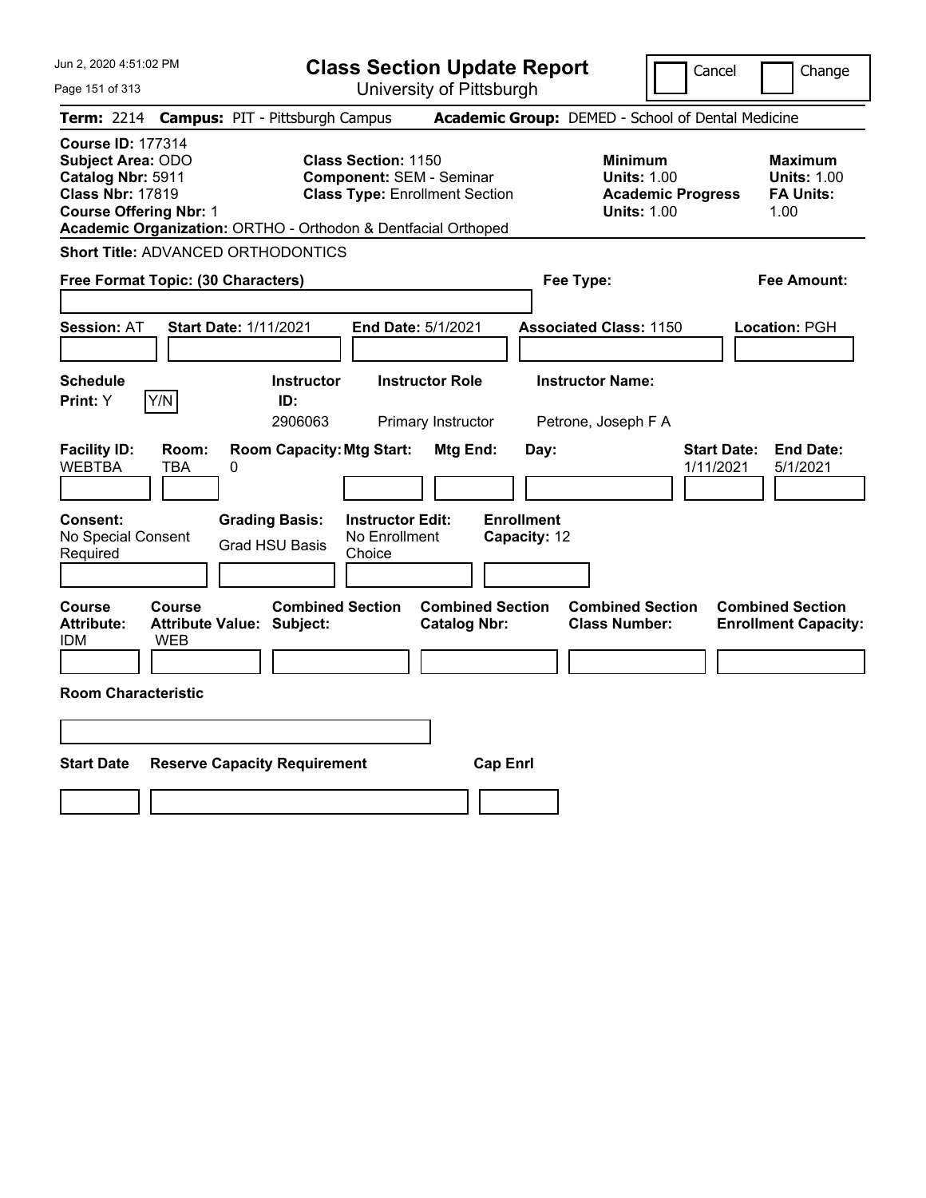Jun 2, 2020 4:51:02 PM

# Class Section Update Report

University of Pittsburgh

Cancel Change

**Term:** 2214 **Campus:** PIT - Pittsburgh Campus **Academic Group:** DEMED - School of Dental Medicine

**Course ID:** 177314
**Subject Area:** ODO
**Catalog Nbr:** 5911
**Class Nbr:** 17819
**Course Offering Nbr:** 1

**Class Section:** 1150
**Component:** SEM - Seminar
**Class Type:** Enrollment Section

**Minimum Units:** 1.00
**Academic Progress Units:** 1.00

**Maximum Units:** 1.00
**FA Units:** 1.00

**Academic Organization:** ORTHO - Orthodon & Dentfacial Orthoped

**Short Title:** ADVANCED ORTHODONTICS

**Free Format Topic: (30 Characters)**

**Fee Type:**

**Fee Amount:**

**Session:** AT **Start Date:** 1/11/2021 **End Date:** 5/1/2021 **Associated Class:** 1150 **Location:** PGH

| Schedule Print | | Instructor ID | Instructor Role | Instructor Name |
|---|---|---|---|---|
| Y | Y/N | 2906063 | Primary Instructor | Petrone, Joseph F A |

| Facility ID | Room | Room Capacity | Mtg Start | Mtg End | Day | Start Date | End Date |
|---|---|---|---|---|---|---|---|
| WEBTBA | TBA | 0 | | | | 1/11/2021 | 5/1/2021 |

| Consent | Grading Basis | Instructor Edit | Enrollment Capacity |
|---|---|---|---|
| No Special Consent Required | Grad HSU Basis | No Enrollment Choice | 12 |

| Course Attribute | Course Attribute Value | Combined Section Subject | Combined Section Catalog Nbr | Combined Section Class Number | Combined Section Enrollment Capacity |
|---|---|---|---|---|---|
| IDM | WEB | | | | |

**Room Characteristic**

| Start Date | Reserve Capacity Requirement | Cap Enrl |
|---|---|---|
| | | |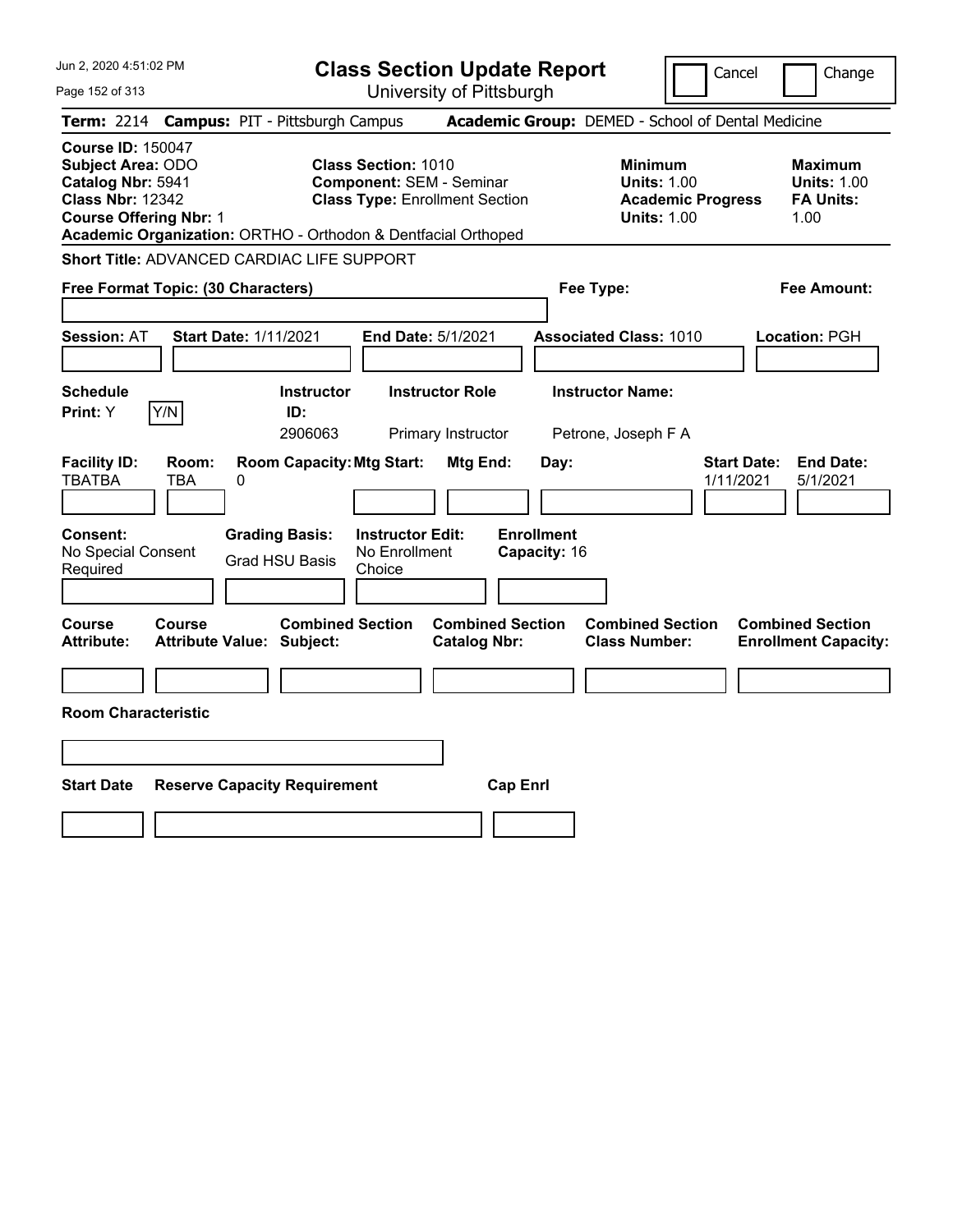# Class Section Update Report

University of Pittsburgh

Cancel | Change

**Term:** 2214 **Campus:** PIT - Pittsburgh Campus **Academic Group:** DEMED - School of Dental Medicine

**Course ID:** 150047
**Subject Area:** ODO
**Catalog Nbr:** 5941
**Class Nbr:** 12342
**Course Offering Nbr:** 1

**Class Section:** 1010
**Component:** SEM - Seminar
**Class Type:** Enrollment Section

**Minimum**
**Units:** 1.00
**Academic Progress Units:** 1.00

**Maximum**
**Units:** 1.00
**FA Units:** 1.00

**Academic Organization:** ORTHO - Orthodon & Dentfacial Orthoped

**Short Title:** ADVANCED CARDIAC LIFE SUPPORT

**Free Format Topic: (30 Characters)**

**Fee Type:**

**Fee Amount:**

**Session:** AT **Start Date:** 1/11/2021 **End Date:** 5/1/2021 **Associated Class:** 1010 **Location:** PGH

| Schedule Print: | Instructor ID: | Instructor Role | Instructor Name: |
|---|---|---|---|
| Y | 2906063 | Primary Instructor | Petrone, Joseph F A |

| Facility ID: | Room: | Room Capacity: | Mtg Start: | Mtg End: | Day: | Start Date: | End Date: |
|---|---|---|---|---|---|---|---|
| TBATBA | TBA | 0 | | | | 1/11/2021 | 5/1/2021 |

**Consent:** No Special Consent Required
**Grading Basis:** Grad HSU Basis
**Instructor Edit:** No Enrollment Choice
**Enrollment Capacity:** 16

| Course Attribute: | Course Attribute Value: | Combined Section Subject: | Combined Section Catalog Nbr: | Combined Section Class Number: | Combined Section Enrollment Capacity: |
|---|---|---|---|---|---|
| | | | | | |

**Room Characteristic**

| Start Date | Reserve Capacity Requirement | Cap Enrl |
|---|---|---|
| | | |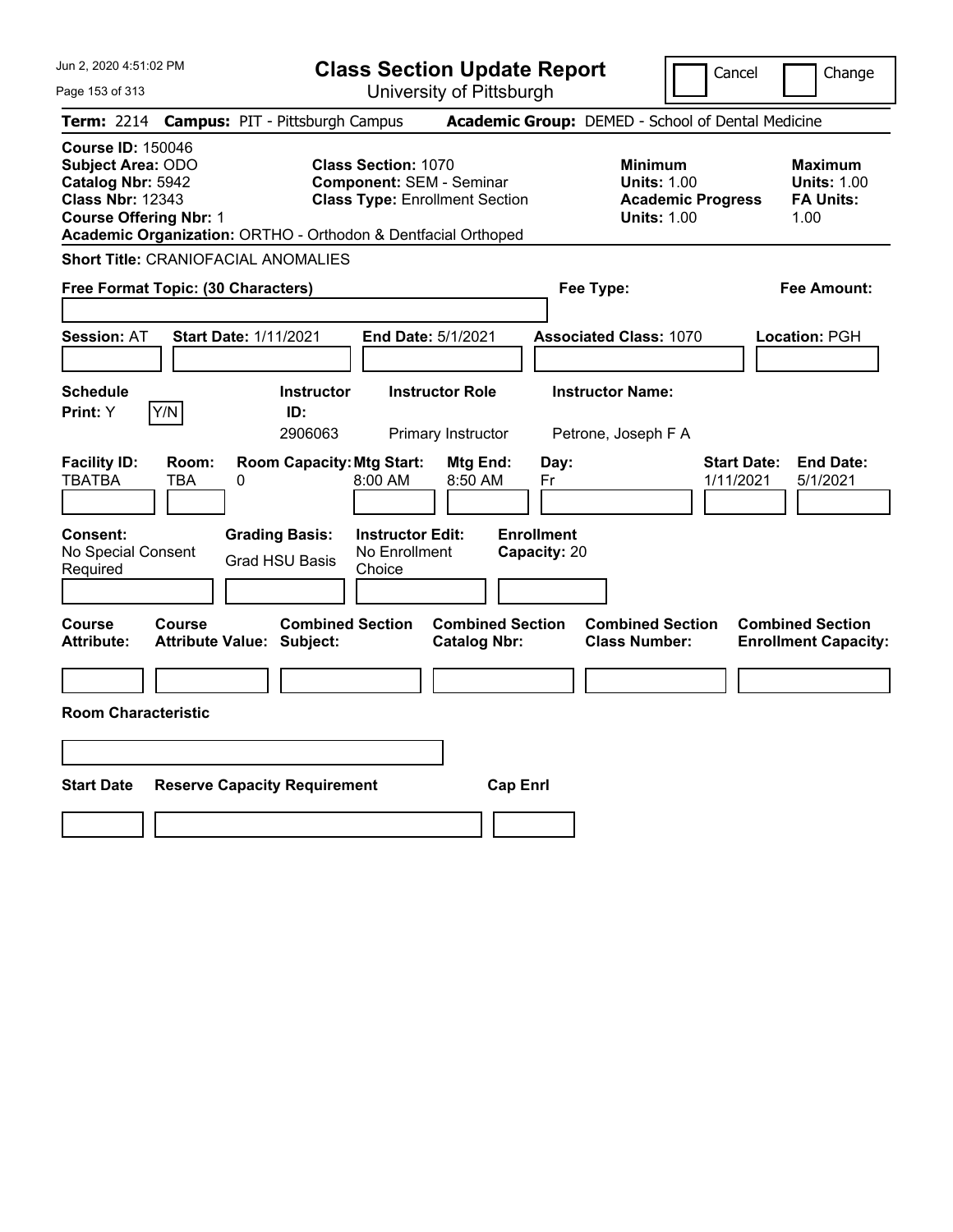Jun 2, 2020 4:51:02 PM

# Class Section Update Report

University of Pittsburgh

Cancel | Change

**Term:** 2214 **Campus:** PIT - Pittsburgh Campus **Academic Group:** DEMED - School of Dental Medicine

**Course ID:** 150046
**Subject Area:** ODO
**Catalog Nbr:** 5942
**Class Nbr:** 12343
**Course Offering Nbr:** 1

**Class Section:** 1070
**Component:** SEM - Seminar
**Class Type:** Enrollment Section

**Minimum**
**Units:** 1.00
**Academic Progress Units:** 1.00

**Maximum**
**Units:** 1.00
**FA Units:** 1.00

**Academic Organization:** ORTHO - Orthodon & Dentfacial Orthoped

**Short Title:** CRANIOFACIAL ANOMALIES

**Free Format Topic: (30 Characters)** | **Fee Type:** | **Fee Amount:**

**Session:** AT **Start Date:** 1/11/2021 **End Date:** 5/1/2021 **Associated Class:** 1070 **Location:** PGH

| Schedule Print: | Instructor ID: | Instructor Role | Instructor Name: |
|---|---|---|---|
| Y (Y/N) | 2906063 | Primary Instructor | Petrone, Joseph F A |

| Facility ID: | Room: | Room Capacity: | Mtg Start: | Mtg End: | Day: | Start Date: | End Date: |
|---|---|---|---|---|---|---|---|
| TBATBA | TBA | 0 | 8:00 AM | 8:50 AM | Fr | 1/11/2021 | 5/1/2021 |

| Consent: | Grading Basis: | Instructor Edit: | Enrollment Capacity: |
|---|---|---|---|
| No Special Consent Required | Grad HSU Basis | No Enrollment Choice | 20 |

| Course Attribute: | Course Attribute Value: | Combined Section Subject: | Combined Section Catalog Nbr: | Combined Section Class Number: | Combined Section Enrollment Capacity: |
|---|---|---|---|---|---|
| | | | | | |

**Room Characteristic**

| Start Date | Reserve Capacity Requirement | Cap Enrl |
|---|---|---|
| | | |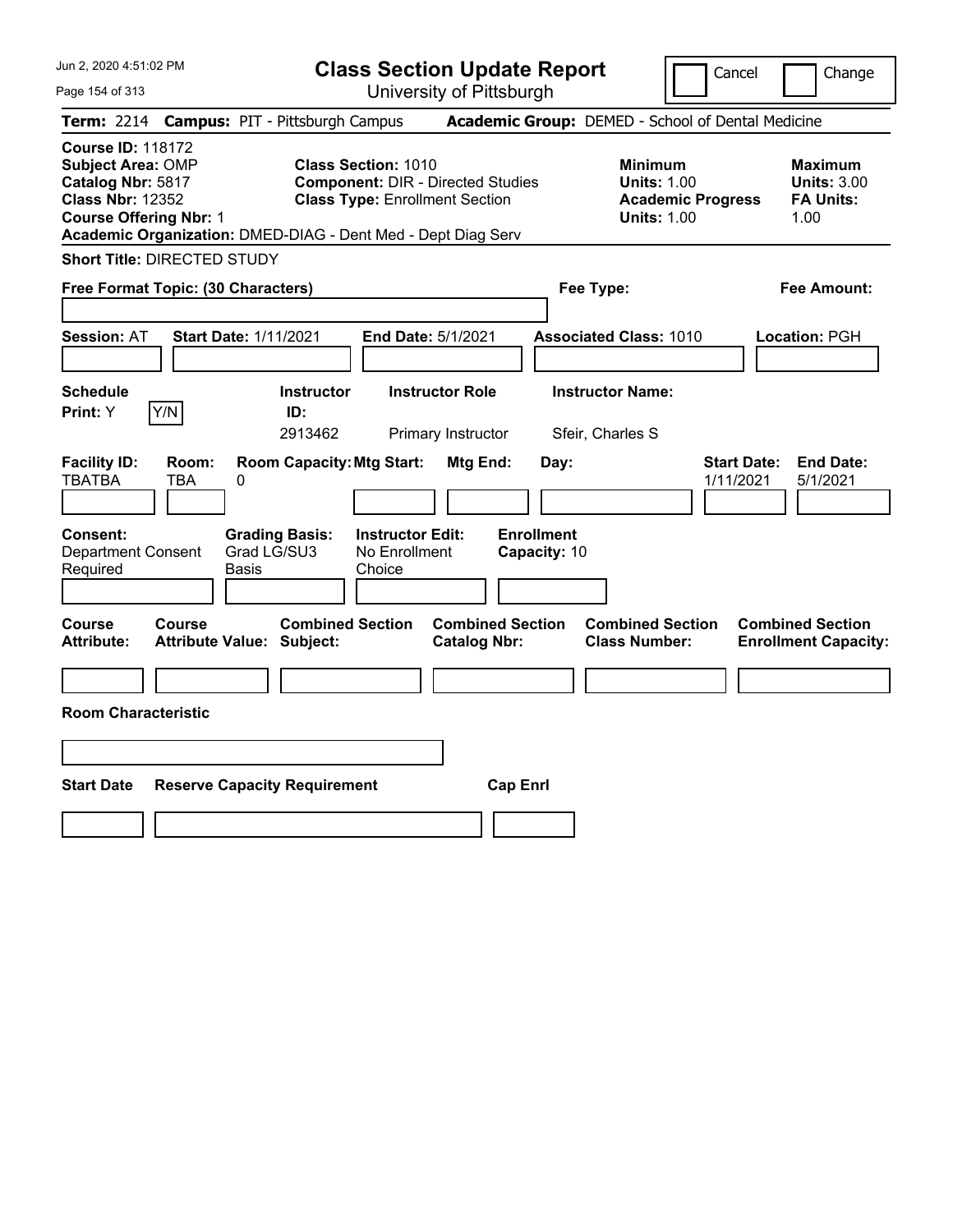# Class Section Update Report

University of Pittsburgh

Cancel | Change

**Term:** 2214 **Campus:** PIT - Pittsburgh Campus **Academic Group:** DEMED - School of Dental Medicine

**Course ID:** 118172
**Subject Area:** OMP
**Catalog Nbr:** 5817
**Class Nbr:** 12352
**Course Offering Nbr:** 1

**Class Section:** 1010
**Component:** DIR - Directed Studies
**Class Type:** Enrollment Section

**Minimum Units:** 1.00
**Academic Progress Units:** 1.00

**Maximum Units:** 3.00
**FA Units:** 1.00

**Academic Organization:** DMED-DIAG - Dent Med - Dept Diag Serv

**Short Title:** DIRECTED STUDY

**Free Format Topic: (30 Characters)**

**Fee Type:**

**Fee Amount:**

**Session:** AT **Start Date:** 1/11/2021 **End Date:** 5/1/2021 **Associated Class:** 1010 **Location:** PGH

| Schedule Print: | | Instructor ID: | Instructor Role | Instructor Name: |
|---|---|---|---|---|
| Y | Y/N | 2913462 | Primary Instructor | Sfeir, Charles S |

| Facility ID: | Room: | Room Capacity: | Mtg Start: | Mtg End: | Day: | Start Date: | End Date: |
|---|---|---|---|---|---|---|---|
| TBATBA | TBA | 0 | | | | 1/11/2021 | 5/1/2021 |

| Consent: | Grading Basis: | Instructor Edit: | Enrollment Capacity: |
|---|---|---|---|
| Department Consent Required | Grad LG/SU3 Basis | No Enrollment Choice | 10 |

| Course Attribute: | Course Attribute Value: | Combined Section Subject: | Combined Section Catalog Nbr: | Combined Section Class Number: | Combined Section Enrollment Capacity: |
|---|---|---|---|---|---|
| | | | | | |

**Room Characteristic**

| Start Date | Reserve Capacity Requirement | Cap Enrl |
|---|---|---|
| | | |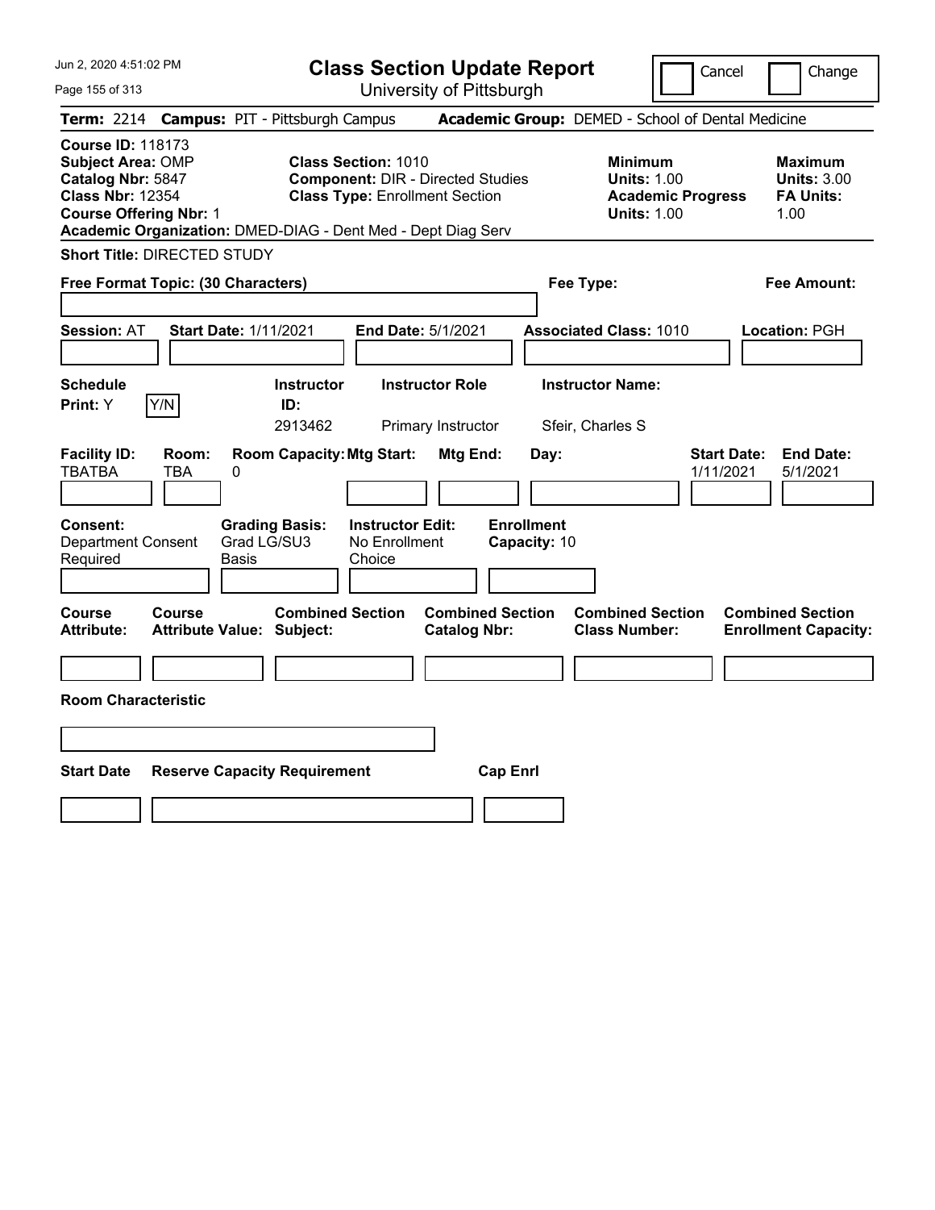# Class Section Update Report

University of Pittsburgh

Cancel | Change

**Term:** 2214 **Campus:** PIT - Pittsburgh Campus **Academic Group:** DEMED - School of Dental Medicine

**Course ID:** 118173
**Subject Area:** OMP
**Catalog Nbr:** 5847
**Class Nbr:** 12354
**Course Offering Nbr:** 1
**Academic Organization:** DMED-DIAG - Dent Med - Dept Diag Serv

**Class Section:** 1010
**Component:** DIR - Directed Studies
**Class Type:** Enrollment Section

**Minimum Units:** 1.00
**Academic Progress Units:** 1.00

**Maximum Units:** 3.00
**FA Units:** 1.00

**Short Title:** DIRECTED STUDY

**Free Format Topic: (30 Characters)**

**Fee Type:**

**Fee Amount:**

**Session:** AT **Start Date:** 1/11/2021 **End Date:** 5/1/2021 **Associated Class:** 1010 **Location:** PGH

| Schedule Print | Instructor ID | Instructor Role | Instructor Name |
|---|---|---|---|
| Y | 2913462 | Primary Instructor | Sfeir, Charles S |

| Facility ID | Room | Room Capacity | Mtg Start | Mtg End | Day | Start Date | End Date |
|---|---|---|---|---|---|---|---|
| TBATBA | TBA | 0 | | | | 1/11/2021 | 5/1/2021 |

**Consent:** Department Consent Required
**Grading Basis:** Grad LG/SU3 Basis
**Instructor Edit:** No Enrollment Choice
**Enrollment Capacity:** 10

| Course Attribute | Course Attribute Value | Combined Section Subject | Combined Section Catalog Nbr | Combined Section Class Number | Combined Section Enrollment Capacity |
|---|---|---|---|---|---|
| | | | | | |

**Room Characteristic**

| Start Date | Reserve Capacity Requirement | Cap Enrl |
|---|---|---|
| | | |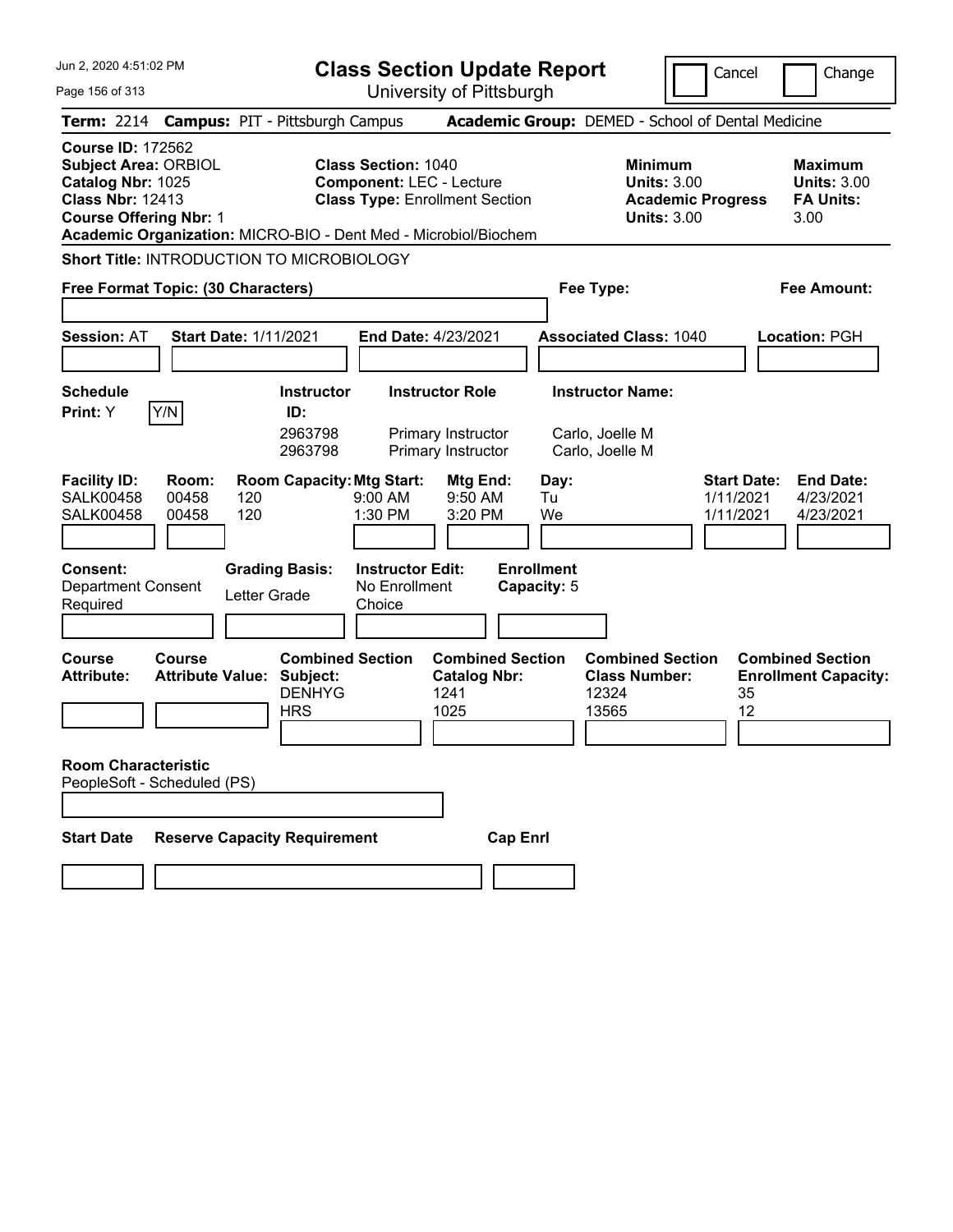Jun 2, 2020 4:51:02 PM

# Class Section Update Report

University of Pittsburgh

Cancel | Change

**Term:** 2214 **Campus:** PIT - Pittsburgh Campus **Academic Group:** DEMED - School of Dental Medicine

**Course ID:** 172562
**Subject Area:** ORBIOL
**Catalog Nbr:** 1025
**Class Nbr:** 12413
**Course Offering Nbr:** 1

**Class Section:** 1040
**Component:** LEC - Lecture
**Class Type:** Enrollment Section

**Minimum Units:** 3.00
**Academic Progress Units:** 3.00

**Maximum Units:** 3.00
**FA Units:** 3.00

**Academic Organization:** MICRO-BIO - Dent Med - Microbiol/Biochem

**Short Title:** INTRODUCTION TO MICROBIOLOGY

**Free Format Topic: (30 Characters)**

**Fee Type:**

**Fee Amount:**

**Session:** AT **Start Date:** 1/11/2021 **End Date:** 4/23/2021 **Associated Class:** 1040 **Location:** PGH

**Schedule Print:** Y Y/N

| Instructor ID: | Instructor Role | Instructor Name: |
|---|---|---|
| 2963798 | Primary Instructor | Carlo, Joelle M |
| 2963798 | Primary Instructor | Carlo, Joelle M |

| Facility ID: | Room: | Room Capacity: | Mtg Start: | Mtg End: | Day: | Start Date: | End Date: |
|---|---|---|---|---|---|---|---|
| SALK00458 | 00458 | 120 | 9:00 AM | 9:50 AM | Tu | 1/11/2021 | 4/23/2021 |
| SALK00458 | 00458 | 120 | 1:30 PM | 3:20 PM | We | 1/11/2021 | 4/23/2021 |

**Consent:** Department Consent Required

**Grading Basis:** Letter Grade

**Instructor Edit:** No Enrollment Choice

**Enrollment Capacity:** 5

| Course Attribute: | Course Attribute Value: | Combined Section Subject: | Combined Section Catalog Nbr: | Combined Section Class Number: | Combined Section Enrollment Capacity: |
|---|---|---|---|---|---|
| | | DENHYG | 1241 | 12324 | 35 |
| | | HRS | 1025 | 13565 | 12 |

**Room Characteristic**
PeopleSoft - Scheduled (PS)

**Start Date** **Reserve Capacity Requirement** **Cap Enrl**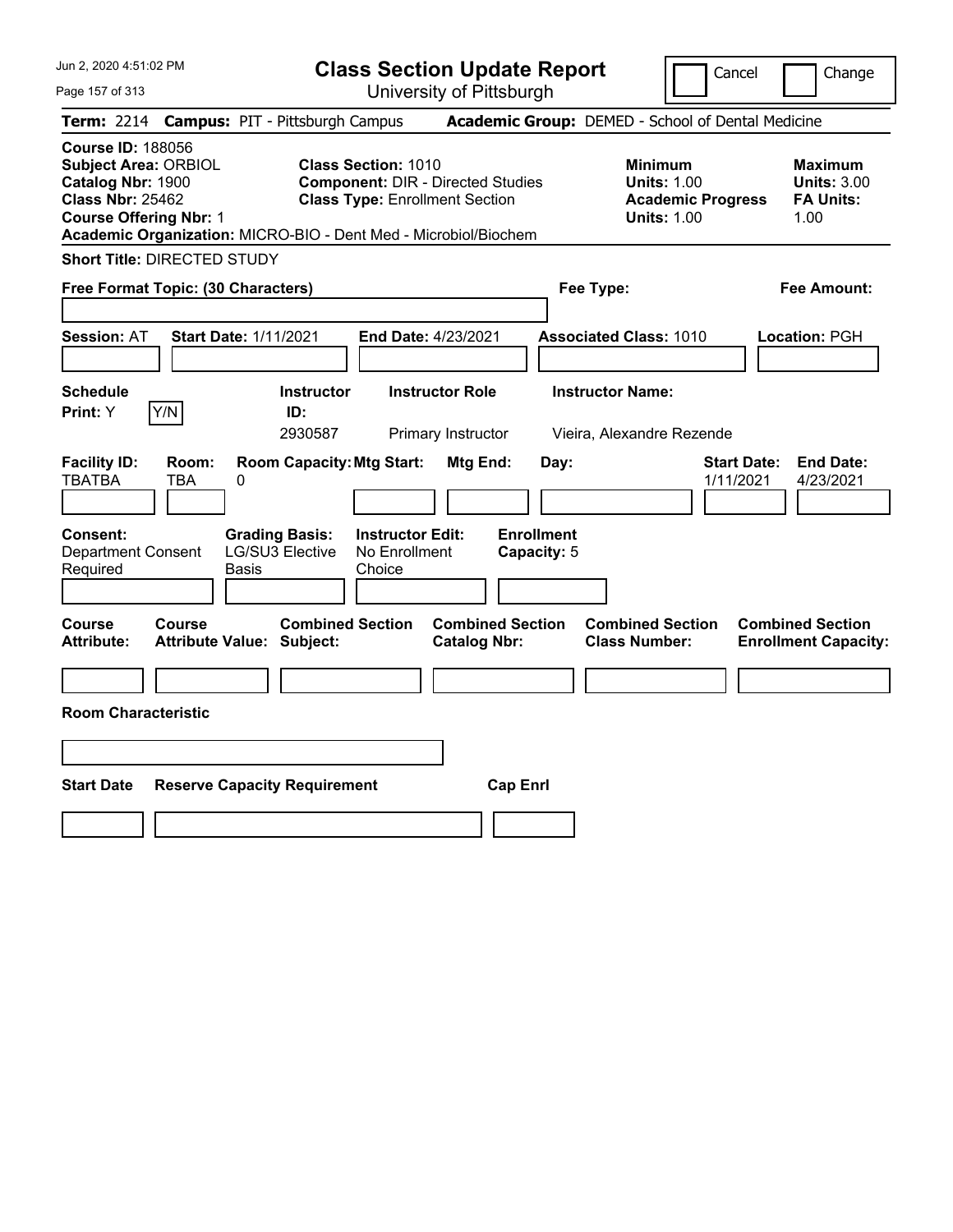# Class Section Update Report

University of Pittsburgh

Cancel | Change

**Term:** 2214 **Campus:** PIT - Pittsburgh Campus **Academic Group:** DEMED - School of Dental Medicine

**Course ID:** 188056
**Subject Area:** ORBIOL
**Catalog Nbr:** 1900
**Class Nbr:** 25462
**Course Offering Nbr:** 1
**Academic Organization:** MICRO-BIO - Dent Med - Microbiol/Biochem

**Class Section:** 1010
**Component:** DIR - Directed Studies
**Class Type:** Enrollment Section

**Minimum Units:** 1.00
**Academic Progress Units:** 1.00

**Maximum Units:** 3.00
**FA Units:** 1.00

**Short Title:** DIRECTED STUDY

**Free Format Topic: (30 Characters)**

**Fee Type:**

**Fee Amount:**

**Session:** AT **Start Date:** 1/11/2021 **End Date:** 4/23/2021 **Associated Class:** 1010 **Location:** PGH

| Schedule Print | Instructor ID | Instructor Role | Instructor Name |
|---|---|---|---|
| Y | 2930587 | Primary Instructor | Vieira, Alexandre Rezende |

| Facility ID | Room | Room Capacity | Mtg Start | Mtg End | Day | Start Date | End Date |
|---|---|---|---|---|---|---|---|
| TBATBA | TBA | 0 | | | | 1/11/2021 | 4/23/2021 |

**Consent:** Department Consent Required
**Grading Basis:** LG/SU3 Elective Basis
**Instructor Edit:** No Enrollment Choice
**Enrollment Capacity:** 5

| Course Attribute | Course Attribute Value | Combined Section Subject | Combined Section Catalog Nbr | Combined Section Class Number | Combined Section Enrollment Capacity |
|---|---|---|---|---|---|
| | | | | | |

**Room Characteristic**

| Start Date | Reserve Capacity Requirement | Cap Enrl |
|---|---|---|
| | | |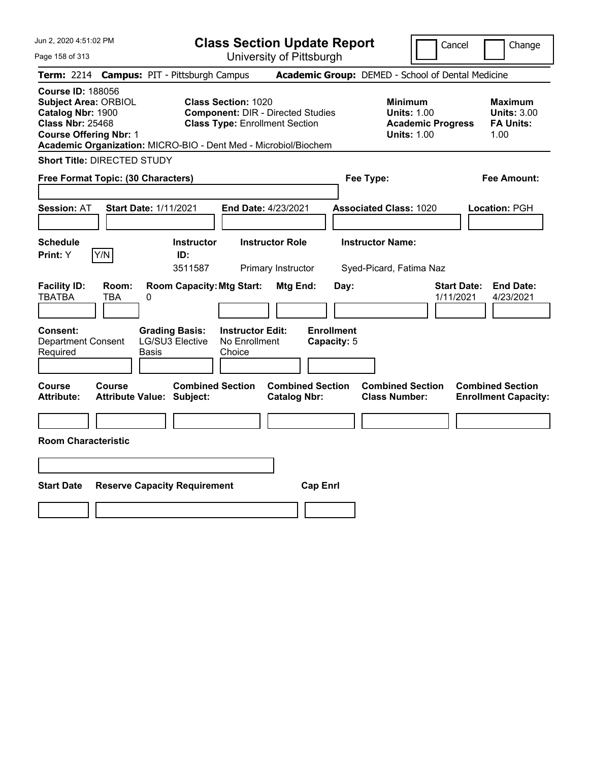# Class Section Update Report

University of Pittsburgh

Cancel | Change

**Term:** 2214 **Campus:** PIT - Pittsburgh Campus **Academic Group:** DEMED - School of Dental Medicine

**Course ID:** 188056
**Subject Area:** ORBIOL
**Catalog Nbr:** 1900
**Class Nbr:** 25468
**Course Offering Nbr:** 1

**Class Section:** 1020
**Component:** DIR - Directed Studies
**Class Type:** Enrollment Section

**Minimum**
**Units:** 1.00
**Academic Progress Units:** 1.00

**Maximum**
**Units:** 3.00
**FA Units:** 1.00

**Academic Organization:** MICRO-BIO - Dent Med - Microbiol/Biochem

**Short Title:** DIRECTED STUDY

**Free Format Topic: (30 Characters)**

**Fee Type:**

**Fee Amount:**

**Session:** AT **Start Date:** 1/11/2021 **End Date:** 4/23/2021 **Associated Class:** 1020 **Location:** PGH

| Schedule Print | Instructor ID | Instructor Role | Instructor Name |
|---|---|---|---|
| Y (Y/N) | 3511587 | Primary Instructor | Syed-Picard, Fatima Naz |

| Facility ID | Room | Room Capacity | Mtg Start | Mtg End | Day | Start Date | End Date |
|---|---|---|---|---|---|---|---|
| TBATBA | TBA | 0 | | | | 1/11/2021 | 4/23/2021 |

| Consent | Grading Basis | Instructor Edit | Enrollment Capacity |
|---|---|---|---|
| Department Consent Required | LG/SU3 Elective Basis | No Enrollment Choice | 5 |

| Course Attribute | Course Attribute Value | Combined Section Subject | Combined Section Catalog Nbr | Combined Section Class Number | Combined Section Enrollment Capacity |
|---|---|---|---|---|---|
| | | | | | |

**Room Characteristic**

| Start Date | Reserve Capacity Requirement | Cap Enrl |
|---|---|---|
| | | |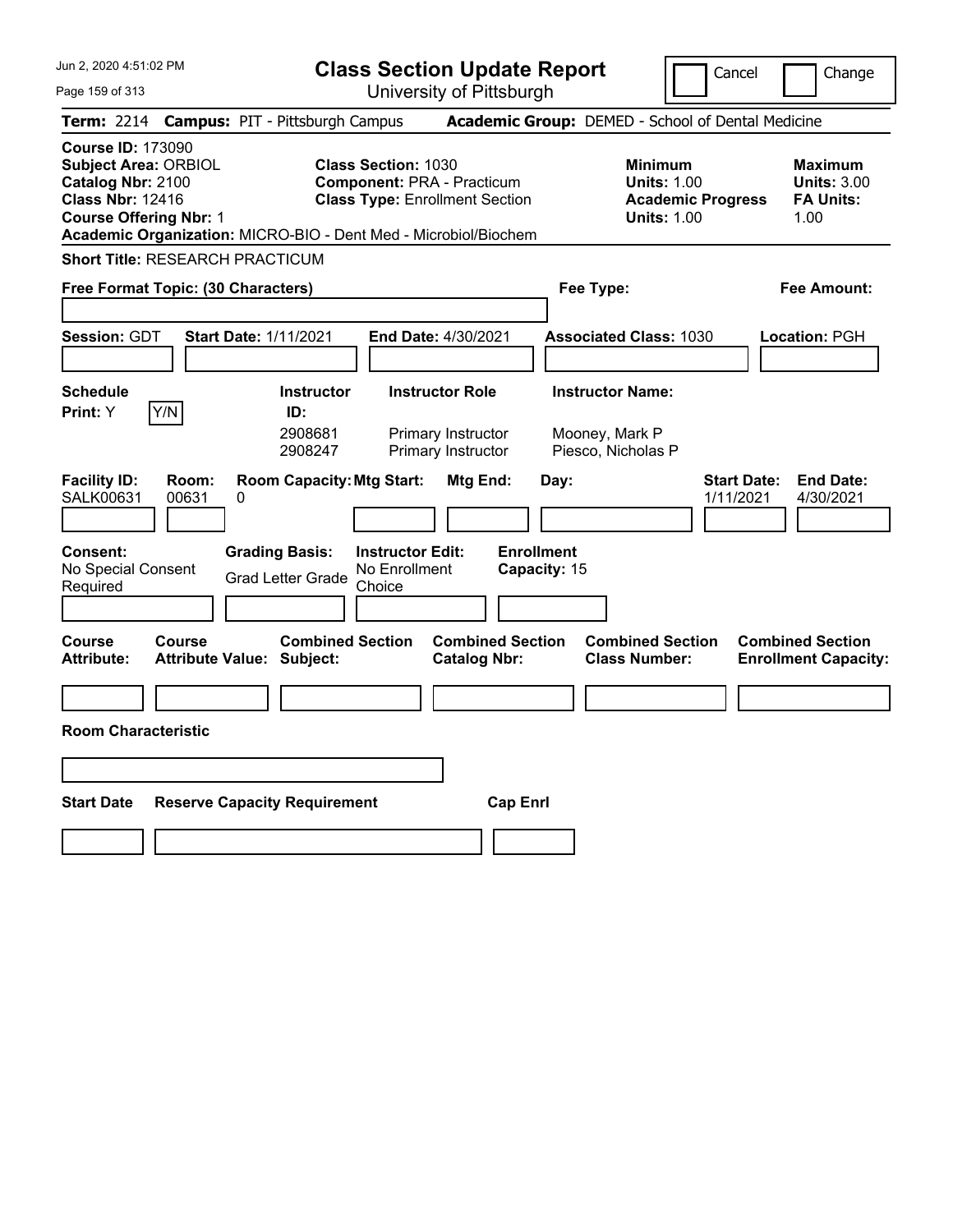Jun 2, 2020 4:51:02 PM

# Class Section Update Report

University of Pittsburgh

Cancel | Change

**Term:** 2214 **Campus:** PIT - Pittsburgh Campus **Academic Group:** DEMED - School of Dental Medicine

**Course ID:** 173090
**Subject Area:** ORBIOL
**Catalog Nbr:** 2100
**Class Nbr:** 12416
**Course Offering Nbr:** 1
**Academic Organization:** MICRO-BIO - Dent Med - Microbiol/Biochem

**Class Section:** 1030
**Component:** PRA - Practicum
**Class Type:** Enrollment Section

**Minimum Units:** 1.00
**Academic Progress Units:** 1.00

**Maximum Units:** 3.00
**FA Units:** 1.00

**Short Title:** RESEARCH PRACTICUM

**Free Format Topic: (30 Characters)**

**Fee Type:**

**Fee Amount:**

**Session:** GDT **Start Date:** 1/11/2021 **End Date:** 4/30/2021 **Associated Class:** 1030 **Location:** PGH

**Schedule Print:** Y Y/N

| Instructor ID: | Instructor Role | Instructor Name: |
|---|---|---|
| 2908681 | Primary Instructor | Mooney, Mark P |
| 2908247 | Primary Instructor | Piesco, Nicholas P |

| Facility ID: | Room: | Room Capacity: | Mtg Start: | Mtg End: | Day: | Start Date: | End Date: |
|---|---|---|---|---|---|---|---|
| SALK00631 | 00631 | 0 | | | | 1/11/2021 | 4/30/2021 |

**Consent:** No Special Consent Required

**Grading Basis:** Grad Letter Grade

**Instructor Edit:** No Enrollment Choice

**Enrollment Capacity:** 15

| Course Attribute: | Course Attribute Value: | Combined Section Subject: | Combined Section Catalog Nbr: | Combined Section Class Number: | Combined Section Enrollment Capacity: |
|---|---|---|---|---|---|
| | | | | | |

**Room Characteristic**

| Start Date | Reserve Capacity Requirement | Cap Enrl |
|---|---|---|
| | | |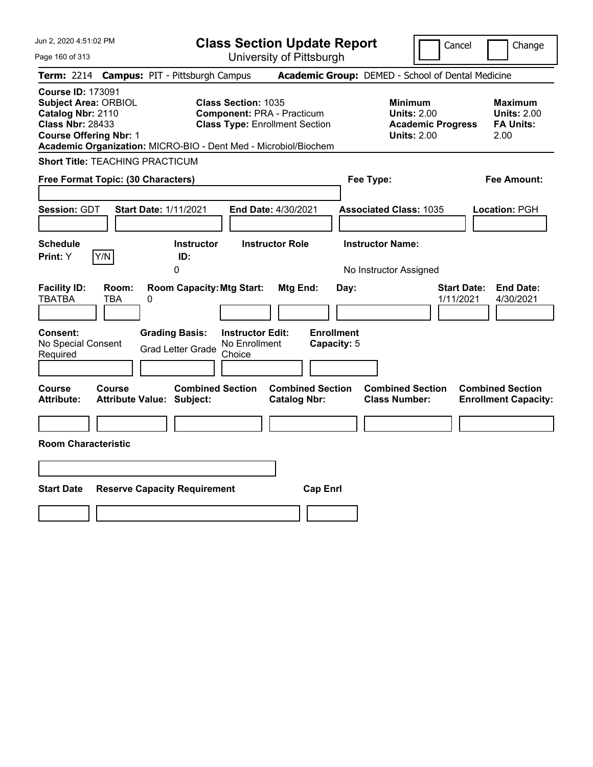# Class Section Update Report

University of Pittsburgh

Cancel | Change

**Term:** 2214 **Campus:** PIT - Pittsburgh Campus **Academic Group:** DEMED - School of Dental Medicine

**Course ID:** 173091
**Subject Area:** ORBIOL
**Catalog Nbr:** 2110
**Class Nbr:** 28433
**Course Offering Nbr:** 1

**Class Section:** 1035
**Component:** PRA - Practicum
**Class Type:** Enrollment Section

**Minimum**
**Units:** 2.00
**Academic Progress Units:** 2.00

**Maximum**
**Units:** 2.00
**FA Units:** 2.00

**Academic Organization:** MICRO-BIO - Dent Med - Microbiol/Biochem

**Short Title:** TEACHING PRACTICUM

**Free Format Topic: (30 Characters)**

**Fee Type:**

**Fee Amount:**

**Session:** GDT **Start Date:** 1/11/2021 **End Date:** 4/30/2021 **Associated Class:** 1035 **Location:** PGH

| Schedule Print | | Instructor ID | Instructor Role | Instructor Name |
|---|---|---|---|---|
| Y | Y/N | 0 | | No Instructor Assigned |

| Facility ID | Room | Room Capacity | Mtg Start | Mtg End | Day | Start Date | End Date |
|---|---|---|---|---|---|---|---|
| TBATBA | TBA | 0 | | | | 1/11/2021 | 4/30/2021 |

| Consent | Grading Basis | Instructor Edit | Enrollment Capacity |
|---|---|---|---|
| No Special Consent Required | Grad Letter Grade | No Enrollment Choice | 5 |

| Course Attribute | Course Attribute Value | Combined Section Subject | Combined Section Catalog Nbr | Combined Section Class Number | Combined Section Enrollment Capacity |
|---|---|---|---|---|---|
| | | | | | |

**Room Characteristic**

| Start Date | Reserve Capacity Requirement | Cap Enrl |
|---|---|---|
| | | |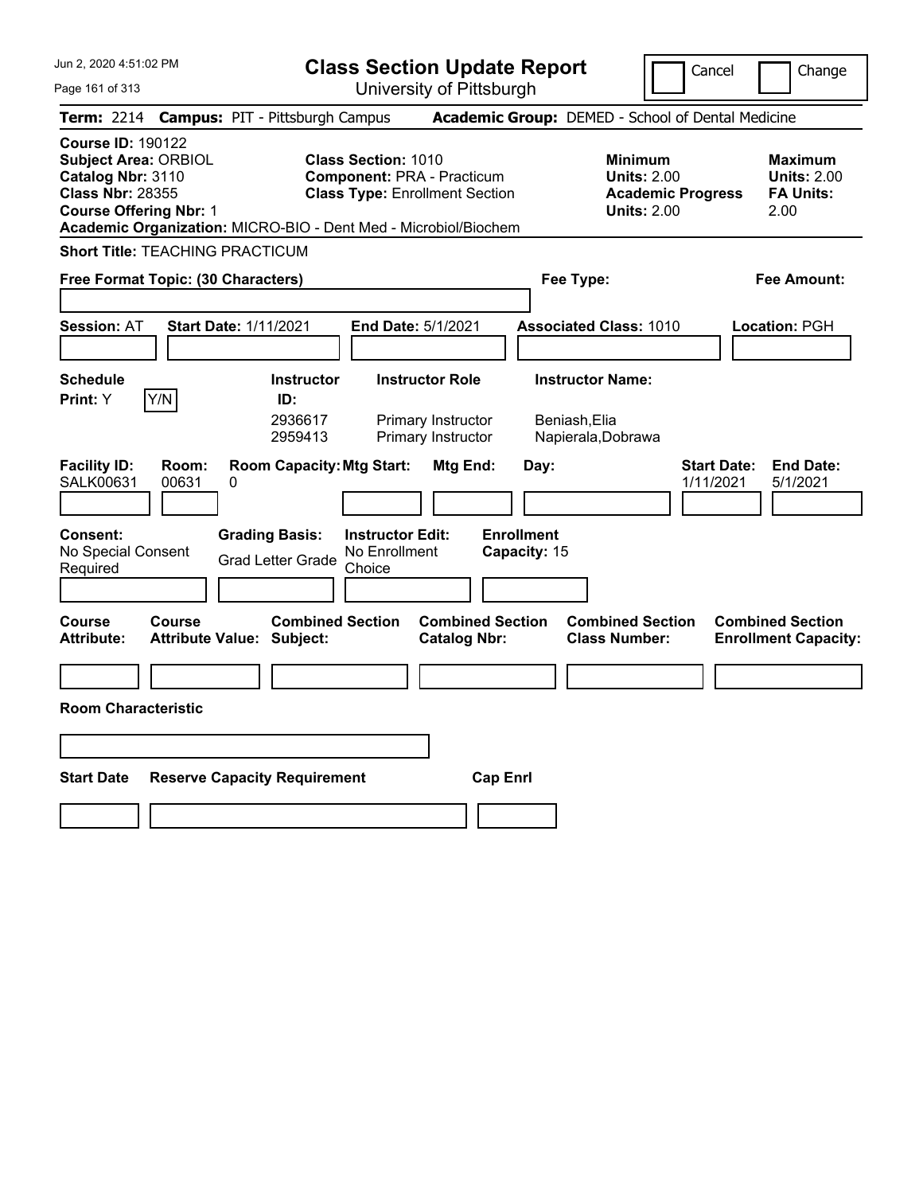# Class Section Update Report

University of Pittsburgh

Cancel | Change

**Term:** 2214 **Campus:** PIT - Pittsburgh Campus **Academic Group:** DEMED - School of Dental Medicine

**Course ID:** 190122
**Subject Area:** ORBIOL
**Catalog Nbr:** 3110
**Class Nbr:** 28355
**Course Offering Nbr:** 1

**Class Section:** 1010
**Component:** PRA - Practicum
**Class Type:** Enrollment Section

**Minimum Units:** 2.00
**Academic Progress Units:** 2.00

**Maximum Units:** 2.00
**FA Units:** 2.00

**Academic Organization:** MICRO-BIO - Dent Med - Microbiol/Biochem

**Short Title:** TEACHING PRACTICUM

**Free Format Topic: (30 Characters)**

**Fee Type:**

**Fee Amount:**

**Session:** AT **Start Date:** 1/11/2021 **End Date:** 5/1/2021 **Associated Class:** 1010 **Location:** PGH

**Schedule Print:** Y Y/N

| Instructor ID: | Instructor Role | Instructor Name: |
|---|---|---|
| 2936617 | Primary Instructor | Beniash,Elia |
| 2959413 | Primary Instructor | Napierala,Dobrawa |

| Facility ID: | Room: | Room Capacity: | Mtg Start: | Mtg End: | Day: | Start Date: | End Date: |
|---|---|---|---|---|---|---|---|
| SALK00631 | 00631 | 0 | | | | 1/11/2021 | 5/1/2021 |

**Consent:** No Special Consent Required

**Grading Basis:** Grad Letter Grade

**Instructor Edit:** No Enrollment Choice

**Enrollment Capacity:** 15

| Course Attribute: | Course Attribute Value: | Combined Section Subject: | Combined Section Catalog Nbr: | Combined Section Class Number: | Combined Section Enrollment Capacity: |
|---|---|---|---|---|---|
| | | | | | |

**Room Characteristic**

| Start Date | Reserve Capacity Requirement | Cap Enrl |
|---|---|---|
| | | |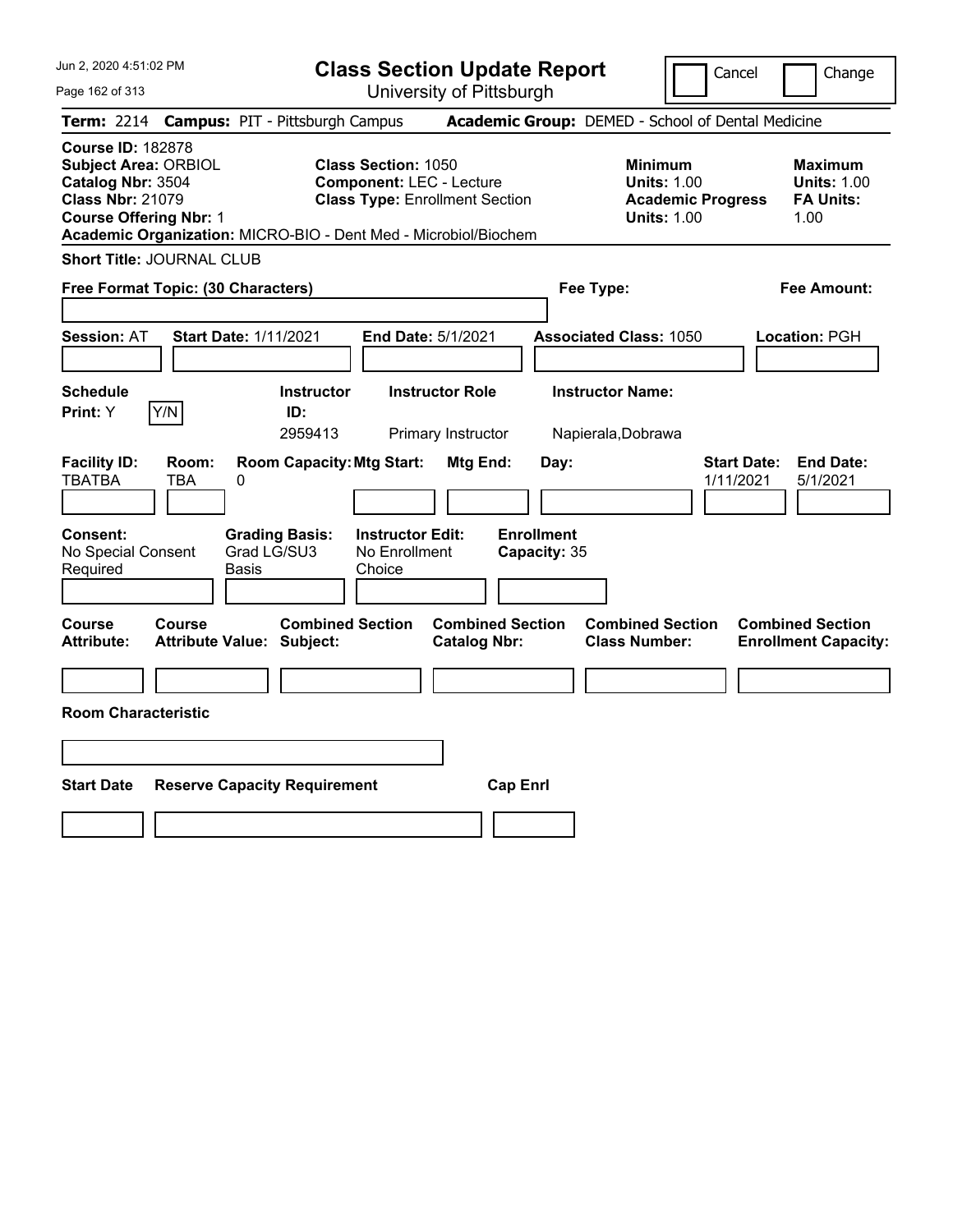Jun 2, 2020 4:51:02 PM

# Class Section Update Report

University of Pittsburgh

Cancel | Change

**Term:** 2214 **Campus:** PIT - Pittsburgh Campus **Academic Group:** DEMED - School of Dental Medicine

**Course ID:** 182878
**Subject Area:** ORBIOL
**Catalog Nbr:** 3504
**Class Nbr:** 21079
**Course Offering Nbr:** 1
**Academic Organization:** MICRO-BIO - Dent Med - Microbiol/Biochem

**Class Section:** 1050
**Component:** LEC - Lecture
**Class Type:** Enrollment Section

**Minimum Units:** 1.00
**Academic Progress Units:** 1.00

**Maximum Units:** 1.00
**FA Units:** 1.00

**Short Title:** JOURNAL CLUB

**Free Format Topic: (30 Characters)**

**Fee Type:**

**Fee Amount:**

**Session:** AT **Start Date:** 1/11/2021 **End Date:** 5/1/2021 **Associated Class:** 1050 **Location:** PGH

| Schedule Print | | Instructor ID | Instructor Role | Instructor Name |
|---|---|---|---|---|
| Y | Y/N | 2959413 | Primary Instructor | Napierala,Dobrawa |

| Facility ID | Room | Room Capacity | Mtg Start | Mtg End | Day | Start Date | End Date |
|---|---|---|---|---|---|---|---|
| TBATBA | TBA | 0 | | | | 1/11/2021 | 5/1/2021 |

**Consent:** No Special Consent Required
**Grading Basis:** Grad LG/SU3 Basis
**Instructor Edit:** No Enrollment Choice
**Enrollment Capacity:** 35

| Course Attribute | Course Attribute Value | Combined Section Subject | Combined Section Catalog Nbr | Combined Section Class Number | Combined Section Enrollment Capacity |
|---|---|---|---|---|---|
| | | | | | |

**Room Characteristic**

| Start Date | Reserve Capacity Requirement | Cap Enrl |
|---|---|---|
| | | |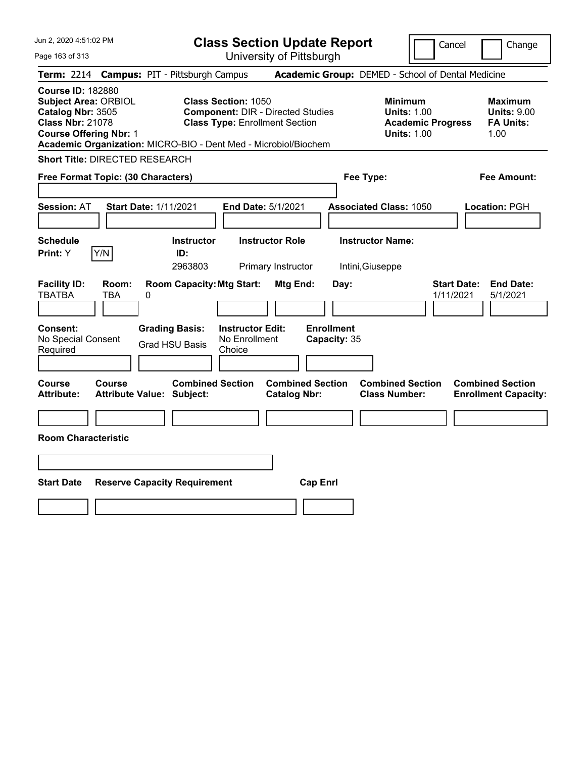# Class Section Update Report

University of Pittsburgh

Cancel | Change

**Term:** 2214 **Campus:** PIT - Pittsburgh Campus **Academic Group:** DEMED - School of Dental Medicine

**Course ID:** 182880
**Subject Area:** ORBIOL
**Catalog Nbr:** 3505
**Class Nbr:** 21078
**Course Offering Nbr:** 1

**Class Section:** 1050
**Component:** DIR - Directed Studies
**Class Type:** Enrollment Section

**Minimum Units:** 1.00
**Academic Progress Units:** 1.00

**Maximum Units:** 9.00
**FA Units:** 1.00

**Academic Organization:** MICRO-BIO - Dent Med - Microbiol/Biochem

**Short Title:** DIRECTED RESEARCH

**Free Format Topic: (30 Characters)**

**Fee Type:**

**Fee Amount:**

**Session:** AT **Start Date:** 1/11/2021 **End Date:** 5/1/2021 **Associated Class:** 1050 **Location:** PGH

| Schedule Print: | | Instructor ID: | Instructor Role | Instructor Name: |
|---|---|---|---|---|
| Y | Y/N | 2963803 | Primary Instructor | Intini,Giuseppe |

| Facility ID: | Room: | Room Capacity: | Mtg Start: | Mtg End: | Day: | Start Date: | End Date: |
|---|---|---|---|---|---|---|---|
| TBATBA | TBA | 0 | | | | 1/11/2021 | 5/1/2021 |

| Consent: | Grading Basis: | Instructor Edit: | Enrollment Capacity: |
|---|---|---|---|
| No Special Consent Required | Grad HSU Basis | No Enrollment Choice | 35 |

| Course Attribute: | Course Attribute Value: | Combined Section Subject: | Combined Section Catalog Nbr: | Combined Section Class Number: | Combined Section Enrollment Capacity: |
|---|---|---|---|---|---|
| | | | | | |

**Room Characteristic**

| Start Date | Reserve Capacity Requirement | Cap Enrl |
|---|---|---|
| | | |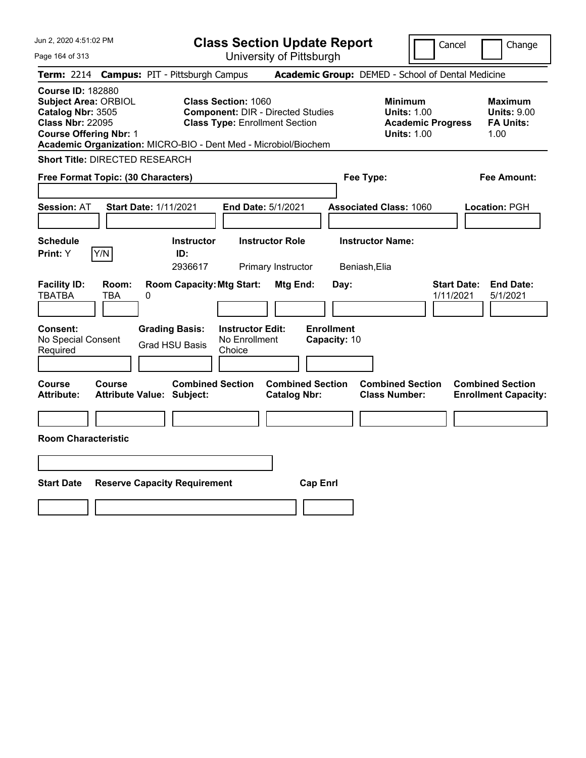# Class Section Update Report

University of Pittsburgh

Cancel | Change

**Term:** 2214 **Campus:** PIT - Pittsburgh Campus **Academic Group:** DEMED - School of Dental Medicine

**Course ID:** 182880
**Subject Area:** ORBIOL
**Catalog Nbr:** 3505
**Class Nbr:** 22095
**Course Offering Nbr:** 1
**Academic Organization:** MICRO-BIO - Dent Med - Microbiol/Biochem

**Class Section:** 1060
**Component:** DIR - Directed Studies
**Class Type:** Enrollment Section

**Minimum**
**Units:** 1.00
**Academic Progress Units:** 1.00

**Maximum**
**Units:** 9.00
**FA Units:** 1.00

**Short Title:** DIRECTED RESEARCH

**Free Format Topic: (30 Characters)**

**Fee Type:**

**Fee Amount:**

**Session:** AT **Start Date:** 1/11/2021 **End Date:** 5/1/2021 **Associated Class:** 1060 **Location:** PGH

| Schedule Print: | Instructor ID: | Instructor Role | Instructor Name: |
|---|---|---|---|
| Y | 2936617 | Primary Instructor | Beniash,Elia |

| Facility ID: | Room: | Room Capacity: | Mtg Start: | Mtg End: | Day: | Start Date: | End Date: |
|---|---|---|---|---|---|---|---|
| TBATBA | TBA | 0 | | | | 1/11/2021 | 5/1/2021 |

| Consent: | Grading Basis: | Instructor Edit: | Enrollment Capacity: |
|---|---|---|---|
| No Special Consent Required | Grad HSU Basis | No Enrollment Choice | 10 |

| Course Attribute: | Course Attribute Value: | Combined Section Subject: | Combined Section Catalog Nbr: | Combined Section Class Number: | Combined Section Enrollment Capacity: |
|---|---|---|---|---|---|
| | | | | | |

**Room Characteristic**

| Start Date | Reserve Capacity Requirement | Cap Enrl |
|---|---|---|
| | | |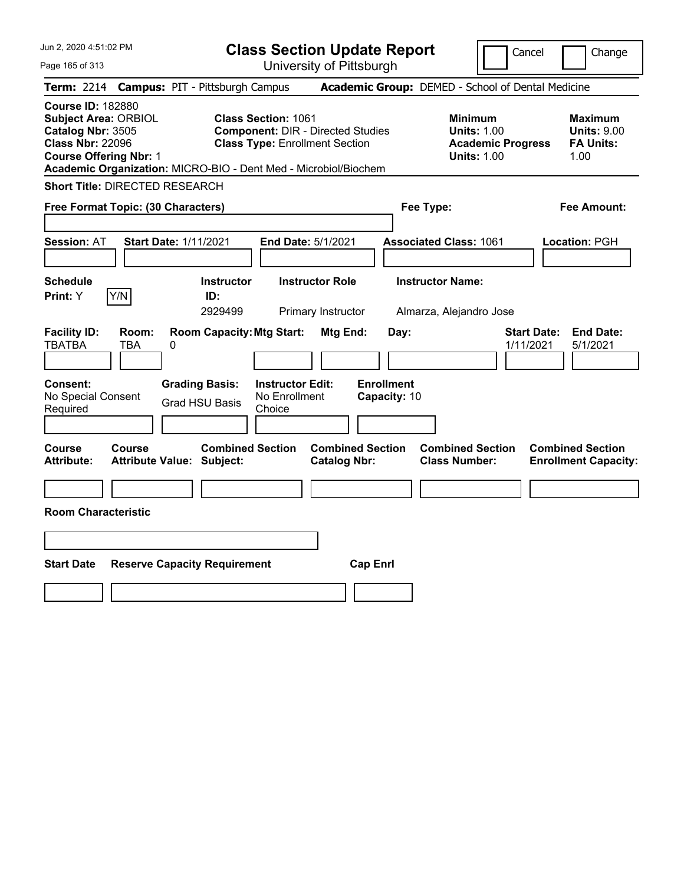# Class Section Update Report

University of Pittsburgh

Cancel | Change

**Term:** 2214 **Campus:** PIT - Pittsburgh Campus **Academic Group:** DEMED - School of Dental Medicine

**Course ID:** 182880
**Subject Area:** ORBIOL
**Catalog Nbr:** 3505
**Class Nbr:** 22096
**Course Offering Nbr:** 1
**Academic Organization:** MICRO-BIO - Dent Med - Microbiol/Biochem

**Class Section:** 1061
**Component:** DIR - Directed Studies
**Class Type:** Enrollment Section

**Minimum**
**Units:** 1.00
**Academic Progress Units:** 1.00

**Maximum**
**Units:** 9.00
**FA Units:** 1.00

**Short Title:** DIRECTED RESEARCH

**Free Format Topic: (30 Characters)**

**Fee Type:**

**Fee Amount:**

**Session:** AT **Start Date:** 1/11/2021 **End Date:** 5/1/2021 **Associated Class:** 1061 **Location:** PGH

| Schedule Print | Instructor ID | Instructor Role | Instructor Name |
|---|---|---|---|
| Y [Y/N] | 2929499 | Primary Instructor | Almarza, Alejandro Jose |

| Facility ID | Room | Room Capacity | Mtg Start | Mtg End | Day | Start Date | End Date |
|---|---|---|---|---|---|---|---|
| TBATBA | TBA | 0 | | | | 1/11/2021 | 5/1/2021 |

| Consent | Grading Basis | Instructor Edit | Enrollment Capacity |
|---|---|---|---|
| No Special Consent Required | Grad HSU Basis | No Enrollment Choice | 10 |

| Course Attribute | Course Attribute Value | Combined Section Subject | Combined Section Catalog Nbr | Combined Section Class Number | Combined Section Enrollment Capacity |
|---|---|---|---|---|---|
| | | | | | |

**Room Characteristic**

| Start Date | Reserve Capacity Requirement | Cap Enrl |
|---|---|---|
| | | |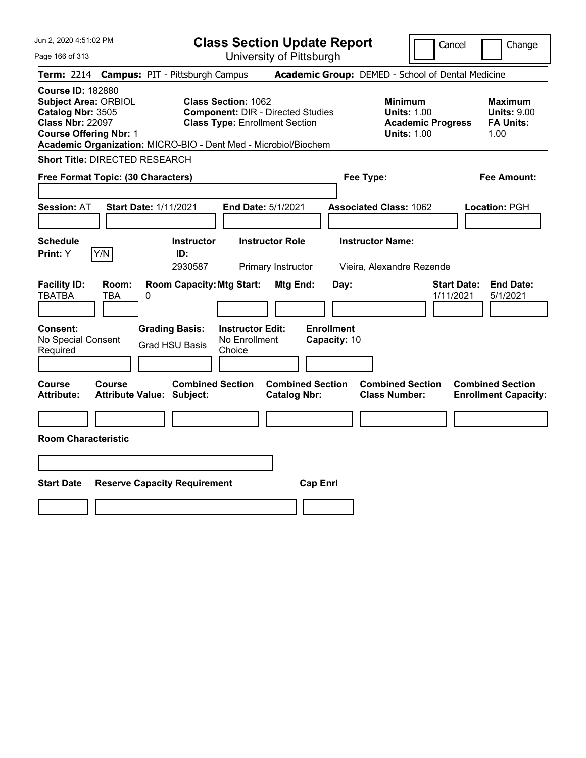# Class Section Update Report

University of Pittsburgh

Cancel | Change

**Term:** 2214 **Campus:** PIT - Pittsburgh Campus **Academic Group:** DEMED - School of Dental Medicine

**Course ID:** 182880
**Subject Area:** ORBIOL
**Catalog Nbr:** 3505
**Class Nbr:** 22097
**Course Offering Nbr:** 1
**Academic Organization:** MICRO-BIO - Dent Med - Microbiol/Biochem

**Class Section:** 1062
**Component:** DIR - Directed Studies
**Class Type:** Enrollment Section

**Minimum**
**Units:** 1.00
**Academic Progress Units:** 1.00

**Maximum**
**Units:** 9.00
**FA Units:** 1.00

**Short Title:** DIRECTED RESEARCH

**Free Format Topic: (30 Characters)**

**Fee Type:**

**Fee Amount:**

**Session:** AT **Start Date:** 1/11/2021 **End Date:** 5/1/2021 **Associated Class:** 1062 **Location:** PGH

| Schedule Print: | | Instructor ID: | Instructor Role | Instructor Name: |
|---|---|---|---|---|
| Y | Y/N | 2930587 | Primary Instructor | Vieira, Alexandre Rezende |

| Facility ID: | Room: | Room Capacity: | Mtg Start: | Mtg End: | Day: | Start Date: | End Date: |
|---|---|---|---|---|---|---|---|
| TBATBA | TBA | 0 | | | | 1/11/2021 | 5/1/2021 |

| Consent: | Grading Basis: | Instructor Edit: | Enrollment Capacity: |
|---|---|---|---|
| No Special Consent Required | Grad HSU Basis | No Enrollment Choice | 10 |

| Course Attribute: | Course Attribute Value: | Combined Section Subject: | Combined Section Catalog Nbr: | Combined Section Class Number: | Combined Section Enrollment Capacity: |
|---|---|---|---|---|---|
| | | | | | |

**Room Characteristic**

| Start Date | Reserve Capacity Requirement | Cap Enrl |
|---|---|---|
| | | |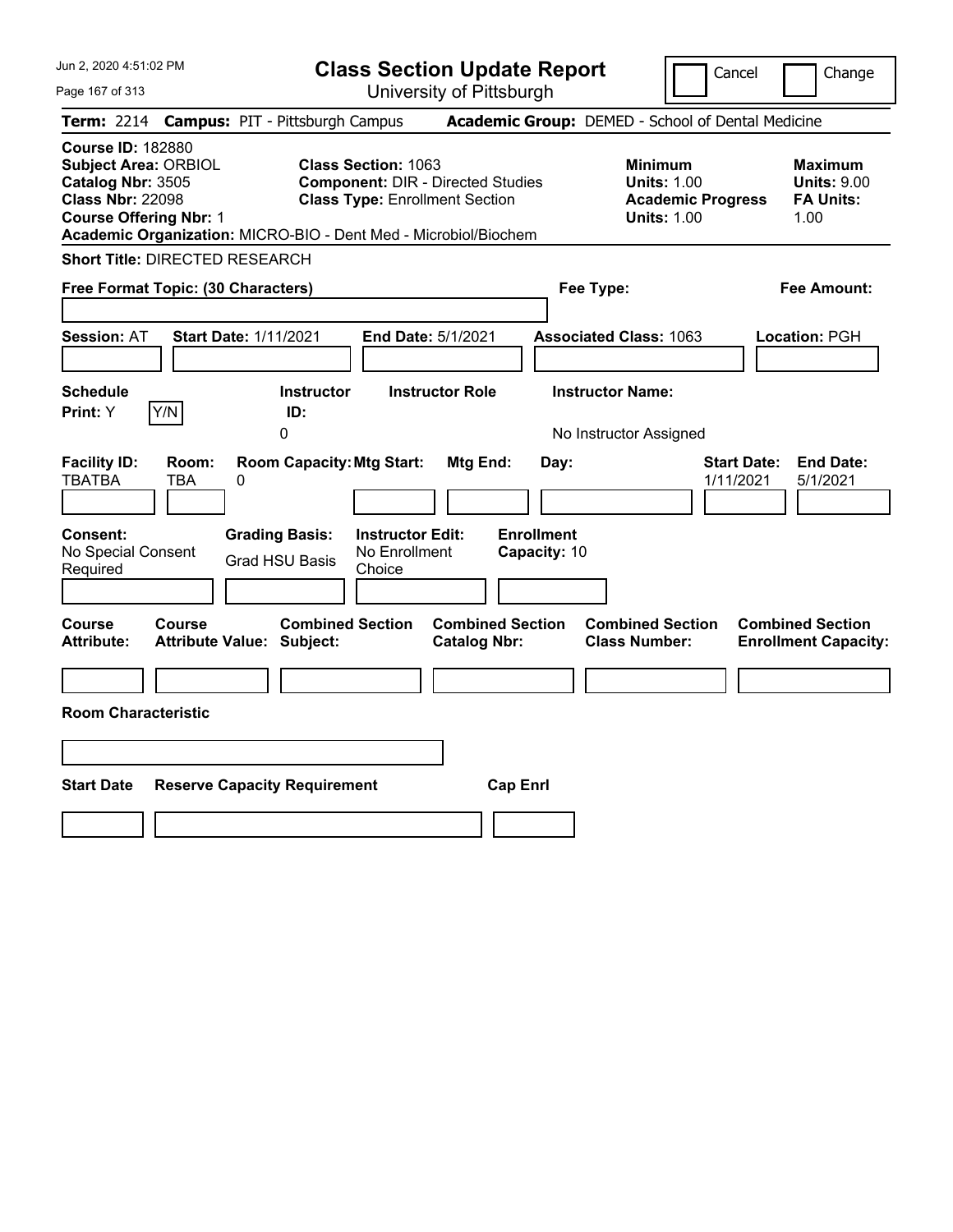# Class Section Update Report

University of Pittsburgh

Cancel | Change

**Term:** 2214 **Campus:** PIT - Pittsburgh Campus **Academic Group:** DEMED - School of Dental Medicine

**Course ID:** 182880
**Subject Area:** ORBIOL
**Catalog Nbr:** 3505
**Class Nbr:** 22098
**Course Offering Nbr:** 1

**Class Section:** 1063
**Component:** DIR - Directed Studies
**Class Type:** Enrollment Section

**Minimum Units:** 1.00
**Academic Progress Units:** 1.00

**Maximum Units:** 9.00
**FA Units:** 1.00

**Academic Organization:** MICRO-BIO - Dent Med - Microbiol/Biochem

**Short Title:** DIRECTED RESEARCH

**Free Format Topic: (30 Characters)**

**Fee Type:**

**Fee Amount:**

**Session:** AT **Start Date:** 1/11/2021 **End Date:** 5/1/2021 **Associated Class:** 1063 **Location:** PGH

| Schedule Print | | Instructor ID | Instructor Role | Instructor Name |
|---|---|---|---|---|
| Y | Y/N | 0 | | No Instructor Assigned |

| Facility ID | Room | Room Capacity | Mtg Start | Mtg End | Day | Start Date | End Date |
|---|---|---|---|---|---|---|---|
| TBATBA | TBA | 0 | | | | 1/11/2021 | 5/1/2021 |

| Consent | Grading Basis | Instructor Edit | Enrollment Capacity |
|---|---|---|---|
| No Special Consent Required | Grad HSU Basis | No Enrollment Choice | 10 |

| Course Attribute | Course Attribute Value | Combined Section Subject | Combined Section Catalog Nbr | Combined Section Class Number | Combined Section Enrollment Capacity |
|---|---|---|---|---|---|
| | | | | | |

**Room Characteristic**

| Start Date | Reserve Capacity Requirement | Cap Enrl |
|---|---|---|
| | | |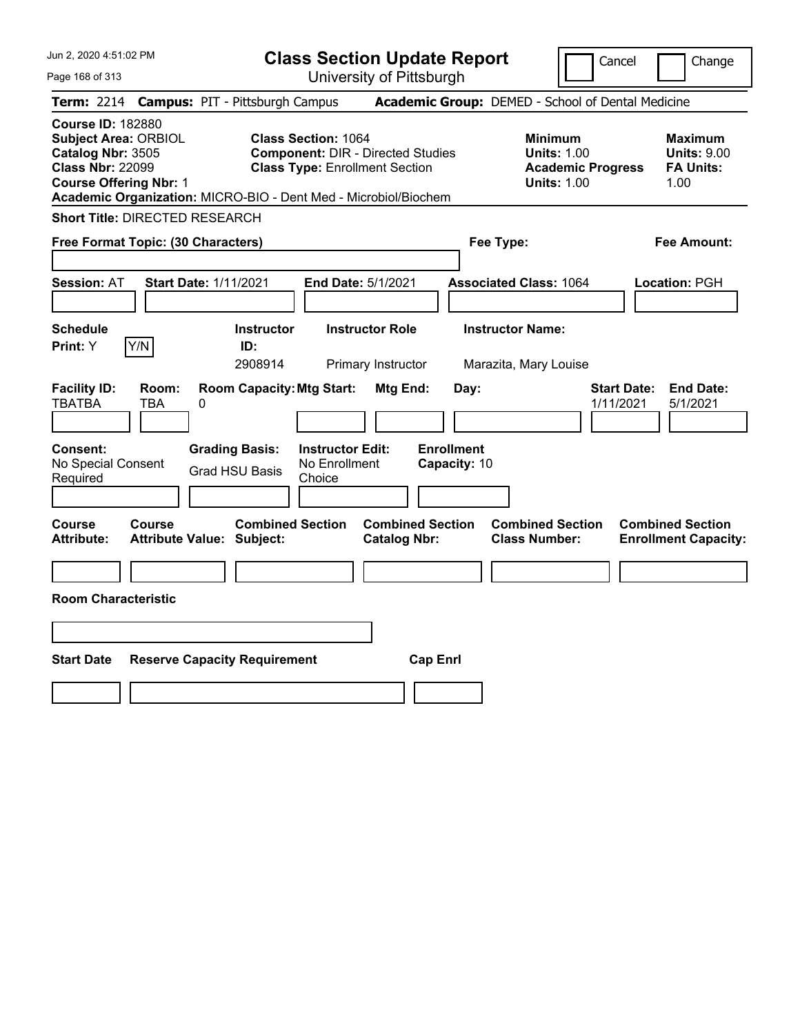# Class Section Update Report

University of Pittsburgh

Cancel | Change

**Term:** 2214 **Campus:** PIT - Pittsburgh Campus **Academic Group:** DEMED - School of Dental Medicine

**Course ID:** 182880
**Subject Area:** ORBIOL
**Catalog Nbr:** 3505
**Class Nbr:** 22099
**Course Offering Nbr:** 1
**Academic Organization:** MICRO-BIO - Dent Med - Microbiol/Biochem

**Class Section:** 1064
**Component:** DIR - Directed Studies
**Class Type:** Enrollment Section

**Minimum Units:** 1.00
**Academic Progress Units:** 1.00

**Maximum Units:** 9.00
**FA Units:** 1.00

**Short Title:** DIRECTED RESEARCH

**Free Format Topic: (30 Characters)**

**Fee Type:**

**Fee Amount:**

**Session:** AT **Start Date:** 1/11/2021 **End Date:** 5/1/2021 **Associated Class:** 1064 **Location:** PGH

| Schedule Print: | Instructor ID: | Instructor Role | Instructor Name: |
|---|---|---|---|
| Y | 2908914 | Primary Instructor | Marazita, Mary Louise |

| Facility ID: | Room: | Room Capacity: | Mtg Start: | Mtg End: | Day: | Start Date: | End Date: |
|---|---|---|---|---|---|---|---|
| TBATBA | TBA | 0 | | | | 1/11/2021 | 5/1/2021 |

| Consent: | Grading Basis: | Instructor Edit: | Enrollment Capacity: |
|---|---|---|---|
| No Special Consent Required | Grad HSU Basis | No Enrollment Choice | 10 |

| Course Attribute: | Course Attribute Value: | Combined Section Subject: | Combined Section Catalog Nbr: | Combined Section Class Number: | Combined Section Enrollment Capacity: |
|---|---|---|---|---|---|
| | | | | | |

**Room Characteristic**

| Start Date | Reserve Capacity Requirement | Cap Enrl |
|---|---|---|
| | | |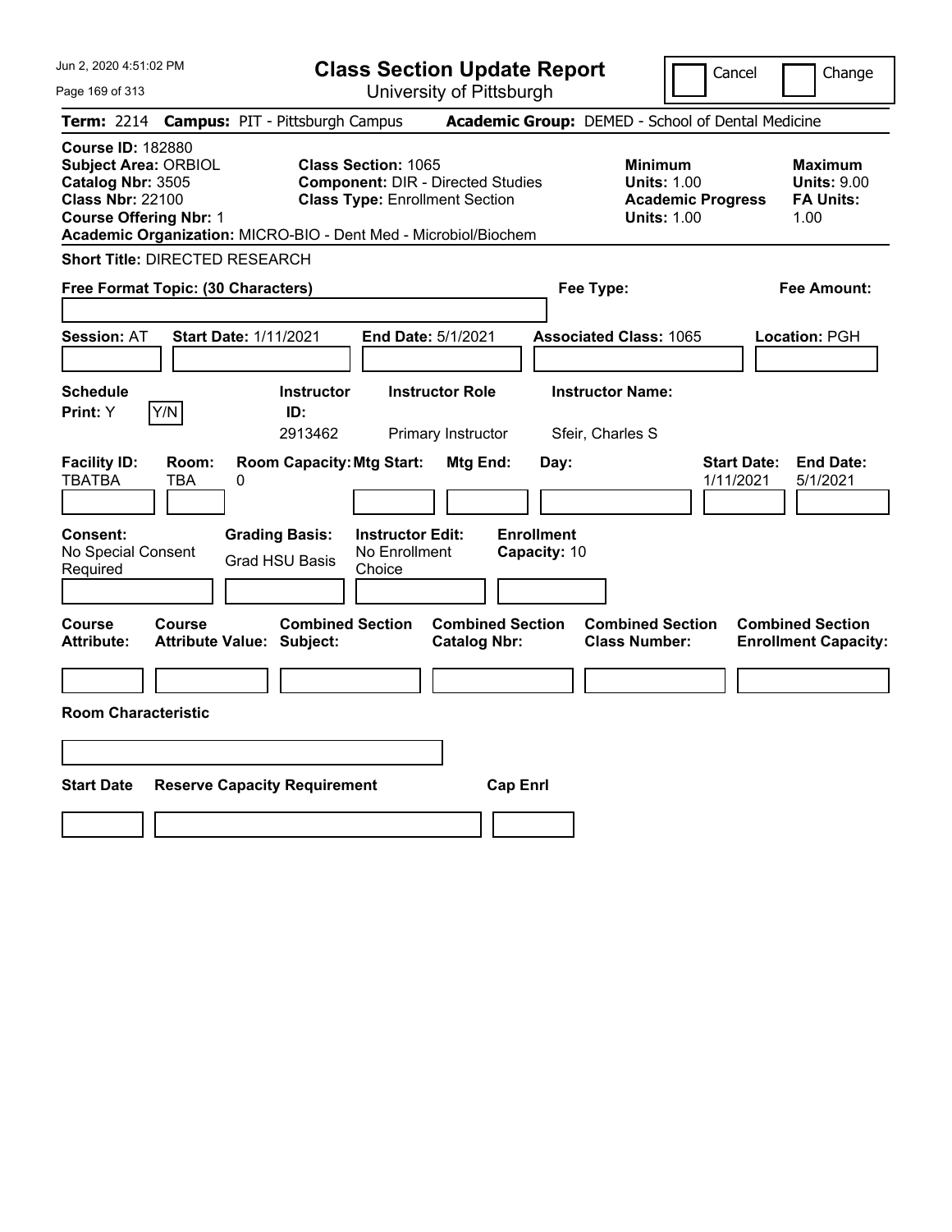# Class Section Update Report

University of Pittsburgh

Cancel | Change

**Term:** 2214 **Campus:** PIT - Pittsburgh Campus **Academic Group:** DEMED - School of Dental Medicine

**Course ID:** 182880
**Subject Area:** ORBIOL
**Catalog Nbr:** 3505
**Class Nbr:** 22100
**Course Offering Nbr:** 1

**Class Section:** 1065
**Component:** DIR - Directed Studies
**Class Type:** Enrollment Section

**Minimum Units:** 1.00
**Academic Progress Units:** 1.00

**Maximum Units:** 9.00
**FA Units:** 1.00

**Academic Organization:** MICRO-BIO - Dent Med - Microbiol/Biochem

**Short Title:** DIRECTED RESEARCH

**Free Format Topic: (30 Characters)**

**Fee Type:**

**Fee Amount:**

**Session:** AT **Start Date:** 1/11/2021 **End Date:** 5/1/2021 **Associated Class:** 1065 **Location:** PGH

| Schedule Print: | Instructor ID: | Instructor Role | Instructor Name: |
|---|---|---|---|
| Y [Y/N] | 2913462 | Primary Instructor | Sfeir, Charles S |

| Facility ID: | Room: | Room Capacity: | Mtg Start: | Mtg End: | Day: | Start Date: | End Date: |
|---|---|---|---|---|---|---|---|
| TBATBA | TBA | 0 | | | | 1/11/2021 | 5/1/2021 |

| Consent: | Grading Basis: | Instructor Edit: | Enrollment Capacity: |
|---|---|---|---|
| No Special Consent Required | Grad HSU Basis | No Enrollment Choice | 10 |

| Course Attribute: | Course Attribute Value: | Combined Section Subject: | Combined Section Catalog Nbr: | Combined Section Class Number: | Combined Section Enrollment Capacity: |
|---|---|---|---|---|---|
| | | | | | |

**Room Characteristic**

| Start Date | Reserve Capacity Requirement | Cap Enrl |
|---|---|---|
| | | |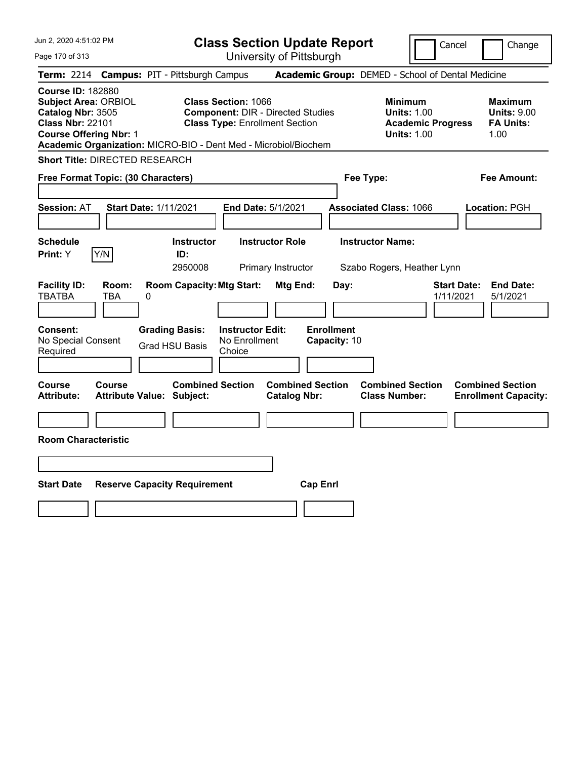# Class Section Update Report

University of Pittsburgh

Cancel | Change

**Term:** 2214 **Campus:** PIT - Pittsburgh Campus **Academic Group:** DEMED - School of Dental Medicine

**Course ID:** 182880
**Subject Area:** ORBIOL
**Catalog Nbr:** 3505
**Class Nbr:** 22101
**Course Offering Nbr:** 1
**Academic Organization:** MICRO-BIO - Dent Med - Microbiol/Biochem

**Class Section:** 1066
**Component:** DIR - Directed Studies
**Class Type:** Enrollment Section

**Minimum Units:** 1.00
**Academic Progress Units:** 1.00

**Maximum Units:** 9.00
**FA Units:** 1.00

**Short Title:** DIRECTED RESEARCH

**Free Format Topic: (30 Characters)**

**Fee Type:**

**Fee Amount:**

**Session:** AT **Start Date:** 1/11/2021 **End Date:** 5/1/2021 **Associated Class:** 1066 **Location:** PGH

| Schedule Print | Instructor ID | Instructor Role | Instructor Name |
| --- | --- | --- | --- |
| Y [Y/N] | 2950008 | Primary Instructor | Szabo Rogers, Heather Lynn |

| Facility ID | Room | Room Capacity | Mtg Start | Mtg End | Day | Start Date | End Date |
| --- | --- | --- | --- | --- | --- | --- | --- |
| TBATBA | TBA | 0 | | | | 1/11/2021 | 5/1/2021 |

| Consent | Grading Basis | Instructor Edit | Enrollment Capacity |
| --- | --- | --- | --- |
| No Special Consent Required | Grad HSU Basis | No Enrollment Choice | 10 |

| Course Attribute | Course Attribute Value | Combined Section Subject | Combined Section Catalog Nbr | Combined Section Class Number | Combined Section Enrollment Capacity |
| --- | --- | --- | --- | --- | --- |
| | | | | | |

**Room Characteristic**

| Start Date | Reserve Capacity Requirement | Cap Enrl |
| --- | --- | --- |
| | | |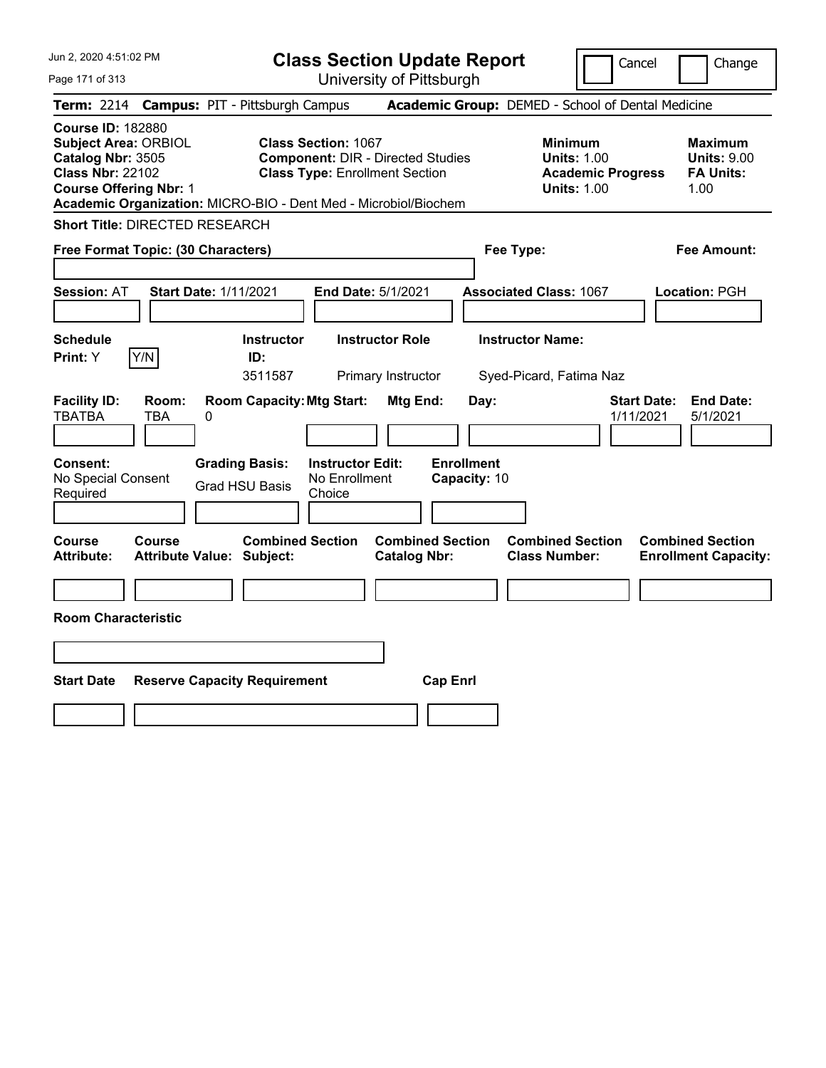# Class Section Update Report

University of Pittsburgh

Cancel | Change

**Term:** 2214 **Campus:** PIT - Pittsburgh Campus **Academic Group:** DEMED - School of Dental Medicine

**Course ID:** 182880
**Subject Area:** ORBIOL
**Catalog Nbr:** 3505
**Class Nbr:** 22102
**Course Offering Nbr:** 1
**Academic Organization:** MICRO-BIO - Dent Med - Microbiol/Biochem

**Class Section:** 1067
**Component:** DIR - Directed Studies
**Class Type:** Enrollment Section

**Minimum**
**Units:** 1.00
**Academic Progress Units:** 1.00

**Maximum**
**Units:** 9.00
**FA Units:** 1.00

**Short Title:** DIRECTED RESEARCH

**Free Format Topic: (30 Characters)**

**Fee Type:**

**Fee Amount:**

**Session:** AT **Start Date:** 1/11/2021 **End Date:** 5/1/2021 **Associated Class:** 1067 **Location:** PGH

| Schedule Print: | Instructor ID: | Instructor Role | Instructor Name: |
|---|---|---|---|
| Y [Y/N] | 3511587 | Primary Instructor | Syed-Picard, Fatima Naz |

| Facility ID: | Room: | Room Capacity: | Mtg Start: | Mtg End: | Day: | Start Date: | End Date: |
|---|---|---|---|---|---|---|---|
| TBATBA | TBA | 0 | | | | 1/11/2021 | 5/1/2021 |

| Consent: | Grading Basis: | Instructor Edit: | Enrollment Capacity: |
|---|---|---|---|
| No Special Consent Required | Grad HSU Basis | No Enrollment Choice | 10 |

| Course Attribute: | Course Attribute Value: | Combined Section Subject: | Combined Section Catalog Nbr: | Combined Section Class Number: | Combined Section Enrollment Capacity: |
|---|---|---|---|---|---|
| | | | | | |

**Room Characteristic**

| Start Date | Reserve Capacity Requirement | Cap Enrl |
|---|---|---|
| | | |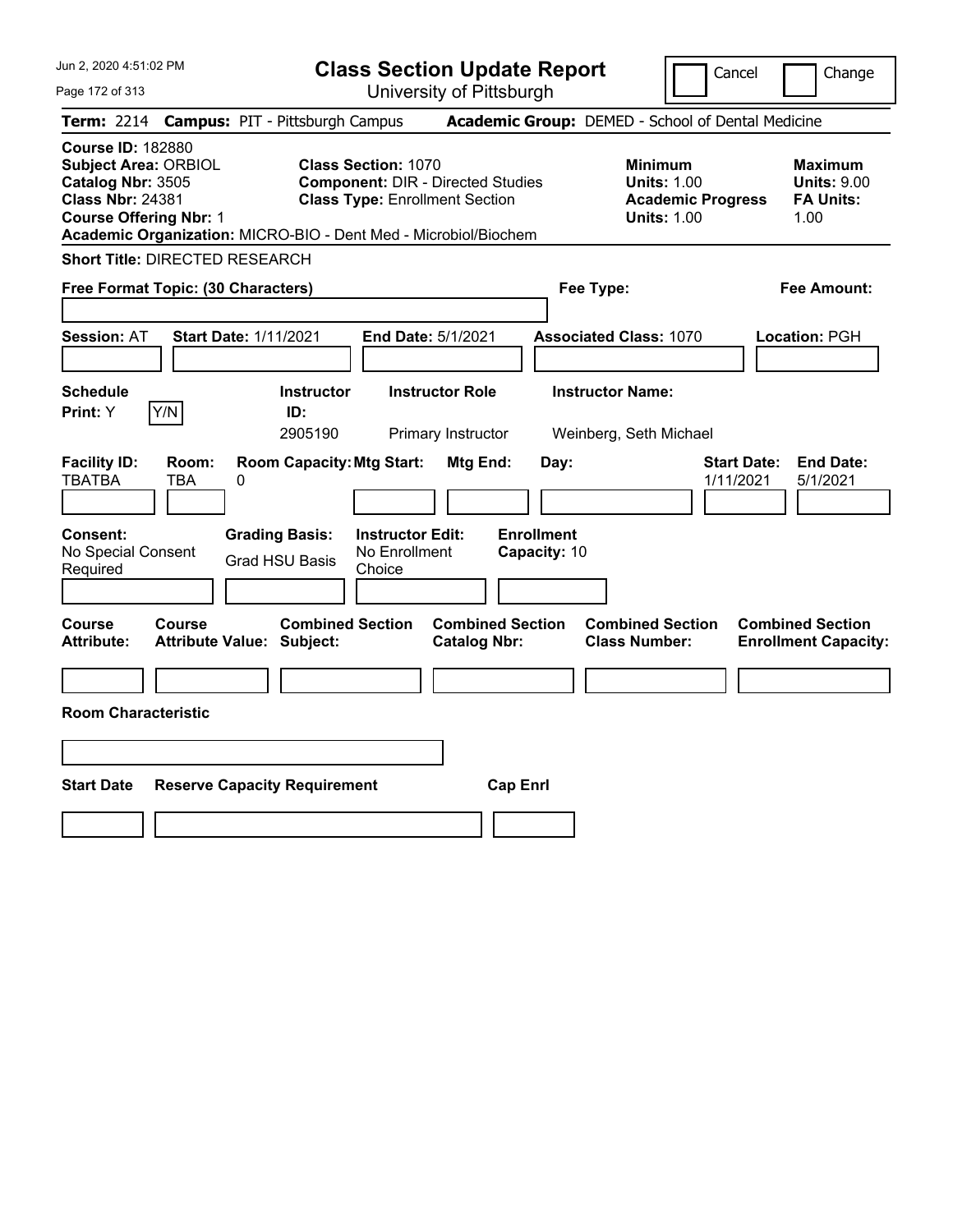# Class Section Update Report

University of Pittsburgh

Cancel | Change

**Term:** 2214 **Campus:** PIT - Pittsburgh Campus **Academic Group:** DEMED - School of Dental Medicine

**Course ID:** 182880
**Subject Area:** ORBIOL
**Catalog Nbr:** 3505
**Class Nbr:** 24381
**Course Offering Nbr:** 1
**Academic Organization:** MICRO-BIO - Dent Med - Microbiol/Biochem

**Class Section:** 1070
**Component:** DIR - Directed Studies
**Class Type:** Enrollment Section

**Minimum Units:** 1.00
**Academic Progress Units:** 1.00

**Maximum Units:** 9.00
**FA Units:** 1.00

**Short Title:** DIRECTED RESEARCH

**Free Format Topic: (30 Characters)**

**Fee Type:**

**Fee Amount:**

**Session:** AT **Start Date:** 1/11/2021 **End Date:** 5/1/2021 **Associated Class:** 1070 **Location:** PGH

| Schedule Print: | | Instructor ID: | Instructor Role | Instructor Name: |
|---|---|---|---|---|
| Y | Y/N | 2905190 | Primary Instructor | Weinberg, Seth Michael |

| Facility ID: | Room: | Room Capacity: | Mtg Start: | Mtg End: | Day: | Start Date: | End Date: |
|---|---|---|---|---|---|---|---|
| TBATBA | TBA | 0 | | | | 1/11/2021 | 5/1/2021 |

| Consent: | Grading Basis: | Instructor Edit: | Enrollment Capacity: |
|---|---|---|---|
| No Special Consent Required | Grad HSU Basis | No Enrollment Choice | 10 |

| Course Attribute: | Course Attribute Value: | Combined Section Subject: | Combined Section Catalog Nbr: | Combined Section Class Number: | Combined Section Enrollment Capacity: |
|---|---|---|---|---|---|
| | | | | | |

**Room Characteristic**

| Start Date | Reserve Capacity Requirement | Cap Enrl |
|---|---|---|
| | | |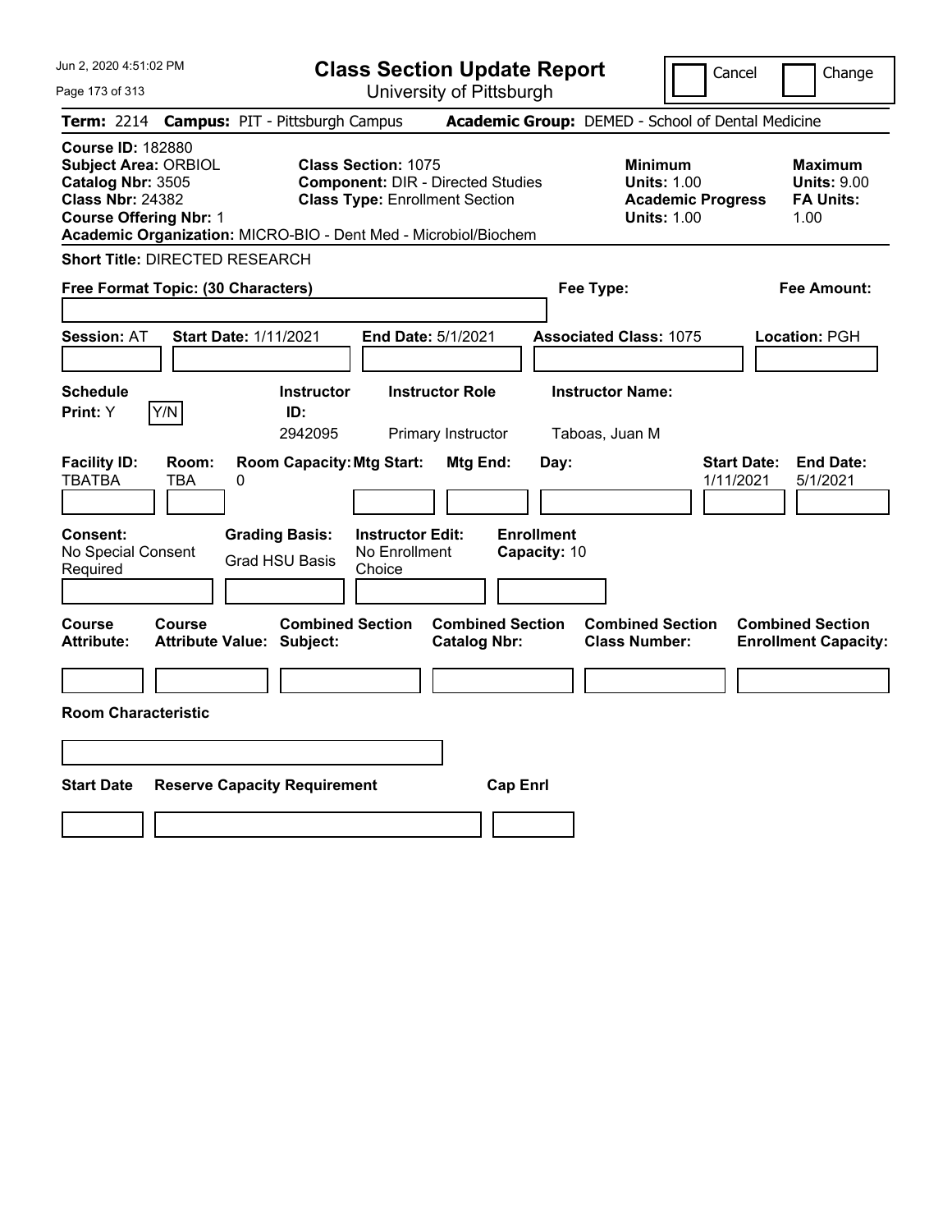# Class Section Update Report

University of Pittsburgh

Cancel | Change

**Term:** 2214 **Campus:** PIT - Pittsburgh Campus **Academic Group:** DEMED - School of Dental Medicine

**Course ID:** 182880
**Subject Area:** ORBIOL
**Catalog Nbr:** 3505
**Class Nbr:** 24382
**Course Offering Nbr:** 1

**Class Section:** 1075
**Component:** DIR - Directed Studies
**Class Type:** Enrollment Section

**Minimum Units:** 1.00
**Academic Progress Units:** 1.00

**Maximum Units:** 9.00
**FA Units:** 1.00

**Academic Organization:** MICRO-BIO - Dent Med - Microbiol/Biochem

**Short Title:** DIRECTED RESEARCH

**Free Format Topic: (30 Characters)**

**Fee Type:**

**Fee Amount:**

**Session:** AT **Start Date:** 1/11/2021 **End Date:** 5/1/2021 **Associated Class:** 1075 **Location:** PGH

| Schedule Print: | | Instructor ID: | Instructor Role | Instructor Name: |
|---|---|---|---|---|
| Y | Y/N | 2942095 | Primary Instructor | Taboas, Juan M |

| Facility ID: | Room: | Room Capacity: | Mtg Start: | Mtg End: | Day: | Start Date: | End Date: |
|---|---|---|---|---|---|---|---|
| TBATBA | TBA | 0 | | | | 1/11/2021 | 5/1/2021 |

| Consent: | Grading Basis: | Instructor Edit: | Enrollment Capacity: |
|---|---|---|---|
| No Special Consent Required | Grad HSU Basis | No Enrollment Choice | 10 |

| Course Attribute: | Course Attribute Value: | Combined Section Subject: | Combined Section Catalog Nbr: | Combined Section Class Number: | Combined Section Enrollment Capacity: |
|---|---|---|---|---|---|
| | | | | | |

**Room Characteristic**

| Start Date | Reserve Capacity Requirement | Cap Enrl |
|---|---|---|
| | | |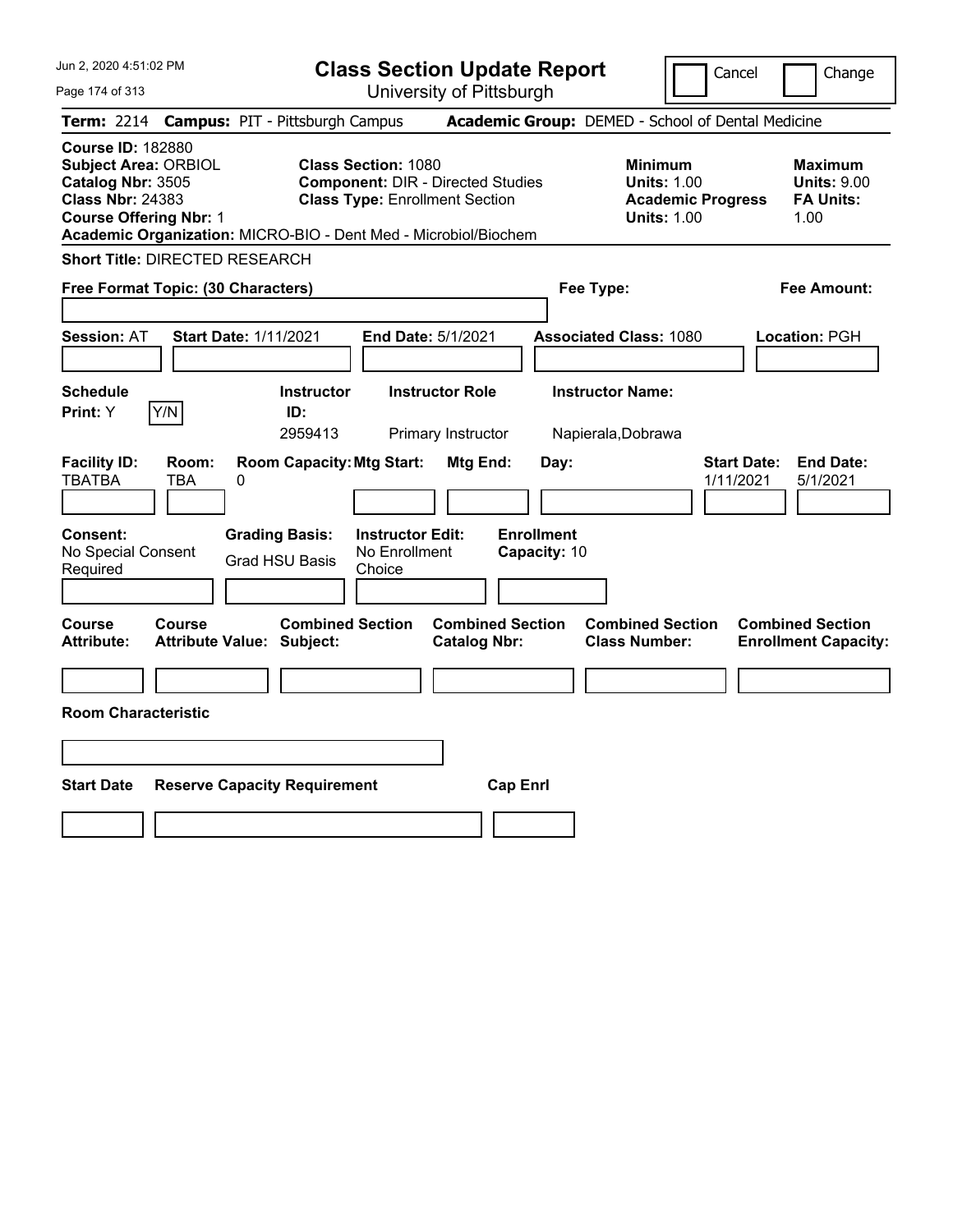# Class Section Update Report

University of Pittsburgh

Cancel | Change

**Term:** 2214 **Campus:** PIT - Pittsburgh Campus **Academic Group:** DEMED - School of Dental Medicine

**Course ID:** 182880
**Subject Area:** ORBIOL
**Catalog Nbr:** 3505
**Class Nbr:** 24383
**Course Offering Nbr:** 1
**Academic Organization:** MICRO-BIO - Dent Med - Microbiol/Biochem

**Class Section:** 1080
**Component:** DIR - Directed Studies
**Class Type:** Enrollment Section

**Minimum**
**Units:** 1.00
**Academic Progress Units:** 1.00

**Maximum**
**Units:** 9.00
**FA Units:** 1.00

**Short Title:** DIRECTED RESEARCH

**Free Format Topic: (30 Characters)**

**Fee Type:**

**Fee Amount:**

**Session:** AT **Start Date:** 1/11/2021 **End Date:** 5/1/2021 **Associated Class:** 1080 **Location:** PGH

| Schedule Print: | Instructor ID: | Instructor Role | Instructor Name: |
|---|---|---|---|
| Y [Y/N] | 2959413 | Primary Instructor | Napierala,Dobrawa |

| Facility ID: | Room: | Room Capacity: | Mtg Start: | Mtg End: | Day: | Start Date: | End Date: |
|---|---|---|---|---|---|---|---|
| TBATBA | TBA | 0 | | | | 1/11/2021 | 5/1/2021 |

| Consent: | Grading Basis: | Instructor Edit: | Enrollment Capacity: |
|---|---|---|---|
| No Special Consent Required | Grad HSU Basis | No Enrollment Choice | 10 |

| Course Attribute: | Course Attribute Value: | Combined Section Subject: | Combined Section Catalog Nbr: | Combined Section Class Number: | Combined Section Enrollment Capacity: |
|---|---|---|---|---|---|
| | | | | | |

**Room Characteristic**

| Start Date | Reserve Capacity Requirement | Cap Enrl |
|---|---|---|
| | | |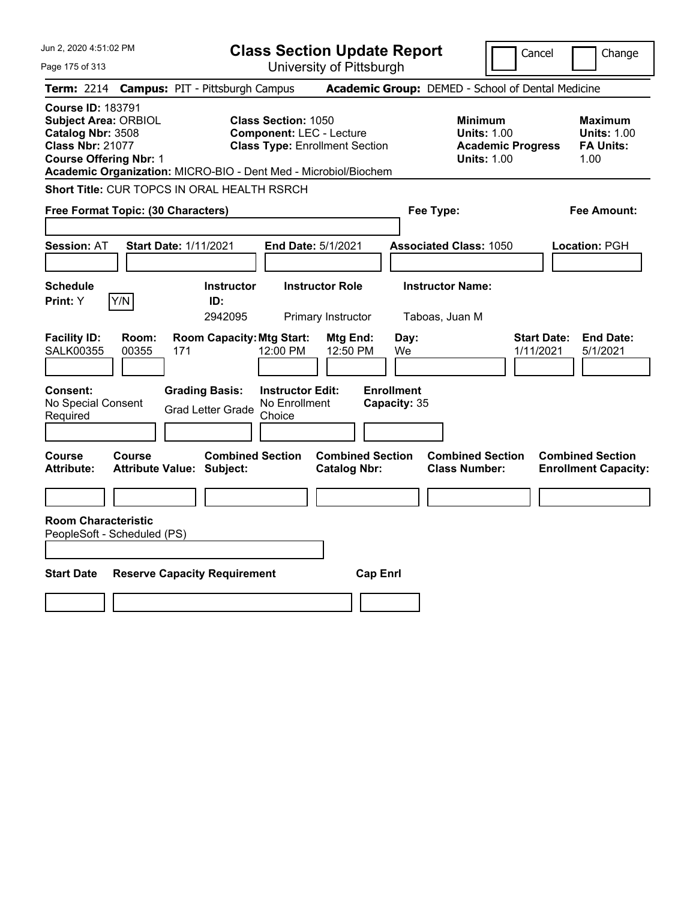# Class Section Update Report

University of Pittsburgh

Jun 2, 2020 4:51:02 PM

Cancel | Change

**Term:** 2214 **Campus:** PIT - Pittsburgh Campus **Academic Group:** DEMED - School of Dental Medicine

**Course ID:** 183791
**Subject Area:** ORBIOL
**Catalog Nbr:** 3508
**Class Nbr:** 21077
**Course Offering Nbr:** 1

**Class Section:** 1050
**Component:** LEC - Lecture
**Class Type:** Enrollment Section

**Minimum Units:** 1.00
**Academic Progress Units:** 1.00

**Maximum Units:** 1.00
**FA Units:** 1.00

**Academic Organization:** MICRO-BIO - Dent Med - Microbiol/Biochem

**Short Title:** CUR TOPCS IN ORAL HEALTH RSRCH

**Free Format Topic: (30 Characters)**

**Fee Type:**

**Fee Amount:**

**Session:** AT **Start Date:** 1/11/2021 **End Date:** 5/1/2021 **Associated Class:** 1050 **Location:** PGH

| Schedule Print | Instructor ID | Instructor Role | Instructor Name |
|---|---|---|---|
| Y | 2942095 | Primary Instructor | Taboas, Juan M |

| Facility ID | Room | Room Capacity | Mtg Start | Mtg End | Day | Start Date | End Date |
|---|---|---|---|---|---|---|---|
| SALK00355 | 00355 | 171 | 12:00 PM | 12:50 PM | We | 1/11/2021 | 5/1/2021 |

**Consent:** No Special Consent Required
**Grading Basis:** Grad Letter Grade
**Instructor Edit:** No Enrollment Choice
**Enrollment Capacity:** 35

| Course Attribute | Course Attribute Value | Combined Section Subject | Combined Section Catalog Nbr | Combined Section Class Number | Combined Section Enrollment Capacity |
|---|---|---|---|---|---|
| | | | | | |

**Room Characteristic**
PeopleSoft - Scheduled (PS)

| Start Date | Reserve Capacity Requirement | Cap Enrl |
|---|---|---|
| | | |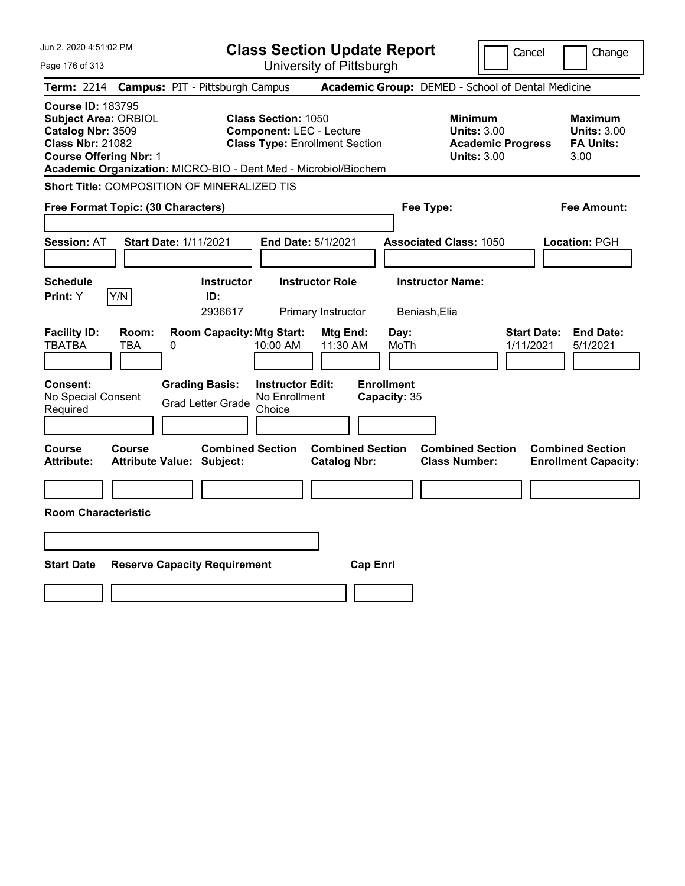# Class Section Update Report

University of Pittsburgh

Cancel | Change

**Term:** 2214 **Campus:** PIT - Pittsburgh Campus **Academic Group:** DEMED - School of Dental Medicine

**Course ID:** 183795
**Subject Area:** ORBIOL
**Catalog Nbr:** 3509
**Class Nbr:** 21082
**Course Offering Nbr:** 1

**Class Section:** 1050
**Component:** LEC - Lecture
**Class Type:** Enrollment Section

**Minimum Units:** 3.00
**Academic Progress Units:** 3.00

**Maximum Units:** 3.00
**FA Units:** 3.00

**Academic Organization:** MICRO-BIO - Dent Med - Microbiol/Biochem

**Short Title:** COMPOSITION OF MINERALIZED TIS

**Free Format Topic: (30 Characters)**

**Fee Type:**

**Fee Amount:**

**Session:** AT **Start Date:** 1/11/2021 **End Date:** 5/1/2021 **Associated Class:** 1050 **Location:** PGH

| Schedule Print | | Instructor ID | Instructor Role | Instructor Name |
|---|---|---|---|---|
| Y | Y/N | 2936617 | Primary Instructor | Beniash,Elia |

| Facility ID | Room | Room Capacity | Mtg Start | Mtg End | Day | Start Date | End Date |
|---|---|---|---|---|---|---|---|
| TBATBA | TBA | 0 | 10:00 AM | 11:30 AM | MoTh | 1/11/2021 | 5/1/2021 |

**Consent:** No Special Consent Required
**Grading Basis:** Grad Letter Grade
**Instructor Edit:** No Enrollment Choice
**Enrollment Capacity:** 35

| Course Attribute | Course Attribute Value | Combined Section Subject | Combined Section Catalog Nbr | Combined Section Class Number | Combined Section Enrollment Capacity |
|---|---|---|---|---|---|
| | | | | | |

**Room Characteristic**

| Start Date | Reserve Capacity Requirement | Cap Enrl |
|---|---|---|
| | | |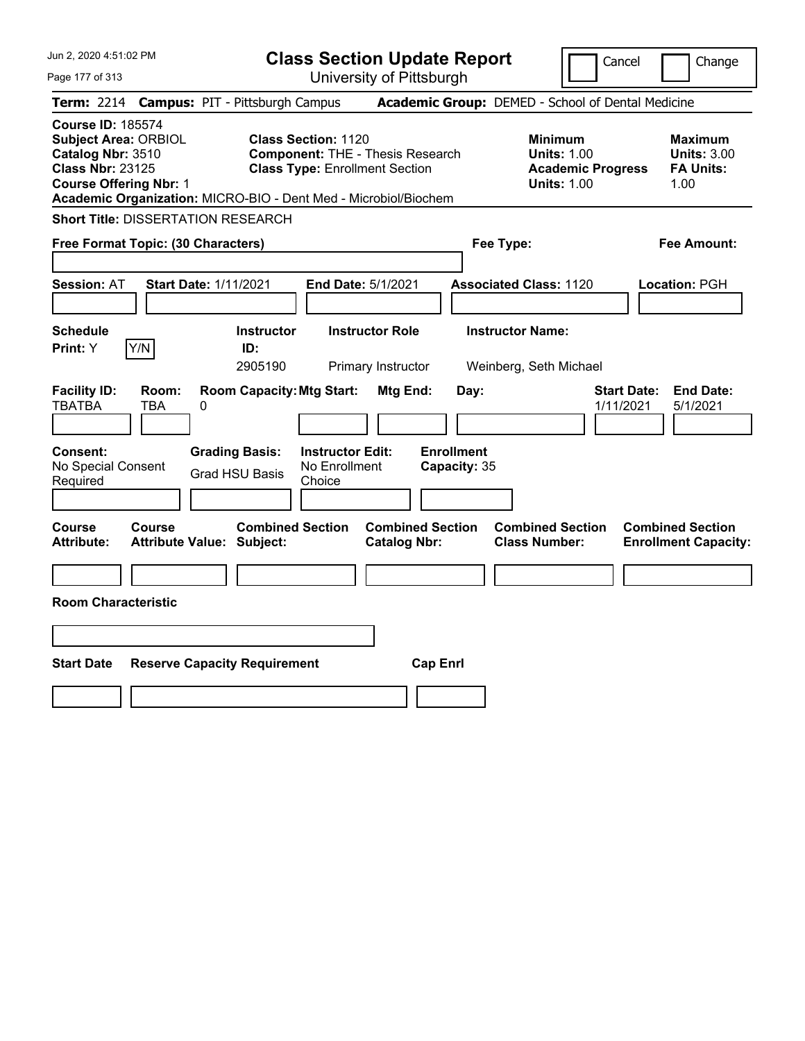# Class Section Update Report

University of Pittsburgh

Cancel | Change

**Term:** 2214 **Campus:** PIT - Pittsburgh Campus **Academic Group:** DEMED - School of Dental Medicine

**Course ID:** 185574
**Subject Area:** ORBIOL
**Catalog Nbr:** 3510
**Class Nbr:** 23125
**Course Offering Nbr:** 1
**Academic Organization:** MICRO-BIO - Dent Med - Microbiol/Biochem

**Class Section:** 1120
**Component:** THE - Thesis Research
**Class Type:** Enrollment Section

**Minimum Units:** 1.00
**Academic Progress Units:** 1.00

**Maximum Units:** 3.00
**FA Units:** 1.00

**Short Title:** DISSERTATION RESEARCH

**Free Format Topic: (30 Characters)**

**Fee Type:**

**Fee Amount:**

**Session:** AT **Start Date:** 1/11/2021 **End Date:** 5/1/2021 **Associated Class:** 1120 **Location:** PGH

| Schedule Print | | Instructor ID | Instructor Role | Instructor Name |
|---|---|---|---|---|
| Y | Y/N | 2905190 | Primary Instructor | Weinberg, Seth Michael |

| Facility ID | Room | Room Capacity | Mtg Start | Mtg End | Day | Start Date | End Date |
|---|---|---|---|---|---|---|---|
| TBATBA | TBA | 0 | | | | 1/11/2021 | 5/1/2021 |

| Consent | Grading Basis | Instructor Edit | Enrollment Capacity |
|---|---|---|---|
| No Special Consent Required | Grad HSU Basis | No Enrollment Choice | 35 |

| Course Attribute | Course Attribute Value | Combined Section Subject | Combined Section Catalog Nbr | Combined Section Class Number | Combined Section Enrollment Capacity |
|---|---|---|---|---|---|
| | | | | | |

**Room Characteristic**

| Start Date | Reserve Capacity Requirement | Cap Enrl |
|---|---|---|
| | | |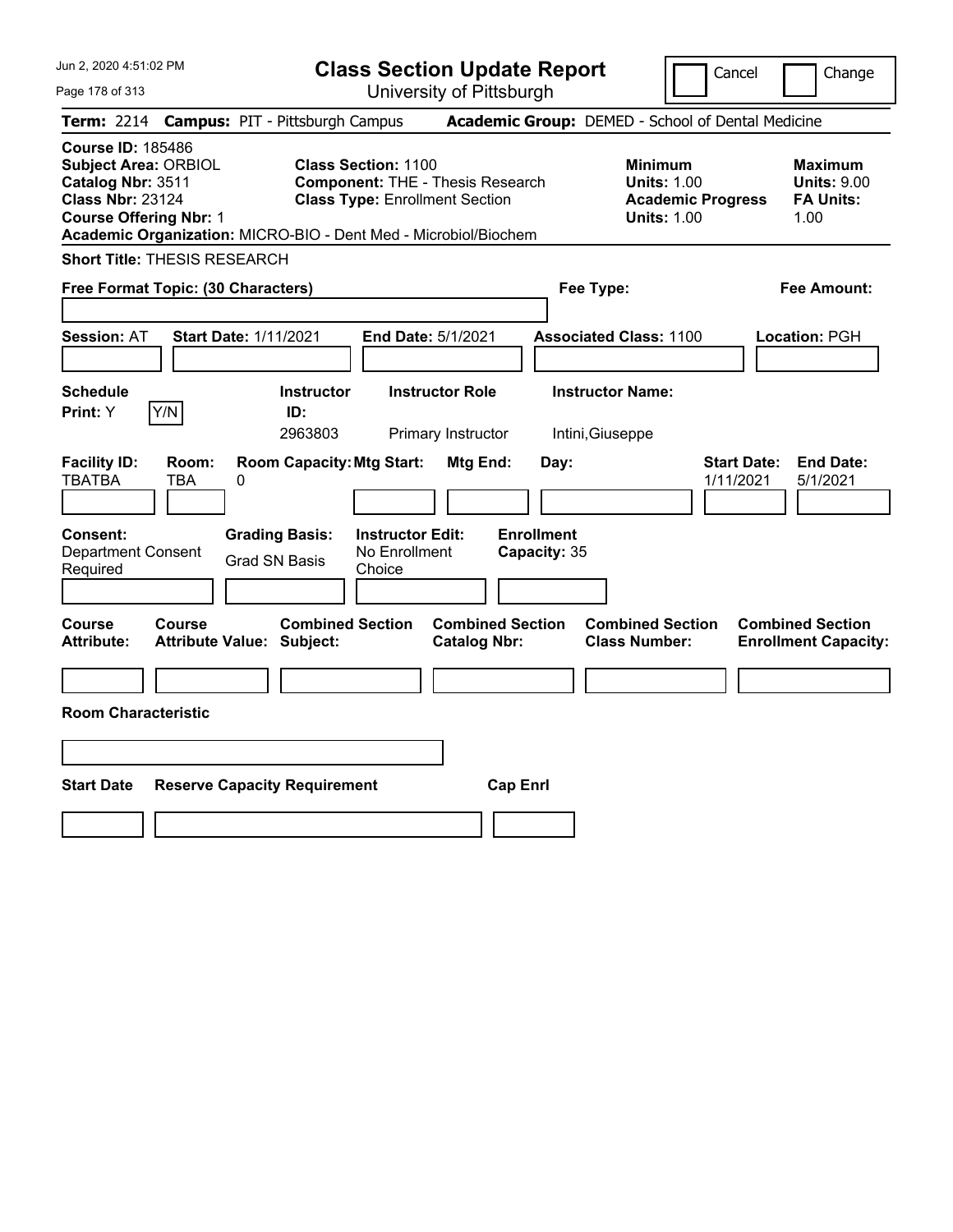Jun 2, 2020 4:51:02 PM

# Class Section Update Report

University of Pittsburgh

Cancel | Change

**Term:** 2214 **Campus:** PIT - Pittsburgh Campus **Academic Group:** DEMED - School of Dental Medicine

**Course ID:** 185486
**Subject Area:** ORBIOL
**Catalog Nbr:** 3511
**Class Nbr:** 23124
**Course Offering Nbr:** 1
**Academic Organization:** MICRO-BIO - Dent Med - Microbiol/Biochem

**Class Section:** 1100
**Component:** THE - Thesis Research
**Class Type:** Enrollment Section

**Minimum Units:** 1.00
**Academic Progress Units:** 1.00

**Maximum Units:** 9.00
**FA Units:** 1.00

**Short Title:** THESIS RESEARCH

**Free Format Topic: (30 Characters)**

**Fee Type:**

**Fee Amount:**

**Session:** AT **Start Date:** 1/11/2021 **End Date:** 5/1/2021 **Associated Class:** 1100 **Location:** PGH

| Schedule Print: | | Instructor ID: | Instructor Role | Instructor Name: |
|---|---|---|---|---|
| Y | Y/N | 2963803 | Primary Instructor | Intini,Giuseppe |

| Facility ID: | Room: | Room Capacity: | Mtg Start: | Mtg End: | Day: | Start Date: | End Date: |
|---|---|---|---|---|---|---|---|
| TBATBA | TBA | 0 | | | | 1/11/2021 | 5/1/2021 |

| Consent: | Grading Basis: | Instructor Edit: | Enrollment Capacity: |
|---|---|---|---|
| Department Consent Required | Grad SN Basis | No Enrollment Choice | 35 |

| Course Attribute: | Course Attribute Value: | Combined Section Subject: | Combined Section Catalog Nbr: | Combined Section Class Number: | Combined Section Enrollment Capacity: |
|---|---|---|---|---|---|
| | | | | | |

**Room Characteristic**

| Start Date | Reserve Capacity Requirement | Cap Enrl |
|---|---|---|
| | | |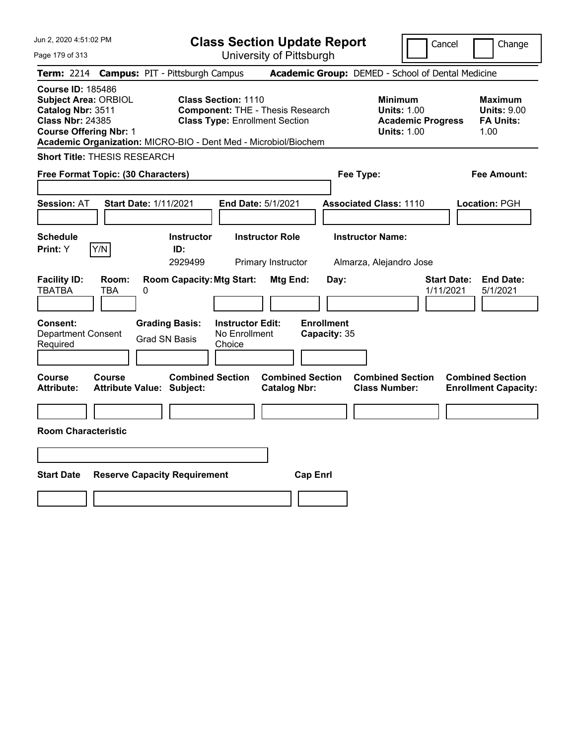# Class Section Update Report

University of Pittsburgh

Jun 2, 2020 4:51:02 PM

Cancel | Change

**Term:** 2214 **Campus:** PIT - Pittsburgh Campus **Academic Group:** DEMED - School of Dental Medicine

**Course ID:** 185486
**Subject Area:** ORBIOL
**Catalog Nbr:** 3511
**Class Nbr:** 24385
**Course Offering Nbr:** 1
**Academic Organization:** MICRO-BIO - Dent Med - Microbiol/Biochem

**Class Section:** 1110
**Component:** THE - Thesis Research
**Class Type:** Enrollment Section

**Minimum Units:** 1.00
**Academic Progress Units:** 1.00

**Maximum Units:** 9.00
**FA Units:** 1.00

**Short Title:** THESIS RESEARCH

**Free Format Topic: (30 Characters)**

**Fee Type:**

**Fee Amount:**

**Session:** AT **Start Date:** 1/11/2021 **End Date:** 5/1/2021 **Associated Class:** 1110 **Location:** PGH

| Schedule Print | | Instructor ID | Instructor Role | Instructor Name |
|---|---|---|---|---|
| Y | Y/N | 2929499 | Primary Instructor | Almarza, Alejandro Jose |

| Facility ID | Room | Room Capacity | Mtg Start | Mtg End | Day | Start Date | End Date |
|---|---|---|---|---|---|---|---|
| TBATBA | TBA | 0 | | | | 1/11/2021 | 5/1/2021 |

| Consent | Grading Basis | Instructor Edit | Enrollment Capacity |
|---|---|---|---|
| Department Consent Required | Grad SN Basis | No Enrollment Choice | 35 |

| Course Attribute | Course Attribute Value | Combined Section Subject | Combined Section Catalog Nbr | Combined Section Class Number | Combined Section Enrollment Capacity |
|---|---|---|---|---|---|
| | | | | | |

**Room Characteristic**

| Start Date | Reserve Capacity Requirement | Cap Enrl |
|---|---|---|
| | | |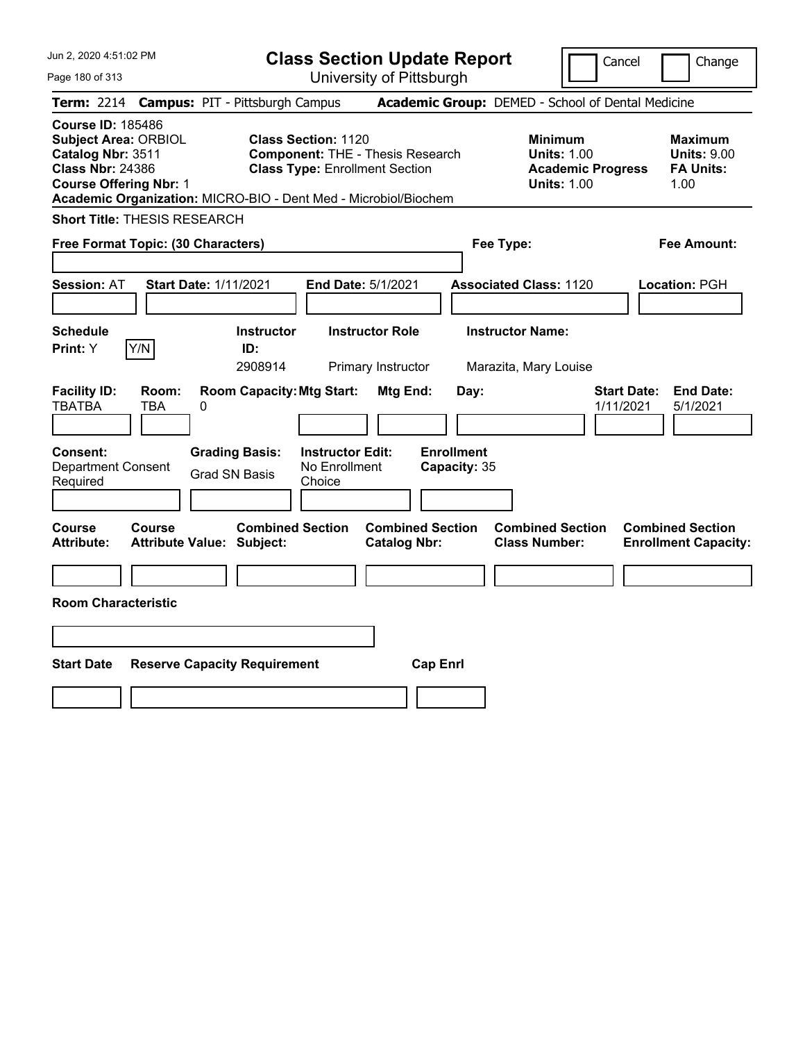# Class Section Update Report

University of Pittsburgh

Cancel | Change

**Term:** 2214 **Campus:** PIT - Pittsburgh Campus **Academic Group:** DEMED - School of Dental Medicine

**Course ID:** 185486
**Subject Area:** ORBIOL
**Catalog Nbr:** 3511
**Class Nbr:** 24386
**Course Offering Nbr:** 1
**Academic Organization:** MICRO-BIO - Dent Med - Microbiol/Biochem

**Class Section:** 1120
**Component:** THE - Thesis Research
**Class Type:** Enrollment Section

**Minimum**
**Units:** 1.00
**Academic Progress Units:** 1.00

**Maximum**
**Units:** 9.00
**FA Units:** 1.00

**Short Title:** THESIS RESEARCH

**Free Format Topic: (30 Characters)**

**Fee Type:**

**Fee Amount:**

**Session:** AT **Start Date:** 1/11/2021 **End Date:** 5/1/2021 **Associated Class:** 1120 **Location:** PGH

| Schedule Print: | | Instructor ID: | Instructor Role | Instructor Name: |
|---|---|---|---|---|
| Y | Y/N | 2908914 | Primary Instructor | Marazita, Mary Louise |

| Facility ID: | Room: | Room Capacity: | Mtg Start: | Mtg End: | Day: | Start Date: | End Date: |
|---|---|---|---|---|---|---|---|
| TBATBA | TBA | 0 | | | | 1/11/2021 | 5/1/2021 |

| Consent: | Grading Basis: | Instructor Edit: | Enrollment Capacity: |
|---|---|---|---|
| Department Consent Required | Grad SN Basis | No Enrollment Choice | 35 |

| Course Attribute: | Course Attribute Value: | Combined Section Subject: | Combined Section Catalog Nbr: | Combined Section Class Number: | Combined Section Enrollment Capacity: |
|---|---|---|---|---|---|
| | | | | | |

**Room Characteristic**

| Start Date | Reserve Capacity Requirement | Cap Enrl |
|---|---|---|
| | | |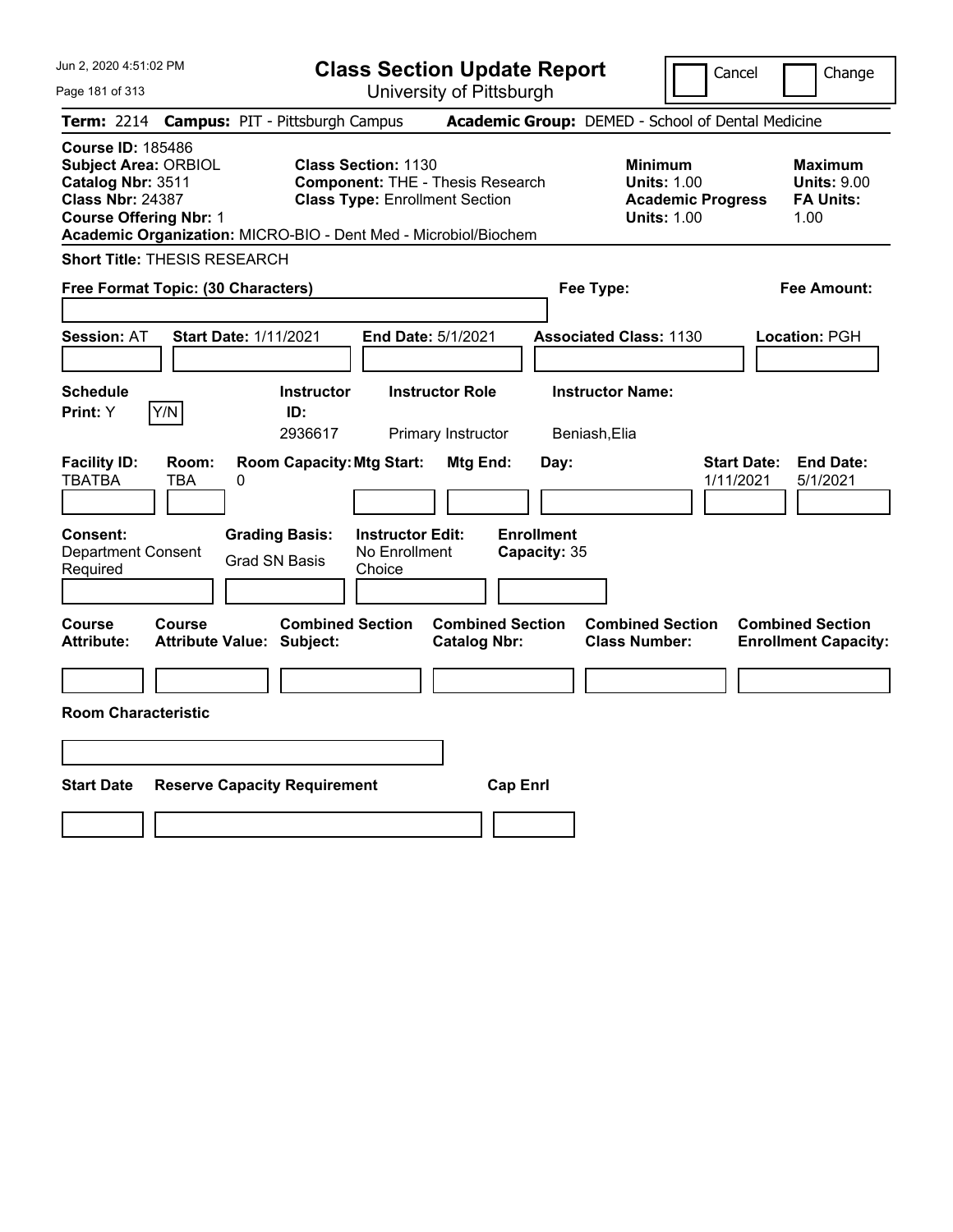# Class Section Update Report

University of Pittsburgh

Cancel | Change

**Term:** 2214 **Campus:** PIT - Pittsburgh Campus **Academic Group:** DEMED - School of Dental Medicine

**Course ID:** 185486
**Subject Area:** ORBIOL
**Catalog Nbr:** 3511
**Class Nbr:** 24387
**Course Offering Nbr:** 1
**Academic Organization:** MICRO-BIO - Dent Med - Microbiol/Biochem

**Class Section:** 1130
**Component:** THE - Thesis Research
**Class Type:** Enrollment Section

**Minimum Units:** 1.00
**Academic Progress Units:** 1.00

**Maximum Units:** 9.00
**FA Units:** 1.00

**Short Title:** THESIS RESEARCH

**Free Format Topic: (30 Characters)**

**Fee Type:**

**Fee Amount:**

**Session:** AT **Start Date:** 1/11/2021 **End Date:** 5/1/2021 **Associated Class:** 1130 **Location:** PGH

| Schedule Print: | Instructor ID: | Instructor Role | Instructor Name: |
|---|---|---|---|
| Y [Y/N] | 2936617 | Primary Instructor | Beniash,Elia |

| Facility ID: | Room: | Room Capacity: | Mtg Start: | Mtg End: | Day: | Start Date: | End Date: |
|---|---|---|---|---|---|---|---|
| TBATBA | TBA | 0 | | | | 1/11/2021 | 5/1/2021 |

| Consent: | Grading Basis: | Instructor Edit: | Enrollment Capacity: |
|---|---|---|---|
| Department Consent Required | Grad SN Basis | No Enrollment Choice | 35 |

| Course Attribute: | Course Attribute Value: | Combined Section Subject: | Combined Section Catalog Nbr: | Combined Section Class Number: | Combined Section Enrollment Capacity: |
|---|---|---|---|---|---|
| | | | | | |

**Room Characteristic**

| Start Date | Reserve Capacity Requirement | Cap Enrl |
|---|---|---|
| | | |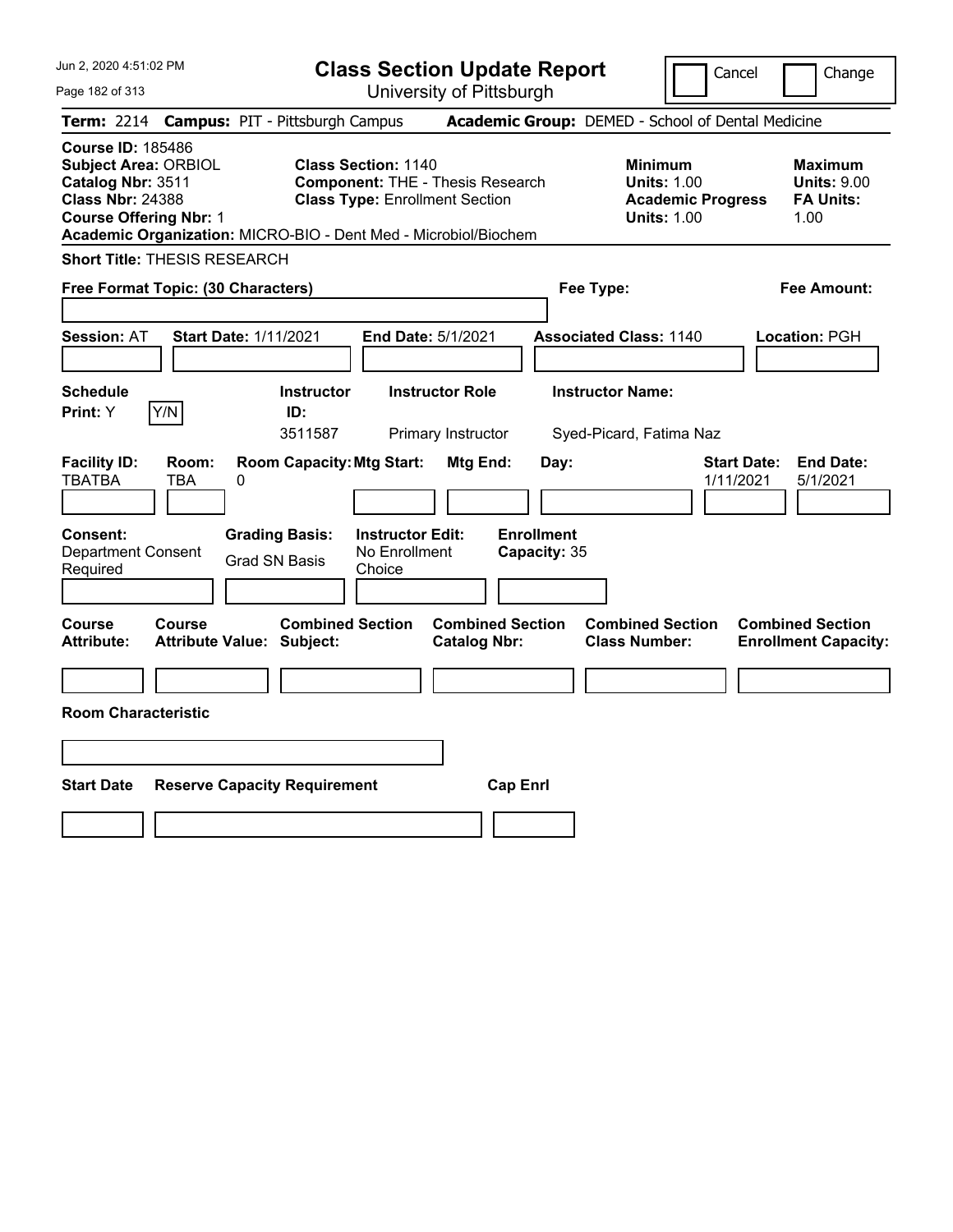# Class Section Update Report

University of Pittsburgh

Cancel | Change

**Term:** 2214 **Campus:** PIT - Pittsburgh Campus **Academic Group:** DEMED - School of Dental Medicine

**Course ID:** 185486
**Subject Area:** ORBIOL
**Catalog Nbr:** 3511
**Class Nbr:** 24388
**Course Offering Nbr:** 1
**Academic Organization:** MICRO-BIO - Dent Med - Microbiol/Biochem

**Class Section:** 1140
**Component:** THE - Thesis Research
**Class Type:** Enrollment Section

**Minimum Units:** 1.00
**Academic Progress Units:** 1.00

**Maximum Units:** 9.00
**FA Units:** 1.00

**Short Title:** THESIS RESEARCH

**Free Format Topic: (30 Characters)**

**Fee Type:**

**Fee Amount:**

**Session:** AT **Start Date:** 1/11/2021 **End Date:** 5/1/2021 **Associated Class:** 1140 **Location:** PGH

| Schedule Print | | Instructor ID | Instructor Role | Instructor Name |
|---|---|---|---|---|
| Y | Y/N | 3511587 | Primary Instructor | Syed-Picard, Fatima Naz |

| Facility ID | Room | Room Capacity | Mtg Start | Mtg End | Day | Start Date | End Date |
|---|---|---|---|---|---|---|---|
| TBATBA | TBA | 0 | | | | 1/11/2021 | 5/1/2021 |

| Consent | Grading Basis | Instructor Edit | Enrollment Capacity |
|---|---|---|---|
| Department Consent Required | Grad SN Basis | No Enrollment Choice | 35 |

| Course Attribute | Course Attribute Value | Combined Section Subject | Combined Section Catalog Nbr | Combined Section Class Number | Combined Section Enrollment Capacity |
|---|---|---|---|---|---|
| | | | | | |

**Room Characteristic**

| Start Date | Reserve Capacity Requirement | Cap Enrl |
|---|---|---|
| | | |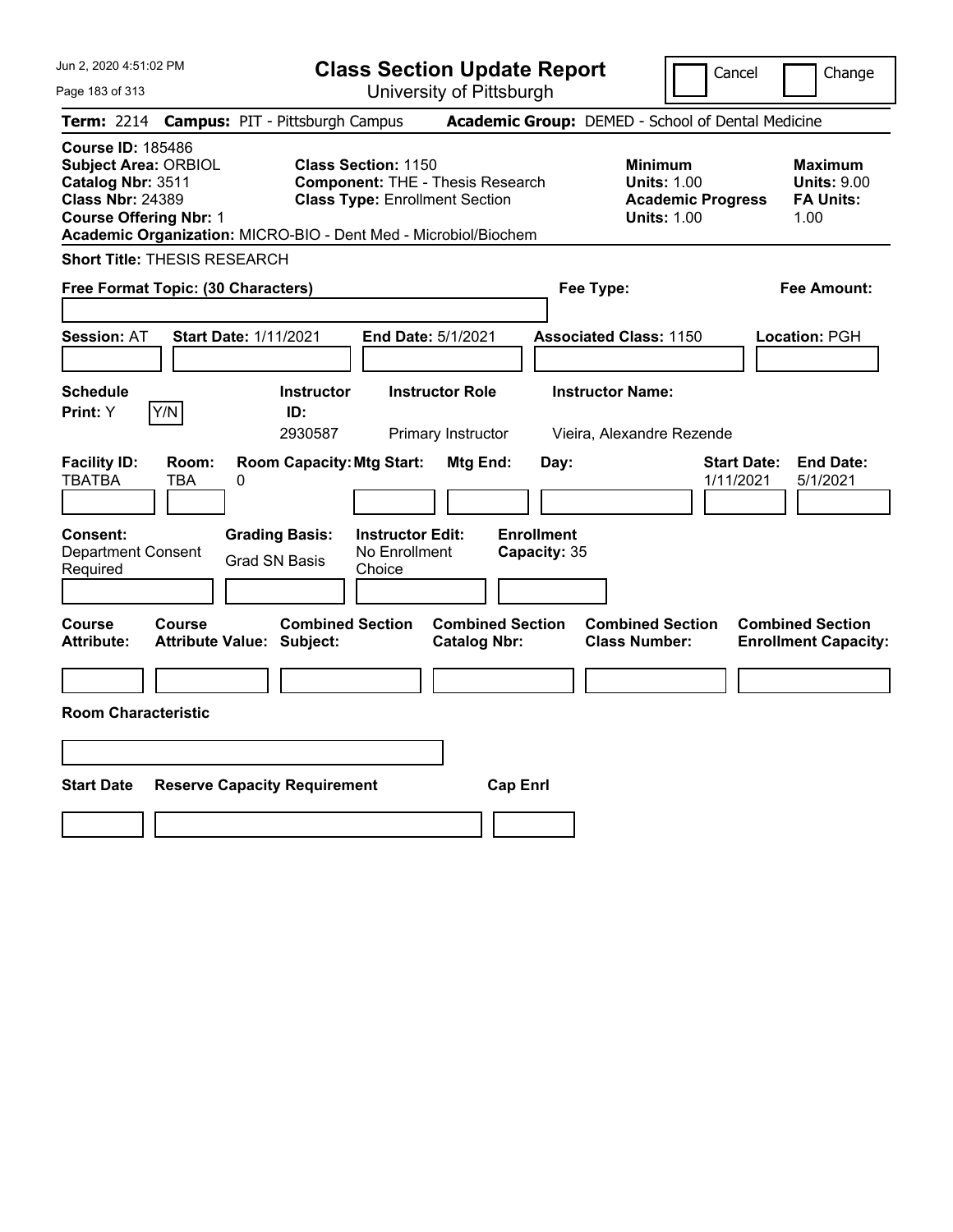# Class Section Update Report

University of Pittsburgh

Cancel | Change

**Term:** 2214 **Campus:** PIT - Pittsburgh Campus **Academic Group:** DEMED - School of Dental Medicine

**Course ID:** 185486
**Subject Area:** ORBIOL
**Catalog Nbr:** 3511
**Class Nbr:** 24389
**Course Offering Nbr:** 1

**Class Section:** 1150
**Component:** THE - Thesis Research
**Class Type:** Enrollment Section

**Minimum Units:** 1.00
**Academic Progress Units:** 1.00

**Maximum Units:** 9.00
**FA Units:** 1.00

**Academic Organization:** MICRO-BIO - Dent Med - Microbiol/Biochem

**Short Title:** THESIS RESEARCH

**Free Format Topic: (30 Characters)**

**Fee Type:**

**Fee Amount:**

**Session:** AT **Start Date:** 1/11/2021 **End Date:** 5/1/2021 **Associated Class:** 1150 **Location:** PGH

| Schedule Print | | Instructor ID | Instructor Role | Instructor Name |
|---|---|---|---|---|
| Y | Y/N | 2930587 | Primary Instructor | Vieira, Alexandre Rezende |

| Facility ID | Room | Room Capacity | Mtg Start | Mtg End | Day | Start Date | End Date |
|---|---|---|---|---|---|---|---|
| TBATBA | TBA | 0 | | | | 1/11/2021 | 5/1/2021 |

**Consent:** Department Consent Required
**Grading Basis:** Grad SN Basis
**Instructor Edit:** No Enrollment Choice
**Enrollment Capacity:** 35

| Course Attribute | Course Attribute Value | Combined Section Subject | Combined Section Catalog Nbr | Combined Section Class Number | Combined Section Enrollment Capacity |
|---|---|---|---|---|---|
| | | | | | |

**Room Characteristic**

| Start Date | Reserve Capacity Requirement | Cap Enrl |
|---|---|---|
| | | |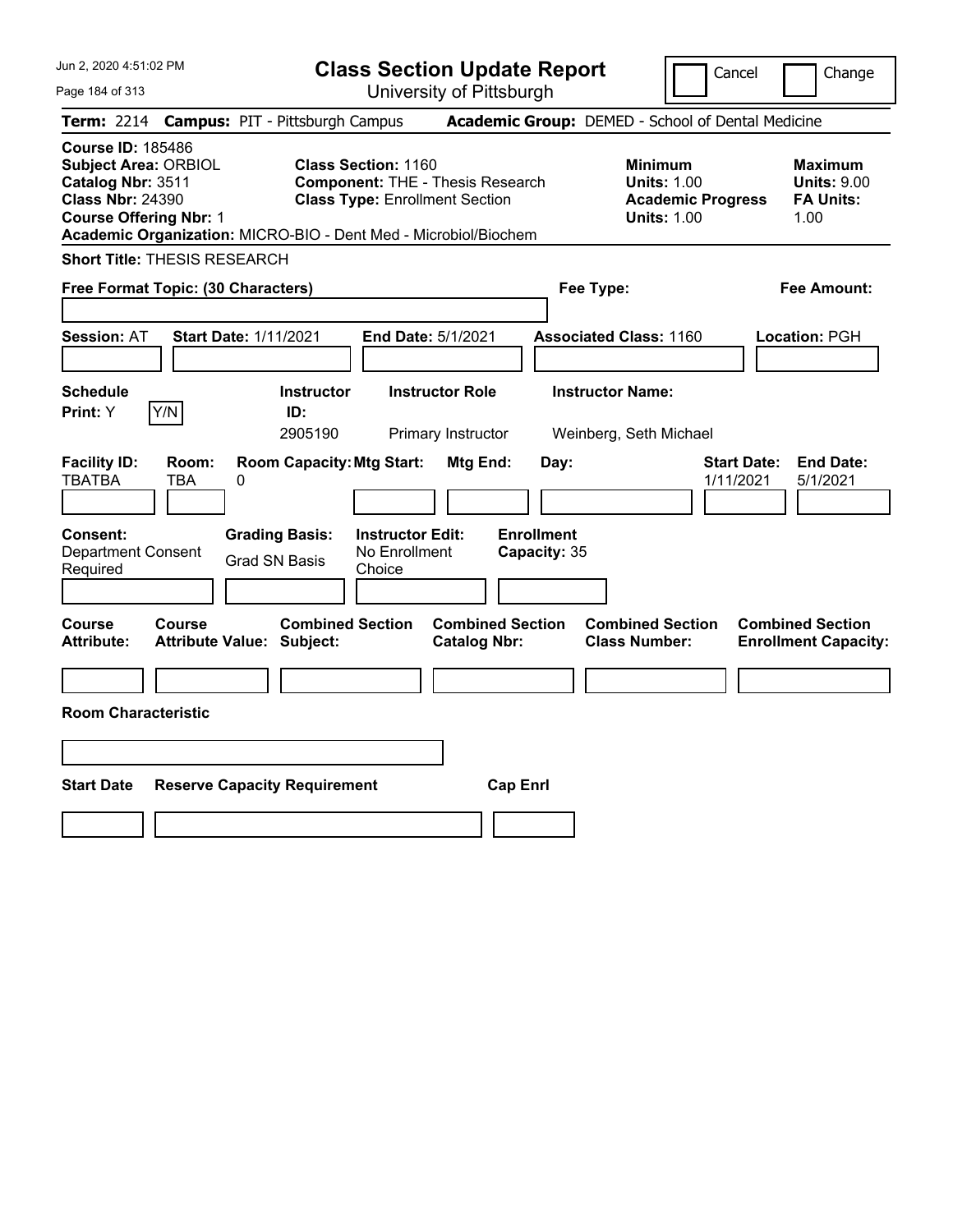# Class Section Update Report

University of Pittsburgh

Cancel | Change

**Term:** 2214 **Campus:** PIT - Pittsburgh Campus **Academic Group:** DEMED - School of Dental Medicine

**Course ID:** 185486
**Subject Area:** ORBIOL
**Catalog Nbr:** 3511
**Class Nbr:** 24390
**Course Offering Nbr:** 1

**Class Section:** 1160
**Component:** THE - Thesis Research
**Class Type:** Enrollment Section

**Minimum Units:** 1.00
**Academic Progress Units:** 1.00

**Maximum Units:** 9.00
**FA Units:** 1.00

**Academic Organization:** MICRO-BIO - Dent Med - Microbiol/Biochem

**Short Title:** THESIS RESEARCH

**Free Format Topic: (30 Characters)**

**Fee Type:**

**Fee Amount:**

**Session:** AT **Start Date:** 1/11/2021 **End Date:** 5/1/2021 **Associated Class:** 1160 **Location:** PGH

| Schedule Print | Instructor ID | Instructor Role | Instructor Name |
| --- | --- | --- | --- |
| Y (Y/N) | 2905190 | Primary Instructor | Weinberg, Seth Michael |

| Facility ID | Room | Room Capacity | Mtg Start | Mtg End | Day | Start Date | End Date |
| --- | --- | --- | --- | --- | --- | --- | --- |
| TBATBA | TBA | 0 | | | | 1/11/2021 | 5/1/2021 |

| Consent | Grading Basis | Instructor Edit | Enrollment Capacity |
| --- | --- | --- | --- |
| Department Consent Required | Grad SN Basis | No Enrollment Choice | 35 |

| Course Attribute | Course Attribute Value | Combined Section Subject | Combined Section Catalog Nbr | Combined Section Class Number | Combined Section Enrollment Capacity |
| --- | --- | --- | --- | --- | --- |
| | | | | | |

**Room Characteristic**

| Start Date | Reserve Capacity Requirement | Cap Enrl |
| --- | --- | --- |
| | | |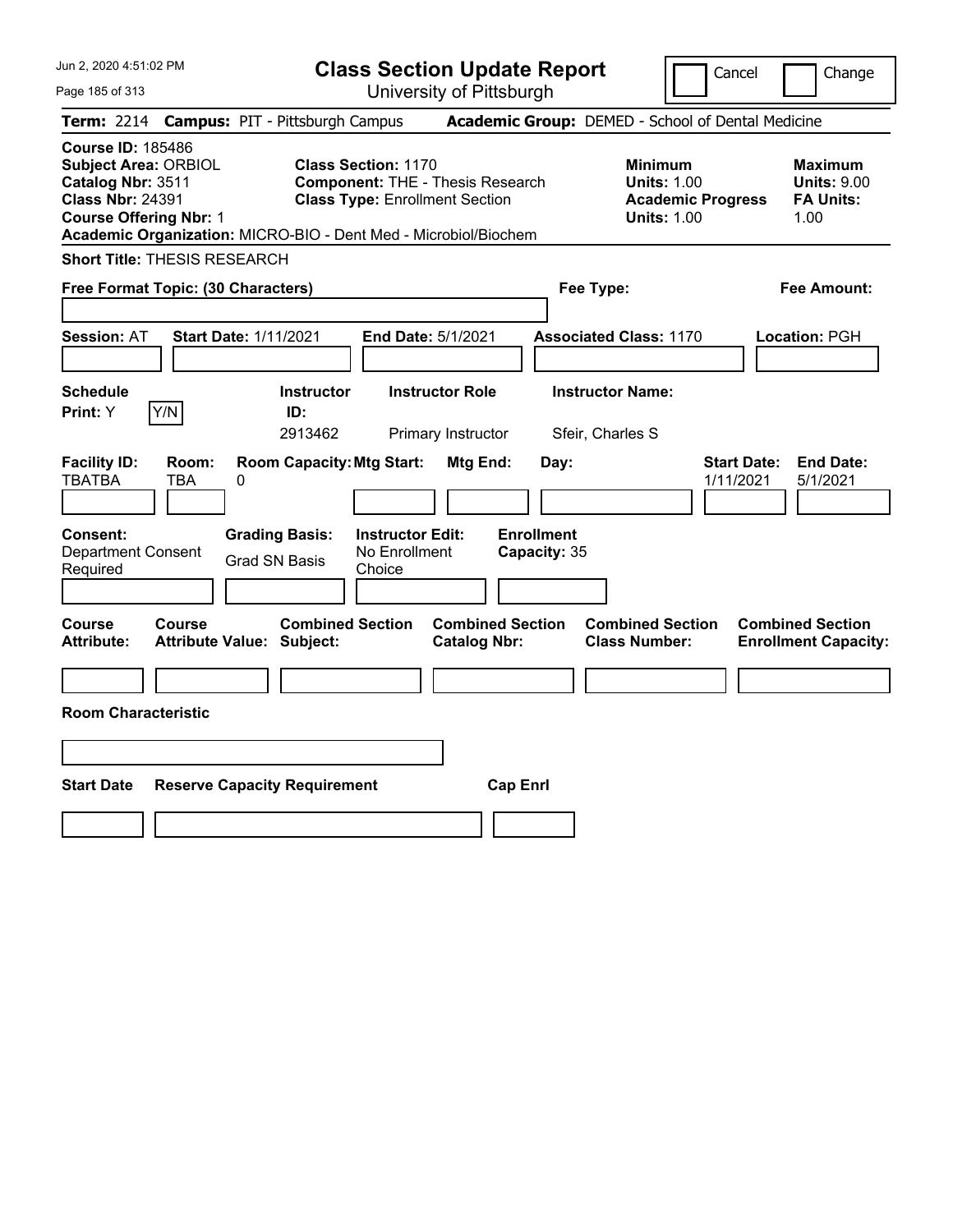# Class Section Update Report

University of Pittsburgh

Cancel | Change

**Term:** 2214 **Campus:** PIT - Pittsburgh Campus **Academic Group:** DEMED - School of Dental Medicine

**Course ID:** 185486
**Subject Area:** ORBIOL
**Catalog Nbr:** 3511
**Class Nbr:** 24391
**Course Offering Nbr:** 1

**Class Section:** 1170
**Component:** THE - Thesis Research
**Class Type:** Enrollment Section

**Minimum Units:** 1.00
**Academic Progress Units:** 1.00

**Maximum Units:** 9.00
**FA Units:** 1.00

**Academic Organization:** MICRO-BIO - Dent Med - Microbiol/Biochem

**Short Title:** THESIS RESEARCH

**Free Format Topic: (30 Characters)**

**Fee Type:**

**Fee Amount:**

**Session:** AT **Start Date:** 1/11/2021 **End Date:** 5/1/2021 **Associated Class:** 1170 **Location:** PGH

| Schedule Print: | Instructor ID: | Instructor Role | Instructor Name: |
|---|---|---|---|
| Y [Y/N] | 2913462 | Primary Instructor | Sfeir, Charles S |

| Facility ID: | Room: | Room Capacity: | Mtg Start: | Mtg End: | Day: | Start Date: | End Date: |
|---|---|---|---|---|---|---|---|
| TBATBA | TBA | 0 | | | | 1/11/2021 | 5/1/2021 |

**Consent:** Department Consent Required
**Grading Basis:** Grad SN Basis
**Instructor Edit:** No Enrollment Choice
**Enrollment Capacity:** 35

| Course Attribute: | Course Attribute Value: | Combined Section Subject: | Combined Section Catalog Nbr: | Combined Section Class Number: | Combined Section Enrollment Capacity: |
|---|---|---|---|---|---|
| | | | | | |

**Room Characteristic**

| Start Date | Reserve Capacity Requirement | Cap Enrl |
|---|---|---|
| | | |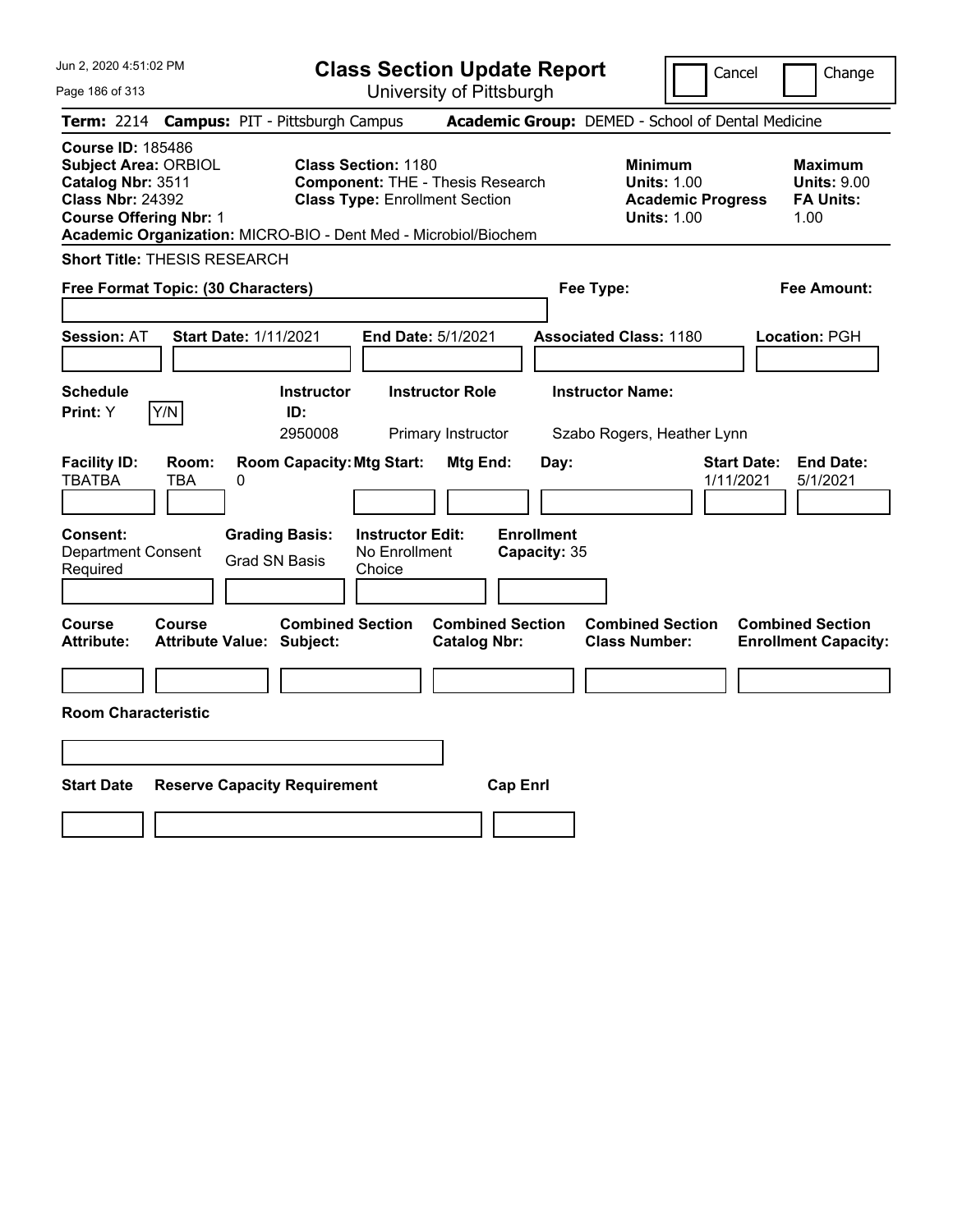# Class Section Update Report

University of Pittsburgh

Cancel | Change

**Term:** 2214 **Campus:** PIT - Pittsburgh Campus **Academic Group:** DEMED - School of Dental Medicine

**Course ID:** 185486
**Subject Area:** ORBIOL
**Catalog Nbr:** 3511
**Class Nbr:** 24392
**Course Offering Nbr:** 1

**Class Section:** 1180
**Component:** THE - Thesis Research
**Class Type:** Enrollment Section

**Minimum Units:** 1.00
**Academic Progress Units:** 1.00

**Maximum Units:** 9.00
**FA Units:** 1.00

**Academic Organization:** MICRO-BIO - Dent Med - Microbiol/Biochem

**Short Title:** THESIS RESEARCH

**Free Format Topic: (30 Characters)**

**Fee Type:**

**Fee Amount:**

**Session:** AT **Start Date:** 1/11/2021 **End Date:** 5/1/2021 **Associated Class:** 1180 **Location:** PGH

| Schedule Print | | Instructor ID | Instructor Role | Instructor Name |
|---|---|---|---|---|
| Y | Y/N | 2950008 | Primary Instructor | Szabo Rogers, Heather Lynn |

| Facility ID | Room | Room Capacity | Mtg Start | Mtg End | Day | Start Date | End Date |
|---|---|---|---|---|---|---|---|
| TBATBA | TBA | 0 | | | | 1/11/2021 | 5/1/2021 |

| Consent | Grading Basis | Instructor Edit | Enrollment Capacity |
|---|---|---|---|
| Department Consent Required | Grad SN Basis | No Enrollment Choice | 35 |

| Course Attribute | Course Attribute Value | Combined Section Subject | Combined Section Catalog Nbr | Combined Section Class Number | Combined Section Enrollment Capacity |
|---|---|---|---|---|---|
| | | | | | |

**Room Characteristic**

| Start Date | Reserve Capacity Requirement | Cap Enrl |
|---|---|---|
| | | |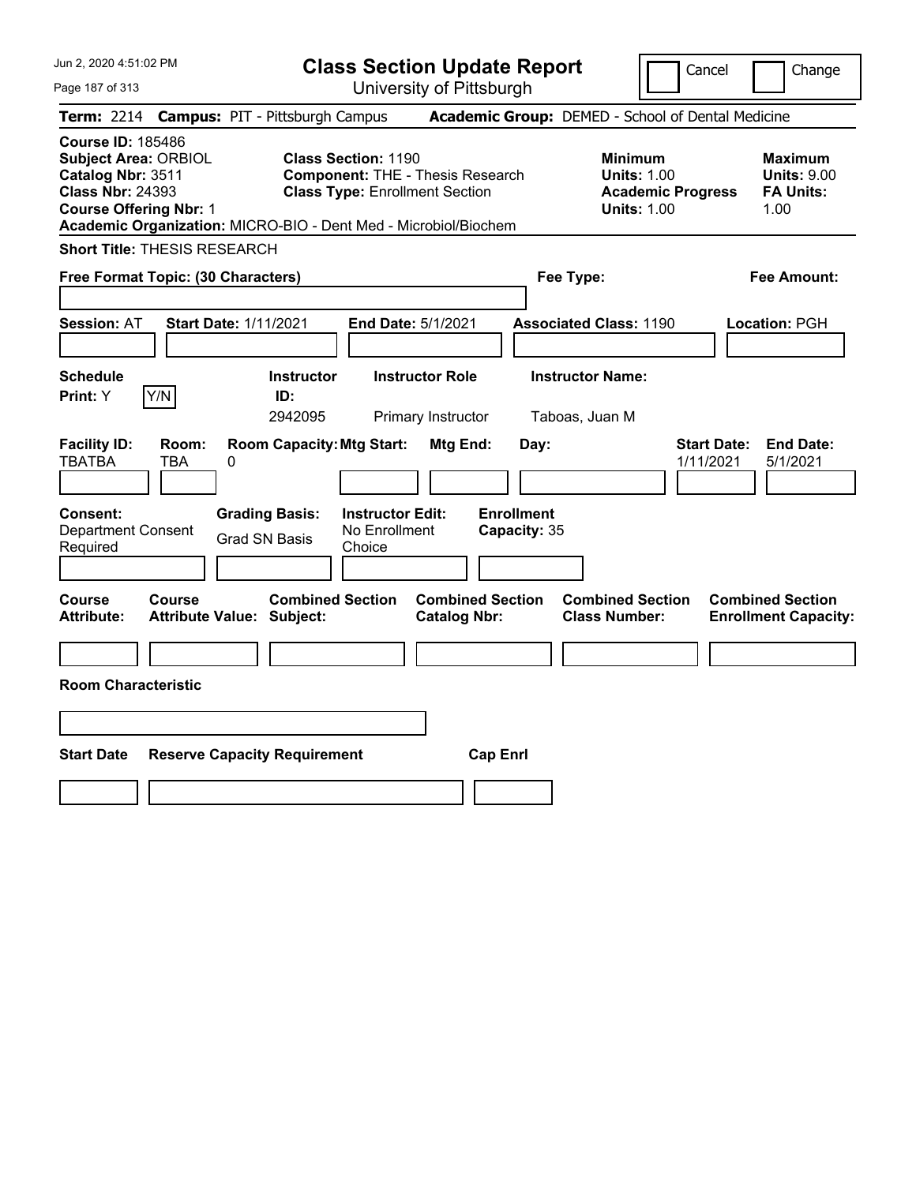# Class Section Update Report

University of Pittsburgh

Cancel | Change

**Term:** 2214 **Campus:** PIT - Pittsburgh Campus **Academic Group:** DEMED - School of Dental Medicine

**Course ID:** 185486
**Subject Area:** ORBIOL
**Catalog Nbr:** 3511
**Class Nbr:** 24393
**Course Offering Nbr:** 1

**Class Section:** 1190
**Component:** THE - Thesis Research
**Class Type:** Enrollment Section

**Minimum**
**Units:** 1.00
**Academic Progress Units:** 1.00

**Maximum**
**Units:** 9.00
**FA Units:** 1.00

**Academic Organization:** MICRO-BIO - Dent Med - Microbiol/Biochem

**Short Title:** THESIS RESEARCH

**Free Format Topic: (30 Characters)**

**Fee Type:**

**Fee Amount:**

**Session:** AT **Start Date:** 1/11/2021 **End Date:** 5/1/2021 **Associated Class:** 1190 **Location:** PGH

| Schedule Print: | | Instructor ID: | Instructor Role | Instructor Name: |
|---|---|---|---|---|
| Y | Y/N | 2942095 | Primary Instructor | Taboas, Juan M |

| Facility ID: | Room: | Room Capacity: | Mtg Start: | Mtg End: | Day: | Start Date: | End Date: |
|---|---|---|---|---|---|---|---|
| TBATBA | TBA | 0 | | | | 1/11/2021 | 5/1/2021 |

| Consent: | Grading Basis: | Instructor Edit: | Enrollment Capacity: |
|---|---|---|---|
| Department Consent Required | Grad SN Basis | No Enrollment Choice | 35 |

| Course Attribute: | Course Attribute Value: | Combined Section Subject: | Combined Section Catalog Nbr: | Combined Section Class Number: | Combined Section Enrollment Capacity: |
|---|---|---|---|---|---|
| | | | | | |

**Room Characteristic**

| Start Date | Reserve Capacity Requirement | Cap Enrl |
|---|---|---|
| | | |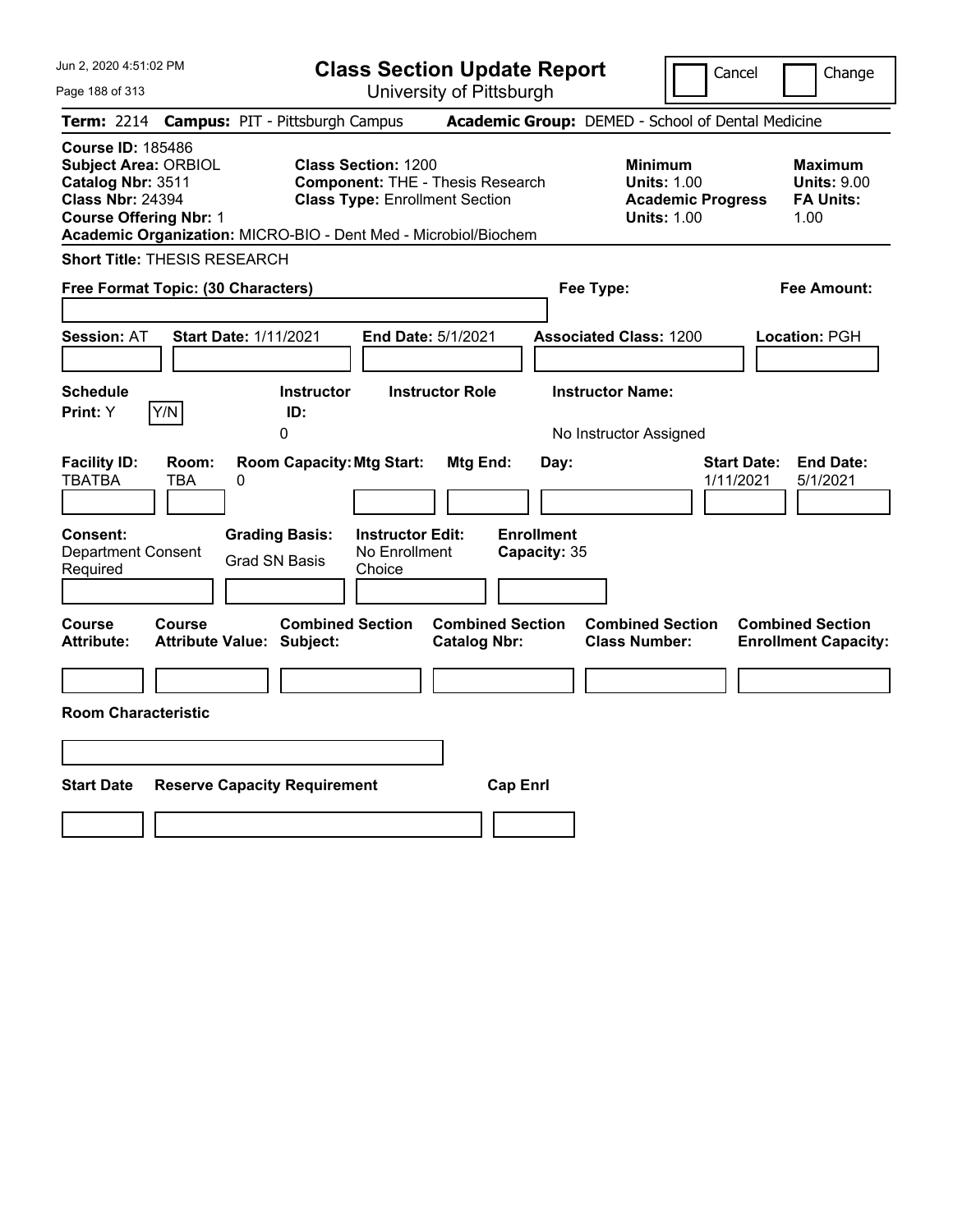# Class Section Update Report

University of Pittsburgh

Cancel | Change

**Term:** 2214 **Campus:** PIT - Pittsburgh Campus **Academic Group:** DEMED - School of Dental Medicine

**Course ID:** 185486
**Subject Area:** ORBIOL
**Catalog Nbr:** 3511
**Class Nbr:** 24394
**Course Offering Nbr:** 1
**Academic Organization:** MICRO-BIO - Dent Med - Microbiol/Biochem

**Class Section:** 1200
**Component:** THE - Thesis Research
**Class Type:** Enrollment Section

| | Minimum | Maximum |
|---|---|---|
| Units | 1.00 | 9.00 |
| Academic Progress Units / FA Units | 1.00 | 1.00 |

**Short Title:** THESIS RESEARCH

**Free Format Topic: (30 Characters)**

**Fee Type:**

**Fee Amount:**

**Session:** AT **Start Date:** 1/11/2021 **End Date:** 5/1/2021 **Associated Class:** 1200 **Location:** PGH

| Schedule Print | Instructor ID | Instructor Role | Instructor Name |
|---|---|---|---|
| Y | 0 | | No Instructor Assigned |

| Facility ID | Room | Room Capacity | Mtg Start | Mtg End | Day | Start Date | End Date |
|---|---|---|---|---|---|---|---|
| TBATBA | TBA | 0 | | | | 1/11/2021 | 5/1/2021 |

**Consent:** Department Consent Required
**Grading Basis:** Grad SN Basis
**Instructor Edit:** No Enrollment Choice
**Enrollment Capacity:** 35

| Course Attribute | Course Attribute Value | Combined Section Subject | Combined Section Catalog Nbr | Combined Section Class Number | Combined Section Enrollment Capacity |
|---|---|---|---|---|---|
| | | | | | |

**Room Characteristic**

| Start Date | Reserve Capacity Requirement | Cap Enrl |
|---|---|---|
| | | |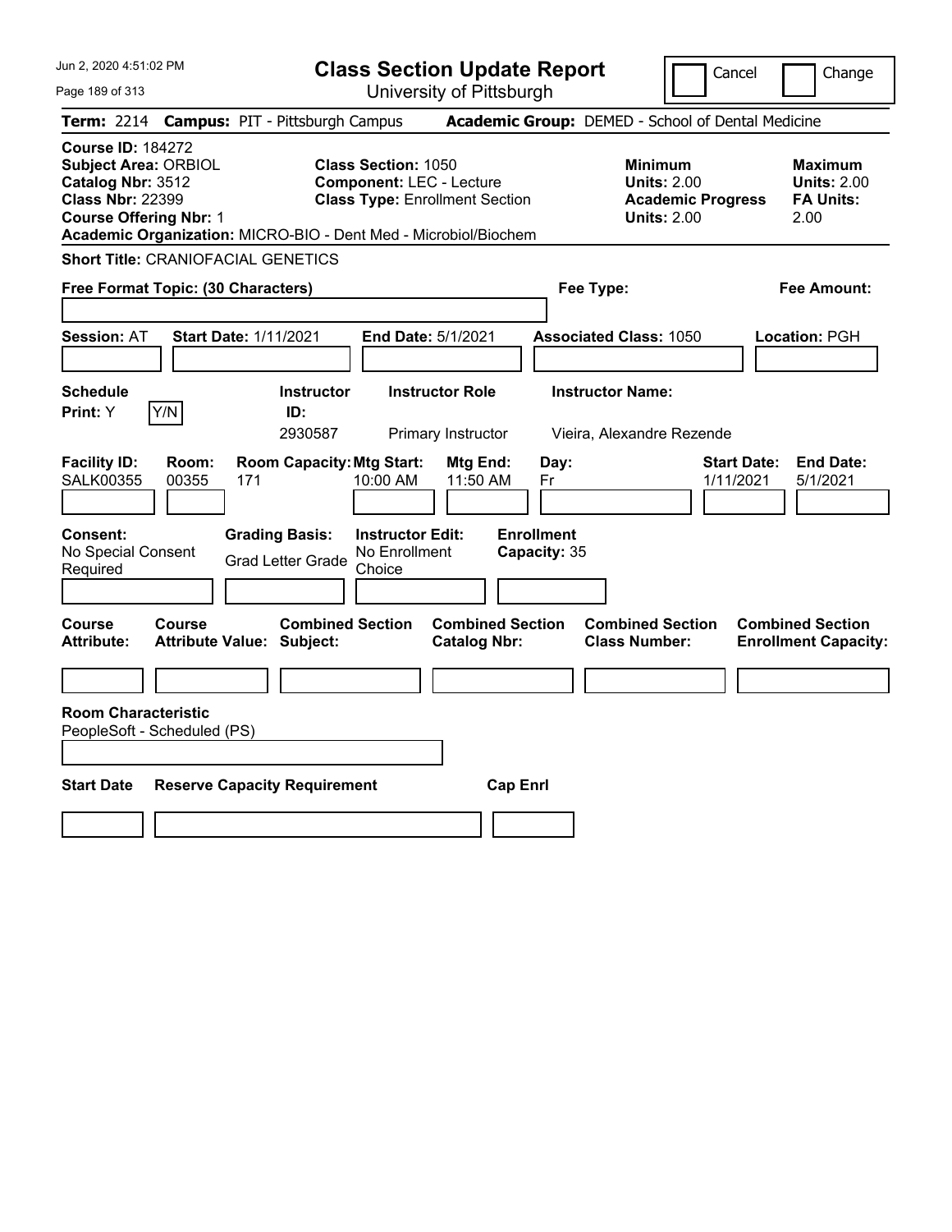# Class Section Update Report

University of Pittsburgh

Jun 2, 2020 4:51:02 PM

Cancel | Change

**Term:** 2214 **Campus:** PIT - Pittsburgh Campus **Academic Group:** DEMED - School of Dental Medicine

**Course ID:** 184272
**Subject Area:** ORBIOL
**Catalog Nbr:** 3512
**Class Nbr:** 22399
**Course Offering Nbr:** 1
**Academic Organization:** MICRO-BIO - Dent Med - Microbiol/Biochem

**Class Section:** 1050
**Component:** LEC - Lecture
**Class Type:** Enrollment Section

**Minimum Units:** 2.00
**Academic Progress Units:** 2.00

**Maximum Units:** 2.00
**FA Units:** 2.00

**Short Title:** CRANIOFACIAL GENETICS

**Free Format Topic: (30 Characters)**

**Fee Type:**

**Fee Amount:**

**Session:** AT **Start Date:** 1/11/2021 **End Date:** 5/1/2021 **Associated Class:** 1050 **Location:** PGH

**Schedule Print:** Y Y/N

| Instructor ID | Instructor Role | Instructor Name |
|---|---|---|
| 2930587 | Primary Instructor | Vieira, Alexandre Rezende |

| Facility ID | Room | Room Capacity | Mtg Start | Mtg End | Day | Start Date | End Date |
|---|---|---|---|---|---|---|---|
| SALK00355 | 00355 | 171 | 10:00 AM | 11:50 AM | Fr | 1/11/2021 | 5/1/2021 |

**Consent:** No Special Consent Required
**Grading Basis:** Grad Letter Grade
**Instructor Edit:** No Enrollment Choice
**Enrollment Capacity:** 35

| Course Attribute | Course Attribute Value | Combined Section Subject | Combined Section Catalog Nbr | Combined Section Class Number | Combined Section Enrollment Capacity |
|---|---|---|---|---|---|
| | | | | | |

**Room Characteristic**
PeopleSoft - Scheduled (PS)

| Start Date | Reserve Capacity Requirement | Cap Enrl |
|---|---|---|
| | | |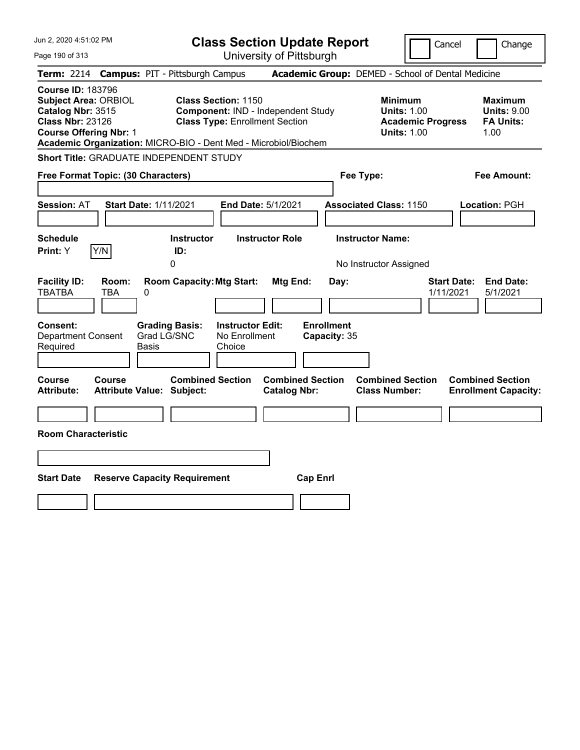Jun 2, 2020 4:51:02 PM

# Class Section Update Report

University of Pittsburgh

Cancel | Change

**Term:** 2214 **Campus:** PIT - Pittsburgh Campus **Academic Group:** DEMED - School of Dental Medicine

**Course ID:** 183796
**Subject Area:** ORBIOL
**Catalog Nbr:** 3515
**Class Nbr:** 23126
**Course Offering Nbr:** 1

**Class Section:** 1150
**Component:** IND - Independent Study
**Class Type:** Enrollment Section

**Minimum Units:** 1.00
**Academic Progress Units:** 1.00

**Maximum Units:** 9.00
**FA Units:** 1.00

**Academic Organization:** MICRO-BIO - Dent Med - Microbiol/Biochem

**Short Title:** GRADUATE INDEPENDENT STUDY

**Free Format Topic: (30 Characters)**

**Fee Type:**

**Fee Amount:**

**Session:** AT **Start Date:** 1/11/2021 **End Date:** 5/1/2021 **Associated Class:** 1150 **Location:** PGH

| Schedule Print: | Instructor ID: | Instructor Role | Instructor Name: |
|---|---|---|---|
| Y [Y/N] | 0 | | No Instructor Assigned |

| Facility ID: | Room: | Room Capacity: | Mtg Start: | Mtg End: | Day: | Start Date: | End Date: |
|---|---|---|---|---|---|---|---|
| TBATBA | TBA | 0 | | | | 1/11/2021 | 5/1/2021 |

| Consent: | Grading Basis: | Instructor Edit: | Enrollment Capacity: |
|---|---|---|---|
| Department Consent Required | Grad LG/SNC Basis | No Enrollment Choice | 35 |

| Course Attribute: | Course Attribute Value: | Combined Section Subject: | Combined Section Catalog Nbr: | Combined Section Class Number: | Combined Section Enrollment Capacity: |
|---|---|---|---|---|---|
| | | | | | |

**Room Characteristic**

| Start Date | Reserve Capacity Requirement | Cap Enrl |
|---|---|---|
| | | |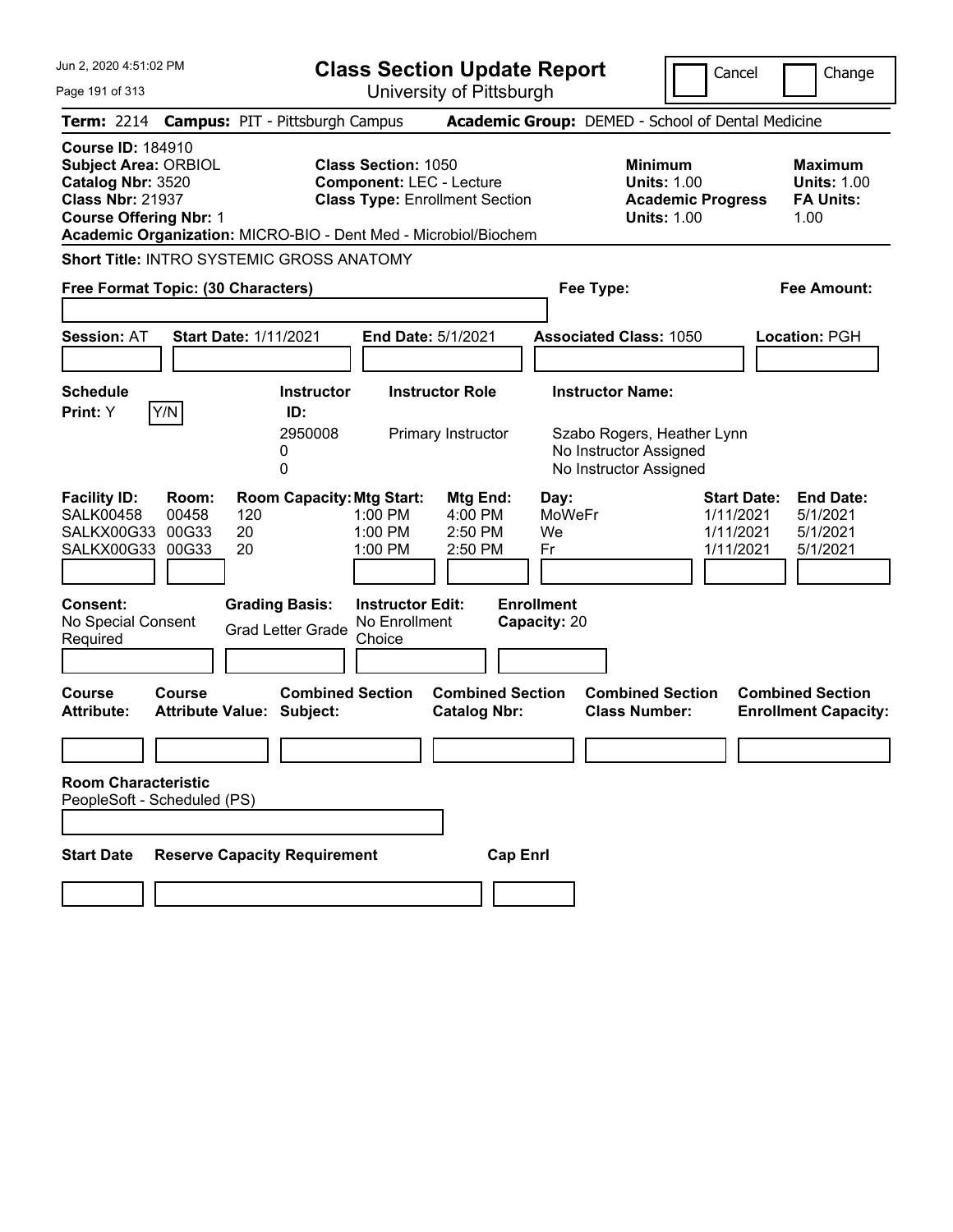Jun 2, 2020 4:51:02 PM

# Class Section Update Report

University of Pittsburgh

Cancel | Change

**Term:** 2214 **Campus:** PIT - Pittsburgh Campus **Academic Group:** DEMED - School of Dental Medicine

**Course ID:** 184910
**Subject Area:** ORBIOL
**Catalog Nbr:** 3520
**Class Nbr:** 21937
**Course Offering Nbr:** 1

**Class Section:** 1050
**Component:** LEC - Lecture
**Class Type:** Enrollment Section

**Minimum Units:** 1.00
**Academic Progress Units:** 1.00

**Maximum Units:** 1.00
**FA Units:** 1.00

**Academic Organization:** MICRO-BIO - Dent Med - Microbiol/Biochem

**Short Title:** INTRO SYSTEMIC GROSS ANATOMY

**Free Format Topic: (30 Characters)**

**Fee Type:**

**Fee Amount:**

**Session:** AT **Start Date:** 1/11/2021 **End Date:** 5/1/2021 **Associated Class:** 1050 **Location:** PGH

**Schedule Print:** Y Y/N

| Instructor ID | Instructor Role | Instructor Name |
|---|---|---|
| 2950008 | Primary Instructor | Szabo Rogers, Heather Lynn |
| 0 | | No Instructor Assigned |
| 0 | | No Instructor Assigned |

| Facility ID | Room | Room Capacity | Mtg Start | Mtg End | Day | Start Date | End Date |
|---|---|---|---|---|---|---|---|
| SALK00458 | 00458 | 120 | 1:00 PM | 4:00 PM | MoWeFr | 1/11/2021 | 5/1/2021 |
| SALKX00G33 | 00G33 | 20 | 1:00 PM | 2:50 PM | We | 1/11/2021 | 5/1/2021 |
| SALKX00G33 | 00G33 | 20 | 1:00 PM | 2:50 PM | Fr | 1/11/2021 | 5/1/2021 |

**Consent:** No Special Consent Required

**Grading Basis:** Grad Letter Grade

**Instructor Edit:** No Enrollment Choice

**Enrollment Capacity:** 20

| Course Attribute | Course Attribute Value | Combined Section Subject | Combined Section Catalog Nbr | Combined Section Class Number | Combined Section Enrollment Capacity |
|---|---|---|---|---|---|
| | | | | | |

**Room Characteristic**
PeopleSoft - Scheduled (PS)

| Start Date | Reserve Capacity Requirement | Cap Enrl |
|---|---|---|
| | | |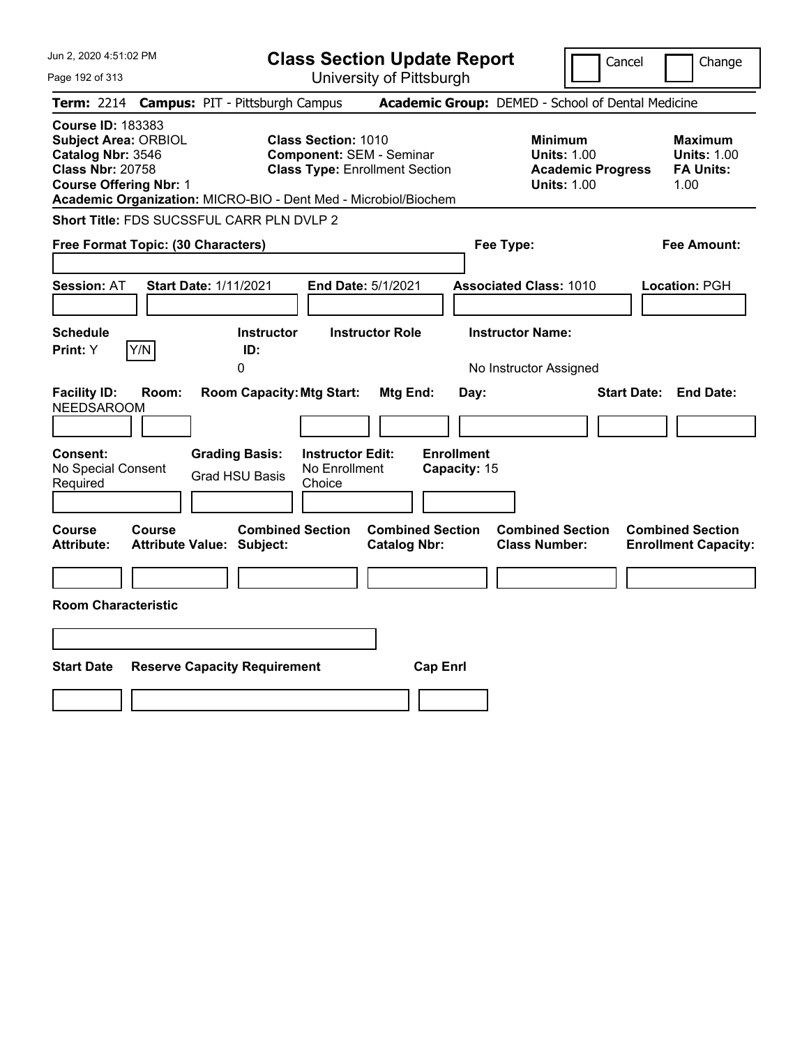Jun 2, 2020 4:51:02 PM

# Class Section Update Report

University of Pittsburgh

Cancel | Change

**Term:** 2214 **Campus:** PIT - Pittsburgh Campus **Academic Group:** DEMED - School of Dental Medicine

**Course ID:** 183383
**Subject Area:** ORBIOL
**Catalog Nbr:** 3546
**Class Nbr:** 20758
**Course Offering Nbr:** 1

**Class Section:** 1010
**Component:** SEM - Seminar
**Class Type:** Enrollment Section

**Minimum**
**Units:** 1.00
**Academic Progress Units:** 1.00

**Maximum**
**Units:** 1.00
**FA Units:** 1.00

**Academic Organization:** MICRO-BIO - Dent Med - Microbiol/Biochem

**Short Title:** FDS SUCSSFUL CARR PLN DVLP 2

**Free Format Topic: (30 Characters)**

**Fee Type:**

**Fee Amount:**

**Session:** AT **Start Date:** 1/11/2021 **End Date:** 5/1/2021 **Associated Class:** 1010 **Location:** PGH

| Schedule Print: | | Instructor ID: | Instructor Role | Instructor Name: |
|---|---|---|---|---|
| Y | Y/N | 0 | | No Instructor Assigned |

| Facility ID: | Room: | Room Capacity: | Mtg Start: | Mtg End: | Day: | Start Date: | End Date: |
|---|---|---|---|---|---|---|---|
| NEEDSAROOM | | | | | | | |

| Consent: | Grading Basis: | Instructor Edit: | Enrollment Capacity: |
|---|---|---|---|
| No Special Consent Required | Grad HSU Basis | No Enrollment Choice | 15 |

| Course Attribute: | Course Attribute Value: | Combined Section Subject: | Combined Section Catalog Nbr: | Combined Section Class Number: | Combined Section Enrollment Capacity: |
|---|---|---|---|---|---|
| | | | | | |

**Room Characteristic**

| Start Date | Reserve Capacity Requirement | Cap Enrl |
|---|---|---|
| | | |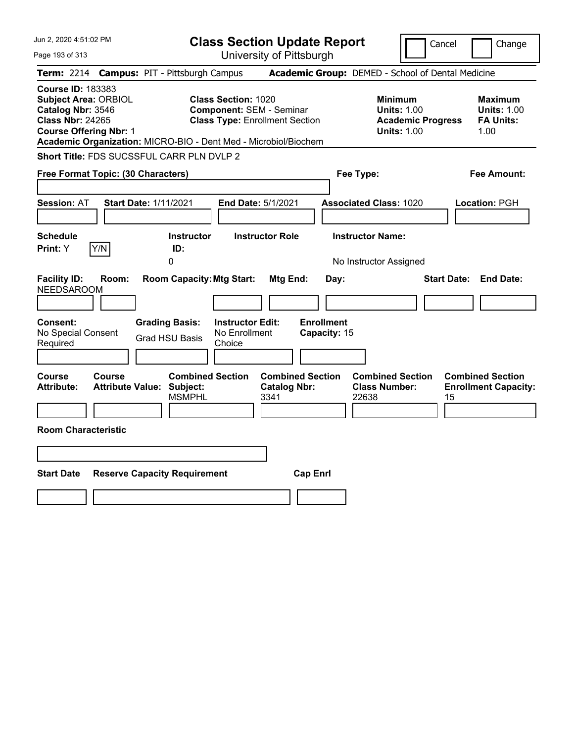Jun 2, 2020 4:51:02 PM

# Class Section Update Report

University of Pittsburgh

Cancel | Change

**Term:** 2214 **Campus:** PIT - Pittsburgh Campus **Academic Group:** DEMED - School of Dental Medicine

**Course ID:** 183383
**Subject Area:** ORBIOL
**Catalog Nbr:** 3546
**Class Nbr:** 24265
**Course Offering Nbr:** 1
**Academic Organization:** MICRO-BIO - Dent Med - Microbiol/Biochem

**Class Section:** 1020
**Component:** SEM - Seminar
**Class Type:** Enrollment Section

**Minimum Units:** 1.00
**Academic Progress Units:** 1.00

**Maximum Units:** 1.00
**FA Units:** 1.00

**Short Title:** FDS SUCSSFUL CARR PLN DVLP 2

**Free Format Topic: (30 Characters)**

**Fee Type:**

**Fee Amount:**

**Session:** AT **Start Date:** 1/11/2021 **End Date:** 5/1/2021 **Associated Class:** 1020 **Location:** PGH

| Schedule Print | Instructor ID | Instructor Role | Instructor Name |
| --- | --- | --- | --- |
| Y | 0 | | No Instructor Assigned |

| Facility ID | Room | Room Capacity | Mtg Start | Mtg End | Day | Start Date | End Date |
| --- | --- | --- | --- | --- | --- | --- | --- |
| NEEDSAROOM | | | | | | | |

**Consent:** No Special Consent Required
**Grading Basis:** Grad HSU Basis
**Instructor Edit:** No Enrollment Choice
**Enrollment Capacity:** 15

| Course Attribute | Course Attribute Value | Combined Section Subject | Combined Section Catalog Nbr | Combined Section Class Number | Combined Section Enrollment Capacity |
| --- | --- | --- | --- | --- | --- |
| | | MSMPHL | 3341 | 22638 | 15 |

**Room Characteristic**

| Start Date | Reserve Capacity Requirement | Cap Enrl |
| --- | --- | --- |
| | | |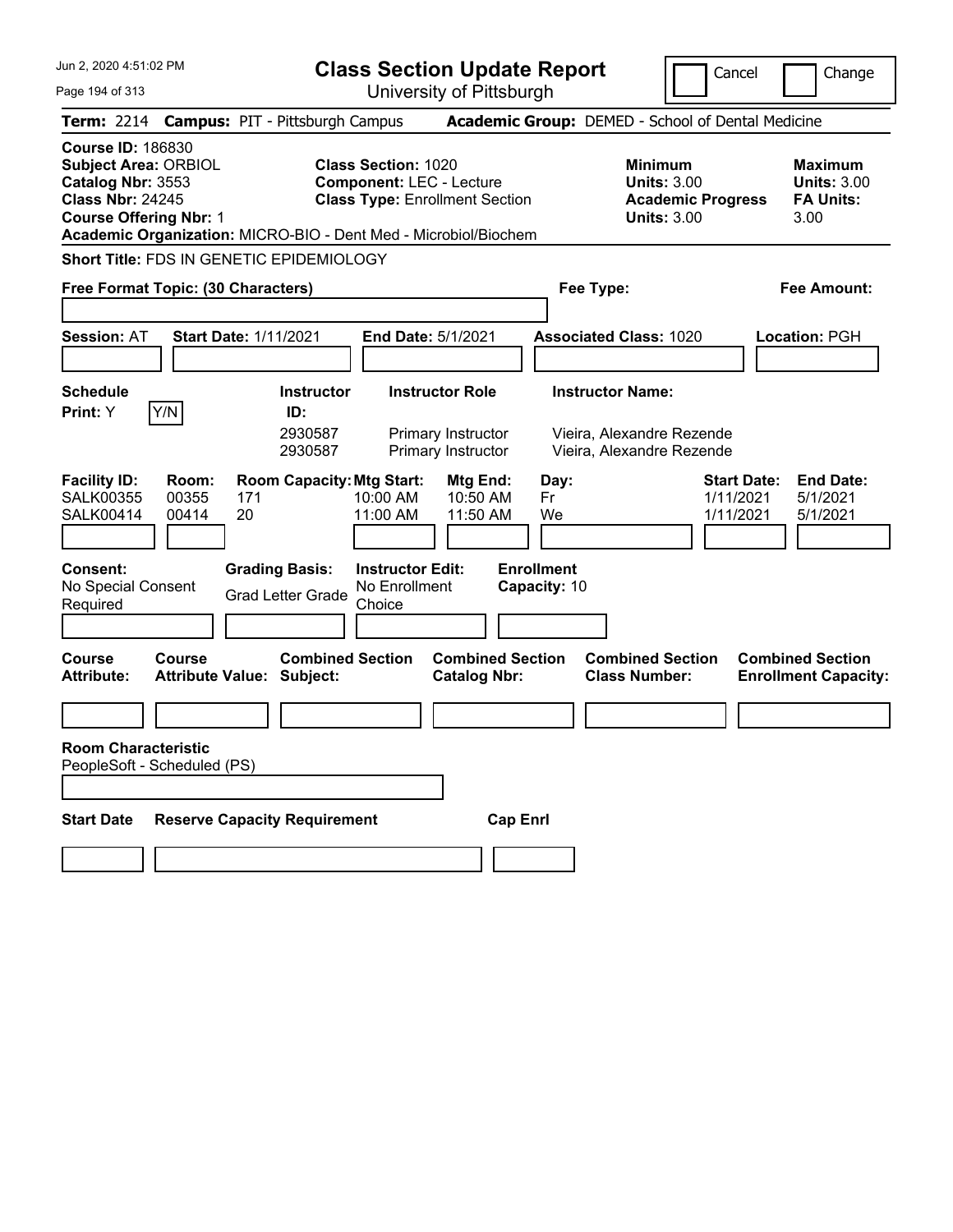# Class Section Update Report

University of Pittsburgh

Cancel | Change

**Term:** 2214 **Campus:** PIT - Pittsburgh Campus **Academic Group:** DEMED - School of Dental Medicine

**Course ID:** 186830
**Subject Area:** ORBIOL
**Catalog Nbr:** 3553
**Class Nbr:** 24245
**Course Offering Nbr:** 1

**Class Section:** 1020
**Component:** LEC - Lecture
**Class Type:** Enrollment Section

**Minimum Units:** 3.00
**Academic Progress Units:** 3.00

**Maximum Units:** 3.00
**FA Units:** 3.00

**Academic Organization:** MICRO-BIO - Dent Med - Microbiol/Biochem

**Short Title:** FDS IN GENETIC EPIDEMIOLOGY

**Free Format Topic: (30 Characters)**

**Fee Type:**

**Fee Amount:**

**Session:** AT **Start Date:** 1/11/2021 **End Date:** 5/1/2021 **Associated Class:** 1020 **Location:** PGH

**Schedule Print:** Y [Y/N]

| Instructor ID | Instructor Role | Instructor Name |
|---|---|---|
| 2930587 | Primary Instructor | Vieira, Alexandre Rezende |
| 2930587 | Primary Instructor | Vieira, Alexandre Rezende |

| Facility ID | Room | Room Capacity | Mtg Start | Mtg End | Day | Start Date | End Date |
|---|---|---|---|---|---|---|---|
| SALK00355 | 00355 | 171 | 10:00 AM | 10:50 AM | Fr | 1/11/2021 | 5/1/2021 |
| SALK00414 | 00414 | 20 | 11:00 AM | 11:50 AM | We | 1/11/2021 | 5/1/2021 |

**Consent:** No Special Consent Required
**Grading Basis:** Grad Letter Grade
**Instructor Edit:** No Enrollment Choice
**Enrollment Capacity:** 10

| Course Attribute | Course Attribute Value | Combined Section Subject | Combined Section Catalog Nbr | Combined Section Class Number | Combined Section Enrollment Capacity |
|---|---|---|---|---|---|
| | | | | | |

**Room Characteristic**
PeopleSoft - Scheduled (PS)

| Start Date | Reserve Capacity Requirement | Cap Enrl |
|---|---|---|
| | | |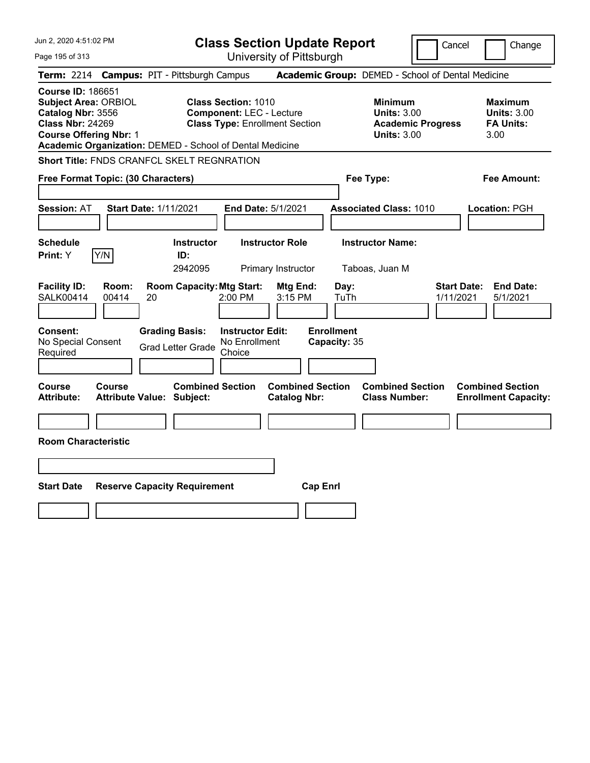# Class Section Update Report

University of Pittsburgh

Cancel | Change

**Term:** 2214 **Campus:** PIT - Pittsburgh Campus **Academic Group:** DEMED - School of Dental Medicine

**Course ID:** 186651
**Subject Area:** ORBIOL
**Catalog Nbr:** 3556
**Class Nbr:** 24269
**Course Offering Nbr:** 1
**Academic Organization:** DEMED - School of Dental Medicine

**Class Section:** 1010
**Component:** LEC - Lecture
**Class Type:** Enrollment Section

| | Minimum | Maximum |
|---|---|---|
| Units | 3.00 | 3.00 |
| Academic Progress / FA Units | 3.00 | 3.00 |

**Short Title:** FNDS CRANFCL SKELT REGNRATION

**Free Format Topic: (30 Characters)**

**Fee Type:**

**Fee Amount:**

**Session:** AT **Start Date:** 1/11/2021 **End Date:** 5/1/2021 **Associated Class:** 1010 **Location:** PGH

**Schedule Print:** Y Y/N

| Instructor ID | Instructor Role | Instructor Name |
|---|---|---|
| 2942095 | Primary Instructor | Taboas, Juan M |

| Facility ID | Room | Room Capacity | Mtg Start | Mtg End | Day | Start Date | End Date |
|---|---|---|---|---|---|---|---|
| SALK00414 | 00414 | 20 | 2:00 PM | 3:15 PM | TuTh | 1/11/2021 | 5/1/2021 |

**Consent:** No Special Consent Required
**Grading Basis:** Grad Letter Grade
**Instructor Edit:** No Enrollment Choice
**Enrollment Capacity:** 35

| Course Attribute | Course Attribute Value | Combined Section Subject | Combined Section Catalog Nbr | Combined Section Class Number | Combined Section Enrollment Capacity |
|---|---|---|---|---|---|
| | | | | | |

**Room Characteristic**

| Start Date | Reserve Capacity Requirement | Cap Enrl |
|---|---|---|
| | | |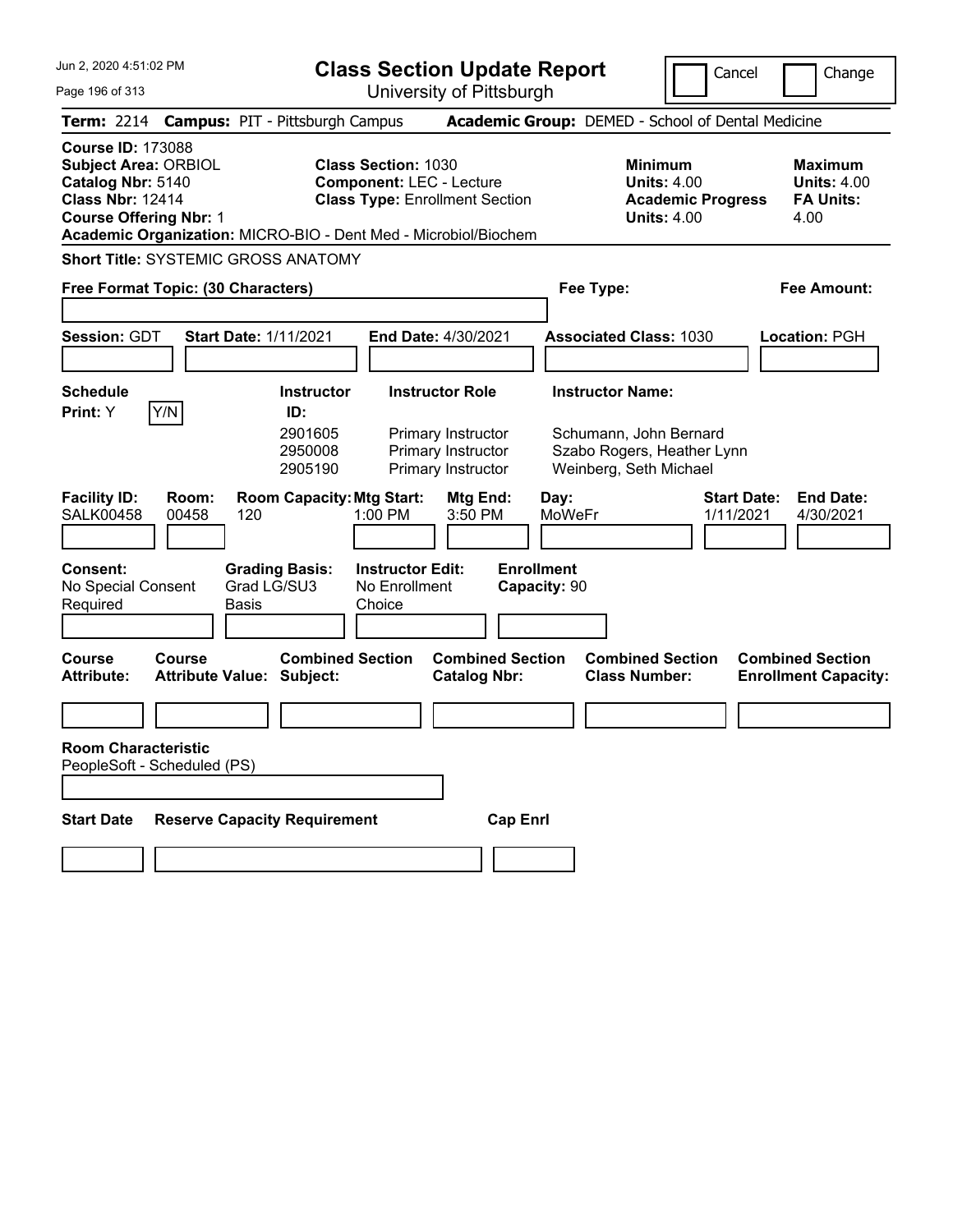# Class Section Update Report

University of Pittsburgh

Cancel | Change

**Term:** 2214 **Campus:** PIT - Pittsburgh Campus **Academic Group:** DEMED - School of Dental Medicine

**Course ID:** 173088
**Subject Area:** ORBIOL
**Catalog Nbr:** 5140
**Class Nbr:** 12414
**Course Offering Nbr:** 1
**Academic Organization:** MICRO-BIO - Dent Med - Microbiol/Biochem

**Class Section:** 1030
**Component:** LEC - Lecture
**Class Type:** Enrollment Section

**Minimum Units:** 4.00
**Academic Progress Units:** 4.00

**Maximum Units:** 4.00
**FA Units:** 4.00

**Short Title:** SYSTEMIC GROSS ANATOMY

**Free Format Topic: (30 Characters)**

**Fee Type:**

**Fee Amount:**

**Session:** GDT **Start Date:** 1/11/2021 **End Date:** 4/30/2021 **Associated Class:** 1030 **Location:** PGH

**Schedule Print:** Y Y/N

| Instructor ID: | Instructor Role | Instructor Name: |
|---|---|---|
| 2901605 | Primary Instructor | Schumann, John Bernard |
| 2950008 | Primary Instructor | Szabo Rogers, Heather Lynn |
| 2905190 | Primary Instructor | Weinberg, Seth Michael |

| Facility ID: | Room: | Room Capacity: | Mtg Start: | Mtg End: | Day: | Start Date: | End Date: |
|---|---|---|---|---|---|---|---|
| SALK00458 | 00458 | 120 | 1:00 PM | 3:50 PM | MoWeFr | 1/11/2021 | 4/30/2021 |

**Consent:** No Special Consent Required
**Grading Basis:** Grad LG/SU3 Basis
**Instructor Edit:** No Enrollment Choice
**Enrollment Capacity:** 90

| Course Attribute: | Course Attribute Value: | Combined Section Subject: | Combined Section Catalog Nbr: | Combined Section Class Number: | Combined Section Enrollment Capacity: |
|---|---|---|---|---|---|
| | | | | | |

**Room Characteristic**
PeopleSoft - Scheduled (PS)

| Start Date | Reserve Capacity Requirement | Cap Enrl |
|---|---|---|
| | | |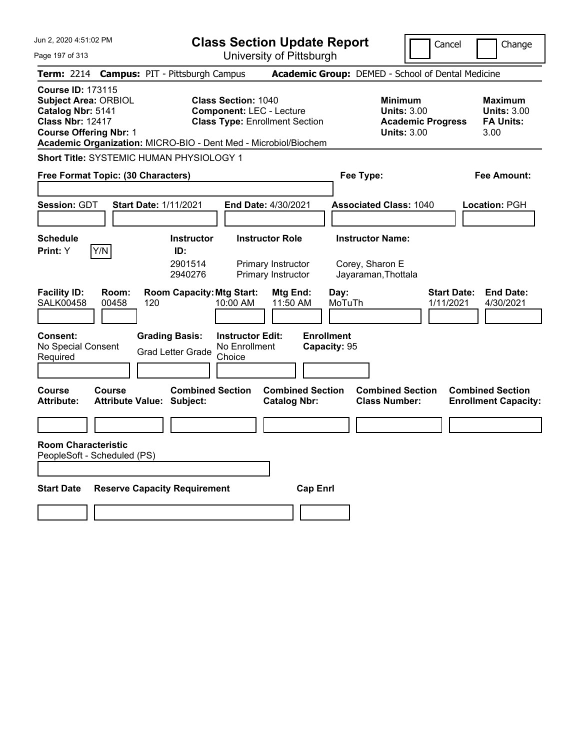# Class Section Update Report

University of Pittsburgh

Cancel ☐ Change ☐

**Term:** 2214 **Campus:** PIT - Pittsburgh Campus **Academic Group:** DEMED - School of Dental Medicine

**Course ID:** 173115
**Subject Area:** ORBIOL
**Catalog Nbr:** 5141
**Class Nbr:** 12417
**Course Offering Nbr:** 1
**Academic Organization:** MICRO-BIO - Dent Med - Microbiol/Biochem

**Class Section:** 1040
**Component:** LEC - Lecture
**Class Type:** Enrollment Section

**Minimum Units:** 3.00
**Academic Progress Units:** 3.00

**Maximum Units:** 3.00
**FA Units:** 3.00

**Short Title:** SYSTEMIC HUMAN PHYSIOLOGY 1

**Free Format Topic: (30 Characters)**

**Fee Type:**

**Fee Amount:**

**Session:** GDT **Start Date:** 1/11/2021 **End Date:** 4/30/2021 **Associated Class:** 1040 **Location:** PGH

**Schedule Print:** Y Y/N

| Instructor ID: | Instructor Role | Instructor Name: |
| --- | --- | --- |
| 2901514 | Primary Instructor | Corey, Sharon E |
| 2940276 | Primary Instructor | Jayaraman,Thottala |

| Facility ID: | Room: | Room Capacity: | Mtg Start: | Mtg End: | Day: | Start Date: | End Date: |
| --- | --- | --- | --- | --- | --- | --- | --- |
| SALK00458 | 00458 | 120 | 10:00 AM | 11:50 AM | MoTuTh | 1/11/2021 | 4/30/2021 |

**Consent:** No Special Consent Required
**Grading Basis:** Grad Letter Grade
**Instructor Edit:** No Enrollment Choice
**Enrollment Capacity:** 95

| Course Attribute: | Course Attribute Value: | Combined Section Subject: | Combined Section Catalog Nbr: | Combined Section Class Number: | Combined Section Enrollment Capacity: |
| --- | --- | --- | --- | --- | --- |
| | | | | | |

**Room Characteristic**
PeopleSoft - Scheduled (PS)

| Start Date | Reserve Capacity Requirement | Cap Enrl |
| --- | --- | --- |
| | | |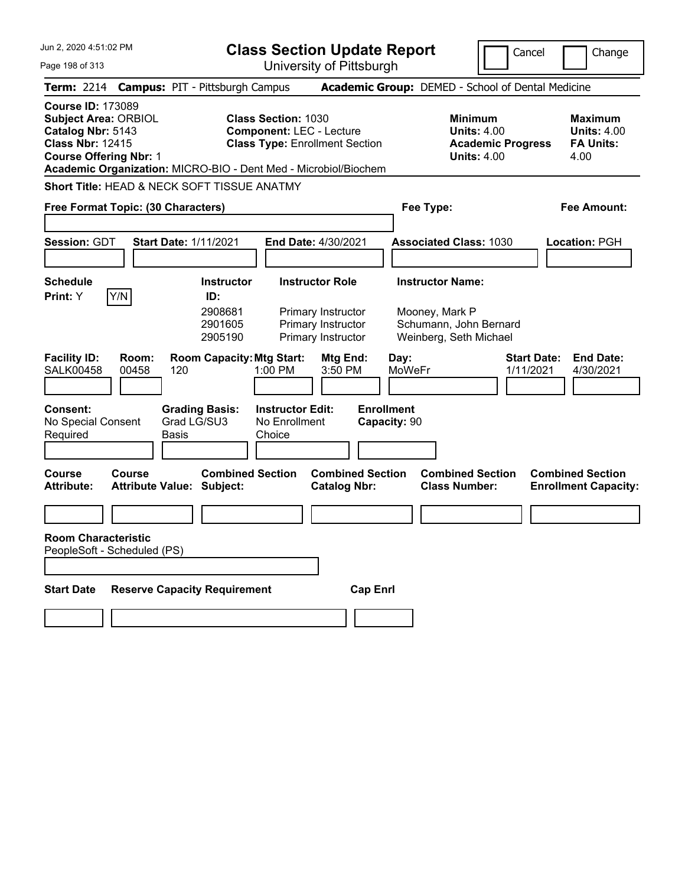# Class Section Update Report

University of Pittsburgh

Cancel | Change

**Term:** 2214 **Campus:** PIT - Pittsburgh Campus **Academic Group:** DEMED - School of Dental Medicine

**Course ID:** 173089
**Subject Area:** ORBIOL
**Catalog Nbr:** 5143
**Class Nbr:** 12415
**Course Offering Nbr:** 1
**Academic Organization:** MICRO-BIO - Dent Med - Microbiol/Biochem

**Class Section:** 1030
**Component:** LEC - Lecture
**Class Type:** Enrollment Section

**Minimum Units:** 4.00
**Academic Progress Units:** 4.00

**Maximum Units:** 4.00
**FA Units:** 4.00

**Short Title:** HEAD & NECK SOFT TISSUE ANATMY

**Free Format Topic: (30 Characters)**

**Fee Type:**

**Fee Amount:**

**Session:** GDT **Start Date:** 1/11/2021 **End Date:** 4/30/2021 **Associated Class:** 1030 **Location:** PGH

**Schedule Print:** Y Y/N

| Instructor ID: | Instructor Role | Instructor Name: |
|---|---|---|
| 2908681 | Primary Instructor | Mooney, Mark P |
| 2901605 | Primary Instructor | Schumann, John Bernard |
| 2905190 | Primary Instructor | Weinberg, Seth Michael |

| Facility ID: | Room: | Room Capacity: | Mtg Start: | Mtg End: | Day: | Start Date: | End Date: |
|---|---|---|---|---|---|---|---|
| SALK00458 | 00458 | 120 | 1:00 PM | 3:50 PM | MoWeFr | 1/11/2021 | 4/30/2021 |

**Consent:** No Special Consent Required
**Grading Basis:** Grad LG/SU3 Basis
**Instructor Edit:** No Enrollment Choice
**Enrollment Capacity:** 90

| Course Attribute: | Course Attribute Value: | Combined Section Subject: | Combined Section Catalog Nbr: | Combined Section Class Number: | Combined Section Enrollment Capacity: |
|---|---|---|---|---|---|
| | | | | | |

**Room Characteristic**
PeopleSoft - Scheduled (PS)

| Start Date | Reserve Capacity Requirement | Cap Enrl |
|---|---|---|
| | | |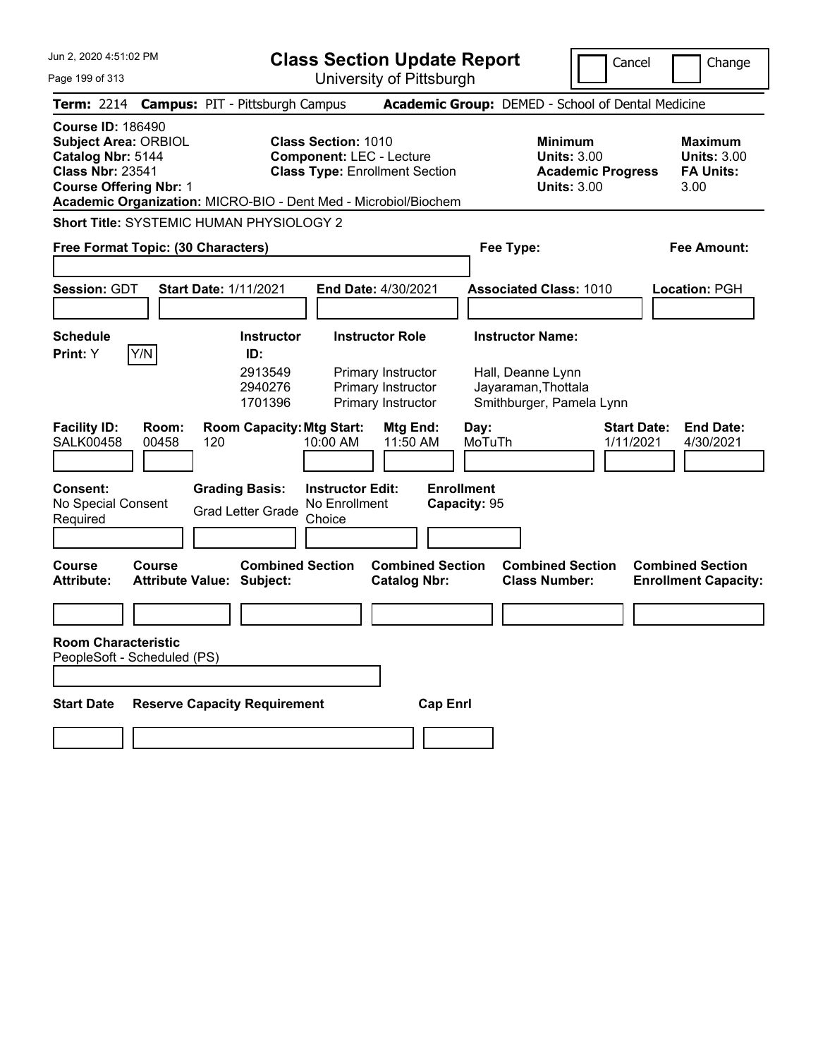# Class Section Update Report

University of Pittsburgh

Jun 2, 2020 4:51:02 PM

Cancel | Change

**Term:** 2214 **Campus:** PIT - Pittsburgh Campus **Academic Group:** DEMED - School of Dental Medicine

**Course ID:** 186490
**Subject Area:** ORBIOL
**Catalog Nbr:** 5144
**Class Nbr:** 23541
**Course Offering Nbr:** 1
**Academic Organization:** MICRO-BIO - Dent Med - Microbiol/Biochem

**Class Section:** 1010
**Component:** LEC - Lecture
**Class Type:** Enrollment Section

**Minimum**
**Units:** 3.00
**Academic Progress Units:** 3.00

**Maximum**
**Units:** 3.00
**FA Units:** 3.00

**Short Title:** SYSTEMIC HUMAN PHYSIOLOGY 2

**Free Format Topic: (30 Characters)**

**Fee Type:**

**Fee Amount:**

**Session:** GDT **Start Date:** 1/11/2021 **End Date:** 4/30/2021 **Associated Class:** 1010 **Location:** PGH

**Schedule Print:** Y Y/N

| Instructor ID | Instructor Role | Instructor Name |
| --- | --- | --- |
| 2913549 | Primary Instructor | Hall, Deanne Lynn |
| 2940276 | Primary Instructor | Jayaraman,Thottala |
| 1701396 | Primary Instructor | Smithburger, Pamela Lynn |

| Facility ID | Room | Room Capacity | Mtg Start | Mtg End | Day | Start Date | End Date |
| --- | --- | --- | --- | --- | --- | --- | --- |
| SALK00458 | 00458 | 120 | 10:00 AM | 11:50 AM | MoTuTh | 1/11/2021 | 4/30/2021 |

**Consent:** No Special Consent Required
**Grading Basis:** Grad Letter Grade
**Instructor Edit:** No Enrollment Choice
**Enrollment Capacity:** 95

| Course Attribute | Course Attribute Value | Combined Section Subject | Combined Section Catalog Nbr | Combined Section Class Number | Combined Section Enrollment Capacity |
| --- | --- | --- | --- | --- | --- |
| | | | | | |

**Room Characteristic**
PeopleSoft - Scheduled (PS)

| Start Date | Reserve Capacity Requirement | Cap Enrl |
| --- | --- | --- |
| | | |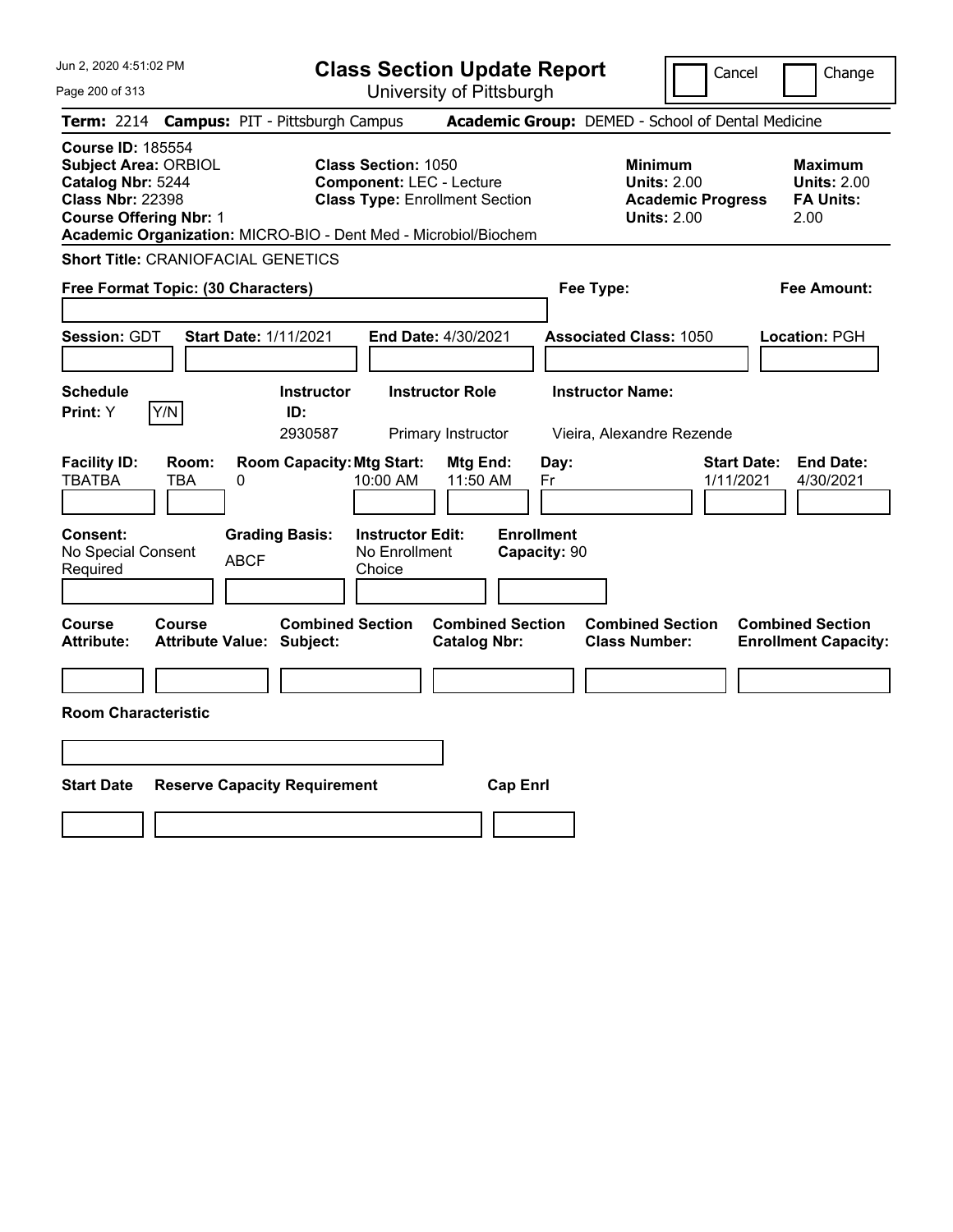# Class Section Update Report

University of Pittsburgh

Cancel | Change

**Term:** 2214 **Campus:** PIT - Pittsburgh Campus **Academic Group:** DEMED - School of Dental Medicine

**Course ID:** 185554
**Subject Area:** ORBIOL
**Catalog Nbr:** 5244
**Class Nbr:** 22398
**Course Offering Nbr:** 1

**Class Section:** 1050
**Component:** LEC - Lecture
**Class Type:** Enrollment Section

| | Minimum | Maximum |
|---|---|---|
| Units | 2.00 | 2.00 |
| Academic Progress / FA Units | 2.00 | 2.00 |

**Academic Organization:** MICRO-BIO - Dent Med - Microbiol/Biochem

**Short Title:** CRANIOFACIAL GENETICS

**Free Format Topic: (30 Characters)**

**Fee Type:**

**Fee Amount:**

**Session:** GDT **Start Date:** 1/11/2021 **End Date:** 4/30/2021 **Associated Class:** 1050 **Location:** PGH

| Schedule Print | Instructor ID | Instructor Role | Instructor Name |
|---|---|---|---|
| Y (Y/N) | 2930587 | Primary Instructor | Vieira, Alexandre Rezende |

| Facility ID | Room | Room Capacity | Mtg Start | Mtg End | Day | Start Date | End Date |
|---|---|---|---|---|---|---|---|
| TBATBA | TBA | 0 | 10:00 AM | 11:50 AM | Fr | 1/11/2021 | 4/30/2021 |

| Consent | Grading Basis | Instructor Edit | Enrollment Capacity |
|---|---|---|---|
| No Special Consent Required | ABCF | No Enrollment Choice | 90 |

| Course Attribute | Course Attribute Value | Combined Section Subject | Combined Section Catalog Nbr | Combined Section Class Number | Combined Section Enrollment Capacity |
|---|---|---|---|---|---|
| | | | | | |

**Room Characteristic**

| Start Date | Reserve Capacity Requirement | Cap Enrl |
|---|---|---|
| | | |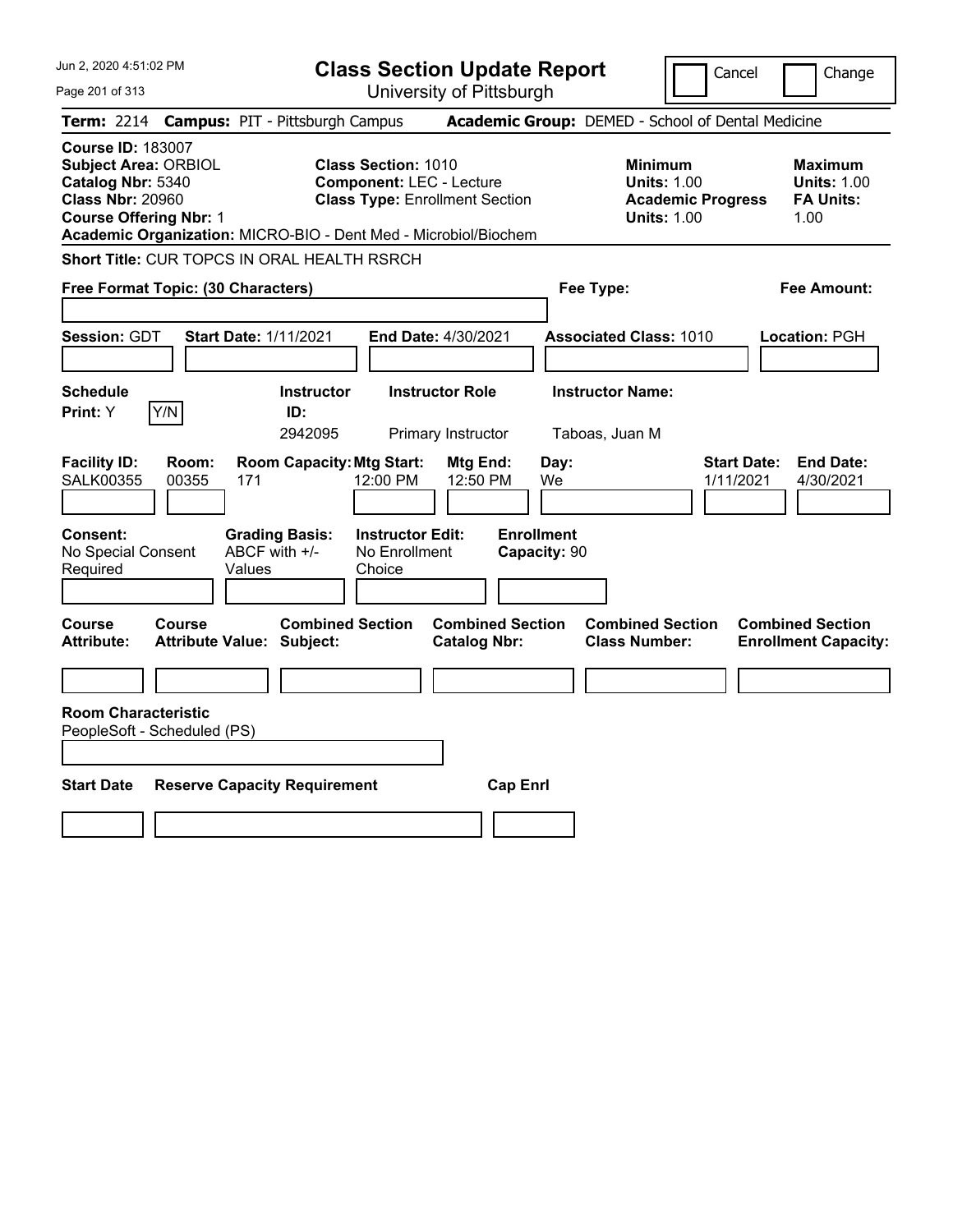# Class Section Update Report

University of Pittsburgh

Cancel | Change

**Term:** 2214 **Campus:** PIT - Pittsburgh Campus **Academic Group:** DEMED - School of Dental Medicine

**Course ID:** 183007
**Subject Area:** ORBIOL
**Catalog Nbr:** 5340
**Class Nbr:** 20960
**Course Offering Nbr:** 1

**Class Section:** 1010
**Component:** LEC - Lecture
**Class Type:** Enrollment Section

**Minimum Units:** 1.00
**Academic Progress Units:** 1.00

**Maximum Units:** 1.00
**FA Units:** 1.00

**Academic Organization:** MICRO-BIO - Dent Med - Microbiol/Biochem

**Short Title:** CUR TOPCS IN ORAL HEALTH RSRCH

**Free Format Topic: (30 Characters)**

**Fee Type:**

**Fee Amount:**

**Session:** GDT **Start Date:** 1/11/2021 **End Date:** 4/30/2021 **Associated Class:** 1010 **Location:** PGH

| Schedule Print | | Instructor ID | Instructor Role | Instructor Name |
|---|---|---|---|---|
| Y | Y/N | 2942095 | Primary Instructor | Taboas, Juan M |

| Facility ID | Room | Room Capacity | Mtg Start | Mtg End | Day | Start Date | End Date |
|---|---|---|---|---|---|---|---|
| SALK00355 | 00355 | 171 | 12:00 PM | 12:50 PM | We | 1/11/2021 | 4/30/2021 |

| Consent | Grading Basis | Instructor Edit | Enrollment Capacity |
|---|---|---|---|
| No Special Consent Required | ABCF with +/- Values | No Enrollment Choice | 90 |

| Course Attribute | Course Attribute Value | Combined Section Subject | Combined Section Catalog Nbr | Combined Section Class Number | Combined Section Enrollment Capacity |
|---|---|---|---|---|---|
| | | | | | |

**Room Characteristic**
PeopleSoft - Scheduled (PS)

| Start Date | Reserve Capacity Requirement | Cap Enrl |
|---|---|---|
| | | |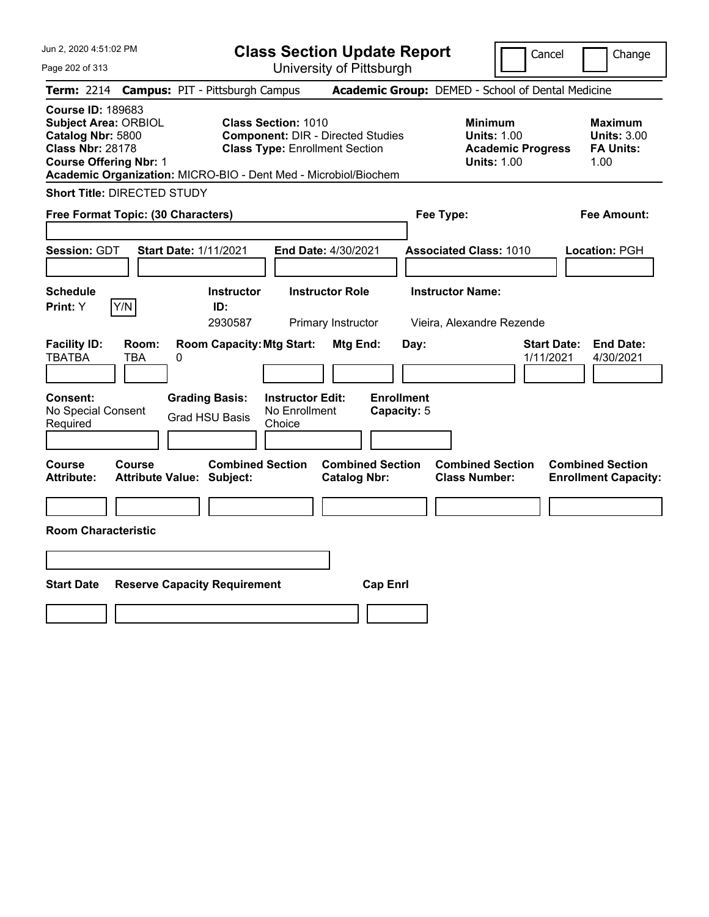# Class Section Update Report

University of Pittsburgh

Cancel | Change

**Term:** 2214 **Campus:** PIT - Pittsburgh Campus **Academic Group:** DEMED - School of Dental Medicine

**Course ID:** 189683
**Subject Area:** ORBIOL
**Catalog Nbr:** 5800
**Class Nbr:** 28178
**Course Offering Nbr:** 1
**Academic Organization:** MICRO-BIO - Dent Med - Microbiol/Biochem

**Class Section:** 1010
**Component:** DIR - Directed Studies
**Class Type:** Enrollment Section

**Minimum**
**Units:** 1.00
**Academic Progress Units:** 1.00

**Maximum**
**Units:** 3.00
**FA Units:** 1.00

**Short Title:** DIRECTED STUDY

**Free Format Topic: (30 Characters)**

**Fee Type:**

**Fee Amount:**

**Session:** GDT **Start Date:** 1/11/2021 **End Date:** 4/30/2021 **Associated Class:** 1010 **Location:** PGH

| Schedule Print: | | Instructor ID: | Instructor Role | Instructor Name: |
|---|---|---|---|---|
| Y | Y/N | 2930587 | Primary Instructor | Vieira, Alexandre Rezende |

| Facility ID: | Room: | Room Capacity: | Mtg Start: | Mtg End: | Day: | Start Date: | End Date: |
|---|---|---|---|---|---|---|---|
| TBATBA | TBA | 0 | | | | 1/11/2021 | 4/30/2021 |

| Consent: | Grading Basis: | Instructor Edit: | Enrollment Capacity: |
|---|---|---|---|
| No Special Consent Required | Grad HSU Basis | No Enrollment Choice | 5 |

| Course Attribute: | Course Attribute Value: | Combined Section Subject: | Combined Section Catalog Nbr: | Combined Section Class Number: | Combined Section Enrollment Capacity: |
|---|---|---|---|---|---|
| | | | | | |

**Room Characteristic**

| Start Date | Reserve Capacity Requirement | Cap Enrl |
|---|---|---|
| | | |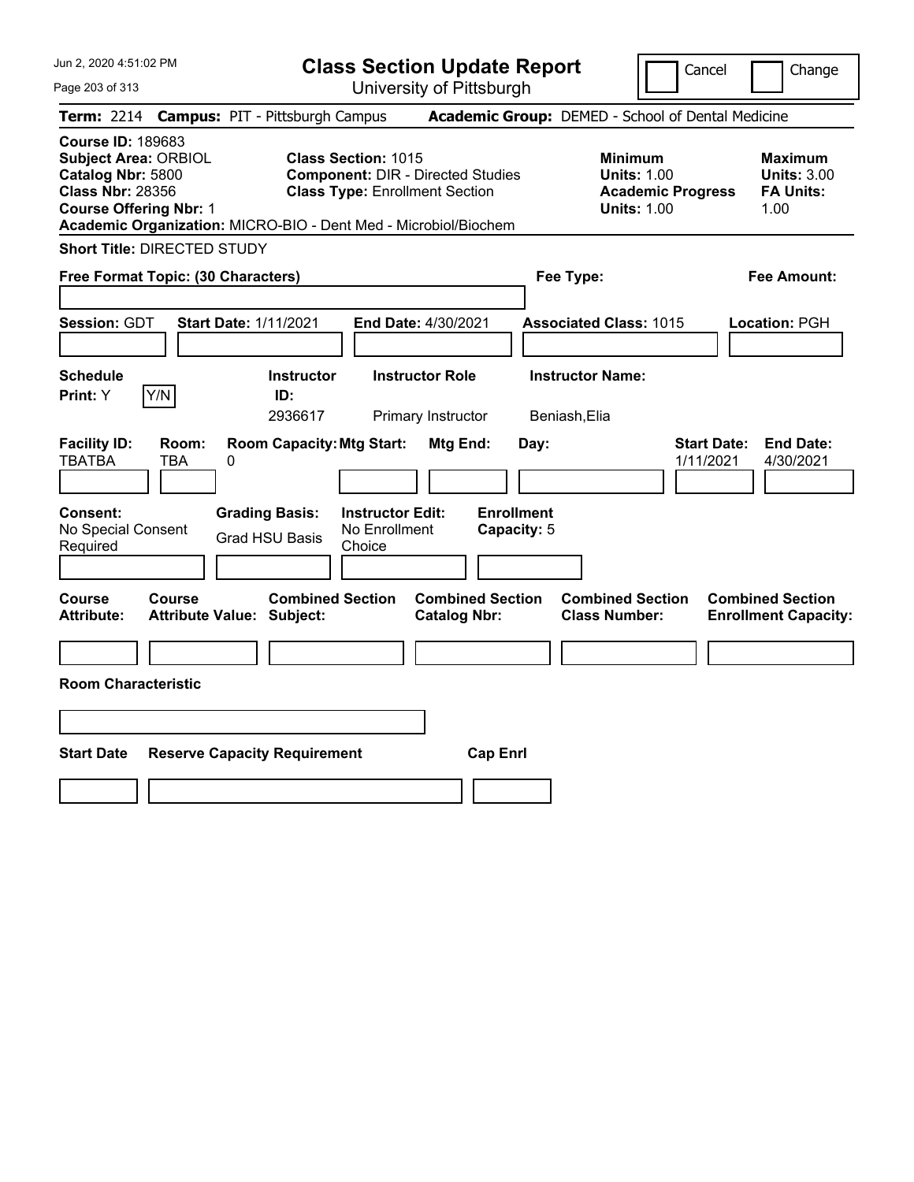# Class Section Update Report

University of Pittsburgh

Cancel | Change

**Term:** 2214 **Campus:** PIT - Pittsburgh Campus **Academic Group:** DEMED - School of Dental Medicine

**Course ID:** 189683
**Subject Area:** ORBIOL
**Catalog Nbr:** 5800
**Class Nbr:** 28356
**Course Offering Nbr:** 1
**Academic Organization:** MICRO-BIO - Dent Med - Microbiol/Biochem

**Class Section:** 1015
**Component:** DIR - Directed Studies
**Class Type:** Enrollment Section

**Minimum Units:** 1.00
**Academic Progress Units:** 1.00

**Maximum Units:** 3.00
**FA Units:** 1.00

**Short Title:** DIRECTED STUDY

**Free Format Topic: (30 Characters)**

**Fee Type:**

**Fee Amount:**

**Session:** GDT **Start Date:** 1/11/2021 **End Date:** 4/30/2021 **Associated Class:** 1015 **Location:** PGH

| Schedule Print: | Instructor ID: | Instructor Role | Instructor Name: |
|---|---|---|---|
| Y [Y/N] | 2936617 | Primary Instructor | Beniash,Elia |

| Facility ID: | Room: | Room Capacity: | Mtg Start: | Mtg End: | Day: | Start Date: | End Date: |
|---|---|---|---|---|---|---|---|
| TBATBA | TBA | 0 | | | | 1/11/2021 | 4/30/2021 |

| Consent: | Grading Basis: | Instructor Edit: | Enrollment Capacity: |
|---|---|---|---|
| No Special Consent Required | Grad HSU Basis | No Enrollment Choice | 5 |

| Course Attribute: | Course Attribute Value: | Combined Section Subject: | Combined Section Catalog Nbr: | Combined Section Class Number: | Combined Section Enrollment Capacity: |
|---|---|---|---|---|---|
| | | | | | |

**Room Characteristic**

| Start Date | Reserve Capacity Requirement | Cap Enrl |
|---|---|---|
| | | |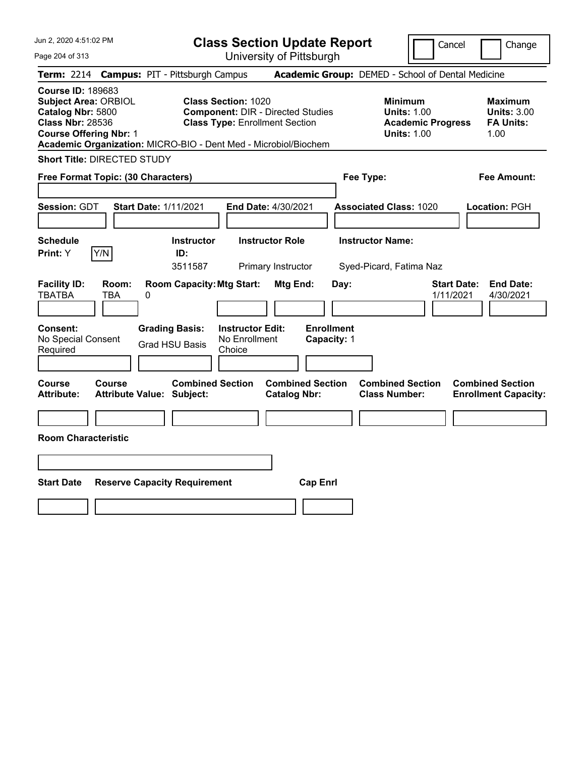# Class Section Update Report

University of Pittsburgh

Cancel | Change

**Term:** 2214 **Campus:** PIT - Pittsburgh Campus **Academic Group:** DEMED - School of Dental Medicine

**Course ID:** 189683
**Subject Area:** ORBIOL
**Catalog Nbr:** 5800
**Class Nbr:** 28536
**Course Offering Nbr:** 1
**Academic Organization:** MICRO-BIO - Dent Med - Microbiol/Biochem

**Class Section:** 1020
**Component:** DIR - Directed Studies
**Class Type:** Enrollment Section

| | Minimum | Maximum |
|---|---|---|
| Units | 1.00 | 3.00 |
| Academic Progress Units / FA Units | 1.00 | 1.00 |

**Short Title:** DIRECTED STUDY

**Free Format Topic: (30 Characters)**

**Fee Type:**

**Fee Amount:**

**Session:** GDT **Start Date:** 1/11/2021 **End Date:** 4/30/2021 **Associated Class:** 1020 **Location:** PGH

| Schedule Print | Instructor ID | Instructor Role | Instructor Name |
|---|---|---|---|
| Y (Y/N) | 3511587 | Primary Instructor | Syed-Picard, Fatima Naz |

| Facility ID | Room | Room Capacity | Mtg Start | Mtg End | Day | Start Date | End Date |
|---|---|---|---|---|---|---|---|
| TBATBA | TBA | 0 | | | | 1/11/2021 | 4/30/2021 |

| Consent | Grading Basis | Instructor Edit | Enrollment Capacity |
|---|---|---|---|
| No Special Consent Required | Grad HSU Basis | No Enrollment Choice | 1 |

| Course Attribute | Course Attribute Value | Combined Section Subject | Combined Section Catalog Nbr | Combined Section Class Number | Combined Section Enrollment Capacity |
|---|---|---|---|---|---|
| | | | | | |

**Room Characteristic**

| Start Date | Reserve Capacity Requirement | Cap Enrl |
|---|---|---|
| | | |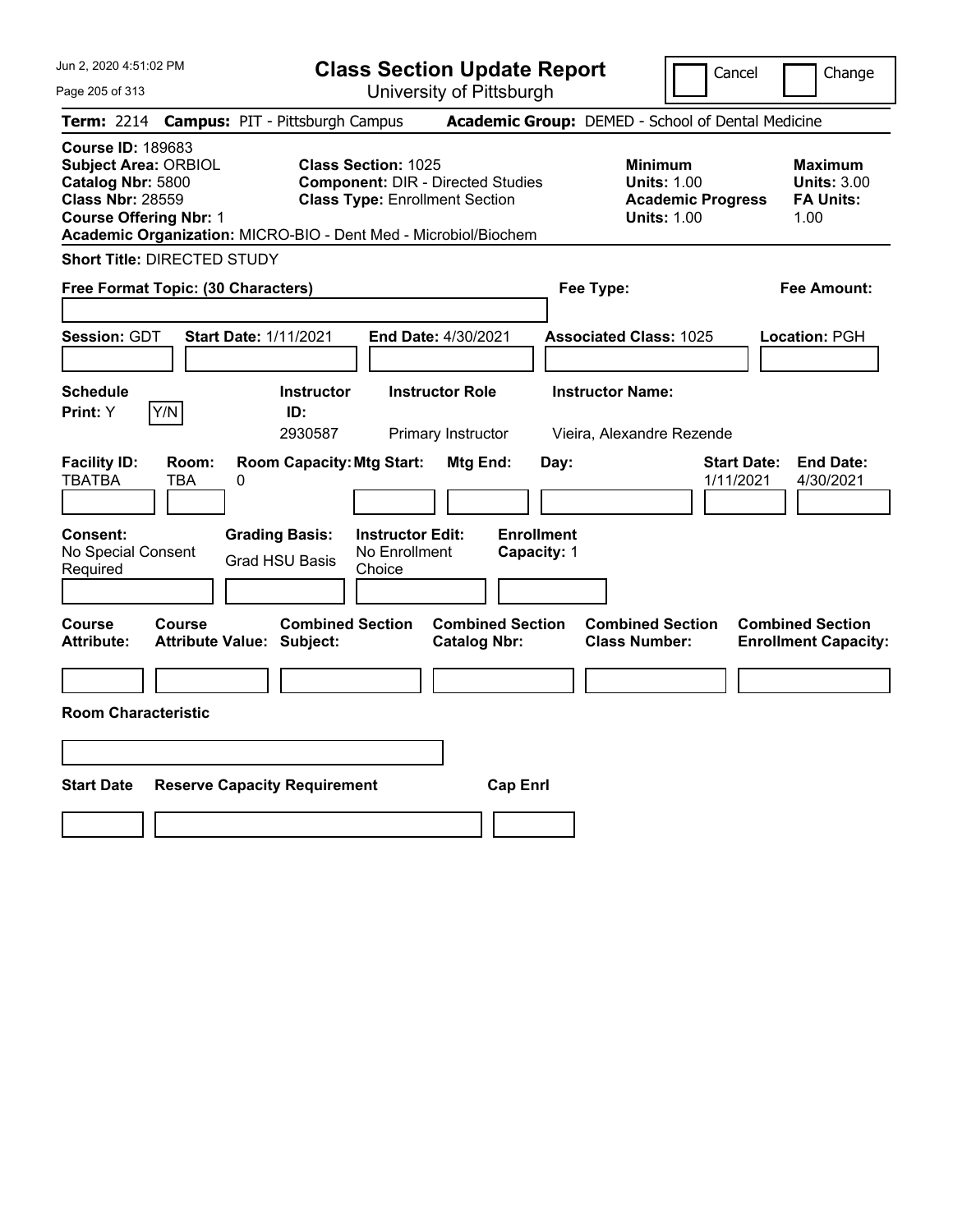# Class Section Update Report

University of Pittsburgh

Cancel | Change

**Term:** 2214 **Campus:** PIT - Pittsburgh Campus **Academic Group:** DEMED - School of Dental Medicine

**Course ID:** 189683
**Subject Area:** ORBIOL
**Catalog Nbr:** 5800
**Class Nbr:** 28559
**Course Offering Nbr:** 1
**Academic Organization:** MICRO-BIO - Dent Med - Microbiol/Biochem

**Class Section:** 1025
**Component:** DIR - Directed Studies
**Class Type:** Enrollment Section

| | Minimum | Maximum |
|---|---|---|
| Units | 1.00 | 3.00 |
| Academic Progress Units / FA Units | 1.00 | 1.00 |

**Short Title:** DIRECTED STUDY

**Free Format Topic: (30 Characters)**

**Fee Type:**

**Fee Amount:**

**Session:** GDT **Start Date:** 1/11/2021 **End Date:** 4/30/2021 **Associated Class:** 1025 **Location:** PGH

**Schedule Print:** Y [Y/N]

| Instructor ID | Instructor Role | Instructor Name |
|---|---|---|
| 2930587 | Primary Instructor | Vieira, Alexandre Rezende |

| Facility ID | Room | Room Capacity | Mtg Start | Mtg End | Day | Start Date | End Date |
|---|---|---|---|---|---|---|---|
| TBATBA | TBA | 0 | | | | 1/11/2021 | 4/30/2021 |

**Consent:** No Special Consent Required
**Grading Basis:** Grad HSU Basis
**Instructor Edit:** No Enrollment Choice
**Enrollment Capacity:** 1

| Course Attribute | Course Attribute Value | Combined Section Subject | Combined Section Catalog Nbr | Combined Section Class Number | Combined Section Enrollment Capacity |
|---|---|---|---|---|---|
| | | | | | |

**Room Characteristic**

| Start Date | Reserve Capacity Requirement | Cap Enrl |
|---|---|---|
| | | |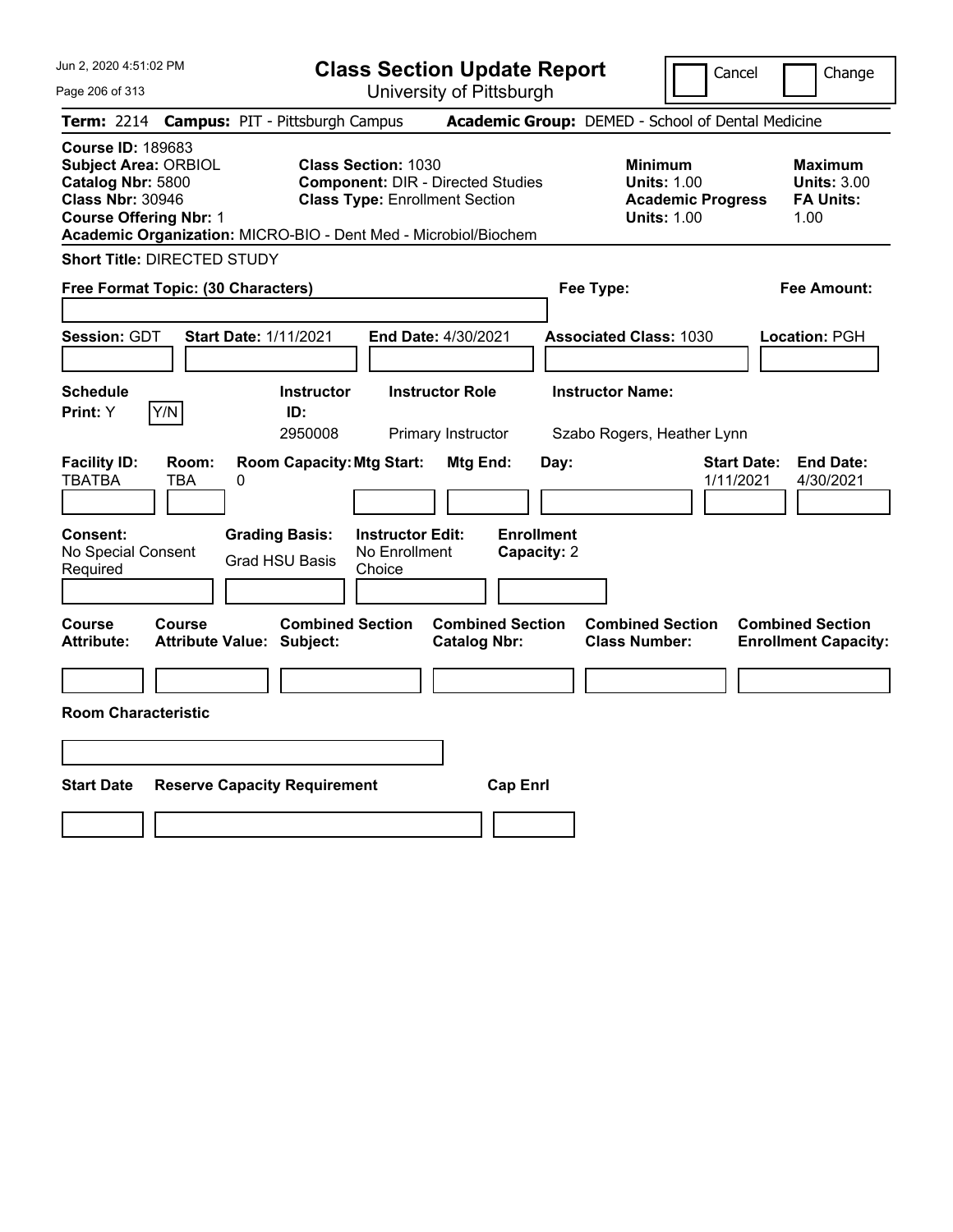# Class Section Update Report

University of Pittsburgh

Cancel | Change

**Term:** 2214 **Campus:** PIT - Pittsburgh Campus **Academic Group:** DEMED - School of Dental Medicine

**Course ID:** 189683
**Subject Area:** ORBIOL
**Catalog Nbr:** 5800
**Class Nbr:** 30946
**Course Offering Nbr:** 1
**Academic Organization:** MICRO-BIO - Dent Med - Microbiol/Biochem

**Class Section:** 1030
**Component:** DIR - Directed Studies
**Class Type:** Enrollment Section

**Minimum Units:** 1.00
**Academic Progress Units:** 1.00

**Maximum Units:** 3.00
**FA Units:** 1.00

**Short Title:** DIRECTED STUDY

**Free Format Topic: (30 Characters)**

**Fee Type:**

**Fee Amount:**

**Session:** GDT **Start Date:** 1/11/2021 **End Date:** 4/30/2021 **Associated Class:** 1030 **Location:** PGH

| Schedule Print: | Instructor ID: | Instructor Role | Instructor Name: |
|---|---|---|---|
| Y | 2950008 | Primary Instructor | Szabo Rogers, Heather Lynn |

| Facility ID: | Room: | Room Capacity: | Mtg Start: | Mtg End: | Day: | Start Date: | End Date: |
|---|---|---|---|---|---|---|---|
| TBATBA | TBA | 0 | | | | 1/11/2021 | 4/30/2021 |

| Consent: | Grading Basis: | Instructor Edit: | Enrollment Capacity: |
|---|---|---|---|
| No Special Consent Required | Grad HSU Basis | No Enrollment Choice | 2 |

| Course Attribute: | Course Attribute Value: | Combined Section Subject: | Combined Section Catalog Nbr: | Combined Section Class Number: | Combined Section Enrollment Capacity: |
|---|---|---|---|---|---|
| | | | | | |

**Room Characteristic**

| Start Date | Reserve Capacity Requirement | Cap Enrl |
|---|---|---|
| | | |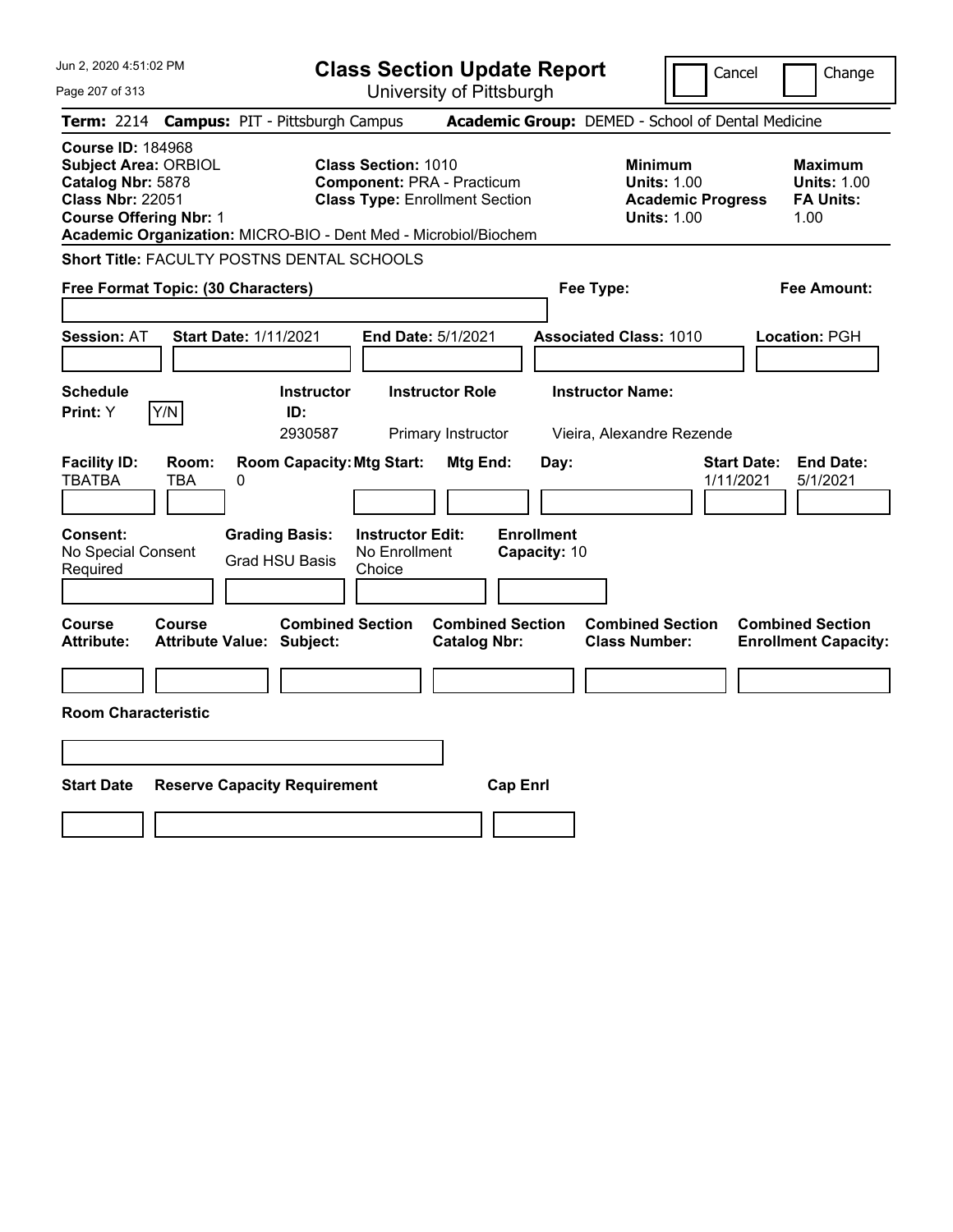Jun 2, 2020 4:51:02 PM

# Class Section Update Report

University of Pittsburgh

Cancel  Change

**Term:** 2214 **Campus:** PIT - Pittsburgh Campus **Academic Group:** DEMED - School of Dental Medicine

**Course ID:** 184968
**Subject Area:** ORBIOL
**Catalog Nbr:** 5878
**Class Nbr:** 22051
**Course Offering Nbr:** 1
**Academic Organization:** MICRO-BIO - Dent Med - Microbiol/Biochem

**Class Section:** 1010
**Component:** PRA - Practicum
**Class Type:** Enrollment Section

**Minimum Units:** 1.00
**Academic Progress Units:** 1.00

**Maximum Units:** 1.00
**FA Units:** 1.00

**Short Title:** FACULTY POSTNS DENTAL SCHOOLS

**Free Format Topic: (30 Characters)**

**Fee Type:**

**Fee Amount:**

**Session:** AT **Start Date:** 1/11/2021 **End Date:** 5/1/2021 **Associated Class:** 1010 **Location:** PGH

| Schedule Print: | Instructor ID: | Instructor Role | Instructor Name: |
|---|---|---|---|
| Y Y/N | 2930587 | Primary Instructor | Vieira, Alexandre Rezende |

| Facility ID: | Room: | Room Capacity: | Mtg Start: | Mtg End: | Day: | Start Date: | End Date: |
|---|---|---|---|---|---|---|---|
| TBATBA | TBA | 0 | | | | 1/11/2021 | 5/1/2021 |

| Consent: | Grading Basis: | Instructor Edit: | Enrollment Capacity: |
|---|---|---|---|
| No Special Consent Required | Grad HSU Basis | No Enrollment Choice | 10 |

| Course Attribute: | Course Attribute Value: | Combined Section Subject: | Combined Section Catalog Nbr: | Combined Section Class Number: | Combined Section Enrollment Capacity: |
|---|---|---|---|---|---|
| | | | | | |

**Room Characteristic**

| Start Date | Reserve Capacity Requirement | Cap Enrl |
|---|---|---|
| | | |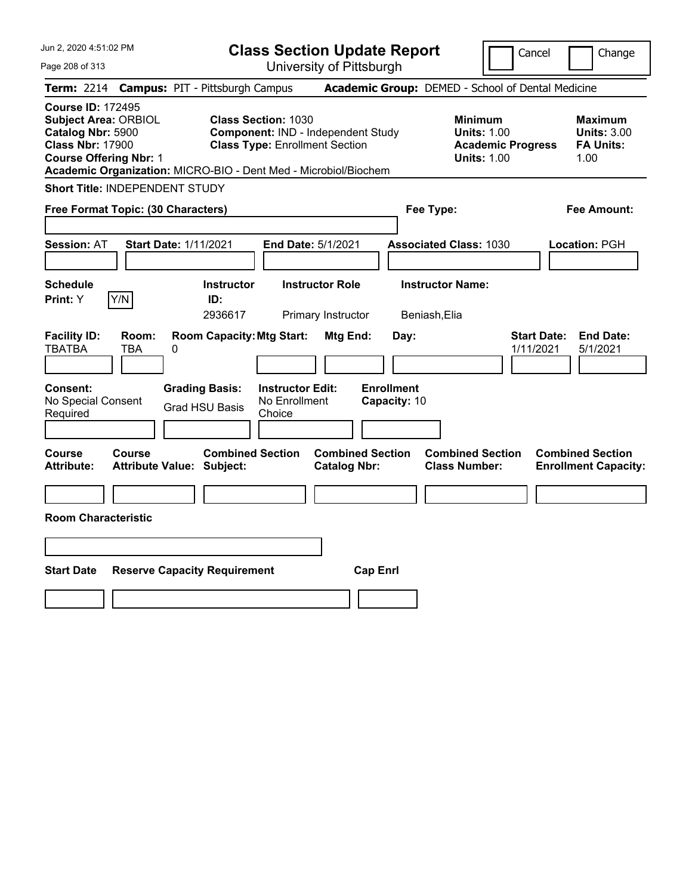# Class Section Update Report

University of Pittsburgh

Cancel | Change

**Term:** 2214 **Campus:** PIT - Pittsburgh Campus **Academic Group:** DEMED - School of Dental Medicine

**Course ID:** 172495
**Subject Area:** ORBIOL
**Catalog Nbr:** 5900
**Class Nbr:** 17900
**Course Offering Nbr:** 1
**Academic Organization:** MICRO-BIO - Dent Med - Microbiol/Biochem

**Class Section:** 1030
**Component:** IND - Independent Study
**Class Type:** Enrollment Section

**Minimum Units:** 1.00
**Academic Progress Units:** 1.00

**Maximum Units:** 3.00
**FA Units:** 1.00

**Short Title:** INDEPENDENT STUDY

**Free Format Topic: (30 Characters)**

**Fee Type:**

**Fee Amount:**

**Session:** AT **Start Date:** 1/11/2021 **End Date:** 5/1/2021 **Associated Class:** 1030 **Location:** PGH

| Schedule Print | Y/N | Instructor ID | Instructor Role | Instructor Name |
|---|---|---|---|---|
| Y | | 2936617 | Primary Instructor | Beniash,Elia |

| Facility ID | Room | Room Capacity | Mtg Start | Mtg End | Day | Start Date | End Date |
|---|---|---|---|---|---|---|---|
| TBATBA | TBA | 0 | | | | 1/11/2021 | 5/1/2021 |

**Consent:** No Special Consent Required
**Grading Basis:** Grad HSU Basis
**Instructor Edit:** No Enrollment Choice
**Enrollment Capacity:** 10

| Course Attribute | Course Attribute Value | Combined Section Subject | Combined Section Catalog Nbr | Combined Section Class Number | Combined Section Enrollment Capacity |
|---|---|---|---|---|---|
| | | | | | |

**Room Characteristic**

| Start Date | Reserve Capacity Requirement | Cap Enrl |
|---|---|---|
| | | |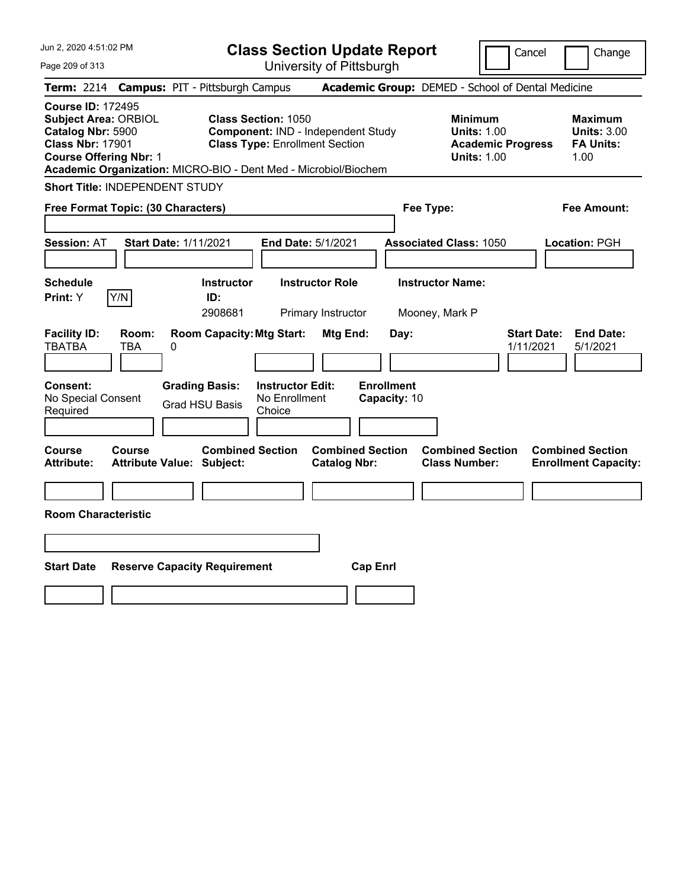# Class Section Update Report

University of Pittsburgh

Cancel | Change

**Term:** 2214 **Campus:** PIT - Pittsburgh Campus **Academic Group:** DEMED - School of Dental Medicine

**Course ID:** 172495
**Subject Area:** ORBIOL
**Catalog Nbr:** 5900
**Class Nbr:** 17901
**Course Offering Nbr:** 1

**Class Section:** 1050
**Component:** IND - Independent Study
**Class Type:** Enrollment Section

**Minimum Units:** 1.00
**Academic Progress Units:** 1.00

**Maximum Units:** 3.00
**FA Units:** 1.00

**Academic Organization:** MICRO-BIO - Dent Med - Microbiol/Biochem

**Short Title:** INDEPENDENT STUDY

**Free Format Topic: (30 Characters)**

**Fee Type:**

**Fee Amount:**

**Session:** AT **Start Date:** 1/11/2021 **End Date:** 5/1/2021 **Associated Class:** 1050 **Location:** PGH

| Schedule Print: | | Instructor ID: | Instructor Role | Instructor Name: |
|---|---|---|---|---|
| Y | Y/N | 2908681 | Primary Instructor | Mooney, Mark P |

| Facility ID: | Room: | Room Capacity: | Mtg Start: | Mtg End: | Day: | Start Date: | End Date: |
|---|---|---|---|---|---|---|---|
| TBATBA | TBA | 0 | | | | 1/11/2021 | 5/1/2021 |

| Consent: | Grading Basis: | Instructor Edit: | Enrollment Capacity: |
|---|---|---|---|
| No Special Consent Required | Grad HSU Basis | No Enrollment Choice | 10 |

| Course Attribute: | Course Attribute Value: | Combined Section Subject: | Combined Section Catalog Nbr: | Combined Section Class Number: | Combined Section Enrollment Capacity: |
|---|---|---|---|---|---|
| | | | | | |

**Room Characteristic**

| Start Date | Reserve Capacity Requirement | Cap Enrl |
|---|---|---|
| | | |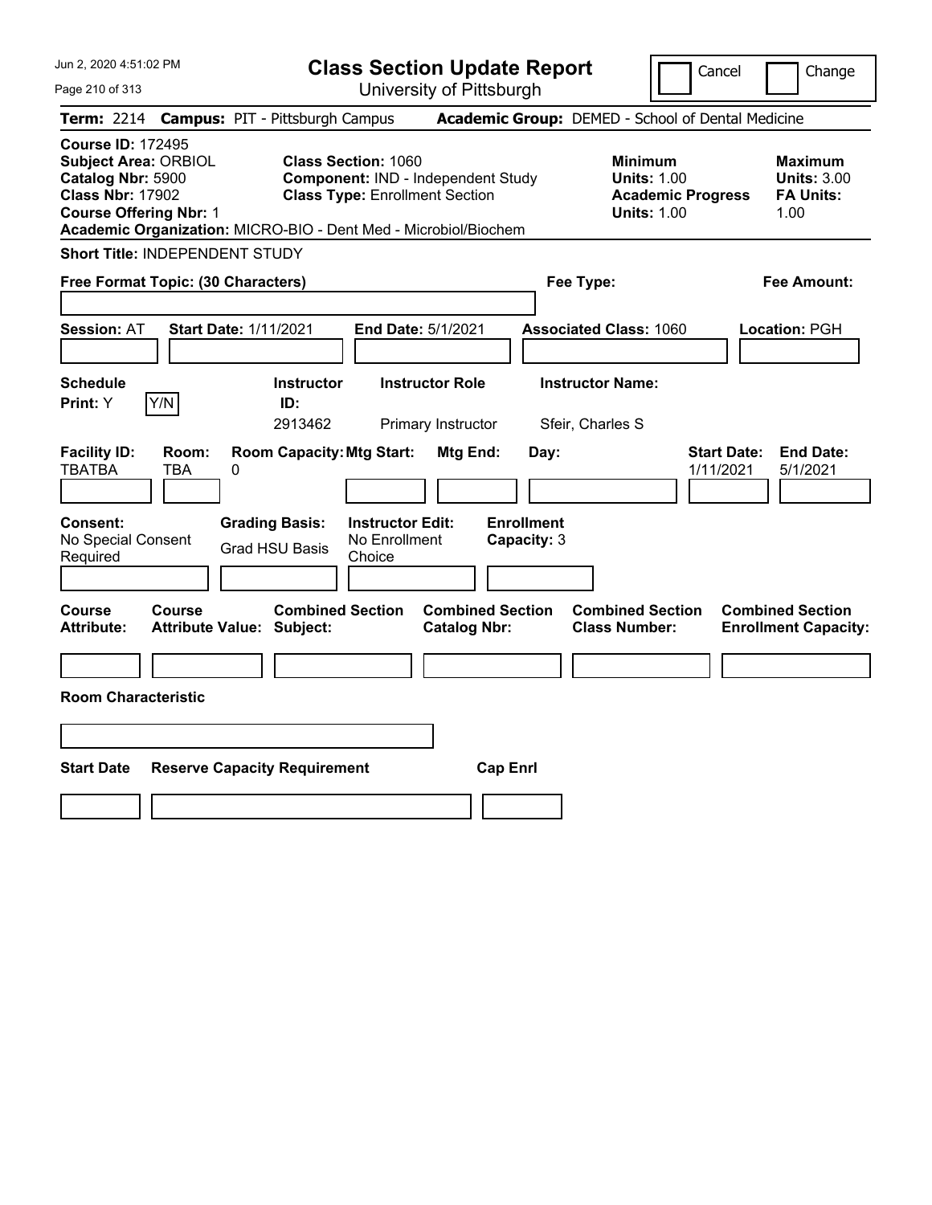# Class Section Update Report

University of Pittsburgh

Jun 2, 2020 4:51:02 PM

Cancel | Change

**Term:** 2214 **Campus:** PIT - Pittsburgh Campus **Academic Group:** DEMED - School of Dental Medicine

**Course ID:** 172495
**Subject Area:** ORBIOL
**Catalog Nbr:** 5900
**Class Nbr:** 17902
**Course Offering Nbr:** 1

**Class Section:** 1060
**Component:** IND - Independent Study
**Class Type:** Enrollment Section

**Minimum Units:** 1.00
**Academic Progress Units:** 1.00

**Maximum Units:** 3.00
**FA Units:** 1.00

**Academic Organization:** MICRO-BIO - Dent Med - Microbiol/Biochem

**Short Title:** INDEPENDENT STUDY

**Free Format Topic: (30 Characters)**

**Fee Type:**

**Fee Amount:**

**Session:** AT **Start Date:** 1/11/2021 **End Date:** 5/1/2021 **Associated Class:** 1060 **Location:** PGH

| Schedule Print: | Instructor ID: | Instructor Role | Instructor Name: |
|---|---|---|---|
| Y | 2913462 | Primary Instructor | Sfeir, Charles S |

| Facility ID: | Room: | Room Capacity: | Mtg Start: | Mtg End: | Day: | Start Date: | End Date: |
|---|---|---|---|---|---|---|---|
| TBATBA | TBA | 0 | | | | 1/11/2021 | 5/1/2021 |

| Consent: | Grading Basis: | Instructor Edit: | Enrollment Capacity: |
|---|---|---|---|
| No Special Consent Required | Grad HSU Basis | No Enrollment Choice | 3 |

| Course Attribute: | Course Attribute Value: | Combined Section Subject: | Combined Section Catalog Nbr: | Combined Section Class Number: | Combined Section Enrollment Capacity: |
|---|---|---|---|---|---|
| | | | | | |

**Room Characteristic**

| Start Date | Reserve Capacity Requirement | Cap Enrl |
|---|---|---|
| | | |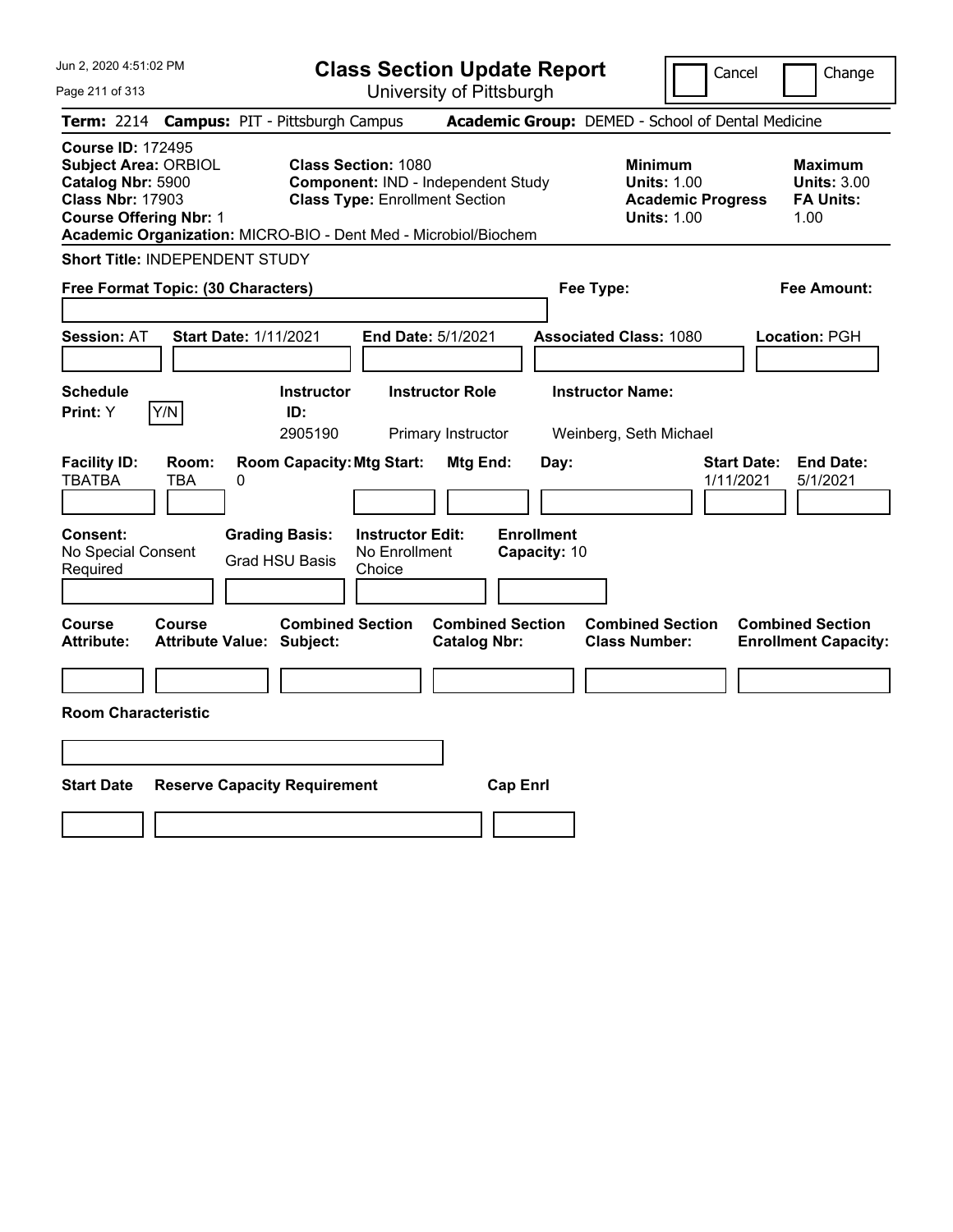# Class Section Update Report

University of Pittsburgh

Cancel | Change

**Term:** 2214 **Campus:** PIT - Pittsburgh Campus **Academic Group:** DEMED - School of Dental Medicine

**Course ID:** 172495
**Subject Area:** ORBIOL
**Catalog Nbr:** 5900
**Class Nbr:** 17903
**Course Offering Nbr:** 1
**Academic Organization:** MICRO-BIO - Dent Med - Microbiol/Biochem

**Class Section:** 1080
**Component:** IND - Independent Study
**Class Type:** Enrollment Section

**Minimum Units:** 1.00
**Academic Progress Units:** 1.00

**Maximum Units:** 3.00
**FA Units:** 1.00

**Short Title:** INDEPENDENT STUDY

**Free Format Topic: (30 Characters)**

**Fee Type:**

**Fee Amount:**

**Session:** AT **Start Date:** 1/11/2021 **End Date:** 5/1/2021 **Associated Class:** 1080 **Location:** PGH

| Schedule Print: | Instructor ID: | Instructor Role | Instructor Name: |
| --- | --- | --- | --- |
| Y | 2905190 | Primary Instructor | Weinberg, Seth Michael |

| Facility ID: | Room: | Room Capacity: | Mtg Start: | Mtg End: | Day: | Start Date: | End Date: |
| --- | --- | --- | --- | --- | --- | --- | --- |
| TBATBA | TBA | 0 | | | | 1/11/2021 | 5/1/2021 |

| Consent: | Grading Basis: | Instructor Edit: | Enrollment Capacity: |
| --- | --- | --- | --- |
| No Special Consent Required | Grad HSU Basis | No Enrollment Choice | 10 |

| Course Attribute: | Course Attribute Value: | Combined Section Subject: | Combined Section Catalog Nbr: | Combined Section Class Number: | Combined Section Enrollment Capacity: |
| --- | --- | --- | --- | --- | --- |
| | | | | | |

**Room Characteristic**

| Start Date | Reserve Capacity Requirement | Cap Enrl |
| --- | --- | --- |
| | | |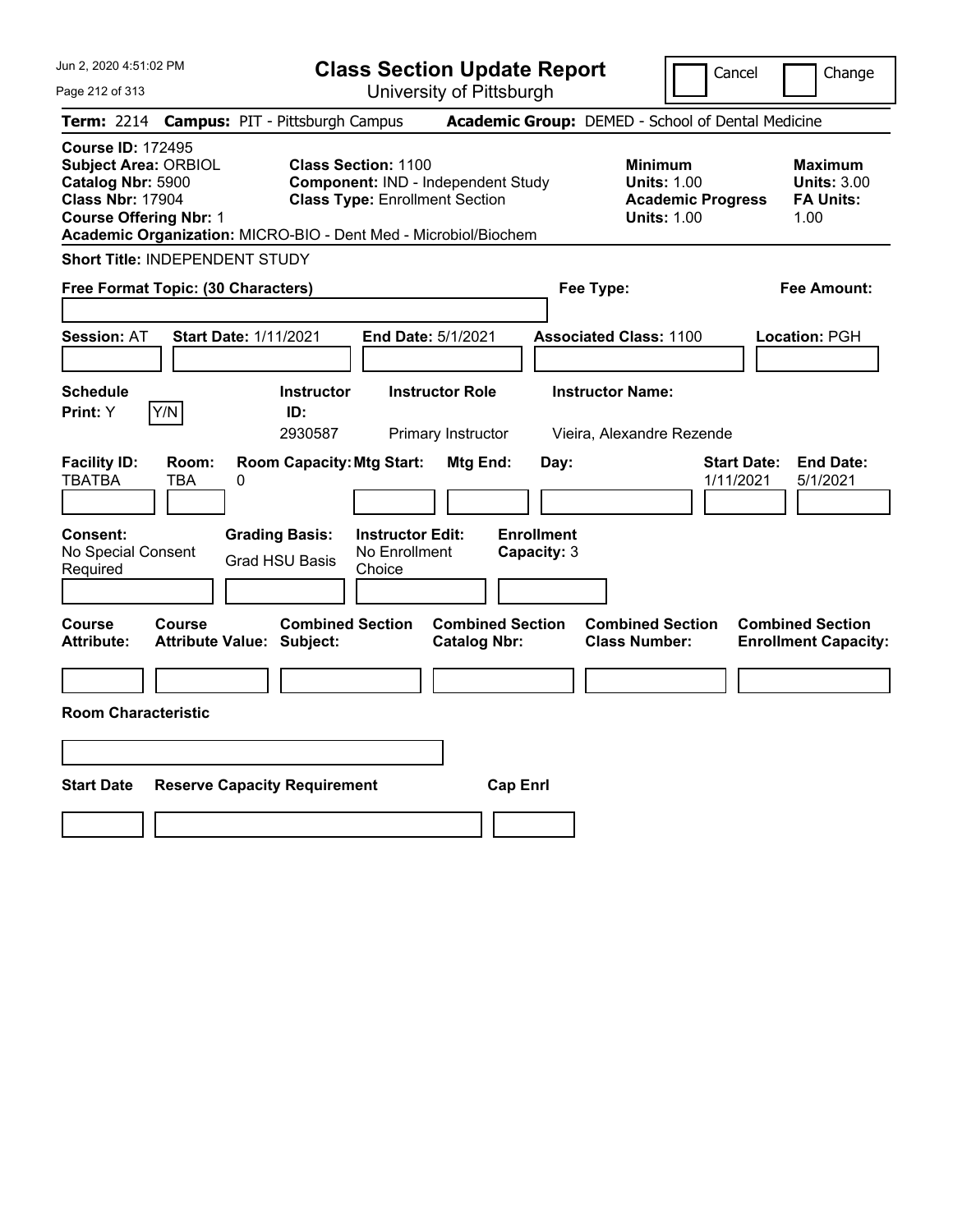# Class Section Update Report

University of Pittsburgh

Cancel | Change

**Term:** 2214 **Campus:** PIT - Pittsburgh Campus **Academic Group:** DEMED - School of Dental Medicine

**Course ID:** 172495
**Subject Area:** ORBIOL
**Catalog Nbr:** 5900
**Class Nbr:** 17904
**Course Offering Nbr:** 1
**Academic Organization:** MICRO-BIO - Dent Med - Microbiol/Biochem

**Class Section:** 1100
**Component:** IND - Independent Study
**Class Type:** Enrollment Section

| | Minimum | Maximum |
|---|---|---|
| Units | 1.00 | 3.00 |
| Academic Progress Units / FA Units | 1.00 | 1.00 |

**Short Title:** INDEPENDENT STUDY

**Free Format Topic: (30 Characters)**

**Fee Type:**

**Fee Amount:**

**Session:** AT **Start Date:** 1/11/2021 **End Date:** 5/1/2021 **Associated Class:** 1100 **Location:** PGH

**Schedule Print:** Y  Y/N

| Instructor ID | Instructor Role | Instructor Name |
|---|---|---|
| 2930587 | Primary Instructor | Vieira, Alexandre Rezende |

| Facility ID | Room | Room Capacity | Mtg Start | Mtg End | Day | Start Date | End Date |
|---|---|---|---|---|---|---|---|
| TBATBA | TBA | 0 | | | | 1/11/2021 | 5/1/2021 |

**Consent:** No Special Consent Required
**Grading Basis:** Grad HSU Basis
**Instructor Edit:** No Enrollment Choice
**Enrollment Capacity:** 3

| Course Attribute | Course Attribute Value | Combined Section Subject | Combined Section Catalog Nbr | Combined Section Class Number | Combined Section Enrollment Capacity |
|---|---|---|---|---|---|
| | | | | | |

**Room Characteristic**

| Start Date | Reserve Capacity Requirement | Cap Enrl |
|---|---|---|
| | | |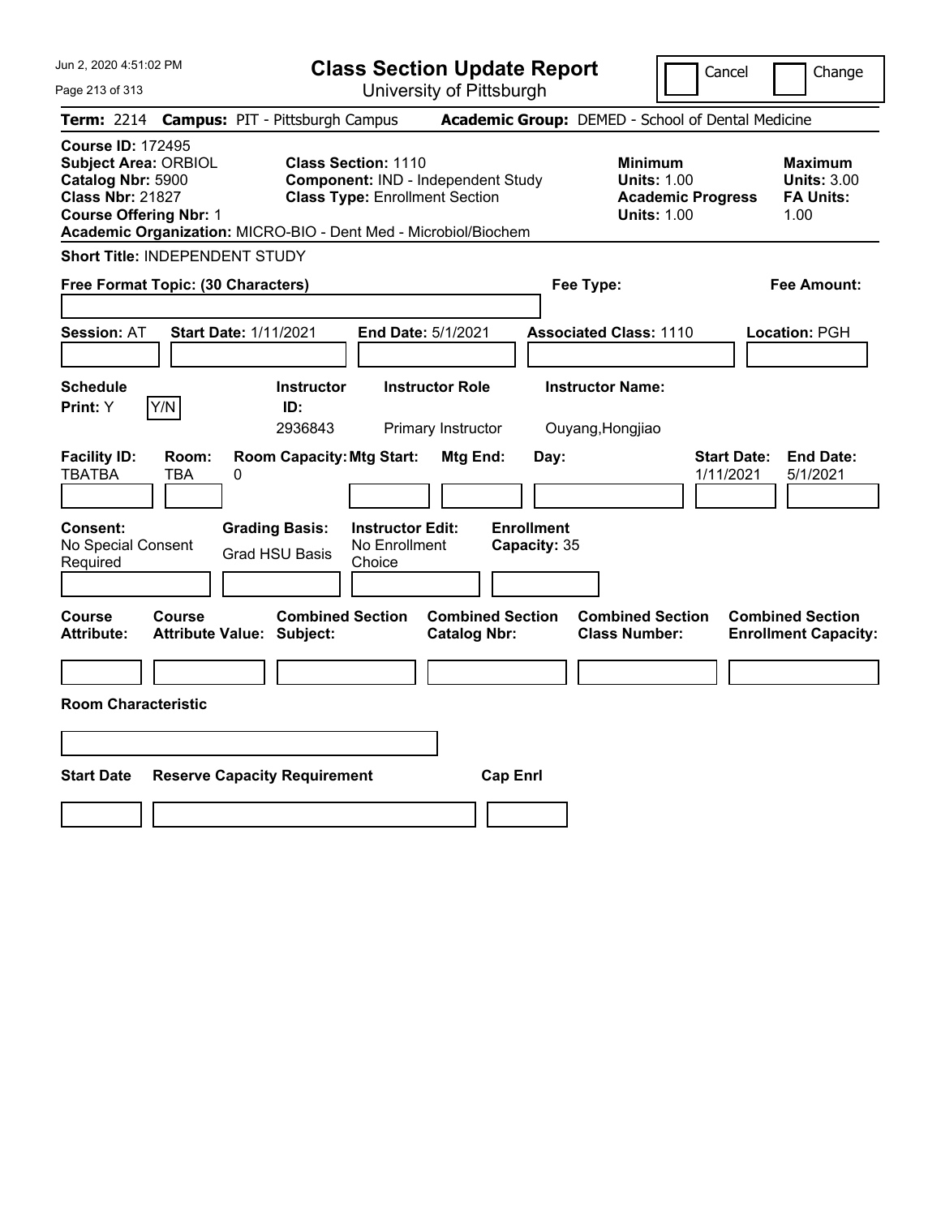# Class Section Update Report

University of Pittsburgh

Cancel | Change

**Term:** 2214 **Campus:** PIT - Pittsburgh Campus **Academic Group:** DEMED - School of Dental Medicine

**Course ID:** 172495
**Subject Area:** ORBIOL
**Catalog Nbr:** 5900
**Class Nbr:** 21827
**Course Offering Nbr:** 1
**Academic Organization:** MICRO-BIO - Dent Med - Microbiol/Biochem

**Class Section:** 1110
**Component:** IND - Independent Study
**Class Type:** Enrollment Section

**Minimum**
**Units:** 1.00
**Academic Progress Units:** 1.00

**Maximum**
**Units:** 3.00
**FA Units:** 1.00

**Short Title:** INDEPENDENT STUDY

**Free Format Topic: (30 Characters)**

**Fee Type:**

**Fee Amount:**

**Session:** AT **Start Date:** 1/11/2021 **End Date:** 5/1/2021 **Associated Class:** 1110 **Location:** PGH

| Schedule Print: | | Instructor ID: | Instructor Role | Instructor Name: |
|---|---|---|---|---|
| Y | Y/N | 2936843 | Primary Instructor | Ouyang,Hongjiao |

| Facility ID: | Room: | Room Capacity: | Mtg Start: | Mtg End: | Day: | Start Date: | End Date: |
|---|---|---|---|---|---|---|---|
| TBATBA | TBA | 0 | | | | 1/11/2021 | 5/1/2021 |

| Consent: | Grading Basis: | Instructor Edit: | Enrollment Capacity: |
|---|---|---|---|
| No Special Consent Required | Grad HSU Basis | No Enrollment Choice | 35 |

| Course Attribute: | Course Attribute Value: | Combined Section Subject: | Combined Section Catalog Nbr: | Combined Section Class Number: | Combined Section Enrollment Capacity: |
|---|---|---|---|---|---|
| | | | | | |

**Room Characteristic**

| Start Date | Reserve Capacity Requirement | Cap Enrl |
|---|---|---|
| | | |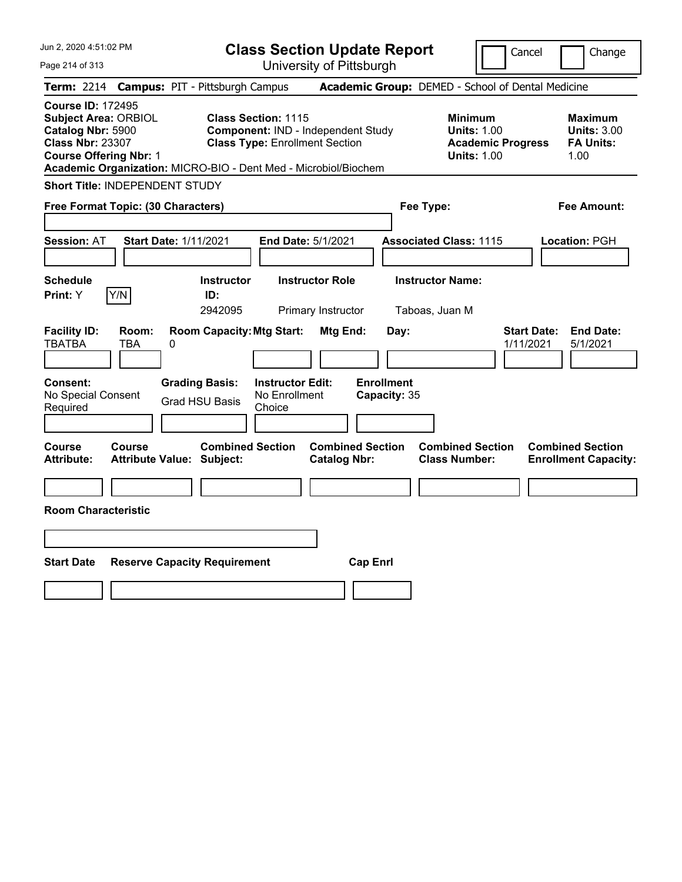# Class Section Update Report

University of Pittsburgh

Cancel | Change

**Term:** 2214 **Campus:** PIT - Pittsburgh Campus **Academic Group:** DEMED - School of Dental Medicine

**Course ID:** 172495
**Subject Area:** ORBIOL
**Catalog Nbr:** 5900
**Class Nbr:** 23307
**Course Offering Nbr:** 1
**Academic Organization:** MICRO-BIO - Dent Med - Microbiol/Biochem

**Class Section:** 1115
**Component:** IND - Independent Study
**Class Type:** Enrollment Section

**Minimum**
**Units:** 1.00
**Academic Progress Units:** 1.00

**Maximum**
**Units:** 3.00
**FA Units:** 1.00

**Short Title:** INDEPENDENT STUDY

**Free Format Topic: (30 Characters)**

**Fee Type:**

**Fee Amount:**

**Session:** AT **Start Date:** 1/11/2021 **End Date:** 5/1/2021 **Associated Class:** 1115 **Location:** PGH

| Schedule Print: | Instructor ID: | Instructor Role | Instructor Name: |
|---|---|---|---|
| Y [Y/N] | 2942095 | Primary Instructor | Taboas, Juan M |

| Facility ID: | Room: | Room Capacity: | Mtg Start: | Mtg End: | Day: | Start Date: | End Date: |
|---|---|---|---|---|---|---|---|
| TBATBA | TBA | 0 | | | | 1/11/2021 | 5/1/2021 |

| Consent: | Grading Basis: | Instructor Edit: | Enrollment Capacity: |
|---|---|---|---|
| No Special Consent Required | Grad HSU Basis | No Enrollment Choice | 35 |

| Course Attribute: | Course Attribute Value: | Combined Section Subject: | Combined Section Catalog Nbr: | Combined Section Class Number: | Combined Section Enrollment Capacity: |
|---|---|---|---|---|---|
| | | | | | |

**Room Characteristic**

| Start Date | Reserve Capacity Requirement | Cap Enrl |
|---|---|---|
| | | |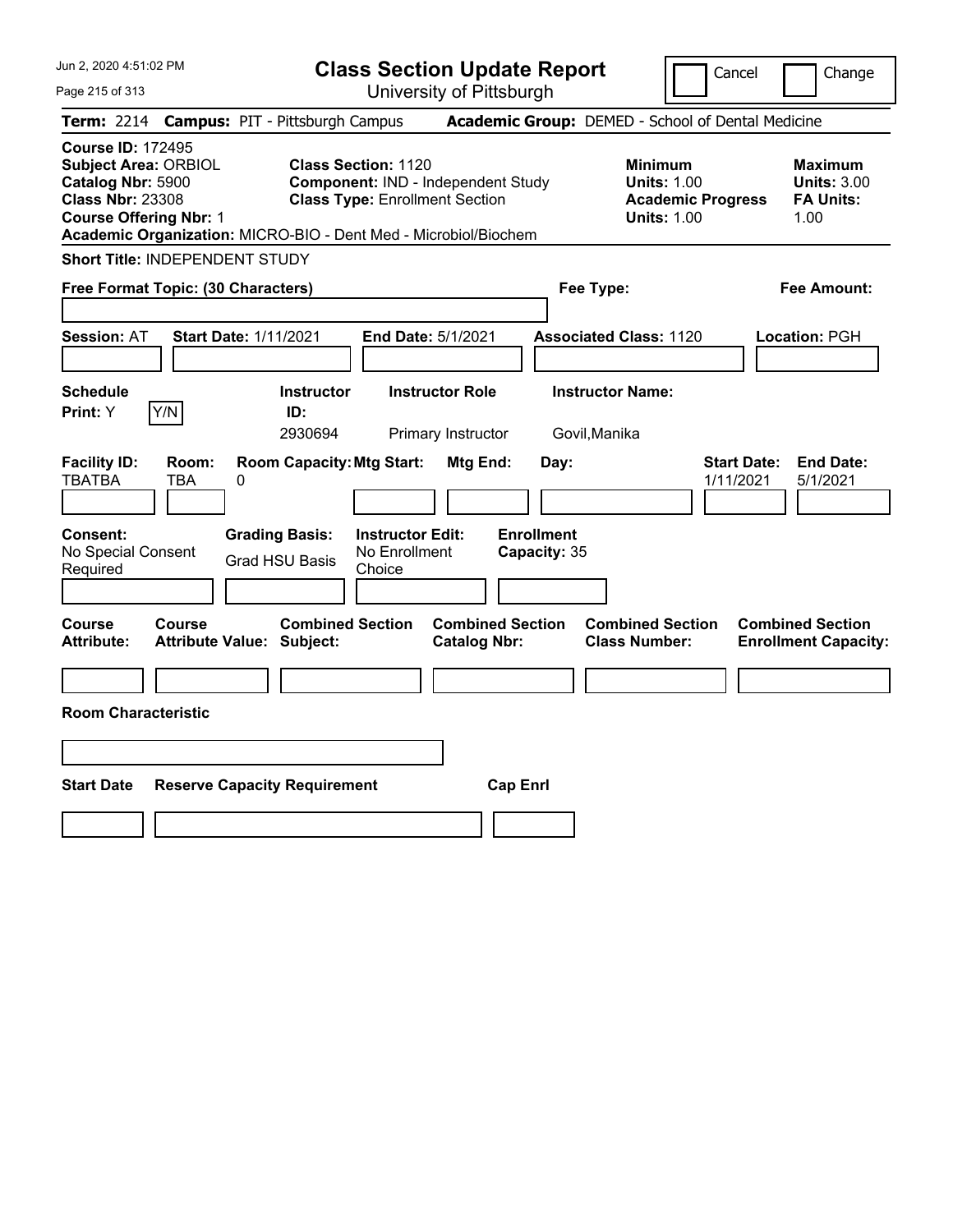# Class Section Update Report

University of Pittsburgh

Cancel | Change

**Term:** 2214 **Campus:** PIT - Pittsburgh Campus **Academic Group:** DEMED - School of Dental Medicine

**Course ID:** 172495
**Subject Area:** ORBIOL
**Catalog Nbr:** 5900
**Class Nbr:** 23308
**Course Offering Nbr:** 1

**Class Section:** 1120
**Component:** IND - Independent Study
**Class Type:** Enrollment Section

**Minimum Units:** 1.00
**Academic Progress Units:** 1.00

**Maximum Units:** 3.00
**FA Units:** 1.00

**Academic Organization:** MICRO-BIO - Dent Med - Microbiol/Biochem

**Short Title:** INDEPENDENT STUDY

**Free Format Topic: (30 Characters)**

**Fee Type:**

**Fee Amount:**

**Session:** AT **Start Date:** 1/11/2021 **End Date:** 5/1/2021 **Associated Class:** 1120 **Location:** PGH

| Schedule Print: | Instructor ID: | Instructor Role | Instructor Name: |
|---|---|---|---|
| Y | 2930694 | Primary Instructor | Govil,Manika |

| Facility ID: | Room: | Room Capacity: | Mtg Start: | Mtg End: | Day: | Start Date: | End Date: |
|---|---|---|---|---|---|---|---|
| TBATBA | TBA | 0 | | | | 1/11/2021 | 5/1/2021 |

| Consent: | Grading Basis: | Instructor Edit: | Enrollment Capacity: |
|---|---|---|---|
| No Special Consent Required | Grad HSU Basis | No Enrollment Choice | 35 |

| Course Attribute: | Course Attribute Value: | Combined Section Subject: | Combined Section Catalog Nbr: | Combined Section Class Number: | Combined Section Enrollment Capacity: |
|---|---|---|---|---|---|
| | | | | | |

**Room Characteristic**

| Start Date | Reserve Capacity Requirement | Cap Enrl |
|---|---|---|
| | | |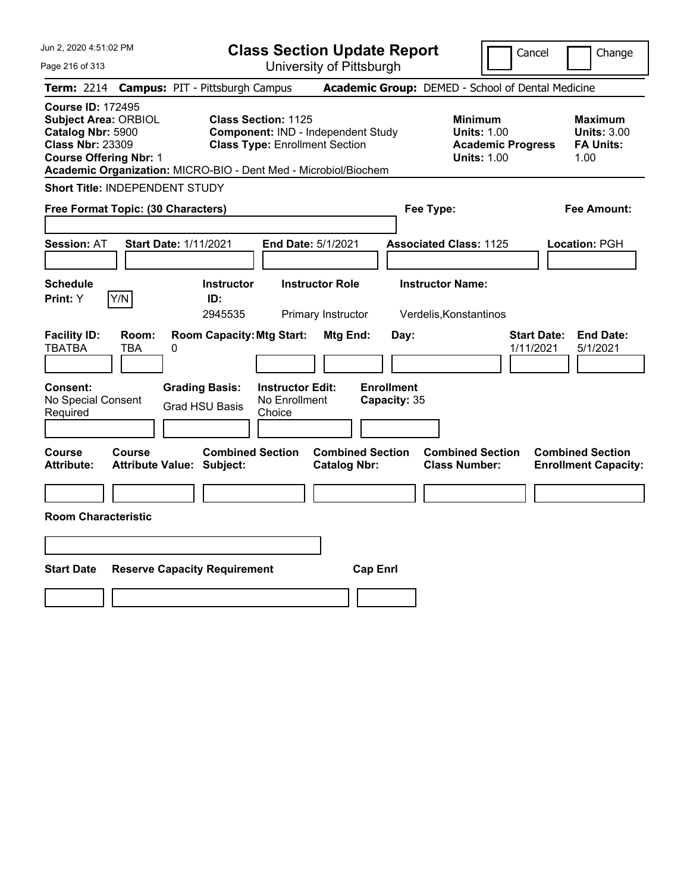# Class Section Update Report

University of Pittsburgh

Cancel | Change

**Term:** 2214 **Campus:** PIT - Pittsburgh Campus **Academic Group:** DEMED - School of Dental Medicine

**Course ID:** 172495
**Subject Area:** ORBIOL
**Catalog Nbr:** 5900
**Class Nbr:** 23309
**Course Offering Nbr:** 1

**Class Section:** 1125
**Component:** IND - Independent Study
**Class Type:** Enrollment Section

**Minimum Units:** 1.00
**Academic Progress Units:** 1.00

**Maximum Units:** 3.00
**FA Units:** 1.00

**Academic Organization:** MICRO-BIO - Dent Med - Microbiol/Biochem

**Short Title:** INDEPENDENT STUDY

**Free Format Topic: (30 Characters)**

**Fee Type:**

**Fee Amount:**

**Session:** AT **Start Date:** 1/11/2021 **End Date:** 5/1/2021 **Associated Class:** 1125 **Location:** PGH

| Schedule Print: | Instructor ID: | Instructor Role | Instructor Name: |
|---|---|---|---|
| Y [Y/N] | 2945535 | Primary Instructor | Verdelis,Konstantinos |

| Facility ID: | Room: | Room Capacity: | Mtg Start: | Mtg End: | Day: | Start Date: | End Date: |
|---|---|---|---|---|---|---|---|
| TBATBA | TBA | 0 | | | | 1/11/2021 | 5/1/2021 |

| Consent: | Grading Basis: | Instructor Edit: | Enrollment Capacity: |
|---|---|---|---|
| No Special Consent Required | Grad HSU Basis | No Enrollment Choice | 35 |

| Course Attribute: | Course Attribute Value: | Combined Section Subject: | Combined Section Catalog Nbr: | Combined Section Class Number: | Combined Section Enrollment Capacity: |
|---|---|---|---|---|---|
| | | | | | |

**Room Characteristic**

| Start Date | Reserve Capacity Requirement | Cap Enrl |
|---|---|---|
| | | |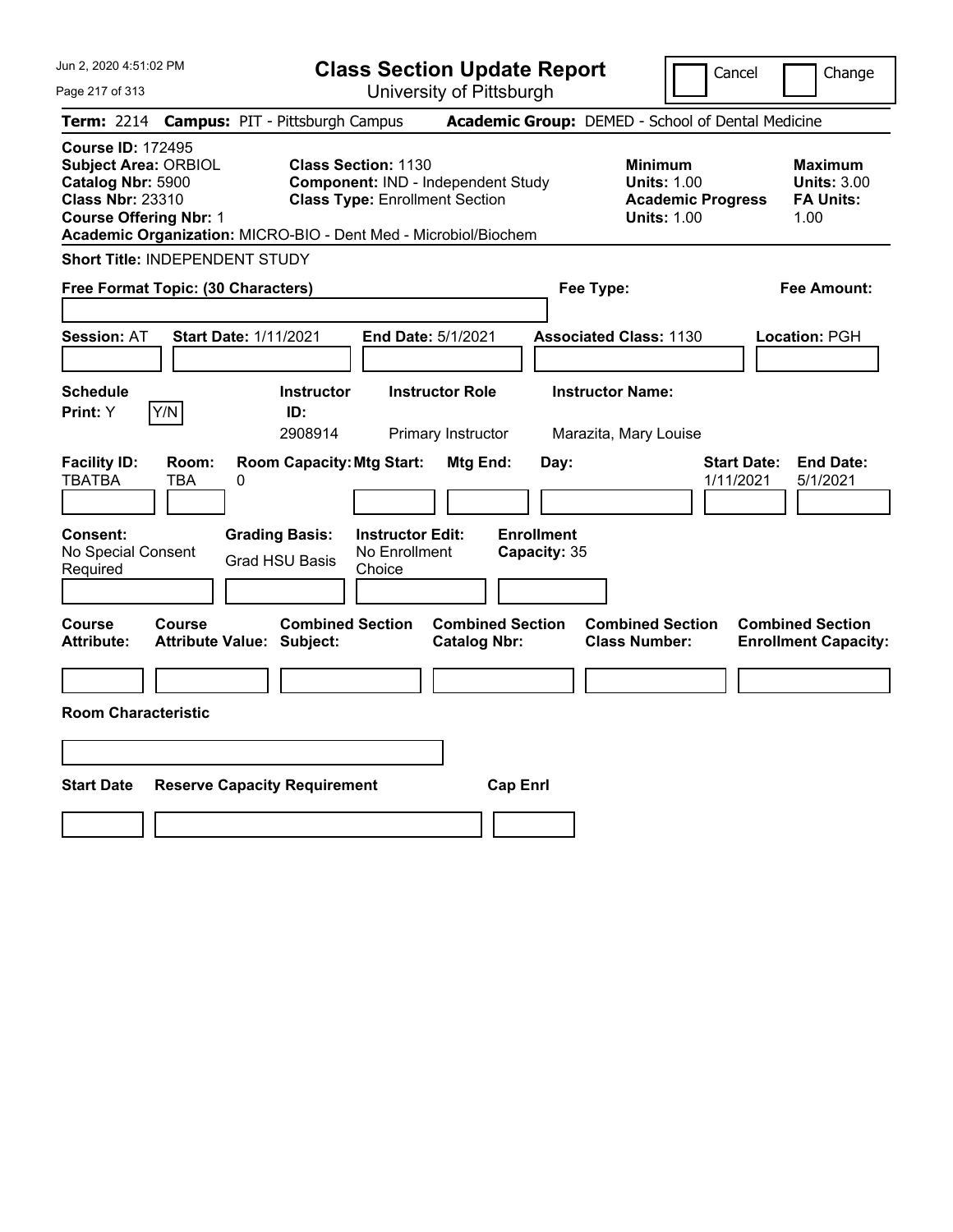# Class Section Update Report

University of Pittsburgh

Cancel | Change

**Term:** 2214 **Campus:** PIT - Pittsburgh Campus **Academic Group:** DEMED - School of Dental Medicine

**Course ID:** 172495
**Subject Area:** ORBIOL
**Catalog Nbr:** 5900
**Class Nbr:** 23310
**Course Offering Nbr:** 1
**Academic Organization:** MICRO-BIO - Dent Med - Microbiol/Biochem

**Class Section:** 1130
**Component:** IND - Independent Study
**Class Type:** Enrollment Section

**Minimum Units:** 1.00
**Academic Progress Units:** 1.00

**Maximum Units:** 3.00
**FA Units:** 1.00

**Short Title:** INDEPENDENT STUDY

**Free Format Topic: (30 Characters)**

**Fee Type:**

**Fee Amount:**

**Session:** AT **Start Date:** 1/11/2021 **End Date:** 5/1/2021 **Associated Class:** 1130 **Location:** PGH

| Schedule Print: | Instructor ID: | Instructor Role | Instructor Name: |
|---|---|---|---|
| Y (Y/N) | 2908914 | Primary Instructor | Marazita, Mary Louise |

| Facility ID: | Room: | Room Capacity: | Mtg Start: | Mtg End: | Day: | Start Date: | End Date: |
|---|---|---|---|---|---|---|---|
| TBATBA | TBA | 0 | | | | 1/11/2021 | 5/1/2021 |

| Consent: | Grading Basis: | Instructor Edit: | Enrollment Capacity: |
|---|---|---|---|
| No Special Consent Required | Grad HSU Basis | No Enrollment Choice | 35 |

| Course Attribute: | Course Attribute Value: | Combined Section Subject: | Combined Section Catalog Nbr: | Combined Section Class Number: | Combined Section Enrollment Capacity: |
|---|---|---|---|---|---|
| | | | | | |

**Room Characteristic**

| Start Date | Reserve Capacity Requirement | Cap Enrl |
|---|---|---|
| | | |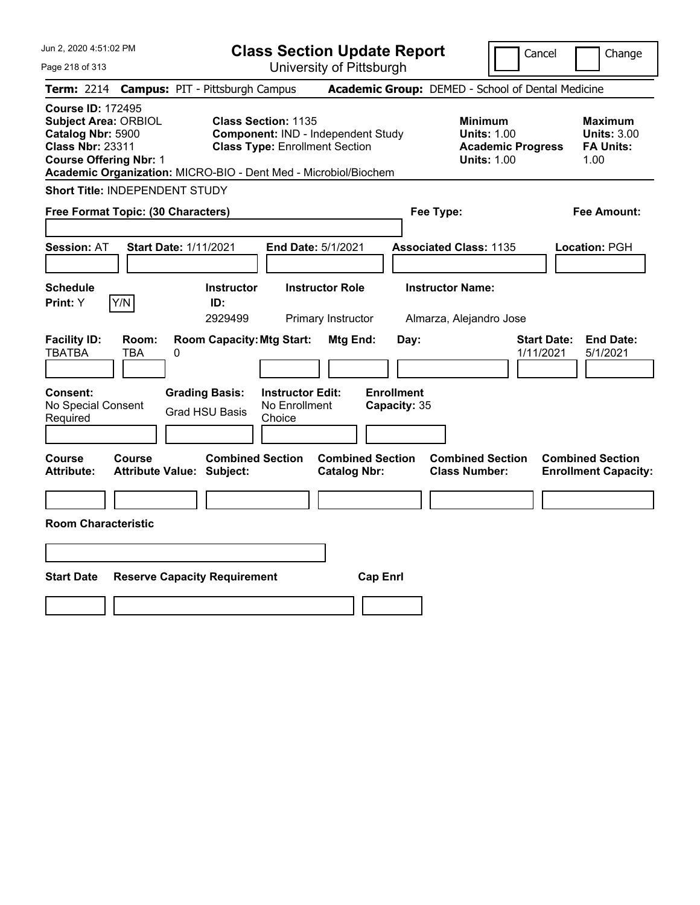# Class Section Update Report

University of Pittsburgh

Cancel | Change

**Term:** 2214 **Campus:** PIT - Pittsburgh Campus **Academic Group:** DEMED - School of Dental Medicine

**Course ID:** 172495
**Subject Area:** ORBIOL
**Catalog Nbr:** 5900
**Class Nbr:** 23311
**Course Offering Nbr:** 1

**Class Section:** 1135
**Component:** IND - Independent Study
**Class Type:** Enrollment Section

**Minimum Units:** 1.00
**Academic Progress Units:** 1.00

**Maximum Units:** 3.00
**FA Units:** 1.00

**Academic Organization:** MICRO-BIO - Dent Med - Microbiol/Biochem

**Short Title:** INDEPENDENT STUDY

**Free Format Topic: (30 Characters)**

**Fee Type:**

**Fee Amount:**

**Session:** AT **Start Date:** 1/11/2021 **End Date:** 5/1/2021 **Associated Class:** 1135 **Location:** PGH

| Schedule Print | Instructor ID | Instructor Role | Instructor Name |
|---|---|---|---|
| Y | 2929499 | Primary Instructor | Almarza, Alejandro Jose |

| Facility ID | Room | Room Capacity | Mtg Start | Mtg End | Day | Start Date | End Date |
|---|---|---|---|---|---|---|---|
| TBATBA | TBA | 0 | | | | 1/11/2021 | 5/1/2021 |

**Consent:** No Special Consent Required
**Grading Basis:** Grad HSU Basis
**Instructor Edit:** No Enrollment Choice
**Enrollment Capacity:** 35

| Course Attribute | Course Attribute Value | Combined Section Subject | Combined Section Catalog Nbr | Combined Section Class Number | Combined Section Enrollment Capacity |
|---|---|---|---|---|---|
| | | | | | |

**Room Characteristic**

| Start Date | Reserve Capacity Requirement | Cap Enrl |
|---|---|---|
| | | |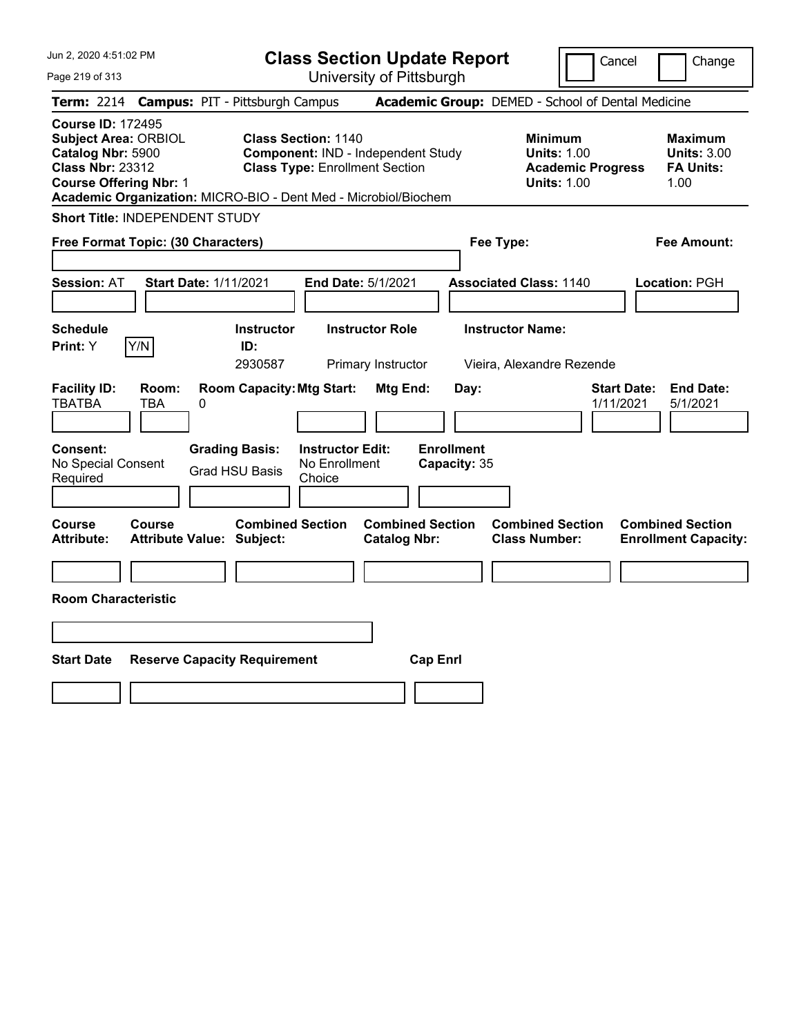# Class Section Update Report

University of Pittsburgh

Cancel | Change

**Term:** 2214 **Campus:** PIT - Pittsburgh Campus **Academic Group:** DEMED - School of Dental Medicine

**Course ID:** 172495
**Subject Area:** ORBIOL
**Catalog Nbr:** 5900
**Class Nbr:** 23312
**Course Offering Nbr:** 1
**Academic Organization:** MICRO-BIO - Dent Med - Microbiol/Biochem

**Class Section:** 1140
**Component:** IND - Independent Study
**Class Type:** Enrollment Section

**Minimum**
**Units:** 1.00
**Academic Progress Units:** 1.00

**Maximum**
**Units:** 3.00
**FA Units:** 1.00

**Short Title:** INDEPENDENT STUDY

**Free Format Topic: (30 Characters)**

**Fee Type:**

**Fee Amount:**

**Session:** AT **Start Date:** 1/11/2021 **End Date:** 5/1/2021 **Associated Class:** 1140 **Location:** PGH

| Schedule Print | Instructor ID | Instructor Role | Instructor Name |
|---|---|---|---|
| Y (Y/N) | 2930587 | Primary Instructor | Vieira, Alexandre Rezende |

| Facility ID | Room | Room Capacity | Mtg Start | Mtg End | Day | Start Date | End Date |
|---|---|---|---|---|---|---|---|
| TBATBA | TBA | 0 | | | | 1/11/2021 | 5/1/2021 |

| Consent | Grading Basis | Instructor Edit | Enrollment Capacity |
|---|---|---|---|
| No Special Consent Required | Grad HSU Basis | No Enrollment Choice | 35 |

| Course Attribute | Course Attribute Value | Combined Section Subject | Combined Section Catalog Nbr | Combined Section Class Number | Combined Section Enrollment Capacity |
|---|---|---|---|---|---|
| | | | | | |

**Room Characteristic**

| Start Date | Reserve Capacity Requirement | Cap Enrl |
|---|---|---|
| | | |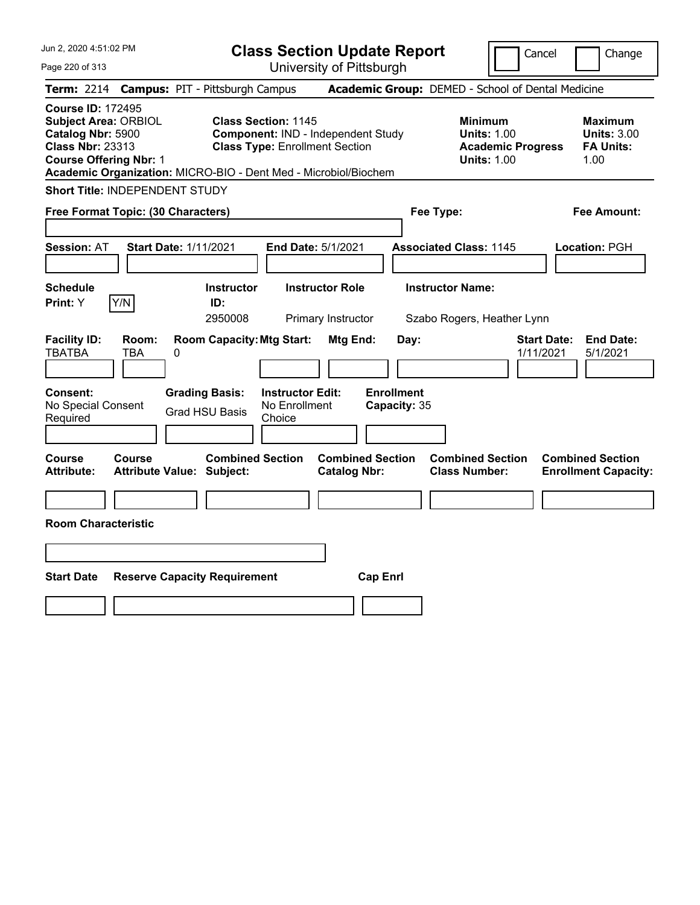# Class Section Update Report

University of Pittsburgh

Cancel | Change

Jun 2, 2020 4:51:02 PM

**Term:** 2214 **Campus:** PIT - Pittsburgh Campus **Academic Group:** DEMED - School of Dental Medicine

**Course ID:** 172495
**Subject Area:** ORBIOL
**Catalog Nbr:** 5900
**Class Nbr:** 23313
**Course Offering Nbr:** 1
**Academic Organization:** MICRO-BIO - Dent Med - Microbiol/Biochem

**Class Section:** 1145
**Component:** IND - Independent Study
**Class Type:** Enrollment Section

**Minimum Units:** 1.00
**Academic Progress Units:** 1.00

**Maximum Units:** 3.00
**FA Units:** 1.00

**Short Title:** INDEPENDENT STUDY

**Free Format Topic: (30 Characters)**

**Fee Type:**

**Fee Amount:**

**Session:** AT **Start Date:** 1/11/2021 **End Date:** 5/1/2021 **Associated Class:** 1145 **Location:** PGH

**Schedule Print:** Y [Y/N]

| Instructor ID | Instructor Role | Instructor Name |
| --- | --- | --- |
| 2950008 | Primary Instructor | Szabo Rogers, Heather Lynn |

| Facility ID | Room | Room Capacity | Mtg Start | Mtg End | Day | Start Date | End Date |
| --- | --- | --- | --- | --- | --- | --- | --- |
| TBATBA | TBA | 0 | | | | 1/11/2021 | 5/1/2021 |

**Consent:** No Special Consent Required
**Grading Basis:** Grad HSU Basis
**Instructor Edit:** No Enrollment Choice
**Enrollment Capacity:** 35

| Course Attribute | Course Attribute Value | Combined Section Subject | Combined Section Catalog Nbr | Combined Section Class Number | Combined Section Enrollment Capacity |
| --- | --- | --- | --- | --- | --- |
| | | | | | |

**Room Characteristic**

| Start Date | Reserve Capacity Requirement | Cap Enrl |
| --- | --- | --- |
| | | |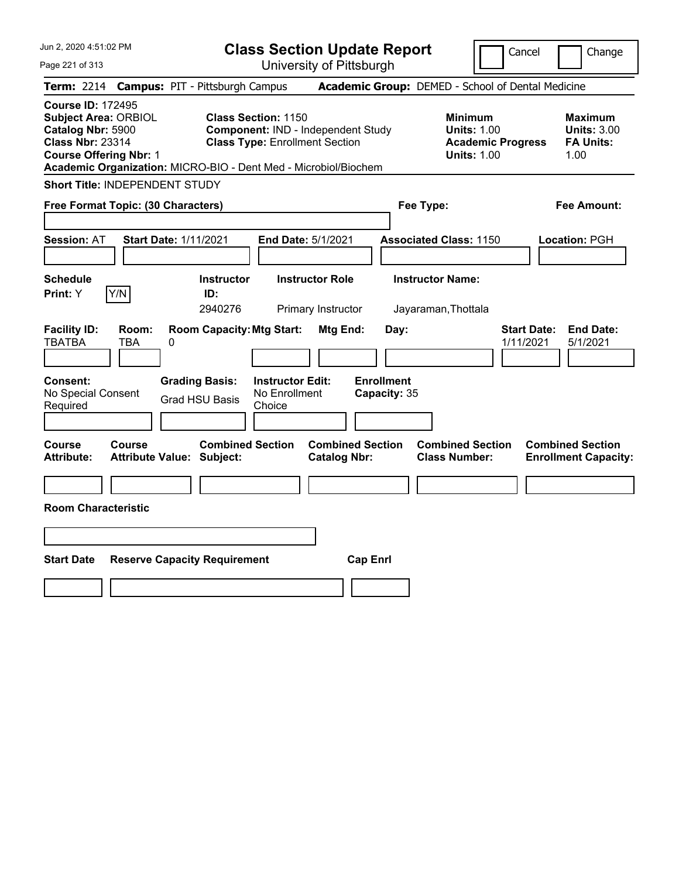# Class Section Update Report

University of Pittsburgh

Cancel | Change

**Term:** 2214 **Campus:** PIT - Pittsburgh Campus **Academic Group:** DEMED - School of Dental Medicine

**Course ID:** 172495
**Subject Area:** ORBIOL
**Catalog Nbr:** 5900
**Class Nbr:** 23314
**Course Offering Nbr:** 1
**Academic Organization:** MICRO-BIO - Dent Med - Microbiol/Biochem

**Class Section:** 1150
**Component:** IND - Independent Study
**Class Type:** Enrollment Section

**Minimum Units:** 1.00
**Academic Progress Units:** 1.00

**Maximum Units:** 3.00
**FA Units:** 1.00

**Short Title:** INDEPENDENT STUDY

**Free Format Topic: (30 Characters)**

**Fee Type:**

**Fee Amount:**

**Session:** AT **Start Date:** 1/11/2021 **End Date:** 5/1/2021 **Associated Class:** 1150 **Location:** PGH

| Schedule Print | | Instructor ID | Instructor Role | Instructor Name |
|---|---|---|---|---|
| Y | Y/N | 2940276 | Primary Instructor | Jayaraman,Thottala |

| Facility ID | Room | Room Capacity | Mtg Start | Mtg End | Day | Start Date | End Date |
|---|---|---|---|---|---|---|---|
| TBATBA | TBA | 0 | | | | 1/11/2021 | 5/1/2021 |

| Consent | Grading Basis | Instructor Edit | Enrollment Capacity |
|---|---|---|---|
| No Special Consent Required | Grad HSU Basis | No Enrollment Choice | 35 |

| Course Attribute | Course Attribute Value | Combined Section Subject | Combined Section Catalog Nbr | Combined Section Class Number | Combined Section Enrollment Capacity |
|---|---|---|---|---|---|
| | | | | | |

**Room Characteristic**

| Start Date | Reserve Capacity Requirement | Cap Enrl |
|---|---|---|
| | | |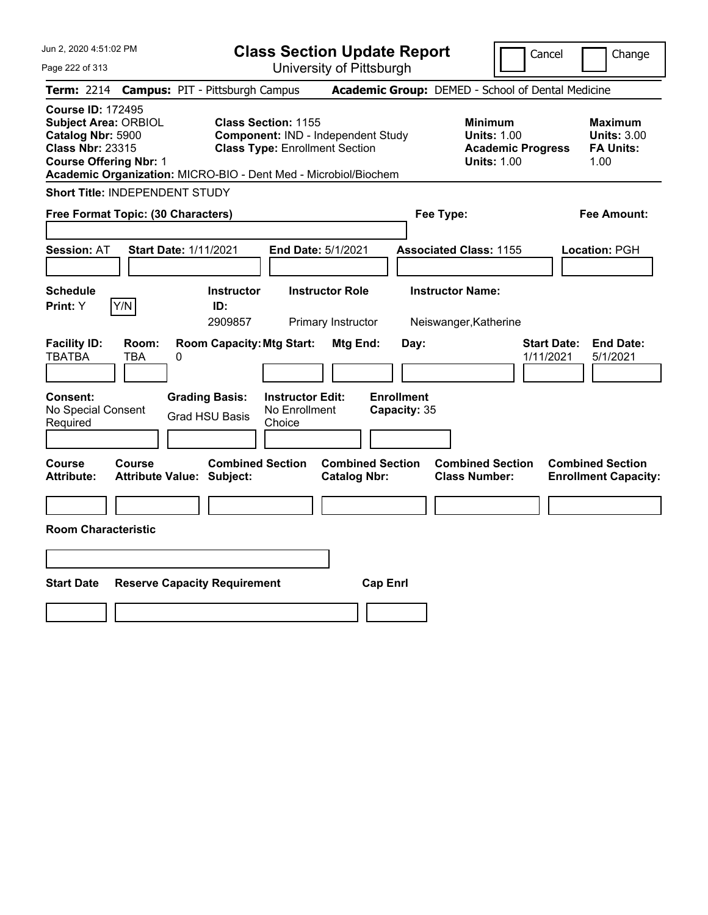Jun 2, 2020 4:51:02 PM

# Class Section Update Report

University of Pittsburgh

Cancel | Change

**Term:** 2214 **Campus:** PIT - Pittsburgh Campus **Academic Group:** DEMED - School of Dental Medicine

**Course ID:** 172495
**Subject Area:** ORBIOL
**Catalog Nbr:** 5900
**Class Nbr:** 23315
**Course Offering Nbr:** 1

**Class Section:** 1155
**Component:** IND - Independent Study
**Class Type:** Enrollment Section

**Minimum Units:** 1.00
**Academic Progress Units:** 1.00

**Maximum Units:** 3.00
**FA Units:** 1.00

**Academic Organization:** MICRO-BIO - Dent Med - Microbiol/Biochem

**Short Title:** INDEPENDENT STUDY

**Free Format Topic: (30 Characters)**

**Fee Type:**

**Fee Amount:**

**Session:** AT **Start Date:** 1/11/2021 **End Date:** 5/1/2021 **Associated Class:** 1155 **Location:** PGH

| Schedule Print: | Instructor ID: | Instructor Role | Instructor Name: |
|---|---|---|---|
| Y | 2909857 | Primary Instructor | Neiswanger,Katherine |

| Facility ID: | Room: | Room Capacity: | Mtg Start: | Mtg End: | Day: | Start Date: | End Date: |
|---|---|---|---|---|---|---|---|
| TBATBA | TBA | 0 | | | | 1/11/2021 | 5/1/2021 |

| Consent: | Grading Basis: | Instructor Edit: | Enrollment Capacity: |
|---|---|---|---|
| No Special Consent Required | Grad HSU Basis | No Enrollment Choice | 35 |

| Course Attribute: | Course Attribute Value: | Combined Section Subject: | Combined Section Catalog Nbr: | Combined Section Class Number: | Combined Section Enrollment Capacity: |
|---|---|---|---|---|---|
| | | | | | |

**Room Characteristic**

| Start Date | Reserve Capacity Requirement | Cap Enrl |
|---|---|---|
| | | |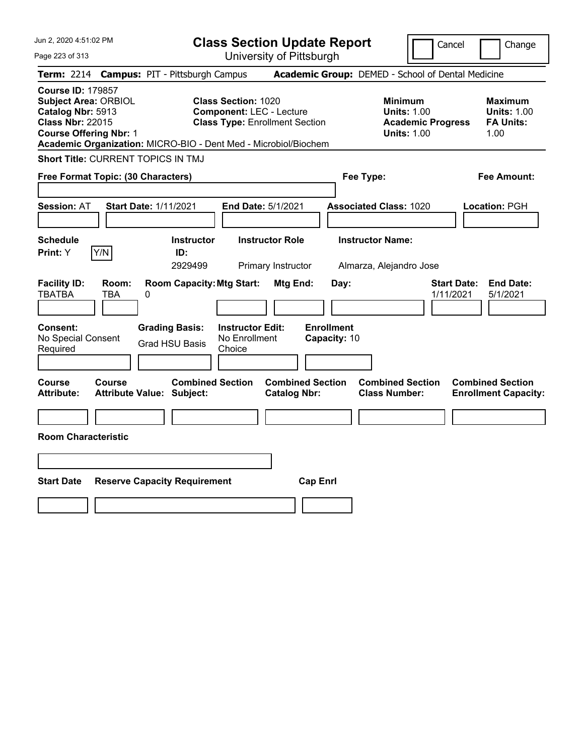# Class Section Update Report

University of Pittsburgh

Jun 2, 2020 4:51:02 PM

Cancel | Change

**Term:** 2214 **Campus:** PIT - Pittsburgh Campus **Academic Group:** DEMED - School of Dental Medicine

**Course ID:** 179857
**Subject Area:** ORBIOL
**Catalog Nbr:** 5913
**Class Nbr:** 22015
**Course Offering Nbr:** 1
**Academic Organization:** MICRO-BIO - Dent Med - Microbiol/Biochem

**Class Section:** 1020
**Component:** LEC - Lecture
**Class Type:** Enrollment Section

**Minimum Units:** 1.00
**Academic Progress Units:** 1.00

**Maximum Units:** 1.00
**FA Units:** 1.00

**Short Title:** CURRENT TOPICS IN TMJ

**Free Format Topic: (30 Characters)**

**Fee Type:**

**Fee Amount:**

**Session:** AT **Start Date:** 1/11/2021 **End Date:** 5/1/2021 **Associated Class:** 1020 **Location:** PGH

| Schedule Print | Instructor ID | Instructor Role | Instructor Name |
|---|---|---|---|
| Y (Y/N) | 2929499 | Primary Instructor | Almarza, Alejandro Jose |

| Facility ID | Room | Room Capacity | Mtg Start | Mtg End | Day | Start Date | End Date |
|---|---|---|---|---|---|---|---|
| TBATBA | TBA | 0 | | | | 1/11/2021 | 5/1/2021 |

**Consent:** No Special Consent Required
**Grading Basis:** Grad HSU Basis
**Instructor Edit:** No Enrollment Choice
**Enrollment Capacity:** 10

| Course Attribute | Course Attribute Value | Combined Section Subject | Combined Section Catalog Nbr | Combined Section Class Number | Combined Section Enrollment Capacity |
|---|---|---|---|---|---|
| | | | | | |

**Room Characteristic**

| Start Date | Reserve Capacity Requirement | Cap Enrl |
|---|---|---|
| | | |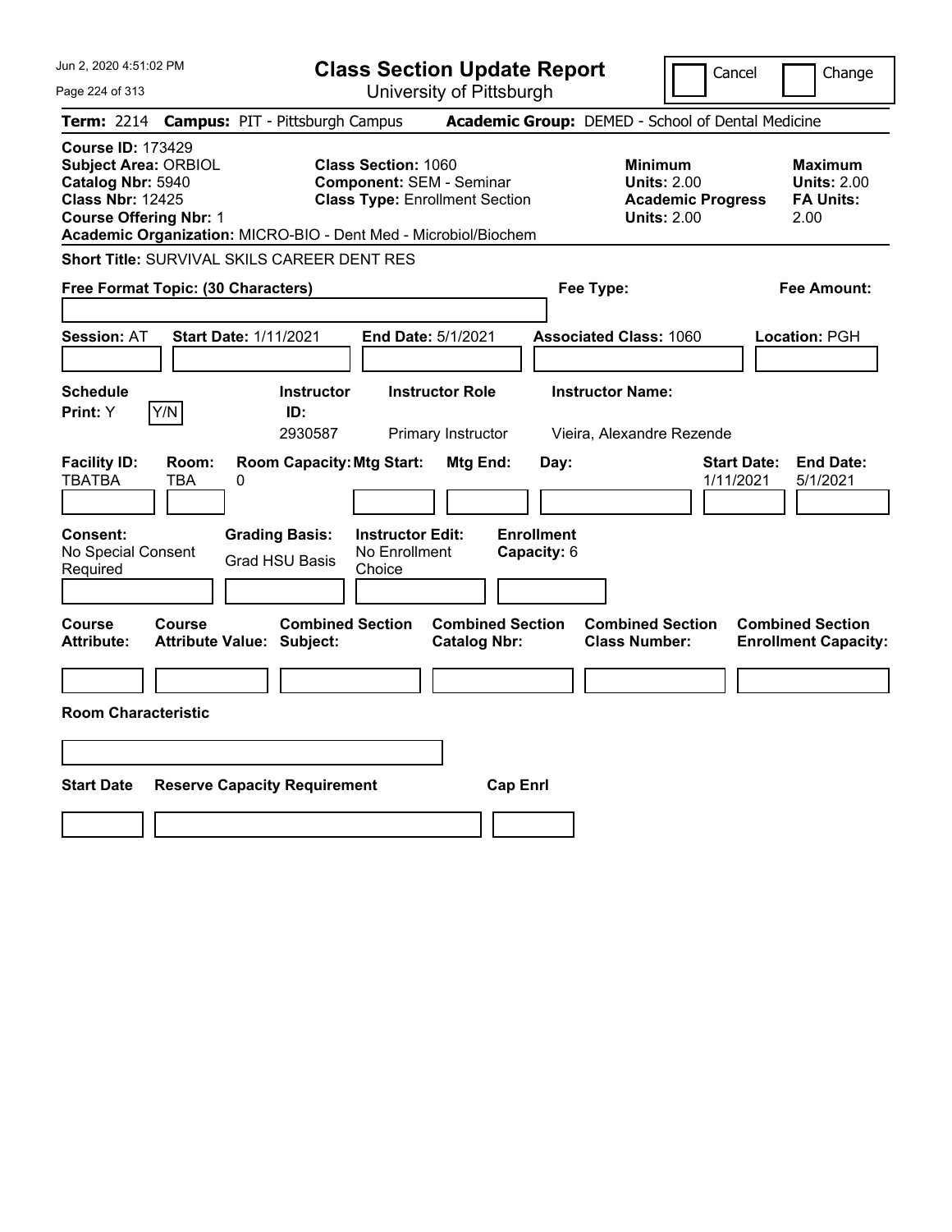# Class Section Update Report

University of Pittsburgh

Cancel | Change

**Term:** 2214 **Campus:** PIT - Pittsburgh Campus **Academic Group:** DEMED - School of Dental Medicine

**Course ID:** 173429
**Subject Area:** ORBIOL
**Catalog Nbr:** 5940
**Class Nbr:** 12425
**Course Offering Nbr:** 1

**Class Section:** 1060
**Component:** SEM - Seminar
**Class Type:** Enrollment Section

| | Minimum | Maximum |
|---|---|---|
| Units: | 2.00 | 2.00 |
| Academic Progress Units: | 2.00 | |
| FA Units: | | 2.00 |

**Academic Organization:** MICRO-BIO - Dent Med - Microbiol/Biochem

**Short Title:** SURVIVAL SKILS CAREER DENT RES

**Free Format Topic: (30 Characters)**

**Fee Type:**

**Fee Amount:**

**Session:** AT **Start Date:** 1/11/2021 **End Date:** 5/1/2021 **Associated Class:** 1060 **Location:** PGH

**Schedule Print:** Y [Y/N]

| Instructor ID | Instructor Role | Instructor Name |
|---|---|---|
| 2930587 | Primary Instructor | Vieira, Alexandre Rezende |

| Facility ID | Room | Room Capacity | Mtg Start | Mtg End | Day | Start Date | End Date |
|---|---|---|---|---|---|---|---|
| TBATBA | TBA | 0 | | | | 1/11/2021 | 5/1/2021 |

**Consent:** No Special Consent Required
**Grading Basis:** Grad HSU Basis
**Instructor Edit:** No Enrollment Choice
**Enrollment Capacity:** 6

| Course Attribute | Course Attribute Value | Combined Section Subject | Combined Section Catalog Nbr | Combined Section Class Number | Combined Section Enrollment Capacity |
|---|---|---|---|---|---|
| | | | | | |

**Room Characteristic**

| Start Date | Reserve Capacity Requirement | Cap Enrl |
|---|---|---|
| | | |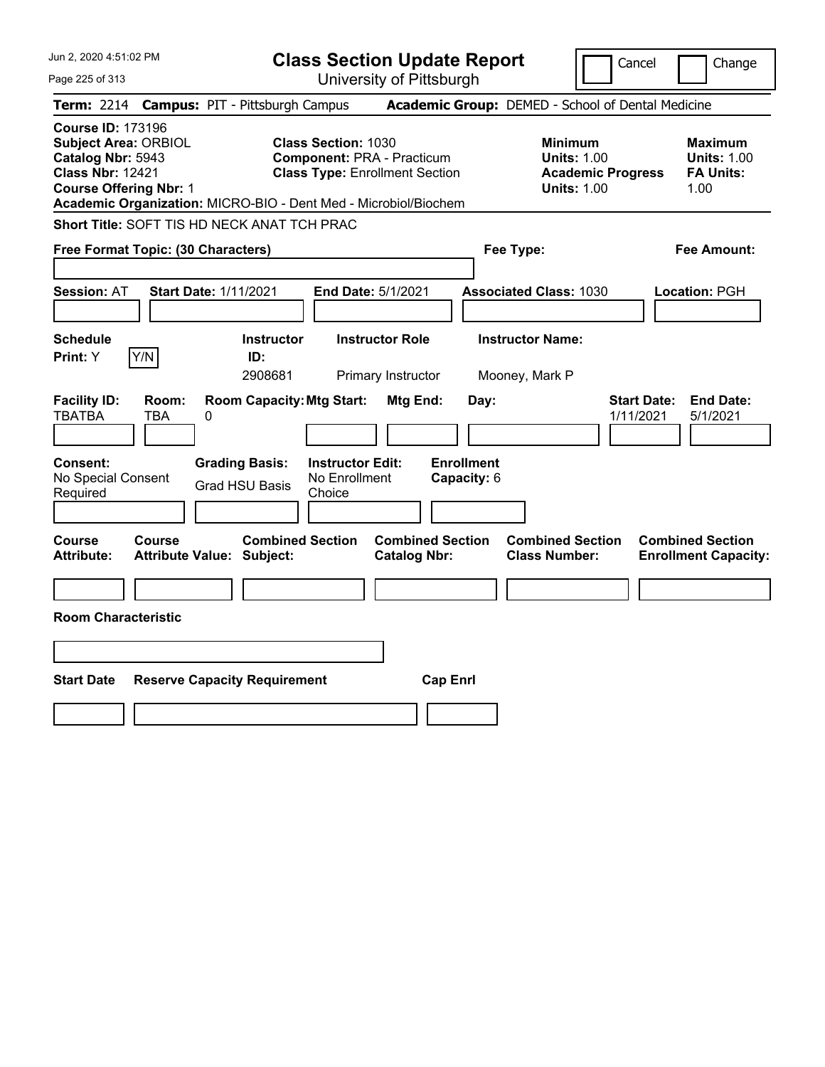# Class Section Update Report

University of Pittsburgh

Jun 2, 2020 4:51:02 PM

Cancel | Change

**Term:** 2214 **Campus:** PIT - Pittsburgh Campus **Academic Group:** DEMED - School of Dental Medicine

**Course ID:** 173196
**Subject Area:** ORBIOL
**Catalog Nbr:** 5943
**Class Nbr:** 12421
**Course Offering Nbr:** 1

**Class Section:** 1030
**Component:** PRA - Practicum
**Class Type:** Enrollment Section

| | Minimum | Maximum |
|---|---|---|
| Units | 1.00 | 1.00 |
| Academic Progress Units | 1.00 | |
| FA Units | | 1.00 |

**Academic Organization:** MICRO-BIO - Dent Med - Microbiol/Biochem

**Short Title:** SOFT TIS HD NECK ANAT TCH PRAC

**Free Format Topic: (30 Characters)**

**Fee Type:**

**Fee Amount:**

**Session:** AT **Start Date:** 1/11/2021 **End Date:** 5/1/2021 **Associated Class:** 1030 **Location:** PGH

| Schedule Print | Y/N | Instructor ID | Instructor Role | Instructor Name |
|---|---|---|---|---|
| Y | | 2908681 | Primary Instructor | Mooney, Mark P |

| Facility ID | Room | Room Capacity | Mtg Start | Mtg End | Day | Start Date | End Date |
|---|---|---|---|---|---|---|---|
| TBATBA | TBA | 0 | | | | 1/11/2021 | 5/1/2021 |

**Consent:** No Special Consent Required
**Grading Basis:** Grad HSU Basis
**Instructor Edit:** No Enrollment Choice
**Enrollment Capacity:** 6

| Course Attribute | Course Attribute Value | Combined Section Subject | Combined Section Catalog Nbr | Combined Section Class Number | Combined Section Enrollment Capacity |
|---|---|---|---|---|---|
| | | | | | |

**Room Characteristic**

| Start Date | Reserve Capacity Requirement | Cap Enrl |
|---|---|---|
| | | |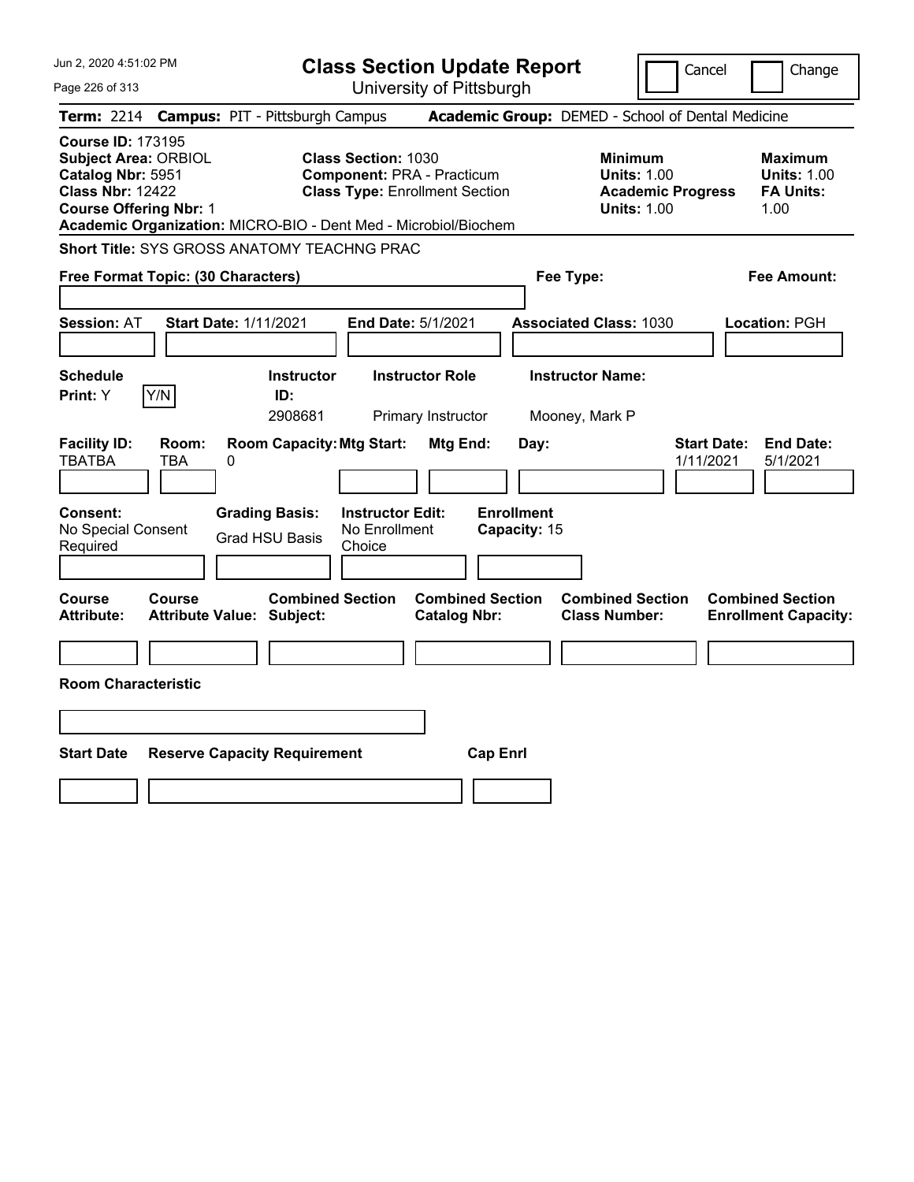Jun 2, 2020 4:51:02 PM

# Class Section Update Report

University of Pittsburgh

Cancel | Change

**Term:** 2214 **Campus:** PIT - Pittsburgh Campus **Academic Group:** DEMED - School of Dental Medicine

**Course ID:** 173195
**Subject Area:** ORBIOL
**Catalog Nbr:** 5951
**Class Nbr:** 12422
**Course Offering Nbr:** 1
**Academic Organization:** MICRO-BIO - Dent Med - Microbiol/Biochem

**Class Section:** 1030
**Component:** PRA - Practicum
**Class Type:** Enrollment Section

**Minimum**
**Units:** 1.00
**Academic Progress Units:** 1.00

**Maximum**
**Units:** 1.00
**FA Units:** 1.00

**Short Title:** SYS GROSS ANATOMY TEACHNG PRAC

**Free Format Topic: (30 Characters)**

**Fee Type:**

**Fee Amount:**

**Session:** AT **Start Date:** 1/11/2021 **End Date:** 5/1/2021 **Associated Class:** 1030 **Location:** PGH

| Schedule Print | | Instructor ID | Instructor Role | Instructor Name |
|---|---|---|---|---|
| Y | Y/N | 2908681 | Primary Instructor | Mooney, Mark P |

| Facility ID | Room | Room Capacity | Mtg Start | Mtg End | Day | Start Date | End Date |
|---|---|---|---|---|---|---|---|
| TBATBA | TBA | 0 | | | | 1/11/2021 | 5/1/2021 |

| Consent | Grading Basis | Instructor Edit | Enrollment Capacity |
|---|---|---|---|
| No Special Consent Required | Grad HSU Basis | No Enrollment Choice | 15 |

| Course Attribute | Course Attribute Value | Combined Section Subject | Combined Section Catalog Nbr | Combined Section Class Number | Combined Section Enrollment Capacity |
|---|---|---|---|---|---|
| | | | | | |

**Room Characteristic**

| Start Date | Reserve Capacity Requirement | Cap Enrl |
|---|---|---|
| | | |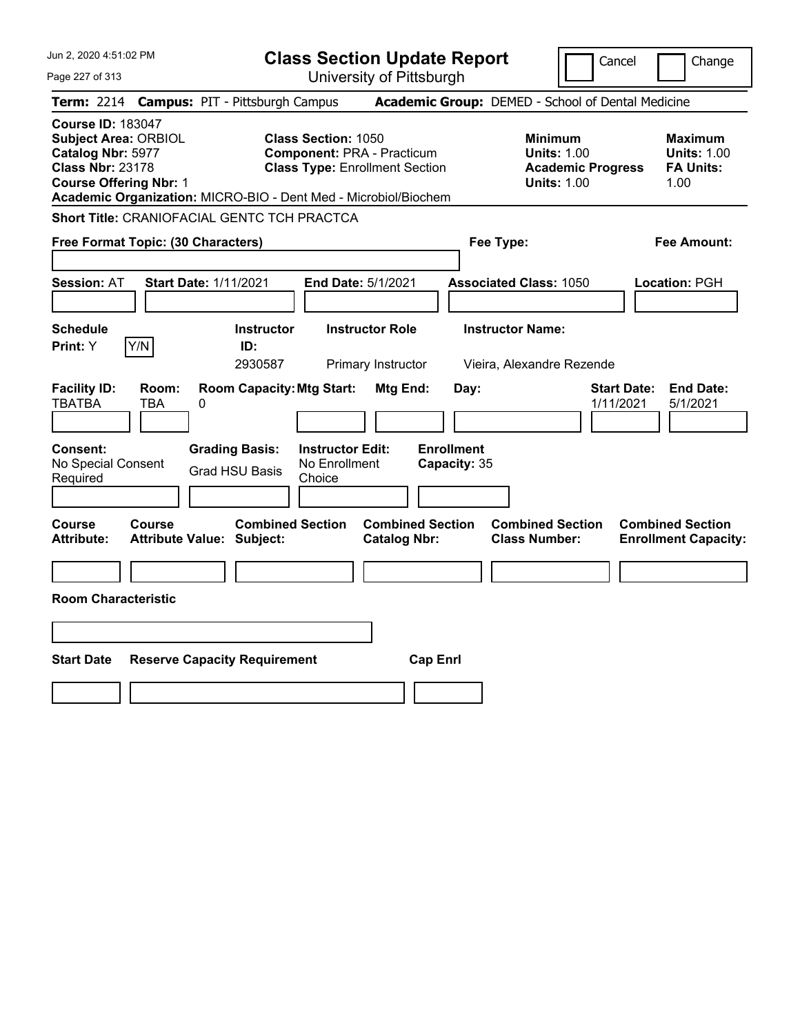# Class Section Update Report

University of Pittsburgh

Cancel | Change

**Term:** 2214 **Campus:** PIT - Pittsburgh Campus **Academic Group:** DEMED - School of Dental Medicine

**Course ID:** 183047
**Subject Area:** ORBIOL
**Catalog Nbr:** 5977
**Class Nbr:** 23178
**Course Offering Nbr:** 1
**Academic Organization:** MICRO-BIO - Dent Med - Microbiol/Biochem

**Class Section:** 1050
**Component:** PRA - Practicum
**Class Type:** Enrollment Section

**Minimum Units:** 1.00
**Academic Progress Units:** 1.00

**Maximum Units:** 1.00
**FA Units:** 1.00

**Short Title:** CRANIOFACIAL GENTC TCH PRACTCA

**Free Format Topic: (30 Characters)**

**Fee Type:**

**Fee Amount:**

**Session:** AT **Start Date:** 1/11/2021 **End Date:** 5/1/2021 **Associated Class:** 1050 **Location:** PGH

**Schedule Print:** Y [Y/N]

| Instructor ID | Instructor Role | Instructor Name |
|---|---|---|
| 2930587 | Primary Instructor | Vieira, Alexandre Rezende |

| Facility ID | Room | Room Capacity | Mtg Start | Mtg End | Day | Start Date | End Date |
|---|---|---|---|---|---|---|---|
| TBATBA | TBA | 0 | | | | 1/11/2021 | 5/1/2021 |

**Consent:** No Special Consent Required
**Grading Basis:** Grad HSU Basis
**Instructor Edit:** No Enrollment Choice
**Enrollment Capacity:** 35

| Course Attribute | Course Attribute Value | Combined Section Subject | Combined Section Catalog Nbr | Combined Section Class Number | Combined Section Enrollment Capacity |
|---|---|---|---|---|---|
| | | | | | |

**Room Characteristic**

| Start Date | Reserve Capacity Requirement | Cap Enrl |
|---|---|---|
| | | |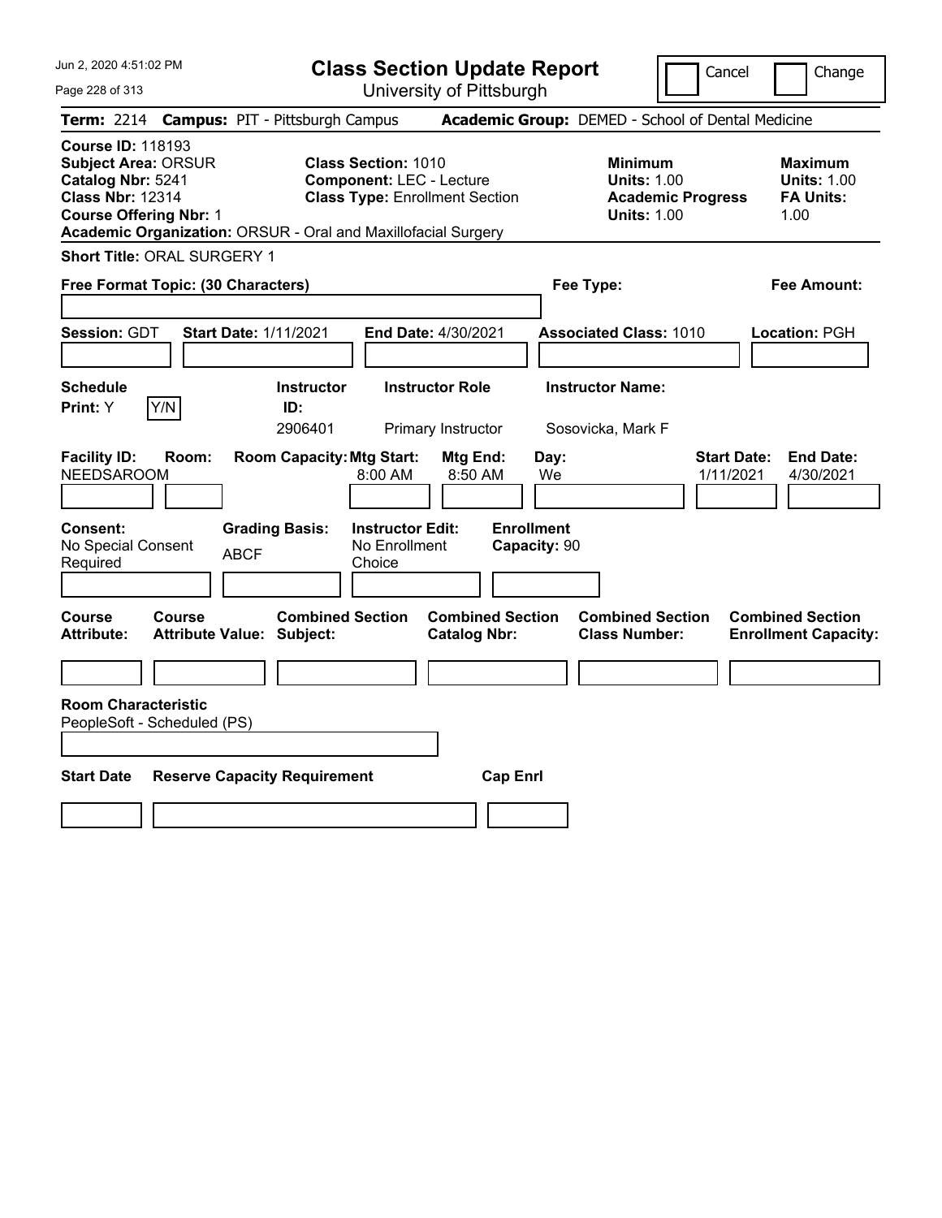# Class Section Update Report

University of Pittsburgh

Cancel | Change

**Term:** 2214 **Campus:** PIT - Pittsburgh Campus **Academic Group:** DEMED - School of Dental Medicine

**Course ID:** 118193
**Subject Area:** ORSUR
**Catalog Nbr:** 5241
**Class Nbr:** 12314
**Course Offering Nbr:** 1

**Class Section:** 1010
**Component:** LEC - Lecture
**Class Type:** Enrollment Section

**Minimum Units:** 1.00
**Academic Progress Units:** 1.00

**Maximum Units:** 1.00
**FA Units:** 1.00

**Academic Organization:** ORSUR - Oral and Maxillofacial Surgery

**Short Title:** ORAL SURGERY 1

**Free Format Topic: (30 Characters)**

**Fee Type:**

**Fee Amount:**

**Session:** GDT **Start Date:** 1/11/2021 **End Date:** 4/30/2021 **Associated Class:** 1010 **Location:** PGH

| Schedule Print | Instructor ID | Instructor Role | Instructor Name |
|---|---|---|---|
| Y (Y/N) | 2906401 | Primary Instructor | Sosovicka, Mark F |

| Facility ID | Room | Room Capacity | Mtg Start | Mtg End | Day | Start Date | End Date |
|---|---|---|---|---|---|---|---|
| NEEDSAROOM | | | 8:00 AM | 8:50 AM | We | 1/11/2021 | 4/30/2021 |

| Consent | Grading Basis | Instructor Edit | Enrollment Capacity |
|---|---|---|---|
| No Special Consent Required | ABCF | No Enrollment Choice | 90 |

| Course Attribute | Course Attribute Value | Combined Section Subject | Combined Section Catalog Nbr | Combined Section Class Number | Combined Section Enrollment Capacity |
|---|---|---|---|---|---|
| | | | | | |

**Room Characteristic**
PeopleSoft - Scheduled (PS)

| Start Date | Reserve Capacity Requirement | Cap Enrl |
|---|---|---|
| | | |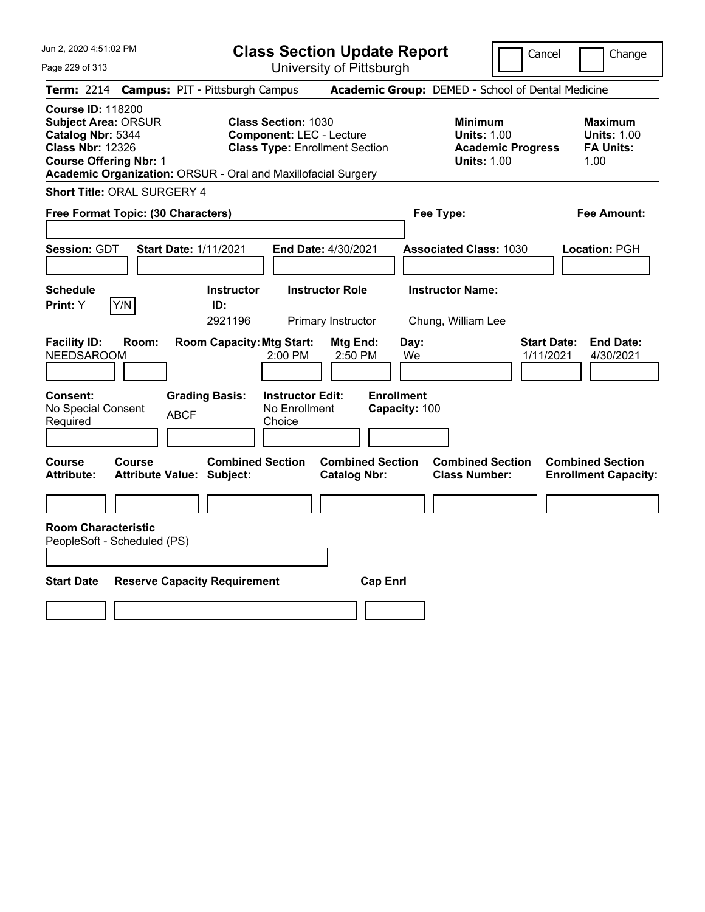Jun 2, 2020 4:51:02 PM

# Class Section Update Report

University of Pittsburgh

Cancel | Change

**Term:** 2214 **Campus:** PIT - Pittsburgh Campus **Academic Group:** DEMED - School of Dental Medicine

**Course ID:** 118200
**Subject Area:** ORSUR
**Catalog Nbr:** 5344
**Class Nbr:** 12326
**Course Offering Nbr:** 1
**Academic Organization:** ORSUR - Oral and Maxillofacial Surgery

**Class Section:** 1030
**Component:** LEC - Lecture
**Class Type:** Enrollment Section

**Minimum Units:** 1.00
**Academic Progress Units:** 1.00

**Maximum Units:** 1.00
**FA Units:** 1.00

**Short Title:** ORAL SURGERY 4

**Free Format Topic: (30 Characters)**

**Fee Type:**

**Fee Amount:**

**Session:** GDT **Start Date:** 1/11/2021 **End Date:** 4/30/2021 **Associated Class:** 1030 **Location:** PGH

| Schedule Print | Instructor ID | Instructor Role | Instructor Name |
|---|---|---|---|
| Y (Y/N) | 2921196 | Primary Instructor | Chung, William Lee |

| Facility ID | Room | Room Capacity | Mtg Start | Mtg End | Day | Start Date | End Date |
|---|---|---|---|---|---|---|---|
| NEEDSAROOM | | | 2:00 PM | 2:50 PM | We | 1/11/2021 | 4/30/2021 |

| Consent | Grading Basis | Instructor Edit | Enrollment Capacity |
|---|---|---|---|
| No Special Consent Required | ABCF | No Enrollment Choice | 100 |

| Course Attribute | Course Attribute Value | Combined Section Subject | Combined Section Catalog Nbr | Combined Section Class Number | Combined Section Enrollment Capacity |
|---|---|---|---|---|---|
| | | | | | |

**Room Characteristic**
PeopleSoft - Scheduled (PS)

| Start Date | Reserve Capacity Requirement | Cap Enrl |
|---|---|---|
| | | |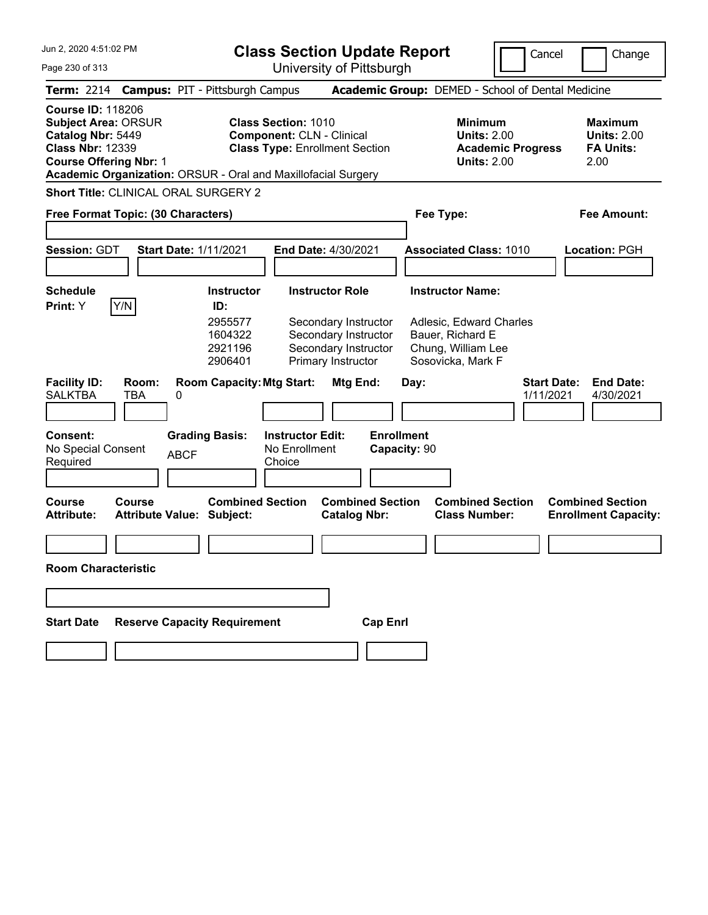# Class Section Update Report

University of Pittsburgh

Cancel | Change

**Term:** 2214 **Campus:** PIT - Pittsburgh Campus **Academic Group:** DEMED - School of Dental Medicine

**Course ID:** 118206
**Subject Area:** ORSUR
**Catalog Nbr:** 5449
**Class Nbr:** 12339
**Course Offering Nbr:** 1
**Academic Organization:** ORSUR - Oral and Maxillofacial Surgery

**Class Section:** 1010
**Component:** CLN - Clinical
**Class Type:** Enrollment Section

**Minimum**
**Units:** 2.00
**Academic Progress Units:** 2.00

**Maximum**
**Units:** 2.00
**FA Units:** 2.00

**Short Title:** CLINICAL ORAL SURGERY 2

**Free Format Topic: (30 Characters)**

**Fee Type:**

**Fee Amount:**

**Session:** GDT **Start Date:** 1/11/2021 **End Date:** 4/30/2021 **Associated Class:** 1010 **Location:** PGH

**Schedule Print:** Y Y/N

| Instructor ID: | Instructor Role | Instructor Name: |
|---|---|---|
| 2955577 | Secondary Instructor | Adlesic, Edward Charles |
| 1604322 | Secondary Instructor | Bauer, Richard E |
| 2921196 | Secondary Instructor | Chung, William Lee |
| 2906401 | Primary Instructor | Sosovicka, Mark F |

| Facility ID: | Room: | Room Capacity: | Mtg Start: | Mtg End: | Day: | Start Date: | End Date: |
|---|---|---|---|---|---|---|---|
| SALKTBA | TBA | 0 | | | | 1/11/2021 | 4/30/2021 |

**Consent:** No Special Consent Required
**Grading Basis:** ABCF
**Instructor Edit:** No Enrollment Choice
**Enrollment Capacity:** 90

| Course Attribute: | Course Attribute Value: | Combined Section Subject: | Combined Section Catalog Nbr: | Combined Section Class Number: | Combined Section Enrollment Capacity: |
|---|---|---|---|---|---|
| | | | | | |

**Room Characteristic**

| Start Date | Reserve Capacity Requirement | Cap Enrl |
|---|---|---|
| | | |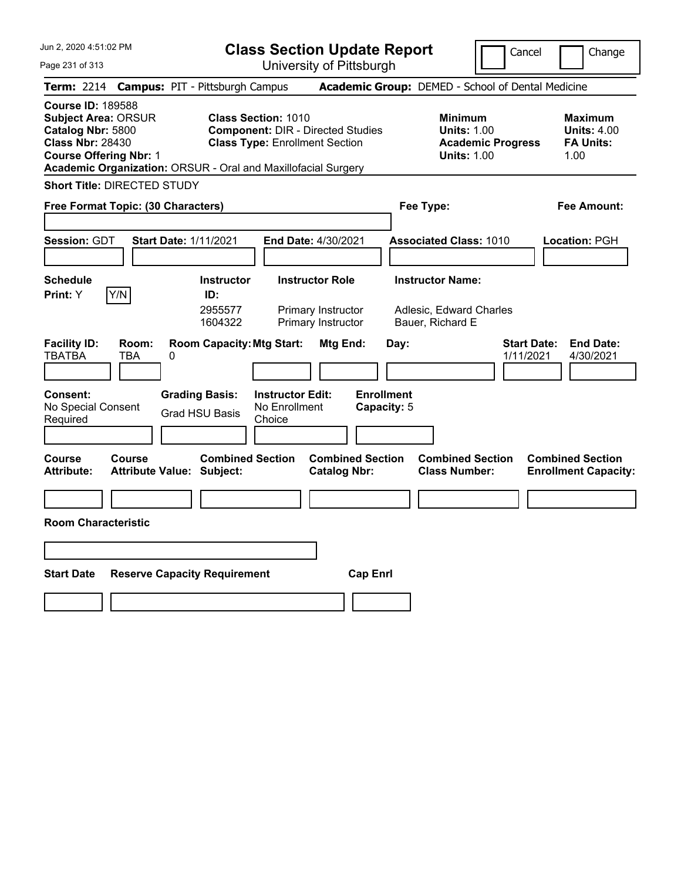# Class Section Update Report

University of Pittsburgh

Cancel | Change

**Term:** 2214 **Campus:** PIT - Pittsburgh Campus **Academic Group:** DEMED - School of Dental Medicine

**Course ID:** 189588
**Subject Area:** ORSUR
**Catalog Nbr:** 5800
**Class Nbr:** 28430
**Course Offering Nbr:** 1
**Academic Organization:** ORSUR - Oral and Maxillofacial Surgery

**Class Section:** 1010
**Component:** DIR - Directed Studies
**Class Type:** Enrollment Section

**Minimum Units:** 1.00
**Academic Progress Units:** 1.00

**Maximum Units:** 4.00
**FA Units:** 1.00

**Short Title:** DIRECTED STUDY

**Free Format Topic: (30 Characters)**

**Fee Type:**

**Fee Amount:**

**Session:** GDT **Start Date:** 1/11/2021 **End Date:** 4/30/2021 **Associated Class:** 1010 **Location:** PGH

**Schedule Print:** Y Y/N

| Instructor ID: | Instructor Role | Instructor Name: |
|---|---|---|
| 2955577 | Primary Instructor | Adlesic, Edward Charles |
| 1604322 | Primary Instructor | Bauer, Richard E |

| Facility ID: | Room: | Room Capacity: | Mtg Start: | Mtg End: | Day: | Start Date: | End Date: |
|---|---|---|---|---|---|---|---|
| TBATBA | TBA | 0 | | | | 1/11/2021 | 4/30/2021 |

**Consent:** No Special Consent Required
**Grading Basis:** Grad HSU Basis
**Instructor Edit:** No Enrollment Choice
**Enrollment Capacity:** 5

| Course Attribute: | Course Attribute Value: | Combined Section Subject: | Combined Section Catalog Nbr: | Combined Section Class Number: | Combined Section Enrollment Capacity: |
|---|---|---|---|---|---|
| | | | | | |

**Room Characteristic**

| Start Date | Reserve Capacity Requirement | Cap Enrl |
|---|---|---|
| | | |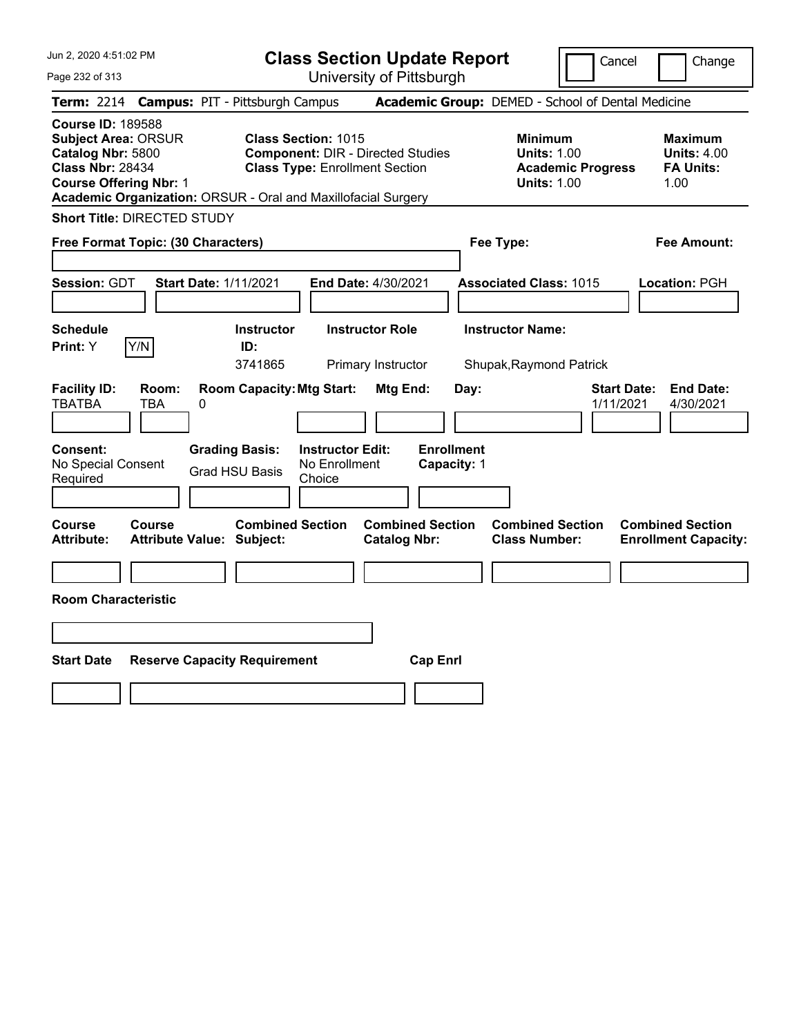Jun 2, 2020 4:51:02 PM

# Class Section Update Report

University of Pittsburgh

Cancel | Change

**Term:** 2214 **Campus:** PIT - Pittsburgh Campus **Academic Group:** DEMED - School of Dental Medicine

**Course ID:** 189588
**Subject Area:** ORSUR
**Catalog Nbr:** 5800
**Class Nbr:** 28434
**Course Offering Nbr:** 1
**Academic Organization:** ORSUR - Oral and Maxillofacial Surgery

**Class Section:** 1015
**Component:** DIR - Directed Studies
**Class Type:** Enrollment Section

**Minimum Units:** 1.00
**Academic Progress Units:** 1.00

**Maximum Units:** 4.00
**FA Units:** 1.00

**Short Title:** DIRECTED STUDY

**Free Format Topic: (30 Characters)**

**Fee Type:**

**Fee Amount:**

**Session:** GDT **Start Date:** 1/11/2021 **End Date:** 4/30/2021 **Associated Class:** 1015 **Location:** PGH

| Schedule Print: | Instructor ID: | Instructor Role | Instructor Name: |
|---|---|---|---|
| Y (Y/N) | 3741865 | Primary Instructor | Shupak,Raymond Patrick |

| Facility ID: | Room: | Room Capacity: | Mtg Start: | Mtg End: | Day: | Start Date: | End Date: |
|---|---|---|---|---|---|---|---|
| TBATBA | TBA | 0 | | | | 1/11/2021 | 4/30/2021 |

| Consent: | Grading Basis: | Instructor Edit: | Enrollment Capacity: |
|---|---|---|---|
| No Special Consent Required | Grad HSU Basis | No Enrollment Choice | 1 |

| Course Attribute: | Course Attribute Value: | Combined Section Subject: | Combined Section Catalog Nbr: | Combined Section Class Number: | Combined Section Enrollment Capacity: |
|---|---|---|---|---|---|
| | | | | | |

**Room Characteristic**

| Start Date | Reserve Capacity Requirement | Cap Enrl |
|---|---|---|
| | | |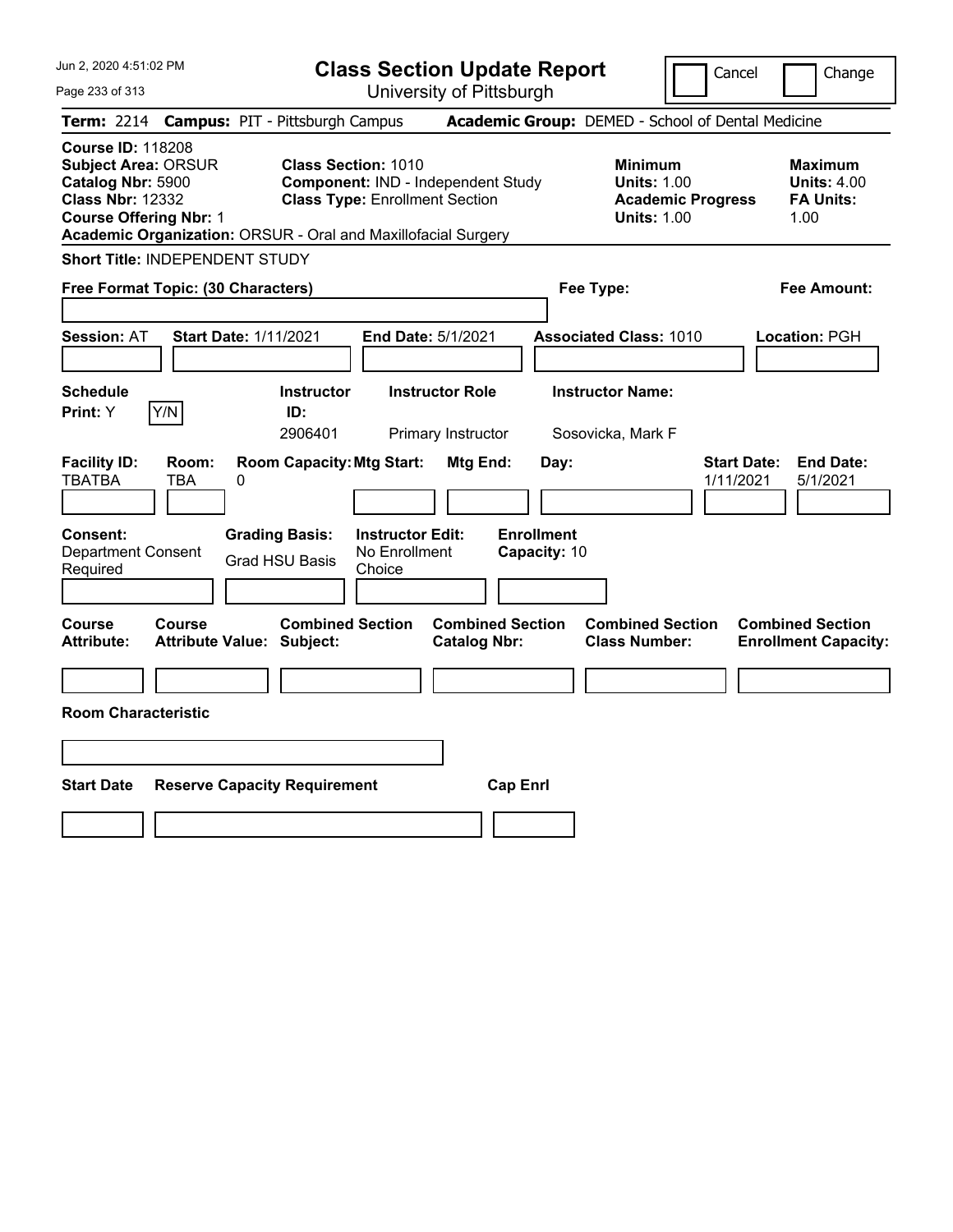# Class Section Update Report

University of Pittsburgh

Cancel | Change

**Term:** 2214 **Campus:** PIT - Pittsburgh Campus **Academic Group:** DEMED - School of Dental Medicine

**Course ID:** 118208
**Subject Area:** ORSUR
**Catalog Nbr:** 5900
**Class Nbr:** 12332
**Course Offering Nbr:** 1
**Academic Organization:** ORSUR - Oral and Maxillofacial Surgery

**Class Section:** 1010
**Component:** IND - Independent Study
**Class Type:** Enrollment Section

**Minimum Units:** 1.00
**Academic Progress Units:** 1.00

**Maximum Units:** 4.00
**FA Units:** 1.00

**Short Title:** INDEPENDENT STUDY

**Free Format Topic: (30 Characters)**

**Fee Type:**

**Fee Amount:**

**Session:** AT **Start Date:** 1/11/2021 **End Date:** 5/1/2021 **Associated Class:** 1010 **Location:** PGH

| Schedule Print | Instructor ID | Instructor Role | Instructor Name |
|---|---|---|---|
| Y (Y/N) | 2906401 | Primary Instructor | Sosovicka, Mark F |

| Facility ID | Room | Room Capacity | Mtg Start | Mtg End | Day | Start Date | End Date |
|---|---|---|---|---|---|---|---|
| TBATBA | TBA | 0 | | | | 1/11/2021 | 5/1/2021 |

**Consent:** Department Consent Required
**Grading Basis:** Grad HSU Basis
**Instructor Edit:** No Enrollment Choice
**Enrollment Capacity:** 10

| Course Attribute | Course Attribute Value | Combined Section Subject | Combined Section Catalog Nbr | Combined Section Class Number | Combined Section Enrollment Capacity |
|---|---|---|---|---|---|
| | | | | | |

**Room Characteristic**

| Start Date | Reserve Capacity Requirement | Cap Enrl |
|---|---|---|
| | | |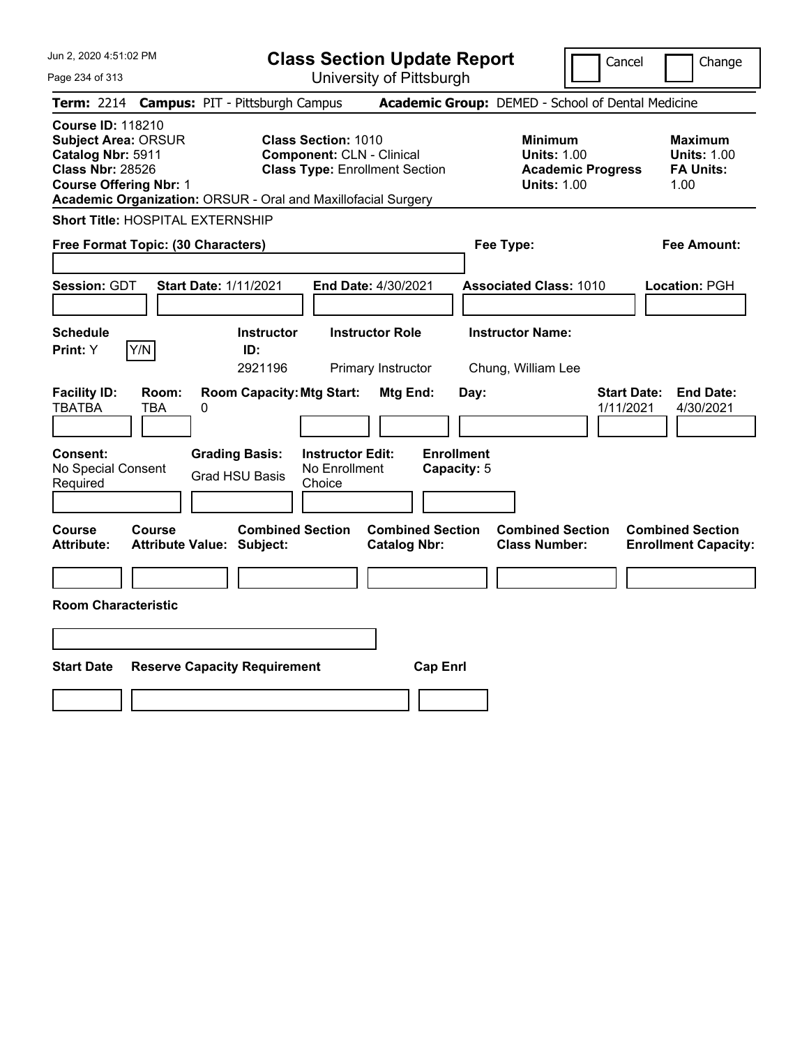# Class Section Update Report

University of Pittsburgh

Jun 2, 2020 4:51:02 PM

Cancel | Change

**Term:** 2214 **Campus:** PIT - Pittsburgh Campus **Academic Group:** DEMED - School of Dental Medicine

**Course ID:** 118210
**Subject Area:** ORSUR
**Catalog Nbr:** 5911
**Class Nbr:** 28526
**Course Offering Nbr:** 1
**Academic Organization:** ORSUR - Oral and Maxillofacial Surgery

**Class Section:** 1010
**Component:** CLN - Clinical
**Class Type:** Enrollment Section

| | Minimum | Maximum |
|---|---|---|
| Units | 1.00 | 1.00 |
| Academic Progress Units | 1.00 | |
| FA Units | | 1.00 |

**Short Title:** HOSPITAL EXTERNSHIP

**Free Format Topic: (30 Characters)**

**Fee Type:**

**Fee Amount:**

**Session:** GDT **Start Date:** 1/11/2021 **End Date:** 4/30/2021 **Associated Class:** 1010 **Location:** PGH

| Schedule Print | Instructor ID | Instructor Role | Instructor Name |
|---|---|---|---|
| Y (Y/N) | 2921196 | Primary Instructor | Chung, William Lee |

| Facility ID | Room | Room Capacity | Mtg Start | Mtg End | Day | Start Date | End Date |
|---|---|---|---|---|---|---|---|
| TBATBA | TBA | 0 | | | | 1/11/2021 | 4/30/2021 |

| Consent | Grading Basis | Instructor Edit | Enrollment Capacity |
|---|---|---|---|
| No Special Consent Required | Grad HSU Basis | No Enrollment Choice | 5 |

| Course Attribute | Course Attribute Value | Combined Section Subject | Combined Section Catalog Nbr | Combined Section Class Number | Combined Section Enrollment Capacity |
|---|---|---|---|---|---|
| | | | | | |

**Room Characteristic**

| Start Date | Reserve Capacity Requirement | Cap Enrl |
|---|---|---|
| | | |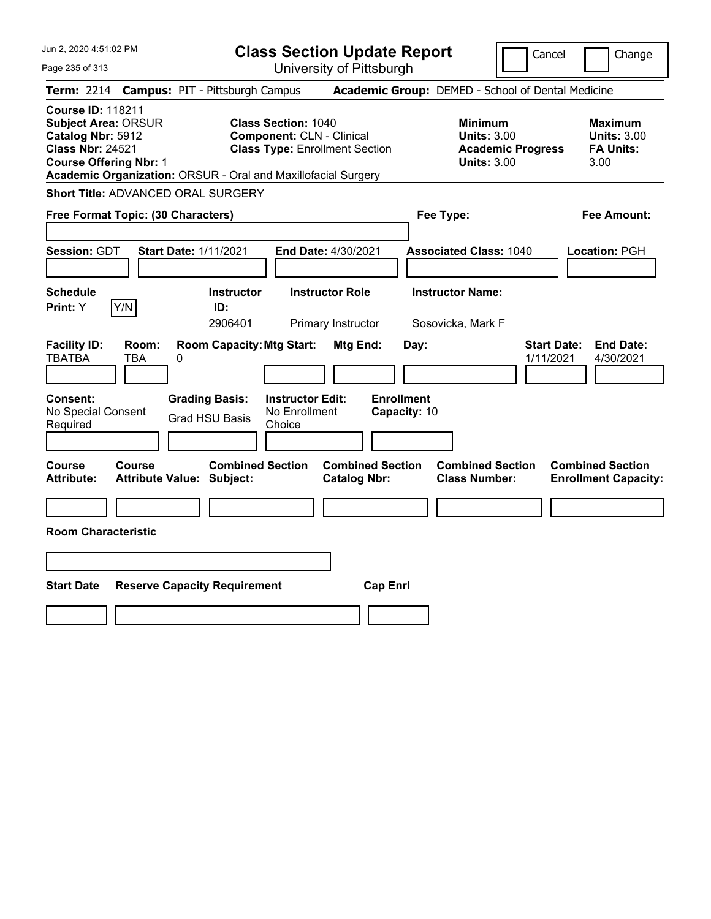# Class Section Update Report

University of Pittsburgh

Cancel | Change

Jun 2, 2020 4:51:02 PM

**Term:** 2214 **Campus:** PIT - Pittsburgh Campus **Academic Group:** DEMED - School of Dental Medicine

**Course ID:** 118211
**Subject Area:** ORSUR
**Catalog Nbr:** 5912
**Class Nbr:** 24521
**Course Offering Nbr:** 1
**Academic Organization:** ORSUR - Oral and Maxillofacial Surgery

**Class Section:** 1040
**Component:** CLN - Clinical
**Class Type:** Enrollment Section

**Minimum**
**Units:** 3.00
**Academic Progress Units:** 3.00

**Maximum**
**Units:** 3.00
**FA Units:** 3.00

**Short Title:** ADVANCED ORAL SURGERY

**Free Format Topic: (30 Characters)**

**Fee Type:**

**Fee Amount:**

**Session:** GDT **Start Date:** 1/11/2021 **End Date:** 4/30/2021 **Associated Class:** 1040 **Location:** PGH

| Schedule Print | Instructor ID | Instructor Role | Instructor Name |
|---|---|---|---|
| Y | 2906401 | Primary Instructor | Sosovicka, Mark F |

| Facility ID | Room | Room Capacity | Mtg Start | Mtg End | Day | Start Date | End Date |
|---|---|---|---|---|---|---|---|
| TBATBA | TBA | 0 | | | | 1/11/2021 | 4/30/2021 |

**Consent:** No Special Consent Required
**Grading Basis:** Grad HSU Basis
**Instructor Edit:** No Enrollment Choice
**Enrollment Capacity:** 10

| Course Attribute | Course Attribute Value | Combined Section Subject | Combined Section Catalog Nbr | Combined Section Class Number | Combined Section Enrollment Capacity |
|---|---|---|---|---|---|
| | | | | | |

**Room Characteristic**

| Start Date | Reserve Capacity Requirement | Cap Enrl |
|---|---|---|
| | | |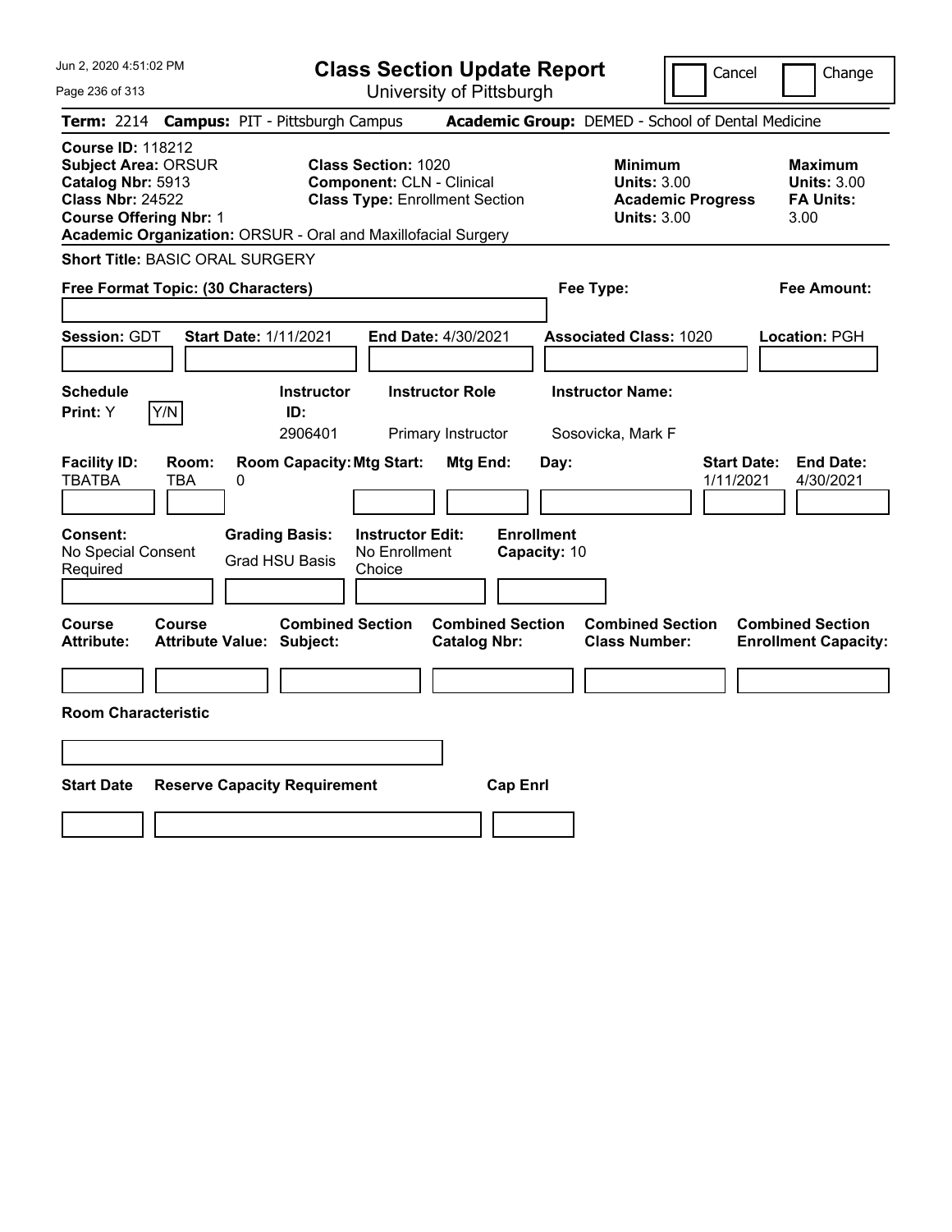# Class Section Update Report

University of Pittsburgh

Jun 2, 2020 4:51:02 PM

Cancel | Change

**Term:** 2214 **Campus:** PIT - Pittsburgh Campus **Academic Group:** DEMED - School of Dental Medicine

**Course ID:** 118212
**Subject Area:** ORSUR
**Catalog Nbr:** 5913
**Class Nbr:** 24522
**Course Offering Nbr:** 1
**Academic Organization:** ORSUR - Oral and Maxillofacial Surgery

**Class Section:** 1020
**Component:** CLN - Clinical
**Class Type:** Enrollment Section

**Minimum Units:** 3.00
**Academic Progress Units:** 3.00

**Maximum Units:** 3.00
**FA Units:** 3.00

**Short Title:** BASIC ORAL SURGERY

**Free Format Topic: (30 Characters)**

**Fee Type:**

**Fee Amount:**

**Session:** GDT **Start Date:** 1/11/2021 **End Date:** 4/30/2021 **Associated Class:** 1020 **Location:** PGH

| Schedule Print | | Instructor ID | Instructor Role | Instructor Name |
|---|---|---|---|---|
| Y | Y/N | 2906401 | Primary Instructor | Sosovicka, Mark F |

| Facility ID | Room | Room Capacity | Mtg Start | Mtg End | Day | Start Date | End Date |
|---|---|---|---|---|---|---|---|
| TBATBA | TBA | 0 | | | | 1/11/2021 | 4/30/2021 |

| Consent | Grading Basis | Instructor Edit | Enrollment Capacity |
|---|---|---|---|
| No Special Consent Required | Grad HSU Basis | No Enrollment Choice | 10 |

| Course Attribute | Course Attribute Value | Combined Section Subject | Combined Section Catalog Nbr | Combined Section Class Number | Combined Section Enrollment Capacity |
|---|---|---|---|---|---|
| | | | | | |

**Room Characteristic**

| Start Date | Reserve Capacity Requirement | Cap Enrl |
|---|---|---|
| | | |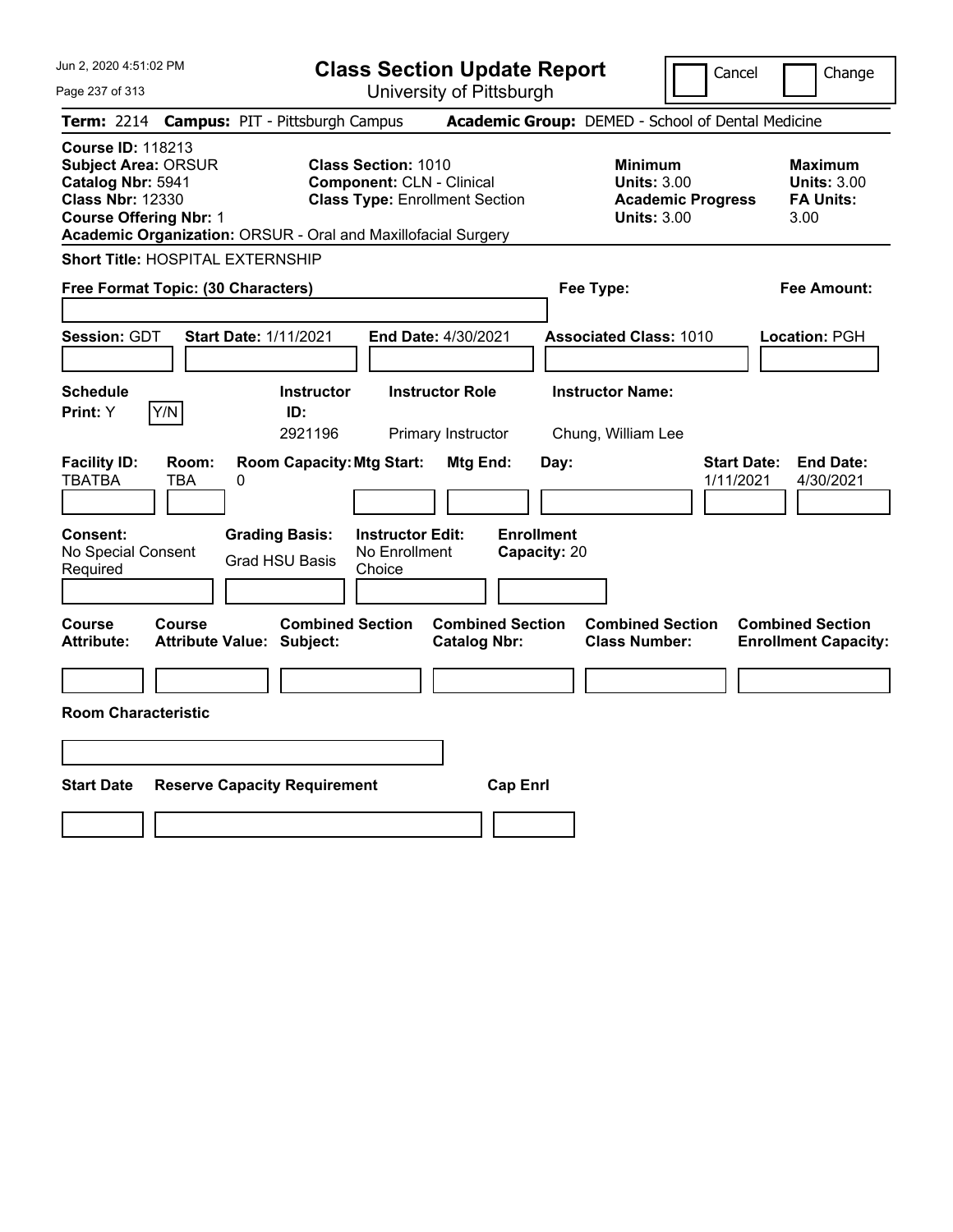# Class Section Update Report

University of Pittsburgh

Jun 2, 2020 4:51:02 PM

Cancel | Change

**Term:** 2214 **Campus:** PIT - Pittsburgh Campus **Academic Group:** DEMED - School of Dental Medicine

**Course ID:** 118213
**Subject Area:** ORSUR
**Catalog Nbr:** 5941
**Class Nbr:** 12330
**Course Offering Nbr:** 1
**Academic Organization:** ORSUR - Oral and Maxillofacial Surgery

**Class Section:** 1010
**Component:** CLN - Clinical
**Class Type:** Enrollment Section

**Minimum Units:** 3.00
**Academic Progress Units:** 3.00

**Maximum Units:** 3.00
**FA Units:** 3.00

**Short Title:** HOSPITAL EXTERNSHIP

**Free Format Topic: (30 Characters)**

**Fee Type:**

**Fee Amount:**

**Session:** GDT **Start Date:** 1/11/2021 **End Date:** 4/30/2021 **Associated Class:** 1010 **Location:** PGH

| Schedule Print | Instructor ID | Instructor Role | Instructor Name |
|---|---|---|---|
| Y | 2921196 | Primary Instructor | Chung, William Lee |

| Facility ID | Room | Room Capacity | Mtg Start | Mtg End | Day | Start Date | End Date |
|---|---|---|---|---|---|---|---|
| TBATBA | TBA | 0 | | | | 1/11/2021 | 4/30/2021 |

**Consent:** No Special Consent Required
**Grading Basis:** Grad HSU Basis
**Instructor Edit:** No Enrollment Choice
**Enrollment Capacity:** 20

| Course Attribute | Course Attribute Value | Combined Section Subject | Combined Section Catalog Nbr | Combined Section Class Number | Combined Section Enrollment Capacity |
|---|---|---|---|---|---|
| | | | | | |

**Room Characteristic**

| Start Date | Reserve Capacity Requirement | Cap Enrl |
|---|---|---|
| | | |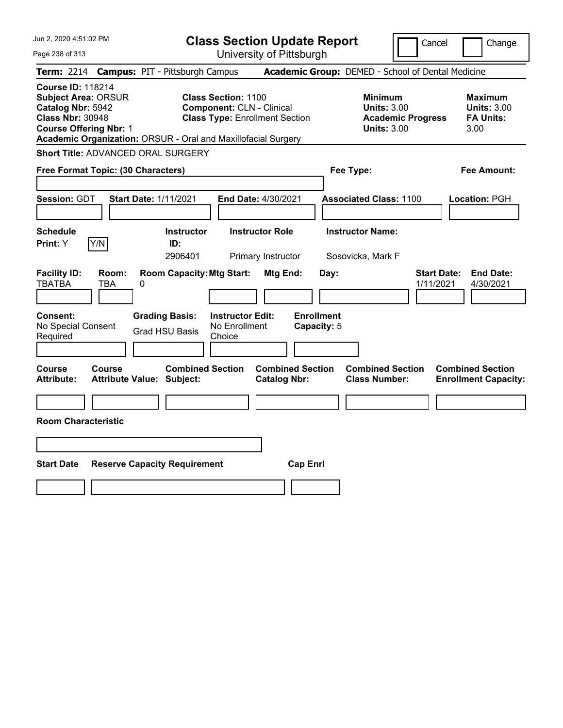# Class Section Update Report

University of Pittsburgh

Cancel | Change

**Term:** 2214 **Campus:** PIT - Pittsburgh Campus **Academic Group:** DEMED - School of Dental Medicine

**Course ID:** 118214
**Subject Area:** ORSUR
**Catalog Nbr:** 5942
**Class Nbr:** 30948
**Course Offering Nbr:** 1
**Academic Organization:** ORSUR - Oral and Maxillofacial Surgery

**Class Section:** 1100
**Component:** CLN - Clinical
**Class Type:** Enrollment Section

**Minimum Units:** 3.00
**Academic Progress Units:** 3.00

**Maximum Units:** 3.00
**FA Units:** 3.00

**Short Title:** ADVANCED ORAL SURGERY

**Free Format Topic: (30 Characters)**

**Fee Type:**

**Fee Amount:**

**Session:** GDT **Start Date:** 1/11/2021 **End Date:** 4/30/2021 **Associated Class:** 1100 **Location:** PGH

| Schedule Print | Instructor ID | Instructor Role | Instructor Name |
|---|---|---|---|
| Y | 2906401 | Primary Instructor | Sosovicka, Mark F |

| Facility ID | Room | Room Capacity | Mtg Start | Mtg End | Day | Start Date | End Date |
|---|---|---|---|---|---|---|---|
| TBATBA | TBA | 0 | | | | 1/11/2021 | 4/30/2021 |

**Consent:** No Special Consent Required
**Grading Basis:** Grad HSU Basis
**Instructor Edit:** No Enrollment Choice
**Enrollment Capacity:** 5

| Course Attribute | Course Attribute Value | Combined Section Subject | Combined Section Catalog Nbr | Combined Section Class Number | Combined Section Enrollment Capacity |
|---|---|---|---|---|---|
| | | | | | |

**Room Characteristic**

| Start Date | Reserve Capacity Requirement | Cap Enrl |
|---|---|---|
| | | |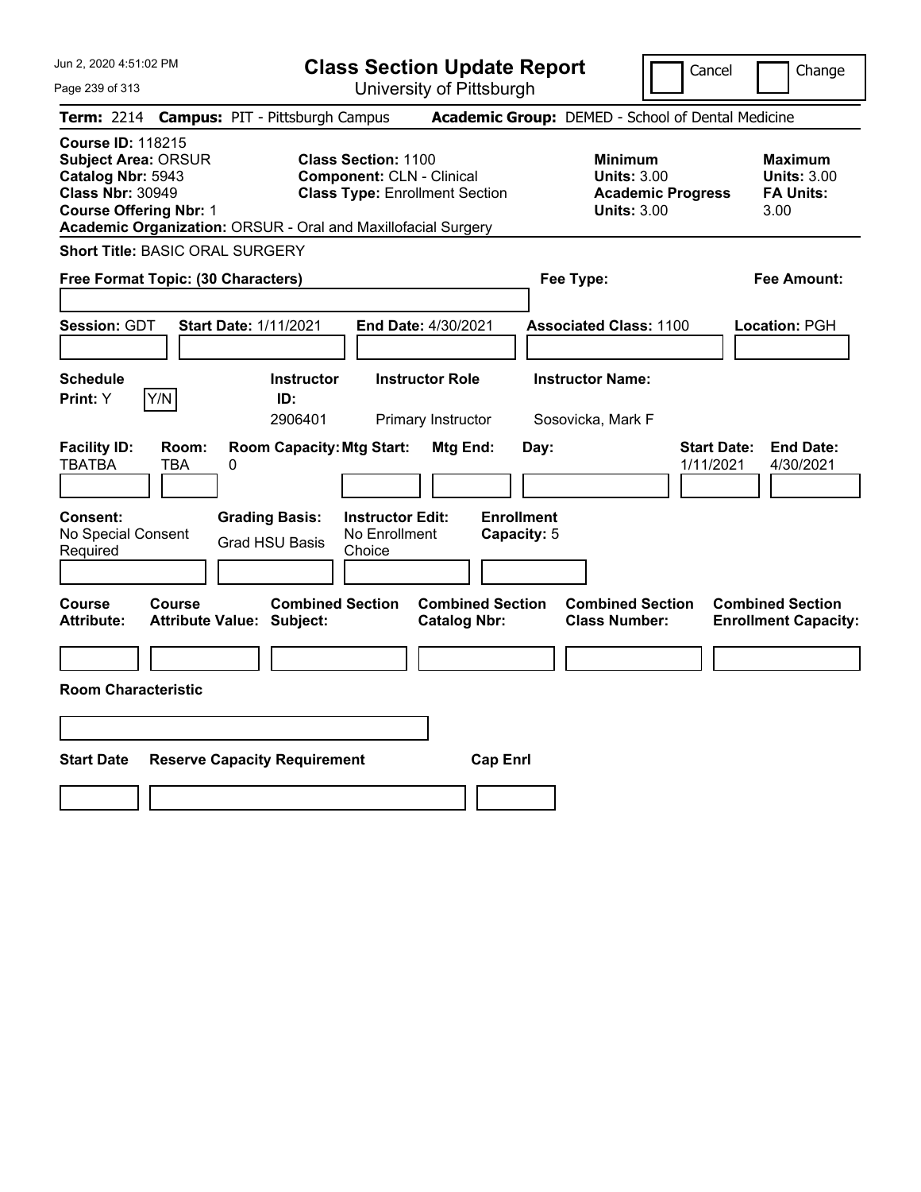# Class Section Update Report

University of Pittsburgh

Cancel | Change

**Term:** 2214 **Campus:** PIT - Pittsburgh Campus **Academic Group:** DEMED - School of Dental Medicine

**Course ID:** 118215
**Subject Area:** ORSUR
**Catalog Nbr:** 5943
**Class Nbr:** 30949
**Course Offering Nbr:** 1
**Academic Organization:** ORSUR - Oral and Maxillofacial Surgery

**Class Section:** 1100
**Component:** CLN - Clinical
**Class Type:** Enrollment Section

**Minimum**
**Units:** 3.00
**Academic Progress Units:** 3.00

**Maximum**
**Units:** 3.00
**FA Units:** 3.00

**Short Title:** BASIC ORAL SURGERY

**Free Format Topic: (30 Characters)**

**Fee Type:**

**Fee Amount:**

**Session:** GDT **Start Date:** 1/11/2021 **End Date:** 4/30/2021 **Associated Class:** 1100 **Location:** PGH

| Schedule Print: | Instructor ID: | Instructor Role | Instructor Name: |
|---|---|---|---|
| Y (Y/N) | 2906401 | Primary Instructor | Sosovicka, Mark F |

| Facility ID: | Room: | Room Capacity: | Mtg Start: | Mtg End: | Day: | Start Date: | End Date: |
|---|---|---|---|---|---|---|---|
| TBATBA | TBA | 0 | | | | 1/11/2021 | 4/30/2021 |

| Consent: | Grading Basis: | Instructor Edit: | Enrollment Capacity: |
|---|---|---|---|
| No Special Consent Required | Grad HSU Basis | No Enrollment Choice | 5 |

| Course Attribute: | Course Attribute Value: | Combined Section Subject: | Combined Section Catalog Nbr: | Combined Section Class Number: | Combined Section Enrollment Capacity: |
|---|---|---|---|---|---|
| | | | | | |

**Room Characteristic**

| Start Date | Reserve Capacity Requirement | Cap Enrl |
|---|---|---|
| | | |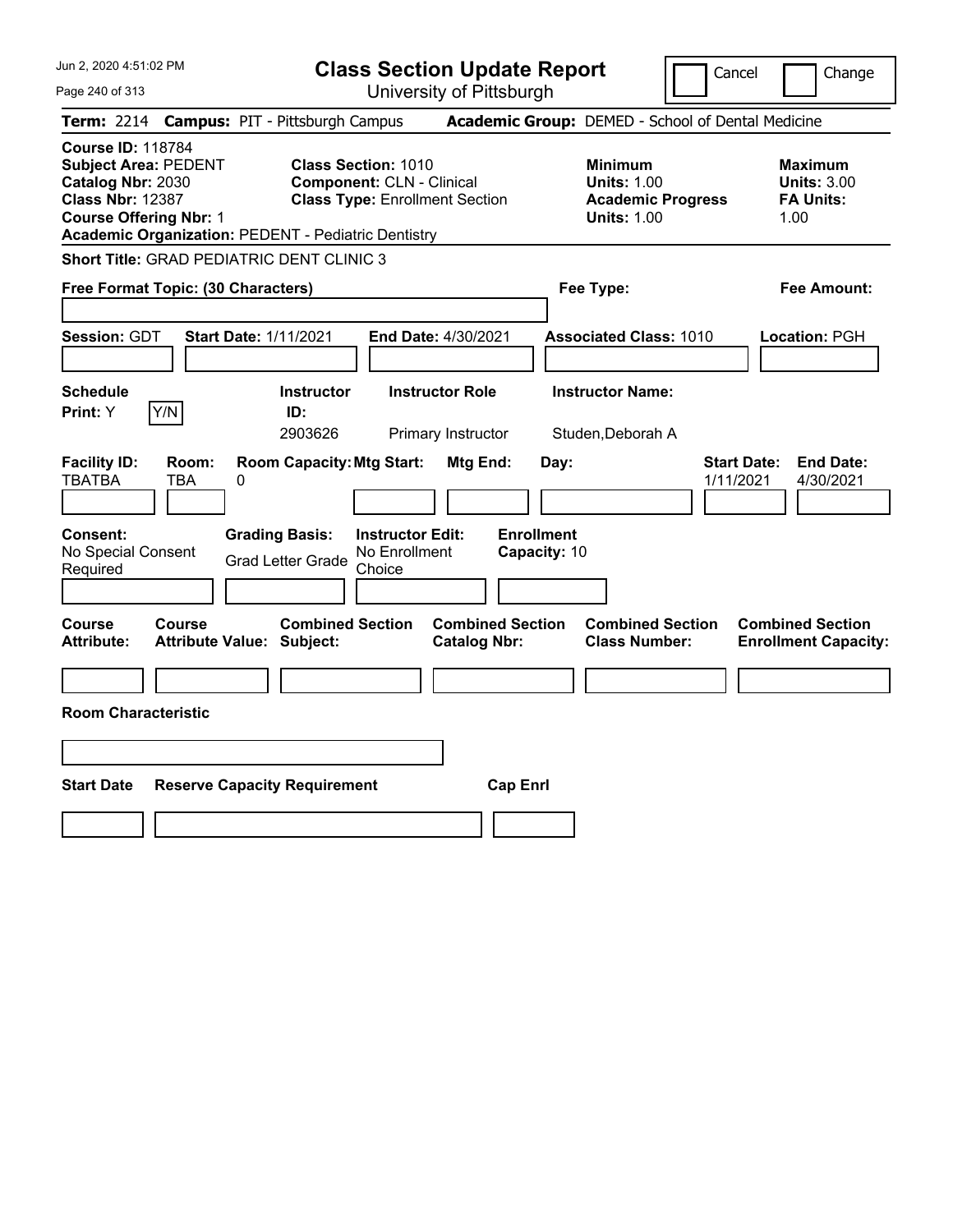# Class Section Update Report

University of Pittsburgh

Cancel | Change

**Term:** 2214 **Campus:** PIT - Pittsburgh Campus **Academic Group:** DEMED - School of Dental Medicine

**Course ID:** 118784
**Subject Area:** PEDENT
**Catalog Nbr:** 2030
**Class Nbr:** 12387
**Course Offering Nbr:** 1
**Academic Organization:** PEDENT - Pediatric Dentistry

**Class Section:** 1010
**Component:** CLN - Clinical
**Class Type:** Enrollment Section

**Minimum Units:** 1.00
**Academic Progress Units:** 1.00

**Maximum Units:** 3.00
**FA Units:** 1.00

**Short Title:** GRAD PEDIATRIC DENT CLINIC 3

**Free Format Topic: (30 Characters)**

**Fee Type:**

**Fee Amount:**

**Session:** GDT **Start Date:** 1/11/2021 **End Date:** 4/30/2021 **Associated Class:** 1010 **Location:** PGH

| Schedule Print: | Instructor ID: | Instructor Role | Instructor Name: |
|---|---|---|---|
| Y [Y/N] | 2903626 | Primary Instructor | Studen,Deborah A |

| Facility ID: | Room: | Room Capacity: | Mtg Start: | Mtg End: | Day: | Start Date: | End Date: |
|---|---|---|---|---|---|---|---|
| TBATBA | TBA | 0 | | | | 1/11/2021 | 4/30/2021 |

| Consent: | Grading Basis: | Instructor Edit: | Enrollment Capacity: |
|---|---|---|---|
| No Special Consent Required | Grad Letter Grade | No Enrollment Choice | 10 |

| Course Attribute: | Course Attribute Value: | Combined Section Subject: | Combined Section Catalog Nbr: | Combined Section Class Number: | Combined Section Enrollment Capacity: |
|---|---|---|---|---|---|
| | | | | | |

**Room Characteristic**

| Start Date | Reserve Capacity Requirement | Cap Enrl |
|---|---|---|
| | | |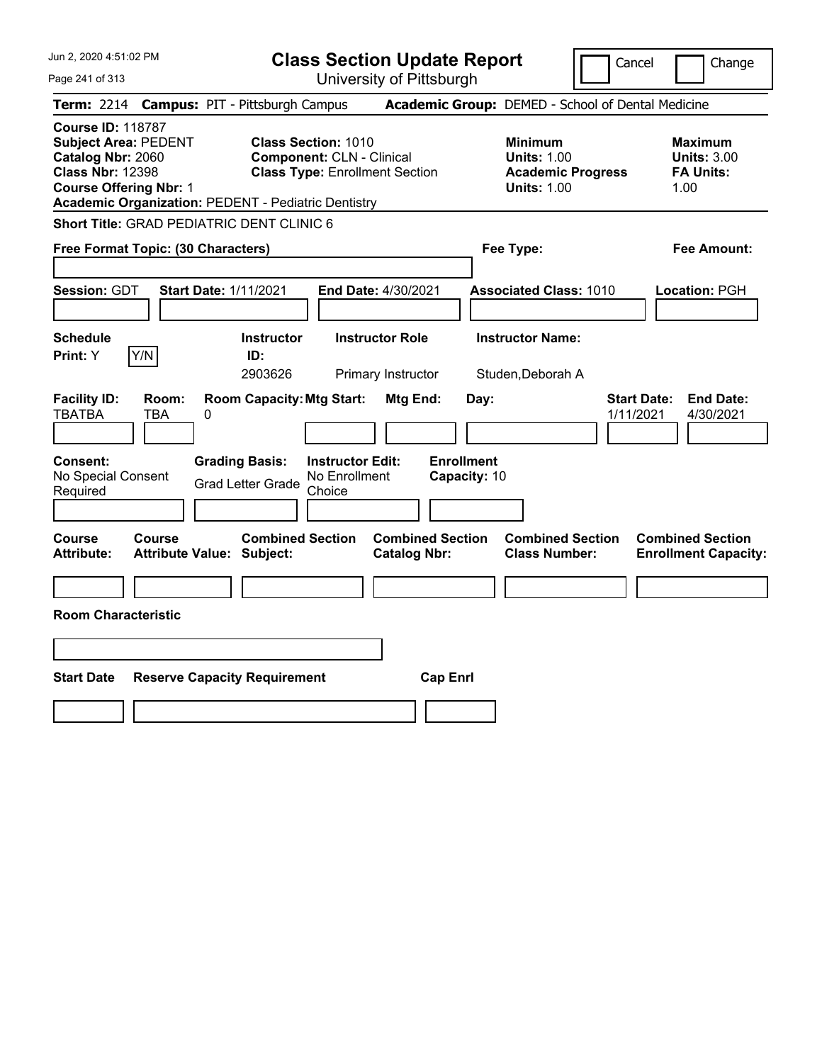Jun 2, 2020 4:51:02 PM

# Class Section Update Report

University of Pittsburgh

Cancel | Change

**Term:** 2214 **Campus:** PIT - Pittsburgh Campus **Academic Group:** DEMED - School of Dental Medicine

**Course ID:** 118787
**Subject Area:** PEDENT
**Catalog Nbr:** 2060
**Class Nbr:** 12398
**Course Offering Nbr:** 1
**Academic Organization:** PEDENT - Pediatric Dentistry

**Class Section:** 1010
**Component:** CLN - Clinical
**Class Type:** Enrollment Section

**Minimum Units:** 1.00
**Academic Progress Units:** 1.00

**Maximum Units:** 3.00
**FA Units:** 1.00

**Short Title:** GRAD PEDIATRIC DENT CLINIC 6

**Free Format Topic: (30 Characters)**

**Fee Type:**

**Fee Amount:**

**Session:** GDT **Start Date:** 1/11/2021 **End Date:** 4/30/2021 **Associated Class:** 1010 **Location:** PGH

| Schedule Print | Instructor ID | Instructor Role | Instructor Name |
|---|---|---|---|
| Y (Y/N) | 2903626 | Primary Instructor | Studen,Deborah A |

| Facility ID | Room | Room Capacity | Mtg Start | Mtg End | Day | Start Date | End Date |
|---|---|---|---|---|---|---|---|
| TBATBA | TBA | 0 | | | | 1/11/2021 | 4/30/2021 |

**Consent:** No Special Consent Required
**Grading Basis:** Grad Letter Grade
**Instructor Edit:** No Enrollment Choice
**Enrollment Capacity:** 10

| Course Attribute | Course Attribute Value | Combined Section Subject | Combined Section Catalog Nbr | Combined Section Class Number | Combined Section Enrollment Capacity |
|---|---|---|---|---|---|
| | | | | | |

**Room Characteristic**

| Start Date | Reserve Capacity Requirement | Cap Enrl |
|---|---|---|
| | | |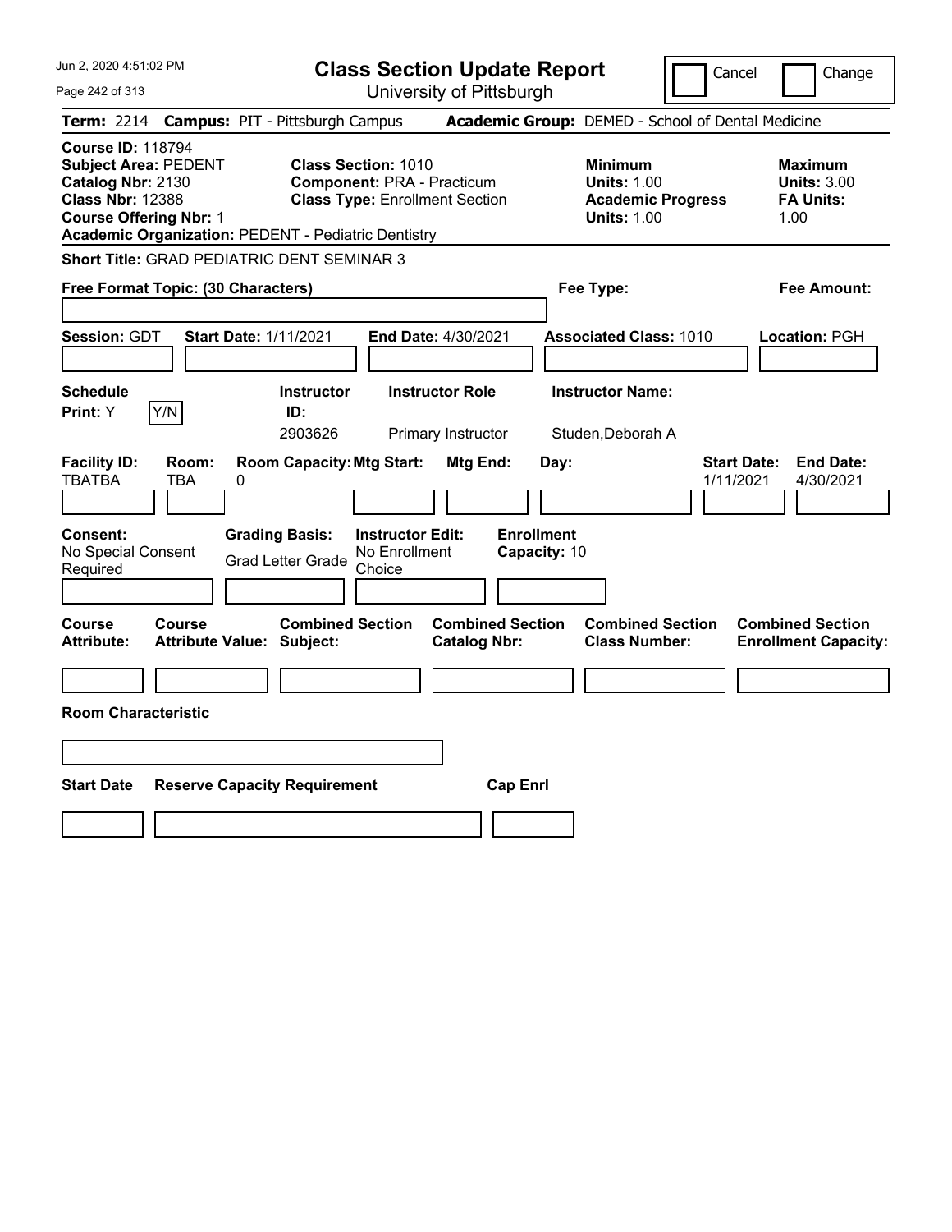# Class Section Update Report

University of Pittsburgh

Jun 2, 2020 4:51:02 PM

Cancel | Change

**Term:** 2214 **Campus:** PIT - Pittsburgh Campus **Academic Group:** DEMED - School of Dental Medicine

**Course ID:** 118794
**Subject Area:** PEDENT
**Catalog Nbr:** 2130
**Class Nbr:** 12388
**Course Offering Nbr:** 1
**Academic Organization:** PEDENT - Pediatric Dentistry

**Class Section:** 1010
**Component:** PRA - Practicum
**Class Type:** Enrollment Section

**Minimum Units:** 1.00
**Academic Progress Units:** 1.00

**Maximum Units:** 3.00
**FA Units:** 1.00

**Short Title:** GRAD PEDIATRIC DENT SEMINAR 3

**Free Format Topic: (30 Characters)**

**Fee Type:**

**Fee Amount:**

**Session:** GDT **Start Date:** 1/11/2021 **End Date:** 4/30/2021 **Associated Class:** 1010 **Location:** PGH

| Schedule Print | Instructor ID | Instructor Role | Instructor Name |
|---|---|---|---|
| Y (Y/N) | 2903626 | Primary Instructor | Studen,Deborah A |

| Facility ID | Room | Room Capacity | Mtg Start | Mtg End | Day | Start Date | End Date |
|---|---|---|---|---|---|---|---|
| TBATBA | TBA | 0 | | | | 1/11/2021 | 4/30/2021 |

| Consent | Grading Basis | Instructor Edit | Enrollment Capacity |
|---|---|---|---|
| No Special Consent Required | Grad Letter Grade | No Enrollment Choice | 10 |

| Course Attribute | Course Attribute Value | Combined Section Subject | Combined Section Catalog Nbr | Combined Section Class Number | Combined Section Enrollment Capacity |
|---|---|---|---|---|---|
| | | | | | |

**Room Characteristic**

| Start Date | Reserve Capacity Requirement | Cap Enrl |
|---|---|---|
| | | |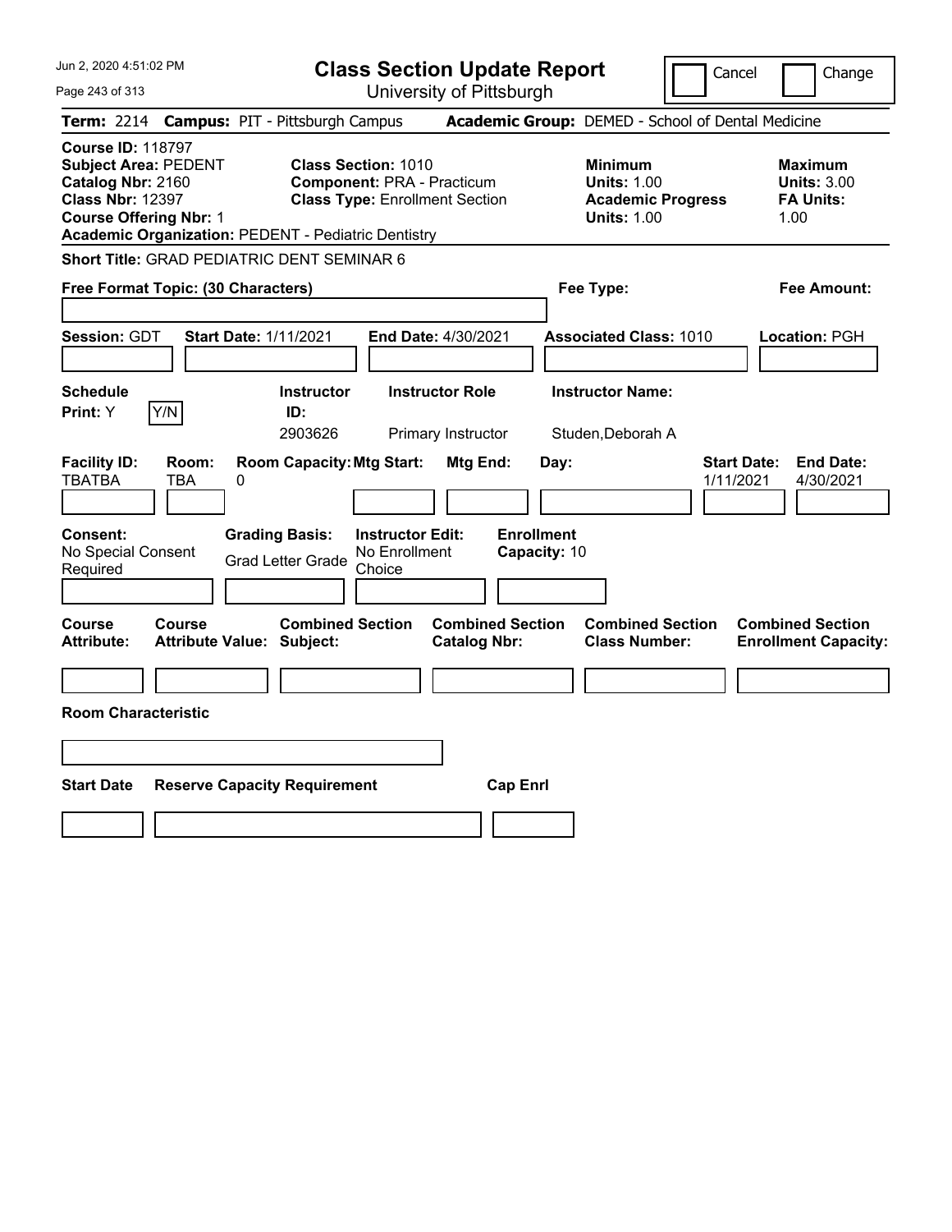# Class Section Update Report

University of Pittsburgh

Cancel | Change

**Term:** 2214 **Campus:** PIT - Pittsburgh Campus **Academic Group:** DEMED - School of Dental Medicine

**Course ID:** 118797
**Subject Area:** PEDENT
**Catalog Nbr:** 2160
**Class Nbr:** 12397
**Course Offering Nbr:** 1
**Academic Organization:** PEDENT - Pediatric Dentistry

**Class Section:** 1010
**Component:** PRA - Practicum
**Class Type:** Enrollment Section

**Minimum**
**Units:** 1.00
**Academic Progress Units:** 1.00

**Maximum**
**Units:** 3.00
**FA Units:** 1.00

**Short Title:** GRAD PEDIATRIC DENT SEMINAR 6

**Free Format Topic: (30 Characters)**

**Fee Type:**

**Fee Amount:**

**Session:** GDT **Start Date:** 1/11/2021 **End Date:** 4/30/2021 **Associated Class:** 1010 **Location:** PGH

| Schedule Print: | | Instructor ID: | Instructor Role | Instructor Name: |
|---|---|---|---|---|
| Y | Y/N | 2903626 | Primary Instructor | Studen,Deborah A |

| Facility ID: | Room: | Room Capacity: | Mtg Start: | Mtg End: | Day: | Start Date: | End Date: |
|---|---|---|---|---|---|---|---|
| TBATBA | TBA | 0 | | | | 1/11/2021 | 4/30/2021 |

| Consent: | Grading Basis: | Instructor Edit: | Enrollment Capacity: |
|---|---|---|---|
| No Special Consent Required | Grad Letter Grade | No Enrollment Choice | 10 |

| Course Attribute: | Course Attribute Value: | Combined Section Subject: | Combined Section Catalog Nbr: | Combined Section Class Number: | Combined Section Enrollment Capacity: |
|---|---|---|---|---|---|
| | | | | | |

**Room Characteristic**

| Start Date | Reserve Capacity Requirement | Cap Enrl |
|---|---|---|
| | | |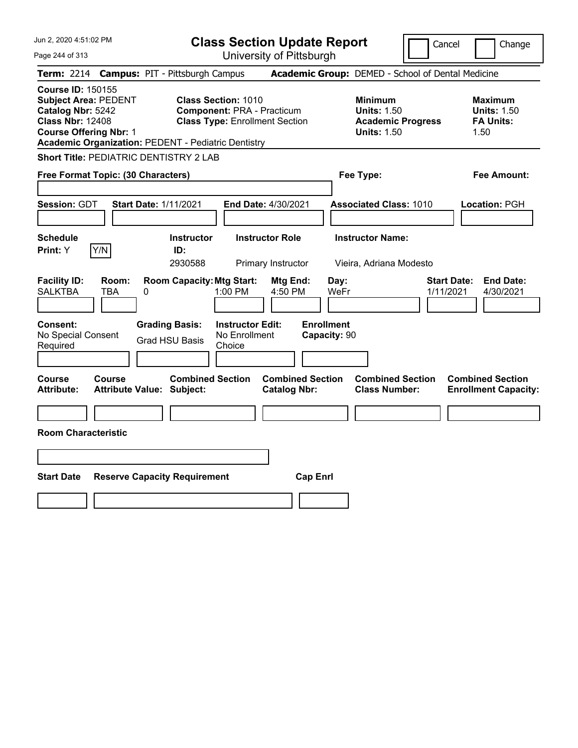# Class Section Update Report

University of Pittsburgh

Jun 2, 2020 4:51:02 PM

Cancel | Change

**Term:** 2214 **Campus:** PIT - Pittsburgh Campus **Academic Group:** DEMED - School of Dental Medicine

**Course ID:** 150155
**Subject Area:** PEDENT
**Catalog Nbr:** 5242
**Class Nbr:** 12408
**Course Offering Nbr:** 1
**Academic Organization:** PEDENT - Pediatric Dentistry

**Class Section:** 1010
**Component:** PRA - Practicum
**Class Type:** Enrollment Section

**Minimum Units:** 1.50
**Academic Progress Units:** 1.50

**Maximum Units:** 1.50
**FA Units:** 1.50

**Short Title:** PEDIATRIC DENTISTRY 2 LAB

**Free Format Topic: (30 Characters)**

**Fee Type:**

**Fee Amount:**

**Session:** GDT **Start Date:** 1/11/2021 **End Date:** 4/30/2021 **Associated Class:** 1010 **Location:** PGH

| Schedule Print | Instructor ID | Instructor Role | Instructor Name |
|---|---|---|---|
| Y (Y/N) | 2930588 | Primary Instructor | Vieira, Adriana Modesto |

| Facility ID | Room | Room Capacity | Mtg Start | Mtg End | Day | Start Date | End Date |
|---|---|---|---|---|---|---|---|
| SALKTBA | TBA | 0 | 1:00 PM | 4:50 PM | WeFr | 1/11/2021 | 4/30/2021 |

**Consent:** No Special Consent Required
**Grading Basis:** Grad HSU Basis
**Instructor Edit:** No Enrollment Choice
**Enrollment Capacity:** 90

| Course Attribute | Course Attribute Value | Combined Section Subject | Combined Section Catalog Nbr | Combined Section Class Number | Combined Section Enrollment Capacity |
|---|---|---|---|---|---|
| | | | | | |

**Room Characteristic**

| Start Date | Reserve Capacity Requirement | Cap Enrl |
|---|---|---|
| | | |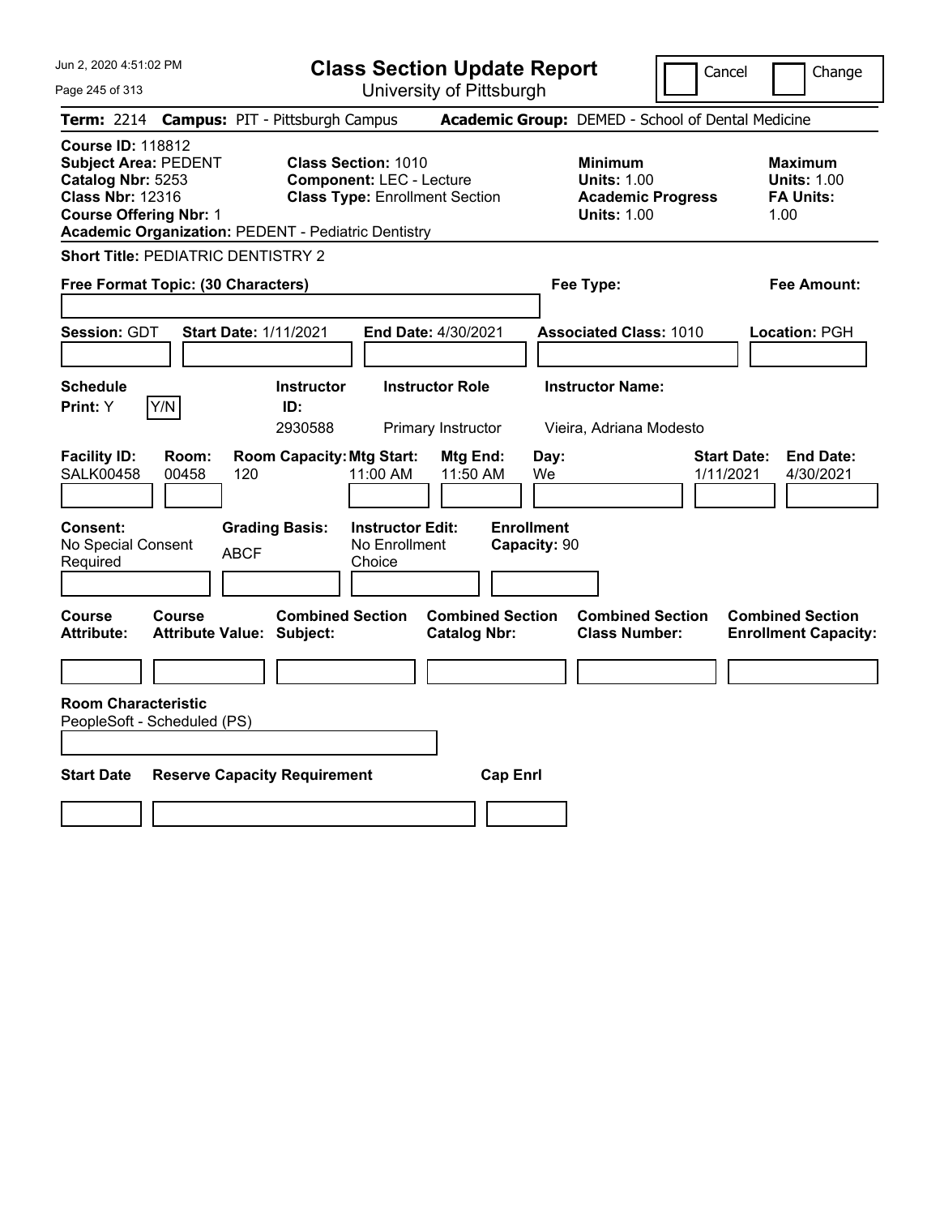# Class Section Update Report

University of Pittsburgh

Jun 2, 2020 4:51:02 PM

Cancel | Change

**Term:** 2214 **Campus:** PIT - Pittsburgh Campus **Academic Group:** DEMED - School of Dental Medicine

**Course ID:** 118812
**Subject Area:** PEDENT
**Catalog Nbr:** 5253
**Class Nbr:** 12316
**Course Offering Nbr:** 1
**Academic Organization:** PEDENT - Pediatric Dentistry

**Class Section:** 1010
**Component:** LEC - Lecture
**Class Type:** Enrollment Section

**Minimum Units:** 1.00
**Academic Progress Units:** 1.00

**Maximum Units:** 1.00
**FA Units:** 1.00

**Short Title:** PEDIATRIC DENTISTRY 2

**Free Format Topic: (30 Characters)**

**Fee Type:**

**Fee Amount:**

**Session:** GDT **Start Date:** 1/11/2021 **End Date:** 4/30/2021 **Associated Class:** 1010 **Location:** PGH

| Schedule Print | Instructor ID | Instructor Role | Instructor Name |
|---|---|---|---|
| Y (Y/N) | 2930588 | Primary Instructor | Vieira, Adriana Modesto |

| Facility ID | Room | Room Capacity | Mtg Start | Mtg End | Day | Start Date | End Date |
|---|---|---|---|---|---|---|---|
| SALK00458 | 00458 | 120 | 11:00 AM | 11:50 AM | We | 1/11/2021 | 4/30/2021 |

| Consent | Grading Basis | Instructor Edit | Enrollment Capacity |
|---|---|---|---|
| No Special Consent Required | ABCF | No Enrollment Choice | 90 |

| Course Attribute | Course Attribute Value | Combined Section Subject | Combined Section Catalog Nbr | Combined Section Class Number | Combined Section Enrollment Capacity |
|---|---|---|---|---|---|
| | | | | | |

**Room Characteristic**
PeopleSoft - Scheduled (PS)

| Start Date | Reserve Capacity Requirement | Cap Enrl |
|---|---|---|
| | | |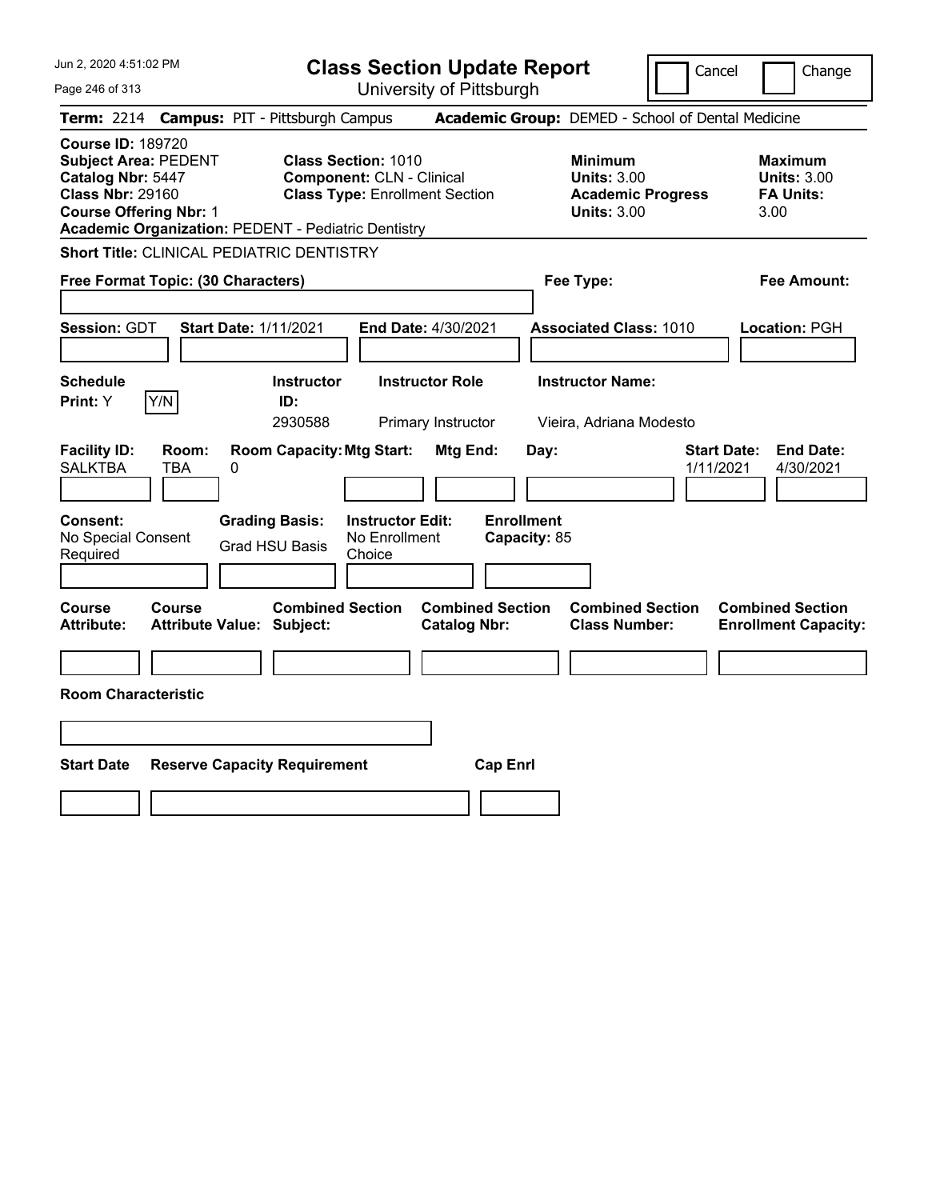Jun 2, 2020 4:51:02 PM

# Class Section Update Report

University of Pittsburgh

Cancel | Change

**Term:** 2214 **Campus:** PIT - Pittsburgh Campus **Academic Group:** DEMED - School of Dental Medicine

**Course ID:** 189720
**Subject Area:** PEDENT
**Catalog Nbr:** 5447
**Class Nbr:** 29160
**Course Offering Nbr:** 1
**Academic Organization:** PEDENT - Pediatric Dentistry

**Class Section:** 1010
**Component:** CLN - Clinical
**Class Type:** Enrollment Section

**Minimum**
**Units:** 3.00
**Academic Progress Units:** 3.00

**Maximum**
**Units:** 3.00
**FA Units:** 3.00

**Short Title:** CLINICAL PEDIATRIC DENTISTRY

**Free Format Topic: (30 Characters)** **Fee Type:** **Fee Amount:**

**Session:** GDT **Start Date:** 1/11/2021 **End Date:** 4/30/2021 **Associated Class:** 1010 **Location:** PGH

| Schedule Print: | Instructor ID: | Instructor Role | Instructor Name: |
|---|---|---|---|
| Y (Y/N) | 2930588 | Primary Instructor | Vieira, Adriana Modesto |

| Facility ID: | Room: | Room Capacity: | Mtg Start: | Mtg End: | Day: | Start Date: | End Date: |
|---|---|---|---|---|---|---|---|
| SALKTBA | TBA | 0 | | | | 1/11/2021 | 4/30/2021 |

| Consent: | Grading Basis: | Instructor Edit: | Enrollment Capacity: |
|---|---|---|---|
| No Special Consent Required | Grad HSU Basis | No Enrollment Choice | 85 |

| Course Attribute: | Course Attribute Value: | Combined Section Subject: | Combined Section Catalog Nbr: | Combined Section Class Number: | Combined Section Enrollment Capacity: |
|---|---|---|---|---|---|
| | | | | | |

**Room Characteristic**

| Start Date | Reserve Capacity Requirement | Cap Enrl |
|---|---|---|
| | | |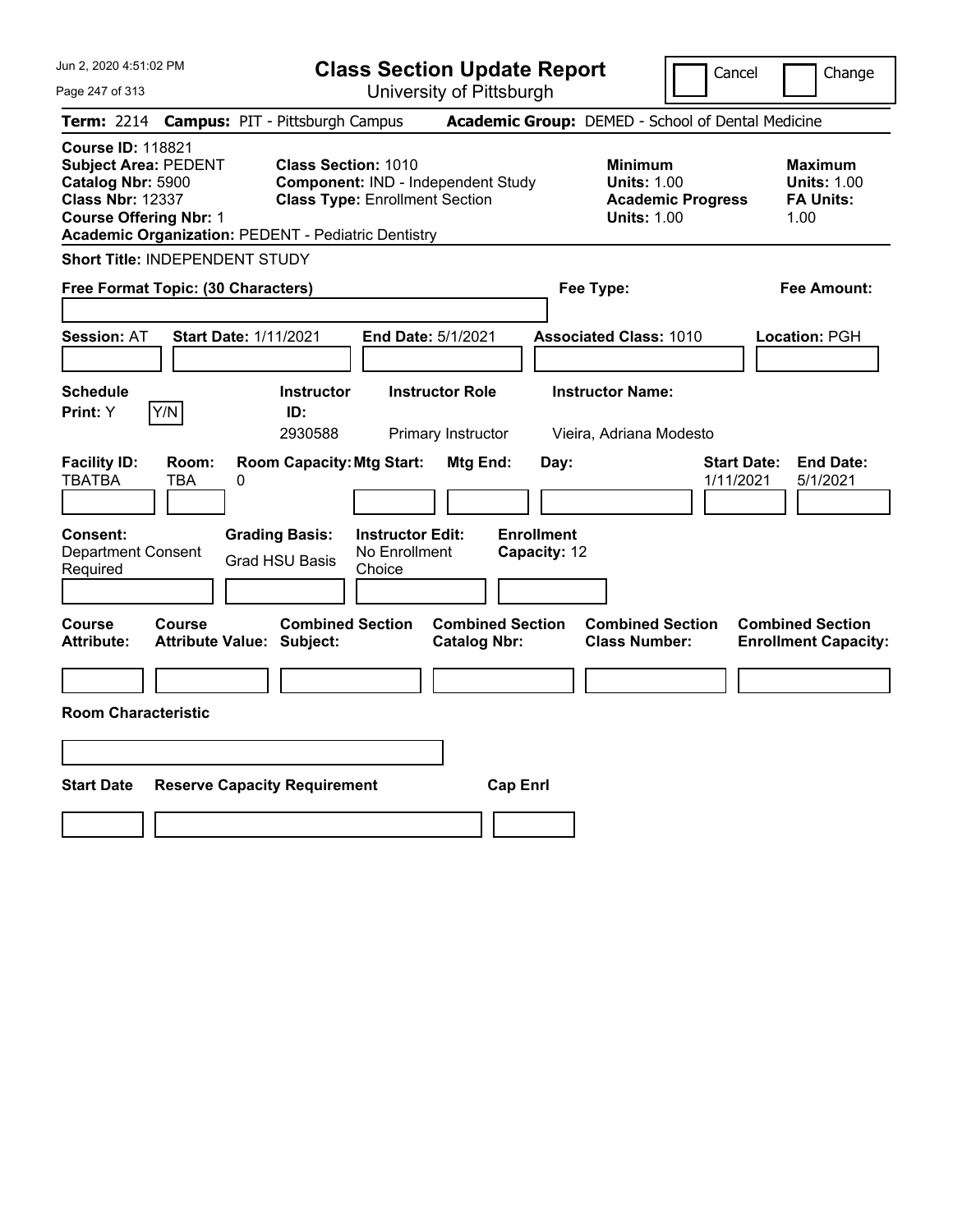# Class Section Update Report

University of Pittsburgh

Cancel | Change

**Term:** 2214 **Campus:** PIT - Pittsburgh Campus **Academic Group:** DEMED - School of Dental Medicine

**Course ID:** 118821
**Subject Area:** PEDENT
**Catalog Nbr:** 5900
**Class Nbr:** 12337
**Course Offering Nbr:** 1
**Academic Organization:** PEDENT - Pediatric Dentistry

**Class Section:** 1010
**Component:** IND - Independent Study
**Class Type:** Enrollment Section

**Minimum Units:** 1.00
**Academic Progress Units:** 1.00

**Maximum Units:** 1.00
**FA Units:** 1.00

**Short Title:** INDEPENDENT STUDY

**Free Format Topic: (30 Characters)**

**Fee Type:**

**Fee Amount:**

**Session:** AT **Start Date:** 1/11/2021 **End Date:** 5/1/2021 **Associated Class:** 1010 **Location:** PGH

| Schedule Print | Instructor ID | Instructor Role | Instructor Name |
|---|---|---|---|
| Y | 2930588 | Primary Instructor | Vieira, Adriana Modesto |

| Facility ID | Room | Room Capacity | Mtg Start | Mtg End | Day | Start Date | End Date |
|---|---|---|---|---|---|---|---|
| TBATBA | TBA | 0 | | | | 1/11/2021 | 5/1/2021 |

**Consent:** Department Consent Required
**Grading Basis:** Grad HSU Basis
**Instructor Edit:** No Enrollment Choice
**Enrollment Capacity:** 12

| Course Attribute | Course Attribute Value | Combined Section Subject | Combined Section Catalog Nbr | Combined Section Class Number | Combined Section Enrollment Capacity |
|---|---|---|---|---|---|
| | | | | | |

**Room Characteristic**

| Start Date | Reserve Capacity Requirement | Cap Enrl |
|---|---|---|
| | | |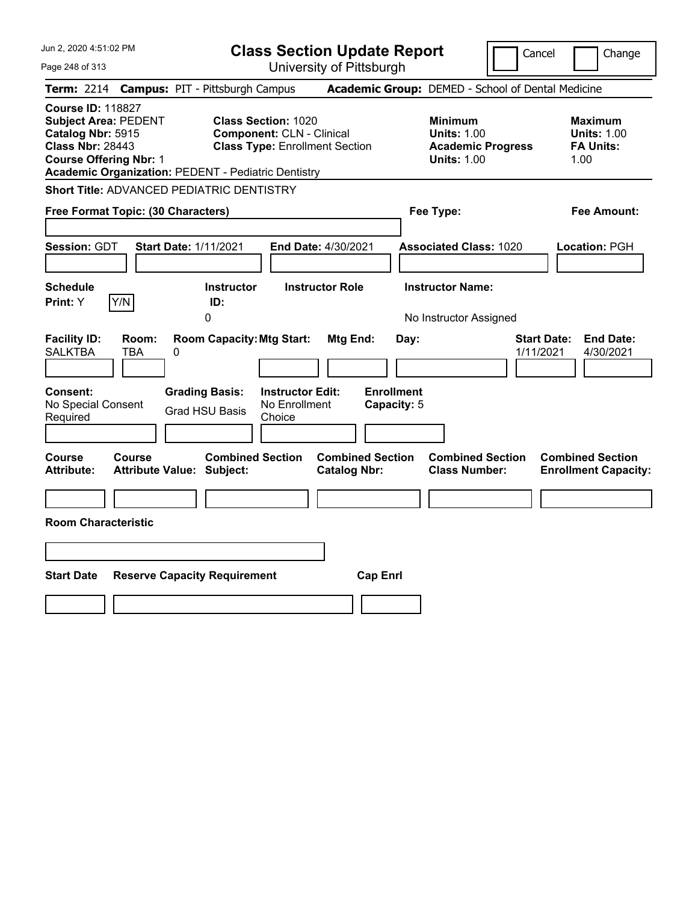Jun 2, 2020 4:51:02 PM

# Class Section Update Report

University of Pittsburgh

Cancel | Change

**Term:** 2214 **Campus:** PIT - Pittsburgh Campus **Academic Group:** DEMED - School of Dental Medicine

**Course ID:** 118827
**Subject Area:** PEDENT
**Catalog Nbr:** 5915
**Class Nbr:** 28443
**Course Offering Nbr:** 1
**Academic Organization:** PEDENT - Pediatric Dentistry

**Class Section:** 1020
**Component:** CLN - Clinical
**Class Type:** Enrollment Section

**Minimum Units:** 1.00
**Academic Progress Units:** 1.00

**Maximum Units:** 1.00
**FA Units:** 1.00

**Short Title:** ADVANCED PEDIATRIC DENTISTRY

**Free Format Topic: (30 Characters)**

**Fee Type:**

**Fee Amount:**

**Session:** GDT **Start Date:** 1/11/2021 **End Date:** 4/30/2021 **Associated Class:** 1020 **Location:** PGH

| Schedule Print: | Instructor ID: | Instructor Role | Instructor Name: |
|---|---|---|---|
| Y | 0 | | No Instructor Assigned |

| Facility ID: | Room: | Room Capacity: | Mtg Start: | Mtg End: | Day: | Start Date: | End Date: |
|---|---|---|---|---|---|---|---|
| SALKTBA | TBA | 0 | | | | 1/11/2021 | 4/30/2021 |

| Consent: | Grading Basis: | Instructor Edit: | Enrollment Capacity: |
|---|---|---|---|
| No Special Consent Required | Grad HSU Basis | No Enrollment Choice | 5 |

| Course Attribute: | Course Attribute Value: | Combined Section Subject: | Combined Section Catalog Nbr: | Combined Section Class Number: | Combined Section Enrollment Capacity: |
|---|---|---|---|---|---|
| | | | | | |

**Room Characteristic**

| Start Date | Reserve Capacity Requirement | Cap Enrl |
|---|---|---|
| | | |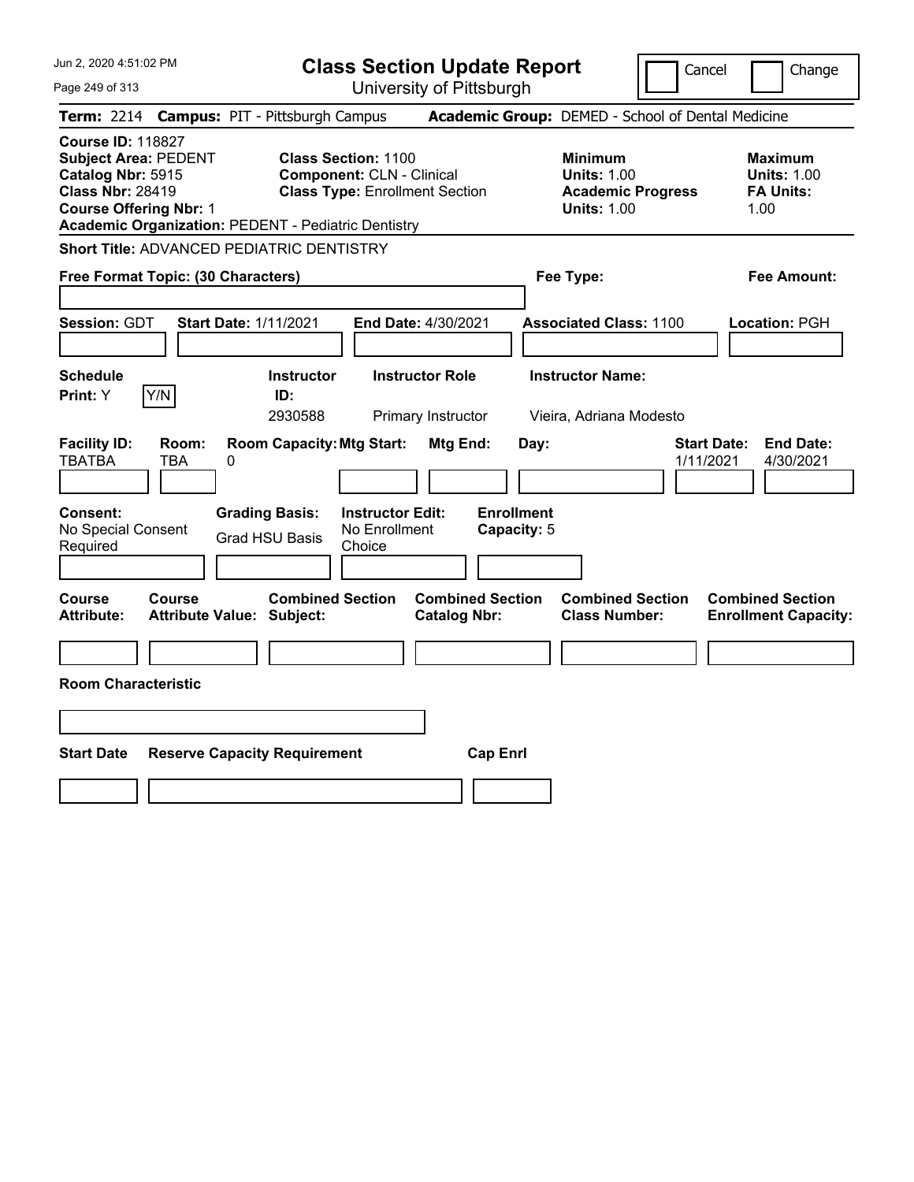# Class Section Update Report

University of Pittsburgh

Cancel | Change

**Term:** 2214 **Campus:** PIT - Pittsburgh Campus **Academic Group:** DEMED - School of Dental Medicine

**Course ID:** 118827
**Subject Area:** PEDENT
**Catalog Nbr:** 5915
**Class Nbr:** 28419
**Course Offering Nbr:** 1
**Academic Organization:** PEDENT - Pediatric Dentistry

**Class Section:** 1100
**Component:** CLN - Clinical
**Class Type:** Enrollment Section

**Minimum Units:** 1.00
**Academic Progress Units:** 1.00

**Maximum Units:** 1.00
**FA Units:** 1.00

**Short Title:** ADVANCED PEDIATRIC DENTISTRY

**Free Format Topic: (30 Characters)**

**Fee Type:**

**Fee Amount:**

**Session:** GDT **Start Date:** 1/11/2021 **End Date:** 4/30/2021 **Associated Class:** 1100 **Location:** PGH

| Schedule Print: | Y/N | Instructor ID: | Instructor Role | Instructor Name: |
|---|---|---|---|---|
| Y | | 2930588 | Primary Instructor | Vieira, Adriana Modesto |

| Facility ID: | Room: | Room Capacity: | Mtg Start: | Mtg End: | Day: | Start Date: | End Date: |
|---|---|---|---|---|---|---|---|
| TBATBA | TBA | 0 | | | | 1/11/2021 | 4/30/2021 |

| Consent: | Grading Basis: | Instructor Edit: | Enrollment Capacity: |
|---|---|---|---|
| No Special Consent Required | Grad HSU Basis | No Enrollment Choice | 5 |

| Course Attribute: | Course Attribute Value: | Combined Section Subject: | Combined Section Catalog Nbr: | Combined Section Class Number: | Combined Section Enrollment Capacity: |
|---|---|---|---|---|---|
| | | | | | |

**Room Characteristic**

| Start Date | Reserve Capacity Requirement | Cap Enrl |
|---|---|---|
| | | |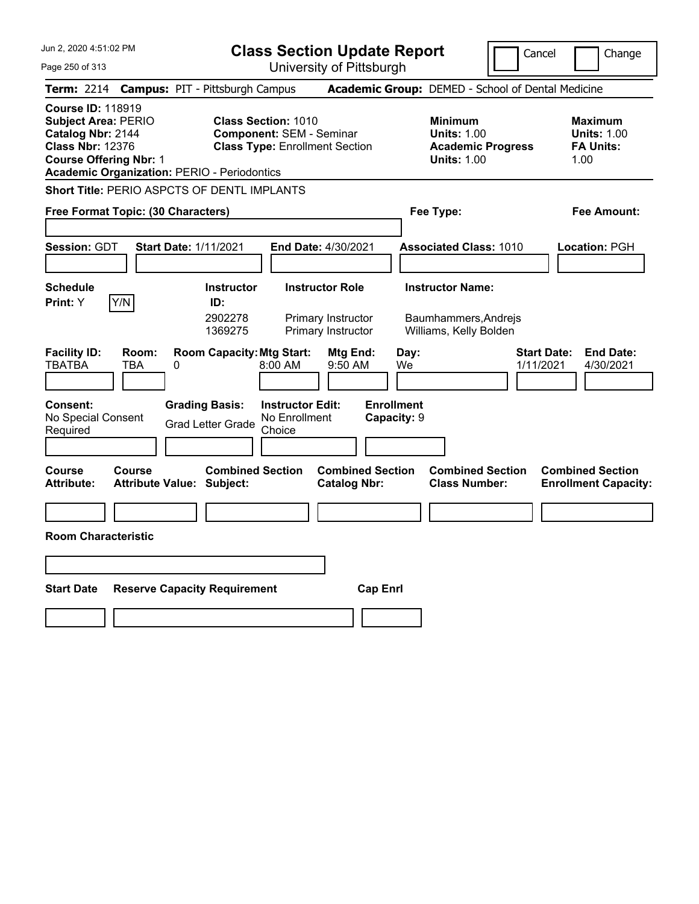# Class Section Update Report

University of Pittsburgh

Jun 2, 2020 4:51:02 PM

Cancel ☐ Change ☐

**Term:** 2214 **Campus:** PIT - Pittsburgh Campus **Academic Group:** DEMED - School of Dental Medicine

**Course ID:** 118919
**Subject Area:** PERIO
**Catalog Nbr:** 2144
**Class Nbr:** 12376
**Course Offering Nbr:** 1
**Academic Organization:** PERIO - Periodontics

**Class Section:** 1010
**Component:** SEM - Seminar
**Class Type:** Enrollment Section

**Minimum Units:** 1.00
**Academic Progress Units:** 1.00

**Maximum Units:** 1.00
**FA Units:** 1.00

**Short Title:** PERIO ASPCTS OF DENTL IMPLANTS

**Free Format Topic: (30 Characters)**

**Fee Type:**

**Fee Amount:**

**Session:** GDT **Start Date:** 1/11/2021 **End Date:** 4/30/2021 **Associated Class:** 1010 **Location:** PGH

**Schedule Print:** Y Y/N

| Instructor ID | Instructor Role | Instructor Name |
|---|---|---|
| 2902278 | Primary Instructor | Baumhammers,Andrejs |
| 1369275 | Primary Instructor | Williams, Kelly Bolden |

| Facility ID | Room | Room Capacity | Mtg Start | Mtg End | Day | Start Date | End Date |
|---|---|---|---|---|---|---|---|
| TBATBA | TBA | 0 | 8:00 AM | 9:50 AM | We | 1/11/2021 | 4/30/2021 |

**Consent:** No Special Consent Required
**Grading Basis:** Grad Letter Grade
**Instructor Edit:** No Enrollment Choice
**Enrollment Capacity:** 9

| Course Attribute | Course Attribute Value | Combined Section Subject | Combined Section Catalog Nbr | Combined Section Class Number | Combined Section Enrollment Capacity |
|---|---|---|---|---|---|
| | | | | | |

**Room Characteristic**

| Start Date | Reserve Capacity Requirement | Cap Enrl |
|---|---|---|
| | | |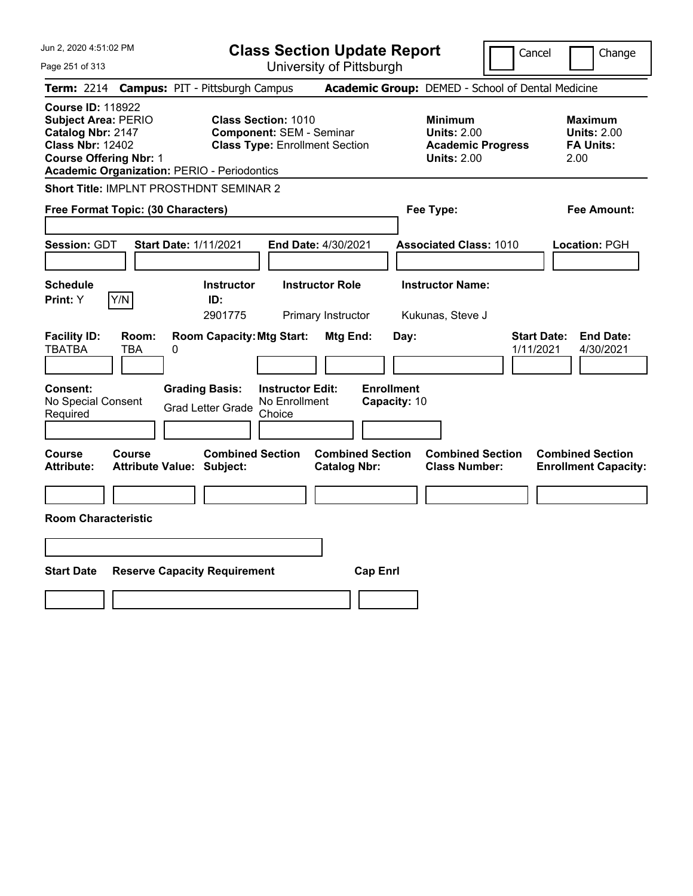# Class Section Update Report

University of Pittsburgh

Jun 2, 2020 4:51:02 PM

Cancel | Change

**Term:** 2214 **Campus:** PIT - Pittsburgh Campus **Academic Group:** DEMED - School of Dental Medicine

**Course ID:** 118922
**Subject Area:** PERIO
**Catalog Nbr:** 2147
**Class Nbr:** 12402
**Course Offering Nbr:** 1
**Academic Organization:** PERIO - Periodontics

**Class Section:** 1010
**Component:** SEM - Seminar
**Class Type:** Enrollment Section

**Minimum Units:** 2.00
**Academic Progress Units:** 2.00

**Maximum Units:** 2.00
**FA Units:** 2.00

**Short Title:** IMPLNT PROSTHDNT SEMINAR 2

**Free Format Topic: (30 Characters)**

**Fee Type:**

**Fee Amount:**

**Session:** GDT **Start Date:** 1/11/2021 **End Date:** 4/30/2021 **Associated Class:** 1010 **Location:** PGH

| Schedule Print | Instructor ID | Instructor Role | Instructor Name |
|---|---|---|---|
| Y | 2901775 | Primary Instructor | Kukunas, Steve J |

| Facility ID | Room | Room Capacity | Mtg Start | Mtg End | Day | Start Date | End Date |
|---|---|---|---|---|---|---|---|
| TBATBA | TBA | 0 | | | | 1/11/2021 | 4/30/2021 |

**Consent:** No Special Consent Required

**Grading Basis:** Grad Letter Grade

**Instructor Edit:** No Enrollment Choice

**Enrollment Capacity:** 10

| Course Attribute | Course Attribute Value | Combined Section Subject | Combined Section Catalog Nbr | Combined Section Class Number | Combined Section Enrollment Capacity |
|---|---|---|---|---|---|
| | | | | | |

**Room Characteristic**

| Start Date | Reserve Capacity Requirement | Cap Enrl |
|---|---|---|
| | | |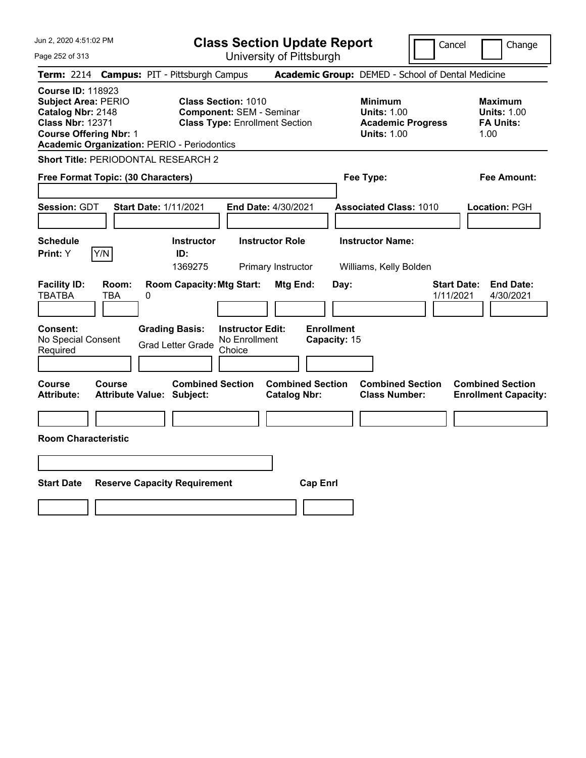# Class Section Update Report

University of Pittsburgh

Cancel | Change

**Term:** 2214 **Campus:** PIT - Pittsburgh Campus **Academic Group:** DEMED - School of Dental Medicine

**Course ID:** 118923
**Subject Area:** PERIO
**Catalog Nbr:** 2148
**Class Nbr:** 12371
**Course Offering Nbr:** 1
**Academic Organization:** PERIO - Periodontics

**Class Section:** 1010
**Component:** SEM - Seminar
**Class Type:** Enrollment Section

**Minimum Units:** 1.00
**Academic Progress Units:** 1.00

**Maximum Units:** 1.00
**FA Units:** 1.00

**Short Title:** PERIODONTAL RESEARCH 2

**Free Format Topic: (30 Characters)**

**Fee Type:**

**Fee Amount:**

**Session:** GDT **Start Date:** 1/11/2021 **End Date:** 4/30/2021 **Associated Class:** 1010 **Location:** PGH

| Schedule Print | Instructor ID | Instructor Role | Instructor Name |
|---|---|---|---|
| Y | 1369275 | Primary Instructor | Williams, Kelly Bolden |

| Facility ID | Room | Room Capacity | Mtg Start | Mtg End | Day | Start Date | End Date |
|---|---|---|---|---|---|---|---|
| TBATBA | TBA | 0 | | | | 1/11/2021 | 4/30/2021 |

**Consent:** No Special Consent Required
**Grading Basis:** Grad Letter Grade
**Instructor Edit:** No Enrollment Choice
**Enrollment Capacity:** 15

| Course Attribute | Course Attribute Value | Combined Section Subject | Combined Section Catalog Nbr | Combined Section Class Number | Combined Section Enrollment Capacity |
|---|---|---|---|---|---|
| | | | | | |

**Room Characteristic**

| Start Date | Reserve Capacity Requirement | Cap Enrl |
|---|---|---|
| | | |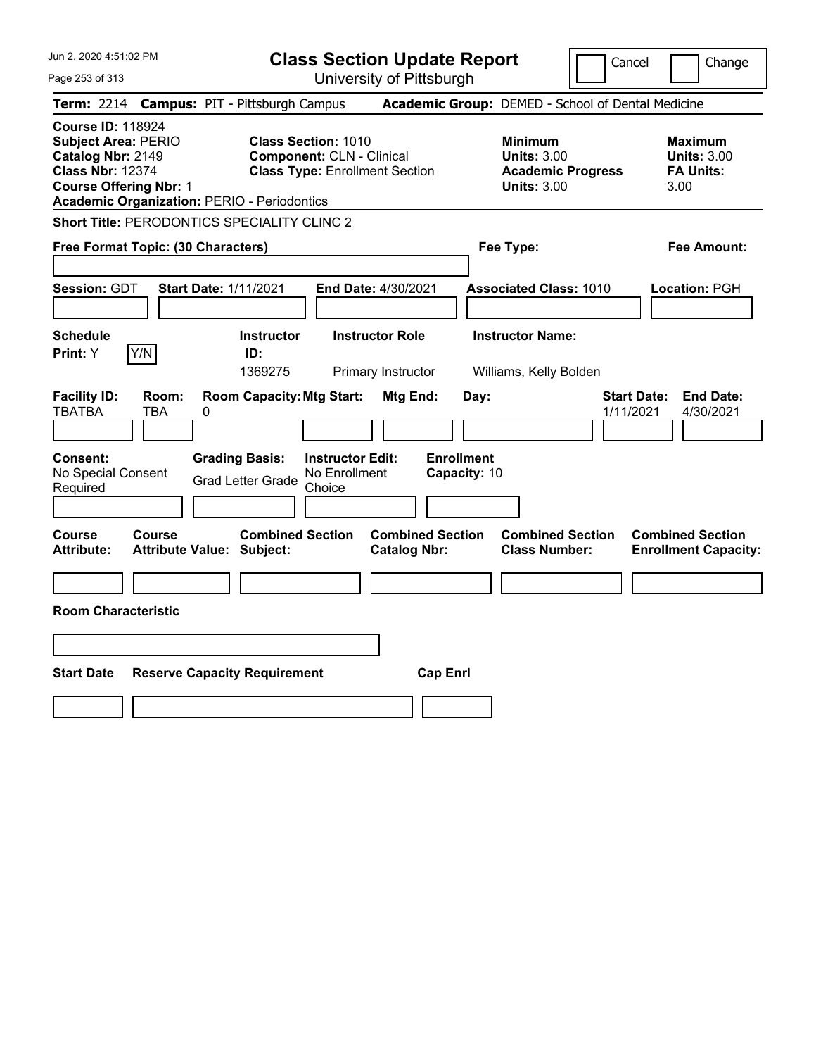# Class Section Update Report

University of Pittsburgh

Cancel | Change

**Term:** 2214 **Campus:** PIT - Pittsburgh Campus **Academic Group:** DEMED - School of Dental Medicine

**Course ID:** 118924
**Subject Area:** PERIO
**Catalog Nbr:** 2149
**Class Nbr:** 12374
**Course Offering Nbr:** 1
**Academic Organization:** PERIO - Periodontics

**Class Section:** 1010
**Component:** CLN - Clinical
**Class Type:** Enrollment Section

**Minimum**
**Units:** 3.00
**Academic Progress Units:** 3.00

**Maximum**
**Units:** 3.00
**FA Units:** 3.00

**Short Title:** PERODONTICS SPECIALITY CLINC 2

**Free Format Topic: (30 Characters)**

**Fee Type:**

**Fee Amount:**

**Session:** GDT **Start Date:** 1/11/2021 **End Date:** 4/30/2021 **Associated Class:** 1010 **Location:** PGH

| Schedule Print: | Instructor ID: | Instructor Role | Instructor Name: |
|---|---|---|---|
| Y | 1369275 | Primary Instructor | Williams, Kelly Bolden |

| Facility ID: | Room: | Room Capacity: | Mtg Start: | Mtg End: | Day: | Start Date: | End Date: |
|---|---|---|---|---|---|---|---|
| TBATBA | TBA | 0 | | | | 1/11/2021 | 4/30/2021 |

**Consent:** No Special Consent Required
**Grading Basis:** Grad Letter Grade
**Instructor Edit:** No Enrollment Choice
**Enrollment Capacity:** 10

| Course Attribute: | Course Attribute Value: | Combined Section Subject: | Combined Section Catalog Nbr: | Combined Section Class Number: | Combined Section Enrollment Capacity: |
|---|---|---|---|---|---|
| | | | | | |

**Room Characteristic**

| Start Date | Reserve Capacity Requirement | Cap Enrl |
|---|---|---|
| | | |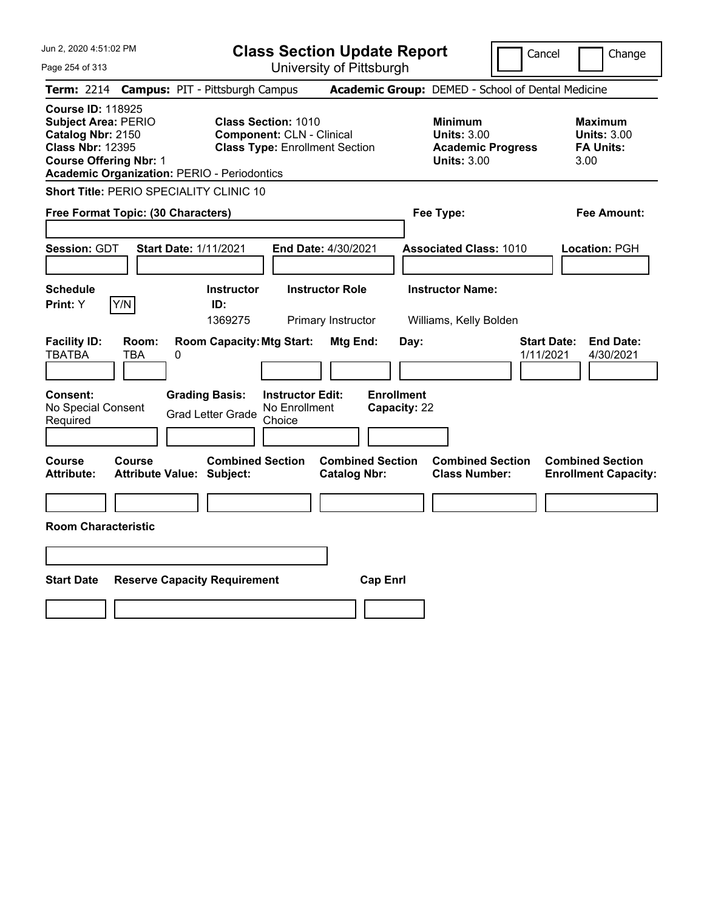# Class Section Update Report

University of Pittsburgh

Jun 2, 2020 4:51:02 PM

Cancel | Change

**Term:** 2214 **Campus:** PIT - Pittsburgh Campus **Academic Group:** DEMED - School of Dental Medicine

**Course ID:** 118925
**Subject Area:** PERIO
**Catalog Nbr:** 2150
**Class Nbr:** 12395
**Course Offering Nbr:** 1
**Academic Organization:** PERIO - Periodontics

**Class Section:** 1010
**Component:** CLN - Clinical
**Class Type:** Enrollment Section

**Minimum Units:** 3.00
**Academic Progress Units:** 3.00

**Maximum Units:** 3.00
**FA Units:** 3.00

**Short Title:** PERIO SPECIALITY CLINIC 10

**Free Format Topic: (30 Characters)**

**Fee Type:**

**Fee Amount:**

**Session:** GDT **Start Date:** 1/11/2021 **End Date:** 4/30/2021 **Associated Class:** 1010 **Location:** PGH

| Schedule Print | Instructor ID | Instructor Role | Instructor Name |
|---|---|---|---|
| Y (Y/N) | 1369275 | Primary Instructor | Williams, Kelly Bolden |

| Facility ID | Room | Room Capacity | Mtg Start | Mtg End | Day | Start Date | End Date |
|---|---|---|---|---|---|---|---|
| TBATBA | TBA | 0 | | | | 1/11/2021 | 4/30/2021 |

| Consent | Grading Basis | Instructor Edit | Enrollment Capacity |
|---|---|---|---|
| No Special Consent Required | Grad Letter Grade | No Enrollment Choice | 22 |

| Course Attribute | Course Attribute Value | Combined Section Subject | Combined Section Catalog Nbr | Combined Section Class Number | Combined Section Enrollment Capacity |
|---|---|---|---|---|---|
| | | | | | |

**Room Characteristic**

| Start Date | Reserve Capacity Requirement | Cap Enrl |
|---|---|---|
| | | |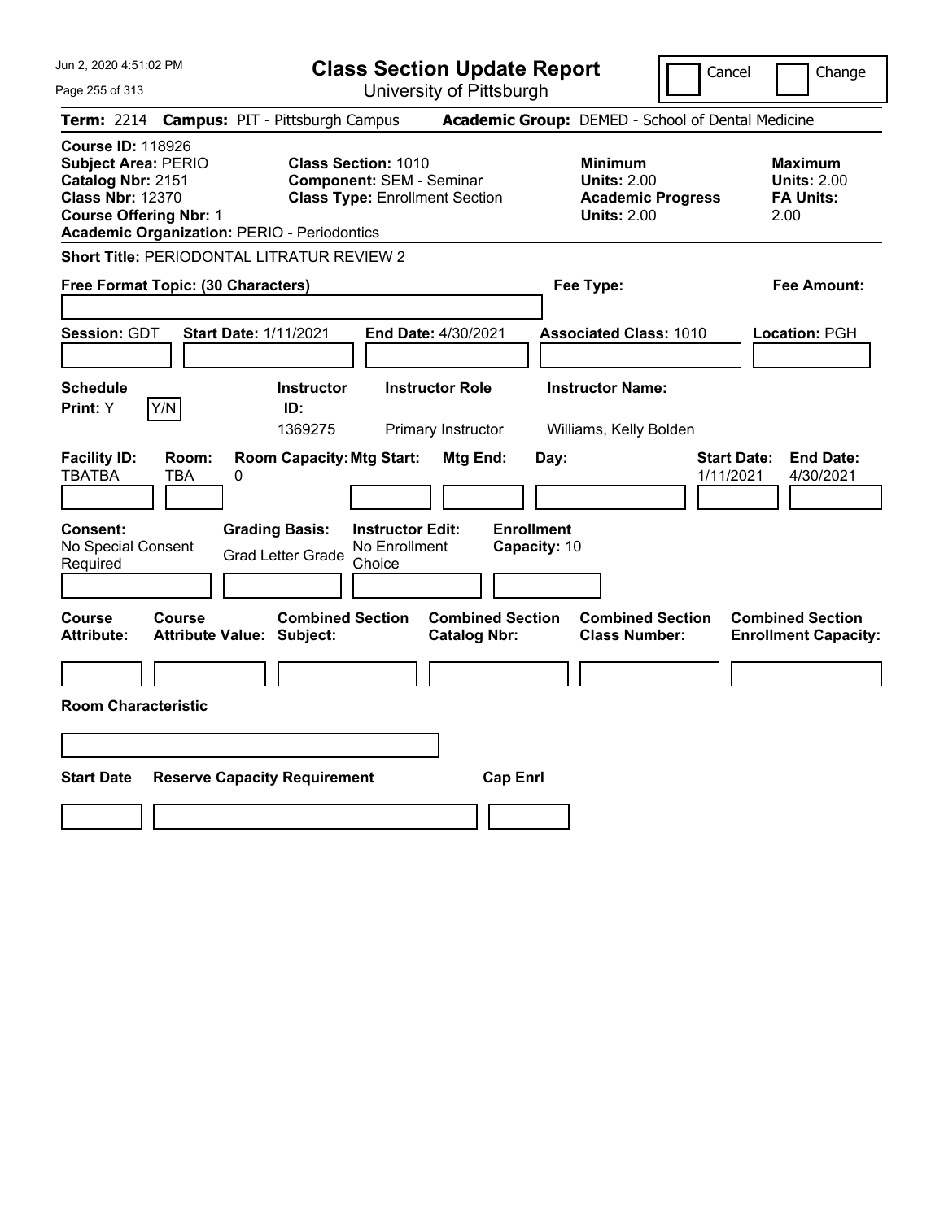# Class Section Update Report

University of Pittsburgh

Cancel | Change

**Term:** 2214 **Campus:** PIT - Pittsburgh Campus **Academic Group:** DEMED - School of Dental Medicine

**Course ID:** 118926
**Subject Area:** PERIO
**Catalog Nbr:** 2151
**Class Nbr:** 12370
**Course Offering Nbr:** 1
**Academic Organization:** PERIO - Periodontics

**Class Section:** 1010
**Component:** SEM - Seminar
**Class Type:** Enrollment Section

**Minimum Units:** 2.00
**Academic Progress Units:** 2.00

**Maximum Units:** 2.00
**FA Units:** 2.00

**Short Title:** PERIODONTAL LITRATUR REVIEW 2

**Free Format Topic: (30 Characters)**

**Fee Type:**

**Fee Amount:**

**Session:** GDT **Start Date:** 1/11/2021 **End Date:** 4/30/2021 **Associated Class:** 1010 **Location:** PGH

| Schedule Print | Instructor ID | Instructor Role | Instructor Name |
|---|---|---|---|
| Y | 1369275 | Primary Instructor | Williams, Kelly Bolden |

| Facility ID | Room | Room Capacity | Mtg Start | Mtg End | Day | Start Date | End Date |
|---|---|---|---|---|---|---|---|
| TBATBA | TBA | 0 | | | | 1/11/2021 | 4/30/2021 |

**Consent:** No Special Consent Required
**Grading Basis:** Grad Letter Grade
**Instructor Edit:** No Enrollment Choice
**Enrollment Capacity:** 10

| Course Attribute | Course Attribute Value | Combined Section Subject | Combined Section Catalog Nbr | Combined Section Class Number | Combined Section Enrollment Capacity |
|---|---|---|---|---|---|
| | | | | | |

**Room Characteristic**

| Start Date | Reserve Capacity Requirement | Cap Enrl |
|---|---|---|
| | | |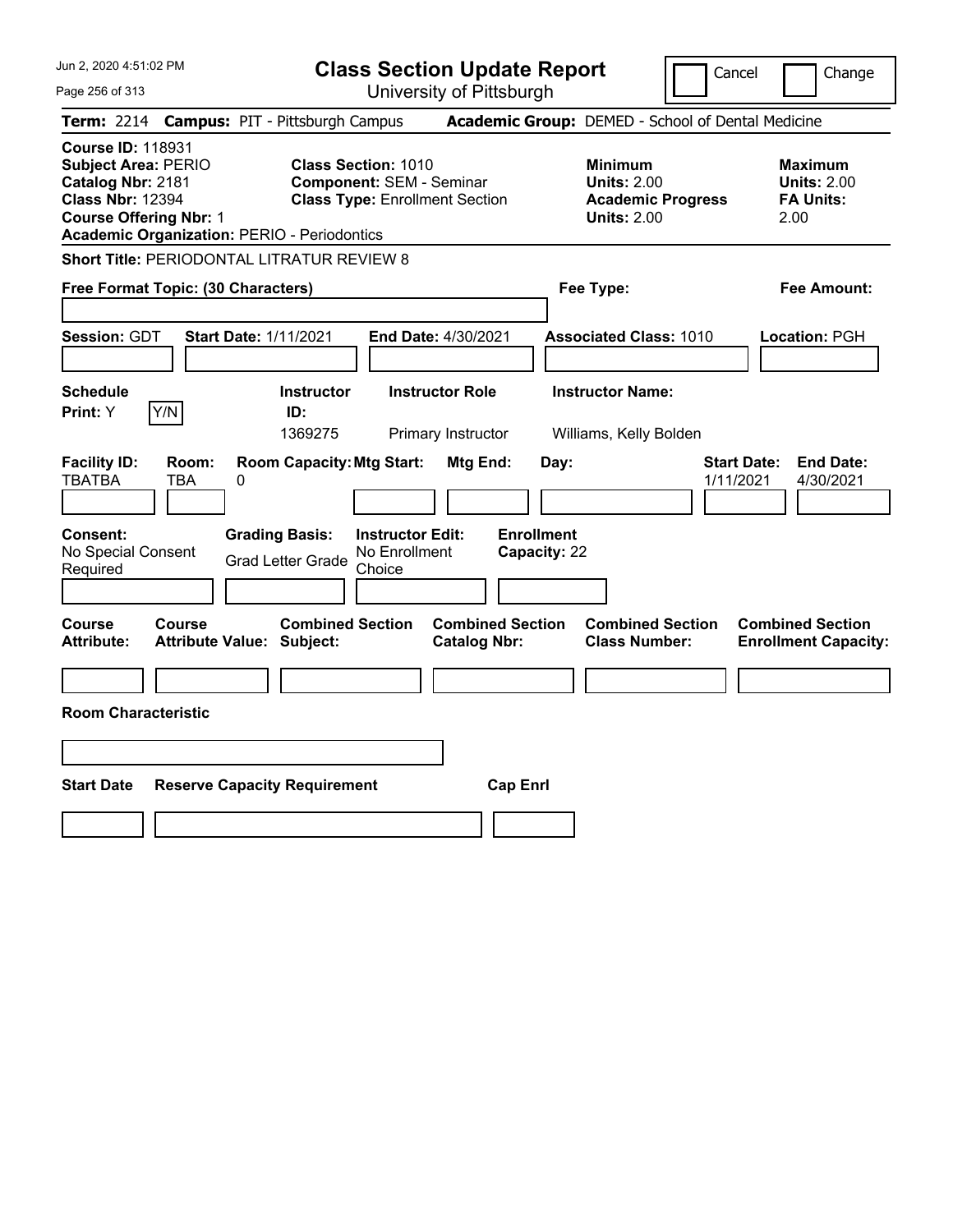# Class Section Update Report

University of Pittsburgh

Cancel | Change

**Term:** 2214 **Campus:** PIT - Pittsburgh Campus **Academic Group:** DEMED - School of Dental Medicine

**Course ID:** 118931
**Subject Area:** PERIO
**Catalog Nbr:** 2181
**Class Nbr:** 12394
**Course Offering Nbr:** 1
**Academic Organization:** PERIO - Periodontics

**Class Section:** 1010
**Component:** SEM - Seminar
**Class Type:** Enrollment Section

**Minimum Units:** 2.00
**Academic Progress Units:** 2.00

**Maximum Units:** 2.00
**FA Units:** 2.00

**Short Title:** PERIODONTAL LITRATUR REVIEW 8

**Free Format Topic: (30 Characters)**

**Fee Type:**

**Fee Amount:**

**Session:** GDT **Start Date:** 1/11/2021 **End Date:** 4/30/2021 **Associated Class:** 1010 **Location:** PGH

| Schedule Print: | Y/N | Instructor ID: | Instructor Role | Instructor Name: |
|---|---|---|---|---|
| Y | | 1369275 | Primary Instructor | Williams, Kelly Bolden |

| Facility ID: | Room: | Room Capacity: | Mtg Start: | Mtg End: | Day: | Start Date: | End Date: |
|---|---|---|---|---|---|---|---|
| TBATBA | TBA | 0 | | | | 1/11/2021 | 4/30/2021 |

| Consent: | Grading Basis: | Instructor Edit: | Enrollment Capacity: |
|---|---|---|---|
| No Special Consent Required | Grad Letter Grade | No Enrollment Choice | 22 |

| Course Attribute: | Course Attribute Value: | Combined Section Subject: | Combined Section Catalog Nbr: | Combined Section Class Number: | Combined Section Enrollment Capacity: |
|---|---|---|---|---|---|
| | | | | | |

**Room Characteristic**

| Start Date | Reserve Capacity Requirement | Cap Enrl |
|---|---|---|
| | | |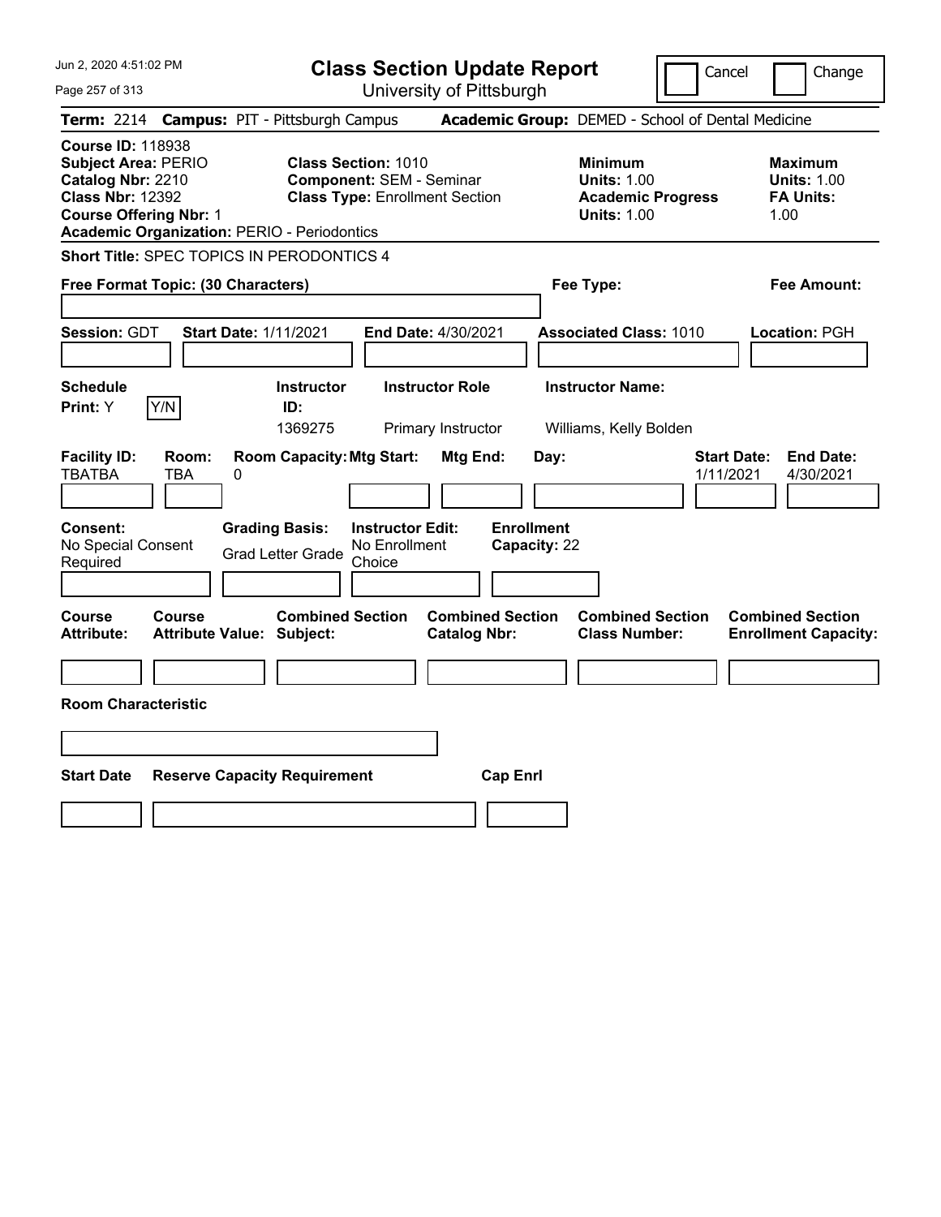# Class Section Update Report

University of Pittsburgh

Cancel | Change

**Term:** 2214 **Campus:** PIT - Pittsburgh Campus **Academic Group:** DEMED - School of Dental Medicine

**Course ID:** 118938
**Subject Area:** PERIO
**Catalog Nbr:** 2210
**Class Nbr:** 12392
**Course Offering Nbr:** 1
**Academic Organization:** PERIO - Periodontics

**Class Section:** 1010
**Component:** SEM - Seminar
**Class Type:** Enrollment Section

**Minimum Units:** 1.00
**Academic Progress Units:** 1.00

**Maximum Units:** 1.00
**FA Units:** 1.00

**Short Title:** SPEC TOPICS IN PERODONTICS 4

**Free Format Topic: (30 Characters)**

**Fee Type:**

**Fee Amount:**

**Session:** GDT **Start Date:** 1/11/2021 **End Date:** 4/30/2021 **Associated Class:** 1010 **Location:** PGH

| Schedule Print: | Instructor ID: | Instructor Role | Instructor Name: |
|---|---|---|---|
| Y | 1369275 | Primary Instructor | Williams, Kelly Bolden |

| Facility ID: | Room: | Room Capacity: | Mtg Start: | Mtg End: | Day: | Start Date: | End Date: |
|---|---|---|---|---|---|---|---|
| TBATBA | TBA | 0 | | | | 1/11/2021 | 4/30/2021 |

**Consent:** No Special Consent Required
**Grading Basis:** Grad Letter Grade
**Instructor Edit:** No Enrollment Choice
**Enrollment Capacity:** 22

| Course Attribute: | Course Attribute Value: | Combined Section Subject: | Combined Section Catalog Nbr: | Combined Section Class Number: | Combined Section Enrollment Capacity: |
|---|---|---|---|---|---|
| | | | | | |

**Room Characteristic**

| Start Date | Reserve Capacity Requirement | Cap Enrl |
|---|---|---|
| | | |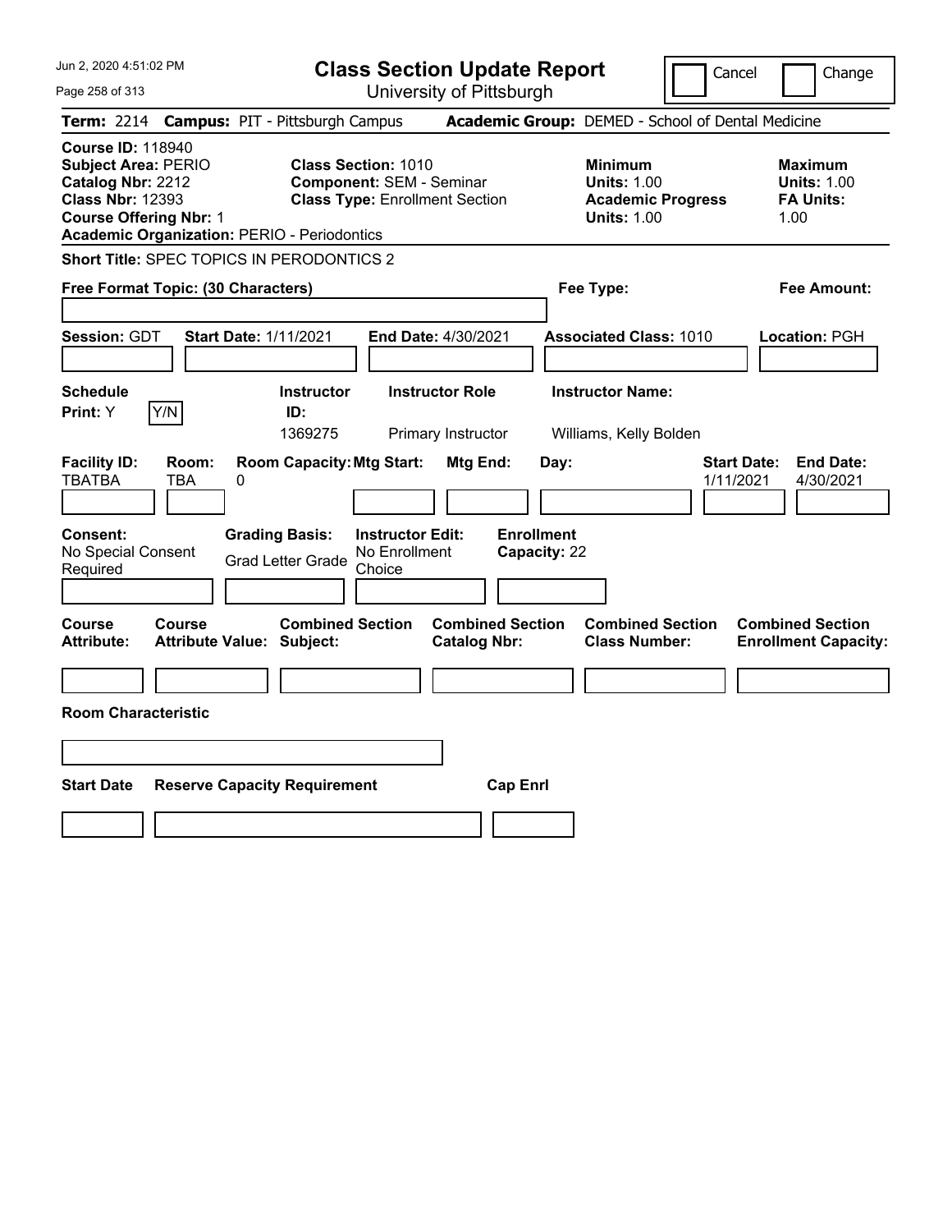# Class Section Update Report

University of Pittsburgh

Cancel | Change

**Term:** 2214 **Campus:** PIT - Pittsburgh Campus **Academic Group:** DEMED - School of Dental Medicine

**Course ID:** 118940
**Subject Area:** PERIO
**Catalog Nbr:** 2212
**Class Nbr:** 12393
**Course Offering Nbr:** 1
**Academic Organization:** PERIO - Periodontics

**Class Section:** 1010
**Component:** SEM - Seminar
**Class Type:** Enrollment Section

**Minimum Units:** 1.00
**Academic Progress Units:** 1.00

**Maximum Units:** 1.00
**FA Units:** 1.00

**Short Title:** SPEC TOPICS IN PERODONTICS 2

**Free Format Topic: (30 Characters)**

**Fee Type:**

**Fee Amount:**

**Session:** GDT **Start Date:** 1/11/2021 **End Date:** 4/30/2021 **Associated Class:** 1010 **Location:** PGH

| Schedule Print: | Instructor ID: | Instructor Role | Instructor Name: |
|---|---|---|---|
| Y | 1369275 | Primary Instructor | Williams, Kelly Bolden |

| Facility ID: | Room: | Room Capacity: | Mtg Start: | Mtg End: | Day: | Start Date: | End Date: |
|---|---|---|---|---|---|---|---|
| TBATBA | TBA | 0 | | | | 1/11/2021 | 4/30/2021 |

| Consent: | Grading Basis: | Instructor Edit: | Enrollment Capacity: |
|---|---|---|---|
| No Special Consent Required | Grad Letter Grade | No Enrollment Choice | 22 |

| Course Attribute: | Course Attribute Value: | Combined Section Subject: | Combined Section Catalog Nbr: | Combined Section Class Number: | Combined Section Enrollment Capacity: |
|---|---|---|---|---|---|
| | | | | | |

**Room Characteristic**

| Start Date | Reserve Capacity Requirement | Cap Enrl |
|---|---|---|
| | | |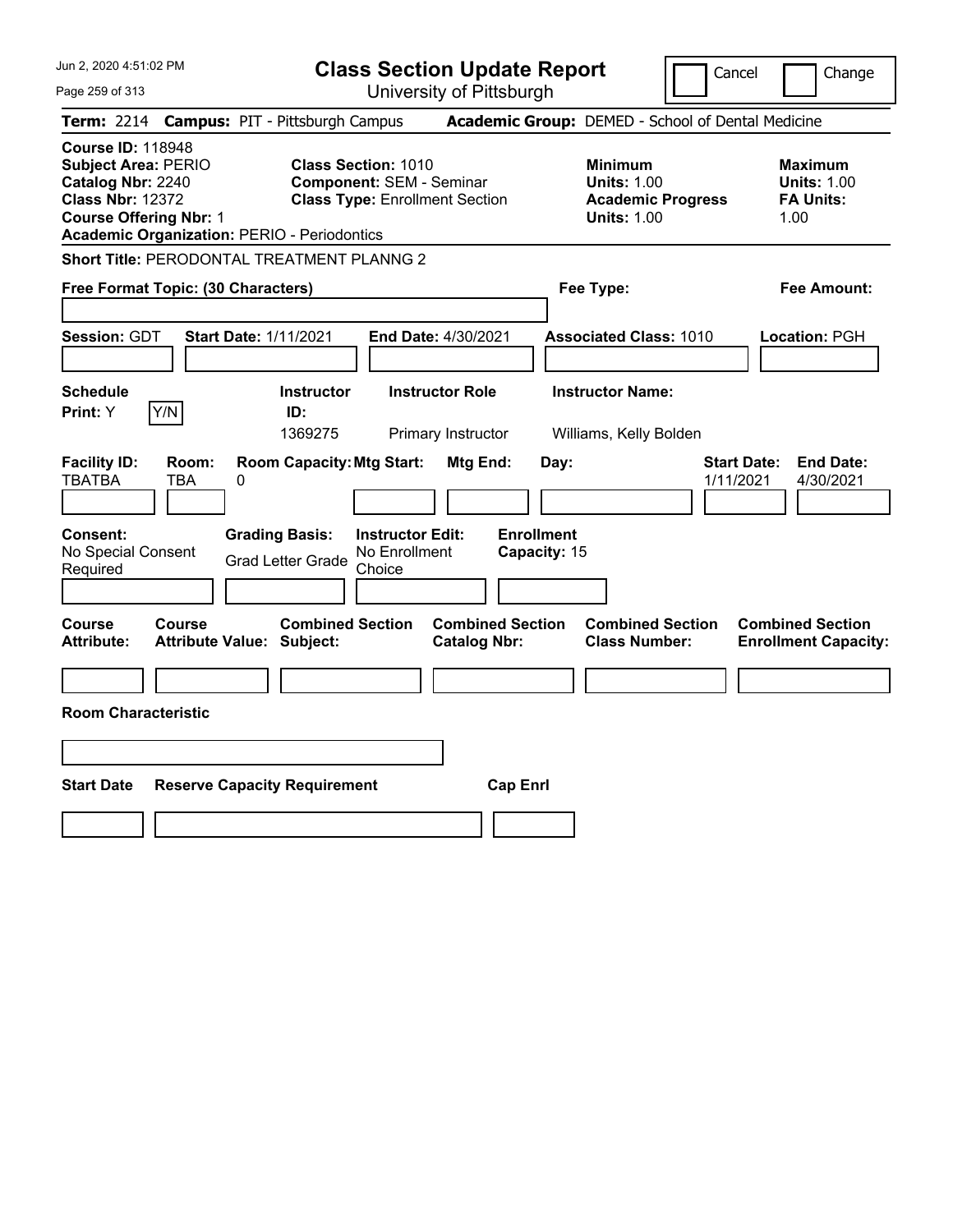# Class Section Update Report

University of Pittsburgh

Cancel | Change

Jun 2, 2020 4:51:02 PM

**Term:** 2214 **Campus:** PIT - Pittsburgh Campus **Academic Group:** DEMED - School of Dental Medicine

**Course ID:** 118948
**Subject Area:** PERIO
**Catalog Nbr:** 2240
**Class Nbr:** 12372
**Course Offering Nbr:** 1
**Academic Organization:** PERIO - Periodontics

**Class Section:** 1010
**Component:** SEM - Seminar
**Class Type:** Enrollment Section

**Minimum Units:** 1.00
**Academic Progress Units:** 1.00

**Maximum Units:** 1.00
**FA Units:** 1.00

**Short Title:** PERODONTAL TREATMENT PLANNG 2

**Free Format Topic: (30 Characters)**

**Fee Type:**

**Fee Amount:**

**Session:** GDT **Start Date:** 1/11/2021 **End Date:** 4/30/2021 **Associated Class:** 1010 **Location:** PGH

| Schedule Print | Instructor ID | Instructor Role | Instructor Name |
|---|---|---|---|
| Y (Y/N) | 1369275 | Primary Instructor | Williams, Kelly Bolden |

| Facility ID | Room | Room Capacity | Mtg Start | Mtg End | Day | Start Date | End Date |
|---|---|---|---|---|---|---|---|
| TBATBA | TBA | 0 | | | | 1/11/2021 | 4/30/2021 |

**Consent:** No Special Consent Required
**Grading Basis:** Grad Letter Grade
**Instructor Edit:** No Enrollment Choice
**Enrollment Capacity:** 15

| Course Attribute | Course Attribute Value | Combined Section Subject | Combined Section Catalog Nbr | Combined Section Class Number | Combined Section Enrollment Capacity |
|---|---|---|---|---|---|
| | | | | | |

**Room Characteristic**

| Start Date | Reserve Capacity Requirement | Cap Enrl |
|---|---|---|
| | | |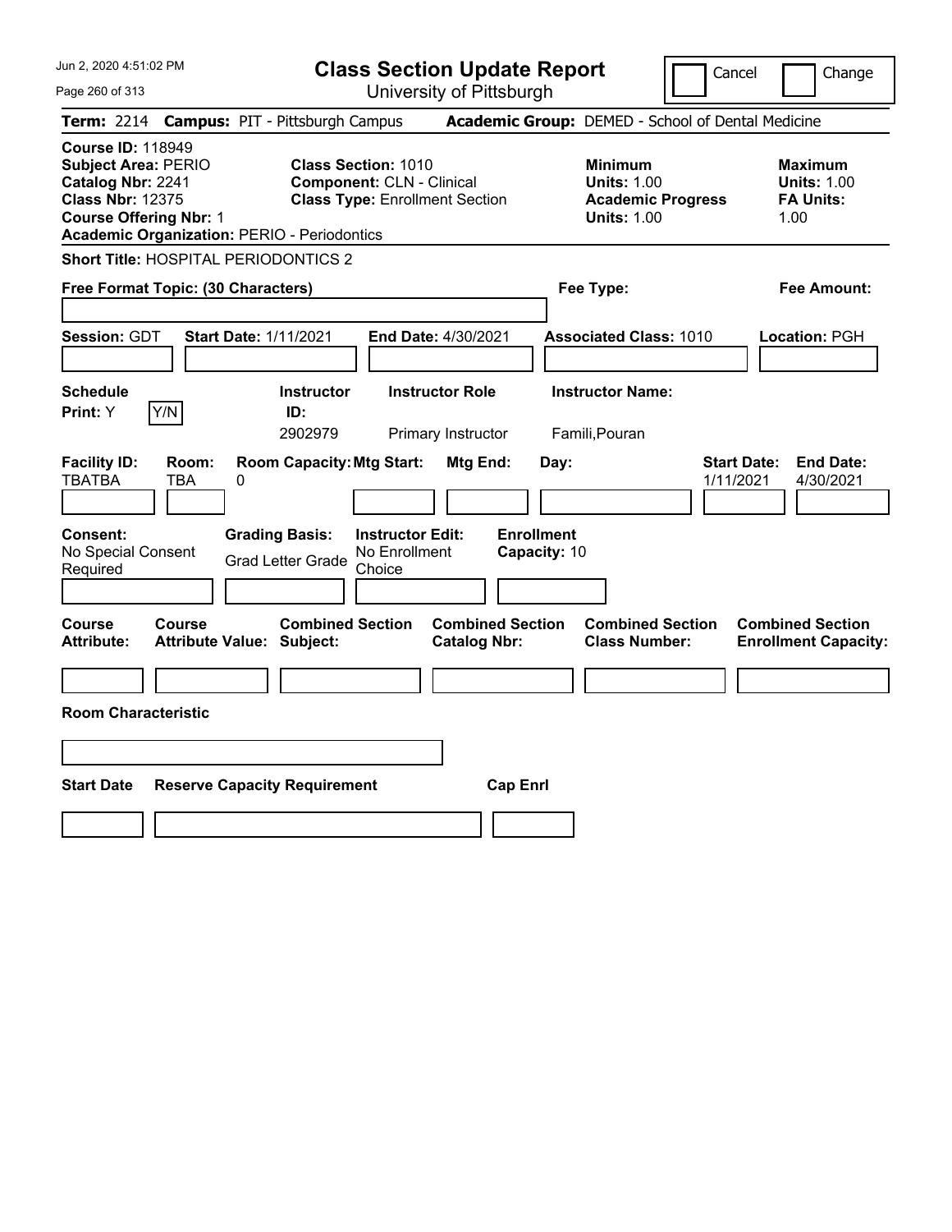# Class Section Update Report

University of Pittsburgh

Jun 2, 2020 4:51:02 PM

Cancel | Change

**Term:** 2214 **Campus:** PIT - Pittsburgh Campus **Academic Group:** DEMED - School of Dental Medicine

**Course ID:** 118949
**Subject Area:** PERIO
**Catalog Nbr:** 2241
**Class Nbr:** 12375
**Course Offering Nbr:** 1
**Academic Organization:** PERIO - Periodontics

**Class Section:** 1010
**Component:** CLN - Clinical
**Class Type:** Enrollment Section

**Minimum Units:** 1.00
**Academic Progress Units:** 1.00

**Maximum Units:** 1.00
**FA Units:** 1.00

**Short Title:** HOSPITAL PERIODONTICS 2

**Free Format Topic: (30 Characters)**

**Fee Type:**

**Fee Amount:**

**Session:** GDT **Start Date:** 1/11/2021 **End Date:** 4/30/2021 **Associated Class:** 1010 **Location:** PGH

| Schedule Print | Instructor ID | Instructor Role | Instructor Name |
|---|---|---|---|
| Y | 2902979 | Primary Instructor | Famili,Pouran |

| Facility ID | Room | Room Capacity | Mtg Start | Mtg End | Day | Start Date | End Date |
|---|---|---|---|---|---|---|---|
| TBATBA | TBA | 0 | | | | 1/11/2021 | 4/30/2021 |

**Consent:** No Special Consent Required
**Grading Basis:** Grad Letter Grade
**Instructor Edit:** No Enrollment Choice
**Enrollment Capacity:** 10

| Course Attribute | Course Attribute Value | Combined Section Subject | Combined Section Catalog Nbr | Combined Section Class Number | Combined Section Enrollment Capacity |
|---|---|---|---|---|---|
| | | | | | |

**Room Characteristic**

| Start Date | Reserve Capacity Requirement | Cap Enrl |
|---|---|---|
| | | |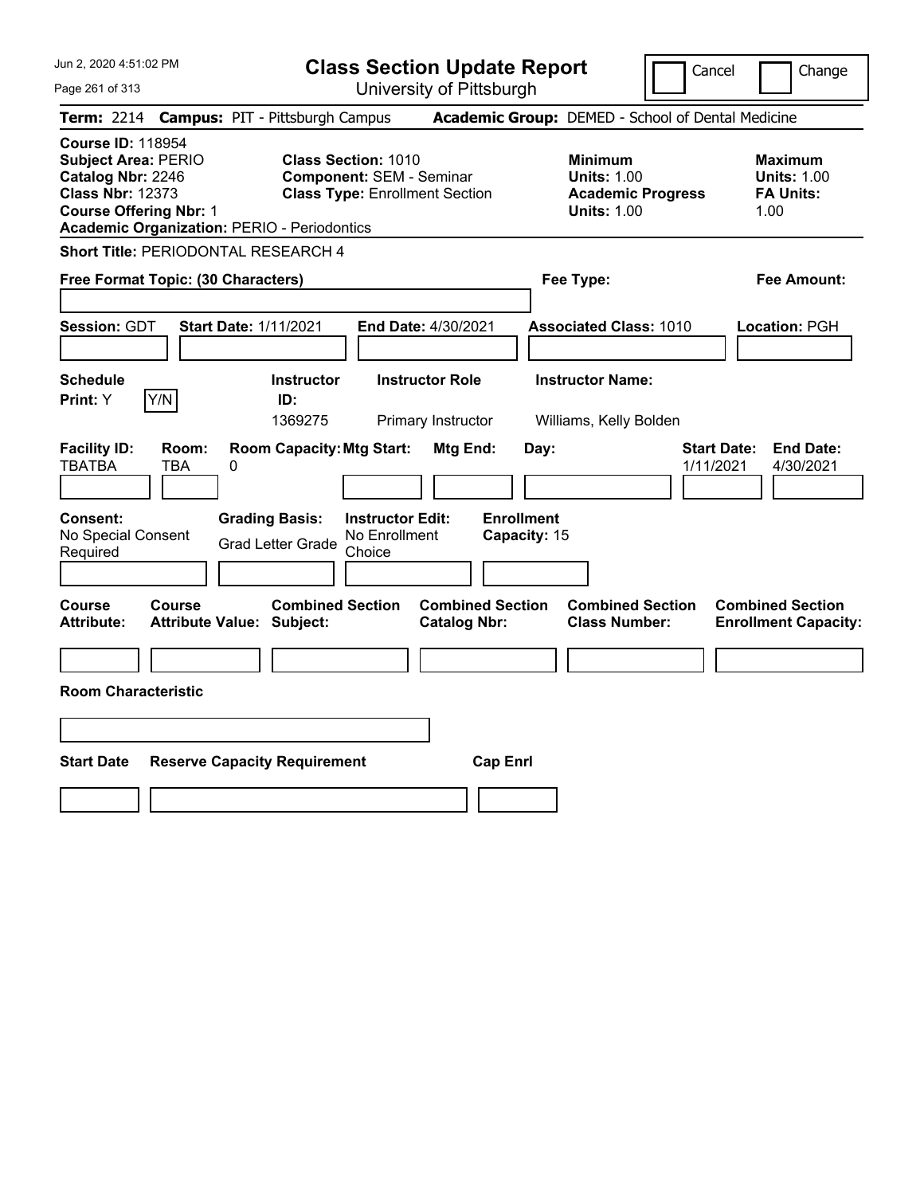# Class Section Update Report

University of Pittsburgh

Cancel | Change

**Term:** 2214 **Campus:** PIT - Pittsburgh Campus **Academic Group:** DEMED - School of Dental Medicine

**Course ID:** 118954
**Subject Area:** PERIO
**Catalog Nbr:** 2246
**Class Nbr:** 12373
**Course Offering Nbr:** 1
**Academic Organization:** PERIO - Periodontics

**Class Section:** 1010
**Component:** SEM - Seminar
**Class Type:** Enrollment Section

**Minimum**
**Units:** 1.00
**Academic Progress Units:** 1.00

**Maximum**
**Units:** 1.00
**FA Units:** 1.00

**Short Title:** PERIODONTAL RESEARCH 4

**Free Format Topic: (30 Characters)**

**Fee Type:**

**Fee Amount:**

**Session:** GDT **Start Date:** 1/11/2021 **End Date:** 4/30/2021 **Associated Class:** 1010 **Location:** PGH

| Schedule Print: | Y/N | Instructor ID: | Instructor Role | Instructor Name: |
|---|---|---|---|---|
| Y | | 1369275 | Primary Instructor | Williams, Kelly Bolden |

| Facility ID: | Room: | Room Capacity: | Mtg Start: | Mtg End: | Day: | Start Date: | End Date: |
|---|---|---|---|---|---|---|---|
| TBATBA | TBA | 0 | | | | 1/11/2021 | 4/30/2021 |

| Consent: | Grading Basis: | Instructor Edit: | Enrollment Capacity: |
|---|---|---|---|
| No Special Consent Required | Grad Letter Grade | No Enrollment Choice | 15 |

| Course Attribute: | Course Attribute Value: | Combined Section Subject: | Combined Section Catalog Nbr: | Combined Section Class Number: | Combined Section Enrollment Capacity: |
|---|---|---|---|---|---|
| | | | | | |

**Room Characteristic**

| Start Date | Reserve Capacity Requirement | Cap Enrl |
|---|---|---|
| | | |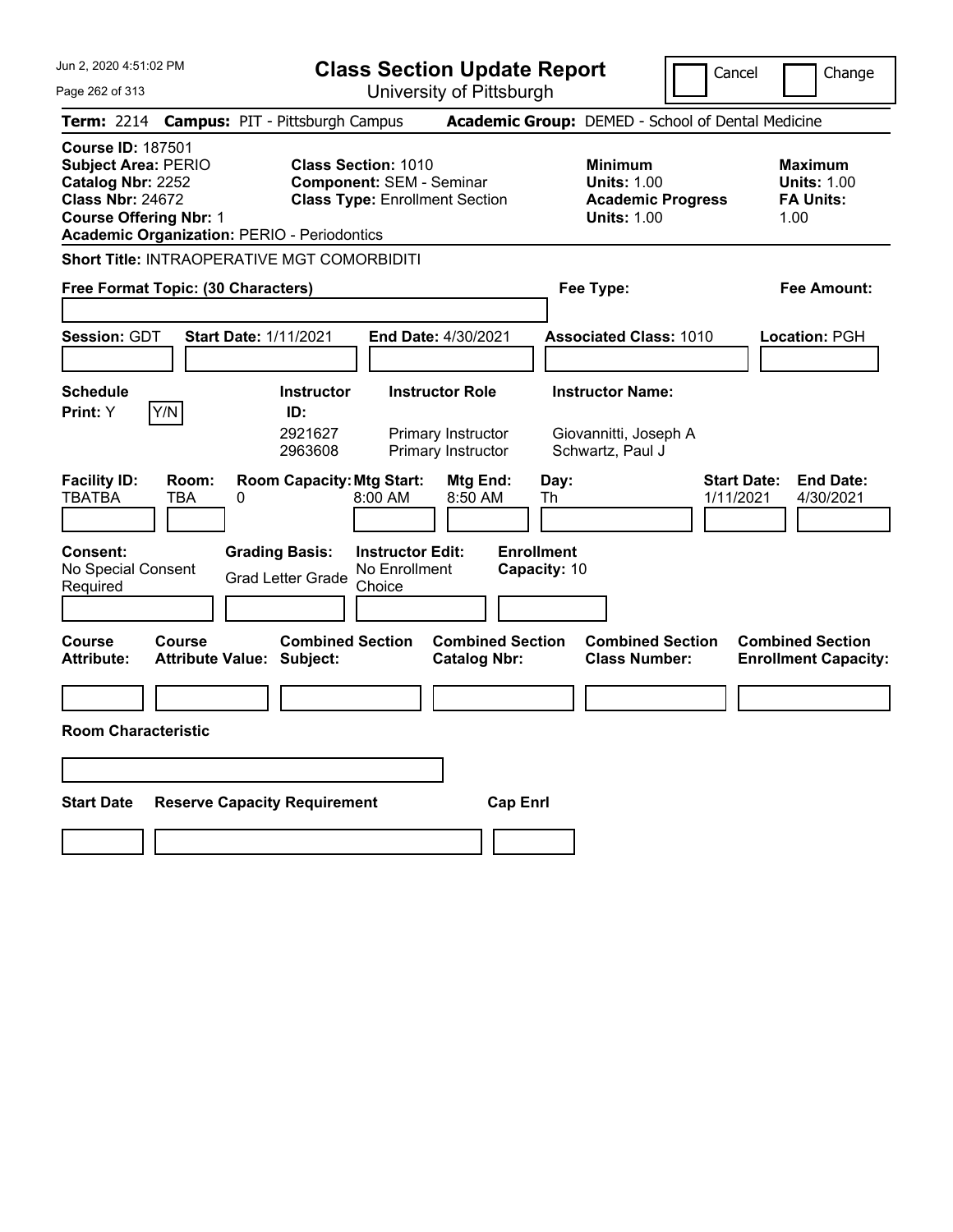# Class Section Update Report

University of Pittsburgh

Cancel | Change

Jun 2, 2020 4:51:02 PM

**Term:** 2214 **Campus:** PIT - Pittsburgh Campus **Academic Group:** DEMED - School of Dental Medicine

**Course ID:** 187501
**Subject Area:** PERIO
**Catalog Nbr:** 2252
**Class Nbr:** 24672
**Course Offering Nbr:** 1
**Academic Organization:** PERIO - Periodontics

**Class Section:** 1010
**Component:** SEM - Seminar
**Class Type:** Enrollment Section

**Minimum Units:** 1.00
**Academic Progress Units:** 1.00

**Maximum Units:** 1.00
**FA Units:** 1.00

**Short Title:** INTRAOPERATIVE MGT COMORBIDITI

**Free Format Topic: (30 Characters)**

**Fee Type:**

**Fee Amount:**

**Session:** GDT **Start Date:** 1/11/2021 **End Date:** 4/30/2021 **Associated Class:** 1010 **Location:** PGH

**Schedule Print:** Y Y/N

| Instructor ID: | Instructor Role | Instructor Name: |
|---|---|---|
| 2921627 | Primary Instructor | Giovannitti, Joseph A |
| 2963608 | Primary Instructor | Schwartz, Paul J |

| Facility ID: | Room: | Room Capacity: | Mtg Start: | Mtg End: | Day: | Start Date: | End Date: |
|---|---|---|---|---|---|---|---|
| TBATBA | TBA | 0 | 8:00 AM | 8:50 AM | Th | 1/11/2021 | 4/30/2021 |

**Consent:** No Special Consent Required
**Grading Basis:** Grad Letter Grade
**Instructor Edit:** No Enrollment Choice
**Enrollment Capacity:** 10

| Course Attribute: | Course Attribute Value: | Combined Section Subject: | Combined Section Catalog Nbr: | Combined Section Class Number: | Combined Section Enrollment Capacity: |
|---|---|---|---|---|---|
| | | | | | |

**Room Characteristic**

| Start Date | Reserve Capacity Requirement | Cap Enrl |
|---|---|---|
| | | |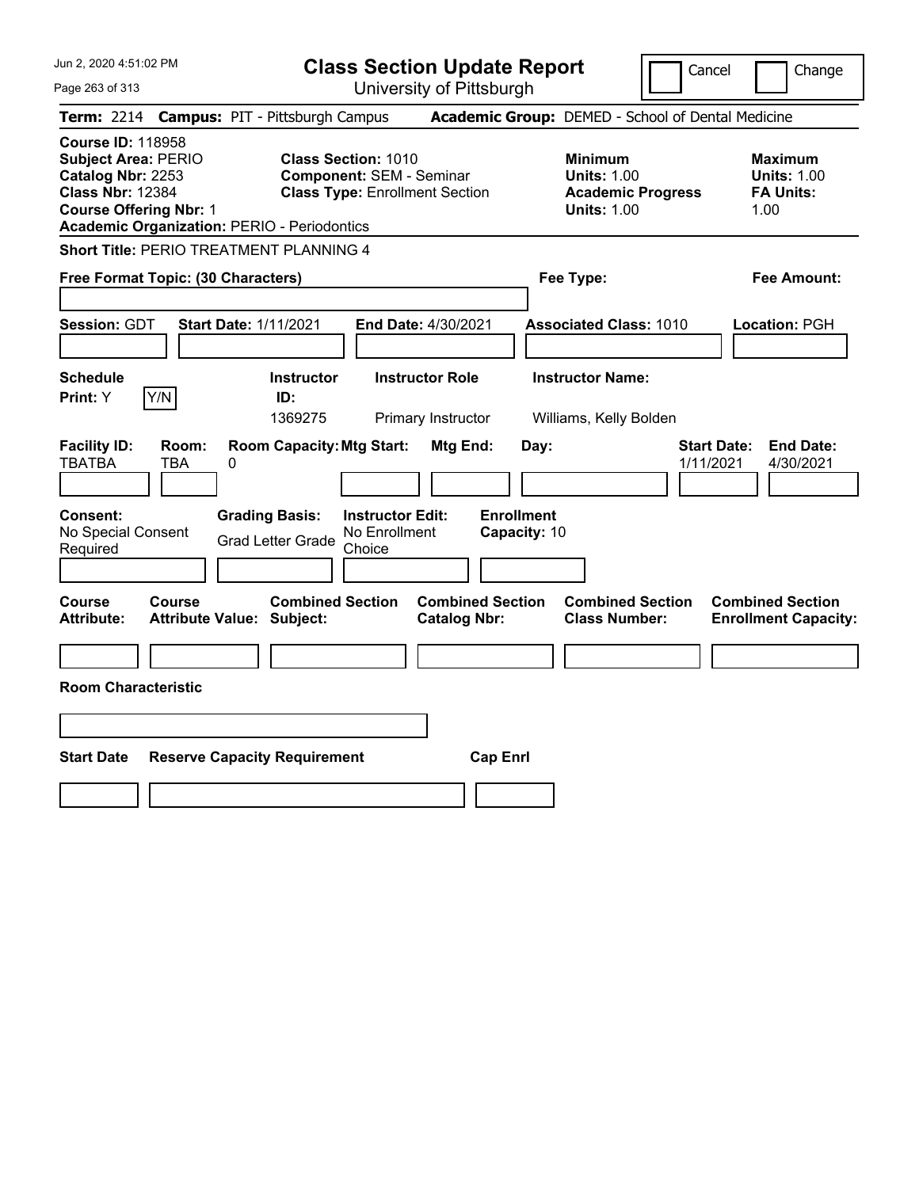Jun 2, 2020 4:51:02 PM

# Class Section Update Report

University of Pittsburgh

Cancel | Change

**Term:** 2214 **Campus:** PIT - Pittsburgh Campus **Academic Group:** DEMED - School of Dental Medicine

**Course ID:** 118958
**Subject Area:** PERIO
**Catalog Nbr:** 2253
**Class Nbr:** 12384
**Course Offering Nbr:** 1
**Academic Organization:** PERIO - Periodontics

**Class Section:** 1010
**Component:** SEM - Seminar
**Class Type:** Enrollment Section

**Minimum Units:** 1.00
**Academic Progress Units:** 1.00

**Maximum Units:** 1.00
**FA Units:** 1.00

**Short Title:** PERIO TREATMENT PLANNING 4

**Free Format Topic: (30 Characters)**

**Fee Type:**

**Fee Amount:**

**Session:** GDT **Start Date:** 1/11/2021 **End Date:** 4/30/2021 **Associated Class:** 1010 **Location:** PGH

| Schedule Print | Instructor ID | Instructor Role | Instructor Name |
|---|---|---|---|
| Y | 1369275 | Primary Instructor | Williams, Kelly Bolden |

| Facility ID | Room | Room Capacity | Mtg Start | Mtg End | Day | Start Date | End Date |
|---|---|---|---|---|---|---|---|
| TBATBA | TBA | 0 | | | | 1/11/2021 | 4/30/2021 |

**Consent:** No Special Consent Required
**Grading Basis:** Grad Letter Grade
**Instructor Edit:** No Enrollment Choice
**Enrollment Capacity:** 10

| Course Attribute | Course Attribute Value | Combined Section Subject | Combined Section Catalog Nbr | Combined Section Class Number | Combined Section Enrollment Capacity |
|---|---|---|---|---|---|
| | | | | | |

**Room Characteristic**

| Start Date | Reserve Capacity Requirement | Cap Enrl |
|---|---|---|
| | | |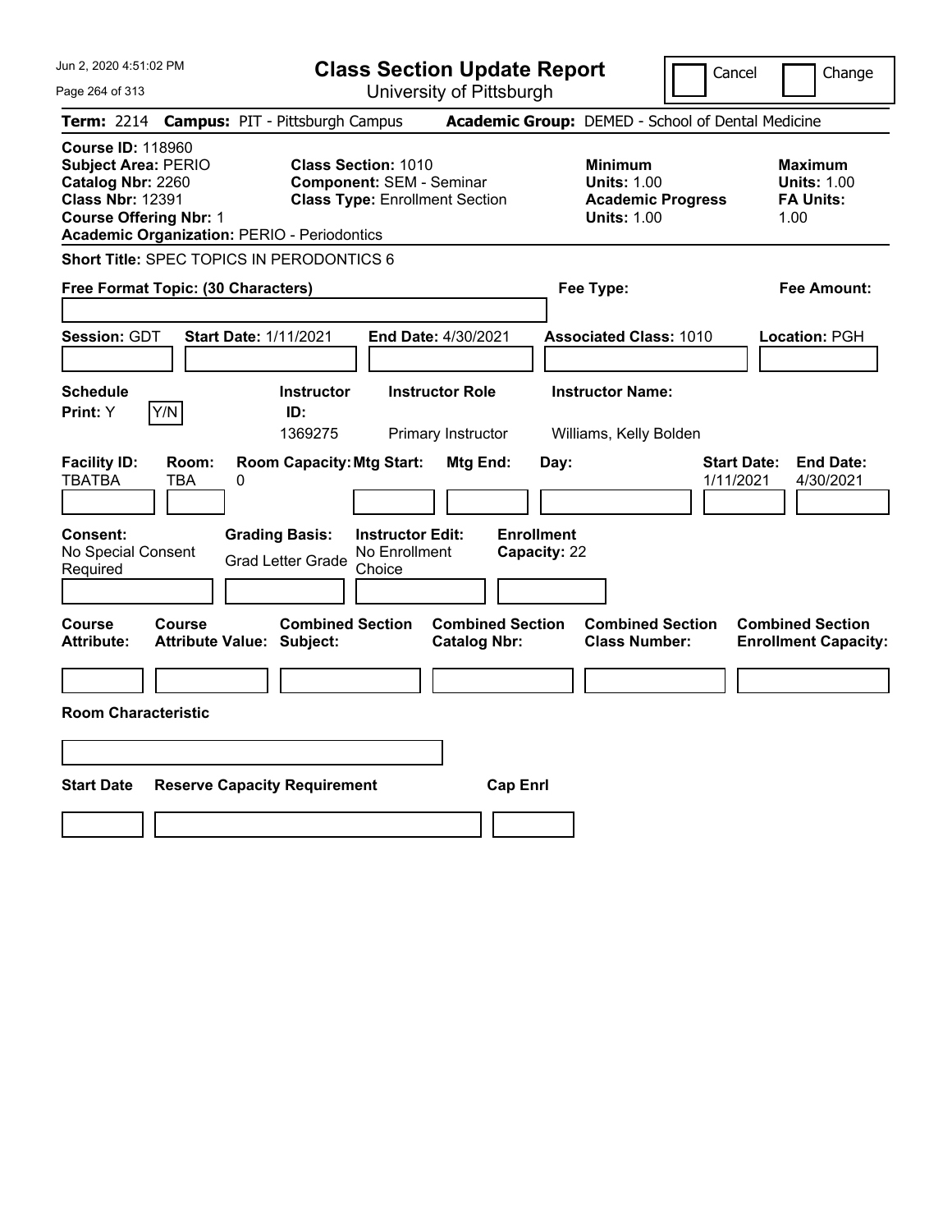# Class Section Update Report

University of Pittsburgh

Jun 2, 2020 4:51:02 PM

Cancel | Change

**Term:** 2214 **Campus:** PIT - Pittsburgh Campus **Academic Group:** DEMED - School of Dental Medicine

**Course ID:** 118960
**Subject Area:** PERIO
**Catalog Nbr:** 2260
**Class Nbr:** 12391
**Course Offering Nbr:** 1
**Academic Organization:** PERIO - Periodontics

**Class Section:** 1010
**Component:** SEM - Seminar
**Class Type:** Enrollment Section

**Minimum Units:** 1.00
**Academic Progress Units:** 1.00

**Maximum Units:** 1.00
**FA Units:** 1.00

**Short Title:** SPEC TOPICS IN PERODONTICS 6

**Free Format Topic: (30 Characters)**

**Fee Type:**

**Fee Amount:**

**Session:** GDT **Start Date:** 1/11/2021 **End Date:** 4/30/2021 **Associated Class:** 1010 **Location:** PGH

| Schedule Print | Instructor ID | Instructor Role | Instructor Name |
|---|---|---|---|
| Y | 1369275 | Primary Instructor | Williams, Kelly Bolden |

| Facility ID | Room | Room Capacity | Mtg Start | Mtg End | Day | Start Date | End Date |
|---|---|---|---|---|---|---|---|
| TBATBA | TBA | 0 | | | | 1/11/2021 | 4/30/2021 |

**Consent:** No Special Consent Required
**Grading Basis:** Grad Letter Grade
**Instructor Edit:** No Enrollment Choice
**Enrollment Capacity:** 22

| Course Attribute | Course Attribute Value | Combined Section Subject | Combined Section Catalog Nbr | Combined Section Class Number | Combined Section Enrollment Capacity |
|---|---|---|---|---|---|
| | | | | | |

**Room Characteristic**

| Start Date | Reserve Capacity Requirement | Cap Enrl |
|---|---|---|
| | | |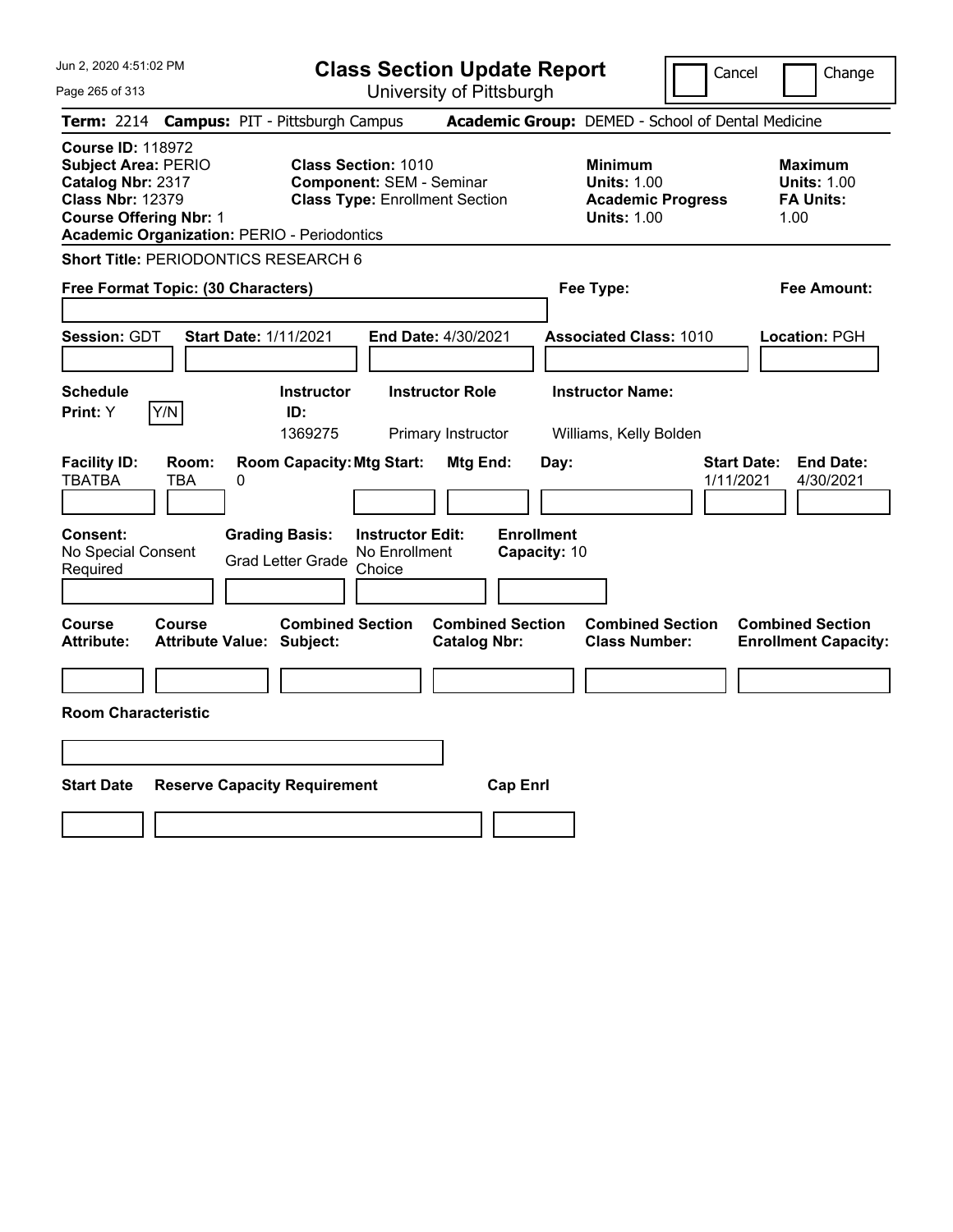# Class Section Update Report

University of Pittsburgh

Cancel | Change

**Term:** 2214 **Campus:** PIT - Pittsburgh Campus **Academic Group:** DEMED - School of Dental Medicine

**Course ID:** 118972
**Subject Area:** PERIO
**Catalog Nbr:** 2317
**Class Nbr:** 12379
**Course Offering Nbr:** 1
**Academic Organization:** PERIO - Periodontics

**Class Section:** 1010
**Component:** SEM - Seminar
**Class Type:** Enrollment Section

**Minimum Units:** 1.00
**Academic Progress Units:** 1.00

**Maximum Units:** 1.00
**FA Units:** 1.00

**Short Title:** PERIODONTICS RESEARCH 6

**Free Format Topic: (30 Characters)**

**Fee Type:**

**Fee Amount:**

**Session:** GDT **Start Date:** 1/11/2021 **End Date:** 4/30/2021 **Associated Class:** 1010 **Location:** PGH

| Schedule Print | Instructor ID | Instructor Role | Instructor Name |
|---|---|---|---|
| Y | 1369275 | Primary Instructor | Williams, Kelly Bolden |

| Facility ID | Room | Room Capacity | Mtg Start | Mtg End | Day | Start Date | End Date |
|---|---|---|---|---|---|---|---|
| TBATBA | TBA | 0 | | | | 1/11/2021 | 4/30/2021 |

**Consent:** No Special Consent Required
**Grading Basis:** Grad Letter Grade
**Instructor Edit:** No Enrollment Choice
**Enrollment Capacity:** 10

| Course Attribute | Course Attribute Value | Combined Section Subject | Combined Section Catalog Nbr | Combined Section Class Number | Combined Section Enrollment Capacity |
|---|---|---|---|---|---|
| | | | | | |

**Room Characteristic**

| Start Date | Reserve Capacity Requirement | Cap Enrl |
|---|---|---|
| | | |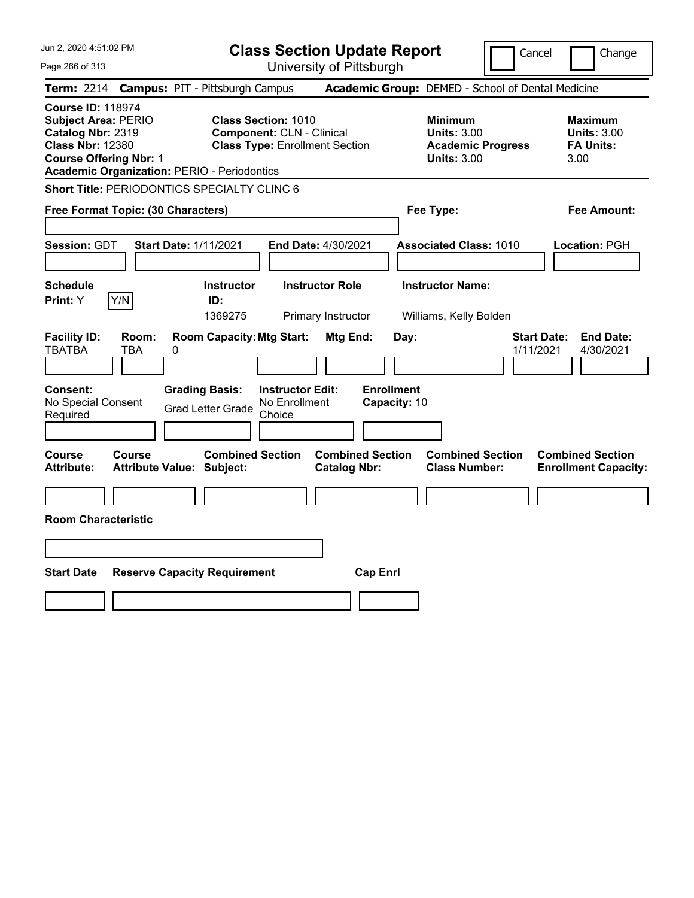# Class Section Update Report

University of Pittsburgh

Cancel | Change

**Term:** 2214 **Campus:** PIT - Pittsburgh Campus **Academic Group:** DEMED - School of Dental Medicine

**Course ID:** 118974
**Subject Area:** PERIO
**Catalog Nbr:** 2319
**Class Nbr:** 12380
**Course Offering Nbr:** 1
**Academic Organization:** PERIO - Periodontics

**Class Section:** 1010
**Component:** CLN - Clinical
**Class Type:** Enrollment Section

**Minimum**
**Units:** 3.00
**Academic Progress Units:** 3.00

**Maximum**
**Units:** 3.00
**FA Units:** 3.00

**Short Title:** PERIODONTICS SPECIALTY CLINC 6

**Free Format Topic: (30 Characters)**

**Fee Type:**

**Fee Amount:**

**Session:** GDT **Start Date:** 1/11/2021 **End Date:** 4/30/2021 **Associated Class:** 1010 **Location:** PGH

| Schedule Print: | Y/N | Instructor ID: | Instructor Role | Instructor Name: |
|---|---|---|---|---|
| Y | | 1369275 | Primary Instructor | Williams, Kelly Bolden |

| Facility ID: | Room: | Room Capacity: | Mtg Start: | Mtg End: | Day: | Start Date: | End Date: |
|---|---|---|---|---|---|---|---|
| TBATBA | TBA | 0 | | | | 1/11/2021 | 4/30/2021 |

| Consent: | Grading Basis: | Instructor Edit: | Enrollment Capacity: |
|---|---|---|---|
| No Special Consent Required | Grad Letter Grade | No Enrollment Choice | 10 |

| Course Attribute: | Course Attribute Value: | Combined Section Subject: | Combined Section Catalog Nbr: | Combined Section Class Number: | Combined Section Enrollment Capacity: |
|---|---|---|---|---|---|
| | | | | | |

**Room Characteristic**

| Start Date | Reserve Capacity Requirement | Cap Enrl |
|---|---|---|
| | | |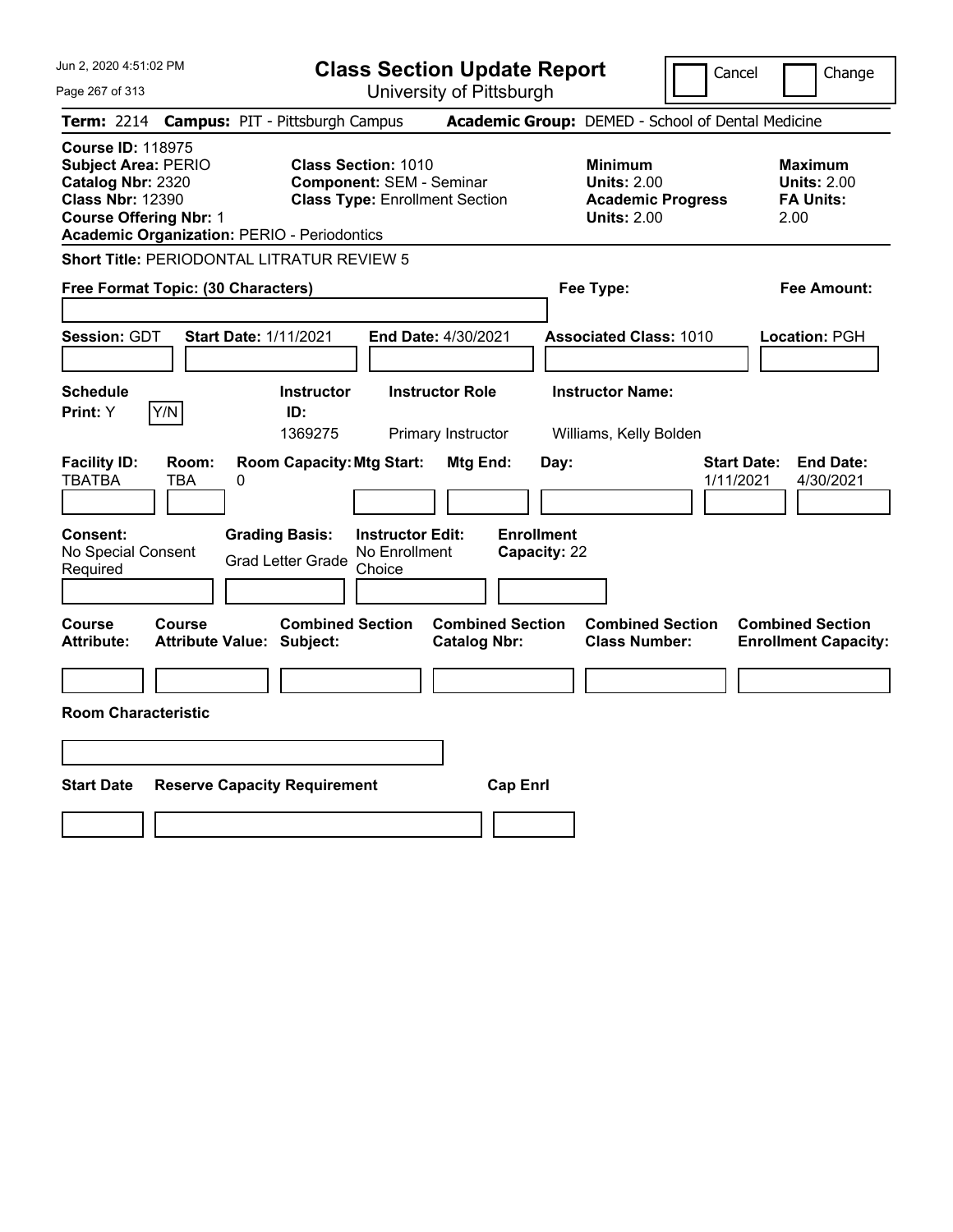# Class Section Update Report

University of Pittsburgh

Cancel | Change

**Term:** 2214 **Campus:** PIT - Pittsburgh Campus **Academic Group:** DEMED - School of Dental Medicine

**Course ID:** 118975
**Subject Area:** PERIO
**Catalog Nbr:** 2320
**Class Nbr:** 12390
**Course Offering Nbr:** 1
**Academic Organization:** PERIO - Periodontics

**Class Section:** 1010
**Component:** SEM - Seminar
**Class Type:** Enrollment Section

**Minimum**
**Units:** 2.00
**Academic Progress Units:** 2.00

**Maximum**
**Units:** 2.00
**FA Units:** 2.00

**Short Title:** PERIODONTAL LITRATUR REVIEW 5

**Free Format Topic: (30 Characters)**

**Fee Type:**

**Fee Amount:**

**Session:** GDT **Start Date:** 1/11/2021 **End Date:** 4/30/2021 **Associated Class:** 1010 **Location:** PGH

| Schedule Print: | Instructor ID: | Instructor Role | Instructor Name: |
|---|---|---|---|
| Y | 1369275 | Primary Instructor | Williams, Kelly Bolden |

| Facility ID: | Room: | Room Capacity: | Mtg Start: | Mtg End: | Day: | Start Date: | End Date: |
|---|---|---|---|---|---|---|---|
| TBATBA | TBA | 0 | | | | 1/11/2021 | 4/30/2021 |

| Consent: | Grading Basis: | Instructor Edit: | Enrollment Capacity: |
|---|---|---|---|
| No Special Consent Required | Grad Letter Grade | No Enrollment Choice | 22 |

| Course Attribute: | Course Attribute Value: | Combined Section Subject: | Combined Section Catalog Nbr: | Combined Section Class Number: | Combined Section Enrollment Capacity: |
|---|---|---|---|---|---|
| | | | | | |

**Room Characteristic**

| Start Date | Reserve Capacity Requirement | Cap Enrl |
|---|---|---|
| | | |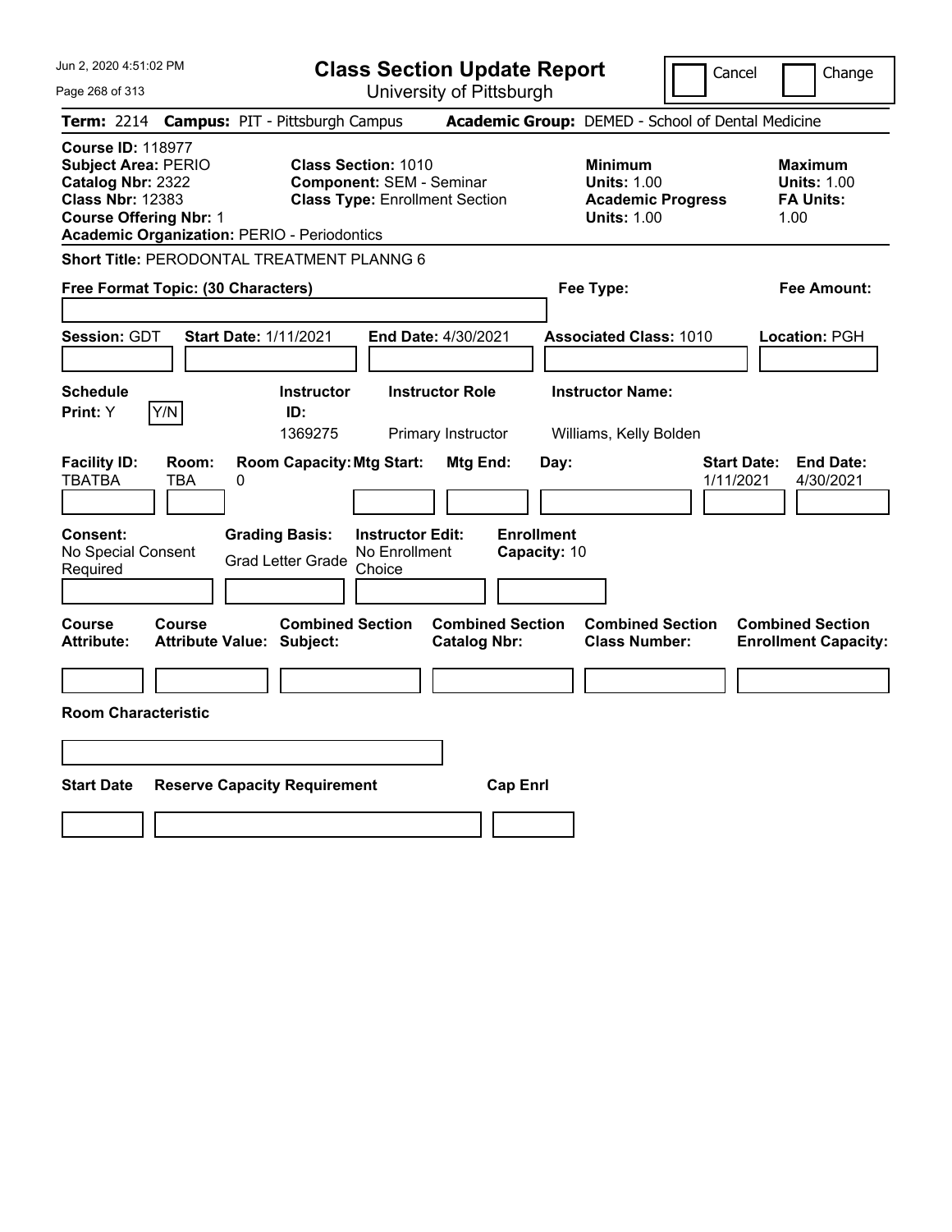Jun 2, 2020 4:51:02 PM

# Class Section Update Report

University of Pittsburgh

Cancel | Change

**Term:** 2214 **Campus:** PIT - Pittsburgh Campus **Academic Group:** DEMED - School of Dental Medicine

**Course ID:** 118977
**Subject Area:** PERIO
**Catalog Nbr:** 2322
**Class Nbr:** 12383
**Course Offering Nbr:** 1
**Academic Organization:** PERIO - Periodontics

**Class Section:** 1010
**Component:** SEM - Seminar
**Class Type:** Enrollment Section

**Minimum Units:** 1.00
**Academic Progress Units:** 1.00

**Maximum Units:** 1.00
**FA Units:** 1.00

**Short Title:** PERODONTAL TREATMENT PLANNG 6

**Free Format Topic: (30 Characters)**

**Fee Type:**

**Fee Amount:**

**Session:** GDT **Start Date:** 1/11/2021 **End Date:** 4/30/2021 **Associated Class:** 1010 **Location:** PGH

| Schedule Print: | Instructor ID: | Instructor Role | Instructor Name: |
|---|---|---|---|
| Y | 1369275 | Primary Instructor | Williams, Kelly Bolden |

| Facility ID: | Room: | Room Capacity: | Mtg Start: | Mtg End: | Day: | Start Date: | End Date: |
|---|---|---|---|---|---|---|---|
| TBATBA | TBA | 0 | | | | 1/11/2021 | 4/30/2021 |

**Consent:** No Special Consent Required
**Grading Basis:** Grad Letter Grade
**Instructor Edit:** No Enrollment Choice
**Enrollment Capacity:** 10

| Course Attribute: | Course Attribute Value: | Combined Section Subject: | Combined Section Catalog Nbr: | Combined Section Class Number: | Combined Section Enrollment Capacity: |
|---|---|---|---|---|---|
| | | | | | |

**Room Characteristic**

| Start Date | Reserve Capacity Requirement | Cap Enrl |
|---|---|---|
| | | |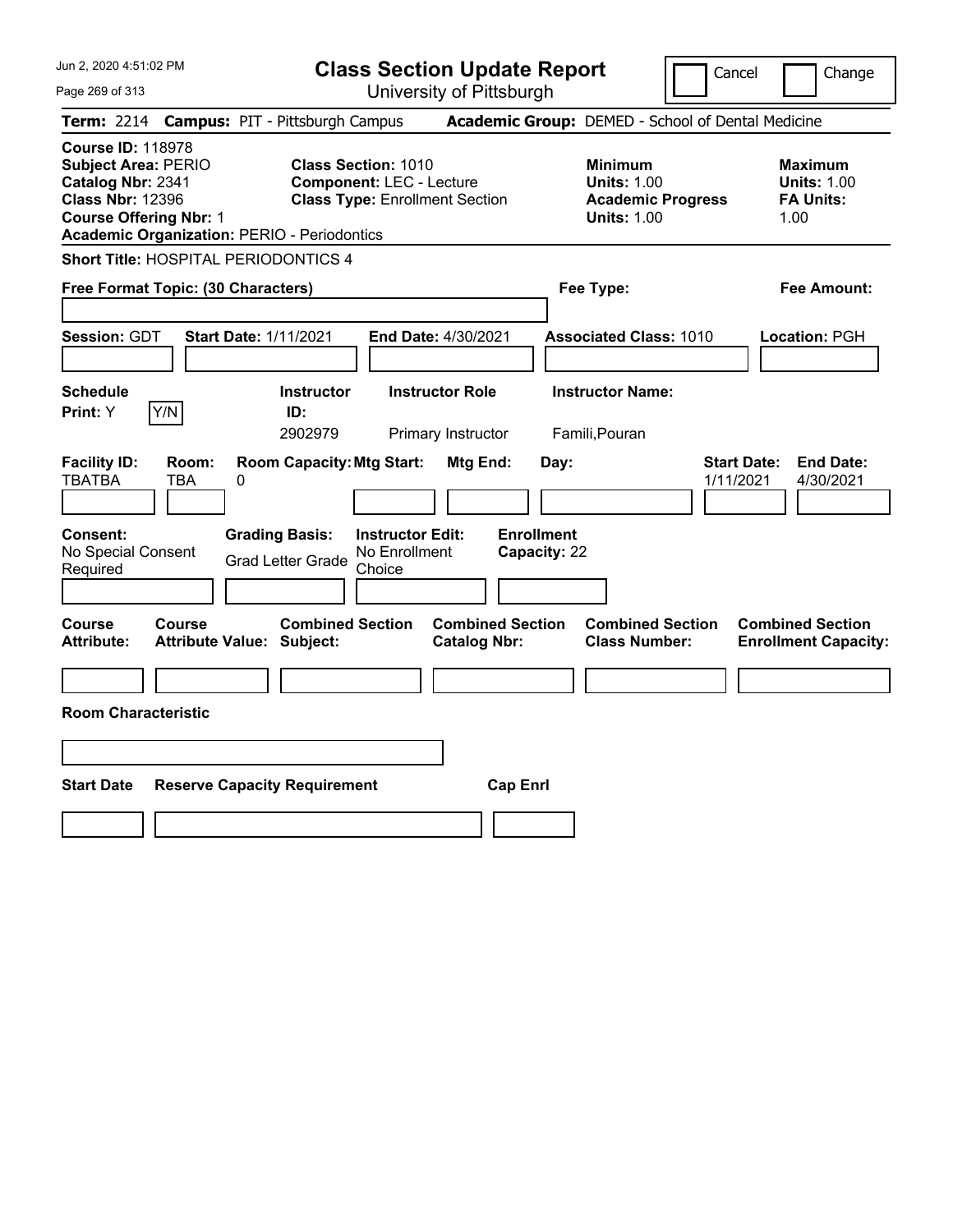Jun 2, 2020 4:51:02 PM

# Class Section Update Report

University of Pittsburgh

Cancel | Change

**Term:** 2214 **Campus:** PIT - Pittsburgh Campus **Academic Group:** DEMED - School of Dental Medicine

**Course ID:** 118978
**Subject Area:** PERIO
**Catalog Nbr:** 2341
**Class Nbr:** 12396
**Course Offering Nbr:** 1
**Academic Organization:** PERIO - Periodontics

**Class Section:** 1010
**Component:** LEC - Lecture
**Class Type:** Enrollment Section

**Minimum**
**Units:** 1.00
**Academic Progress Units:** 1.00

**Maximum**
**Units:** 1.00
**FA Units:** 1.00

**Short Title:** HOSPITAL PERIODONTICS 4

**Free Format Topic: (30 Characters)**

**Fee Type:**

**Fee Amount:**

**Session:** GDT **Start Date:** 1/11/2021 **End Date:** 4/30/2021 **Associated Class:** 1010 **Location:** PGH

| Schedule Print: | Instructor ID: | Instructor Role | Instructor Name: |
|---|---|---|---|
| Y (Y/N) | 2902979 | Primary Instructor | Famili,Pouran |

| Facility ID: | Room: | Room Capacity: | Mtg Start: | Mtg End: | Day: | Start Date: | End Date: |
|---|---|---|---|---|---|---|---|
| TBATBA | TBA | 0 | | | | 1/11/2021 | 4/30/2021 |

| Consent: | Grading Basis: | Instructor Edit: | Enrollment Capacity: |
|---|---|---|---|
| No Special Consent Required | Grad Letter Grade | No Enrollment Choice | 22 |

| Course Attribute: | Course Attribute Value: | Combined Section Subject: | Combined Section Catalog Nbr: | Combined Section Class Number: | Combined Section Enrollment Capacity: |
|---|---|---|---|---|---|
| | | | | | |

**Room Characteristic**

| Start Date | Reserve Capacity Requirement | Cap Enrl |
|---|---|---|
| | | |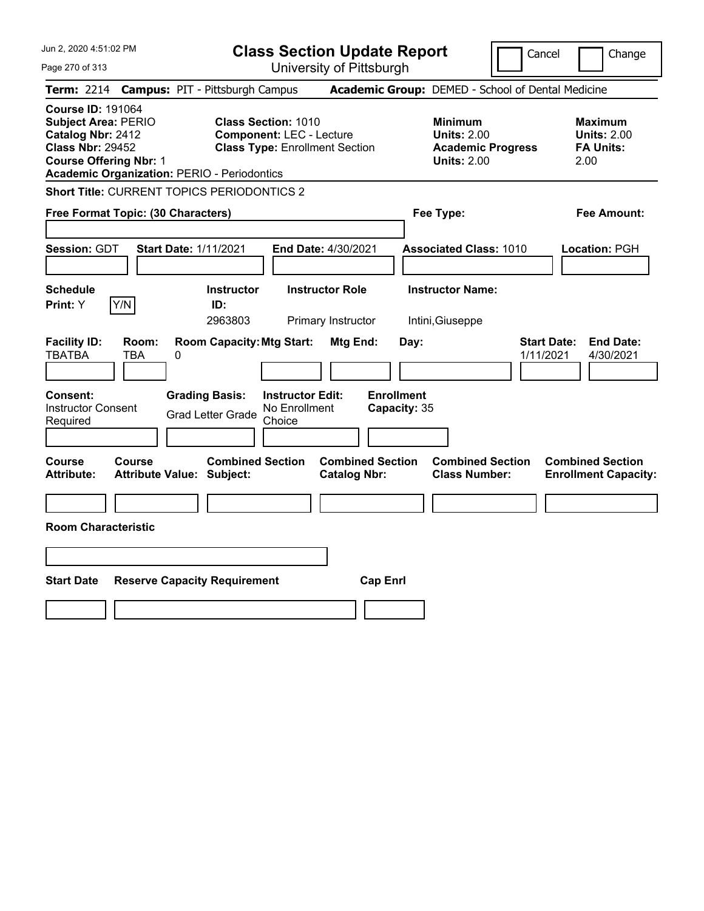# Class Section Update Report

University of Pittsburgh

Cancel | Change

**Term:** 2214 **Campus:** PIT - Pittsburgh Campus **Academic Group:** DEMED - School of Dental Medicine

**Course ID:** 191064
**Subject Area:** PERIO
**Catalog Nbr:** 2412
**Class Nbr:** 29452
**Course Offering Nbr:** 1
**Academic Organization:** PERIO - Periodontics

**Class Section:** 1010
**Component:** LEC - Lecture
**Class Type:** Enrollment Section

**Minimum**
**Units:** 2.00
**Academic Progress Units:** 2.00

**Maximum**
**Units:** 2.00
**FA Units:** 2.00

**Short Title:** CURRENT TOPICS PERIODONTICS 2

**Free Format Topic: (30 Characters)**

**Fee Type:**

**Fee Amount:**

**Session:** GDT **Start Date:** 1/11/2021 **End Date:** 4/30/2021 **Associated Class:** 1010 **Location:** PGH

| Schedule Print | Instructor ID | Instructor Role | Instructor Name |
|---|---|---|---|
| Y [Y/N] | 2963803 | Primary Instructor | Intini,Giuseppe |

| Facility ID | Room | Room Capacity | Mtg Start | Mtg End | Day | Start Date | End Date |
|---|---|---|---|---|---|---|---|
| TBATBA | TBA | 0 | | | | 1/11/2021 | 4/30/2021 |

**Consent:** Instructor Consent Required
**Grading Basis:** Grad Letter Grade
**Instructor Edit:** No Enrollment Choice
**Enrollment Capacity:** 35

| Course Attribute | Course Attribute Value | Combined Section Subject | Combined Section Catalog Nbr | Combined Section Class Number | Combined Section Enrollment Capacity |
|---|---|---|---|---|---|
| | | | | | |

**Room Characteristic**

| Start Date | Reserve Capacity Requirement | Cap Enrl |
|---|---|---|
| | | |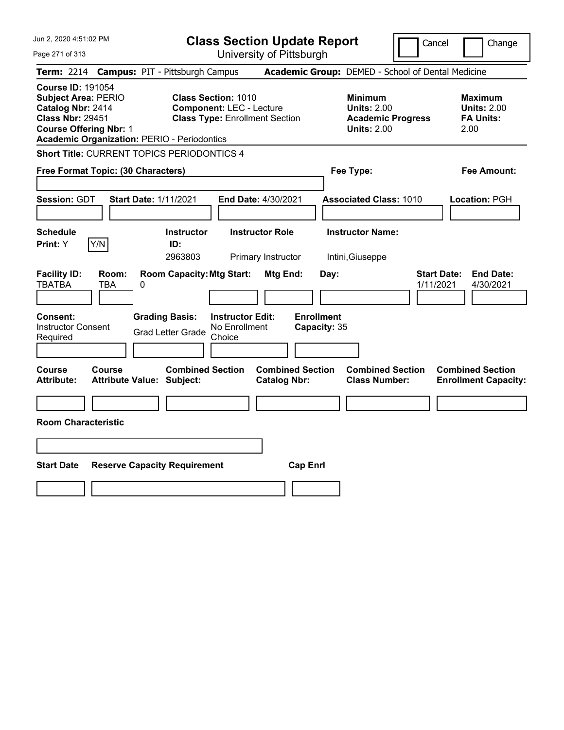# Class Section Update Report

University of Pittsburgh

Cancel | Change

Jun 2, 2020 4:51:02 PM

**Term:** 2214 **Campus:** PIT - Pittsburgh Campus **Academic Group:** DEMED - School of Dental Medicine

**Course ID:** 191054
**Subject Area:** PERIO
**Catalog Nbr:** 2414
**Class Nbr:** 29451
**Course Offering Nbr:** 1
**Academic Organization:** PERIO - Periodontics

**Class Section:** 1010
**Component:** LEC - Lecture
**Class Type:** Enrollment Section

**Minimum**
**Units:** 2.00
**Academic Progress Units:** 2.00

**Maximum**
**Units:** 2.00
**FA Units:** 2.00

**Short Title:** CURRENT TOPICS PERIODONTICS 4

**Free Format Topic: (30 Characters)**

**Fee Type:**

**Fee Amount:**

**Session:** GDT **Start Date:** 1/11/2021 **End Date:** 4/30/2021 **Associated Class:** 1010 **Location:** PGH

| Schedule Print | Y/N | Instructor ID | Instructor Role | Instructor Name |
|---|---|---|---|---|
| Y | | 2963803 | Primary Instructor | Intini,Giuseppe |

| Facility ID | Room | Room Capacity | Mtg Start | Mtg End | Day | Start Date | End Date |
|---|---|---|---|---|---|---|---|
| TBATBA | TBA | 0 | | | | 1/11/2021 | 4/30/2021 |

| Consent | Grading Basis | Instructor Edit | Enrollment Capacity |
|---|---|---|---|
| Instructor Consent Required | Grad Letter Grade | No Enrollment Choice | 35 |

| Course Attribute | Course Attribute Value | Combined Section Subject | Combined Section Catalog Nbr | Combined Section Class Number | Combined Section Enrollment Capacity |
|---|---|---|---|---|---|
| | | | | | |

**Room Characteristic**

| Start Date | Reserve Capacity Requirement | Cap Enrl |
|---|---|---|
| | | |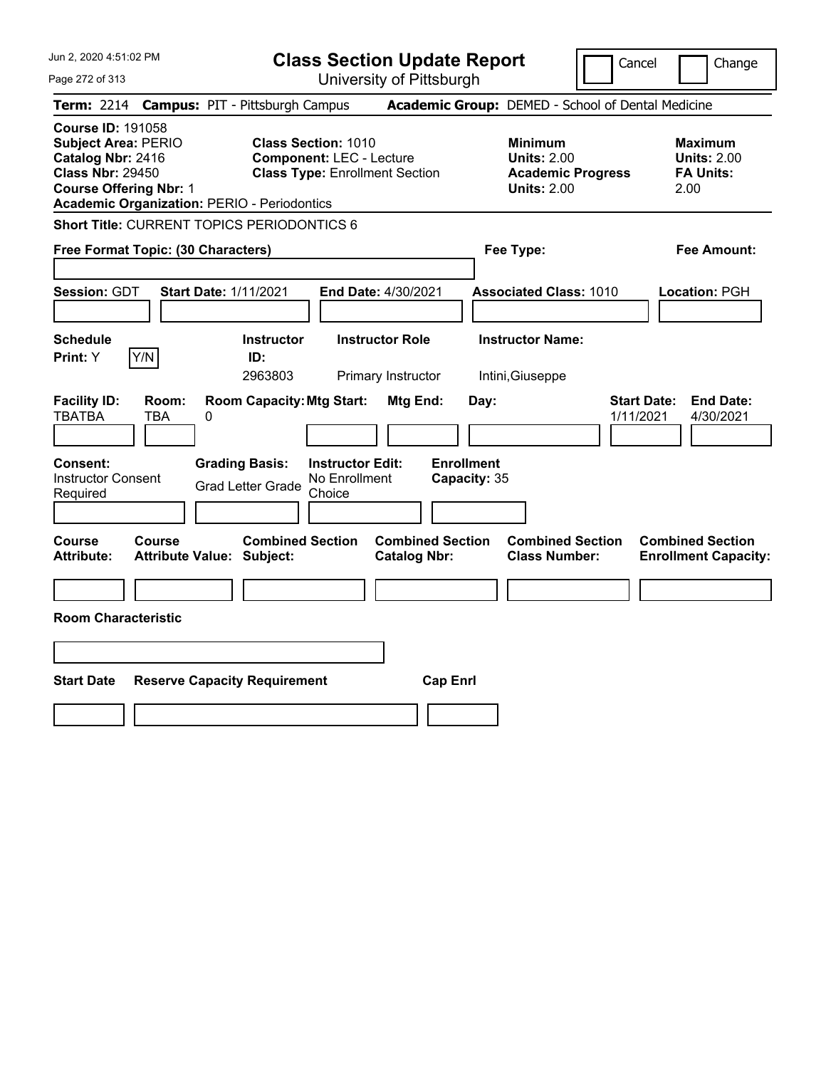# Class Section Update Report

University of Pittsburgh

Cancel | Change

**Term:** 2214 **Campus:** PIT - Pittsburgh Campus **Academic Group:** DEMED - School of Dental Medicine

**Course ID:** 191058
**Subject Area:** PERIO
**Catalog Nbr:** 2416
**Class Nbr:** 29450
**Course Offering Nbr:** 1
**Academic Organization:** PERIO - Periodontics

**Class Section:** 1010
**Component:** LEC - Lecture
**Class Type:** Enrollment Section

**Minimum**
**Units:** 2.00
**Academic Progress Units:** 2.00

**Maximum**
**Units:** 2.00
**FA Units:** 2.00

**Short Title:** CURRENT TOPICS PERIODONTICS 6

**Free Format Topic: (30 Characters)**

**Fee Type:**

**Fee Amount:**

**Session:** GDT **Start Date:** 1/11/2021 **End Date:** 4/30/2021 **Associated Class:** 1010 **Location:** PGH

| Schedule Print | Instructor ID | Instructor Role | Instructor Name |
|---|---|---|---|
| Y (Y/N) | 2963803 | Primary Instructor | Intini,Giuseppe |

| Facility ID | Room | Room Capacity | Mtg Start | Mtg End | Day | Start Date | End Date |
|---|---|---|---|---|---|---|---|
| TBATBA | TBA | 0 | | | | 1/11/2021 | 4/30/2021 |

**Consent:** Instructor Consent Required
**Grading Basis:** Grad Letter Grade
**Instructor Edit:** No Enrollment Choice
**Enrollment Capacity:** 35

| Course Attribute | Course Attribute Value | Combined Section Subject | Combined Section Catalog Nbr | Combined Section Class Number | Combined Section Enrollment Capacity |
|---|---|---|---|---|---|
| | | | | | |

**Room Characteristic**

| Start Date | Reserve Capacity Requirement | Cap Enrl |
|---|---|---|
| | | |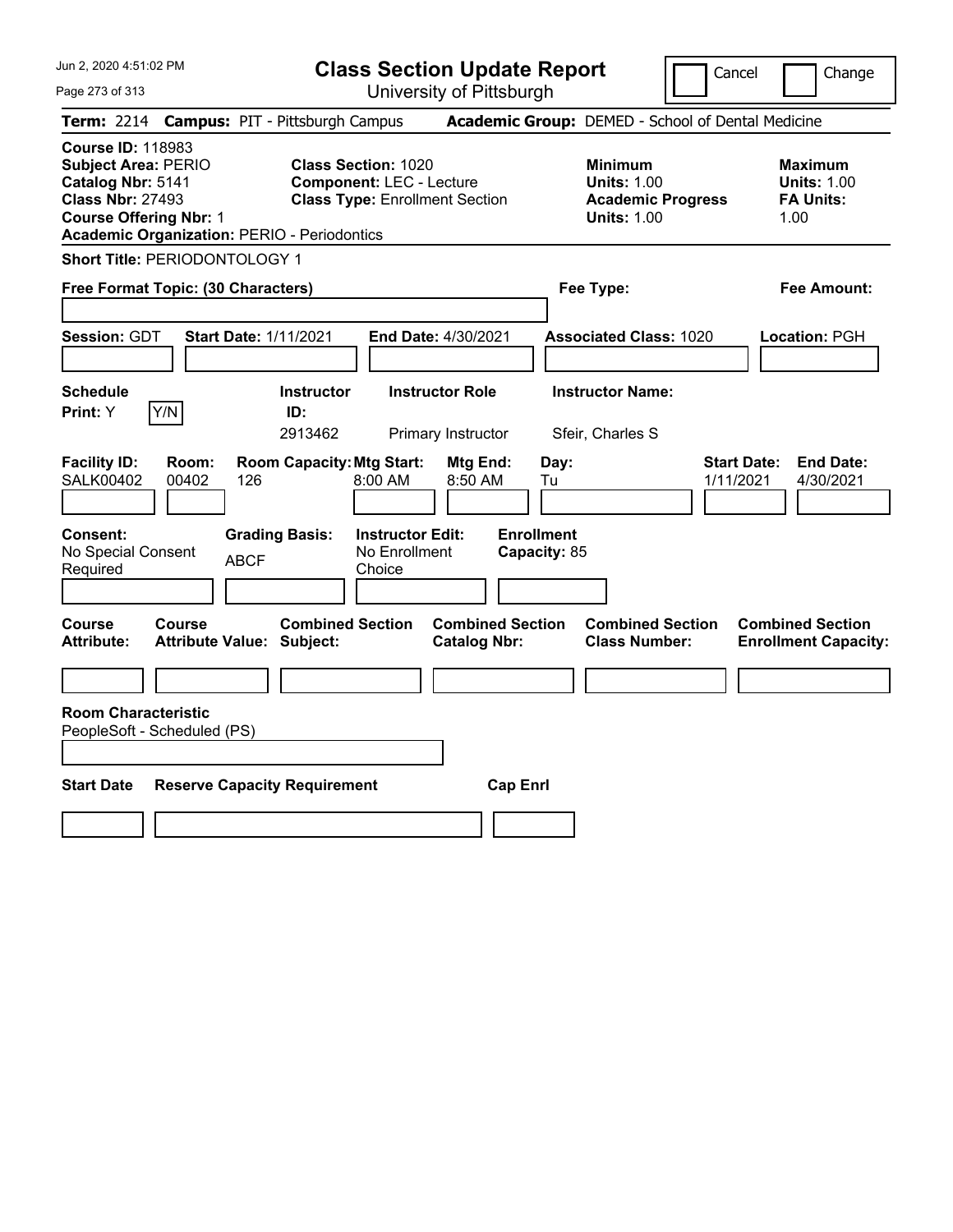# Class Section Update Report

University of Pittsburgh

Jun 2, 2020 4:51:02 PM

Cancel | Change

**Term:** 2214 **Campus:** PIT - Pittsburgh Campus **Academic Group:** DEMED - School of Dental Medicine

**Course ID:** 118983
**Subject Area:** PERIO
**Catalog Nbr:** 5141
**Class Nbr:** 27493
**Course Offering Nbr:** 1
**Academic Organization:** PERIO - Periodontics

**Class Section:** 1020
**Component:** LEC - Lecture
**Class Type:** Enrollment Section

**Minimum Units:** 1.00
**Academic Progress Units:** 1.00

**Maximum Units:** 1.00
**FA Units:** 1.00

**Short Title:** PERIODONTOLOGY 1

**Free Format Topic: (30 Characters)**

**Fee Type:**

**Fee Amount:**

**Session:** GDT **Start Date:** 1/11/2021 **End Date:** 4/30/2021 **Associated Class:** 1020 **Location:** PGH

| Schedule Print | Y/N | Instructor ID | Instructor Role | Instructor Name |
|---|---|---|---|---|
| Y | | 2913462 | Primary Instructor | Sfeir, Charles S |

| Facility ID | Room | Room Capacity | Mtg Start | Mtg End | Day | Start Date | End Date |
|---|---|---|---|---|---|---|---|
| SALK00402 | 00402 | 126 | 8:00 AM | 8:50 AM | Tu | 1/11/2021 | 4/30/2021 |

| Consent | Grading Basis | Instructor Edit | Enrollment Capacity |
|---|---|---|---|
| No Special Consent Required | ABCF | No Enrollment Choice | 85 |

| Course Attribute | Course Attribute Value | Combined Section Subject | Combined Section Catalog Nbr | Combined Section Class Number | Combined Section Enrollment Capacity |
|---|---|---|---|---|---|
| | | | | | |

**Room Characteristic**
PeopleSoft - Scheduled (PS)

| Start Date | Reserve Capacity Requirement | Cap Enrl |
|---|---|---|
| | | |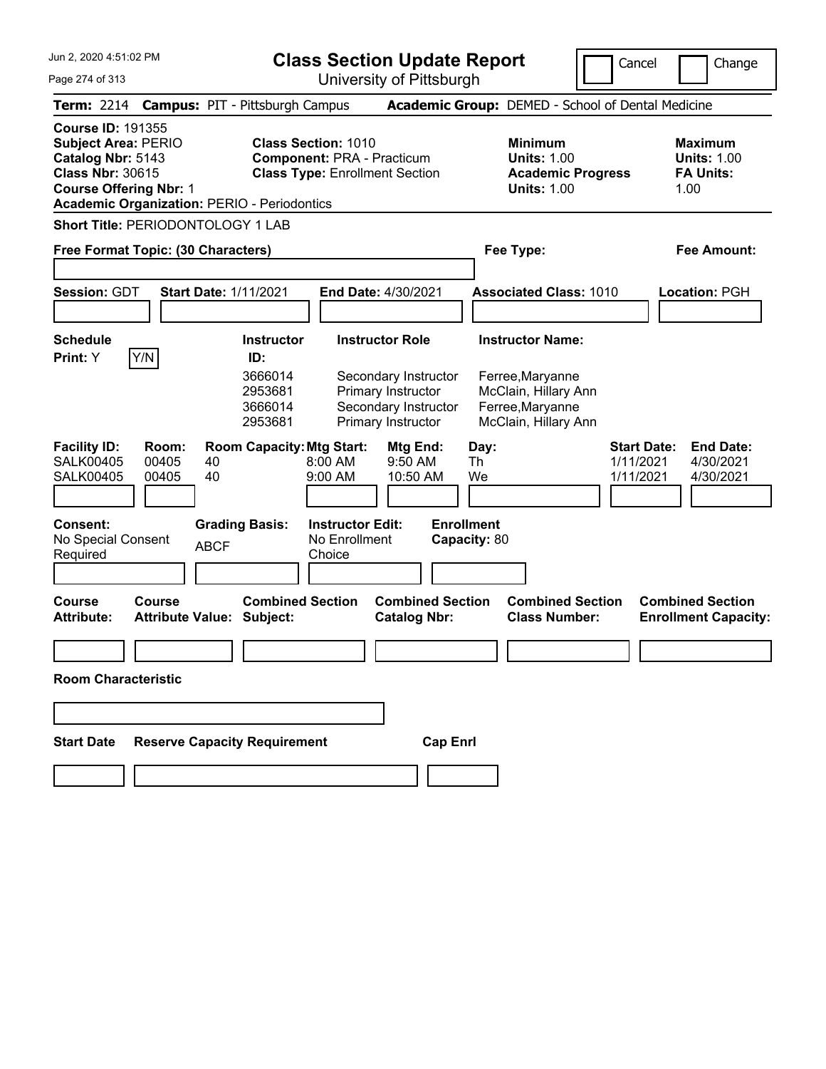# Class Section Update Report

University of Pittsburgh

Jun 2, 2020 4:51:02 PM

Cancel | Change

**Term:** 2214 **Campus:** PIT - Pittsburgh Campus **Academic Group:** DEMED - School of Dental Medicine

**Course ID:** 191355
**Subject Area:** PERIO
**Catalog Nbr:** 5143
**Class Nbr:** 30615
**Course Offering Nbr:** 1
**Academic Organization:** PERIO - Periodontics

**Class Section:** 1010
**Component:** PRA - Practicum
**Class Type:** Enrollment Section

**Minimum Units:** 1.00
**Academic Progress Units:** 1.00

**Maximum Units:** 1.00
**FA Units:** 1.00

**Short Title:** PERIODONTOLOGY 1 LAB

**Free Format Topic: (30 Characters)**

**Fee Type:**

**Fee Amount:**

**Session:** GDT **Start Date:** 1/11/2021 **End Date:** 4/30/2021 **Associated Class:** 1010 **Location:** PGH

**Schedule Print:** Y Y/N

| Instructor ID | Instructor Role | Instructor Name |
|---|---|---|
| 3666014 | Secondary Instructor | Ferree,Maryanne |
| 2953681 | Primary Instructor | McClain, Hillary Ann |
| 3666014 | Secondary Instructor | Ferree,Maryanne |
| 2953681 | Primary Instructor | McClain, Hillary Ann |

| Facility ID | Room | Room Capacity | Mtg Start | Mtg End | Day | Start Date | End Date |
|---|---|---|---|---|---|---|---|
| SALK00405 | 00405 | 40 | 8:00 AM | 9:50 AM | Th | 1/11/2021 | 4/30/2021 |
| SALK00405 | 00405 | 40 | 9:00 AM | 10:50 AM | We | 1/11/2021 | 4/30/2021 |

**Consent:** No Special Consent Required
**Grading Basis:** ABCF
**Instructor Edit:** No Enrollment Choice
**Enrollment Capacity:** 80

| Course Attribute: | Course Attribute Value: | Combined Section Subject: | Combined Section Catalog Nbr: | Combined Section Class Number: | Combined Section Enrollment Capacity: |
|---|---|---|---|---|---|
| | | | | | |

**Room Characteristic**

| Start Date | Reserve Capacity Requirement | Cap Enrl |
|---|---|---|
| | | |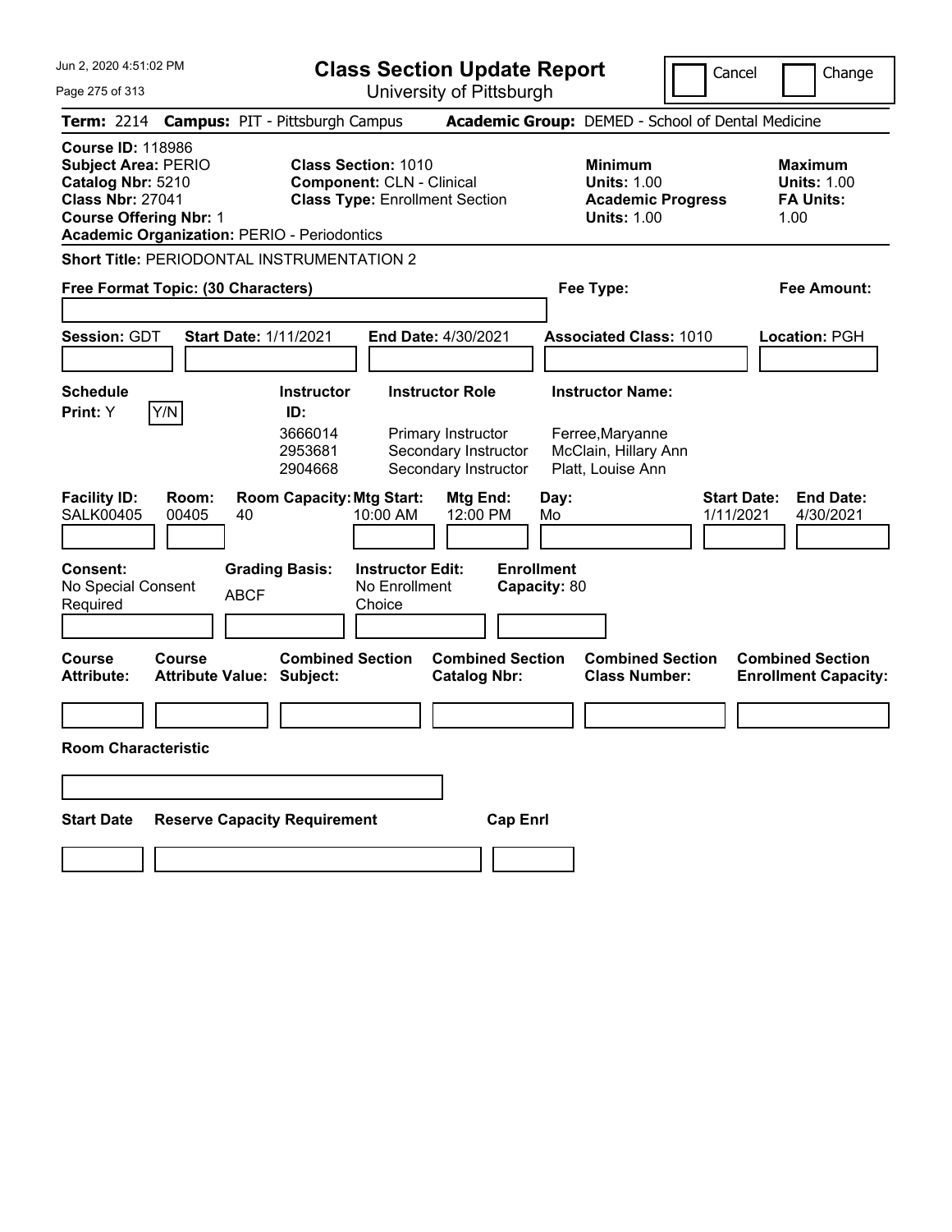# Class Section Update Report

University of Pittsburgh

Jun 2, 2020 4:51:02 PM

Cancel | Change

**Term:** 2214 **Campus:** PIT - Pittsburgh Campus **Academic Group:** DEMED - School of Dental Medicine

**Course ID:** 118986
**Subject Area:** PERIO
**Catalog Nbr:** 5210
**Class Nbr:** 27041
**Course Offering Nbr:** 1
**Academic Organization:** PERIO - Periodontics

**Class Section:** 1010
**Component:** CLN - Clinical
**Class Type:** Enrollment Section

**Minimum Units:** 1.00
**Academic Progress Units:** 1.00

**Maximum Units:** 1.00
**FA Units:** 1.00

**Short Title:** PERIODONTAL INSTRUMENTATION 2

**Free Format Topic: (30 Characters)**

**Fee Type:**

**Fee Amount:**

**Session:** GDT **Start Date:** 1/11/2021 **End Date:** 4/30/2021 **Associated Class:** 1010 **Location:** PGH

**Schedule Print:** Y [Y/N]

| Instructor ID: | Instructor Role | Instructor Name: |
|---|---|---|
| 3666014 | Primary Instructor | Ferree,Maryanne |
| 2953681 | Secondary Instructor | McClain, Hillary Ann |
| 2904668 | Secondary Instructor | Platt, Louise Ann |

| Facility ID: | Room: | Room Capacity: | Mtg Start: | Mtg End: | Day: | Start Date: | End Date: |
|---|---|---|---|---|---|---|---|
| SALK00405 | 00405 | 40 | 10:00 AM | 12:00 PM | Mo | 1/11/2021 | 4/30/2021 |

**Consent:** No Special Consent Required
**Grading Basis:** ABCF
**Instructor Edit:** No Enrollment Choice
**Enrollment Capacity:** 80

| Course Attribute: | Course Attribute Value: | Combined Section Subject: | Combined Section Catalog Nbr: | Combined Section Class Number: | Combined Section Enrollment Capacity: |
|---|---|---|---|---|---|
| | | | | | |

**Room Characteristic**

| Start Date | Reserve Capacity Requirement | Cap Enrl |
|---|---|---|
| | | |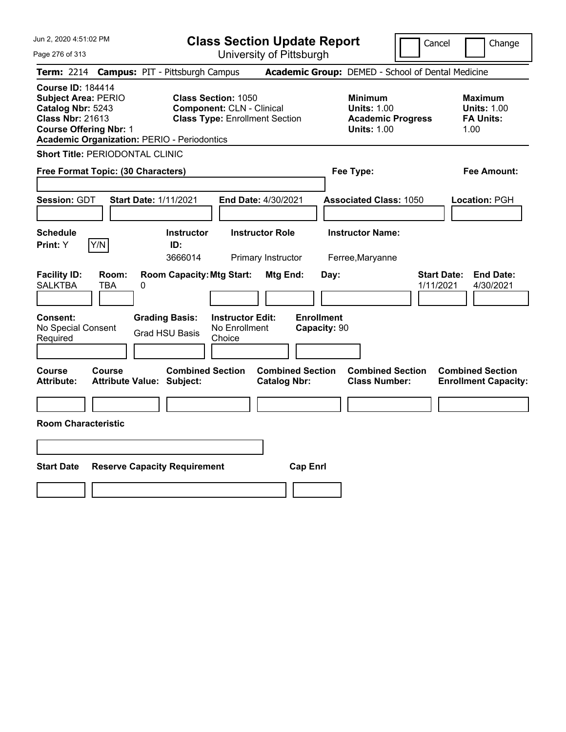# Class Section Update Report

University of Pittsburgh

Cancel | Change

**Term:** 2214 **Campus:** PIT - Pittsburgh Campus **Academic Group:** DEMED - School of Dental Medicine

**Course ID:** 184414
**Subject Area:** PERIO
**Catalog Nbr:** 5243
**Class Nbr:** 21613
**Course Offering Nbr:** 1
**Academic Organization:** PERIO - Periodontics

**Class Section:** 1050
**Component:** CLN - Clinical
**Class Type:** Enrollment Section

**Minimum**
**Units:** 1.00
**Academic Progress Units:** 1.00

**Maximum**
**Units:** 1.00
**FA Units:** 1.00

**Short Title:** PERIODONTAL CLINIC

**Free Format Topic: (30 Characters)**

**Fee Type:**

**Fee Amount:**

**Session:** GDT **Start Date:** 1/11/2021 **End Date:** 4/30/2021 **Associated Class:** 1050 **Location:** PGH

**Schedule Print:** Y Y/N

| Instructor ID | Instructor Role | Instructor Name |
|---|---|---|
| 3666014 | Primary Instructor | Ferree,Maryanne |

| Facility ID | Room | Room Capacity | Mtg Start | Mtg End | Day | Start Date | End Date |
|---|---|---|---|---|---|---|---|
| SALKTBA | TBA | 0 | | | | 1/11/2021 | 4/30/2021 |

**Consent:** No Special Consent Required
**Grading Basis:** Grad HSU Basis
**Instructor Edit:** No Enrollment Choice
**Enrollment Capacity:** 90

| Course Attribute | Course Attribute Value | Combined Section Subject | Combined Section Catalog Nbr | Combined Section Class Number | Combined Section Enrollment Capacity |
|---|---|---|---|---|---|
| | | | | | |

**Room Characteristic**

| Start Date | Reserve Capacity Requirement | Cap Enrl |
|---|---|---|
| | | |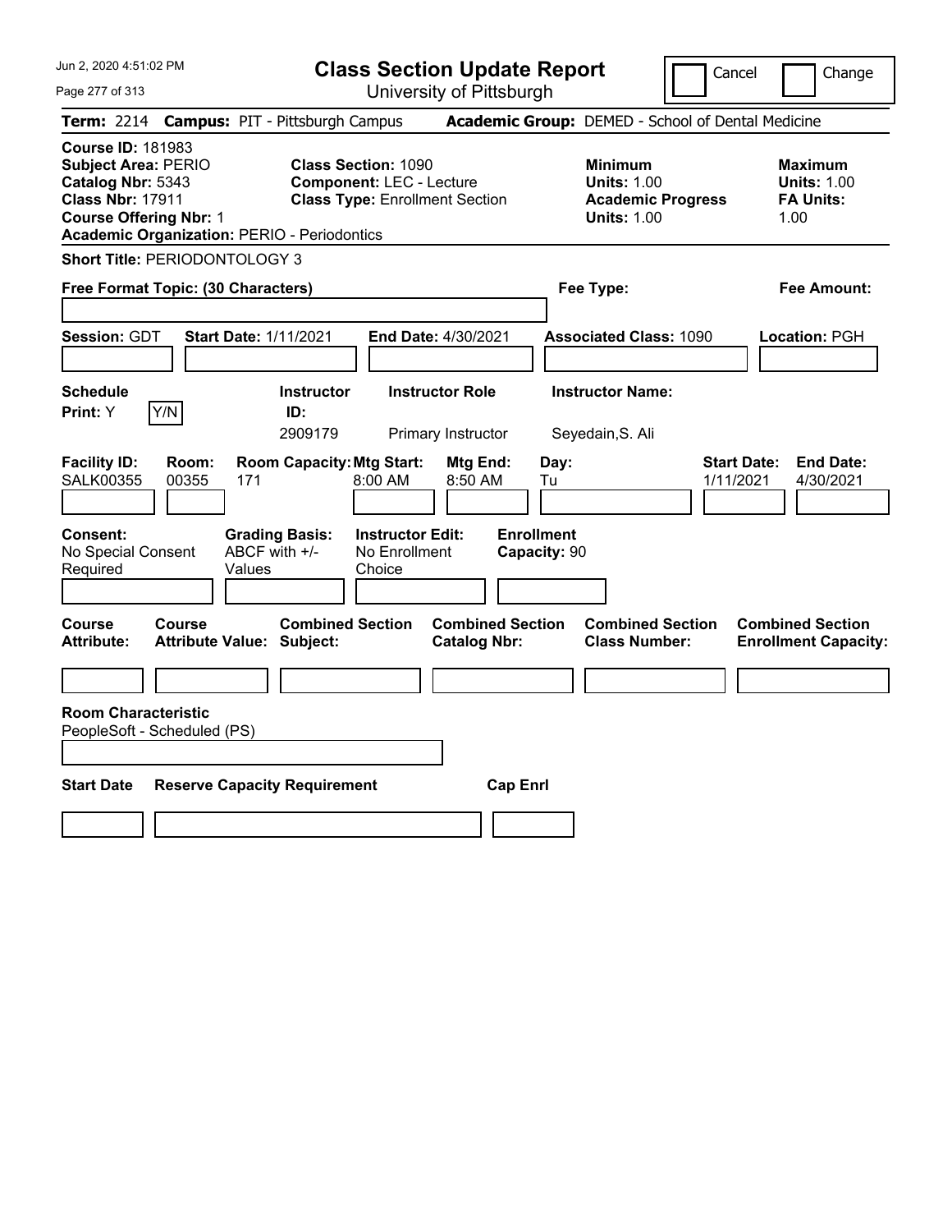# Class Section Update Report

University of Pittsburgh

Cancel | Change

**Term:** 2214 **Campus:** PIT - Pittsburgh Campus **Academic Group:** DEMED - School of Dental Medicine

**Course ID:** 181983
**Subject Area:** PERIO
**Catalog Nbr:** 5343
**Class Nbr:** 17911
**Course Offering Nbr:** 1
**Academic Organization:** PERIO - Periodontics

**Class Section:** 1090
**Component:** LEC - Lecture
**Class Type:** Enrollment Section

**Minimum Units:** 1.00
**Academic Progress Units:** 1.00

**Maximum Units:** 1.00
**FA Units:** 1.00

**Short Title:** PERIODONTOLOGY 3

**Free Format Topic: (30 Characters)**

**Fee Type:**

**Fee Amount:**

**Session:** GDT **Start Date:** 1/11/2021 **End Date:** 4/30/2021 **Associated Class:** 1090 **Location:** PGH

| Schedule Print | Instructor ID | Instructor Role | Instructor Name |
|---|---|---|---|
| Y (Y/N) | 2909179 | Primary Instructor | Seyedain,S. Ali |

| Facility ID | Room | Room Capacity | Mtg Start | Mtg End | Day | Start Date | End Date |
|---|---|---|---|---|---|---|---|
| SALK00355 | 00355 | 171 | 8:00 AM | 8:50 AM | Tu | 1/11/2021 | 4/30/2021 |

**Consent:** No Special Consent Required
**Grading Basis:** ABCF with +/- Values
**Instructor Edit:** No Enrollment Choice
**Enrollment Capacity:** 90

| Course Attribute | Course Attribute Value | Combined Section Subject | Combined Section Catalog Nbr | Combined Section Class Number | Combined Section Enrollment Capacity |
|---|---|---|---|---|---|
| | | | | | |

**Room Characteristic**
PeopleSoft - Scheduled (PS)

| Start Date | Reserve Capacity Requirement | Cap Enrl |
|---|---|---|
| | | |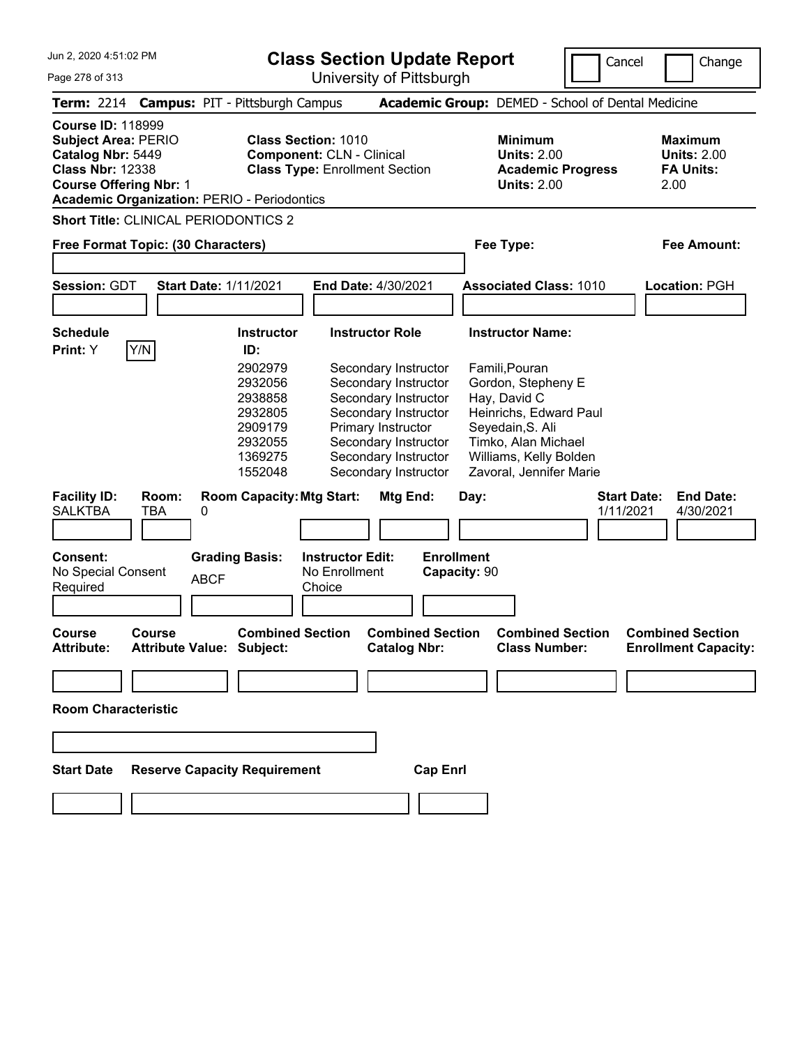# Class Section Update Report

University of Pittsburgh

Cancel | Change

**Term:** 2214 **Campus:** PIT - Pittsburgh Campus **Academic Group:** DEMED - School of Dental Medicine

**Course ID:** 118999
**Subject Area:** PERIO
**Catalog Nbr:** 5449
**Class Nbr:** 12338
**Course Offering Nbr:** 1
**Academic Organization:** PERIO - Periodontics

**Class Section:** 1010
**Component:** CLN - Clinical
**Class Type:** Enrollment Section

**Minimum Units:** 2.00
**Academic Progress Units:** 2.00

**Maximum Units:** 2.00
**FA Units:** 2.00

**Short Title:** CLINICAL PERIODONTICS 2

**Free Format Topic: (30 Characters)**

**Fee Type:**

**Fee Amount:**

**Session:** GDT **Start Date:** 1/11/2021 **End Date:** 4/30/2021 **Associated Class:** 1010 **Location:** PGH

**Schedule Print:** Y Y/N

| Instructor ID: | Instructor Role | Instructor Name: |
|---|---|---|
| 2902979 | Secondary Instructor | Famili,Pouran |
| 2932056 | Secondary Instructor | Gordon, Stepheny E |
| 2938858 | Secondary Instructor | Hay, David C |
| 2932805 | Secondary Instructor | Heinrichs, Edward Paul |
| 2909179 | Primary Instructor | Seyedain,S. Ali |
| 2932055 | Secondary Instructor | Timko, Alan Michael |
| 1369275 | Secondary Instructor | Williams, Kelly Bolden |
| 1552048 | Secondary Instructor | Zavoral, Jennifer Marie |

| Facility ID: | Room: | Room Capacity: | Mtg Start: | Mtg End: | Day: | Start Date: | End Date: |
|---|---|---|---|---|---|---|---|
| SALKTBA | TBA | 0 | | | | 1/11/2021 | 4/30/2021 |

**Consent:** No Special Consent Required
**Grading Basis:** ABCF
**Instructor Edit:** No Enrollment Choice
**Enrollment Capacity:** 90

| Course Attribute: | Course Attribute Value: | Combined Section Subject: | Combined Section Catalog Nbr: | Combined Section Class Number: | Combined Section Enrollment Capacity: |
|---|---|---|---|---|---|
| | | | | | |

**Room Characteristic**

| Start Date | Reserve Capacity Requirement | Cap Enrl |
|---|---|---|
| | | |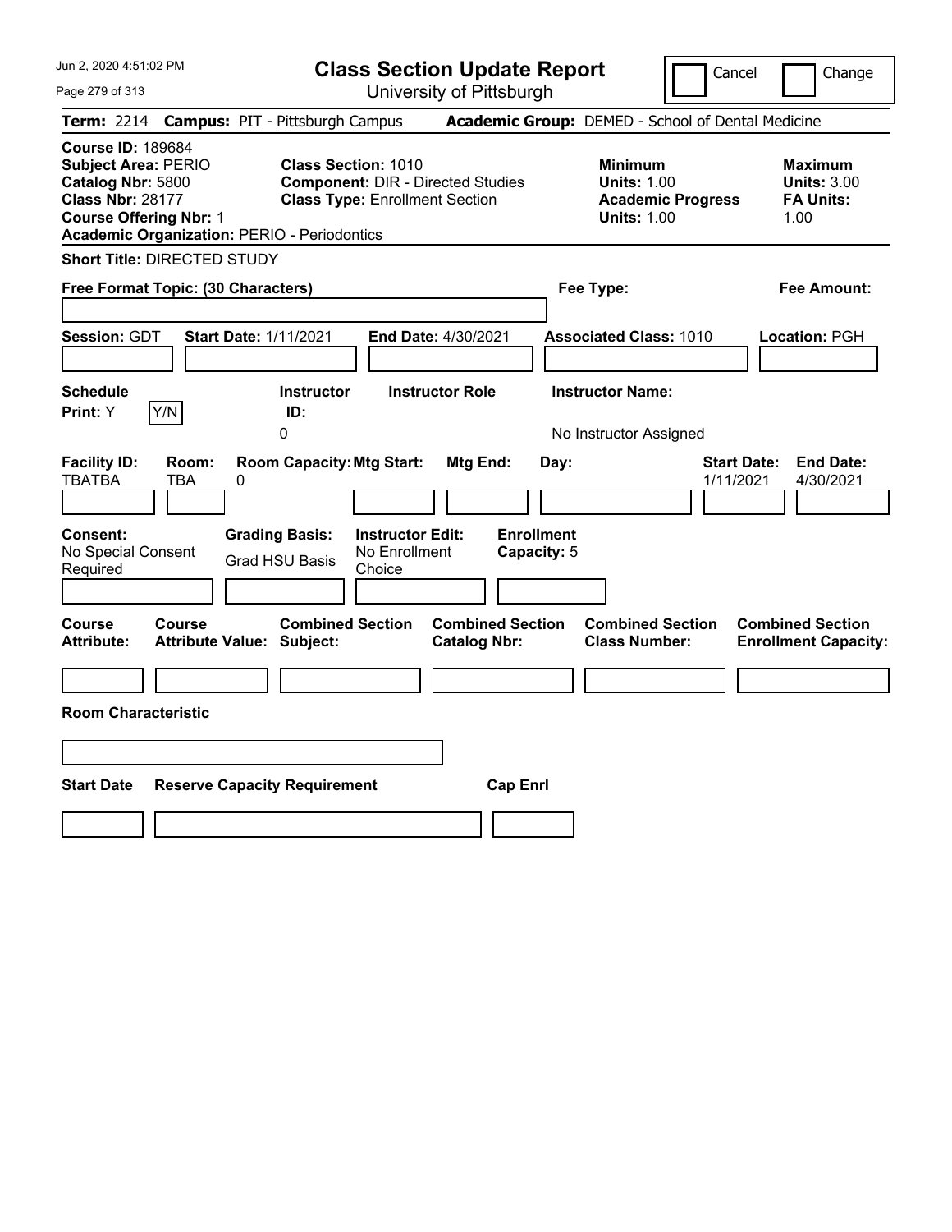# Class Section Update Report

University of Pittsburgh

Cancel | Change

Jun 2, 2020 4:51:02 PM

**Term:** 2214 **Campus:** PIT - Pittsburgh Campus **Academic Group:** DEMED - School of Dental Medicine

**Course ID:** 189684
**Subject Area:** PERIO
**Catalog Nbr:** 5800
**Class Nbr:** 28177
**Course Offering Nbr:** 1
**Academic Organization:** PERIO - Periodontics

**Class Section:** 1010
**Component:** DIR - Directed Studies
**Class Type:** Enrollment Section

**Minimum**
**Units:** 1.00
**Academic Progress Units:** 1.00

**Maximum**
**Units:** 3.00
**FA Units:** 1.00

**Short Title:** DIRECTED STUDY

**Free Format Topic: (30 Characters)**

**Fee Type:**

**Fee Amount:**

**Session:** GDT **Start Date:** 1/11/2021 **End Date:** 4/30/2021 **Associated Class:** 1010 **Location:** PGH

**Schedule Print:** Y [Y/N]

**Instructor ID:** 0

**Instructor Role:**

**Instructor Name:** No Instructor Assigned

| Facility ID: | Room: | Room Capacity: | Mtg Start: | Mtg End: | Day: | Start Date: | End Date: |
|---|---|---|---|---|---|---|---|
| TBATBA | TBA | 0 | | | | 1/11/2021 | 4/30/2021 |

| Consent: | Grading Basis: | Instructor Edit: | Enrollment Capacity: |
|---|---|---|---|
| No Special Consent Required | Grad HSU Basis | No Enrollment Choice | 5 |

| Course Attribute: | Course Attribute Value: | Combined Section Subject: | Combined Section Catalog Nbr: | Combined Section Class Number: | Combined Section Enrollment Capacity: |
|---|---|---|---|---|---|
| | | | | | |

**Room Characteristic**

| Start Date | Reserve Capacity Requirement | Cap Enrl |
|---|---|---|
| | | |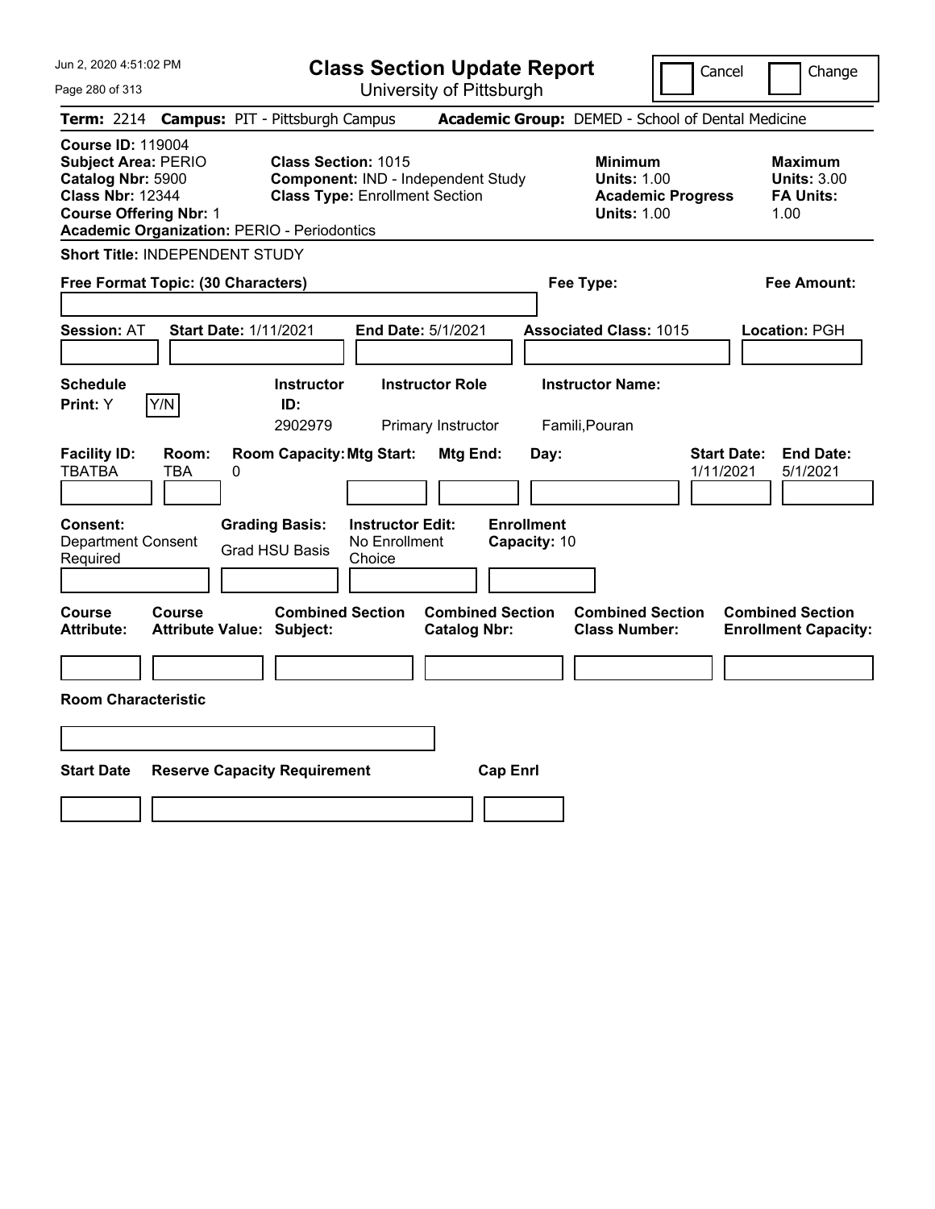# Class Section Update Report

University of Pittsburgh

Jun 2, 2020 4:51:02 PM

Cancel | Change

**Term:** 2214 **Campus:** PIT - Pittsburgh Campus **Academic Group:** DEMED - School of Dental Medicine

**Course ID:** 119004
**Subject Area:** PERIO
**Catalog Nbr:** 5900
**Class Nbr:** 12344
**Course Offering Nbr:** 1
**Academic Organization:** PERIO - Periodontics

**Class Section:** 1015
**Component:** IND - Independent Study
**Class Type:** Enrollment Section

**Minimum**
**Units:** 1.00
**Academic Progress Units:** 1.00

**Maximum**
**Units:** 3.00
**FA Units:** 1.00

**Short Title:** INDEPENDENT STUDY

**Free Format Topic: (30 Characters)**

**Fee Type:**

**Fee Amount:**

**Session:** AT **Start Date:** 1/11/2021 **End Date:** 5/1/2021 **Associated Class:** 1015 **Location:** PGH

| Schedule Print | Instructor ID | Instructor Role | Instructor Name |
|---|---|---|---|
| Y | 2902979 | Primary Instructor | Famili,Pouran |

| Facility ID | Room | Room Capacity | Mtg Start | Mtg End | Day | Start Date | End Date |
|---|---|---|---|---|---|---|---|
| TBATBA | TBA | 0 | | | | 1/11/2021 | 5/1/2021 |

| Consent | Grading Basis | Instructor Edit | Enrollment Capacity |
|---|---|---|---|
| Department Consent Required | Grad HSU Basis | No Enrollment Choice | 10 |

| Course Attribute | Course Attribute Value | Combined Section Subject | Combined Section Catalog Nbr | Combined Section Class Number | Combined Section Enrollment Capacity |
|---|---|---|---|---|---|
| | | | | | |

**Room Characteristic**

| Start Date | Reserve Capacity Requirement | Cap Enrl |
|---|---|---|
| | | |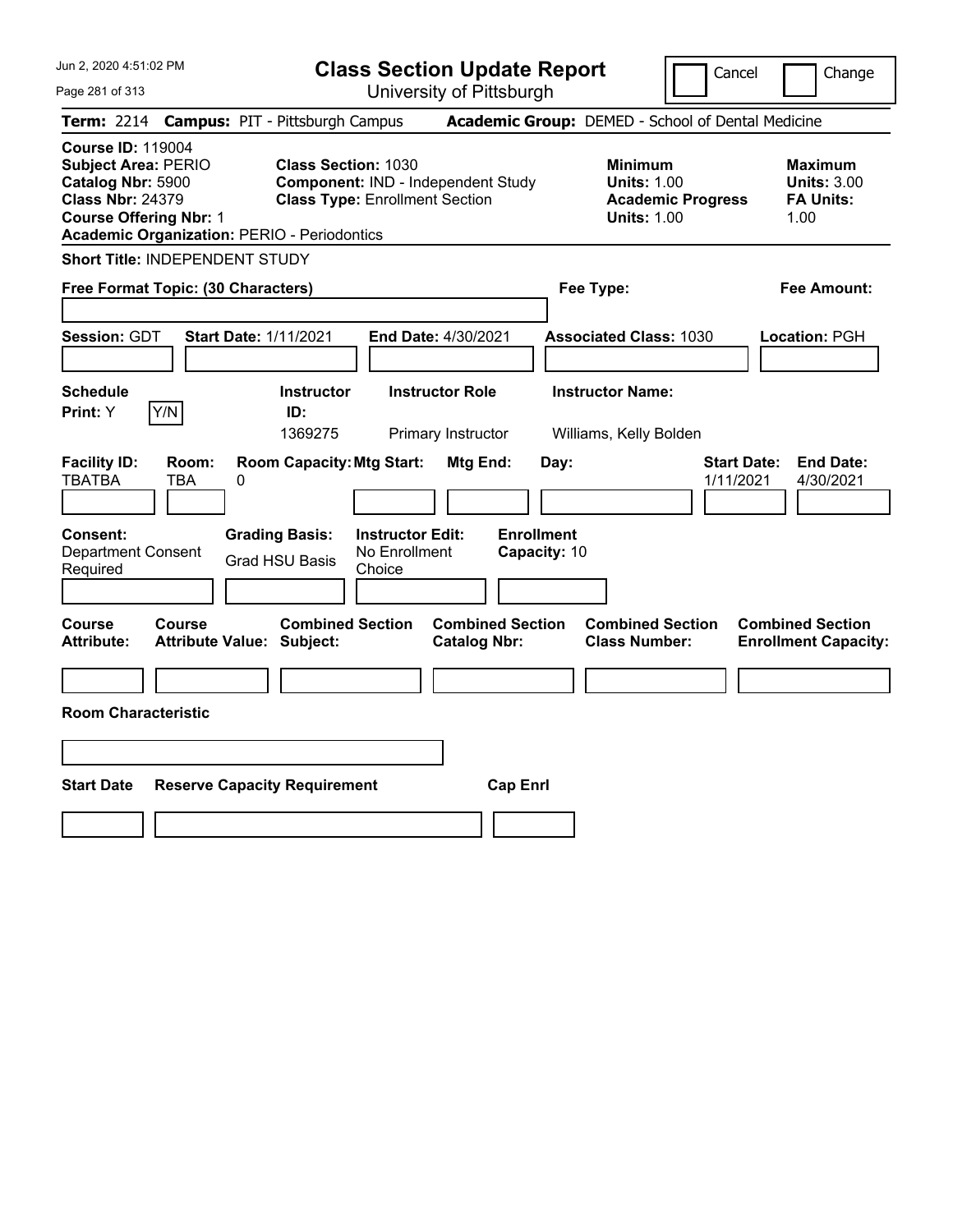# Class Section Update Report

University of Pittsburgh

Cancel | Change

**Term:** 2214 **Campus:** PIT - Pittsburgh Campus **Academic Group:** DEMED - School of Dental Medicine

**Course ID:** 119004
**Subject Area:** PERIO
**Catalog Nbr:** 5900
**Class Nbr:** 24379
**Course Offering Nbr:** 1
**Academic Organization:** PERIO - Periodontics

**Class Section:** 1030
**Component:** IND - Independent Study
**Class Type:** Enrollment Section

**Minimum**
**Units:** 1.00
**Academic Progress Units:** 1.00

**Maximum**
**Units:** 3.00
**FA Units:** 1.00

**Short Title:** INDEPENDENT STUDY

**Free Format Topic: (30 Characters)**

**Fee Type:**

**Fee Amount:**

**Session:** GDT **Start Date:** 1/11/2021 **End Date:** 4/30/2021 **Associated Class:** 1030 **Location:** PGH

**Schedule Print:** Y  Y/N

| Instructor ID | Instructor Role | Instructor Name |
|---|---|---|
| 1369275 | Primary Instructor | Williams, Kelly Bolden |

| Facility ID | Room | Room Capacity | Mtg Start | Mtg End | Day | Start Date | End Date |
|---|---|---|---|---|---|---|---|
| TBATBA | TBA | 0 | | | | 1/11/2021 | 4/30/2021 |

**Consent:** Department Consent Required
**Grading Basis:** Grad HSU Basis
**Instructor Edit:** No Enrollment Choice
**Enrollment Capacity:** 10

| Course Attribute | Course Attribute Value | Combined Section Subject | Combined Section Catalog Nbr | Combined Section Class Number | Combined Section Enrollment Capacity |
|---|---|---|---|---|---|
| | | | | | |

**Room Characteristic**

| Start Date | Reserve Capacity Requirement | Cap Enrl |
|---|---|---|
| | | |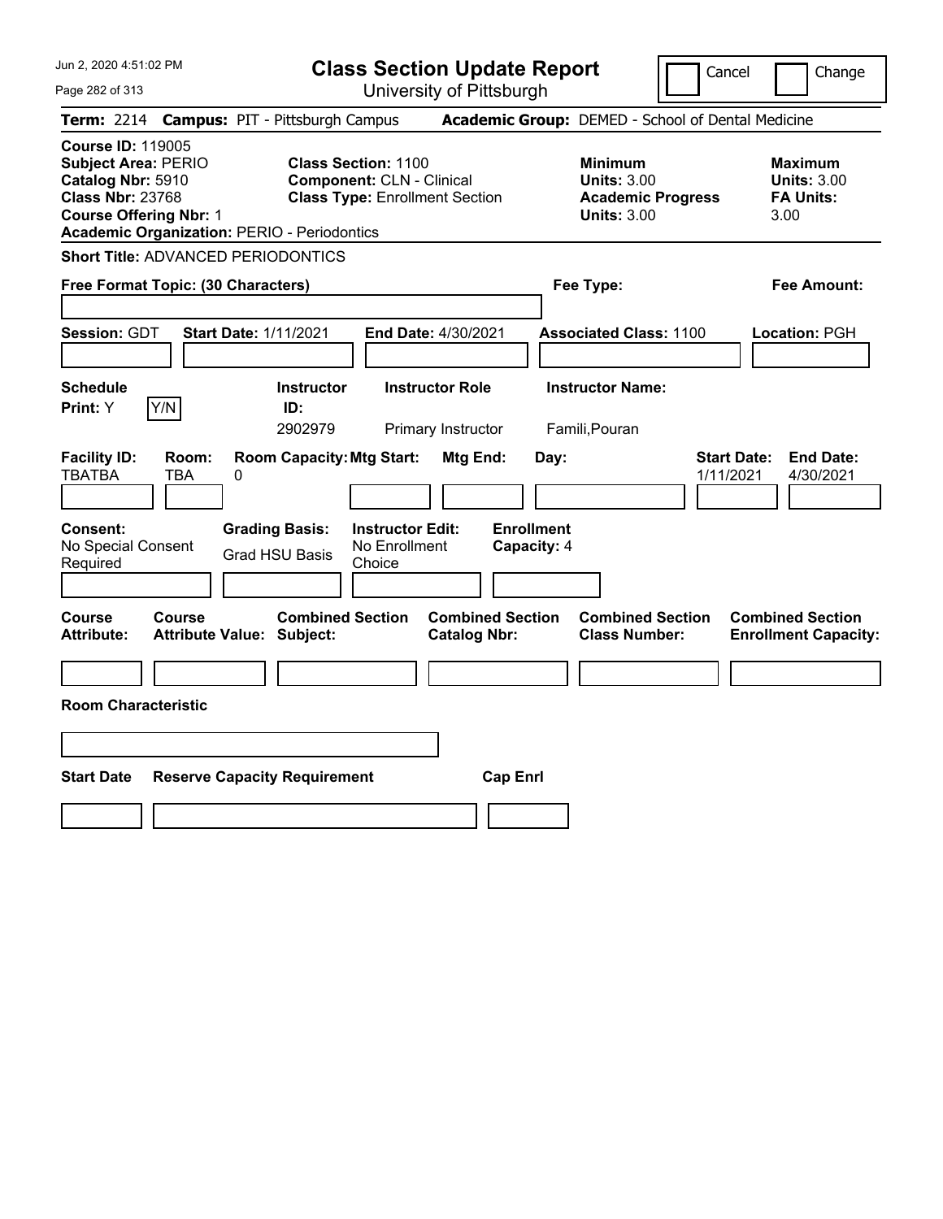# Class Section Update Report

University of Pittsburgh

Cancel | Change

**Term:** 2214 **Campus:** PIT - Pittsburgh Campus **Academic Group:** DEMED - School of Dental Medicine

**Course ID:** 119005
**Subject Area:** PERIO
**Catalog Nbr:** 5910
**Class Nbr:** 23768
**Course Offering Nbr:** 1
**Academic Organization:** PERIO - Periodontics

**Class Section:** 1100
**Component:** CLN - Clinical
**Class Type:** Enrollment Section

**Minimum Units:** 3.00
**Academic Progress Units:** 3.00

**Maximum Units:** 3.00
**FA Units:** 3.00

**Short Title:** ADVANCED PERIODONTICS

**Free Format Topic: (30 Characters)**

**Fee Type:**

**Fee Amount:**

**Session:** GDT **Start Date:** 1/11/2021 **End Date:** 4/30/2021 **Associated Class:** 1100 **Location:** PGH

| Schedule Print | | Instructor ID | Instructor Role | Instructor Name |
|---|---|---|---|---|
| Y | Y/N | 2902979 | Primary Instructor | Famili,Pouran |

| Facility ID | Room | Room Capacity | Mtg Start | Mtg End | Day | Start Date | End Date |
|---|---|---|---|---|---|---|---|
| TBATBA | TBA | 0 | | | | 1/11/2021 | 4/30/2021 |

| Consent | Grading Basis | Instructor Edit | Enrollment Capacity |
|---|---|---|---|
| No Special Consent Required | Grad HSU Basis | No Enrollment Choice | 4 |

| Course Attribute | Course Attribute Value | Combined Section Subject | Combined Section Catalog Nbr | Combined Section Class Number | Combined Section Enrollment Capacity |
|---|---|---|---|---|---|
| | | | | | |

**Room Characteristic**

| Start Date | Reserve Capacity Requirement | Cap Enrl |
|---|---|---|
| | | |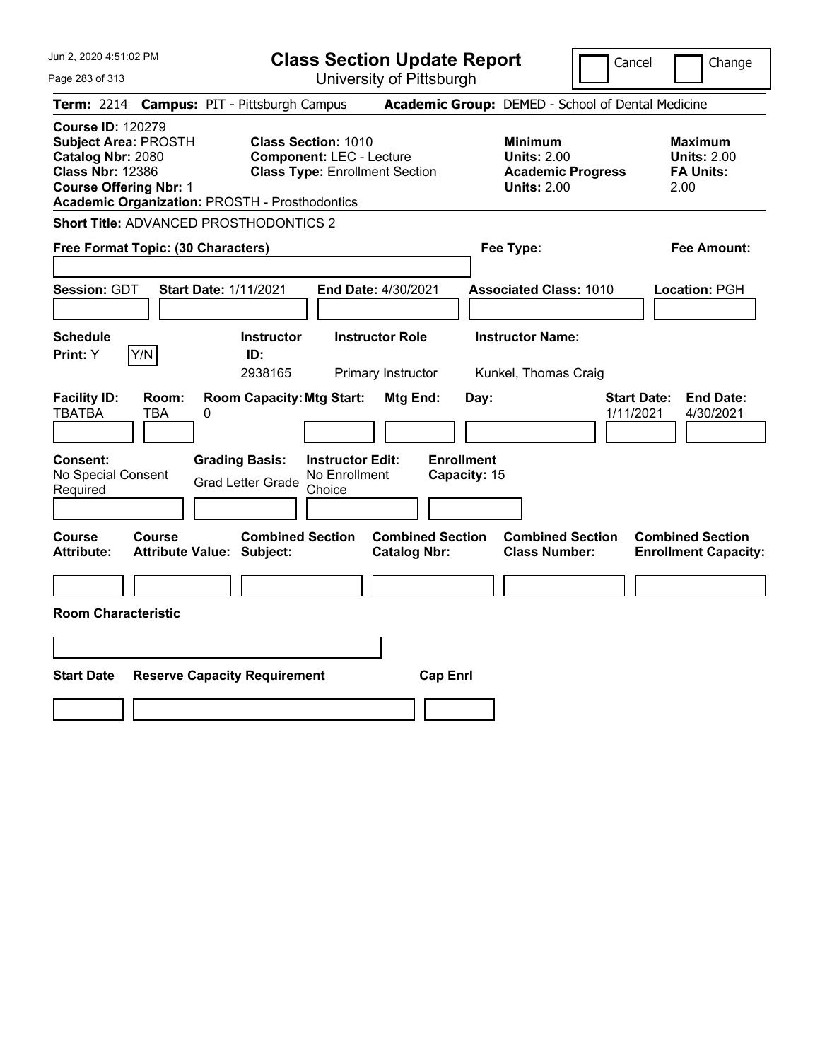# Class Section Update Report

University of Pittsburgh

Cancel | Change

**Term:** 2214 **Campus:** PIT - Pittsburgh Campus **Academic Group:** DEMED - School of Dental Medicine

**Course ID:** 120279
**Subject Area:** PROSTH
**Catalog Nbr:** 2080
**Class Nbr:** 12386
**Course Offering Nbr:** 1
**Academic Organization:** PROSTH - Prosthodontics

**Class Section:** 1010
**Component:** LEC - Lecture
**Class Type:** Enrollment Section

**Minimum**
**Units:** 2.00
**Academic Progress Units:** 2.00

**Maximum**
**Units:** 2.00
**FA Units:** 2.00

**Short Title:** ADVANCED PROSTHODONTICS 2

**Free Format Topic: (30 Characters)**

**Fee Type:**

**Fee Amount:**

**Session:** GDT **Start Date:** 1/11/2021 **End Date:** 4/30/2021 **Associated Class:** 1010 **Location:** PGH

| Schedule Print | Instructor ID | Instructor Role | Instructor Name |
|---|---|---|---|
| Y | 2938165 | Primary Instructor | Kunkel, Thomas Craig |

| Facility ID | Room | Room Capacity | Mtg Start | Mtg End | Day | Start Date | End Date |
|---|---|---|---|---|---|---|---|
| TBATBA | TBA | 0 | | | | 1/11/2021 | 4/30/2021 |

**Consent:** No Special Consent Required
**Grading Basis:** Grad Letter Grade
**Instructor Edit:** No Enrollment Choice
**Enrollment Capacity:** 15

| Course Attribute | Course Attribute Value | Combined Section Subject | Combined Section Catalog Nbr | Combined Section Class Number | Combined Section Enrollment Capacity |
|---|---|---|---|---|---|
| | | | | | |

**Room Characteristic**

| Start Date | Reserve Capacity Requirement | Cap Enrl |
|---|---|---|
| | | |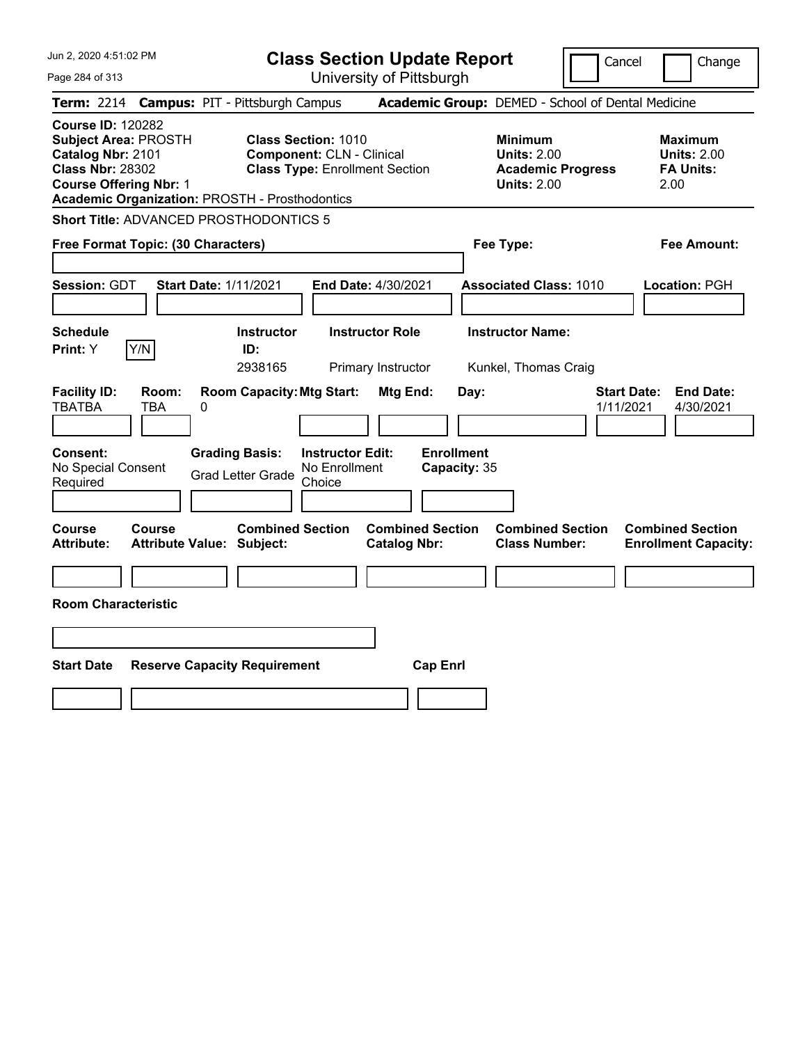# Class Section Update Report

University of Pittsburgh

Cancel | Change

**Term:** 2214 **Campus:** PIT - Pittsburgh Campus **Academic Group:** DEMED - School of Dental Medicine

**Course ID:** 120282
**Subject Area:** PROSTH
**Catalog Nbr:** 2101
**Class Nbr:** 28302
**Course Offering Nbr:** 1
**Academic Organization:** PROSTH - Prosthodontics

**Class Section:** 1010
**Component:** CLN - Clinical
**Class Type:** Enrollment Section

**Minimum Units:** 2.00
**Academic Progress Units:** 2.00

**Maximum Units:** 2.00
**FA Units:** 2.00

**Short Title:** ADVANCED PROSTHODONTICS 5

**Free Format Topic: (30 Characters)**

**Fee Type:**

**Fee Amount:**

**Session:** GDT **Start Date:** 1/11/2021 **End Date:** 4/30/2021 **Associated Class:** 1010 **Location:** PGH

| Schedule Print | Instructor ID | Instructor Role | Instructor Name |
|---|---|---|---|
| Y | 2938165 | Primary Instructor | Kunkel, Thomas Craig |

| Facility ID | Room | Room Capacity | Mtg Start | Mtg End | Day | Start Date | End Date |
|---|---|---|---|---|---|---|---|
| TBATBA | TBA | 0 | | | | 1/11/2021 | 4/30/2021 |

**Consent:** No Special Consent Required
**Grading Basis:** Grad Letter Grade
**Instructor Edit:** No Enrollment Choice
**Enrollment Capacity:** 35

| Course Attribute | Course Attribute Value | Combined Section Subject | Combined Section Catalog Nbr | Combined Section Class Number | Combined Section Enrollment Capacity |
|---|---|---|---|---|---|
| | | | | | |

**Room Characteristic**

| Start Date | Reserve Capacity Requirement | Cap Enrl |
|---|---|---|
| | | |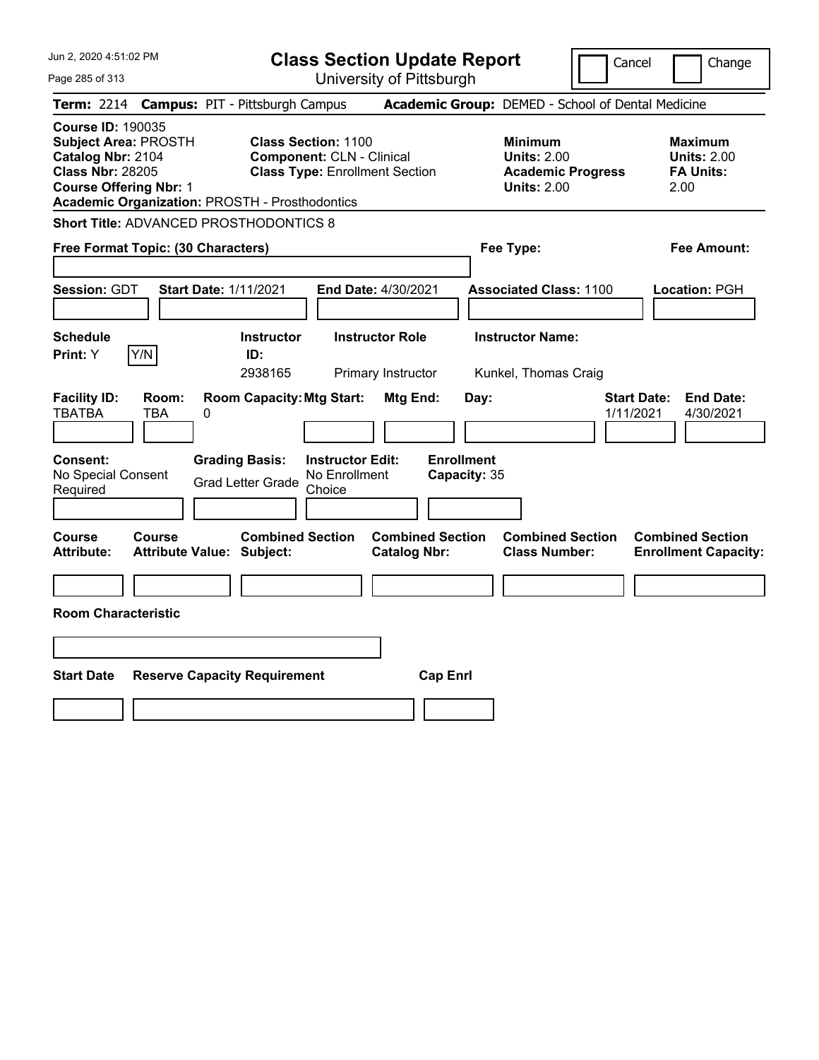# Class Section Update Report

University of Pittsburgh

Cancel | Change

**Term:** 2214 **Campus:** PIT - Pittsburgh Campus **Academic Group:** DEMED - School of Dental Medicine

**Course ID:** 190035
**Subject Area:** PROSTH
**Catalog Nbr:** 2104
**Class Nbr:** 28205
**Course Offering Nbr:** 1
**Academic Organization:** PROSTH - Prosthodontics

**Class Section:** 1100
**Component:** CLN - Clinical
**Class Type:** Enrollment Section

**Minimum Units:** 2.00
**Academic Progress Units:** 2.00

**Maximum Units:** 2.00
**FA Units:** 2.00

**Short Title:** ADVANCED PROSTHODONTICS 8

**Free Format Topic: (30 Characters)**

**Fee Type:**

**Fee Amount:**

**Session:** GDT **Start Date:** 1/11/2021 **End Date:** 4/30/2021 **Associated Class:** 1100 **Location:** PGH

| Schedule Print | Instructor ID | Instructor Role | Instructor Name |
|---|---|---|---|
| Y | 2938165 | Primary Instructor | Kunkel, Thomas Craig |

| Facility ID | Room | Room Capacity | Mtg Start | Mtg End | Day | Start Date | End Date |
|---|---|---|---|---|---|---|---|
| TBATBA | TBA | 0 | | | | 1/11/2021 | 4/30/2021 |

**Consent:** No Special Consent Required
**Grading Basis:** Grad Letter Grade
**Instructor Edit:** No Enrollment Choice
**Enrollment Capacity:** 35

| Course Attribute | Course Attribute Value | Combined Section Subject | Combined Section Catalog Nbr | Combined Section Class Number | Combined Section Enrollment Capacity |
|---|---|---|---|---|---|
| | | | | | |

**Room Characteristic**

| Start Date | Reserve Capacity Requirement | Cap Enrl |
|---|---|---|
| | | |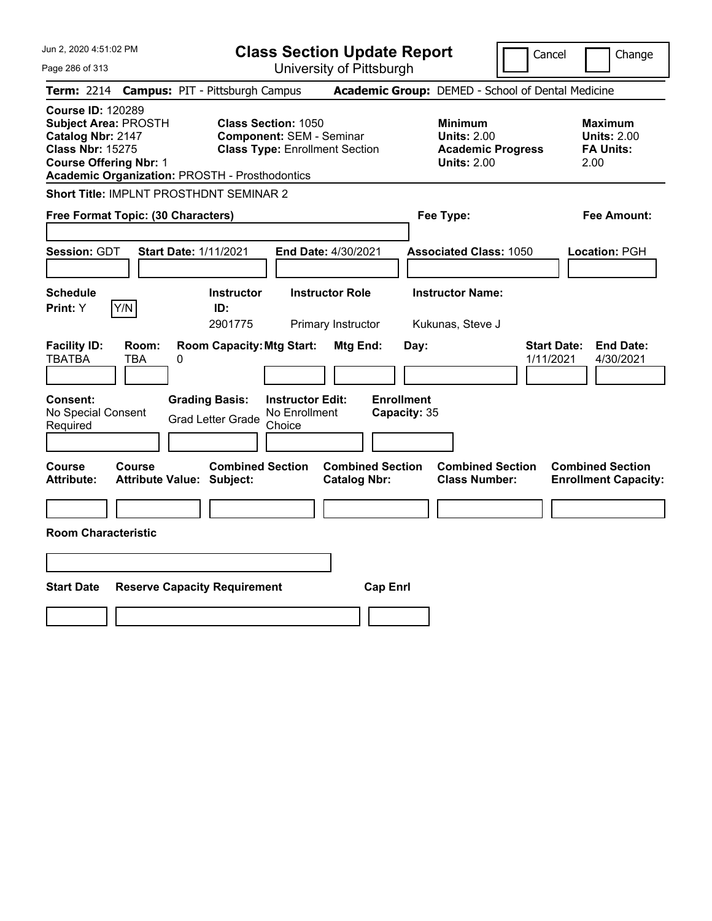# Class Section Update Report

University of Pittsburgh

Cancel | Change

**Term:** 2214 **Campus:** PIT - Pittsburgh Campus **Academic Group:** DEMED - School of Dental Medicine

**Course ID:** 120289
**Subject Area:** PROSTH
**Catalog Nbr:** 2147
**Class Nbr:** 15275
**Course Offering Nbr:** 1
**Academic Organization:** PROSTH - Prosthodontics

**Class Section:** 1050
**Component:** SEM - Seminar
**Class Type:** Enrollment Section

**Minimum Units:** 2.00
**Academic Progress Units:** 2.00

**Maximum Units:** 2.00
**FA Units:** 2.00

**Short Title:** IMPLNT PROSTHDNT SEMINAR 2

**Free Format Topic: (30 Characters)**

**Fee Type:**

**Fee Amount:**

**Session:** GDT **Start Date:** 1/11/2021 **End Date:** 4/30/2021 **Associated Class:** 1050 **Location:** PGH

| Schedule Print | Instructor ID | Instructor Role | Instructor Name |
|---|---|---|---|
| Y (Y/N) | 2901775 | Primary Instructor | Kukunas, Steve J |

| Facility ID | Room | Room Capacity | Mtg Start | Mtg End | Day | Start Date | End Date |
|---|---|---|---|---|---|---|---|
| TBATBA | TBA | 0 | | | | 1/11/2021 | 4/30/2021 |

**Consent:** No Special Consent Required
**Grading Basis:** Grad Letter Grade
**Instructor Edit:** No Enrollment Choice
**Enrollment Capacity:** 35

| Course Attribute | Course Attribute Value | Combined Section Subject | Combined Section Catalog Nbr | Combined Section Class Number | Combined Section Enrollment Capacity |
|---|---|---|---|---|---|
| | | | | | |

**Room Characteristic**

| Start Date | Reserve Capacity Requirement | Cap Enrl |
|---|---|---|
| | | |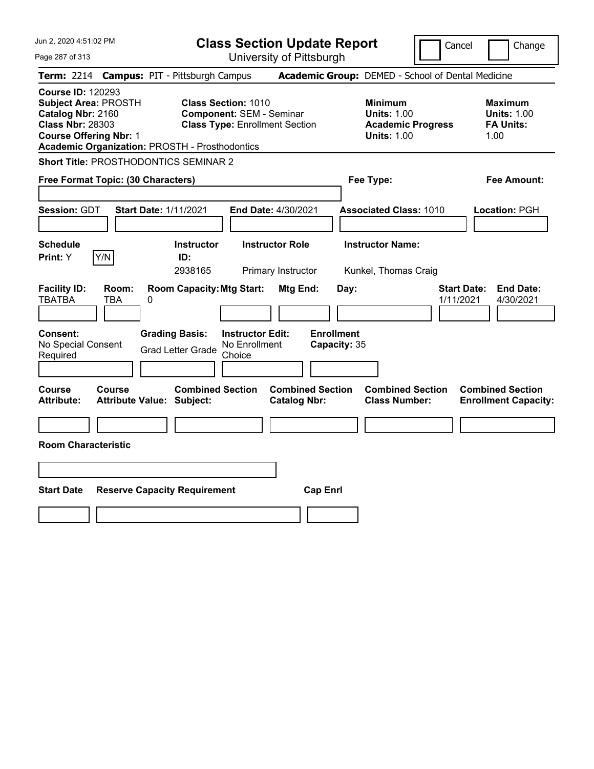# Class Section Update Report

University of Pittsburgh

Cancel | Change

**Term:** 2214 **Campus:** PIT - Pittsburgh Campus **Academic Group:** DEMED - School of Dental Medicine

**Course ID:** 120293
**Subject Area:** PROSTH
**Catalog Nbr:** 2160
**Class Nbr:** 28303
**Course Offering Nbr:** 1
**Academic Organization:** PROSTH - Prosthodontics

**Class Section:** 1010
**Component:** SEM - Seminar
**Class Type:** Enrollment Section

**Minimum Units:** 1.00
**Academic Progress Units:** 1.00

**Maximum Units:** 1.00
**FA Units:** 1.00

**Short Title:** PROSTHODONTICS SEMINAR 2

**Free Format Topic: (30 Characters)**

**Fee Type:**

**Fee Amount:**

**Session:** GDT **Start Date:** 1/11/2021 **End Date:** 4/30/2021 **Associated Class:** 1010 **Location:** PGH

| Schedule Print: | Instructor ID: | Instructor Role | Instructor Name: |
|---|---|---|---|
| Y (Y/N) | 2938165 | Primary Instructor | Kunkel, Thomas Craig |

| Facility ID: | Room: | Room Capacity: | Mtg Start: | Mtg End: | Day: | Start Date: | End Date: |
|---|---|---|---|---|---|---|---|
| TBATBA | TBA | 0 | | | | 1/11/2021 | 4/30/2021 |

| Consent: | Grading Basis: | Instructor Edit: | Enrollment Capacity: |
|---|---|---|---|
| No Special Consent Required | Grad Letter Grade | No Enrollment Choice | 35 |

| Course Attribute: | Course Attribute Value: | Combined Section Subject: | Combined Section Catalog Nbr: | Combined Section Class Number: | Combined Section Enrollment Capacity: |
|---|---|---|---|---|---|
| | | | | | |

**Room Characteristic**

| Start Date | Reserve Capacity Requirement | Cap Enrl |
|---|---|---|
| | | |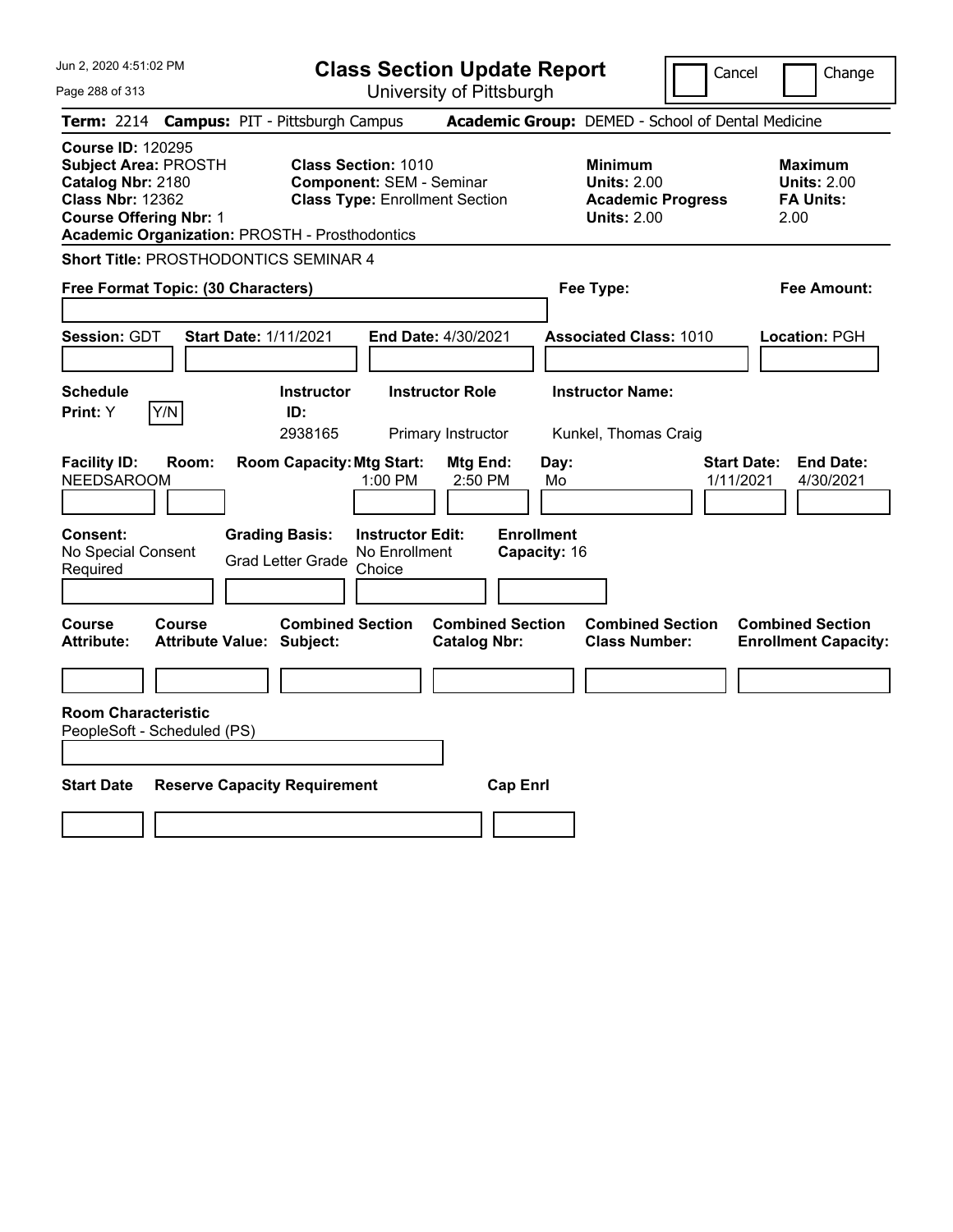# Class Section Update Report

University of Pittsburgh

Cancel | Change

**Term:** 2214 **Campus:** PIT - Pittsburgh Campus **Academic Group:** DEMED - School of Dental Medicine

**Course ID:** 120295
**Subject Area:** PROSTH
**Catalog Nbr:** 2180
**Class Nbr:** 12362
**Course Offering Nbr:** 1
**Academic Organization:** PROSTH - Prosthodontics

**Class Section:** 1010
**Component:** SEM - Seminar
**Class Type:** Enrollment Section

**Minimum**
**Units:** 2.00
**Academic Progress Units:** 2.00

**Maximum**
**Units:** 2.00
**FA Units:** 2.00

**Short Title:** PROSTHODONTICS SEMINAR 4

**Free Format Topic: (30 Characters)**

**Fee Type:**

**Fee Amount:**

**Session:** GDT **Start Date:** 1/11/2021 **End Date:** 4/30/2021 **Associated Class:** 1010 **Location:** PGH

| Schedule Print: | Instructor ID: | Instructor Role | Instructor Name: |
|---|---|---|---|
| Y | 2938165 | Primary Instructor | Kunkel, Thomas Craig |

| Facility ID: | Room: | Room Capacity: | Mtg Start: | Mtg End: | Day: | Start Date: | End Date: |
|---|---|---|---|---|---|---|---|
| NEEDSAROOM | | | 1:00 PM | 2:50 PM | Mo | 1/11/2021 | 4/30/2021 |

| Consent: | Grading Basis: | Instructor Edit: | Enrollment Capacity: |
|---|---|---|---|
| No Special Consent Required | Grad Letter Grade | No Enrollment Choice | 16 |

| Course Attribute: | Course Attribute Value: | Combined Section Subject: | Combined Section Catalog Nbr: | Combined Section Class Number: | Combined Section Enrollment Capacity: |
|---|---|---|---|---|---|
| | | | | | |

**Room Characteristic**
PeopleSoft - Scheduled (PS)

| Start Date | Reserve Capacity Requirement | Cap Enrl |
|---|---|---|
| | | |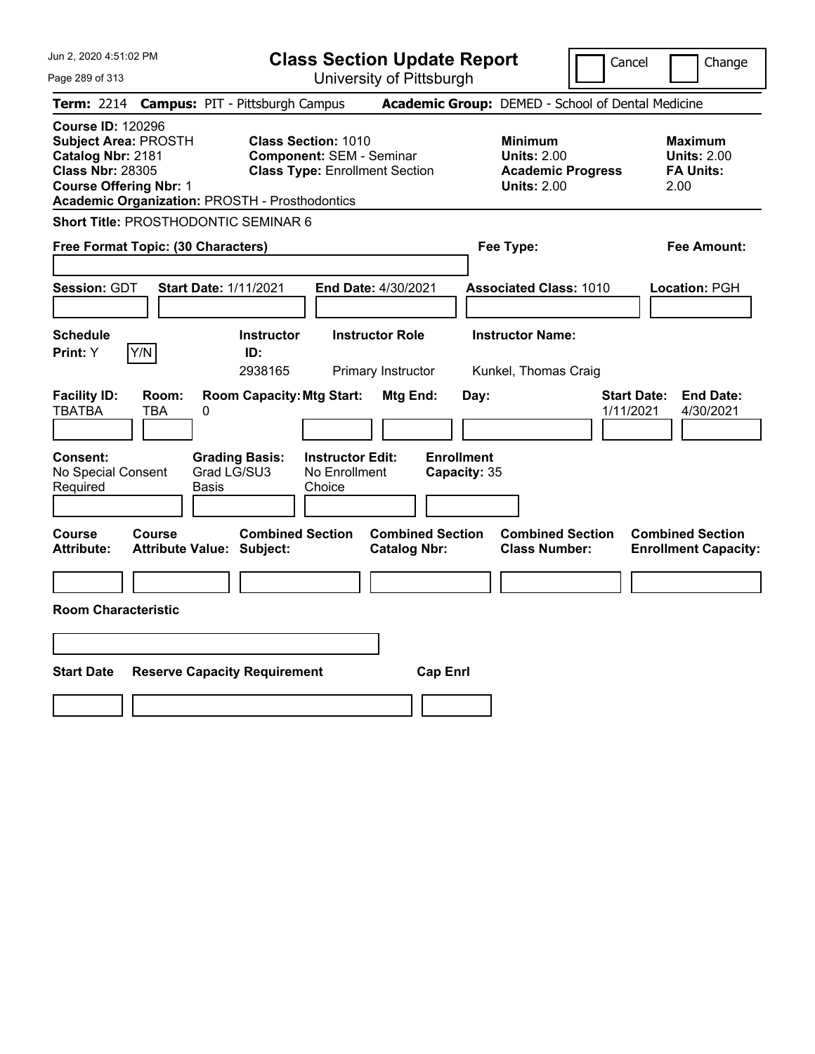# Class Section Update Report

University of Pittsburgh

Jun 2, 2020 4:51:02 PM

Cancel | Change

**Term:** 2214 **Campus:** PIT - Pittsburgh Campus **Academic Group:** DEMED - School of Dental Medicine

**Course ID:** 120296
**Subject Area:** PROSTH
**Catalog Nbr:** 2181
**Class Nbr:** 28305
**Course Offering Nbr:** 1
**Academic Organization:** PROSTH - Prosthodontics

**Class Section:** 1010
**Component:** SEM - Seminar
**Class Type:** Enrollment Section

**Minimum Units:** 2.00
**Academic Progress Units:** 2.00

**Maximum Units:** 2.00
**FA Units:** 2.00

**Short Title:** PROSTHODONTIC SEMINAR 6

**Free Format Topic: (30 Characters)**

**Fee Type:**

**Fee Amount:**

**Session:** GDT **Start Date:** 1/11/2021 **End Date:** 4/30/2021 **Associated Class:** 1010 **Location:** PGH

**Schedule Print:** Y

| Instructor ID | Instructor Role | Instructor Name |
|---|---|---|
| 2938165 | Primary Instructor | Kunkel, Thomas Craig |

| Facility ID | Room | Room Capacity | Mtg Start | Mtg End | Day | Start Date | End Date |
|---|---|---|---|---|---|---|---|
| TBATBA | TBA | 0 | | | | 1/11/2021 | 4/30/2021 |

**Consent:** No Special Consent Required
**Grading Basis:** Grad LG/SU3 Basis
**Instructor Edit:** No Enrollment Choice
**Enrollment Capacity:** 35

| Course Attribute | Course Attribute Value | Combined Section Subject | Combined Section Catalog Nbr | Combined Section Class Number | Combined Section Enrollment Capacity |
|---|---|---|---|---|---|
| | | | | | |

**Room Characteristic**

| Start Date | Reserve Capacity Requirement | Cap Enrl |
|---|---|---|
| | | |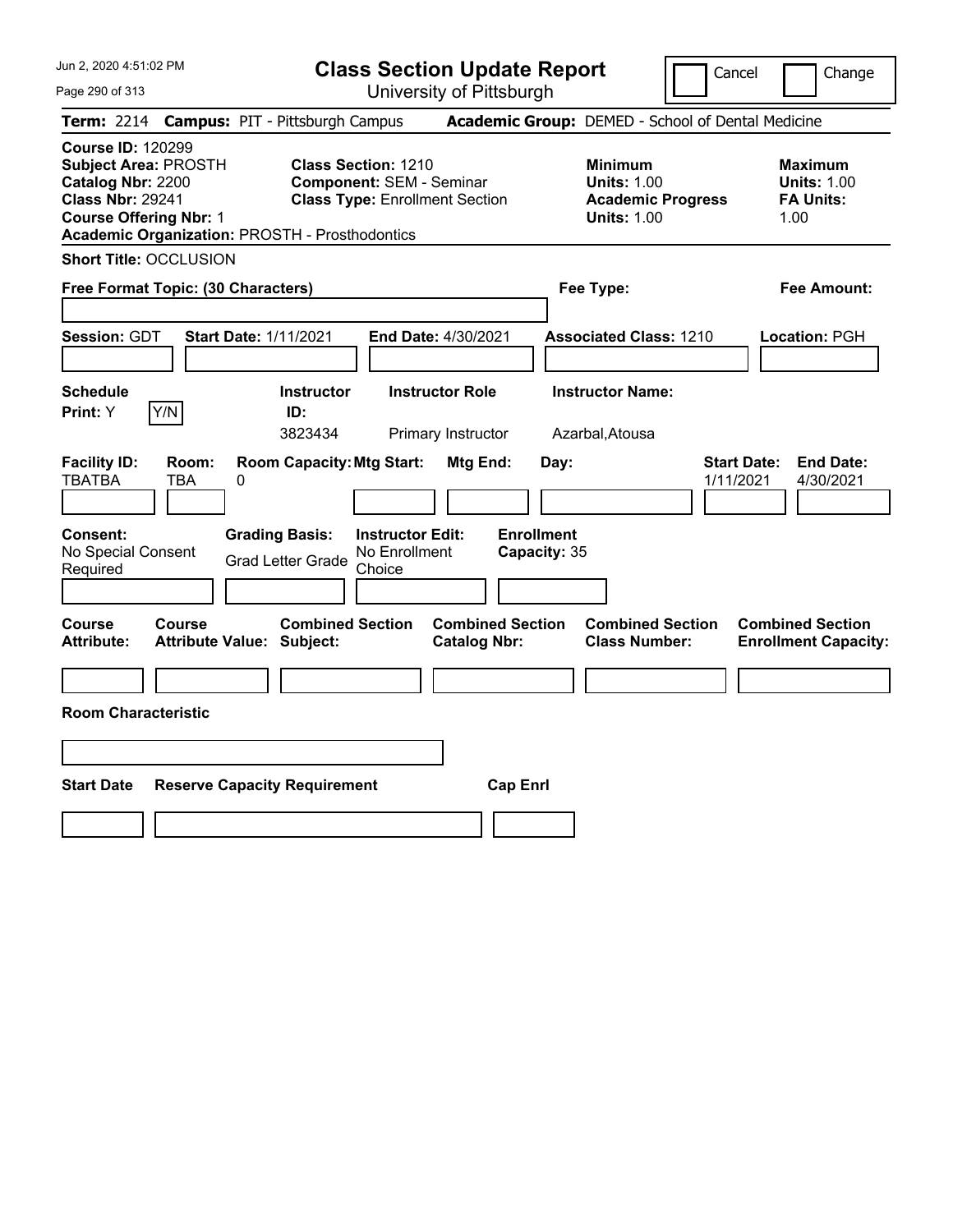# Class Section Update Report

University of Pittsburgh

Cancel | Change

**Term:** 2214 **Campus:** PIT - Pittsburgh Campus **Academic Group:** DEMED - School of Dental Medicine

**Course ID:** 120299
**Subject Area:** PROSTH
**Catalog Nbr:** 2200
**Class Nbr:** 29241
**Course Offering Nbr:** 1
**Academic Organization:** PROSTH - Prosthodontics

**Class Section:** 1210
**Component:** SEM - Seminar
**Class Type:** Enrollment Section

**Minimum Units:** 1.00
**Academic Progress Units:** 1.00

**Maximum Units:** 1.00
**FA Units:** 1.00

**Short Title:** OCCLUSION

**Free Format Topic: (30 Characters)**

**Fee Type:**

**Fee Amount:**

**Session:** GDT **Start Date:** 1/11/2021 **End Date:** 4/30/2021 **Associated Class:** 1210 **Location:** PGH

| Schedule Print | Instructor ID | Instructor Role | Instructor Name |
|---|---|---|---|
| Y | 3823434 | Primary Instructor | Azarbal,Atousa |

| Facility ID | Room | Room Capacity | Mtg Start | Mtg End | Day | Start Date | End Date |
|---|---|---|---|---|---|---|---|
| TBATBA | TBA | 0 | | | | 1/11/2021 | 4/30/2021 |

**Consent:** No Special Consent Required
**Grading Basis:** Grad Letter Grade
**Instructor Edit:** No Enrollment Choice
**Enrollment Capacity:** 35

| Course Attribute | Course Attribute Value | Combined Section Subject | Combined Section Catalog Nbr | Combined Section Class Number | Combined Section Enrollment Capacity |
|---|---|---|---|---|---|
| | | | | | |

**Room Characteristic**

| Start Date | Reserve Capacity Requirement | Cap Enrl |
|---|---|---|
| | | |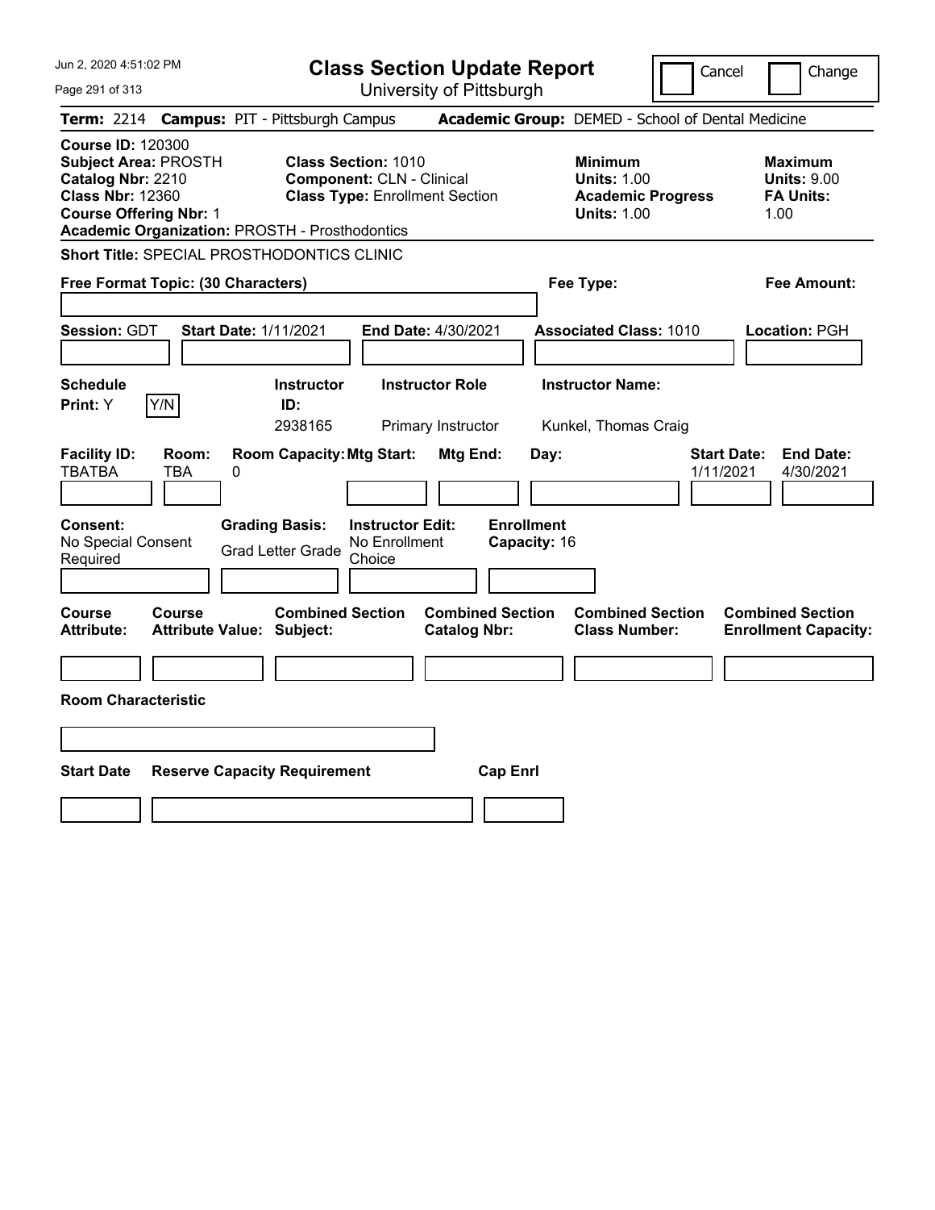# Class Section Update Report

University of Pittsburgh

Cancel | Change

Jun 2, 2020 4:51:02 PM

**Term:** 2214 **Campus:** PIT - Pittsburgh Campus **Academic Group:** DEMED - School of Dental Medicine

**Course ID:** 120300
**Subject Area:** PROSTH
**Catalog Nbr:** 2210
**Class Nbr:** 12360
**Course Offering Nbr:** 1
**Academic Organization:** PROSTH - Prosthodontics

**Class Section:** 1010
**Component:** CLN - Clinical
**Class Type:** Enrollment Section

**Minimum Units:** 1.00
**Academic Progress Units:** 1.00

**Maximum Units:** 9.00
**FA Units:** 1.00

**Short Title:** SPECIAL PROSTHODONTICS CLINIC

**Free Format Topic: (30 Characters)**

**Fee Type:**

**Fee Amount:**

**Session:** GDT **Start Date:** 1/11/2021 **End Date:** 4/30/2021 **Associated Class:** 1010 **Location:** PGH

| Schedule Print | Instructor ID | Instructor Role | Instructor Name |
|---|---|---|---|
| Y | 2938165 | Primary Instructor | Kunkel, Thomas Craig |

| Facility ID | Room | Room Capacity | Mtg Start | Mtg End | Day | Start Date | End Date |
|---|---|---|---|---|---|---|---|
| TBATBA | TBA | 0 | | | | 1/11/2021 | 4/30/2021 |

**Consent:** No Special Consent Required
**Grading Basis:** Grad Letter Grade
**Instructor Edit:** No Enrollment Choice
**Enrollment Capacity:** 16

| Course Attribute | Course Attribute Value | Combined Section Subject | Combined Section Catalog Nbr | Combined Section Class Number | Combined Section Enrollment Capacity |
|---|---|---|---|---|---|
| | | | | | |

**Room Characteristic**

| Start Date | Reserve Capacity Requirement | Cap Enrl |
|---|---|---|
| | | |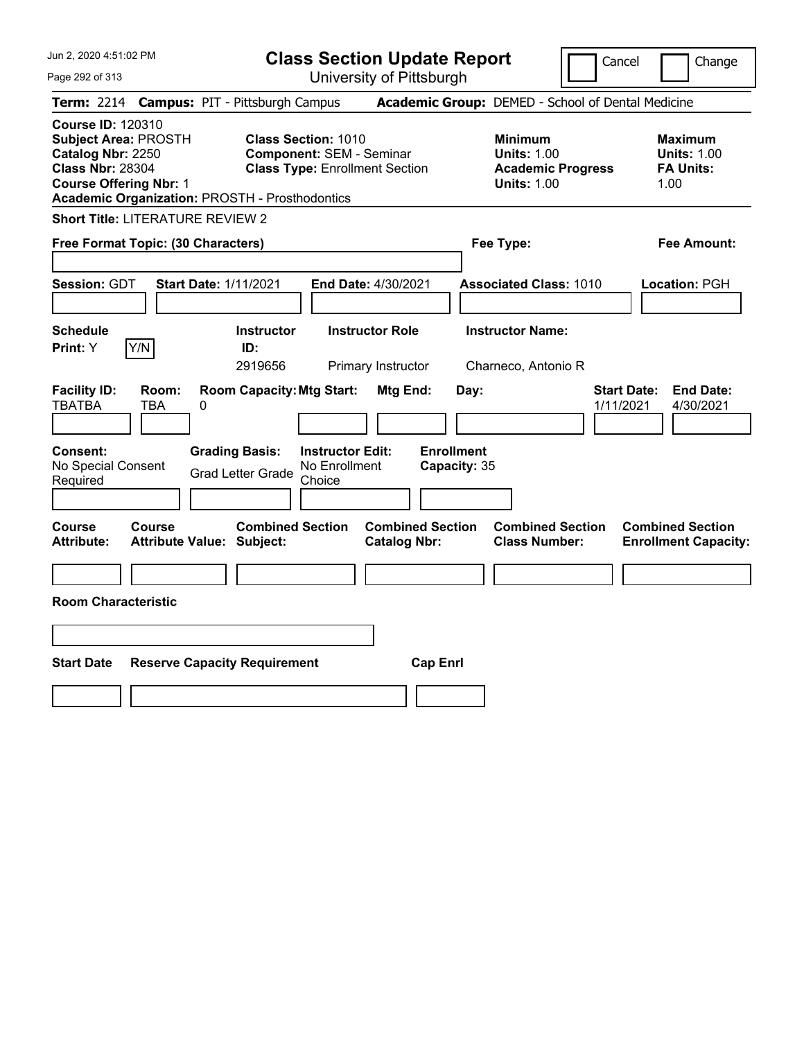# Class Section Update Report

University of Pittsburgh

Jun 2, 2020 4:51:02 PM

Cancel | Change

**Term:** 2214 **Campus:** PIT - Pittsburgh Campus **Academic Group:** DEMED - School of Dental Medicine

**Course ID:** 120310
**Subject Area:** PROSTH
**Catalog Nbr:** 2250
**Class Nbr:** 28304
**Course Offering Nbr:** 1
**Academic Organization:** PROSTH - Prosthodontics

**Class Section:** 1010
**Component:** SEM - Seminar
**Class Type:** Enrollment Section

**Minimum Units:** 1.00
**Academic Progress Units:** 1.00

**Maximum Units:** 1.00
**FA Units:** 1.00

**Short Title:** LITERATURE REVIEW 2

**Free Format Topic: (30 Characters)**

**Fee Type:**

**Fee Amount:**

**Session:** GDT **Start Date:** 1/11/2021 **End Date:** 4/30/2021 **Associated Class:** 1010 **Location:** PGH

| Schedule Print | Instructor ID | Instructor Role | Instructor Name |
|---|---|---|---|
| Y (Y/N) | 2919656 | Primary Instructor | Charneco, Antonio R |

| Facility ID | Room | Room Capacity | Mtg Start | Mtg End | Day | Start Date | End Date |
|---|---|---|---|---|---|---|---|
| TBATBA | TBA | 0 | | | | 1/11/2021 | 4/30/2021 |

**Consent:** No Special Consent Required
**Grading Basis:** Grad Letter Grade
**Instructor Edit:** No Enrollment Choice
**Enrollment Capacity:** 35

| Course Attribute | Course Attribute Value | Combined Section Subject | Combined Section Catalog Nbr | Combined Section Class Number | Combined Section Enrollment Capacity |
|---|---|---|---|---|---|
| | | | | | |

**Room Characteristic**

| Start Date | Reserve Capacity Requirement | Cap Enrl |
|---|---|---|
| | | |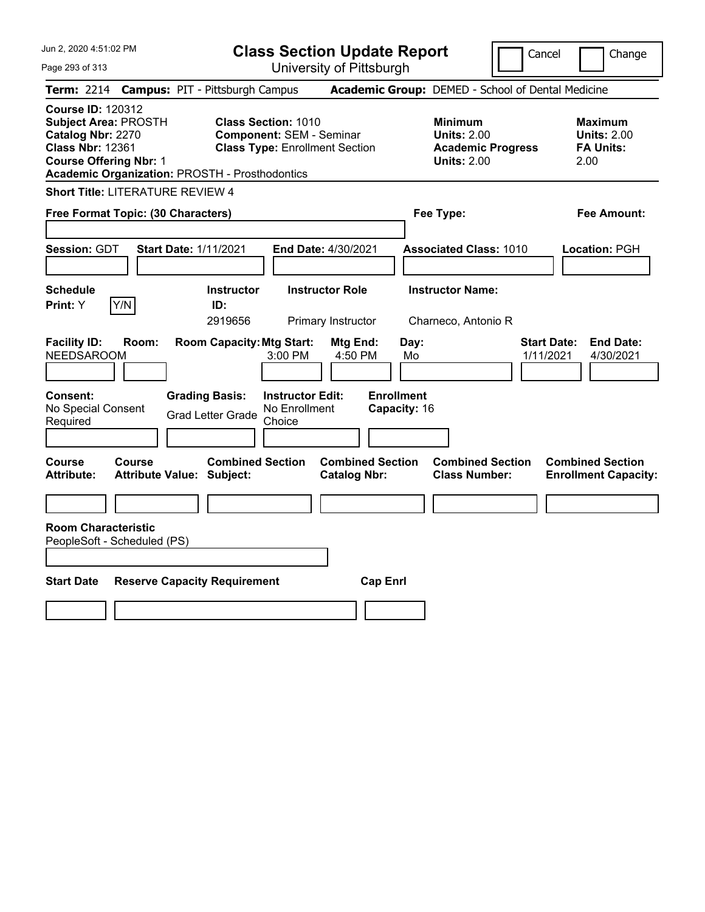# Class Section Update Report

University of Pittsburgh

Cancel | Change

**Term:** 2214 **Campus:** PIT - Pittsburgh Campus **Academic Group:** DEMED - School of Dental Medicine

**Course ID:** 120312
**Subject Area:** PROSTH
**Catalog Nbr:** 2270
**Class Nbr:** 12361
**Course Offering Nbr:** 1
**Academic Organization:** PROSTH - Prosthodontics

**Class Section:** 1010
**Component:** SEM - Seminar
**Class Type:** Enrollment Section

**Minimum Units:** 2.00
**Academic Progress Units:** 2.00

**Maximum Units:** 2.00
**FA Units:** 2.00

**Short Title:** LITERATURE REVIEW 4

**Free Format Topic: (30 Characters)**

**Fee Type:**

**Fee Amount:**

**Session:** GDT **Start Date:** 1/11/2021 **End Date:** 4/30/2021 **Associated Class:** 1010 **Location:** PGH

| Schedule Print | Instructor ID | Instructor Role | Instructor Name |
|---|---|---|---|
| Y | 2919656 | Primary Instructor | Charneco, Antonio R |

| Facility ID | Room | Room Capacity | Mtg Start | Mtg End | Day | Start Date | End Date |
|---|---|---|---|---|---|---|---|
| NEEDSAROOM | | | 3:00 PM | 4:50 PM | Mo | 1/11/2021 | 4/30/2021 |

**Consent:** No Special Consent Required
**Grading Basis:** Grad Letter Grade
**Instructor Edit:** No Enrollment Choice
**Enrollment Capacity:** 16

| Course Attribute | Course Attribute Value | Combined Section Subject | Combined Section Catalog Nbr | Combined Section Class Number | Combined Section Enrollment Capacity |
|---|---|---|---|---|---|
| | | | | | |

**Room Characteristic**
PeopleSoft - Scheduled (PS)

| Start Date | Reserve Capacity Requirement | Cap Enrl |
|---|---|---|
| | | |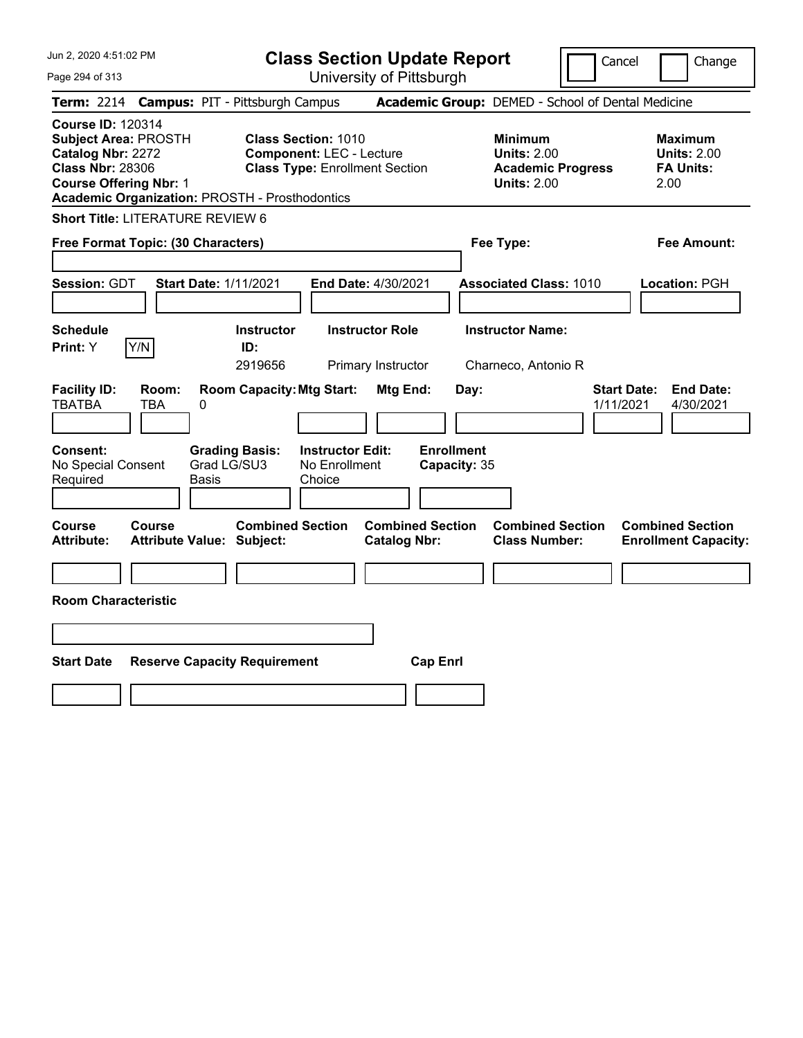# Class Section Update Report

University of Pittsburgh

Cancel | Change

**Term:** 2214 **Campus:** PIT - Pittsburgh Campus **Academic Group:** DEMED - School of Dental Medicine

**Course ID:** 120314
**Subject Area:** PROSTH
**Catalog Nbr:** 2272
**Class Nbr:** 28306
**Course Offering Nbr:** 1
**Academic Organization:** PROSTH - Prosthodontics

**Class Section:** 1010
**Component:** LEC - Lecture
**Class Type:** Enrollment Section

**Minimum Units:** 2.00
**Academic Progress Units:** 2.00

**Maximum Units:** 2.00
**FA Units:** 2.00

**Short Title:** LITERATURE REVIEW 6

**Free Format Topic: (30 Characters)**

**Fee Type:**

**Fee Amount:**

**Session:** GDT **Start Date:** 1/11/2021 **End Date:** 4/30/2021 **Associated Class:** 1010 **Location:** PGH

| Schedule Print | Y/N | Instructor ID | Instructor Role | Instructor Name |
|---|---|---|---|---|
| Y | | 2919656 | Primary Instructor | Charneco, Antonio R |

| Facility ID | Room | Room Capacity | Mtg Start | Mtg End | Day | Start Date | End Date |
|---|---|---|---|---|---|---|---|
| TBATBA | TBA | 0 | | | | 1/11/2021 | 4/30/2021 |

**Consent:** No Special Consent Required
**Grading Basis:** Grad LG/SU3 Basis
**Instructor Edit:** No Enrollment Choice
**Enrollment Capacity:** 35

| Course Attribute | Course Attribute Value | Combined Section Subject | Combined Section Catalog Nbr | Combined Section Class Number | Combined Section Enrollment Capacity |
|---|---|---|---|---|---|
| | | | | | |

**Room Characteristic**

| Start Date | Reserve Capacity Requirement | Cap Enrl |
|---|---|---|
| | | |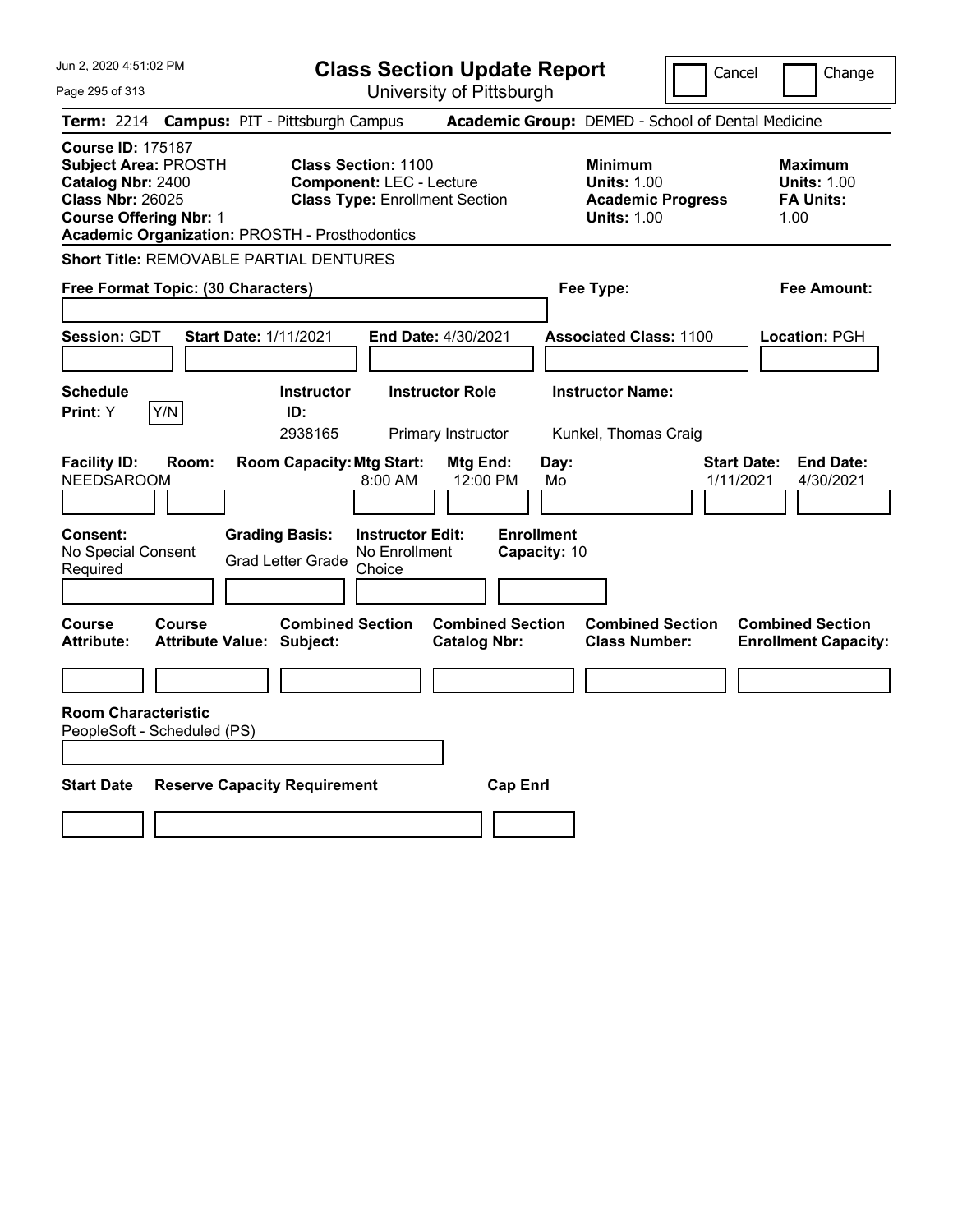# Class Section Update Report

University of Pittsburgh

Cancel | Change

**Term:** 2214 **Campus:** PIT - Pittsburgh Campus **Academic Group:** DEMED - School of Dental Medicine

**Course ID:** 175187
**Subject Area:** PROSTH
**Catalog Nbr:** 2400
**Class Nbr:** 26025
**Course Offering Nbr:** 1
**Academic Organization:** PROSTH - Prosthodontics

**Class Section:** 1100
**Component:** LEC - Lecture
**Class Type:** Enrollment Section

**Minimum Units:** 1.00
**Academic Progress Units:** 1.00

**Maximum Units:** 1.00
**FA Units:** 1.00

**Short Title:** REMOVABLE PARTIAL DENTURES

**Free Format Topic: (30 Characters)**

**Fee Type:**

**Fee Amount:**

**Session:** GDT **Start Date:** 1/11/2021 **End Date:** 4/30/2021 **Associated Class:** 1100 **Location:** PGH

| Schedule Print | Instructor ID | Instructor Role | Instructor Name |
|---|---|---|---|
| Y (Y/N) | 2938165 | Primary Instructor | Kunkel, Thomas Craig |

| Facility ID | Room | Room Capacity | Mtg Start | Mtg End | Day | Start Date | End Date |
|---|---|---|---|---|---|---|---|
| NEEDSAROOM | | | 8:00 AM | 12:00 PM | Mo | 1/11/2021 | 4/30/2021 |

| Consent | Grading Basis | Instructor Edit | Enrollment Capacity |
|---|---|---|---|
| No Special Consent Required | Grad Letter Grade | No Enrollment Choice | 10 |

| Course Attribute | Course Attribute Value | Combined Section Subject | Combined Section Catalog Nbr | Combined Section Class Number | Combined Section Enrollment Capacity |
|---|---|---|---|---|---|
| | | | | | |

**Room Characteristic**
PeopleSoft - Scheduled (PS)

| Start Date | Reserve Capacity Requirement | Cap Enrl |
|---|---|---|
| | | |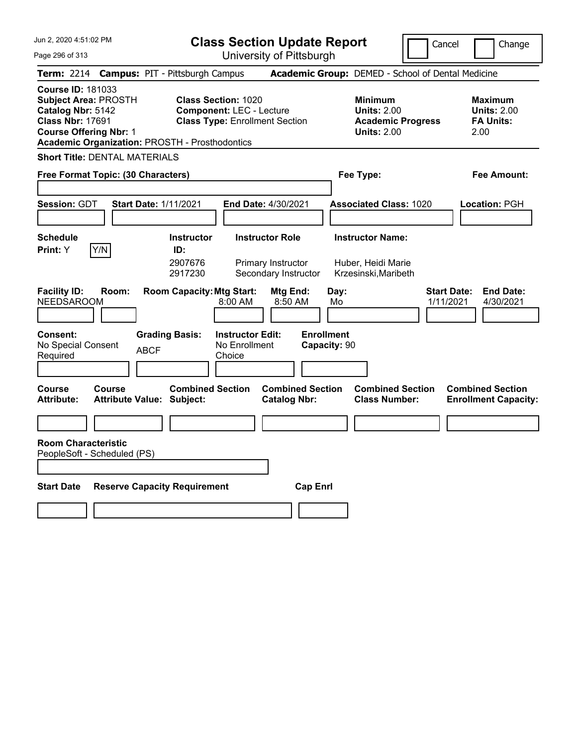# Class Section Update Report

University of Pittsburgh

Cancel | Change

**Term:** 2214 **Campus:** PIT - Pittsburgh Campus **Academic Group:** DEMED - School of Dental Medicine

**Course ID:** 181033
**Subject Area:** PROSTH
**Catalog Nbr:** 5142
**Class Nbr:** 17691
**Course Offering Nbr:** 1
**Academic Organization:** PROSTH - Prosthodontics

**Class Section:** 1020
**Component:** LEC - Lecture
**Class Type:** Enrollment Section

**Minimum Units:** 2.00
**Academic Progress Units:** 2.00

**Maximum Units:** 2.00
**FA Units:** 2.00

**Short Title:** DENTAL MATERIALS

**Free Format Topic: (30 Characters)**

**Fee Type:**

**Fee Amount:**

**Session:** GDT **Start Date:** 1/11/2021 **End Date:** 4/30/2021 **Associated Class:** 1020 **Location:** PGH

**Schedule Print:** Y Y/N

| Instructor ID: | Instructor Role | Instructor Name: |
|---|---|---|
| 2907676 | Primary Instructor | Huber, Heidi Marie |
| 2917230 | Secondary Instructor | Krzesinski,Maribeth |

| Facility ID: | Room: | Room Capacity: | Mtg Start: | Mtg End: | Day: | Start Date: | End Date: |
|---|---|---|---|---|---|---|---|
| NEEDSAROOM | | | 8:00 AM | 8:50 AM | Mo | 1/11/2021 | 4/30/2021 |

**Consent:** No Special Consent Required
**Grading Basis:** ABCF
**Instructor Edit:** No Enrollment Choice
**Enrollment Capacity:** 90

| Course Attribute: | Course Attribute Value: | Combined Section Subject: | Combined Section Catalog Nbr: | Combined Section Class Number: | Combined Section Enrollment Capacity: |
|---|---|---|---|---|---|
| | | | | | |

**Room Characteristic**
PeopleSoft - Scheduled (PS)

| Start Date | Reserve Capacity Requirement | Cap Enrl |
|---|---|---|
| | | |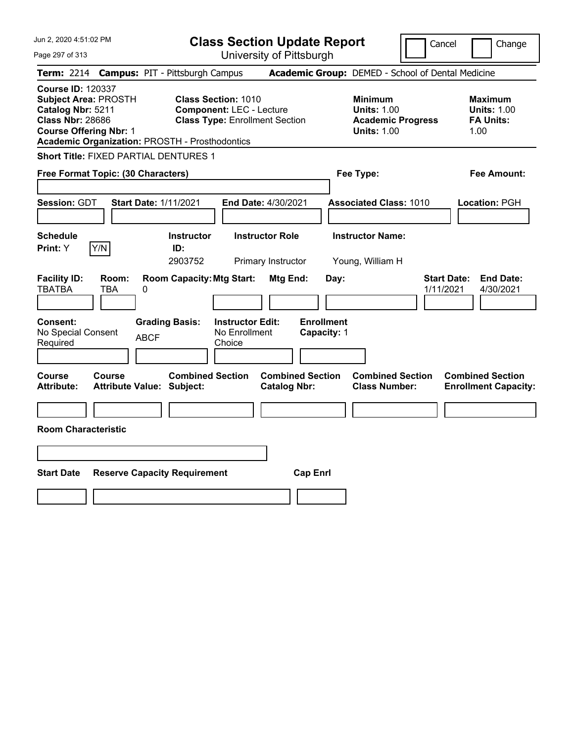Jun 2, 2020 4:51:02 PM

# Class Section Update Report

University of Pittsburgh

Cancel | Change

**Term:** 2214 **Campus:** PIT - Pittsburgh Campus **Academic Group:** DEMED - School of Dental Medicine

**Course ID:** 120337
**Subject Area:** PROSTH
**Catalog Nbr:** 5211
**Class Nbr:** 28686
**Course Offering Nbr:** 1
**Academic Organization:** PROSTH - Prosthodontics

**Class Section:** 1010
**Component:** LEC - Lecture
**Class Type:** Enrollment Section

**Minimum Units:** 1.00
**Academic Progress Units:** 1.00

**Maximum Units:** 1.00
**FA Units:** 1.00

**Short Title:** FIXED PARTIAL DENTURES 1

**Free Format Topic: (30 Characters)**

**Fee Type:**

**Fee Amount:**

**Session:** GDT **Start Date:** 1/11/2021 **End Date:** 4/30/2021 **Associated Class:** 1010 **Location:** PGH

| Schedule Print | Instructor ID | Instructor Role | Instructor Name |
|---|---|---|---|
| Y (Y/N) | 2903752 | Primary Instructor | Young, William H |

| Facility ID | Room | Room Capacity | Mtg Start | Mtg End | Day | Start Date | End Date |
|---|---|---|---|---|---|---|---|
| TBATBA | TBA | 0 | | | | 1/11/2021 | 4/30/2021 |

| Consent | Grading Basis | Instructor Edit | Enrollment Capacity |
|---|---|---|---|
| No Special Consent Required | ABCF | No Enrollment Choice | 1 |

| Course Attribute | Course Attribute Value | Combined Section Subject | Combined Section Catalog Nbr | Combined Section Class Number | Combined Section Enrollment Capacity |
|---|---|---|---|---|---|
| | | | | | |

**Room Characteristic**

| Start Date | Reserve Capacity Requirement | Cap Enrl |
|---|---|---|
| | | |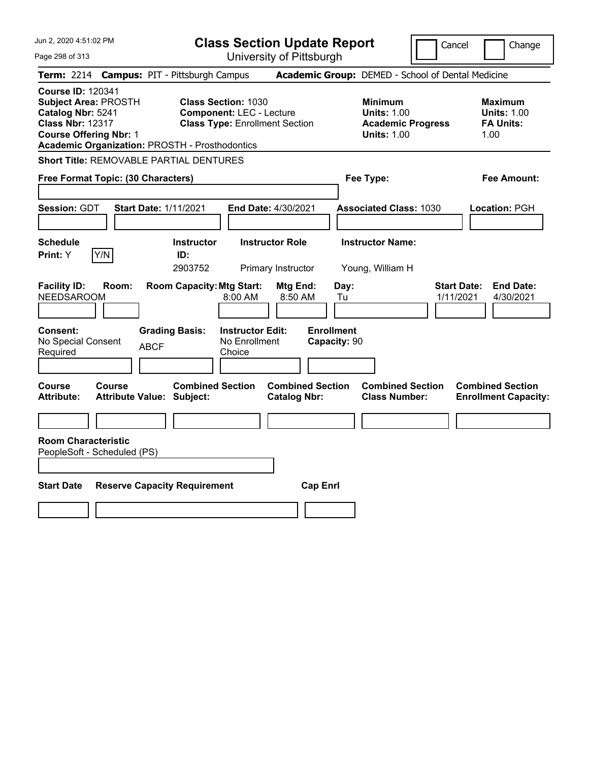# Class Section Update Report

University of Pittsburgh

Cancel | Change

**Term:** 2214 **Campus:** PIT - Pittsburgh Campus **Academic Group:** DEMED - School of Dental Medicine

**Course ID:** 120341
**Subject Area:** PROSTH
**Catalog Nbr:** 5241
**Class Nbr:** 12317
**Course Offering Nbr:** 1
**Academic Organization:** PROSTH - Prosthodontics

**Class Section:** 1030
**Component:** LEC - Lecture
**Class Type:** Enrollment Section

**Minimum Units:** 1.00
**Academic Progress Units:** 1.00

**Maximum Units:** 1.00
**FA Units:** 1.00

**Short Title:** REMOVABLE PARTIAL DENTURES

**Free Format Topic: (30 Characters)**

**Fee Type:**

**Fee Amount:**

**Session:** GDT **Start Date:** 1/11/2021 **End Date:** 4/30/2021 **Associated Class:** 1030 **Location:** PGH

| Schedule Print | Instructor ID | Instructor Role | Instructor Name |
|---|---|---|---|
| Y | 2903752 | Primary Instructor | Young, William H |

| Facility ID | Room | Room Capacity | Mtg Start | Mtg End | Day | Start Date | End Date |
|---|---|---|---|---|---|---|---|
| NEEDSAROOM | | | 8:00 AM | 8:50 AM | Tu | 1/11/2021 | 4/30/2021 |

**Consent:** No Special Consent Required
**Grading Basis:** ABCF
**Instructor Edit:** No Enrollment Choice
**Enrollment Capacity:** 90

| Course Attribute | Course Attribute Value | Combined Section Subject | Combined Section Catalog Nbr | Combined Section Class Number | Combined Section Enrollment Capacity |
|---|---|---|---|---|---|
| | | | | | |

**Room Characteristic**
PeopleSoft - Scheduled (PS)

| Start Date | Reserve Capacity Requirement | Cap Enrl |
|---|---|---|
| | | |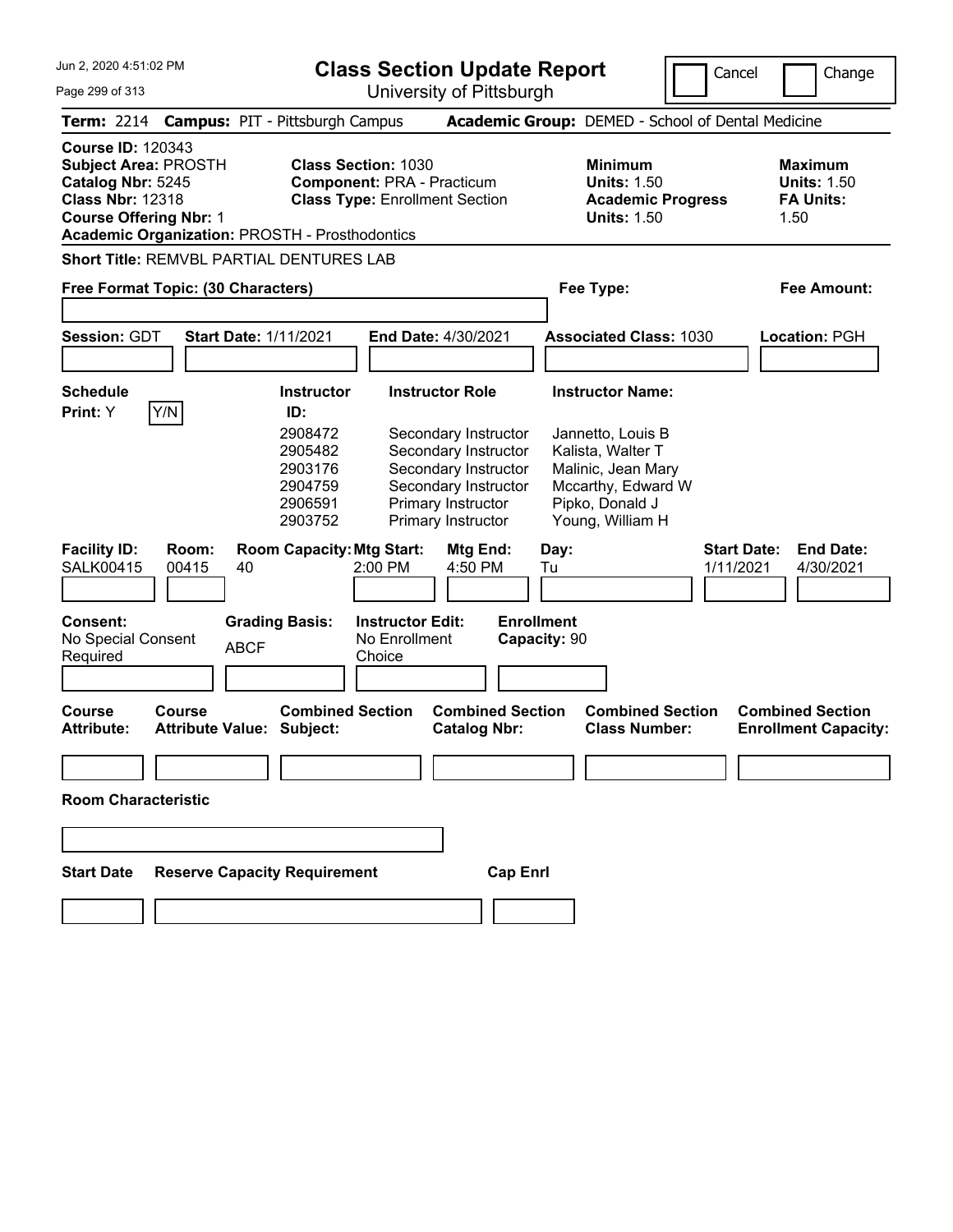# Class Section Update Report

University of Pittsburgh

Cancel | Change

**Term:** 2214 **Campus:** PIT - Pittsburgh Campus **Academic Group:** DEMED - School of Dental Medicine

**Course ID:** 120343
**Subject Area:** PROSTH
**Catalog Nbr:** 5245
**Class Nbr:** 12318
**Course Offering Nbr:** 1
**Academic Organization:** PROSTH - Prosthodontics

**Class Section:** 1030
**Component:** PRA - Practicum
**Class Type:** Enrollment Section

**Minimum Units:** 1.50
**Academic Progress Units:** 1.50

**Maximum Units:** 1.50
**FA Units:** 1.50

**Short Title:** REMVBL PARTIAL DENTURES LAB

**Free Format Topic: (30 Characters)**

**Fee Type:**

**Fee Amount:**

**Session:** GDT **Start Date:** 1/11/2021 **End Date:** 4/30/2021 **Associated Class:** 1030 **Location:** PGH

**Schedule Print:** Y [Y/N]

| Instructor ID: | Instructor Role | Instructor Name: |
|---|---|---|
| 2908472 | Secondary Instructor | Jannetto, Louis B |
| 2905482 | Secondary Instructor | Kalista, Walter T |
| 2903176 | Secondary Instructor | Malinic, Jean Mary |
| 2904759 | Secondary Instructor | Mccarthy, Edward W |
| 2906591 | Primary Instructor | Pipko, Donald J |
| 2903752 | Primary Instructor | Young, William H |

| Facility ID: | Room: | Room Capacity: | Mtg Start: | Mtg End: | Day: | Start Date: | End Date: |
|---|---|---|---|---|---|---|---|
| SALK00415 | 00415 | 40 | 2:00 PM | 4:50 PM | Tu | 1/11/2021 | 4/30/2021 |

**Consent:** No Special Consent Required
**Grading Basis:** ABCF
**Instructor Edit:** No Enrollment Choice
**Enrollment Capacity:** 90

| Course Attribute: | Course Attribute Value: | Combined Section Subject: | Combined Section Catalog Nbr: | Combined Section Class Number: | Combined Section Enrollment Capacity: |
|---|---|---|---|---|---|
| | | | | | |

**Room Characteristic**

| Start Date | Reserve Capacity Requirement | Cap Enrl |
|---|---|---|
| | | |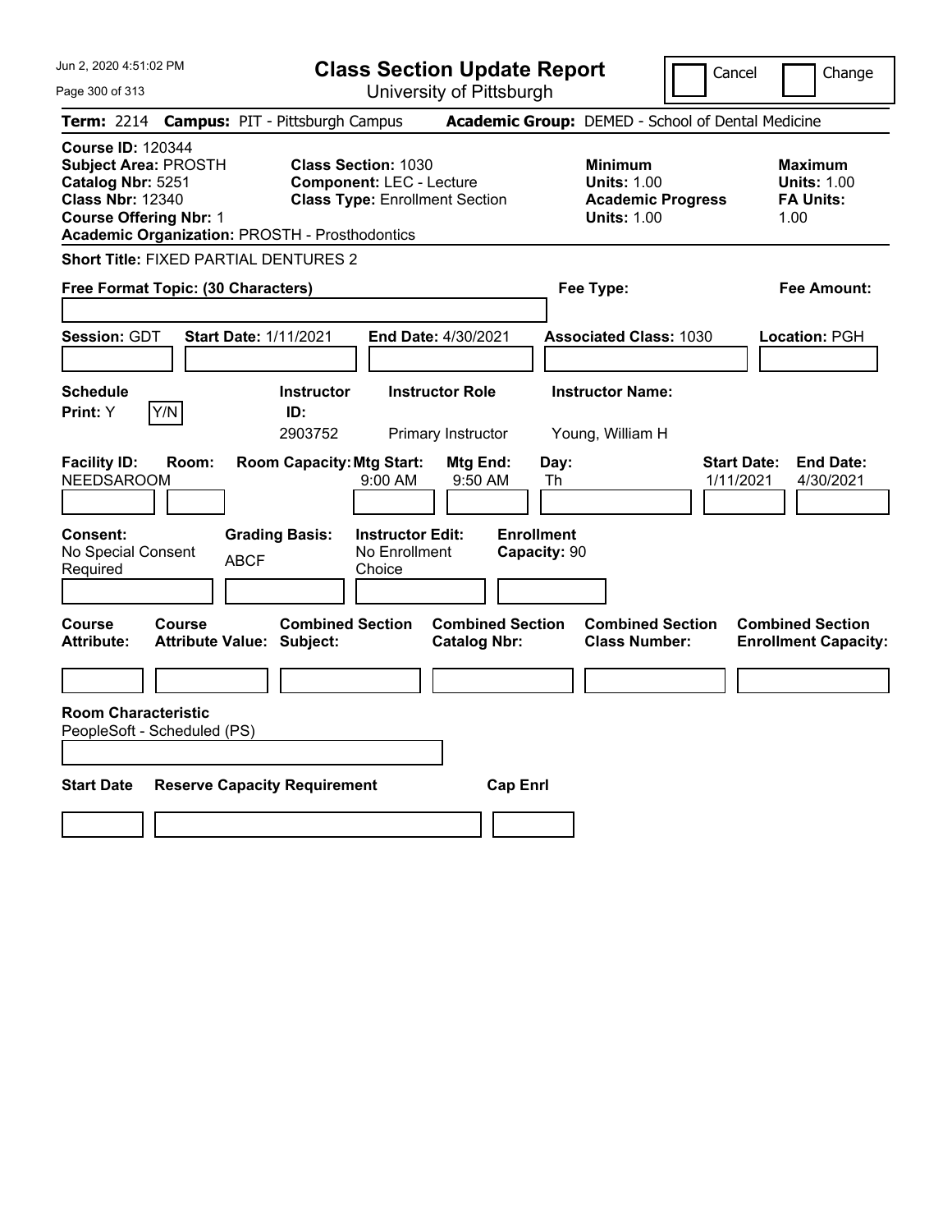# Class Section Update Report

University of Pittsburgh

Cancel | Change

**Term:** 2214 **Campus:** PIT - Pittsburgh Campus **Academic Group:** DEMED - School of Dental Medicine

**Course ID:** 120344
**Subject Area:** PROSTH
**Catalog Nbr:** 5251
**Class Nbr:** 12340
**Course Offering Nbr:** 1
**Academic Organization:** PROSTH - Prosthodontics

**Class Section:** 1030
**Component:** LEC - Lecture
**Class Type:** Enrollment Section

**Minimum Units:** 1.00
**Academic Progress Units:** 1.00

**Maximum Units:** 1.00
**FA Units:** 1.00

**Short Title:** FIXED PARTIAL DENTURES 2

**Free Format Topic: (30 Characters)**

**Fee Type:**

**Fee Amount:**

**Session:** GDT **Start Date:** 1/11/2021 **End Date:** 4/30/2021 **Associated Class:** 1030 **Location:** PGH

| Schedule Print | Instructor ID | Instructor Role | Instructor Name |
|---|---|---|---|
| Y (Y/N) | 2903752 | Primary Instructor | Young, William H |

| Facility ID | Room | Room Capacity | Mtg Start | Mtg End | Day | Start Date | End Date |
|---|---|---|---|---|---|---|---|
| NEEDSAROOM | | | 9:00 AM | 9:50 AM | Th | 1/11/2021 | 4/30/2021 |

**Consent:** No Special Consent Required
**Grading Basis:** ABCF
**Instructor Edit:** No Enrollment Choice
**Enrollment Capacity:** 90

| Course Attribute | Course Attribute Value | Combined Section Subject | Combined Section Catalog Nbr | Combined Section Class Number | Combined Section Enrollment Capacity |
|---|---|---|---|---|---|
| | | | | | |

**Room Characteristic**
PeopleSoft - Scheduled (PS)

| Start Date | Reserve Capacity Requirement | Cap Enrl |
|---|---|---|
| | | |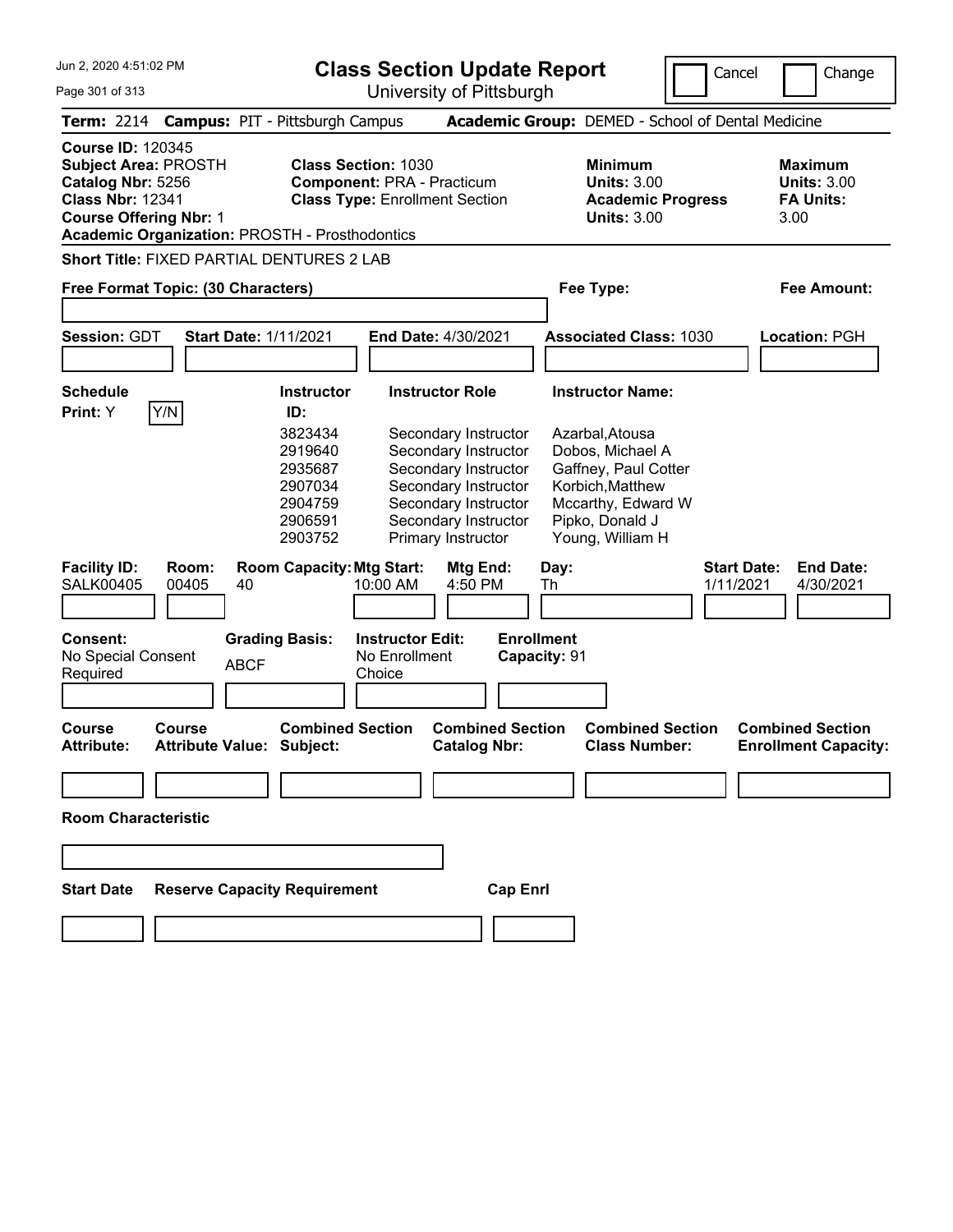Jun 2, 2020 4:51:02 PM

# Class Section Update Report

University of Pittsburgh

Cancel | Change

**Term:** 2214 **Campus:** PIT - Pittsburgh Campus **Academic Group:** DEMED - School of Dental Medicine

**Course ID:** 120345
**Subject Area:** PROSTH
**Catalog Nbr:** 5256
**Class Nbr:** 12341
**Course Offering Nbr:** 1
**Academic Organization:** PROSTH - Prosthodontics

**Class Section:** 1030
**Component:** PRA - Practicum
**Class Type:** Enrollment Section

**Minimum Units:** 3.00
**Academic Progress Units:** 3.00

**Maximum Units:** 3.00
**FA Units:** 3.00

**Short Title:** FIXED PARTIAL DENTURES 2 LAB

**Free Format Topic: (30 Characters)**

**Fee Type:**

**Fee Amount:**

**Session:** GDT **Start Date:** 1/11/2021 **End Date:** 4/30/2021 **Associated Class:** 1030 **Location:** PGH

**Schedule Print:** Y Y/N

| Instructor ID: | Instructor Role | Instructor Name: |
|---|---|---|
| 3823434 | Secondary Instructor | Azarbal,Atousa |
| 2919640 | Secondary Instructor | Dobos, Michael A |
| 2935687 | Secondary Instructor | Gaffney, Paul Cotter |
| 2907034 | Secondary Instructor | Korbich,Matthew |
| 2904759 | Secondary Instructor | Mccarthy, Edward W |
| 2906591 | Secondary Instructor | Pipko, Donald J |
| 2903752 | Primary Instructor | Young, William H |

| Facility ID: | Room: | Room Capacity: | Mtg Start: | Mtg End: | Day: | Start Date: | End Date: |
|---|---|---|---|---|---|---|---|
| SALK00405 | 00405 | 40 | 10:00 AM | 4:50 PM | Th | 1/11/2021 | 4/30/2021 |

**Consent:** No Special Consent Required
**Grading Basis:** ABCF
**Instructor Edit:** No Enrollment Choice
**Enrollment Capacity:** 91

| Course Attribute: | Course Attribute Value: | Combined Section Subject: | Combined Section Catalog Nbr: | Combined Section Class Number: | Combined Section Enrollment Capacity: |
|---|---|---|---|---|---|
| | | | | | |

**Room Characteristic**

| Start Date | Reserve Capacity Requirement | Cap Enrl |
|---|---|---|
| | | |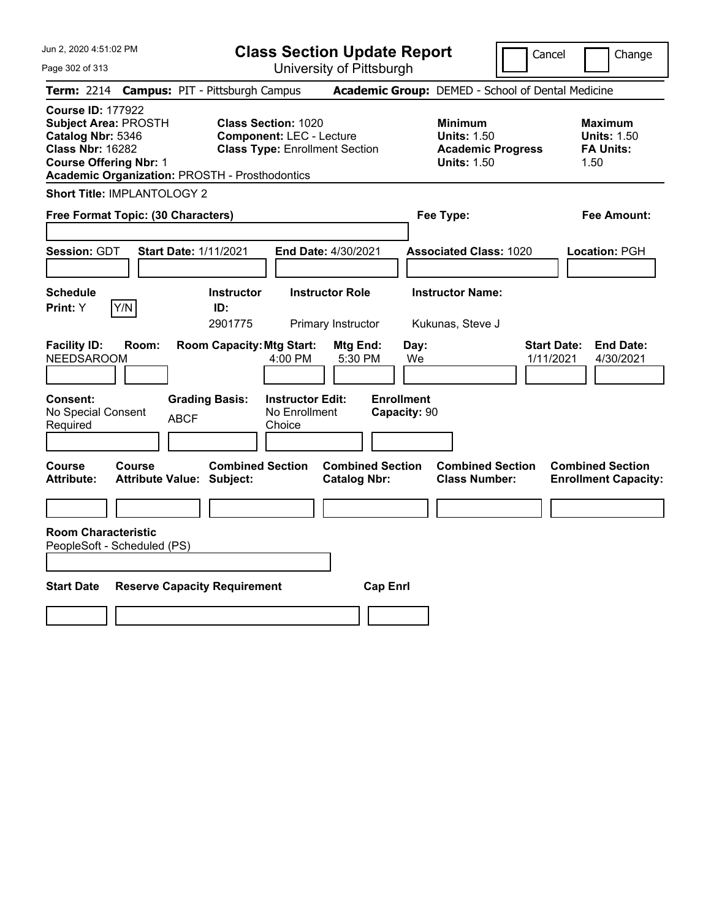# Class Section Update Report

University of Pittsburgh

Cancel | Change

**Term:** 2214 **Campus:** PIT - Pittsburgh Campus **Academic Group:** DEMED - School of Dental Medicine

**Course ID:** 177922
**Subject Area:** PROSTH
**Catalog Nbr:** 5346
**Class Nbr:** 16282
**Course Offering Nbr:** 1
**Academic Organization:** PROSTH - Prosthodontics

**Class Section:** 1020
**Component:** LEC - Lecture
**Class Type:** Enrollment Section

**Minimum Units:** 1.50
**Academic Progress Units:** 1.50

**Maximum Units:** 1.50
**FA Units:** 1.50

**Short Title:** IMPLANTOLOGY 2

**Free Format Topic: (30 Characters)**

**Fee Type:**

**Fee Amount:**

**Session:** GDT **Start Date:** 1/11/2021 **End Date:** 4/30/2021 **Associated Class:** 1020 **Location:** PGH

| Schedule Print | Instructor ID | Instructor Role | Instructor Name |
|---|---|---|---|
| Y (Y/N) | 2901775 | Primary Instructor | Kukunas, Steve J |

| Facility ID | Room | Room Capacity | Mtg Start | Mtg End | Day | Start Date | End Date |
|---|---|---|---|---|---|---|---|
| NEEDSAROOM | | | 4:00 PM | 5:30 PM | We | 1/11/2021 | 4/30/2021 |

**Consent:** No Special Consent Required
**Grading Basis:** ABCF
**Instructor Edit:** No Enrollment Choice
**Enrollment Capacity:** 90

| Course Attribute | Course Attribute Value | Combined Section Subject | Combined Section Catalog Nbr | Combined Section Class Number | Combined Section Enrollment Capacity |
|---|---|---|---|---|---|
| | | | | | |

**Room Characteristic**
PeopleSoft - Scheduled (PS)

| Start Date | Reserve Capacity Requirement | Cap Enrl |
|---|---|---|
| | | |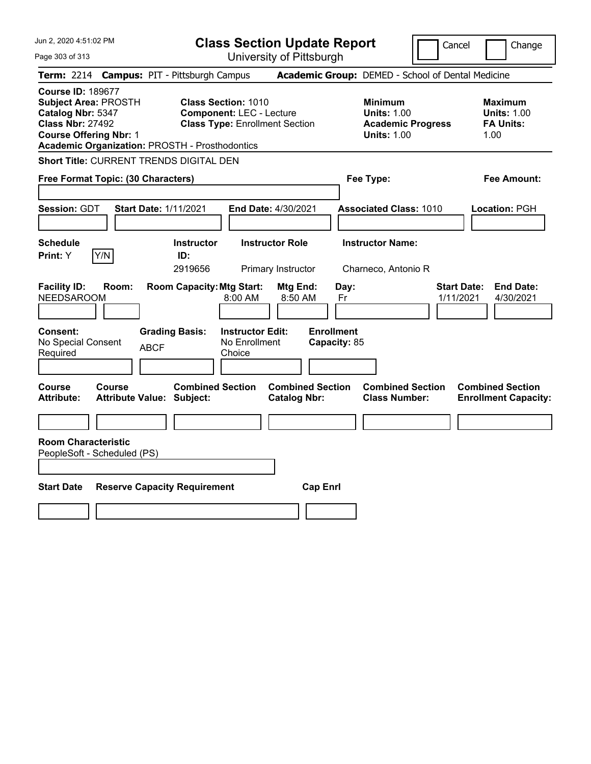# Class Section Update Report

University of Pittsburgh

Cancel | Change

**Term:** 2214 **Campus:** PIT - Pittsburgh Campus **Academic Group:** DEMED - School of Dental Medicine

**Course ID:** 189677
**Subject Area:** PROSTH
**Catalog Nbr:** 5347
**Class Nbr:** 27492
**Course Offering Nbr:** 1
**Academic Organization:** PROSTH - Prosthodontics

**Class Section:** 1010
**Component:** LEC - Lecture
**Class Type:** Enrollment Section

**Minimum Units:** 1.00
**Academic Progress Units:** 1.00

**Maximum Units:** 1.00
**FA Units:** 1.00

**Short Title:** CURRENT TRENDS DIGITAL DEN

**Free Format Topic: (30 Characters)**

**Fee Type:**

**Fee Amount:**

**Session:** GDT **Start Date:** 1/11/2021 **End Date:** 4/30/2021 **Associated Class:** 1010 **Location:** PGH

| Schedule Print | Instructor ID | Instructor Role | Instructor Name |
|---|---|---|---|
| Y | 2919656 | Primary Instructor | Charneco, Antonio R |

| Facility ID | Room | Room Capacity | Mtg Start | Mtg End | Day | Start Date | End Date |
|---|---|---|---|---|---|---|---|
| NEEDSAROOM | | | 8:00 AM | 8:50 AM | Fr | 1/11/2021 | 4/30/2021 |

**Consent:** No Special Consent Required
**Grading Basis:** ABCF
**Instructor Edit:** No Enrollment Choice
**Enrollment Capacity:** 85

| Course Attribute | Course Attribute Value | Combined Section Subject | Combined Section Catalog Nbr | Combined Section Class Number | Combined Section Enrollment Capacity |
|---|---|---|---|---|---|
| | | | | | |

**Room Characteristic**
PeopleSoft - Scheduled (PS)

| Start Date | Reserve Capacity Requirement | Cap Enrl |
|---|---|---|
| | | |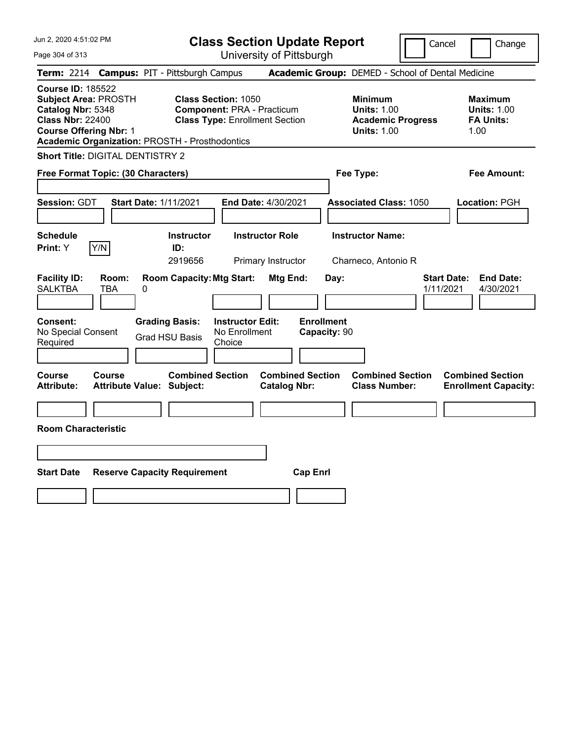# Class Section Update Report

University of Pittsburgh

Cancel | Change

**Term:** 2214 **Campus:** PIT - Pittsburgh Campus **Academic Group:** DEMED - School of Dental Medicine

**Course ID:** 185522
**Subject Area:** PROSTH
**Catalog Nbr:** 5348
**Class Nbr:** 22400
**Course Offering Nbr:** 1
**Academic Organization:** PROSTH - Prosthodontics

**Class Section:** 1050
**Component:** PRA - Practicum
**Class Type:** Enrollment Section

**Minimum Units:** 1.00
**Academic Progress Units:** 1.00

**Maximum Units:** 1.00
**FA Units:** 1.00

**Short Title:** DIGITAL DENTISTRY 2

**Free Format Topic: (30 Characters)**

**Fee Type:**

**Fee Amount:**

**Session:** GDT **Start Date:** 1/11/2021 **End Date:** 4/30/2021 **Associated Class:** 1050 **Location:** PGH

| Schedule Print | Instructor ID | Instructor Role | Instructor Name |
|---|---|---|---|
| Y (Y/N) | 2919656 | Primary Instructor | Charneco, Antonio R |

| Facility ID | Room | Room Capacity | Mtg Start | Mtg End | Day | Start Date | End Date |
|---|---|---|---|---|---|---|---|
| SALKTBA | TBA | 0 | | | | 1/11/2021 | 4/30/2021 |

| Consent | Grading Basis | Instructor Edit | Enrollment Capacity |
|---|---|---|---|
| No Special Consent Required | Grad HSU Basis | No Enrollment Choice | 90 |

| Course Attribute | Course Attribute Value | Combined Section Subject | Combined Section Catalog Nbr | Combined Section Class Number | Combined Section Enrollment Capacity |
|---|---|---|---|---|---|
| | | | | | |

**Room Characteristic**

| Start Date | Reserve Capacity Requirement | Cap Enrl |
|---|---|---|
| | | |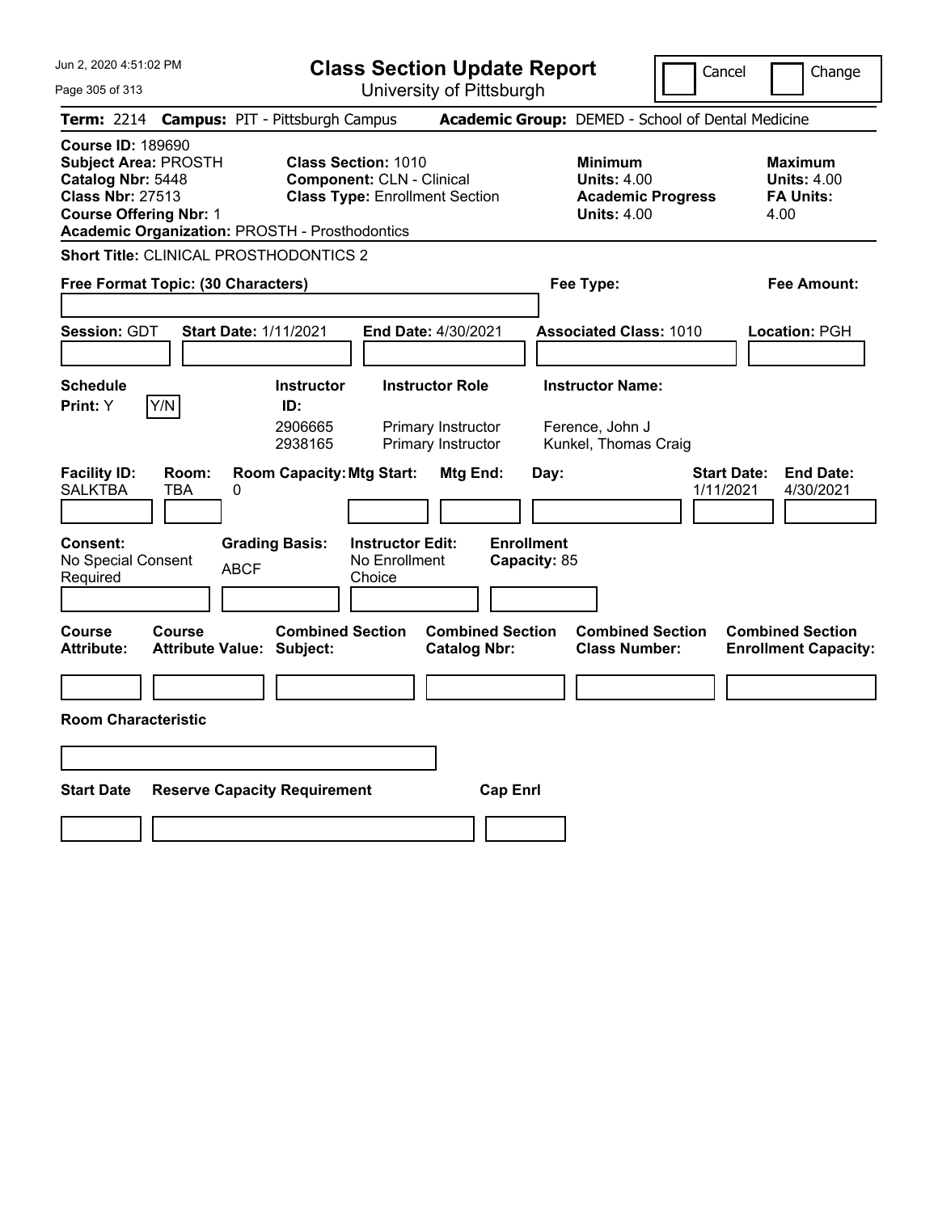# Class Section Update Report

University of Pittsburgh

Cancel | Change

Jun 2, 2020 4:51:02 PM

**Term:** 2214 **Campus:** PIT - Pittsburgh Campus **Academic Group:** DEMED - School of Dental Medicine

**Course ID:** 189690
**Subject Area:** PROSTH
**Catalog Nbr:** 5448
**Class Nbr:** 27513
**Course Offering Nbr:** 1
**Academic Organization:** PROSTH - Prosthodontics

**Class Section:** 1010
**Component:** CLN - Clinical
**Class Type:** Enrollment Section

**Minimum Units:** 4.00
**Academic Progress Units:** 4.00

**Maximum Units:** 4.00
**FA Units:** 4.00

**Short Title:** CLINICAL PROSTHODONTICS 2

**Free Format Topic: (30 Characters)**

**Fee Type:**

**Fee Amount:**

**Session:** GDT **Start Date:** 1/11/2021 **End Date:** 4/30/2021 **Associated Class:** 1010 **Location:** PGH

**Schedule Print:** Y Y/N

| Instructor ID | Instructor Role | Instructor Name |
| --- | --- | --- |
| 2906665 | Primary Instructor | Ference, John J |
| 2938165 | Primary Instructor | Kunkel, Thomas Craig |

| Facility ID | Room | Room Capacity | Mtg Start | Mtg End | Day | Start Date | End Date |
| --- | --- | --- | --- | --- | --- | --- | --- |
| SALKTBA | TBA | 0 | | | | 1/11/2021 | 4/30/2021 |

**Consent:** No Special Consent Required
**Grading Basis:** ABCF
**Instructor Edit:** No Enrollment Choice
**Enrollment Capacity:** 85

| Course Attribute | Course Attribute Value | Combined Section Subject | Combined Section Catalog Nbr | Combined Section Class Number | Combined Section Enrollment Capacity |
| --- | --- | --- | --- | --- | --- |
| | | | | | |

**Room Characteristic**

| Start Date | Reserve Capacity Requirement | Cap Enrl |
| --- | --- | --- |
| | | |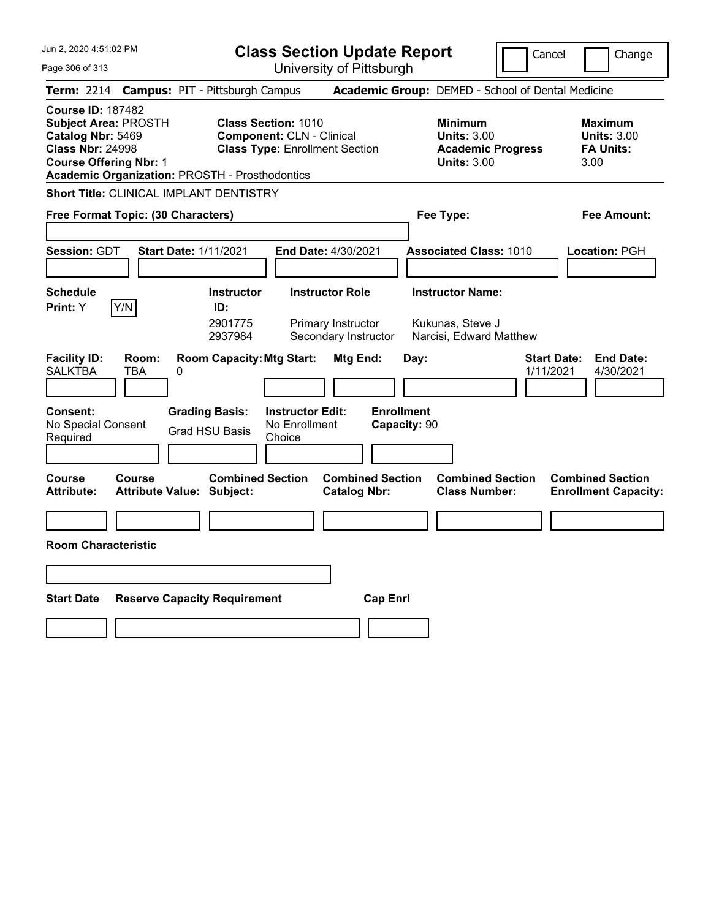# Class Section Update Report

University of Pittsburgh

Jun 2, 2020 4:51:02 PM

Cancel | Change

**Term:** 2214 **Campus:** PIT - Pittsburgh Campus **Academic Group:** DEMED - School of Dental Medicine

**Course ID:** 187482
**Subject Area:** PROSTH
**Catalog Nbr:** 5469
**Class Nbr:** 24998
**Course Offering Nbr:** 1
**Academic Organization:** PROSTH - Prosthodontics

**Class Section:** 1010
**Component:** CLN - Clinical
**Class Type:** Enrollment Section

**Minimum**
**Units:** 3.00
**Academic Progress Units:** 3.00

**Maximum**
**Units:** 3.00
**FA Units:** 3.00

**Short Title:** CLINICAL IMPLANT DENTISTRY

**Free Format Topic: (30 Characters)**

**Fee Type:**

**Fee Amount:**

**Session:** GDT **Start Date:** 1/11/2021 **End Date:** 4/30/2021 **Associated Class:** 1010 **Location:** PGH

**Schedule Print:** Y Y/N

| Instructor ID: | Instructor Role | Instructor Name: |
|---|---|---|
| 2901775 | Primary Instructor | Kukunas, Steve J |
| 2937984 | Secondary Instructor | Narcisi, Edward Matthew |

| Facility ID: | Room: | Room Capacity: | Mtg Start: | Mtg End: | Day: | Start Date: | End Date: |
|---|---|---|---|---|---|---|---|
| SALKTBA | TBA | 0 | | | | 1/11/2021 | 4/30/2021 |

**Consent:** No Special Consent Required

**Grading Basis:** Grad HSU Basis

**Instructor Edit:** No Enrollment Choice

**Enrollment Capacity:** 90

| Course Attribute: | Course Attribute Value: | Combined Section Subject: | Combined Section Catalog Nbr: | Combined Section Class Number: | Combined Section Enrollment Capacity: |
|---|---|---|---|---|---|
| | | | | | |

**Room Characteristic**

| Start Date | Reserve Capacity Requirement | Cap Enrl |
|---|---|---|
| | | |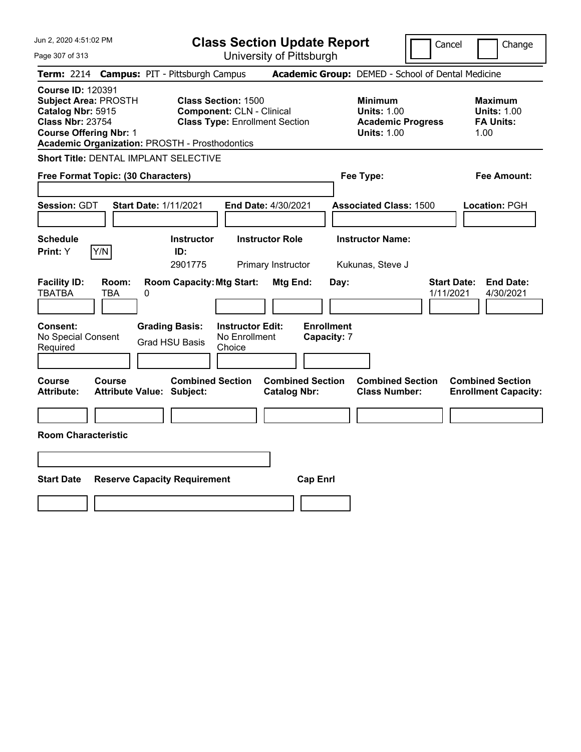# Class Section Update Report

University of Pittsburgh

Cancel | Change

**Term:** 2214 **Campus:** PIT - Pittsburgh Campus **Academic Group:** DEMED - School of Dental Medicine

**Course ID:** 120391
**Subject Area:** PROSTH
**Catalog Nbr:** 5915
**Class Nbr:** 23754
**Course Offering Nbr:** 1
**Academic Organization:** PROSTH - Prosthodontics

**Class Section:** 1500
**Component:** CLN - Clinical
**Class Type:** Enrollment Section

**Minimum Units:** 1.00
**Academic Progress Units:** 1.00

**Maximum Units:** 1.00
**FA Units:** 1.00

**Short Title:** DENTAL IMPLANT SELECTIVE

**Free Format Topic: (30 Characters)**

**Fee Type:**

**Fee Amount:**

**Session:** GDT **Start Date:** 1/11/2021 **End Date:** 4/30/2021 **Associated Class:** 1500 **Location:** PGH

| Schedule Print | | Instructor ID | Instructor Role | Instructor Name |
|---|---|---|---|---|
| Y | Y/N | 2901775 | Primary Instructor | Kukunas, Steve J |

| Facility ID | Room | Room Capacity | Mtg Start | Mtg End | Day | Start Date | End Date |
|---|---|---|---|---|---|---|---|
| TBATBA | TBA | 0 | | | | 1/11/2021 | 4/30/2021 |

**Consent:** No Special Consent Required
**Grading Basis:** Grad HSU Basis
**Instructor Edit:** No Enrollment Choice
**Enrollment Capacity:** 7

| Course Attribute | Course Attribute Value | Combined Section Subject | Combined Section Catalog Nbr | Combined Section Class Number | Combined Section Enrollment Capacity |
|---|---|---|---|---|---|
| | | | | | |

**Room Characteristic**

| Start Date | Reserve Capacity Requirement | Cap Enrl |
|---|---|---|
| | | |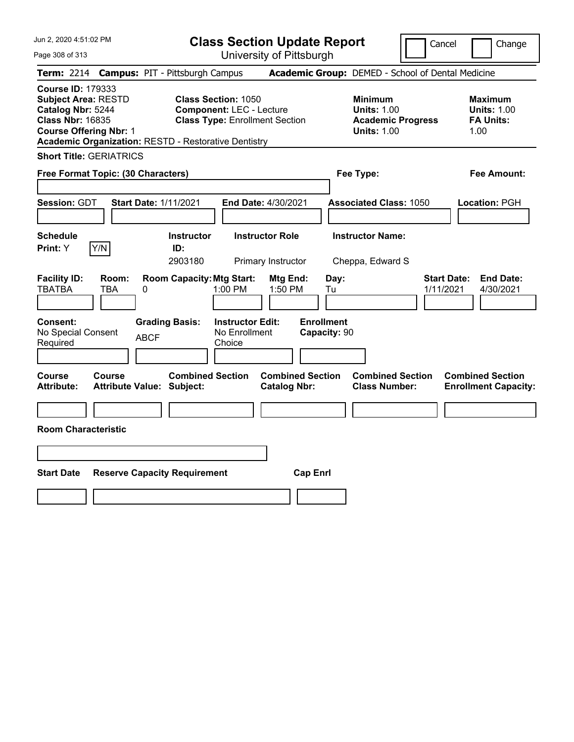# Class Section Update Report

University of Pittsburgh

Cancel | Change

**Term:** 2214 **Campus:** PIT - Pittsburgh Campus **Academic Group:** DEMED - School of Dental Medicine

**Course ID:** 179333
**Subject Area:** RESTD
**Catalog Nbr:** 5244
**Class Nbr:** 16835
**Course Offering Nbr:** 1
**Academic Organization:** RESTD - Restorative Dentistry

**Class Section:** 1050
**Component:** LEC - Lecture
**Class Type:** Enrollment Section

**Minimum**
**Units:** 1.00
**Academic Progress Units:** 1.00

**Maximum**
**Units:** 1.00
**FA Units:** 1.00

**Short Title:** GERIATRICS

**Free Format Topic: (30 Characters)**

**Fee Type:**

**Fee Amount:**

**Session:** GDT **Start Date:** 1/11/2021 **End Date:** 4/30/2021 **Associated Class:** 1050 **Location:** PGH

| Schedule Print: | Y/N | Instructor ID: | Instructor Role | Instructor Name: |
|---|---|---|---|---|
| Y | | 2903180 | Primary Instructor | Cheppa, Edward S |

| Facility ID: | Room: | Room Capacity: | Mtg Start: | Mtg End: | Day: | Start Date: | End Date: |
|---|---|---|---|---|---|---|---|
| TBATBA | TBA | 0 | 1:00 PM | 1:50 PM | Tu | 1/11/2021 | 4/30/2021 |

| Consent: | Grading Basis: | Instructor Edit: | Enrollment Capacity: |
|---|---|---|---|
| No Special Consent Required | ABCF | No Enrollment Choice | 90 |

| Course Attribute: | Course Attribute Value: | Combined Section Subject: | Combined Section Catalog Nbr: | Combined Section Class Number: | Combined Section Enrollment Capacity: |
|---|---|---|---|---|---|
| | | | | | |

**Room Characteristic**

| Start Date | Reserve Capacity Requirement | Cap Enrl |
|---|---|---|
| | | |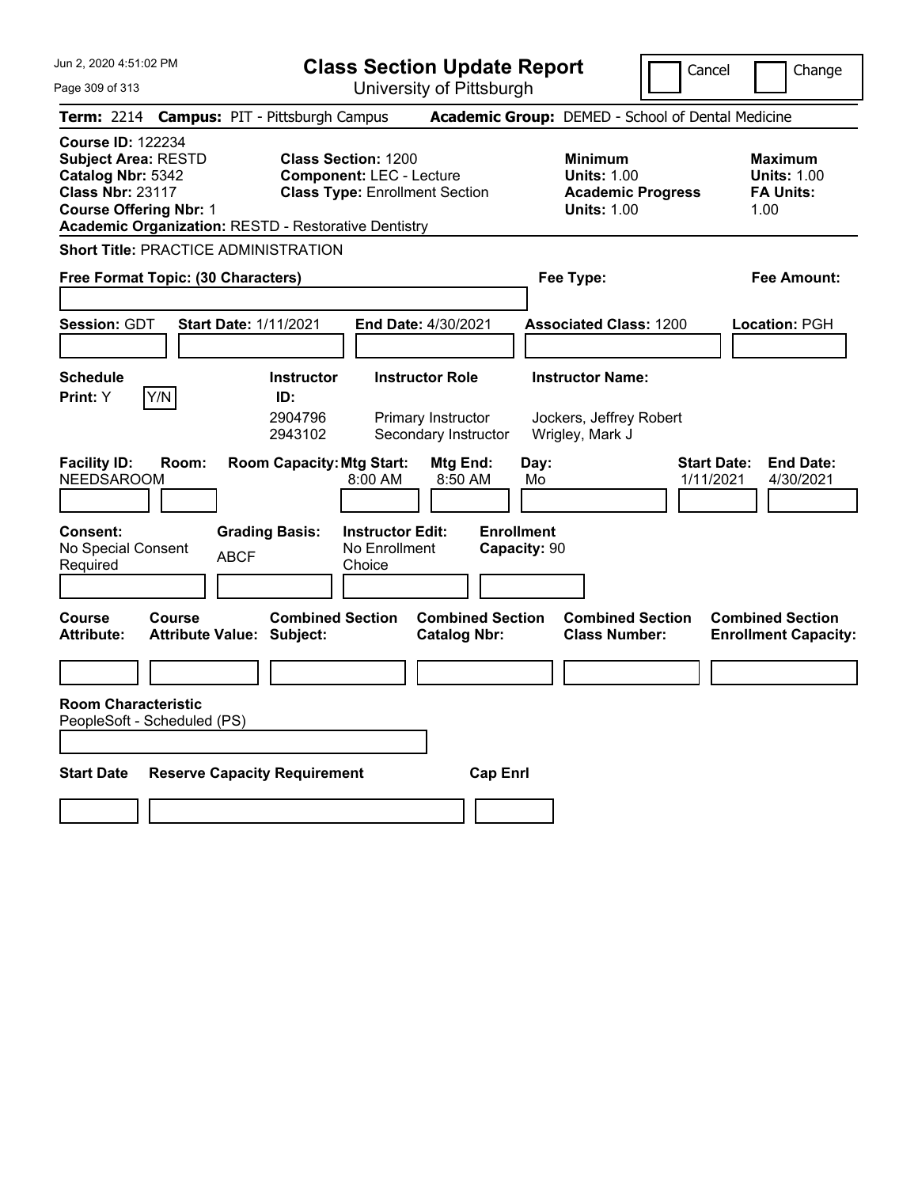# Class Section Update Report

University of Pittsburgh

Cancel | Change

**Term:** 2214 **Campus:** PIT - Pittsburgh Campus **Academic Group:** DEMED - School of Dental Medicine

**Course ID:** 122234
**Subject Area:** RESTD
**Catalog Nbr:** 5342
**Class Nbr:** 23117
**Course Offering Nbr:** 1
**Academic Organization:** RESTD - Restorative Dentistry

**Class Section:** 1200
**Component:** LEC - Lecture
**Class Type:** Enrollment Section

**Minimum**
**Units:** 1.00
**Academic Progress Units:** 1.00

**Maximum**
**Units:** 1.00
**FA Units:** 1.00

**Short Title:** PRACTICE ADMINISTRATION

**Free Format Topic: (30 Characters)**

**Fee Type:**

**Fee Amount:**

**Session:** GDT **Start Date:** 1/11/2021 **End Date:** 4/30/2021 **Associated Class:** 1200 **Location:** PGH

**Schedule Print:** Y Y/N

| Instructor ID: | Instructor Role | Instructor Name: |
| --- | --- | --- |
| 2904796 | Primary Instructor | Jockers, Jeffrey Robert |
| 2943102 | Secondary Instructor | Wrigley, Mark J |

| Facility ID: | Room: | Room Capacity: | Mtg Start: | Mtg End: | Day: | Start Date: | End Date: |
| --- | --- | --- | --- | --- | --- | --- | --- |
| NEEDSAROOM | | | 8:00 AM | 8:50 AM | Mo | 1/11/2021 | 4/30/2021 |

**Consent:** No Special Consent Required
**Grading Basis:** ABCF
**Instructor Edit:** No Enrollment Choice
**Enrollment Capacity:** 90

| Course Attribute: | Course Attribute Value: | Combined Section Subject: | Combined Section Catalog Nbr: | Combined Section Class Number: | Combined Section Enrollment Capacity: |
| --- | --- | --- | --- | --- | --- |
| | | | | | |

**Room Characteristic**
PeopleSoft - Scheduled (PS)

| Start Date | Reserve Capacity Requirement | Cap Enrl |
| --- | --- | --- |
| | | |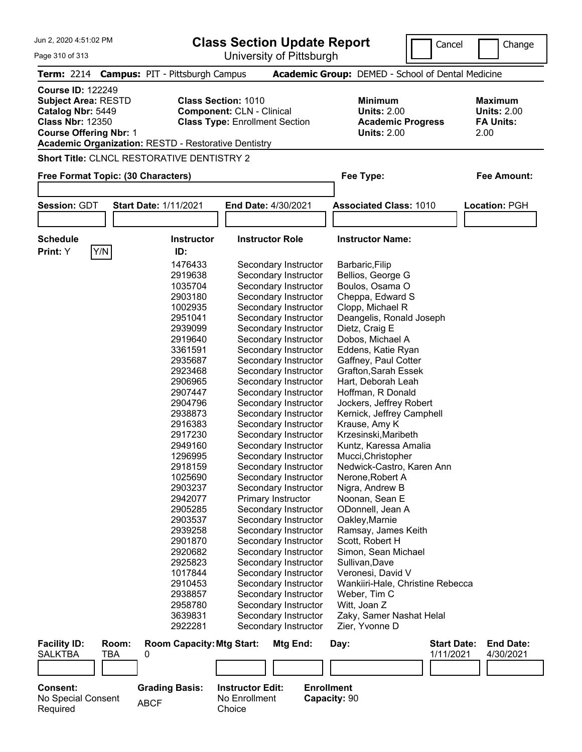Jun 2, 2020 4:51:02 PM

# Class Section Update Report

University of Pittsburgh

Cancel | Change

**Term:** 2214 **Campus:** PIT - Pittsburgh Campus **Academic Group:** DEMED - School of Dental Medicine

**Course ID:** 122249
**Subject Area:** RESTD
**Catalog Nbr:** 5449
**Class Nbr:** 12350
**Course Offering Nbr:** 1
**Academic Organization:** RESTD - Restorative Dentistry

**Class Section:** 1010
**Component:** CLN - Clinical
**Class Type:** Enrollment Section

**Minimum Units:** 2.00
**Academic Progress Units:** 2.00

**Maximum Units:** 2.00
**FA Units:** 2.00

**Short Title:** CLNCL RESTORATIVE DENTISTRY 2

**Free Format Topic: (30 Characters)**

**Fee Type:**

**Fee Amount:**

**Session:** GDT **Start Date:** 1/11/2021 **End Date:** 4/30/2021 **Associated Class:** 1010 **Location:** PGH

**Schedule Print:** Y Y/N

| Instructor ID: | Instructor Role | Instructor Name: |
|---|---|---|
| 1476433 | Secondary Instructor | Barbaric,Filip |
| 2919638 | Secondary Instructor | Bellios, George G |
| 1035704 | Secondary Instructor | Boulos, Osama O |
| 2903180 | Secondary Instructor | Cheppa, Edward S |
| 1002935 | Secondary Instructor | Clopp, Michael R |
| 2951041 | Secondary Instructor | Deangelis, Ronald Joseph |
| 2939099 | Secondary Instructor | Dietz, Craig E |
| 2919640 | Secondary Instructor | Dobos, Michael A |
| 3361591 | Secondary Instructor | Eddens, Katie Ryan |
| 2935687 | Secondary Instructor | Gaffney, Paul Cotter |
| 2923468 | Secondary Instructor | Grafton,Sarah Essek |
| 2906965 | Secondary Instructor | Hart, Deborah Leah |
| 2907447 | Secondary Instructor | Hoffman, R Donald |
| 2904796 | Secondary Instructor | Jockers, Jeffrey Robert |
| 2938873 | Secondary Instructor | Kernick, Jeffrey Camphell |
| 2916383 | Secondary Instructor | Krause, Amy K |
| 2917230 | Secondary Instructor | Krzesinski,Maribeth |
| 2949160 | Secondary Instructor | Kuntz, Karessa Amalia |
| 1296995 | Secondary Instructor | Mucci,Christopher |
| 2918159 | Secondary Instructor | Nedwick-Castro, Karen Ann |
| 1025690 | Secondary Instructor | Nerone,Robert A |
| 2903237 | Secondary Instructor | Nigra, Andrew B |
| 2942077 | Primary Instructor | Noonan, Sean E |
| 2905285 | Secondary Instructor | ODonnell, Jean A |
| 2903537 | Secondary Instructor | Oakley,Marnie |
| 2939258 | Secondary Instructor | Ramsay, James Keith |
| 2901870 | Secondary Instructor | Scott, Robert H |
| 2920682 | Secondary Instructor | Simon, Sean Michael |
| 2925823 | Secondary Instructor | Sullivan,Dave |
| 1017844 | Secondary Instructor | Veronesi, David V |
| 2910453 | Secondary Instructor | Wankiiri-Hale, Christine Rebecca |
| 2938857 | Secondary Instructor | Weber, Tim C |
| 2958780 | Secondary Instructor | Witt, Joan Z |
| 3639831 | Secondary Instructor | Zaky, Samer Nashat Helal |
| 2922281 | Secondary Instructor | Zier, Yvonne D |

| Facility ID: | Room: | Room Capacity: | Mtg Start: | Mtg End: | Day: | Start Date: | End Date: |
|---|---|---|---|---|---|---|---|
| SALKTBA | TBA | 0 | | | | 1/11/2021 | 4/30/2021 |

**Consent:** No Special Consent Required

**Grading Basis:** ABCF

**Instructor Edit:** No Enrollment Choice

**Enrollment Capacity:** 90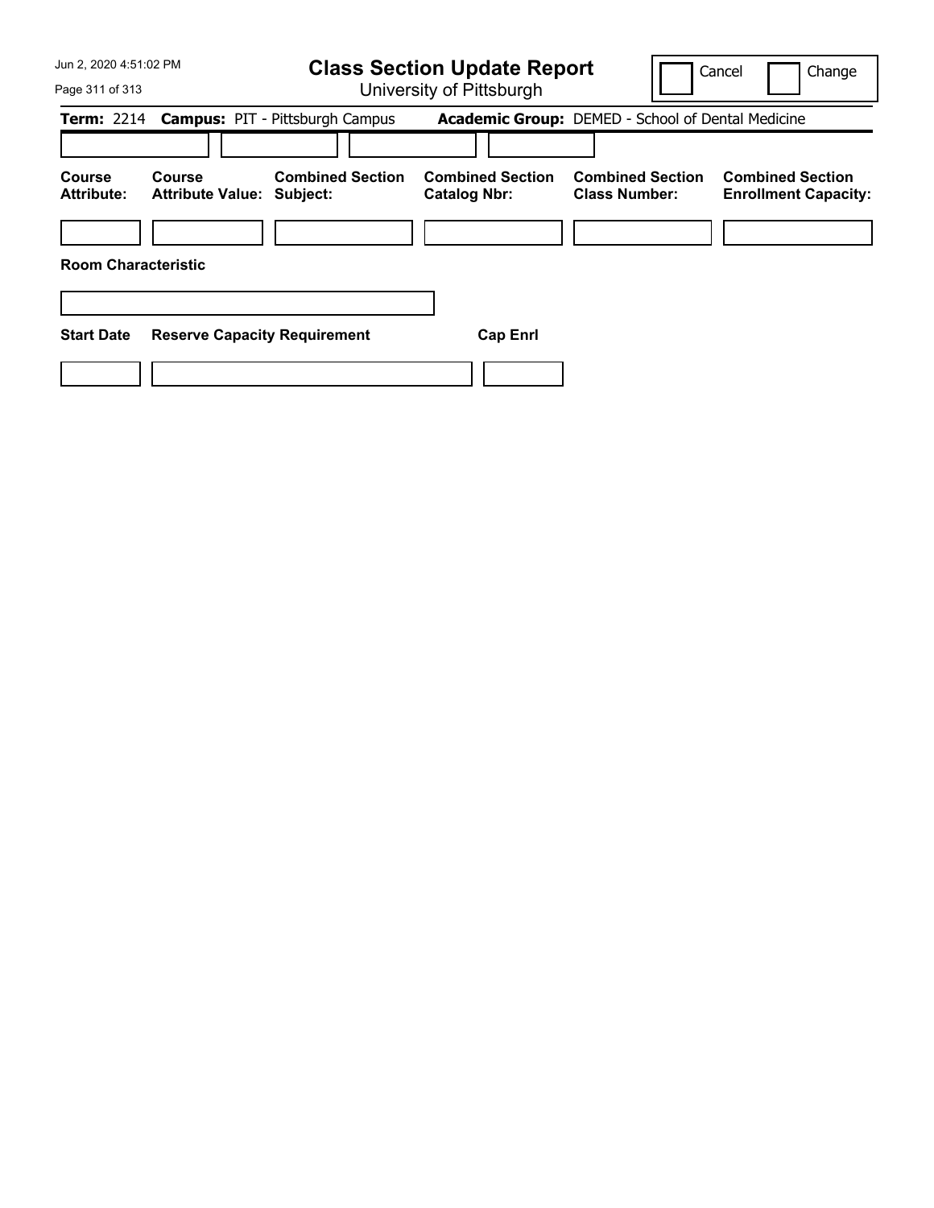# Class Section Update Report

University of Pittsburgh

Cancel | Change

**Term:** 2214 **Campus:** PIT - Pittsburgh Campus **Academic Group:** DEMED - School of Dental Medicine

| Course Attribute: | Course Attribute Value: | Combined Section Subject: | Combined Section Catalog Nbr: | Combined Section Class Number: | Combined Section Enrollment Capacity: |
|---|---|---|---|---|---|
| | | | | | |

**Room Characteristic**

| Start Date | Reserve Capacity Requirement | Cap Enrl |
|---|---|---|
| | | |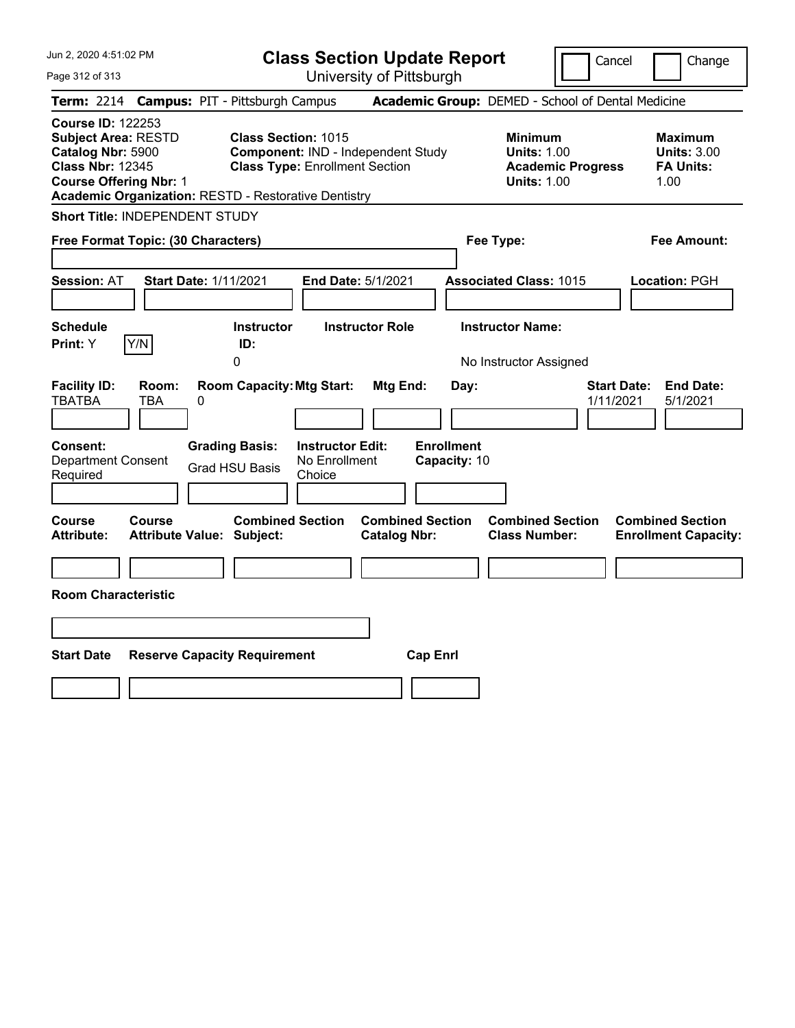# Class Section Update Report

University of Pittsburgh

Cancel | Change

**Term:** 2214 **Campus:** PIT - Pittsburgh Campus **Academic Group:** DEMED - School of Dental Medicine

**Course ID:** 122253
**Subject Area:** RESTD
**Catalog Nbr:** 5900
**Class Nbr:** 12345
**Course Offering Nbr:** 1
**Academic Organization:** RESTD - Restorative Dentistry

**Class Section:** 1015
**Component:** IND - Independent Study
**Class Type:** Enrollment Section

**Minimum**
**Units:** 1.00
**Academic Progress Units:** 1.00

**Maximum**
**Units:** 3.00
**FA Units:** 1.00

**Short Title:** INDEPENDENT STUDY

**Free Format Topic: (30 Characters)**

**Fee Type:**

**Fee Amount:**

**Session:** AT **Start Date:** 1/11/2021 **End Date:** 5/1/2021 **Associated Class:** 1015 **Location:** PGH

| Schedule Print: | Instructor ID: | Instructor Role | Instructor Name: |
|---|---|---|---|
| Y | 0 | | No Instructor Assigned |

| Facility ID: | Room: | Room Capacity: | Mtg Start: | Mtg End: | Day: | Start Date: | End Date: |
|---|---|---|---|---|---|---|---|
| TBATBA | TBA | 0 | | | | 1/11/2021 | 5/1/2021 |

| Consent: | Grading Basis: | Instructor Edit: | Enrollment Capacity: |
|---|---|---|---|
| Department Consent Required | Grad HSU Basis | No Enrollment Choice | 10 |

| Course Attribute: | Course Attribute Value: | Combined Section Subject: | Combined Section Catalog Nbr: | Combined Section Class Number: | Combined Section Enrollment Capacity: |
|---|---|---|---|---|---|
| | | | | | |

**Room Characteristic**

| Start Date | Reserve Capacity Requirement | Cap Enrl |
|---|---|---|
| | | |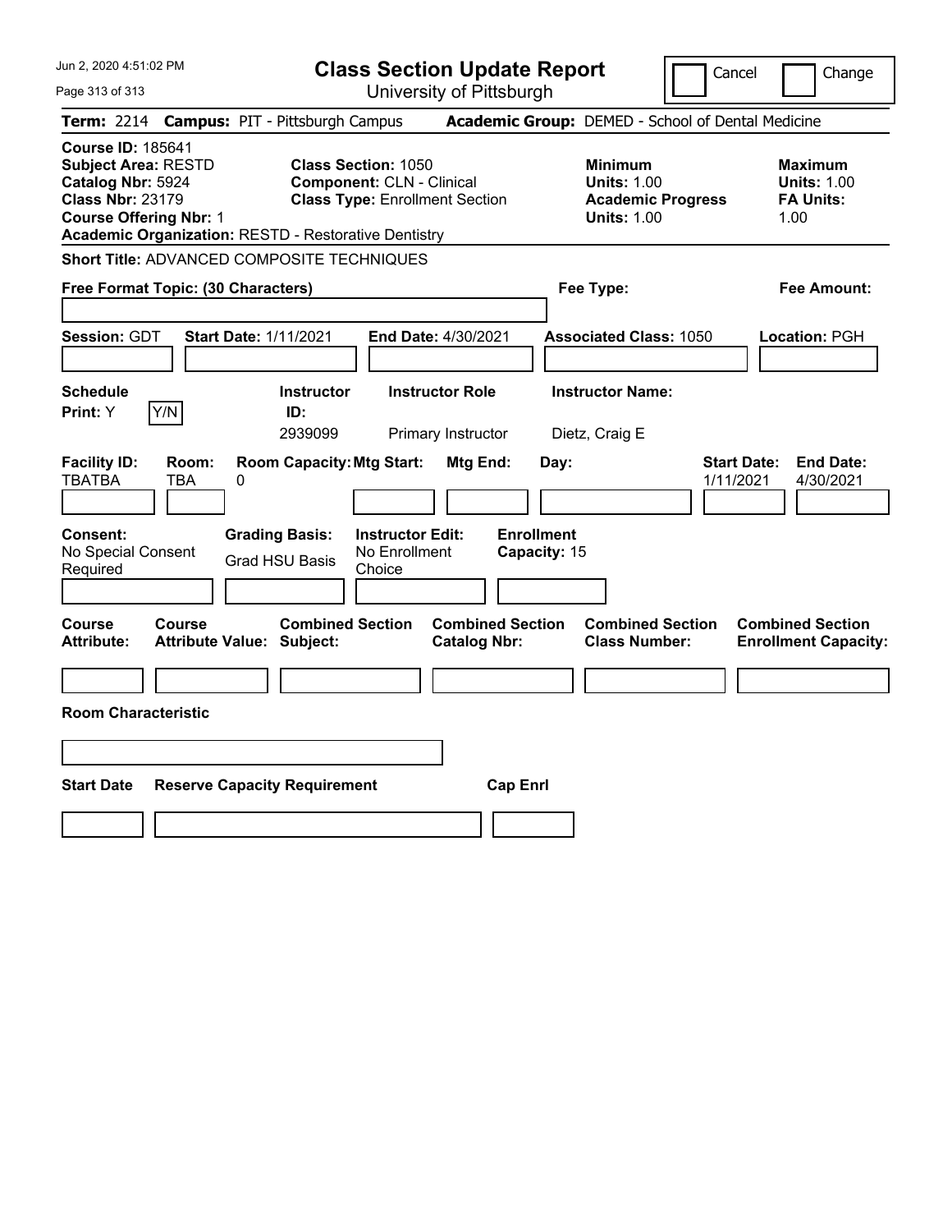# Class Section Update Report

University of Pittsburgh

Cancel | Change

**Term:** 2214 **Campus:** PIT - Pittsburgh Campus **Academic Group:** DEMED - School of Dental Medicine

**Course ID:** 185641
**Subject Area:** RESTD
**Catalog Nbr:** 5924
**Class Nbr:** 23179
**Course Offering Nbr:** 1
**Academic Organization:** RESTD - Restorative Dentistry

**Class Section:** 1050
**Component:** CLN - Clinical
**Class Type:** Enrollment Section

**Minimum Units:** 1.00
**Academic Progress Units:** 1.00

**Maximum Units:** 1.00
**FA Units:** 1.00

**Short Title:** ADVANCED COMPOSITE TECHNIQUES

**Free Format Topic: (30 Characters)**

**Fee Type:**

**Fee Amount:**

**Session:** GDT **Start Date:** 1/11/2021 **End Date:** 4/30/2021 **Associated Class:** 1050 **Location:** PGH

| Schedule Print | Instructor ID | Instructor Role | Instructor Name |
|---|---|---|---|
| Y (Y/N) | 2939099 | Primary Instructor | Dietz, Craig E |

| Facility ID | Room | Room Capacity | Mtg Start | Mtg End | Day | Start Date | End Date |
|---|---|---|---|---|---|---|---|
| TBATBA | TBA | 0 | | | | 1/11/2021 | 4/30/2021 |

| Consent | Grading Basis | Instructor Edit | Enrollment Capacity |
|---|---|---|---|
| No Special Consent Required | Grad HSU Basis | No Enrollment Choice | 15 |

| Course Attribute | Course Attribute Value | Combined Section Subject | Combined Section Catalog Nbr | Combined Section Class Number | Combined Section Enrollment Capacity |
|---|---|---|---|---|---|
| | | | | | |

**Room Characteristic**

| Start Date | Reserve Capacity Requirement | Cap Enrl |
|---|---|---|
| | | |